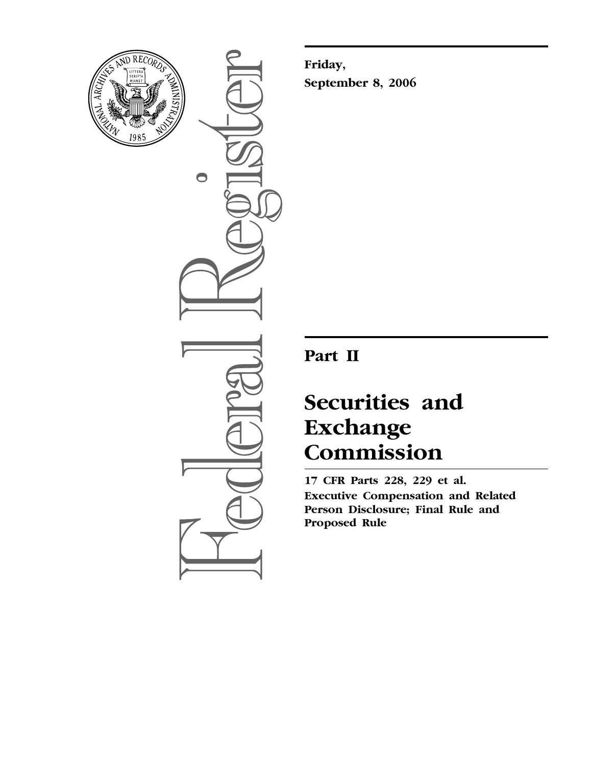Friday,

September 8, 2006

# Part II

# Securities and Exchange Commission

**17 CFR Parts 228, 229 et al.**

**Executive Compensation and Related Person Disclosure; Final Rule and Proposed Rule**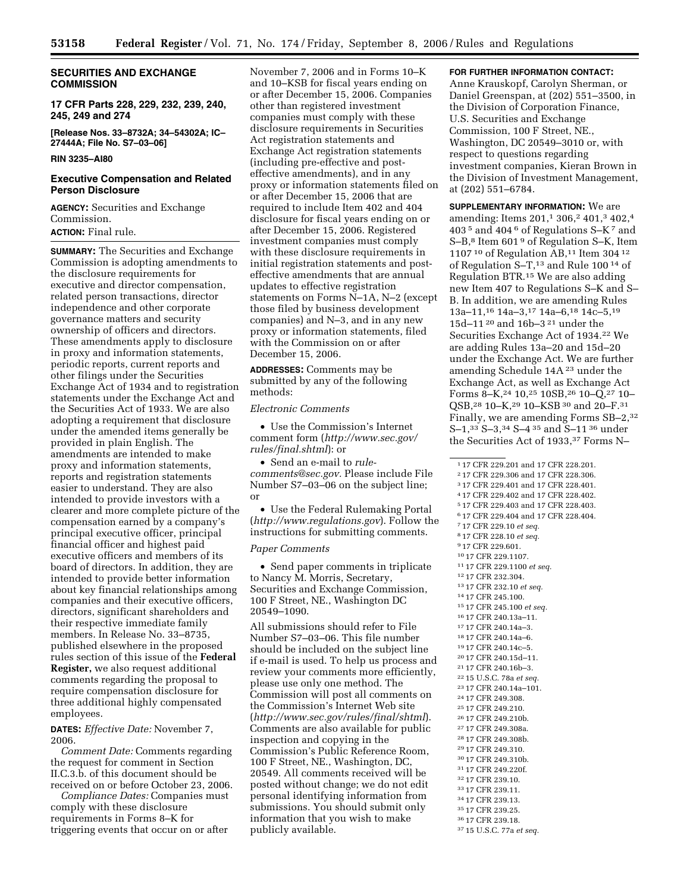**SECURITIES AND EXCHANGE COMMISSION**

**17 CFR Parts 228, 229, 232, 239, 240, 245, 249 and 274**

**[Release Nos. 33–8732A; 34–54302A; IC–27444A; File No. S7–03–06]**

**RIN 3235–AI80**

## Executive Compensation and Related Person Disclosure

**AGENCY:** Securities and Exchange Commission.

**ACTION:** Final rule.

**SUMMARY:** The Securities and Exchange Commission is adopting amendments to the disclosure requirements for executive and director compensation, related person transactions, director independence and other corporate governance matters and security ownership of officers and directors. These amendments apply to disclosure in proxy and information statements, periodic reports, current reports and other filings under the Securities Exchange Act of 1934 and to registration statements under the Exchange Act and the Securities Act of 1933. We are also adopting a requirement that disclosure under the amended items generally be provided in plain English. The amendments are intended to make proxy and information statements, reports and registration statements easier to understand. They are also intended to provide investors with a clearer and more complete picture of the compensation earned by a company's principal executive officer, principal financial officer and highest paid executive officers and members of its board of directors. In addition, they are intended to provide better information about key financial relationships among companies and their executive officers, directors, significant shareholders and their respective immediate family members. In Release No. 33–8735, published elsewhere in the proposed rules section of this issue of the **Federal Register,** we also request additional comments regarding the proposal to require compensation disclosure for three additional highly compensated employees.

**DATES:** *Effective Date:* November 7, 2006.

*Comment Date:* Comments regarding the request for comment in Section II.C.3.b. of this document should be received on or before October 23, 2006.

*Compliance Dates:* Companies must comply with these disclosure requirements in Forms 8–K for triggering events that occur on or after November 7, 2006 and in Forms 10–K and 10–KSB for fiscal years ending on or after December 15, 2006. Companies other than registered investment companies must comply with these disclosure requirements in Securities Act registration statements and Exchange Act registration statements (including pre-effective and post-effective amendments), and in any proxy or information statements filed on or after December 15, 2006 that are required to include Item 402 and 404 disclosure for fiscal years ending on or after December 15, 2006. Registered investment companies must comply with these disclosure requirements in initial registration statements and post-effective amendments that are annual updates to effective registration statements on Forms N–1A, N–2 (except those filed by business development companies) and N–3, and in any new proxy or information statements, filed with the Commission on or after December 15, 2006.

**ADDRESSES:** Comments may be submitted by any of the following methods:

*Electronic Comments*

- Use the Commission's Internet comment form (*http://www.sec.gov/rules/final.shtml*): or
- Send an e-mail to *rule-comments@sec.gov.* Please include File Number S7–03–06 on the subject line; or
- Use the Federal Rulemaking Portal (*http://www.regulations.gov*). Follow the instructions for submitting comments.

*Paper Comments*

- Send paper comments in triplicate to Nancy M. Morris, Secretary, Securities and Exchange Commission, 100 F Street, NE., Washington DC 20549–1090.

All submissions should refer to File Number S7–03–06. This file number should be included on the subject line if e-mail is used. To help us process and review your comments more efficiently, please use only one method. The Commission will post all comments on the Commission's Internet Web site (*http://www.sec.gov/rules/final/shtml*). Comments are also available for public inspection and copying in the Commission's Public Reference Room, 100 F Street, NE., Washington, DC, 20549. All comments received will be posted without change; we do not edit personal identifying information from submissions. You should submit only information that you wish to make publicly available.

**FOR FURTHER INFORMATION CONTACT:** Anne Krauskopf, Carolyn Sherman, or Daniel Greenspan, at (202) 551–3500, in the Division of Corporation Finance, U.S. Securities and Exchange Commission, 100 F Street, NE., Washington, DC 20549–3010 or, with respect to questions regarding investment companies, Kieran Brown in the Division of Investment Management, at (202) 551–6784.

**SUPPLEMENTARY INFORMATION:** We are amending: Items 201,[1] 306,[2] 401,[3] 402,[4] 403 [5] and 404 [6] of Regulations S–K [7] and S–B,[8] Item 601 [9] of Regulation S–K, Item 1107 [10] of Regulation AB,[11] Item 304 [12] of Regulation S–T,[13] and Rule 100 [14] of Regulation BTR.[15] We are also adding new Item 407 to Regulations S–K and S–B. In addition, we are amending Rules 13a–11,[16] 14a–3,[17] 14a–6,[18] 14c–5,[19] 15d–11 [20] and 16b–3 [21] under the Securities Exchange Act of 1934.[22] We are adding Rules 13a–20 and 15d–20 under the Exchange Act. We are further amending Schedule 14A [23] under the Exchange Act, as well as Exchange Act Forms 8–K,[24] 10,[25] 10SB,[26] 10–Q,[27] 10–QSB,[28] 10–K,[29] 10–KSB [30] and 20–F.[31] Finally, we are amending Forms SB–2,[32] S–1,[33] S–3,[34] S–4 [35] and S–11 [36] under the Securities Act of 1933,[37] Forms N–

[1] 17 CFR 229.201 and 17 CFR 228.201.
[2] 17 CFR 229.306 and 17 CFR 228.306.
[3] 17 CFR 229.401 and 17 CFR 228.401.
[4] 17 CFR 229.402 and 17 CFR 228.402.
[5] 17 CFR 229.403 and 17 CFR 228.403.
[6] 17 CFR 229.404 and 17 CFR 228.404.
[7] 17 CFR 229.10 *et seq.*
[8] 17 CFR 228.10 *et seq.*
[9] 17 CFR 229.601.
[10] 17 CFR 229.1107.
[11] 17 CFR 229.1100 *et seq.*
[12] 17 CFR 232.304.
[13] 17 CFR 232.10 *et seq.*
[14] 17 CFR 245.100.
[15] 17 CFR 245.100 *et seq.*
[16] 17 CFR 240.13a–11.
[17] 17 CFR 240.14a–3.
[18] 17 CFR 240.14a–6.
[19] 17 CFR 240.14c–5.
[20] 17 CFR 240.15d–11.
[21] 17 CFR 240.16b–3.
[22] 15 U.S.C. 78a *et seq.*
[23] 17 CFR 240.14a–101.
[24] 17 CFR 249.308.
[25] 17 CFR 249.210.
[26] 17 CFR 249.210b.
[27] 17 CFR 249.308a.
[28] 17 CFR 249.308b.
[29] 17 CFR 249.310.
[30] 17 CFR 249.310b.
[31] 17 CFR 249.220f.
[32] 17 CFR 239.10.
[33] 17 CFR 239.11.
[34] 17 CFR 239.13.
[35] 17 CFR 239.25.
[36] 17 CFR 239.18.
[37] 15 U.S.C. 77a *et seq.*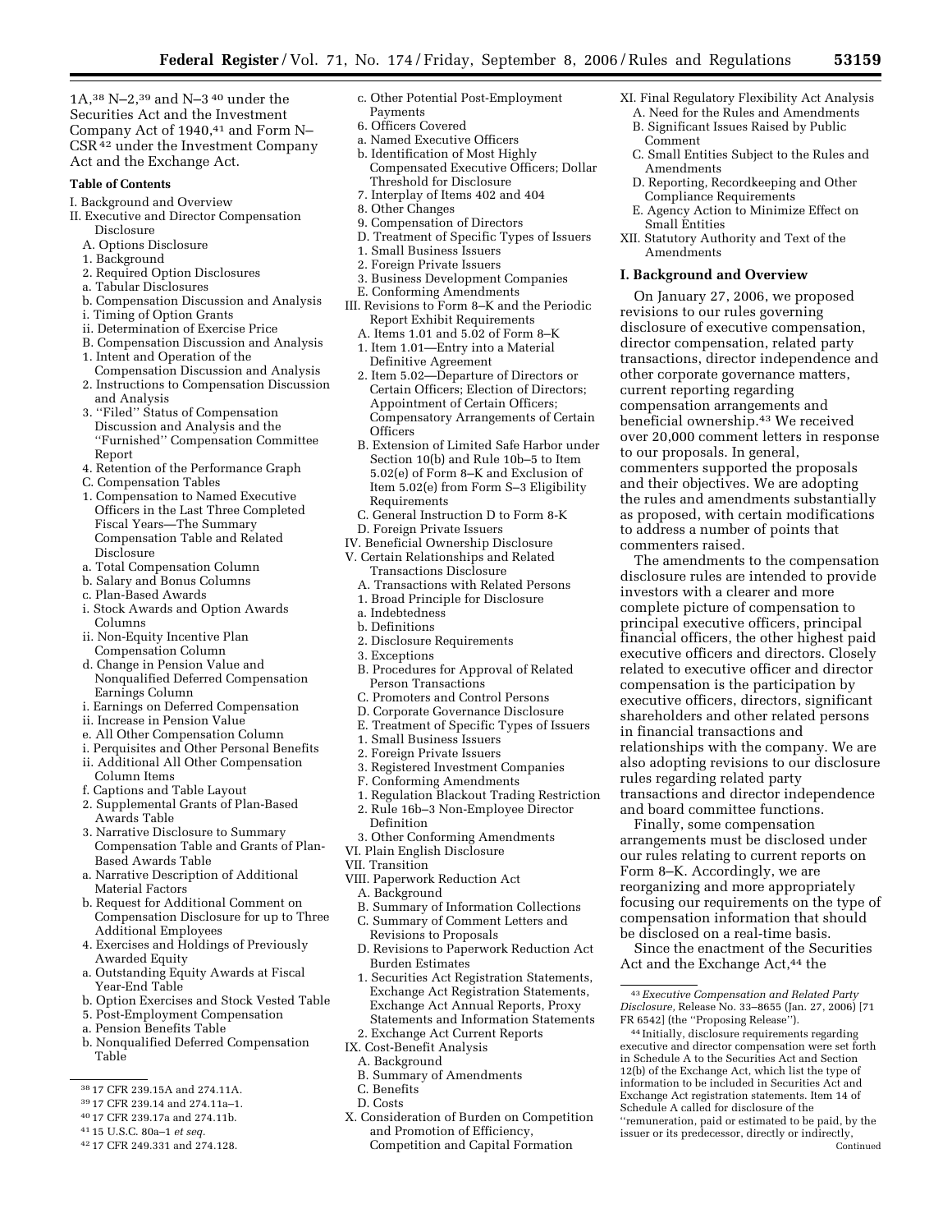1A,[38] N–2,[39] and N–3 [40] under the Securities Act and the Investment Company Act of 1940,[41] and Form N–CSR [42] under the Investment Company Act and the Exchange Act.

**Table of Contents**

I. Background and Overview
II. Executive and Director Compensation Disclosure
  A. Options Disclosure
  1. Background
  2. Required Option Disclosures
  a. Tabular Disclosures
  b. Compensation Discussion and Analysis
  i. Timing of Option Grants
  ii. Determination of Exercise Price
  B. Compensation Discussion and Analysis
  1. Intent and Operation of the Compensation Discussion and Analysis
  2. Instructions to Compensation Discussion and Analysis
  3. ''Filed'' Status of Compensation Discussion and Analysis and the ''Furnished'' Compensation Committee Report
  4. Retention of the Performance Graph
  C. Compensation Tables
  1. Compensation to Named Executive Officers in the Last Three Completed Fiscal Years—The Summary Compensation Table and Related Disclosure
  a. Total Compensation Column
  b. Salary and Bonus Columns
  c. Plan-Based Awards
  i. Stock Awards and Option Awards Columns
  ii. Non-Equity Incentive Plan Compensation Column
  d. Change in Pension Value and Nonqualified Deferred Compensation Earnings Column
  i. Earnings on Deferred Compensation
  ii. Increase in Pension Value
  e. All Other Compensation Column
  i. Perquisites and Other Personal Benefits
  ii. Additional All Other Compensation Column Items
  f. Captions and Table Layout
  2. Supplemental Grants of Plan-Based Awards Table
  3. Narrative Disclosure to Summary Compensation Table and Grants of Plan-Based Awards Table
  a. Narrative Description of Additional Material Factors
  b. Request for Additional Comment on Compensation Disclosure for up to Three Additional Employees
  4. Exercises and Holdings of Previously Awarded Equity
  a. Outstanding Equity Awards at Fiscal Year-End Table
  b. Option Exercises and Stock Vested Table
  5. Post-Employment Compensation
  a. Pension Benefits Table
  b. Nonqualified Deferred Compensation Table
  c. Other Potential Post-Employment Payments
  6. Officers Covered
  a. Named Executive Officers
  b. Identification of Most Highly Compensated Executive Officers; Dollar Threshold for Disclosure
  7. Interplay of Items 402 and 404
  8. Other Changes
  9. Compensation of Directors
  D. Treatment of Specific Types of Issuers
  1. Small Business Issuers
  2. Foreign Private Issuers
  3. Business Development Companies
  E. Conforming Amendments
III. Revisions to Form 8–K and the Periodic Report Exhibit Requirements
  A. Items 1.01 and 5.02 of Form 8–K
  1. Item 1.01—Entry into a Material Definitive Agreement
  2. Item 5.02—Departure of Directors or Certain Officers; Election of Directors; Appointment of Certain Officers; Compensatory Arrangements of Certain Officers
  B. Extension of Limited Safe Harbor under Section 10(b) and Rule 10b–5 to Item 5.02(e) of Form 8–K and Exclusion of Item 5.02(e) from Form S–3 Eligibility Requirements
  C. General Instruction D to Form 8-K
  D. Foreign Private Issuers
IV. Beneficial Ownership Disclosure
V. Certain Relationships and Related Transactions Disclosure
  A. Transactions with Related Persons
  1. Broad Principle for Disclosure
  a. Indebtedness
  b. Definitions
  2. Disclosure Requirements
  3. Exceptions
  B. Procedures for Approval of Related Person Transactions
  C. Promoters and Control Persons
  D. Corporate Governance Disclosure
  E. Treatment of Specific Types of Issuers
  1. Small Business Issuers
  2. Foreign Private Issuers
  3. Registered Investment Companies
  F. Conforming Amendments
  1. Regulation Blackout Trading Restriction
  2. Rule 16b–3 Non-Employee Director Definition
  3. Other Conforming Amendments
VI. Plain English Disclosure
VII. Transition
VIII. Paperwork Reduction Act
  A. Background
  B. Summary of Information Collections
  C. Summary of Comment Letters and Revisions to Proposals
  D. Revisions to Paperwork Reduction Act Burden Estimates
  1. Securities Act Registration Statements, Exchange Act Registration Statements, Exchange Act Annual Reports, Proxy Statements and Information Statements
  2. Exchange Act Current Reports
IX. Cost-Benefit Analysis
  A. Background
  B. Summary of Amendments
  C. Benefits
  D. Costs
X. Consideration of Burden on Competition and Promotion of Efficiency, Competition and Capital Formation
XI. Final Regulatory Flexibility Act Analysis
  A. Need for the Rules and Amendments
  B. Significant Issues Raised by Public Comment
  C. Small Entities Subject to the Rules and Amendments
  D. Reporting, Recordkeeping and Other Compliance Requirements
  E. Agency Action to Minimize Effect on Small Entities
XII. Statutory Authority and Text of the Amendments

## I. Background and Overview

On January 27, 2006, we proposed revisions to our rules governing disclosure of executive compensation, director compensation, related party transactions, director independence and other corporate governance matters, current reporting regarding compensation arrangements and beneficial ownership.[43] We received over 20,000 comment letters in response to our proposals. In general, commenters supported the proposals and their objectives. We are adopting the rules and amendments substantially as proposed, with certain modifications to address a number of points that commenters raised.

The amendments to the compensation disclosure rules are intended to provide investors with a clearer and more complete picture of compensation to principal executive officers, principal financial officers, the other highest paid executive officers and directors. Closely related to executive officer and director compensation is the participation by executive officers, directors, significant shareholders and other related persons in financial transactions and relationships with the company. We are also adopting revisions to our disclosure rules regarding related party transactions and director independence and board committee functions.

Finally, some compensation arrangements must be disclosed under our rules relating to current reports on Form 8–K. Accordingly, we are reorganizing and more appropriately focusing our requirements on the type of compensation information that should be disclosed on a real-time basis.

Since the enactment of the Securities Act and the Exchange Act,[44] the

---

[38] 17 CFR 239.15A and 274.11A.

[39] 17 CFR 239.14 and 274.11a–1.

[40] 17 CFR 239.17a and 274.11b.

[41] 15 U.S.C. 80a–1 *et seq.*

[42] 17 CFR 249.331 and 274.128.

[43] *Executive Compensation and Related Party Disclosure,* Release No. 33–8655 (Jan. 27, 2006) [71 FR 6542] (the ''Proposing Release'').

[44] Initially, disclosure requirements regarding executive and director compensation were set forth in Schedule A to the Securities Act and Section 12(b) of the Exchange Act, which list the type of information to be included in Securities Act and Exchange Act registration statements. Item 14 of Schedule A called for disclosure of the ''remuneration, paid or estimated to be paid, by the issuer or its predecessor, directly or indirectly,

Continued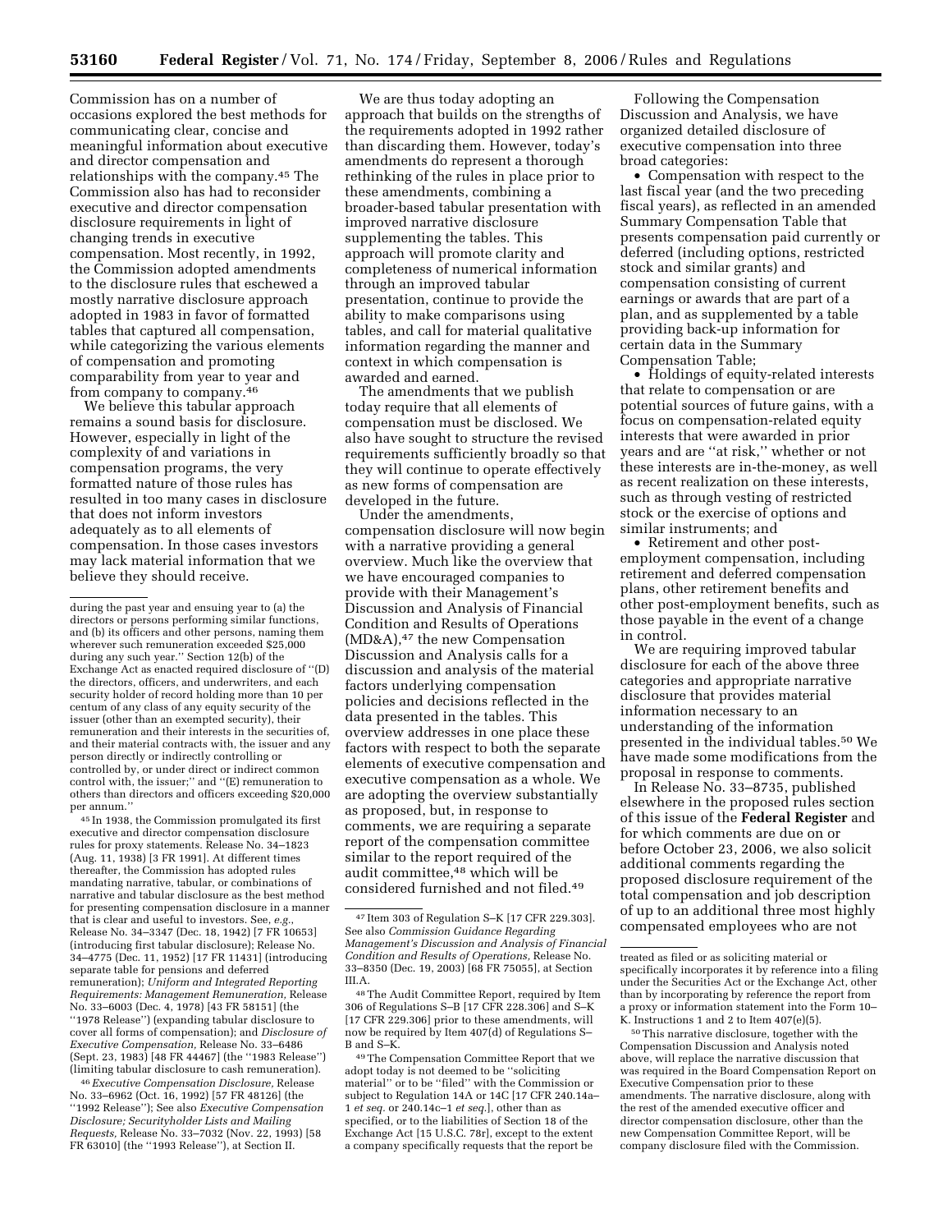Commission has on a number of occasions explored the best methods for communicating clear, concise and meaningful information about executive and director compensation and relationships with the company.[45] The Commission also has had to reconsider executive and director compensation disclosure requirements in light of changing trends in executive compensation. Most recently, in 1992, the Commission adopted amendments to the disclosure rules that eschewed a mostly narrative disclosure approach adopted in 1983 in favor of formatted tables that captured all compensation, while categorizing the various elements of compensation and promoting comparability from year to year and from company to company.[46]

We believe this tabular approach remains a sound basis for disclosure. However, especially in light of the complexity of and variations in compensation programs, the very formatted nature of those rules has resulted in too many cases in disclosure that does not inform investors adequately as to all elements of compensation. In those cases investors may lack material information that we believe they should receive.

We are thus today adopting an approach that builds on the strengths of the requirements adopted in 1992 rather than discarding them. However, today's amendments do represent a thorough rethinking of the rules in place prior to these amendments, combining a broader-based tabular presentation with improved narrative disclosure supplementing the tables. This approach will promote clarity and completeness of numerical information through an improved tabular presentation, continue to provide the ability to make comparisons using tables, and call for material qualitative information regarding the manner and context in which compensation is awarded and earned.

The amendments that we publish today require that all elements of compensation must be disclosed. We also have sought to structure the revised requirements sufficiently broadly so that they will continue to operate effectively as new forms of compensation are developed in the future.

Under the amendments, compensation disclosure will now begin with a narrative providing a general overview. Much like the overview that we have encouraged companies to provide with their Management's Discussion and Analysis of Financial Condition and Results of Operations (MD&A),[47] the new Compensation Discussion and Analysis calls for a discussion and analysis of the material factors underlying compensation policies and decisions reflected in the data presented in the tables. This overview addresses in one place these factors with respect to both the separate elements of executive compensation and executive compensation as a whole. We are adopting the overview substantially as proposed, but, in response to comments, we are requiring a separate report of the compensation committee similar to the report required of the audit committee,[48] which will be considered furnished and not filed.[49]

Following the Compensation Discussion and Analysis, we have organized detailed disclosure of executive compensation into three broad categories:

- Compensation with respect to the last fiscal year (and the two preceding fiscal years), as reflected in an amended Summary Compensation Table that presents compensation paid currently or deferred (including options, restricted stock and similar grants) and compensation consisting of current earnings or awards that are part of a plan, and as supplemented by a table providing back-up information for certain data in the Summary Compensation Table;
- Holdings of equity-related interests that relate to compensation or are potential sources of future gains, with a focus on compensation-related equity interests that were awarded in prior years and are "at risk," whether or not these interests are in-the-money, as well as recent realization on these interests, such as through vesting of restricted stock or the exercise of options and similar instruments; and
- Retirement and other post-employment compensation, including retirement and deferred compensation plans, other retirement benefits and other post-employment benefits, such as those payable in the event of a change in control.

We are requiring improved tabular disclosure for each of the above three categories and appropriate narrative disclosure that provides material information necessary to an understanding of the information presented in the individual tables.[50] We have made some modifications from the proposal in response to comments.

In Release No. 33–8735, published elsewhere in the proposed rules section of this issue of the **Federal Register** and for which comments are due on or before October 23, 2006, we also solicit additional comments regarding the proposed disclosure requirement of the total compensation and job description of up to an additional three most highly compensated employees who are not

---

during the past year and ensuing year to (a) the directors or persons performing similar functions, and (b) its officers and other persons, naming them wherever such remuneration exceeded $25,000 during any such year." Section 12(b) of the Exchange Act as enacted required disclosure of "(D) the directors, officers, and underwriters, and each security holder of record holding more than 10 per centum of any class of any equity security of the issuer (other than an exempted security), their remuneration and their interests in the securities of, and their material contracts with, the issuer and any person directly or indirectly controlling or controlled by, or under direct or indirect common control with, the issuer;" and "(E) remuneration to others than directors and officers exceeding $20,000 per annum."

[45] In 1938, the Commission promulgated its first executive and director compensation disclosure rules for proxy statements. Release No. 34–1823 (Aug. 11, 1938) [3 FR 1991]. At different times thereafter, the Commission has adopted rules mandating narrative, tabular, or combinations of narrative and tabular disclosure as the best method for presenting compensation disclosure in a manner that is clear and useful to investors. See, *e.g.*, Release No. 34–3347 (Dec. 18, 1942) [7 FR 10653] (introducing first tabular disclosure); Release No. 34–4775 (Dec. 11, 1952) [17 FR 11431] (introducing separate table for pensions and deferred remuneration); *Uniform and Integrated Reporting Requirements: Management Remuneration,* Release No. 33–6003 (Dec. 4, 1978) [43 FR 58151] (the "1978 Release") (expanding tabular disclosure to cover all forms of compensation); and *Disclosure of Executive Compensation,* Release No. 33–6486 (Sept. 23, 1983) [48 FR 44467] (the "1983 Release") (limiting tabular disclosure to cash remuneration).

[46] *Executive Compensation Disclosure,* Release No. 33–6962 (Oct. 16, 1992) [57 FR 48126] (the "1992 Release"); See also *Executive Compensation Disclosure; Securityholder Lists and Mailing Requests,* Release No. 33–7032 (Nov. 22, 1993) [58 FR 63010] (the "1993 Release"), at Section II.

[47] Item 303 of Regulation S–K [17 CFR 229.303]. See also *Commission Guidance Regarding Management's Discussion and Analysis of Financial Condition and Results of Operations,* Release No. 33–8350 (Dec. 19, 2003) [68 FR 75055], at Section III.A.

[48] The Audit Committee Report, required by Item 306 of Regulations S–B [17 CFR 228.306] and S–K [17 CFR 229.306] prior to these amendments, will now be required by Item 407(d) of Regulations S–B and S–K.

[49] The Compensation Committee Report that we adopt today is not deemed to be "soliciting material" or to be "filed" with the Commission or subject to Regulation 14A or 14C [17 CFR 240.14a–1 *et seq.* or 240.14c–1 *et seq.*], other than as specified, or to the liabilities of Section 18 of the Exchange Act [15 U.S.C. 78r], except to the extent a company specifically requests that the report be treated as filed or as soliciting material or specifically incorporates it by reference into a filing under the Securities Act or the Exchange Act, other than by incorporating by reference the report from a proxy or information statement into the Form 10–K. Instructions 1 and 2 to Item 407(e)(5).

[50] This narrative disclosure, together with the Compensation Discussion and Analysis noted above, will replace the narrative discussion that was required in the Board Compensation Report on Executive Compensation prior to these amendments. The narrative disclosure, along with the rest of the amended executive officer and director compensation disclosure, other than the new Compensation Committee Report, will be company disclosure filed with the Commission.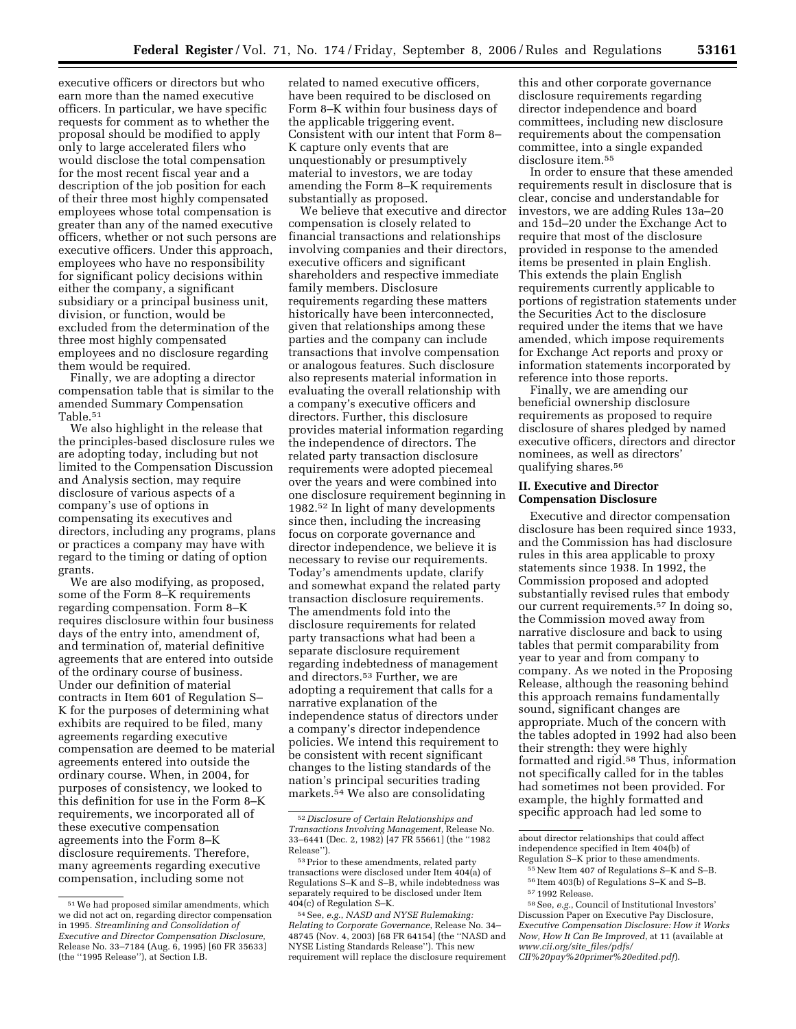executive officers or directors but who earn more than the named executive officers. In particular, we have specific requests for comment as to whether the proposal should be modified to apply only to large accelerated filers who would disclose the total compensation for the most recent fiscal year and a description of the job position for each of their three most highly compensated employees whose total compensation is greater than any of the named executive officers, whether or not such persons are executive officers. Under this approach, employees who have no responsibility for significant policy decisions within either the company, a significant subsidiary or a principal business unit, division, or function, would be excluded from the determination of the three most highly compensated employees and no disclosure regarding them would be required.

Finally, we are adopting a director compensation table that is similar to the amended Summary Compensation Table.[51]

We also highlight in the release that the principles-based disclosure rules we are adopting today, including but not limited to the Compensation Discussion and Analysis section, may require disclosure of various aspects of a company's use of options in compensating its executives and directors, including any programs, plans or practices a company may have with regard to the timing or dating of option grants.

We are also modifying, as proposed, some of the Form 8–K requirements regarding compensation. Form 8–K requires disclosure within four business days of the entry into, amendment of, and termination of, material definitive agreements that are entered into outside of the ordinary course of business. Under our definition of material contracts in Item 601 of Regulation S–K for the purposes of determining what exhibits are required to be filed, many agreements regarding executive compensation are deemed to be material agreements entered into outside the ordinary course. When, in 2004, for purposes of consistency, we looked to this definition for use in the Form 8–K requirements, we incorporated all of these executive compensation agreements into the Form 8–K disclosure requirements. Therefore, many agreements regarding executive compensation, including some not related to named executive officers, have been required to be disclosed on Form 8–K within four business days of the applicable triggering event. Consistent with our intent that Form 8–K capture only events that are unquestionably or presumptively material to investors, we are today amending the Form 8–K requirements substantially as proposed.

We believe that executive and director compensation is closely related to financial transactions and relationships involving companies and their directors, executive officers and significant shareholders and respective immediate family members. Disclosure requirements regarding these matters historically have been interconnected, given that relationships among these parties and the company can include transactions that involve compensation or analogous features. Such disclosure also represents material information in evaluating the overall relationship with a company's executive officers and directors. Further, this disclosure provides material information regarding the independence of directors. The related party transaction disclosure requirements were adopted piecemeal over the years and were combined into one disclosure requirement beginning in 1982.[52] In light of many developments since then, including the increasing focus on corporate governance and director independence, we believe it is necessary to revise our requirements. Today's amendments update, clarify and somewhat expand the related party transaction disclosure requirements. The amendments fold into the disclosure requirements for related party transactions what had been a separate disclosure requirement regarding indebtedness of management and directors.[53] Further, we are adopting a requirement that calls for a narrative explanation of the independence status of directors under a company's director independence policies. We intend this requirement to be consistent with recent significant changes to the listing standards of the nation's principal securities trading markets.[54] We also are consolidating this and other corporate governance disclosure requirements regarding director independence and board committees, including new disclosure requirements about the compensation committee, into a single expanded disclosure item.[55]

In order to ensure that these amended requirements result in disclosure that is clear, concise and understandable for investors, we are adding Rules 13a–20 and 15d–20 under the Exchange Act to require that most of the disclosure provided in response to the amended items be presented in plain English. This extends the plain English requirements currently applicable to portions of registration statements under the Securities Act to the disclosure required under the items that we have amended, which impose requirements for Exchange Act reports and proxy or information statements incorporated by reference into those reports.

Finally, we are amending our beneficial ownership disclosure requirements as proposed to require disclosure of shares pledged by named executive officers, directors and director nominees, as well as directors' qualifying shares.[56]

## II. Executive and Director Compensation Disclosure

Executive and director compensation disclosure has been required since 1933, and the Commission has had disclosure rules in this area applicable to proxy statements since 1938. In 1992, the Commission proposed and adopted substantially revised rules that embody our current requirements.[57] In doing so, the Commission moved away from narrative disclosure and back to using tables that permit comparability from year to year and from company to company. As we noted in the Proposing Release, although the reasoning behind this approach remains fundamentally sound, significant changes are appropriate. Much of the concern with the tables adopted in 1992 had also been their strength: they were highly formatted and rigid.[58] Thus, information not specifically called for in the tables had sometimes not been provided. For example, the highly formatted and specific approach had led some to

---

[51] We had proposed similar amendments, which we did not act on, regarding director compensation in 1995. *Streamlining and Consolidation of Executive and Director Compensation Disclosure,* Release No. 33–7184 (Aug. 6, 1995) [60 FR 35633] (the ''1995 Release''), at Section I.B.

[52] *Disclosure of Certain Relationships and Transactions Involving Management,* Release No. 33–6441 (Dec. 2, 1982) [47 FR 55661] (the ''1982 Release'').

[53] Prior to these amendments, related party transactions were disclosed under Item 404(a) of Regulations S–K and S–B, while indebtedness was separately required to be disclosed under Item 404(c) of Regulation S–K.

[54] See, *e.g., NASD and NYSE Rulemaking: Relating to Corporate Governance,* Release No. 34–48745 (Nov. 4, 2003) [68 FR 64154] (the ''NASD and NYSE Listing Standards Release''). This new requirement will replace the disclosure requirement about director relationships that could affect independence specified in Item 404(b) of Regulation S–K prior to these amendments.

[55] New Item 407 of Regulations S–K and S–B.

[56] Item 403(b) of Regulations S–K and S–B.

[57] 1992 Release.

[58] See, *e.g.,* Council of Institutional Investors' Discussion Paper on Executive Pay Disclosure, *Executive Compensation Disclosure: How it Works Now, How It Can Be Improved*, at 11 (available at *www.cii.org/site_files/pdfs/CII%20pay%20primer%20edited.pdf*).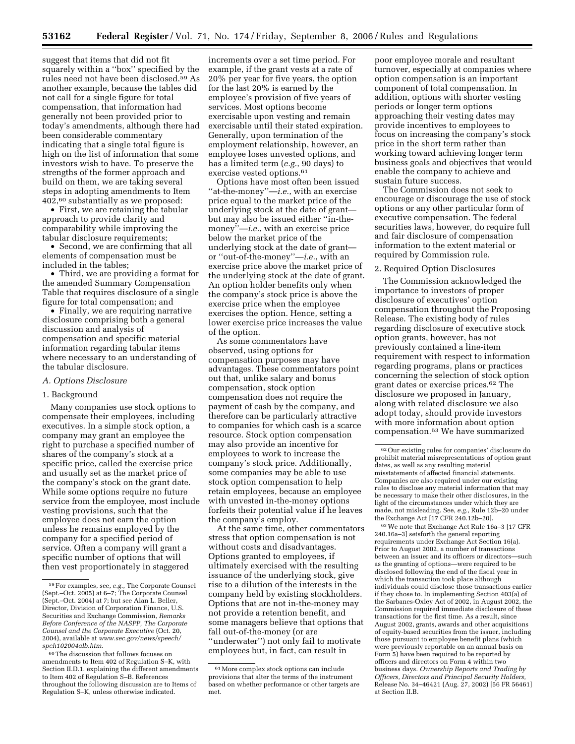suggest that items that did not fit squarely within a ''box'' specified by the rules need not have been disclosed.[59] As another example, because the tables did not call for a single figure for total compensation, that information had generally not been provided prior to today's amendments, although there had been considerable commentary indicating that a single total figure is high on the list of information that some investors wish to have. To preserve the strengths of the former approach and build on them, we are taking several steps in adopting amendments to Item 402,[60] substantially as we proposed:

- First, we are retaining the tabular approach to provide clarity and comparability while improving the tabular disclosure requirements;
- Second, we are confirming that all elements of compensation must be included in the tables;
- Third, we are providing a format for the amended Summary Compensation Table that requires disclosure of a single figure for total compensation; and
- Finally, we are requiring narrative disclosure comprising both a general discussion and analysis of compensation and specific material information regarding tabular items where necessary to an understanding of the tabular disclosure.

### *A. Options Disclosure*

#### 1. Background

Many companies use stock options to compensate their employees, including executives. In a simple stock option, a company may grant an employee the right to purchase a specified number of shares of the company's stock at a specific price, called the exercise price and usually set as the market price of the company's stock on the grant date. While some options require no future service from the employee, most include vesting provisions, such that the employee does not earn the option unless he remains employed by the company for a specified period of service. Often a company will grant a specific number of options that will then vest proportionately in staggered increments over a set time period. For example, if the grant vests at a rate of 20% per year for five years, the option for the last 20% is earned by the employee's provision of five years of services. Most options become exercisable upon vesting and remain exercisable until their stated expiration. Generally, upon termination of the employment relationship, however, an employee loses unvested options, and has a limited term (*e.g.*, 90 days) to exercise vested options.[61]

Options have most often been issued ''at-the-money''—*i.e.*, with an exercise price equal to the market price of the underlying stock at the date of grant—but may also be issued either ''in-the-money''—*i.e.*, with an exercise price below the market price of the underlying stock at the date of grant—or ''out-of-the-money''—*i.e.*, with an exercise price above the market price of the underlying stock at the date of grant. An option holder benefits only when the company's stock price is above the exercise price when the employee exercises the option. Hence, setting a lower exercise price increases the value of the option.

As some commentators have observed, using options for compensation purposes may have advantages. These commentators point out that, unlike salary and bonus compensation, stock option compensation does not require the payment of cash by the company, and therefore can be particularly attractive to companies for which cash is a scarce resource. Stock option compensation may also provide an incentive for employees to work to increase the company's stock price. Additionally, some companies may be able to use stock option compensation to help retain employees, because an employee with unvested in-the-money options forfeits their potential value if he leaves the company's employ.

At the same time, other commentators stress that option compensation is not without costs and disadvantages. Options granted to employees, if ultimately exercised with the resulting issuance of the underlying stock, give rise to a dilution of the interests in the company held by existing stockholders. Options that are not in-the-money may not provide a retention benefit, and some managers believe that options that fall out-of-the-money (or are ''underwater'') not only fail to motivate employees but, in fact, can result in poor employee morale and resultant turnover, especially at companies where option compensation is an important component of total compensation. In addition, options with shorter vesting periods or longer term options approaching their vesting dates may provide incentives to employees to focus on increasing the company's stock price in the short term rather than working toward achieving longer term business goals and objectives that would enable the company to achieve and sustain future success.

The Commission does not seek to encourage or discourage the use of stock options or any other particular form of executive compensation. The federal securities laws, however, do require full and fair disclosure of compensation information to the extent material or required by Commission rule.

#### 2. Required Option Disclosures

The Commission acknowledged the importance to investors of proper disclosure of executives' option compensation throughout the Proposing Release. The existing body of rules regarding disclosure of executive stock option grants, however, has not previously contained a line-item requirement with respect to information regarding programs, plans or practices concerning the selection of stock option grant dates or exercise prices.[62] The disclosure we proposed in January, along with related disclosure we also adopt today, should provide investors with more information about option compensation.[63] We have summarized

---

[59] For examples, see, *e.g.*, The Corporate Counsel (Sept.–Oct. 2005) at 6–7; The Corporate Counsel (Sept.–Oct. 2004) at 7; but see Alan L. Beller, Director, Division of Corporation Finance, U.S. Securities and Exchange Commission, *Remarks Before Conference of the NASPP, The Corporate Counsel and the Corporate Executive* (Oct. 20, 2004), available at *www.sec.gov/news/speech/spch102004alb.htm.*

[60] The discussion that follows focuses on amendments to Item 402 of Regulation S–K, with Section II.D.1. explaining the different amendments to Item 402 of Regulation S–B. References throughout the following discussion are to Items of Regulation S–K, unless otherwise indicated.

[61] More complex stock options can include provisions that alter the terms of the instrument based on whether performance or other targets are met.

[62] Our existing rules for companies' disclosure do prohibit material misrepresentations of option grant dates, as well as any resulting material misstatements of affected financial statements. Companies are also required under our existing rules to disclose any material information that may be necessary to make their other disclosures, in the light of the circumstances under which they are made, not misleading. See, *e.g.*, Rule 12b–20 under the Exchange Act [17 CFR 240.12b–20].

[63] We note that Exchange Act Rule 16a–3 [17 CFR 240.16a–3] setsforth the general reporting requirements under Exchange Act Section 16(a). Prior to August 2002, a number of transactions between an issuer and its officers or directors—such as the granting of options—were required to be disclosed following the end of the fiscal year in which the transaction took place although individuals could disclose those transactions earlier if they chose to. In implementing Section 403(a) of the Sarbanes-Oxley Act of 2002, in August 2002, the Commission required immediate disclosure of these transactions for the first time. As a result, since August 2002, grants, awards and other acquisitions of equity-based securities from the issuer, including those pursuant to employee benefit plans (which were previously reportable on an annual basis on Form 5) have been required to be reported by officers and directors on Form 4 within two business days. *Ownership Reports and Trading by Officers, Directors and Principal Security Holders,* Release No. 34–46421 (Aug. 27, 2002) [56 FR 56461] at Section II.B.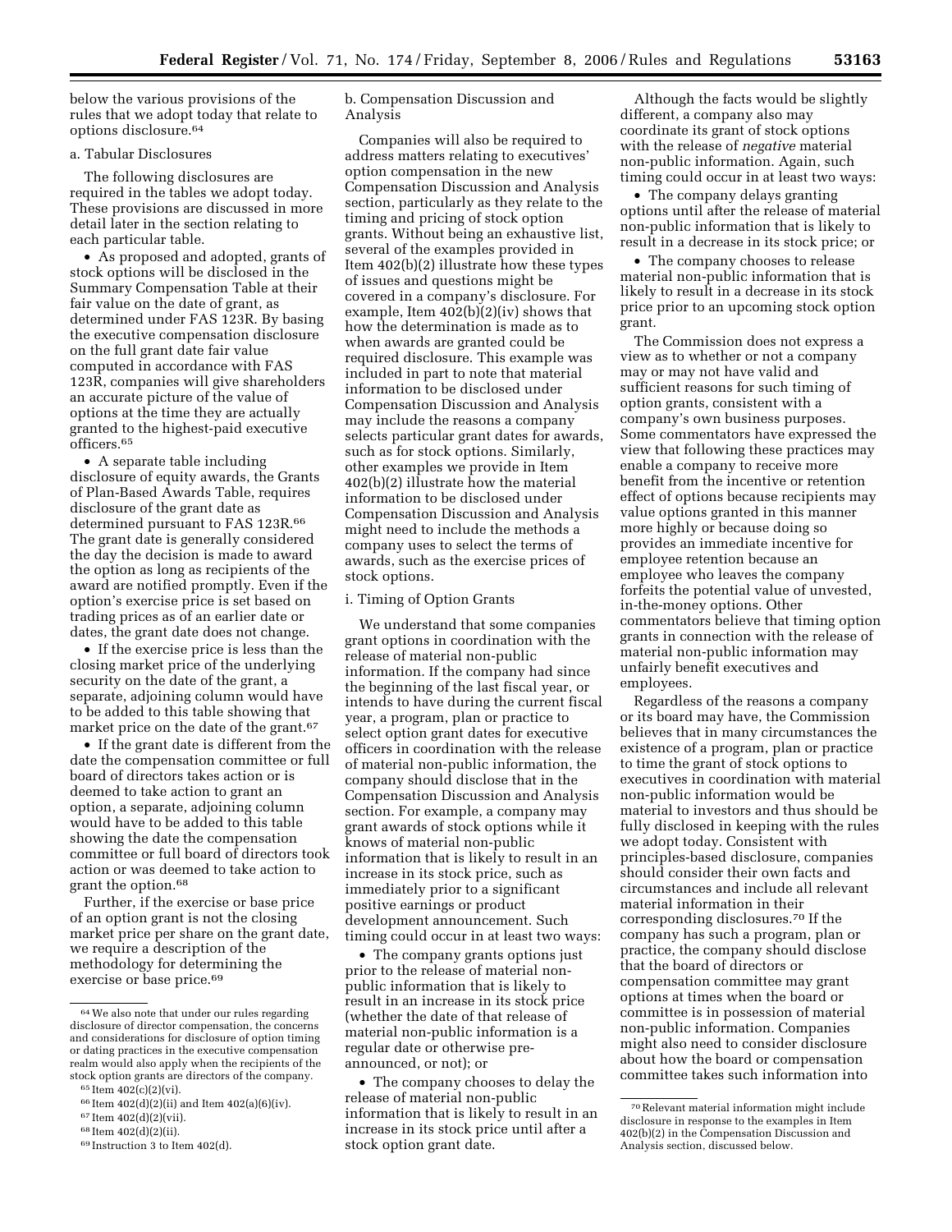below the various provisions of the rules that we adopt today that relate to options disclosure.[64]

a. Tabular Disclosures

The following disclosures are required in the tables we adopt today. These provisions are discussed in more detail later in the section relating to each particular table.

- As proposed and adopted, grants of stock options will be disclosed in the Summary Compensation Table at their fair value on the date of grant, as determined under FAS 123R. By basing the executive compensation disclosure on the full grant date fair value computed in accordance with FAS 123R, companies will give shareholders an accurate picture of the value of options at the time they are actually granted to the highest-paid executive officers.[65]
- A separate table including disclosure of equity awards, the Grants of Plan-Based Awards Table, requires disclosure of the grant date as determined pursuant to FAS 123R.[66] The grant date is generally considered the day the decision is made to award the option as long as recipients of the award are notified promptly. Even if the option's exercise price is set based on trading prices as of an earlier date or dates, the grant date does not change.
- If the exercise price is less than the closing market price of the underlying security on the date of the grant, a separate, adjoining column would have to be added to this table showing that market price on the date of the grant.[67]
- If the grant date is different from the date the compensation committee or full board of directors takes action or is deemed to take action to grant an option, a separate, adjoining column would have to be added to this table showing the date the compensation committee or full board of directors took action or was deemed to take action to grant the option.[68]

Further, if the exercise or base price of an option grant is not the closing market price per share on the grant date, we require a description of the methodology for determining the exercise or base price.[69]

b. Compensation Discussion and Analysis

Companies will also be required to address matters relating to executives' option compensation in the new Compensation Discussion and Analysis section, particularly as they relate to the timing and pricing of stock option grants. Without being an exhaustive list, several of the examples provided in Item 402(b)(2) illustrate how these types of issues and questions might be covered in a company's disclosure. For example, Item 402(b)(2)(iv) shows that how the determination is made as to when awards are granted could be required disclosure. This example was included in part to note that material information to be disclosed under Compensation Discussion and Analysis may include the reasons a company selects particular grant dates for awards, such as for stock options. Similarly, other examples we provide in Item 402(b)(2) illustrate how the material information to be disclosed under Compensation Discussion and Analysis might need to include the methods a company uses to select the terms of awards, such as the exercise prices of stock options.

i. Timing of Option Grants

We understand that some companies grant options in coordination with the release of material non-public information. If the company had since the beginning of the last fiscal year, or intends to have during the current fiscal year, a program, plan or practice to select option grant dates for executive officers in coordination with the release of material non-public information, the company should disclose that in the Compensation Discussion and Analysis section. For example, a company may grant awards of stock options while it knows of material non-public information that is likely to result in an increase in its stock price, such as immediately prior to a significant positive earnings or product development announcement. Such timing could occur in at least two ways:

- The company grants options just prior to the release of material non-public information that is likely to result in an increase in its stock price (whether the date of that release of material non-public information is a regular date or otherwise pre-announced, or not); or
- The company chooses to delay the release of material non-public information that is likely to result in an increase in its stock price until after a stock option grant date.

Although the facts would be slightly different, a company also may coordinate its grant of stock options with the release of *negative* material non-public information. Again, such timing could occur in at least two ways:

- The company delays granting options until after the release of material non-public information that is likely to result in a decrease in its stock price; or
- The company chooses to release material non-public information that is likely to result in a decrease in its stock price prior to an upcoming stock option grant.

The Commission does not express a view as to whether or not a company may or may not have valid and sufficient reasons for such timing of option grants, consistent with a company's own business purposes. Some commentators have expressed the view that following these practices may enable a company to receive more benefit from the incentive or retention effect of options because recipients may value options granted in this manner more highly or because doing so provides an immediate incentive for employee retention because an employee who leaves the company forfeits the potential value of unvested, in-the-money options. Other commentators believe that timing option grants in connection with the release of material non-public information may unfairly benefit executives and employees.

Regardless of the reasons a company or its board may have, the Commission believes that in many circumstances the existence of a program, plan or practice to time the grant of stock options to executives in coordination with material non-public information would be material to investors and thus should be fully disclosed in keeping with the rules we adopt today. Consistent with principles-based disclosure, companies should consider their own facts and circumstances and include all relevant material information in their corresponding disclosures.[70] If the company has such a program, plan or practice, the company should disclose that the board of directors or compensation committee may grant options at times when the board or committee is in possession of material non-public information. Companies might also need to consider disclosure about how the board or compensation committee takes such information into

---

[64] We also note that under our rules regarding disclosure of director compensation, the concerns and considerations for disclosure of option timing or dating practices in the executive compensation realm would also apply when the recipients of the stock option grants are directors of the company.

[65] Item 402(c)(2)(vi).

[66] Item 402(d)(2)(ii) and Item 402(a)(6)(iv).

[67] Item 402(d)(2)(vii).

[68] Item 402(d)(2)(ii).

[69] Instruction 3 to Item 402(d).

[70] Relevant material information might include disclosure in response to the examples in Item 402(b)(2) in the Compensation Discussion and Analysis section, discussed below.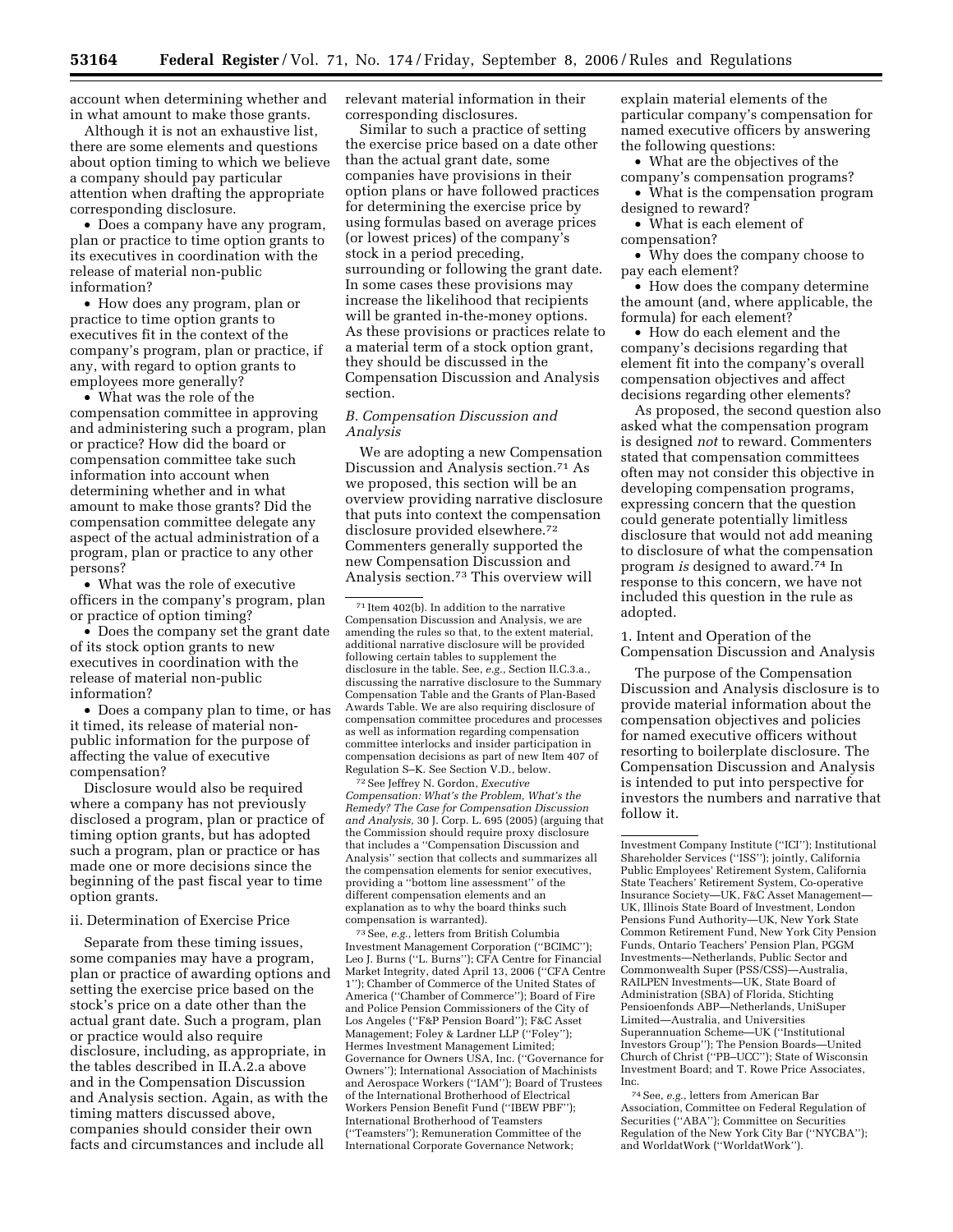account when determining whether and in what amount to make those grants.

Although it is not an exhaustive list, there are some elements and questions about option timing to which we believe a company should pay particular attention when drafting the appropriate corresponding disclosure.

- Does a company have any program, plan or practice to time option grants to its executives in coordination with the release of material non-public information?
- How does any program, plan or practice to time option grants to executives fit in the context of the company's program, plan or practice, if any, with regard to option grants to employees more generally?
- What was the role of the compensation committee in approving and administering such a program, plan or practice? How did the board or compensation committee take such information into account when determining whether and in what amount to make those grants? Did the compensation committee delegate any aspect of the actual administration of a program, plan or practice to any other persons?
- What was the role of executive officers in the company's program, plan or practice of option timing?
- Does the company set the grant date of its stock option grants to new executives in coordination with the release of material non-public information?
- Does a company plan to time, or has it timed, its release of material non-public information for the purpose of affecting the value of executive compensation?

Disclosure would also be required where a company has not previously disclosed a program, plan or practice of timing option grants, but has adopted such a program, plan or practice or has made one or more decisions since the beginning of the past fiscal year to time option grants.

ii. Determination of Exercise Price

Separate from these timing issues, some companies may have a program, plan or practice of awarding options and setting the exercise price based on the stock's price on a date other than the actual grant date. Such a program, plan or practice would also require disclosure, including, as appropriate, in the tables described in II.A.2.a above and in the Compensation Discussion and Analysis section. Again, as with the timing matters discussed above, companies should consider their own facts and circumstances and include all relevant material information in their corresponding disclosures.

Similar to such a practice of setting the exercise price based on a date other than the actual grant date, some companies have provisions in their option plans or have followed practices for determining the exercise price by using formulas based on average prices (or lowest prices) of the company's stock in a period preceding, surrounding or following the grant date. In some cases these provisions may increase the likelihood that recipients will be granted in-the-money options. As these provisions or practices relate to a material term of a stock option grant, they should be discussed in the Compensation Discussion and Analysis section.

*B. Compensation Discussion and Analysis*

We are adopting a new Compensation Discussion and Analysis section.[71] As we proposed, this section will be an overview providing narrative disclosure that puts into context the compensation disclosure provided elsewhere.[72] Commenters generally supported the new Compensation Discussion and Analysis section.[73] This overview will explain material elements of the particular company's compensation for named executive officers by answering the following questions:

- What are the objectives of the company's compensation programs?
- What is the compensation program designed to reward?
- What is each element of compensation?
- Why does the company choose to pay each element?
- How does the company determine the amount (and, where applicable, the formula) for each element?
- How do each element and the company's decisions regarding that element fit into the company's overall compensation objectives and affect decisions regarding other elements?

As proposed, the second question also asked what the compensation program is designed *not* to reward. Commenters stated that compensation committees often may not consider this objective in developing compensation programs, expressing concern that the question could generate potentially limitless disclosure that would not add meaning to disclosure of what the compensation program *is* designed to award.[74] In response to this concern, we have not included this question in the rule as adopted.

1. Intent and Operation of the Compensation Discussion and Analysis

The purpose of the Compensation Discussion and Analysis disclosure is to provide material information about the compensation objectives and policies for named executive officers without resorting to boilerplate disclosure. The Compensation Discussion and Analysis is intended to put into perspective for investors the numbers and narrative that follow it.

---

[71] Item 402(b). In addition to the narrative Compensation Discussion and Analysis, we are amending the rules so that, to the extent material, additional narrative disclosure will be provided following certain tables to supplement the disclosure in the table. See, *e.g.*, Section II.C.3.a., discussing the narrative disclosure to the Summary Compensation Table and the Grants of Plan-Based Awards Table. We are also requiring disclosure of compensation committee procedures and processes as well as information regarding compensation committee interlocks and insider participation in compensation decisions as part of new Item 407 of Regulation S–K. See Section V.D., below.

[72] See Jeffrey N. Gordon, *Executive Compensation: What's the Problem, What's the Remedy? The Case for Compensation Discussion and Analysis,* 30 J. Corp. L. 695 (2005) (arguing that the Commission should require proxy disclosure that includes a ''Compensation Discussion and Analysis'' section that collects and summarizes all the compensation elements for senior executives, providing a ''bottom line assessment'' of the different compensation elements and an explanation as to why the board thinks such compensation is warranted).

[73] See, *e.g.*, letters from British Columbia Investment Management Corporation (''BCIMC''); Leo J. Burns (''L. Burns''); CFA Centre for Financial Market Integrity, dated April 13, 2006 (''CFA Centre 1''); Chamber of Commerce of the United States of America (''Chamber of Commerce''); Board of Fire and Police Pension Commissioners of the City of Los Angeles (''F&P Pension Board''); F&C Asset Management; Foley & Lardner LLP (''Foley''); Hermes Investment Management Limited; Governance for Owners USA, Inc. (''Governance for Owners''); International Association of Machinists and Aerospace Workers (''IAM''); Board of Trustees of the International Brotherhood of Electrical Workers Pension Benefit Fund (''IBEW PBF''); International Brotherhood of Teamsters (''Teamsters''); Remuneration Committee of the International Corporate Governance Network; Investment Company Institute (''ICI''); Institutional Shareholder Services (''ISS''); jointly, California Public Employees' Retirement System, California State Teachers' Retirement System, Co-operative Insurance Society—UK, F&C Asset Management—UK, Illinois State Board of Investment, London Pensions Fund Authority—UK, New York State Common Retirement Fund, New York City Pension Funds, Ontario Teachers' Pension Plan, PGGM Investments—Netherlands, Public Sector and Commonwealth Super (PSS/CSS)—Australia, RAILPEN Investments—UK, State Board of Administration (SBA) of Florida, Stichting Pensioenfonds ABP—Netherlands, UniSuper Limited—Australia, and Universities Superannuation Scheme—UK (''Institutional Investors Group''); The Pension Boards—United Church of Christ (''PB–UCC''); State of Wisconsin Investment Board; and T. Rowe Price Associates, Inc.

[74] See, *e.g.*, letters from American Bar Association, Committee on Federal Regulation of Securities (''ABA''); Committee on Securities Regulation of the New York City Bar (''NYCBA''); and WorldatWork (''WorldatWork'').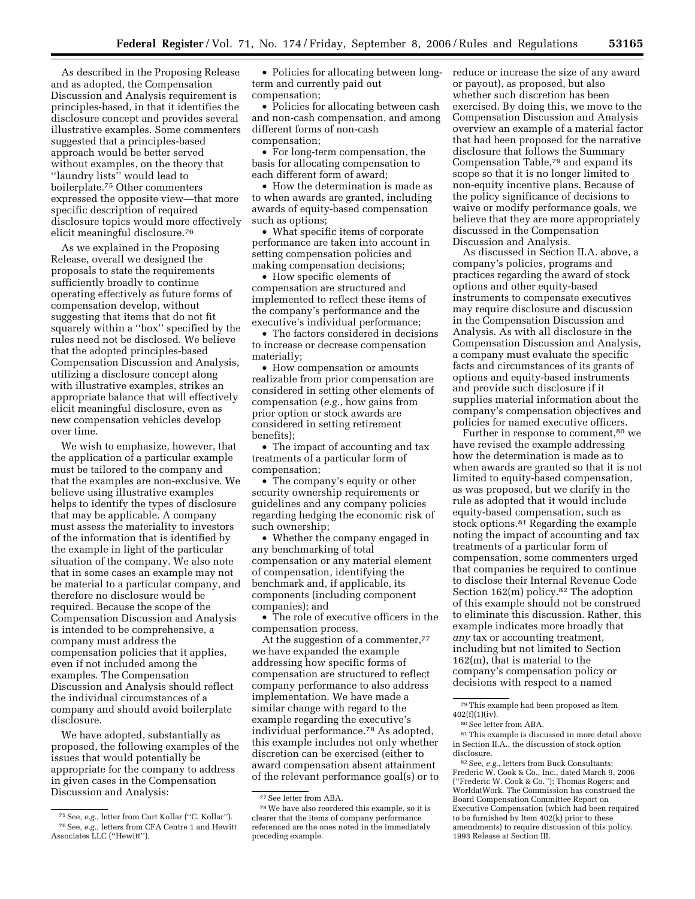As described in the Proposing Release and as adopted, the Compensation Discussion and Analysis requirement is principles-based, in that it identifies the disclosure concept and provides several illustrative examples. Some commenters suggested that a principles-based approach would be better served without examples, on the theory that ''laundry lists'' would lead to boilerplate.[75] Other commenters expressed the opposite view—that more specific description of required disclosure topics would more effectively elicit meaningful disclosure.[76]

As we explained in the Proposing Release, overall we designed the proposals to state the requirements sufficiently broadly to continue operating effectively as future forms of compensation develop, without suggesting that items that do not fit squarely within a ''box'' specified by the rules need not be disclosed. We believe that the adopted principles-based Compensation Discussion and Analysis, utilizing a disclosure concept along with illustrative examples, strikes an appropriate balance that will effectively elicit meaningful disclosure, even as new compensation vehicles develop over time.

We wish to emphasize, however, that the application of a particular example must be tailored to the company and that the examples are non-exclusive. We believe using illustrative examples helps to identify the types of disclosure that may be applicable. A company must assess the materiality to investors of the information that is identified by the example in light of the particular situation of the company. We also note that in some cases an example may not be material to a particular company, and therefore no disclosure would be required. Because the scope of the Compensation Discussion and Analysis is intended to be comprehensive, a company must address the compensation policies that it applies, even if not included among the examples. The Compensation Discussion and Analysis should reflect the individual circumstances of a company and should avoid boilerplate disclosure.

We have adopted, substantially as proposed, the following examples of the issues that would potentially be appropriate for the company to address in given cases in the Compensation Discussion and Analysis:

- Policies for allocating between long-term and currently paid out compensation;
- Policies for allocating between cash and non-cash compensation, and among different forms of non-cash compensation;
- For long-term compensation, the basis for allocating compensation to each different form of award;
- How the determination is made as to when awards are granted, including awards of equity-based compensation such as options;
- What specific items of corporate performance are taken into account in setting compensation policies and making compensation decisions;
- How specific elements of compensation are structured and implemented to reflect these items of the company's performance and the executive's individual performance;
- The factors considered in decisions to increase or decrease compensation materially;
- How compensation or amounts realizable from prior compensation are considered in setting other elements of compensation (*e.g.*, how gains from prior option or stock awards are considered in setting retirement benefits);
- The impact of accounting and tax treatments of a particular form of compensation;
- The company's equity or other security ownership requirements or guidelines and any company policies regarding hedging the economic risk of such ownership;
- Whether the company engaged in any benchmarking of total compensation or any material element of compensation, identifying the benchmark and, if applicable, its components (including component companies); and
- The role of executive officers in the compensation process.

At the suggestion of a commenter,[77] we have expanded the example addressing how specific forms of compensation are structured to reflect company performance to also address implementation. We have made a similar change with regard to the example regarding the executive's individual performance.[78] As adopted, this example includes not only whether discretion can be exercised (either to award compensation absent attainment of the relevant performance goal(s) or to reduce or increase the size of any award or payout), as proposed, but also whether such discretion has been exercised. By doing this, we move to the Compensation Discussion and Analysis overview an example of a material factor that had been proposed for the narrative disclosure that follows the Summary Compensation Table,[79] and expand its scope so that it is no longer limited to non-equity incentive plans. Because of the policy significance of decisions to waive or modify performance goals, we believe that they are more appropriately discussed in the Compensation Discussion and Analysis.

As discussed in Section II.A. above, a company's policies, programs and practices regarding the award of stock options and other equity-based instruments to compensate executives may require disclosure and discussion in the Compensation Discussion and Analysis. As with all disclosure in the Compensation Discussion and Analysis, a company must evaluate the specific facts and circumstances of its grants of options and equity-based instruments and provide such disclosure if it supplies material information about the company's compensation objectives and policies for named executive officers.

Further in response to comment,[80] we have revised the example addressing how the determination is made as to when awards are granted so that it is not limited to equity-based compensation, as was proposed, but we clarify in the rule as adopted that it would include equity-based compensation, such as stock options.[81] Regarding the example noting the impact of accounting and tax treatments of a particular form of compensation, some commenters urged that companies be required to continue to disclose their Internal Revenue Code Section 162(m) policy.[82] The adoption of this example should not be construed to eliminate this discussion. Rather, this example indicates more broadly that *any* tax or accounting treatment, including but not limited to Section 162(m), that is material to the company's compensation policy or decisions with respect to a named

---

[75] See, *e.g.*, letter from Curt Kollar (''C. Kollar'').

[76] See, *e.g.*, letters from CFA Centre 1 and Hewitt Associates LLC (''Hewitt'').

[77] See letter from ABA.

[78] We have also reordered this example, so it is clearer that the items of company performance referenced are the ones noted in the immediately preceding example.

[79] This example had been proposed as Item 402(f)(1)(iv).

[80] See letter from ABA.

[81] This example is discussed in more detail above in Section II.A., the discussion of stock option disclosure.

[82] See, *e.g.*, letters from Buck Consultants; Frederic W. Cook & Co., Inc., dated March 9, 2006 (''Frederic W. Cook & Co.''); Thomas Rogers; and WorldatWork. The Commission has construed the Board Compensation Committee Report on Executive Compensation (which had been required to be furnished by Item 402(k) prior to these amendments) to require discussion of this policy. 1993 Release at Section III.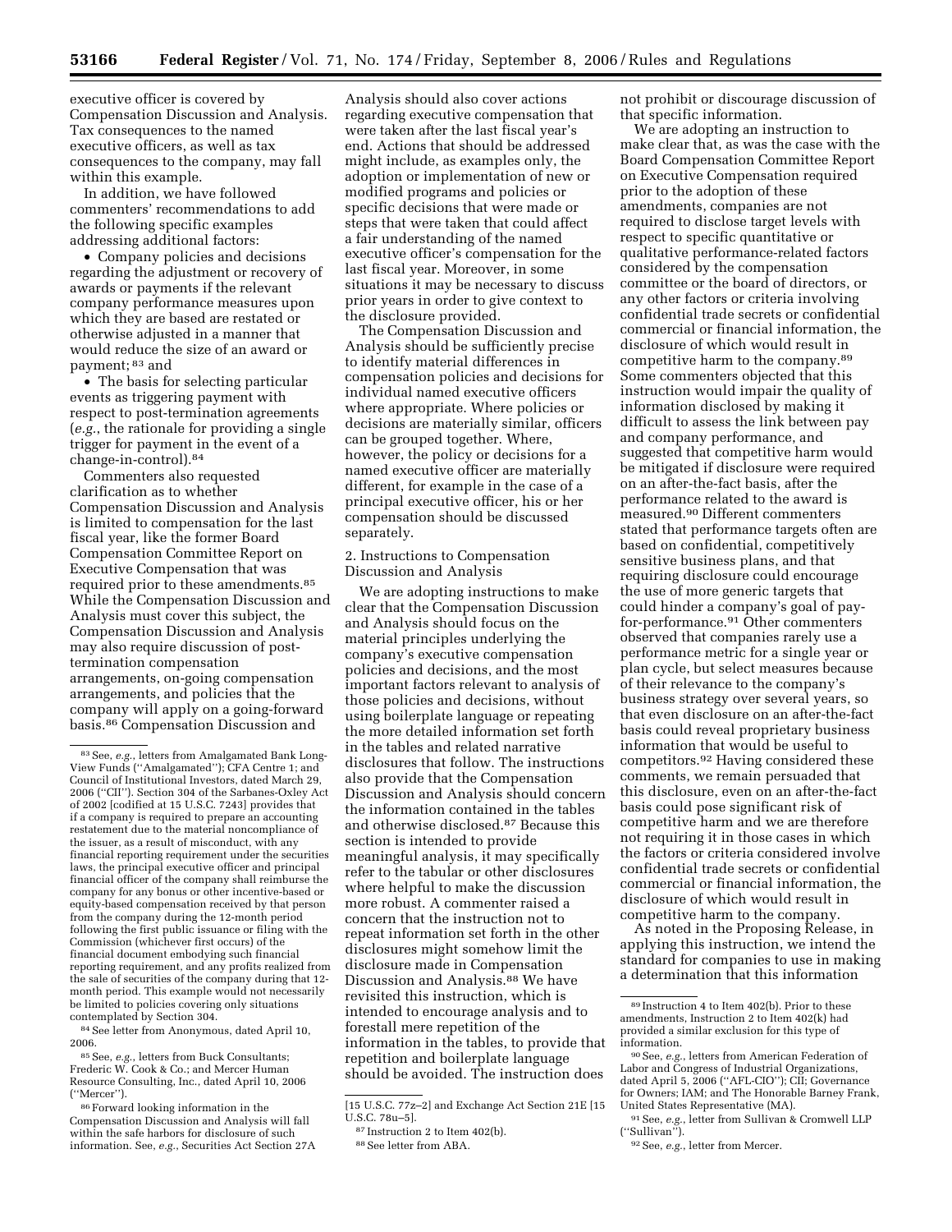executive officer is covered by Compensation Discussion and Analysis. Tax consequences to the named executive officers, as well as tax consequences to the company, may fall within this example.

In addition, we have followed commenters' recommendations to add the following specific examples addressing additional factors:

- Company policies and decisions regarding the adjustment or recovery of awards or payments if the relevant company performance measures upon which they are based are restated or otherwise adjusted in a manner that would reduce the size of an award or payment; [83] and
- The basis for selecting particular events as triggering payment with respect to post-termination agreements (*e.g.*, the rationale for providing a single trigger for payment in the event of a change-in-control).[84]

Commenters also requested clarification as to whether Compensation Discussion and Analysis is limited to compensation for the last fiscal year, like the former Board Compensation Committee Report on Executive Compensation that was required prior to these amendments.[85] While the Compensation Discussion and Analysis must cover this subject, the Compensation Discussion and Analysis may also require discussion of post-termination compensation arrangements, on-going compensation arrangements, and policies that the company will apply on a going-forward basis.[86] Compensation Discussion and Analysis should also cover actions regarding executive compensation that were taken after the last fiscal year's end. Actions that should be addressed might include, as examples only, the adoption or implementation of new or modified programs and policies or specific decisions that were made or steps that were taken that could affect a fair understanding of the named executive officer's compensation for the last fiscal year. Moreover, in some situations it may be necessary to discuss prior years in order to give context to the disclosure provided.

The Compensation Discussion and Analysis should be sufficiently precise to identify material differences in compensation policies and decisions for individual named executive officers where appropriate. Where policies or decisions are materially similar, officers can be grouped together. Where, however, the policy or decisions for a named executive officer are materially different, for example in the case of a principal executive officer, his or her compensation should be discussed separately.

2. Instructions to Compensation Discussion and Analysis

We are adopting instructions to make clear that the Compensation Discussion and Analysis should focus on the material principles underlying the company's executive compensation policies and decisions, and the most important factors relevant to analysis of those policies and decisions, without using boilerplate language or repeating the more detailed information set forth in the tables and related narrative disclosures that follow. The instructions also provide that the Compensation Discussion and Analysis should concern the information contained in the tables and otherwise disclosed.[87] Because this section is intended to provide meaningful analysis, it may specifically refer to the tabular or other disclosures where helpful to make the discussion more robust. A commenter raised a concern that the instruction not to repeat information set forth in the other disclosures might somehow limit the disclosure made in Compensation Discussion and Analysis.[88] We have revisited this instruction, which is intended to encourage analysis and to forestall mere repetition of the information in the tables, to provide that repetition and boilerplate language should be avoided. The instruction does not prohibit or discourage discussion of that specific information.

We are adopting an instruction to make clear that, as was the case with the Board Compensation Committee Report on Executive Compensation required prior to the adoption of these amendments, companies are not required to disclose target levels with respect to specific quantitative or qualitative performance-related factors considered by the compensation committee or the board of directors, or any other factors or criteria involving confidential trade secrets or confidential commercial or financial information, the disclosure of which would result in competitive harm to the company.[89] Some commenters objected that this instruction would impair the quality of information disclosed by making it difficult to assess the link between pay and company performance, and suggested that competitive harm would be mitigated if disclosure were required on an after-the-fact basis, after the performance related to the award is measured.[90] Different commenters stated that performance targets often are based on confidential, competitively sensitive business plans, and that requiring disclosure could encourage the use of more generic targets that could hinder a company's goal of pay-for-performance.[91] Other commenters observed that companies rarely use a performance metric for a single year or plan cycle, but select measures because of their relevance to the company's business strategy over several years, so that even disclosure on an after-the-fact basis could reveal proprietary business information that would be useful to competitors.[92] Having considered these comments, we remain persuaded that this disclosure, even on an after-the-fact basis could pose significant risk of competitive harm and we are therefore not requiring it in those cases in which the factors or criteria considered involve confidential trade secrets or confidential commercial or financial information, the disclosure of which would result in competitive harm to the company.

As noted in the Proposing Release, in applying this instruction, we intend the standard for companies to use in making a determination that this information

---

[83] See, *e.g.*, letters from Amalgamated Bank Long-View Funds ("Amalgamated"); CFA Centre 1; and Council of Institutional Investors, dated March 29, 2006 ("CII"). Section 304 of the Sarbanes-Oxley Act of 2002 [codified at 15 U.S.C. 7243] provides that if a company is required to prepare an accounting restatement due to the material noncompliance of the issuer, as a result of misconduct, with any financial reporting requirement under the securities laws, the principal executive officer and principal financial officer of the company shall reimburse the company for any bonus or other incentive-based or equity-based compensation received by that person from the company during the 12-month period following the first public issuance or filing with the Commission (whichever first occurs) of the financial document embodying such financial reporting requirement, and any profits realized from the sale of securities of the company during that 12-month period. This example would not necessarily be limited to policies covering only situations contemplated by Section 304.

[84] See letter from Anonymous, dated April 10, 2006.

[85] See, *e.g.*, letters from Buck Consultants; Frederic W. Cook & Co.; and Mercer Human Resource Consulting, Inc., dated April 10, 2006 ("Mercer").

[86] Forward looking information in the Compensation Discussion and Analysis will fall within the safe harbors for disclosure of such information. See, *e.g.*, Securities Act Section 27A [15 U.S.C. 77z–2] and Exchange Act Section 21E [15 U.S.C. 78u–5].

[87] Instruction 2 to Item 402(b).

[88] See letter from ABA.

[89] Instruction 4 to Item 402(b). Prior to these amendments, Instruction 2 to Item 402(k) had provided a similar exclusion for this type of information.

[90] See, *e.g.*, letters from American Federation of Labor and Congress of Industrial Organizations, dated April 5, 2006 ("AFL-CIO"); CII; Governance for Owners; IAM; and The Honorable Barney Frank, United States Representative (MA).

[91] See, *e.g.*, letter from Sullivan & Cromwell LLP ("Sullivan").

[92] See, *e.g.*, letter from Mercer.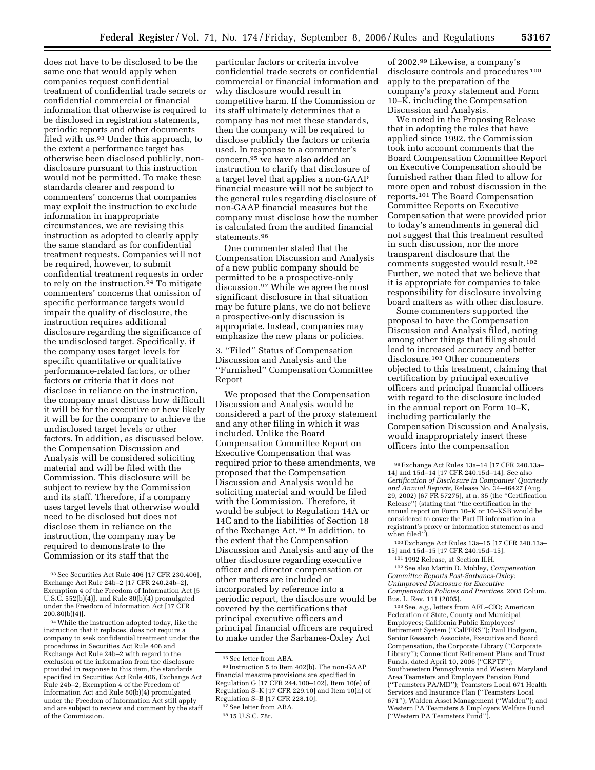does not have to be disclosed to be the same one that would apply when companies request confidential treatment of confidential trade secrets or confidential commercial or financial information that otherwise is required to be disclosed in registration statements, periodic reports and other documents filed with us.[93] Under this approach, to the extent a performance target has otherwise been disclosed publicly, non-disclosure pursuant to this instruction would not be permitted. To make these standards clearer and respond to commenters' concerns that companies may exploit the instruction to exclude information in inappropriate circumstances, we are revising this instruction as adopted to clearly apply the same standard as for confidential treatment requests. Companies will not be required, however, to submit confidential treatment requests in order to rely on the instruction.[94] To mitigate commenters' concerns that omission of specific performance targets would impair the quality of disclosure, the instruction requires additional disclosure regarding the significance of the undisclosed target. Specifically, if the company uses target levels for specific quantitative or qualitative performance-related factors, or other factors or criteria that it does not disclose in reliance on the instruction, the company must discuss how difficult it will be for the executive or how likely it will be for the company to achieve the undisclosed target levels or other factors. In addition, as discussed below, the Compensation Discussion and Analysis will be considered soliciting material and will be filed with the Commission. This disclosure will be subject to review by the Commission and its staff. Therefore, if a company uses target levels that otherwise would need to be disclosed but does not disclose them in reliance on the instruction, the company may be required to demonstrate to the Commission or its staff that the particular factors or criteria involve confidential trade secrets or confidential commercial or financial information and why disclosure would result in competitive harm. If the Commission or its staff ultimately determines that a company has not met these standards, then the company will be required to disclose publicly the factors or criteria used. In response to a commenter's concern,[95] we have also added an instruction to clarify that disclosure of a target level that applies a non-GAAP financial measure will not be subject to the general rules regarding disclosure of non-GAAP financial measures but the company must disclose how the number is calculated from the audited financial statements.[96]

One commenter stated that the Compensation Discussion and Analysis of a new public company should be permitted to be a prospective-only discussion.[97] While we agree the most significant disclosure in that situation may be future plans, we do not believe a prospective-only discussion is appropriate. Instead, companies may emphasize the new plans or policies.

### 3. ''Filed'' Status of Compensation Discussion and Analysis and the ''Furnished'' Compensation Committee Report

We proposed that the Compensation Discussion and Analysis would be considered a part of the proxy statement and any other filing in which it was included. Unlike the Board Compensation Committee Report on Executive Compensation that was required prior to these amendments, we proposed that the Compensation Discussion and Analysis would be soliciting material and would be filed with the Commission. Therefore, it would be subject to Regulation 14A or 14C and to the liabilities of Section 18 of the Exchange Act.[98] In addition, to the extent that the Compensation Discussion and Analysis and any of the other disclosure regarding executive officer and director compensation or other matters are included or incorporated by reference into a periodic report, the disclosure would be covered by the certifications that principal executive officers and principal financial officers are required to make under the Sarbanes-Oxley Act of 2002.[99] Likewise, a company's disclosure controls and procedures[100] apply to the preparation of the company's proxy statement and Form 10–K, including the Compensation Discussion and Analysis.

We noted in the Proposing Release that in adopting the rules that have applied since 1992, the Commission took into account comments that the Board Compensation Committee Report on Executive Compensation should be furnished rather than filed to allow for more open and robust discussion in the reports.[101] The Board Compensation Committee Reports on Executive Compensation that were provided prior to today's amendments in general did not suggest that this treatment resulted in such discussion, nor the more transparent disclosure that the comments suggested would result.[102] Further, we noted that we believe that it is appropriate for companies to take responsibility for disclosure involving board matters as with other disclosure.

Some commenters supported the proposal to have the Compensation Discussion and Analysis filed, noting among other things that filing should lead to increased accuracy and better disclosure.[103] Other commenters objected to this treatment, claiming that certification by principal executive officers and principal financial officers with regard to the disclosure included in the annual report on Form 10–K, including particularly the Compensation Discussion and Analysis, would inappropriately insert these officers into the compensation

---

[93] See Securities Act Rule 406 [17 CFR 230.406], Exchange Act Rule 24b–2 [17 CFR 240.24b–2], Exemption 4 of the Freedom of Information Act [5 U.S.C. 552(b)(4)], and Rule 80(b)(4) promulgated under the Freedom of Information Act [17 CFR 200.80(b)(4)].

[94] While the instruction adopted today, like the instruction that it replaces, does not require a company to seek confidential treatment under the procedures in Securities Act Rule 406 and Exchange Act Rule 24b–2 with regard to the exclusion of the information from the disclosure provided in response to this item, the standards specified in Securities Act Rule 406, Exchange Act Rule 24b–2, Exemption 4 of the Freedom of Information Act and Rule 80(b)(4) promulgated under the Freedom of Information Act still apply and are subject to review and comment by the staff of the Commission.

[95] See letter from ABA.

[96] Instruction 5 to Item 402(b). The non-GAAP financial measure provisions are specified in Regulation G [17 CFR 244.100–102], Item 10(e) of Regulation S–K [17 CFR 229.10] and Item 10(h) of Regulation S–B [17 CFR 228.10].

[97] See letter from ABA.

[98] 15 U.S.C. 78r.

[99] Exchange Act Rules 13a–14 [17 CFR 240.13a–14] and 15d–14 [17 CFR 240.15d–14]. See also *Certification of Disclosure in Companies' Quarterly and Annual Reports*, Release No. 34–46427 (Aug. 29, 2002) [67 FR 57275], at n. 35 (the ''Certification Release'') (stating that ''the certification in the annual report on Form 10–K or 10–KSB would be considered to cover the Part III information in a registrant's proxy or information statement as and when filed'').

[100] Exchange Act Rules 13a–15 [17 CFR 240.13a–15] and 15d–15 [17 CFR 240.15d–15].

[101] 1992 Release, at Section II.H.

[102] See also Martin D. Mobley, *Compensation Committee Reports Post-Sarbanes-Oxley: Unimproved Disclosure for Executive Compensation Policies and Practices*, 2005 Colum. Bus. L. Rev. 111 (2005).

[103] See, *e.g.*, letters from AFL–CIO; American Federation of State, County and Municipal Employees; California Public Employees' Retirement System (''CalPERS''); Paul Hodgson, Senior Research Associate, Executive and Board Compensation, the Corporate Library (''Corporate Library''); Connecticut Retirement Plans and Trust Funds, dated April 10, 2006 (''CRPTF''); Southwestern Pennsylvania and Western Maryland Area Teamsters and Employers Pension Fund (''Teamsters PA/MD''); Teamsters Local 671 Health Services and Insurance Plan (''Teamsters Local 671''); Walden Asset Management (''Walden''); and Western PA Teamsters & Employers Welfare Fund (''Western PA Teamsters Fund'').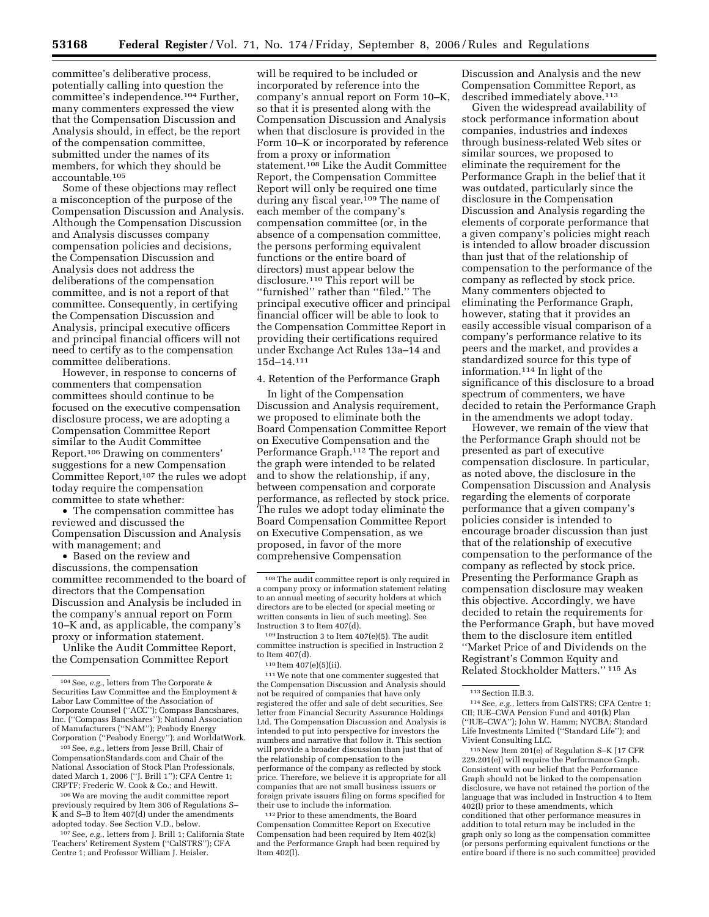committee's deliberative process, potentially calling into question the committee's independence.[104] Further, many commenters expressed the view that the Compensation Discussion and Analysis should, in effect, be the report of the compensation committee, submitted under the names of its members, for which they should be accountable.[105]

Some of these objections may reflect a misconception of the purpose of the Compensation Discussion and Analysis. Although the Compensation Discussion and Analysis discusses company compensation policies and decisions, the Compensation Discussion and Analysis does not address the deliberations of the compensation committee, and is not a report of that committee. Consequently, in certifying the Compensation Discussion and Analysis, principal executive officers and principal financial officers will not need to certify as to the compensation committee deliberations.

However, in response to concerns of commenters that compensation committees should continue to be focused on the executive compensation disclosure process, we are adopting a Compensation Committee Report similar to the Audit Committee Report.[106] Drawing on commenters' suggestions for a new Compensation Committee Report,[107] the rules we adopt today require the compensation committee to state whether:

• The compensation committee has reviewed and discussed the Compensation Discussion and Analysis with management; and

• Based on the review and discussions, the compensation committee recommended to the board of directors that the Compensation Discussion and Analysis be included in the company's annual report on Form 10–K and, as applicable, the company's proxy or information statement.

Unlike the Audit Committee Report, the Compensation Committee Report will be required to be included or incorporated by reference into the company's annual report on Form 10–K, so that it is presented along with the Compensation Discussion and Analysis when that disclosure is provided in the Form 10–K or incorporated by reference from a proxy or information statement.[108] Like the Audit Committee Report, the Compensation Committee Report will only be required one time during any fiscal year.[109] The name of each member of the company's compensation committee (or, in the absence of a compensation committee, the persons performing equivalent functions or the entire board of directors) must appear below the disclosure.[110] This report will be ''furnished'' rather than ''filed.'' The principal executive officer and principal financial officer will be able to look to the Compensation Committee Report in providing their certifications required under Exchange Act Rules 13a–14 and 15d–14.[111]

4. Retention of the Performance Graph

In light of the Compensation Discussion and Analysis requirement, we proposed to eliminate both the Board Compensation Committee Report on Executive Compensation and the Performance Graph.[112] The report and the graph were intended to be related and to show the relationship, if any, between compensation and corporate performance, as reflected by stock price. The rules we adopt today eliminate the Board Compensation Committee Report on Executive Compensation, as we proposed, in favor of the more comprehensive Compensation Discussion and Analysis and the new Compensation Committee Report, as described immediately above.[113]

Given the widespread availability of stock performance information about companies, industries and indexes through business-related Web sites or similar sources, we proposed to eliminate the requirement for the Performance Graph in the belief that it was outdated, particularly since the disclosure in the Compensation Discussion and Analysis regarding the elements of corporate performance that a given company's policies might reach is intended to allow broader discussion than just that of the relationship of compensation to the performance of the company as reflected by stock price. Many commenters objected to eliminating the Performance Graph, however, stating that it provides an easily accessible visual comparison of a company's performance relative to its peers and the market, and provides a standardized source for this type of information.[114] In light of the significance of this disclosure to a broad spectrum of commenters, we have decided to retain the Performance Graph in the amendments we adopt today.

However, we remain of the view that the Performance Graph should not be presented as part of executive compensation disclosure. In particular, as noted above, the disclosure in the Compensation Discussion and Analysis regarding the elements of corporate performance that a given company's policies consider is intended to encourage broader discussion than just that of the relationship of executive compensation to the performance of the company as reflected by stock price. Presenting the Performance Graph as compensation disclosure may weaken this objective. Accordingly, we have decided to retain the requirements for the Performance Graph, but have moved them to the disclosure item entitled ''Market Price of and Dividends on the Registrant's Common Equity and Related Stockholder Matters.'' [115] As

---

[104] See, *e.g.*, letters from The Corporate & Securities Law Committee and the Employment & Labor Law Committee of the Association of Corporate Counsel (''ACC''); Compass Bancshares, Inc. (''Compass Bancshares''); National Association of Manufacturers (''NAM''); Peabody Energy Corporation (''Peabody Energy''); and WorldatWork.

[105] See, *e.g.*, letters from Jesse Brill, Chair of CompensationStandards.com and Chair of the National Association of Stock Plan Professionals, dated March 1, 2006 (''J. Brill 1''); CFA Centre 1; CRPTF; Frederic W. Cook & Co.; and Hewitt.

[106] We are moving the audit committee report previously required by Item 306 of Regulations S–K and S–B to Item 407(d) under the amendments adopted today. See Section V.D., below.

[107] See, *e.g.*, letters from J. Brill 1; California State Teachers' Retirement System (''CalSTRS''); CFA Centre 1; and Professor William J. Heisler.

[108] The audit committee report is only required in a company proxy or information statement relating to an annual meeting of security holders at which directors are to be elected (or special meeting or written consents in lieu of such meeting). See Instruction 3 to Item 407(d).

[109] Instruction 3 to Item 407(e)(5). The audit committee instruction is specified in Instruction 2 to Item 407(d).

[110] Item 407(e)(5)(ii).

[111] We note that one commenter suggested that the Compensation Discussion and Analysis should not be required of companies that have only registered the offer and sale of debt securities. See letter from Financial Security Assurance Holdings Ltd. The Compensation Discussion and Analysis is intended to put into perspective for investors the numbers and narrative that follow it. This section will provide a broader discussion than just that of the relationship of compensation to the performance of the company as reflected by stock price. Therefore, we believe it is appropriate for all companies that are not small business issuers or foreign private issuers filing on forms specified for their use to include the information.

[112] Prior to these amendments, the Board Compensation Committee Report on Executive Compensation had been required by Item 402(k) and the Performance Graph had been required by Item 402(l).

[113] Section II.B.3.

[114] See, *e.g.*, letters from CalSTRS; CFA Centre 1; CII; IUE–CWA Pension Fund and 401(k) Plan (''IUE–CWA''); John W. Hamm; NYCBA; Standard Life Investments Limited (''Standard Life''); and Vivient Consulting LLC.

[115] New Item 201(e) of Regulation S–K [17 CFR 229.201(e)] will require the Performance Graph. Consistent with our belief that the Performance Graph should not be linked to the compensation disclosure, we have not retained the portion of the language that was included in Instruction 4 to Item 402(l) prior to these amendments, which conditioned that other performance measures in addition to total return may be included in the graph only so long as the compensation committee (or persons performing equivalent functions or the entire board if there is no such committee) provided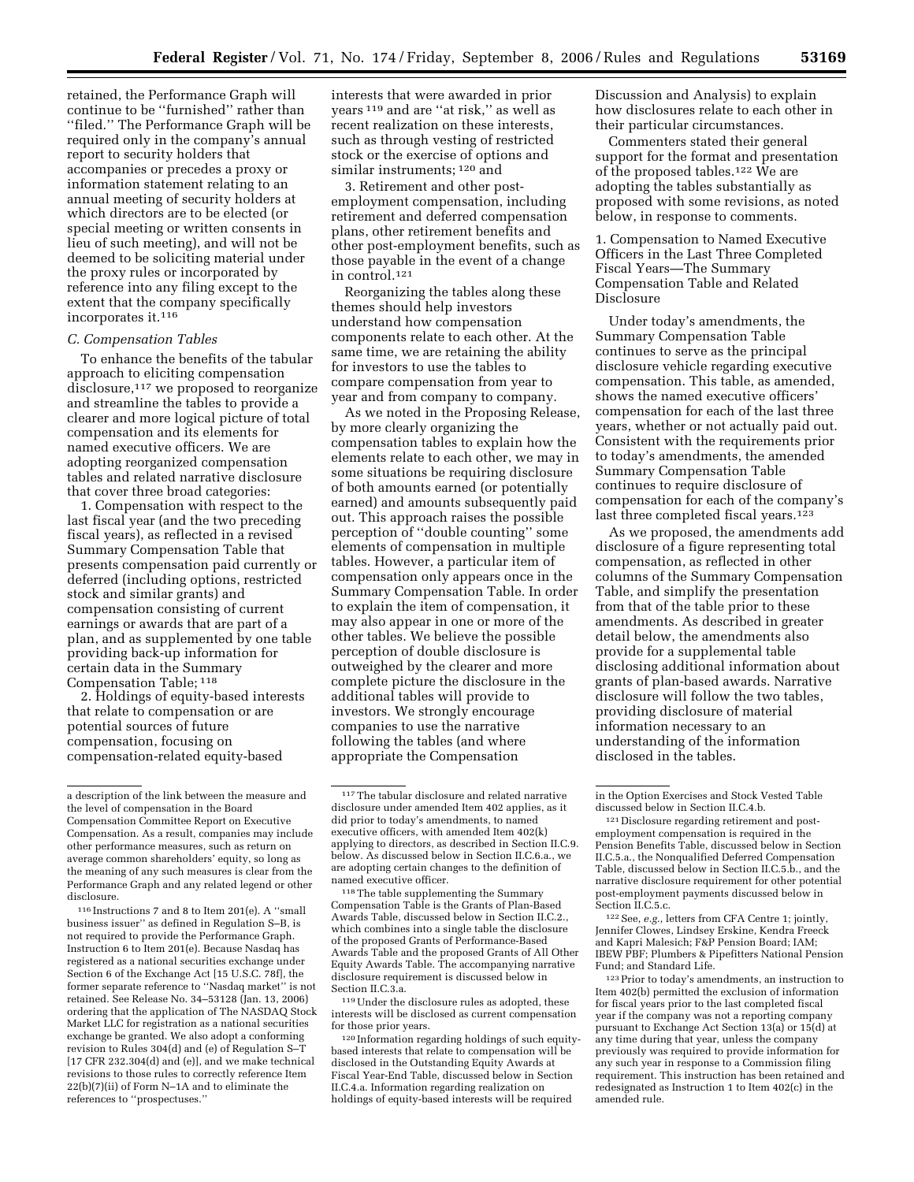retained, the Performance Graph will continue to be ''furnished'' rather than ''filed.'' The Performance Graph will be required only in the company's annual report to security holders that accompanies or precedes a proxy or information statement relating to an annual meeting of security holders at which directors are to be elected (or special meeting or written consents in lieu of such meeting), and will not be deemed to be soliciting material under the proxy rules or incorporated by reference into any filing except to the extent that the company specifically incorporates it.[116]

### *C. Compensation Tables*

To enhance the benefits of the tabular approach to eliciting compensation disclosure,[117] we proposed to reorganize and streamline the tables to provide a clearer and more logical picture of total compensation and its elements for named executive officers. We are adopting reorganized compensation tables and related narrative disclosure that cover three broad categories:

1. Compensation with respect to the last fiscal year (and the two preceding fiscal years), as reflected in a revised Summary Compensation Table that presents compensation paid currently or deferred (including options, restricted stock and similar grants) and compensation consisting of current earnings or awards that are part of a plan, and as supplemented by one table providing back-up information for certain data in the Summary Compensation Table; [118]

2. Holdings of equity-based interests that relate to compensation or are potential sources of future compensation, focusing on compensation-related equity-based interests that were awarded in prior years [119] and are ''at risk,'' as well as recent realization on these interests, such as through vesting of restricted stock or the exercise of options and similar instruments; [120] and

3. Retirement and other post-employment compensation, including retirement and deferred compensation plans, other retirement benefits and other post-employment benefits, such as those payable in the event of a change in control.[121]

Reorganizing the tables along these themes should help investors understand how compensation components relate to each other. At the same time, we are retaining the ability for investors to use the tables to compare compensation from year to year and from company to company.

As we noted in the Proposing Release, by more clearly organizing the compensation tables to explain how the elements relate to each other, we may in some situations be requiring disclosure of both amounts earned (or potentially earned) and amounts subsequently paid out. This approach raises the possible perception of ''double counting'' some elements of compensation in multiple tables. However, a particular item of compensation only appears once in the Summary Compensation Table. In order to explain the item of compensation, it may also appear in one or more of the other tables. We believe the possible perception of double disclosure is outweighed by the clearer and more complete picture the disclosure in the additional tables will provide to investors. We strongly encourage companies to use the narrative following the tables (and where appropriate the Compensation Discussion and Analysis) to explain how disclosures relate to each other in their particular circumstances.

Commenters stated their general support for the format and presentation of the proposed tables.[122] We are adopting the tables substantially as proposed with some revisions, as noted below, in response to comments.

1. Compensation to Named Executive Officers in the Last Three Completed Fiscal Years—The Summary Compensation Table and Related Disclosure

Under today's amendments, the Summary Compensation Table continues to serve as the principal disclosure vehicle regarding executive compensation. This table, as amended, shows the named executive officers' compensation for each of the last three years, whether or not actually paid out. Consistent with the requirements prior to today's amendments, the amended Summary Compensation Table continues to require disclosure of compensation for each of the company's last three completed fiscal years.[123]

As we proposed, the amendments add disclosure of a figure representing total compensation, as reflected in other columns of the Summary Compensation Table, and simplify the presentation from that of the table prior to these amendments. As described in greater detail below, the amendments also provide for a supplemental table disclosing additional information about grants of plan-based awards. Narrative disclosure will follow the two tables, providing disclosure of material information necessary to an understanding of the information disclosed in the tables.

---

a description of the link between the measure and the level of compensation in the Board Compensation Committee Report on Executive Compensation. As a result, companies may include other performance measures, such as return on average common shareholders' equity, so long as the meaning of any such measures is clear from the Performance Graph and any related legend or other disclosure.

116 Instructions 7 and 8 to Item 201(e). A ''small business issuer'' as defined in Regulation S–B, is not required to provide the Performance Graph. Instruction 6 to Item 201(e). Because Nasdaq has registered as a national securities exchange under Section 6 of the Exchange Act [15 U.S.C. 78f], the former separate reference to ''Nasdaq market'' is not retained. See Release No. 34–53128 (Jan. 13, 2006) ordering that the application of The NASDAQ Stock Market LLC for registration as a national securities exchange be granted. We also adopt a conforming revision to Rules 304(d) and (e) of Regulation S–T [17 CFR 232.304(d) and (e)], and we make technical revisions to those rules to correctly reference Item 22(b)(7)(ii) of Form N–1A and to eliminate the references to ''prospectuses.''

117 The tabular disclosure and related narrative disclosure under amended Item 402 applies, as it did prior to today's amendments, to named executive officers, with amended Item 402(k) applying to directors, as described in Section II.C.9. below. As discussed below in Section II.C.6.a., we are adopting certain changes to the definition of named executive officer.

118 The table supplementing the Summary Compensation Table is the Grants of Plan-Based Awards Table, discussed below in Section II.C.2., which combines into a single table the disclosure of the proposed Grants of Performance-Based Awards Table and the proposed Grants of All Other Equity Awards Table. The accompanying narrative disclosure requirement is discussed below in Section II.C.3.a.

119 Under the disclosure rules as adopted, these interests will be disclosed as current compensation for those prior years.

120 Information regarding holdings of such equity-based interests that relate to compensation will be disclosed in the Outstanding Equity Awards at Fiscal Year-End Table, discussed below in Section II.C.4.a. Information regarding realization on holdings of equity-based interests will be required in the Option Exercises and Stock Vested Table discussed below in Section II.C.4.b.

121 Disclosure regarding retirement and post-employment compensation is required in the Pension Benefits Table, discussed below in Section II.C.5.a., the Nonqualified Deferred Compensation Table, discussed below in Section II.C.5.b., and the narrative disclosure requirement for other potential post-employment payments discussed below in Section II.C.5.c.

122 See, *e.g.*, letters from CFA Centre 1; jointly, Jennifer Clowes, Lindsey Erskine, Kendra Freeck and Kapri Malesich; F&P Pension Board; IAM; IBEW PBF; Plumbers & Pipefitters National Pension Fund; and Standard Life.

123 Prior to today's amendments, an instruction to Item 402(b) permitted the exclusion of information for fiscal years prior to the last completed fiscal year if the company was not a reporting company pursuant to Exchange Act Section 13(a) or 15(d) at any time during that year, unless the company previously was required to provide information for any such year in response to a Commission filing requirement. This instruction has been retained and redesignated as Instruction 1 to Item 402(c) in the amended rule.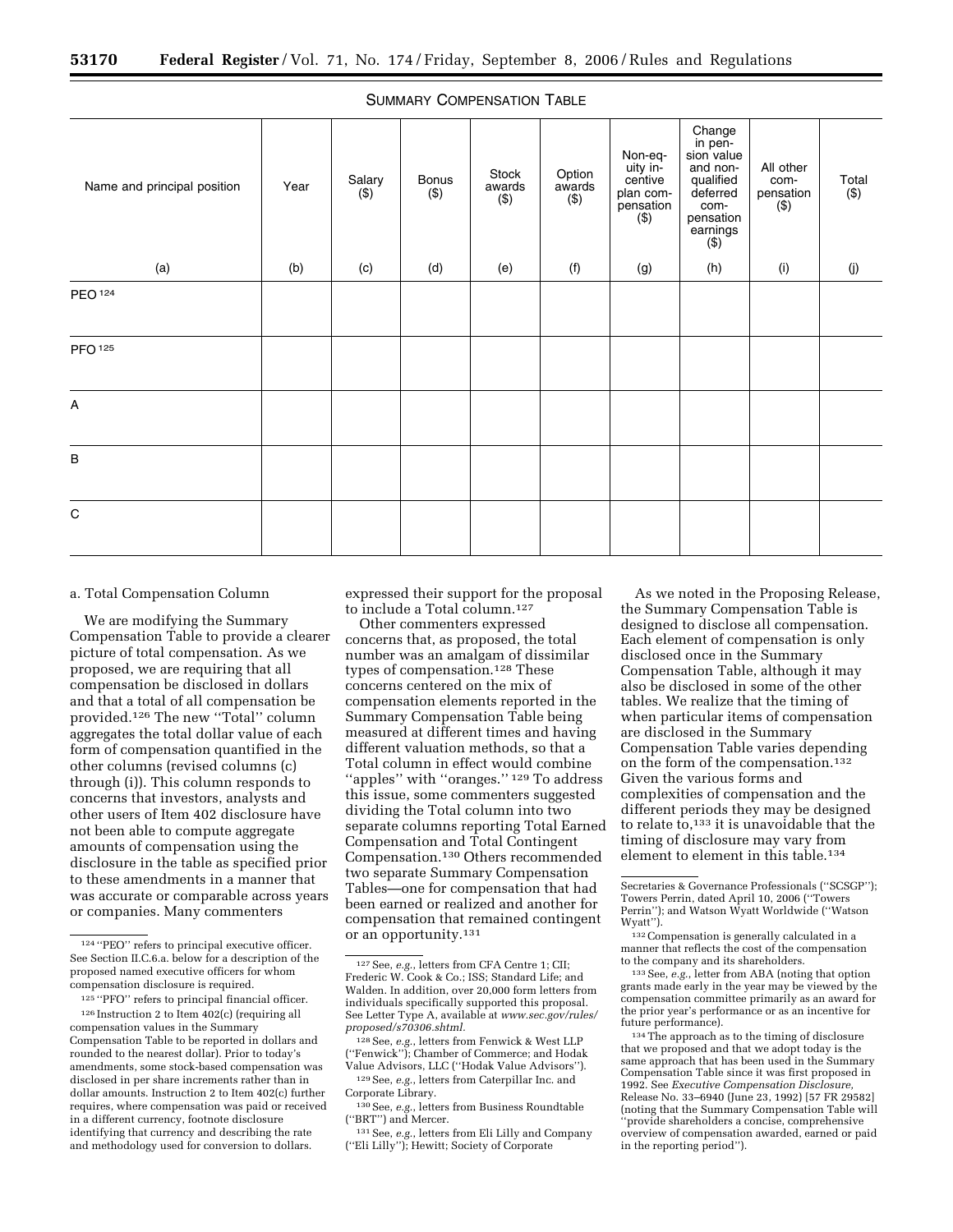SUMMARY COMPENSATION TABLE

| Name and principal position | Year | Salary ($) | Bonus ($) | Stock awards ($) | Option awards ($) | Non-equity incentive plan compensation ($) | Change in pension value and non-qualified deferred compensation earnings ($) | All other compensation ($) | Total ($) |
|---|---|---|---|---|---|---|---|---|---|
| (a) | (b) | (c) | (d) | (e) | (f) | (g) | (h) | (i) | (j) |
| PEO [124] | | | | | | | | | |
| PFO [125] | | | | | | | | | |
| A | | | | | | | | | |
| B | | | | | | | | | |
| C | | | | | | | | | |

a. Total Compensation Column

We are modifying the Summary Compensation Table to provide a clearer picture of total compensation. As we proposed, we are requiring that all compensation be disclosed in dollars and that a total of all compensation be provided.[126] The new ''Total'' column aggregates the total dollar value of each form of compensation quantified in the other columns (revised columns (c) through (i)). This column responds to concerns that investors, analysts and other users of Item 402 disclosure have not been able to compute aggregate amounts of compensation using the disclosure in the table as specified prior to these amendments in a manner that was accurate or comparable across years or companies. Many commenters expressed their support for the proposal to include a Total column.[127]

Other commenters expressed concerns that, as proposed, the total number was an amalgam of dissimilar types of compensation.[128] These concerns centered on the mix of compensation elements reported in the Summary Compensation Table being measured at different times and having different valuation methods, so that a Total column in effect would combine ''apples'' with ''oranges.''[129] To address this issue, some commenters suggested dividing the Total column into two separate columns reporting Total Earned Compensation and Total Contingent Compensation.[130] Others recommended two separate Summary Compensation Tables—one for compensation that had been earned or realized and another for compensation that remained contingent or an opportunity.[131]

As we noted in the Proposing Release, the Summary Compensation Table is designed to disclose all compensation. Each element of compensation is only disclosed once in the Summary Compensation Table, although it may also be disclosed in some of the other tables. We realize that the timing of when particular items of compensation are disclosed in the Summary Compensation Table varies depending on the form of the compensation.[132] Given the various forms and complexities of compensation and the different periods they may be designed to relate to,[133] it is unavoidable that the timing of disclosure may vary from element to element in this table.[134]

---

[124] ''PEO'' refers to principal executive officer. See Section II.C.6.a. below for a description of the proposed named executive officers for whom compensation disclosure is required.

[125] ''PFO'' refers to principal financial officer.

[126] Instruction 2 to Item 402(c) (requiring all compensation values in the Summary Compensation Table to be reported in dollars and rounded to the nearest dollar). Prior to today's amendments, some stock-based compensation was disclosed in per share increments rather than in dollar amounts. Instruction 2 to Item 402(c) further requires, where compensation was paid or received in a different currency, footnote disclosure identifying that currency and describing the rate and methodology used for conversion to dollars.

[127] See, *e.g.*, letters from CFA Centre 1; CII; Frederic W. Cook & Co.; ISS; Standard Life; and Walden. In addition, over 20,000 form letters from individuals specifically supported this proposal. See Letter Type A, available at *www.sec.gov/rules/proposed/s70306.shtml.*

[128] See, *e.g.*, letters from Fenwick & West LLP (''Fenwick''); Chamber of Commerce; and Hodak Value Advisors, LLC (''Hodak Value Advisors'').

[129] See, *e.g.*, letters from Caterpillar Inc. and Corporate Library.

[130] See, *e.g.*, letters from Business Roundtable (''BRT'') and Mercer.

[131] See, *e.g.*, letters from Eli Lilly and Company (''Eli Lilly''); Hewitt; Society of Corporate Secretaries & Governance Professionals (''SCSGP''); Towers Perrin, dated April 10, 2006 (''Towers Perrin''); and Watson Wyatt Worldwide (''Watson Wyatt'').

[132] Compensation is generally calculated in a manner that reflects the cost of the compensation to the company and its shareholders.

[133] See, *e.g.*, letter from ABA (noting that option grants made early in the year may be viewed by the compensation committee primarily as an award for the prior year's performance or as an incentive for future performance).

[134] The approach as to the timing of disclosure that we proposed and that we adopt today is the same approach that has been used in the Summary Compensation Table since it was first proposed in 1992. See *Executive Compensation Disclosure,* Release No. 33–6940 (June 23, 1992) [57 FR 29582] (noting that the Summary Compensation Table will ''provide shareholders a concise, comprehensive overview of compensation awarded, earned or paid in the reporting period'').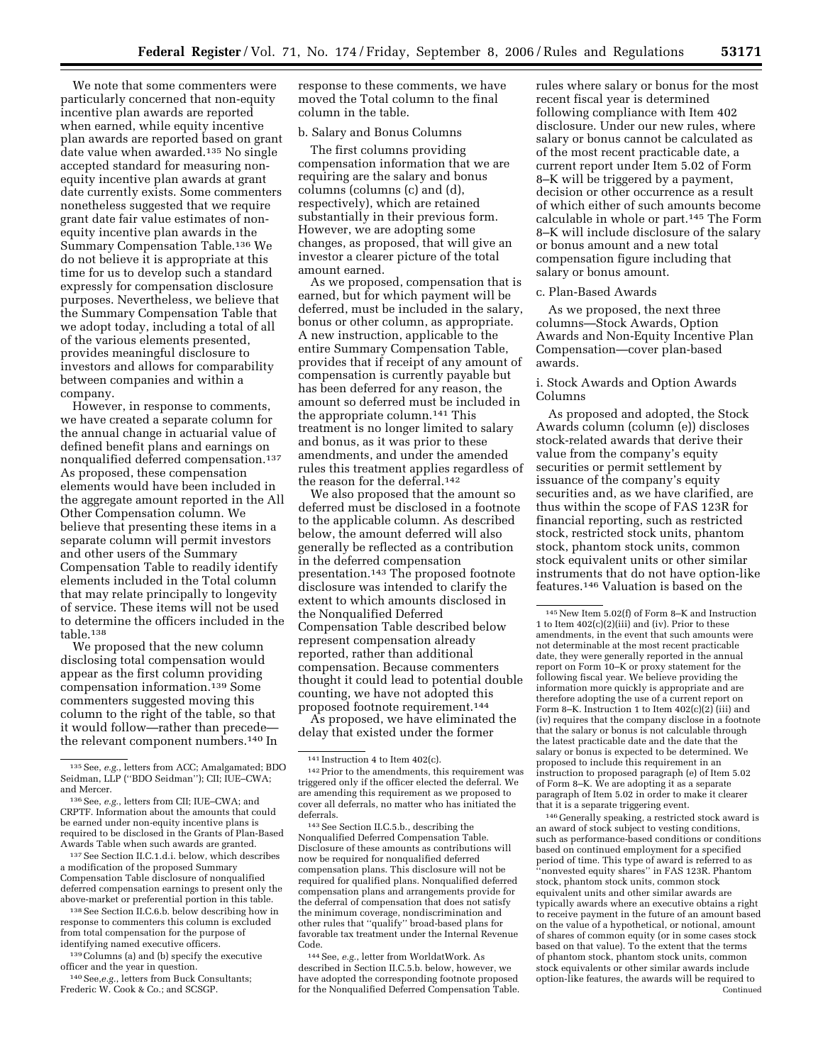We note that some commenters were particularly concerned that non-equity incentive plan awards are reported when earned, while equity incentive plan awards are reported based on grant date value when awarded.[135] No single accepted standard for measuring non-equity incentive plan awards at grant date currently exists. Some commenters nonetheless suggested that we require grant date fair value estimates of non-equity incentive plan awards in the Summary Compensation Table.[136] We do not believe it is appropriate at this time for us to develop such a standard expressly for compensation disclosure purposes. Nevertheless, we believe that the Summary Compensation Table that we adopt today, including a total of all of the various elements presented, provides meaningful disclosure to investors and allows for comparability between companies and within a company.

However, in response to comments, we have created a separate column for the annual change in actuarial value of defined benefit plans and earnings on nonqualified deferred compensation.[137] As proposed, these compensation elements would have been included in the aggregate amount reported in the All Other Compensation column. We believe that presenting these items in a separate column will permit investors and other users of the Summary Compensation Table to readily identify elements included in the Total column that may relate principally to longevity of service. These items will not be used to determine the officers included in the table.[138]

We proposed that the new column disclosing total compensation would appear as the first column providing compensation information.[139] Some commenters suggested moving this column to the right of the table, so that it would follow—rather than precede—the relevant component numbers.[140] In response to these comments, we have moved the Total column to the final column in the table.

b. Salary and Bonus Columns

The first columns providing compensation information that we are requiring are the salary and bonus columns (columns (c) and (d), respectively), which are retained substantially in their previous form. However, we are adopting some changes, as proposed, that will give an investor a clearer picture of the total amount earned.

As we proposed, compensation that is earned, but for which payment will be deferred, must be included in the salary, bonus or other column, as appropriate. A new instruction, applicable to the entire Summary Compensation Table, provides that if receipt of any amount of compensation is currently payable but has been deferred for any reason, the amount so deferred must be included in the appropriate column.[141] This treatment is no longer limited to salary and bonus, as it was prior to these amendments, and under the amended rules this treatment applies regardless of the reason for the deferral.[142]

We also proposed that the amount so deferred must be disclosed in a footnote to the applicable column. As described below, the amount deferred will also generally be reflected as a contribution in the deferred compensation presentation.[143] The proposed footnote disclosure was intended to clarify the extent to which amounts disclosed in the Nonqualified Deferred Compensation Table described below represent compensation already reported, rather than additional compensation. Because commenters thought it could lead to potential double counting, we have not adopted this proposed footnote requirement.[144]

As proposed, we have eliminated the delay that existed under the former rules where salary or bonus for the most recent fiscal year is determined following compliance with Item 402 disclosure. Under our new rules, where salary or bonus cannot be calculated as of the most recent practicable date, a current report under Item 5.02 of Form 8–K will be triggered by a payment, decision or other occurrence as a result of which either of such amounts become calculable in whole or part.[145] The Form 8–K will include disclosure of the salary or bonus amount and a new total compensation figure including that salary or bonus amount.

c. Plan-Based Awards

As we proposed, the next three columns—Stock Awards, Option Awards and Non-Equity Incentive Plan Compensation—cover plan-based awards.

i. Stock Awards and Option Awards Columns

As proposed and adopted, the Stock Awards column (column (e)) discloses stock-related awards that derive their value from the company's equity securities or permit settlement by issuance of the company's equity securities and, as we have clarified, are thus within the scope of FAS 123R for financial reporting, such as restricted stock, restricted stock units, phantom stock, phantom stock units, common stock equivalent units or other similar instruments that do not have option-like features.[146] Valuation is based on the

---

[135] See, *e.g.*, letters from ACC; Amalgamated; BDO Seidman, LLP (''BDO Seidman''); CII; IUE–CWA; and Mercer.

[136] See, *e.g.*, letters from CII; IUE–CWA; and CRPTF. Information about the amounts that could be earned under non-equity incentive plans is required to be disclosed in the Grants of Plan-Based Awards Table when such awards are granted.

[137] See Section II.C.1.d.i. below, which describes a modification of the proposed Summary Compensation Table disclosure of nonqualified deferred compensation earnings to present only the above-market or preferential portion in this table.

[138] See Section II.C.6.b. below describing how in response to commenters this column is excluded from total compensation for the purpose of identifying named executive officers.

[139] Columns (a) and (b) specify the executive officer and the year in question.

[140] See, *e.g.*, letters from Buck Consultants; Frederic W. Cook & Co.; and SCSGP.

[141] Instruction 4 to Item 402(c).

[142] Prior to the amendments, this requirement was triggered only if the officer elected the deferral. We are amending this requirement as we proposed to cover all deferrals, no matter who has initiated the deferrals.

[143] See Section II.C.5.b., describing the Nonqualified Deferred Compensation Table. Disclosure of these amounts as contributions will now be required for nonqualified deferred compensation plans. This disclosure will not be required for qualified plans. Nonqualified deferred compensation plans and arrangements provide for the deferral of compensation that does not satisfy the minimum coverage, nondiscrimination and other rules that ''qualify'' broad-based plans for favorable tax treatment under the Internal Revenue Code.

[144] See, *e.g.*, letter from WorldatWork. As described in Section II.C.5.b. below, however, we have adopted the corresponding footnote proposed for the Nonqualified Deferred Compensation Table.

[145] New Item 5.02(f) of Form 8–K and Instruction 1 to Item 402(c)(2)(iii) and (iv). Prior to these amendments, in the event that such amounts were not determinable at the most recent practicable date, they were generally reported in the annual report on Form 10–K or proxy statement for the following fiscal year. We believe providing the information more quickly is appropriate and are therefore adopting the use of a current report on Form 8–K. Instruction 1 to Item 402(c)(2) (iii) and (iv) requires that the company disclose in a footnote that the salary or bonus is not calculable through the latest practicable date and the date that the salary or bonus is expected to be determined. We proposed to include this requirement in an instruction to proposed paragraph (e) of Item 5.02 of Form 8–K. We are adopting it as a separate paragraph of Item 5.02 in order to make it clearer that it is a separate triggering event.

[146] Generally speaking, a restricted stock award is an award of stock subject to vesting conditions, such as performance-based conditions or conditions based on continued employment for a specified period of time. This type of award is referred to as ''nonvested equity shares'' in FAS 123R. Phantom stock, phantom stock units, common stock equivalent units and other similar awards are typically awards where an executive obtains a right to receive payment in the future of an amount based on the value of a hypothetical, or notional, amount of shares of common equity (or in some cases stock based on that value). To the extent that the terms of phantom stock, phantom stock units, common stock equivalents or other similar awards include option-like features, the awards will be required to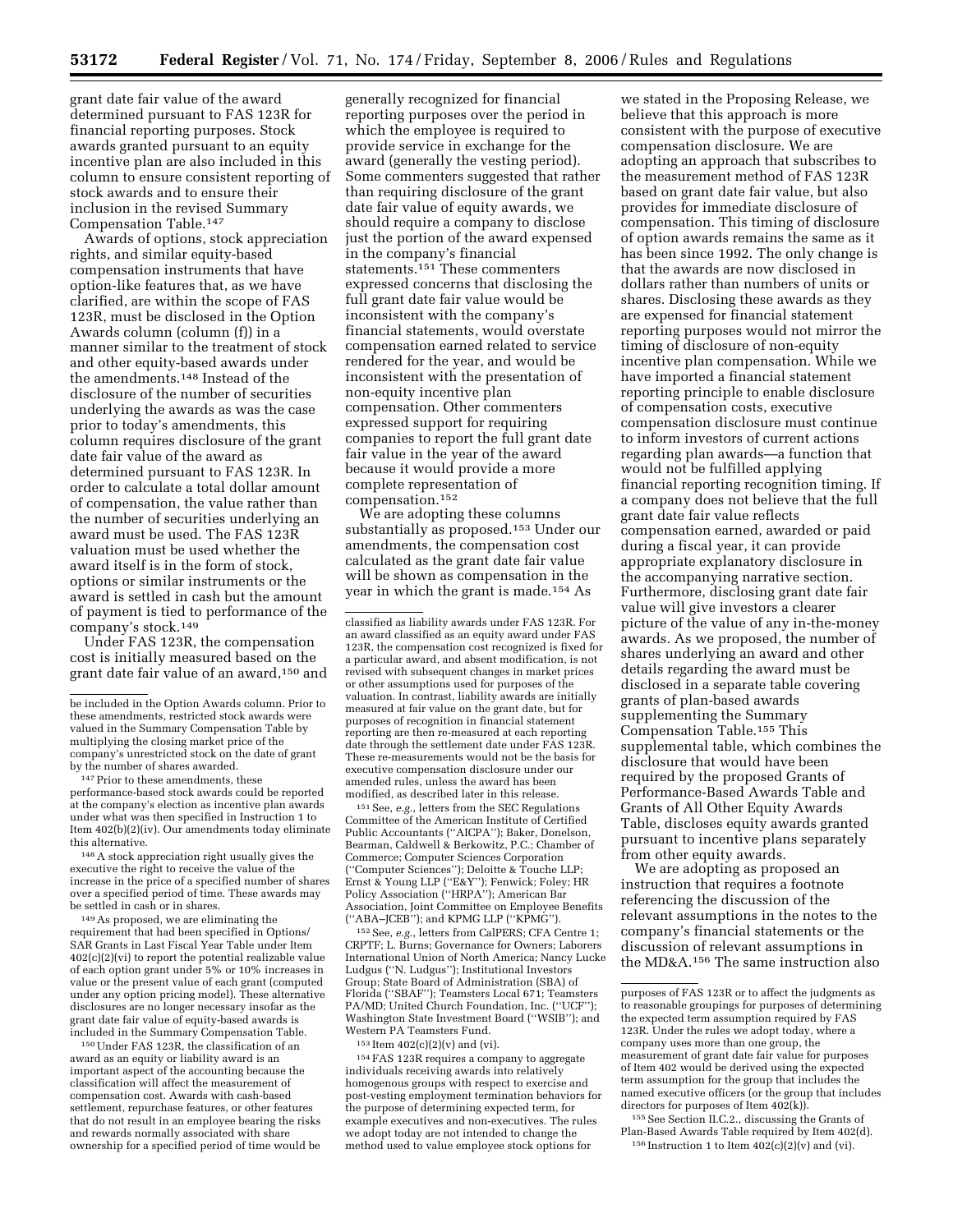grant date fair value of the award determined pursuant to FAS 123R for financial reporting purposes. Stock awards granted pursuant to an equity incentive plan are also included in this column to ensure consistent reporting of stock awards and to ensure their inclusion in the revised Summary Compensation Table.[147]

Awards of options, stock appreciation rights, and similar equity-based compensation instruments that have option-like features that, as we have clarified, are within the scope of FAS 123R, must be disclosed in the Option Awards column (column (f)) in a manner similar to the treatment of stock and other equity-based awards under the amendments.[148] Instead of the disclosure of the number of securities underlying the awards as was the case prior to today's amendments, this column requires disclosure of the grant date fair value of the award as determined pursuant to FAS 123R. In order to calculate a total dollar amount of compensation, the value rather than the number of securities underlying an award must be used. The FAS 123R valuation must be used whether the award itself is in the form of stock, options or similar instruments or the award is settled in cash but the amount of payment is tied to performance of the company's stock.[149]

Under FAS 123R, the compensation cost is initially measured based on the grant date fair value of an award,[150] and generally recognized for financial reporting purposes over the period in which the employee is required to provide service in exchange for the award (generally the vesting period). Some commenters suggested that rather than requiring disclosure of the grant date fair value of equity awards, we should require a company to disclose just the portion of the award expensed in the company's financial statements.[151] These commenters expressed concerns that disclosing the full grant date fair value would be inconsistent with the company's financial statements, would overstate compensation earned related to service rendered for the year, and would be inconsistent with the presentation of non-equity incentive plan compensation. Other commenters expressed support for requiring companies to report the full grant date fair value in the year of the award because it would provide a more complete representation of compensation.[152]

We are adopting these columns substantially as proposed.[153] Under our amendments, the compensation cost calculated as the grant date fair value will be shown as compensation in the year in which the grant is made.[154] As we stated in the Proposing Release, we believe that this approach is more consistent with the purpose of executive compensation disclosure. We are adopting an approach that subscribes to the measurement method of FAS 123R based on grant date fair value, but also provides for immediate disclosure of compensation. This timing of disclosure of option awards remains the same as it has been since 1992. The only change is that the awards are now disclosed in dollars rather than numbers of units or shares. Disclosing these awards as they are expensed for financial statement reporting purposes would not mirror the timing of disclosure of non-equity incentive plan compensation. While we have imported a financial statement reporting principle to enable disclosure of compensation costs, executive compensation disclosure must continue to inform investors of current actions regarding plan awards—a function that would not be fulfilled applying financial reporting recognition timing. If a company does not believe that the full grant date fair value reflects compensation earned, awarded or paid during a fiscal year, it can provide appropriate explanatory disclosure in the accompanying narrative section. Furthermore, disclosing grant date fair value will give investors a clearer picture of the value of any in-the-money awards. As we proposed, the number of shares underlying an award and other details regarding the award must be disclosed in a separate table covering grants of plan-based awards supplementing the Summary Compensation Table.[155] This supplemental table, which combines the disclosure that would have been required by the proposed Grants of Performance-Based Awards Table and Grants of All Other Equity Awards Table, discloses equity awards granted pursuant to incentive plans separately from other equity awards.

We are adopting as proposed an instruction that requires a footnote referencing the discussion of the relevant assumptions in the notes to the company's financial statements or the discussion of relevant assumptions in the MD&A.[156] The same instruction also

---

be included in the Option Awards column. Prior to these amendments, restricted stock awards were valued in the Summary Compensation Table by multiplying the closing market price of the company's unrestricted stock on the date of grant by the number of shares awarded.

[147] Prior to these amendments, these performance-based stock awards could be reported at the company's election as incentive plan awards under what was then specified in Instruction 1 to Item 402(b)(2)(iv). Our amendments today eliminate this alternative.

[148] A stock appreciation right usually gives the executive the right to receive the value of the increase in the price of a specified number of shares over a specified period of time. These awards may be settled in cash or in shares.

[149] As proposed, we are eliminating the requirement that had been specified in Options/SAR Grants in Last Fiscal Year Table under Item 402(c)(2)(vi) to report the potential realizable value of each option grant under 5% or 10% increases in value or the present value of each grant (computed under any option pricing model). These alternative disclosures are no longer necessary insofar as the grant date fair value of equity-based awards is included in the Summary Compensation Table.

[150] Under FAS 123R, the classification of an award as an equity or liability award is an important aspect of the accounting because the classification will affect the measurement of compensation cost. Awards with cash-based settlement, repurchase features, or other features that do not result in an employee bearing the risks and rewards normally associated with share ownership for a specified period of time would be classified as liability awards under FAS 123R. For an award classified as an equity award under FAS 123R, the compensation cost recognized is fixed for a particular award, and absent modification, is not revised with subsequent changes in market prices or other assumptions used for purposes of the valuation. In contrast, liability awards are initially measured at fair value on the grant date, but for purposes of recognition in financial statement reporting are then re-measured at each reporting date through the settlement date under FAS 123R. These re-measurements would not be the basis for executive compensation disclosure under our amended rules, unless the award has been modified, as described later in this release.

[151] See, *e.g.*, letters from the SEC Regulations Committee of the American Institute of Certified Public Accountants (''AICPA''); Baker, Donelson, Bearman, Caldwell & Berkowitz, P.C.; Chamber of Commerce; Computer Sciences Corporation (''Computer Sciences''); Deloitte & Touche LLP; Ernst & Young LLP (''E&Y''); Fenwick; Foley; HR Policy Association (''HRPA''); American Bar Association, Joint Committee on Employee Benefits (''ABA–JCEB''); and KPMG LLP (''KPMG'').

[152] See, *e.g.*, letters from CalPERS; CFA Centre 1; CRPTF; L. Burns; Governance for Owners; Laborers International Union of North America; Nancy Lucke Ludgus (''N. Ludgus''); Institutional Investors Group; State Board of Administration (SBA) of Florida (''SBAF''); Teamsters Local 671; Teamsters PA/MD; United Church Foundation, Inc. (''UCF''); Washington State Investment Board (''WSIB''); and Western PA Teamsters Fund.

[153] Item 402(c)(2)(v) and (vi).

[154] FAS 123R requires a company to aggregate individuals receiving awards into relatively homogenous groups with respect to exercise and post-vesting employment termination behaviors for the purpose of determining expected term, for example executives and non-executives. The rules we adopt today are not intended to change the method used to value employee stock options for purposes of FAS 123R or to affect the judgments as to reasonable groupings for purposes of determining the expected term assumption required by FAS 123R. Under the rules we adopt today, where a company uses more than one group, the measurement of grant date fair value for purposes of Item 402 would be derived using the expected term assumption for the group that includes the named executive officers (or the group that includes directors for purposes of Item 402(k)).

[155] See Section II.C.2., discussing the Grants of Plan-Based Awards Table required by Item 402(d).

[156] Instruction 1 to Item 402(c)(2)(v) and (vi).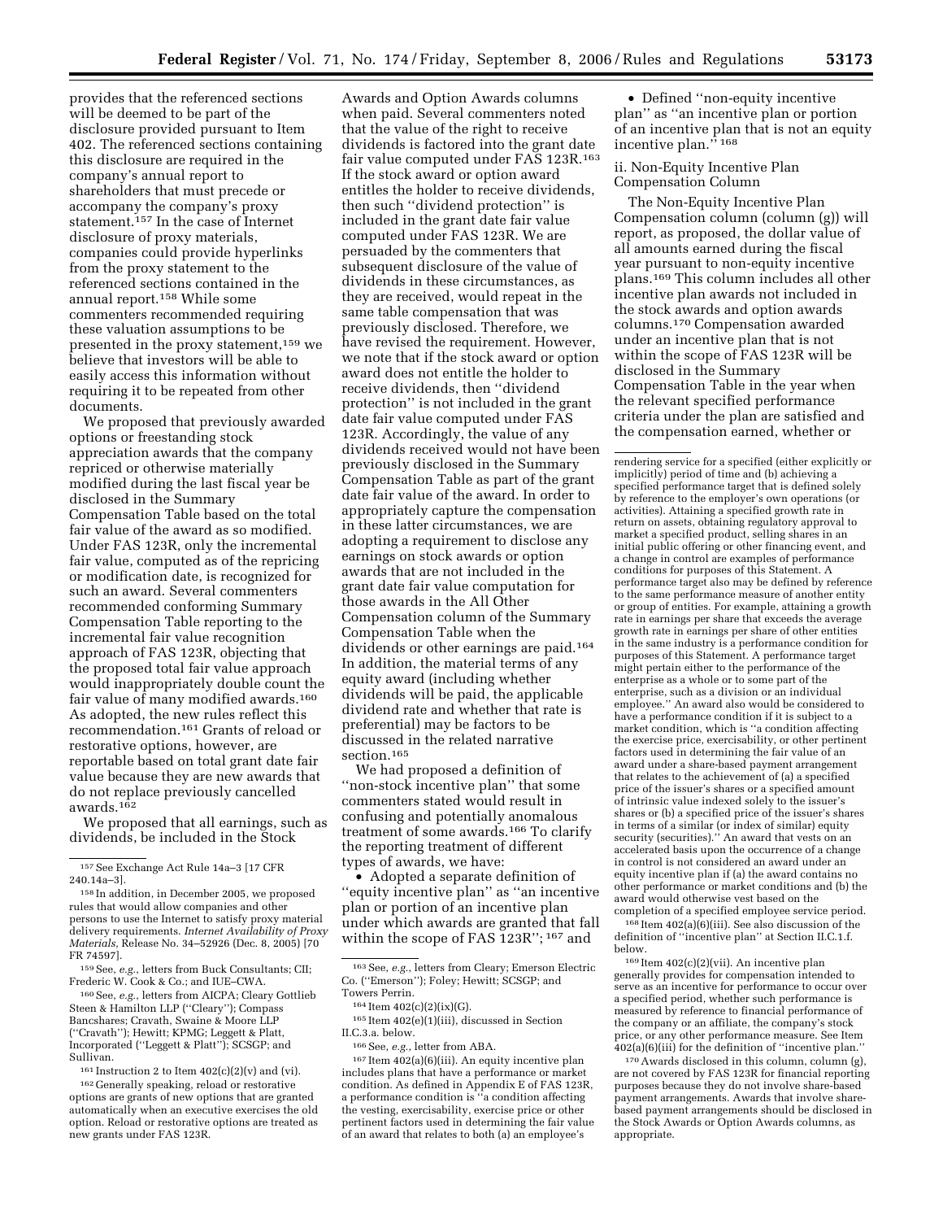provides that the referenced sections will be deemed to be part of the disclosure provided pursuant to Item 402. The referenced sections containing this disclosure are required in the company's annual report to shareholders that must precede or accompany the company's proxy statement.[157] In the case of Internet disclosure of proxy materials, companies could provide hyperlinks from the proxy statement to the referenced sections contained in the annual report.[158] While some commenters recommended requiring these valuation assumptions to be presented in the proxy statement,[159] we believe that investors will be able to easily access this information without requiring it to be repeated from other documents.

We proposed that previously awarded options or freestanding stock appreciation awards that the company repriced or otherwise materially modified during the last fiscal year be disclosed in the Summary Compensation Table based on the total fair value of the award as so modified. Under FAS 123R, only the incremental fair value, computed as of the repricing or modification date, is recognized for such an award. Several commenters recommended conforming Summary Compensation Table reporting to the incremental fair value recognition approach of FAS 123R, objecting that the proposed total fair value approach would inappropriately double count the fair value of many modified awards.[160] As adopted, the new rules reflect this recommendation.[161] Grants of reload or restorative options, however, are reportable based on total grant date fair value because they are new awards that do not replace previously cancelled awards.[162]

We proposed that all earnings, such as dividends, be included in the Stock Awards and Option Awards columns when paid. Several commenters noted that the value of the right to receive dividends is factored into the grant date fair value computed under FAS 123R.[163] If the stock award or option award entitles the holder to receive dividends, then such "dividend protection" is included in the grant date fair value computed under FAS 123R. We are persuaded by the commenters that subsequent disclosure of the value of dividends in these circumstances, as they are received, would repeat in the same table compensation that was previously disclosed. Therefore, we have revised the requirement. However, we note that if the stock award or option award does not entitle the holder to receive dividends, then "dividend protection" is not included in the grant date fair value computed under FAS 123R. Accordingly, the value of any dividends received would not have been previously disclosed in the Summary Compensation Table as part of the grant date fair value of the award. In order to appropriately capture the compensation in these latter circumstances, we are adopting a requirement to disclose any earnings on stock awards or option awards that are not included in the grant date fair value computation for those awards in the All Other Compensation column of the Summary Compensation Table when the dividends or other earnings are paid.[164] In addition, the material terms of any equity award (including whether dividends will be paid, the applicable dividend rate and whether that rate is preferential) may be factors to be discussed in the related narrative section.[165]

We had proposed a definition of "non-stock incentive plan" that some commenters stated would result in confusing and potentially anomalous treatment of some awards.[166] To clarify the reporting treatment of different types of awards, we have:

- Adopted a separate definition of "equity incentive plan" as "an incentive plan or portion of an incentive plan under which awards are granted that fall within the scope of FAS 123R";[167] and
- Defined "non-equity incentive plan" as "an incentive plan or portion of an incentive plan that is not an equity incentive plan."[168]

ii. Non-Equity Incentive Plan Compensation Column

The Non-Equity Incentive Plan Compensation column (column (g)) will report, as proposed, the dollar value of all amounts earned during the fiscal year pursuant to non-equity incentive plans.[169] This column includes all other incentive plan awards not included in the stock awards and option awards columns.[170] Compensation awarded under an incentive plan that is not within the scope of FAS 123R will be disclosed in the Summary Compensation Table in the year when the relevant specified performance criteria under the plan are satisfied and the compensation earned, whether or

---

[157] See Exchange Act Rule 14a–3 [17 CFR 240.14a–3].

[158] In addition, in December 2005, we proposed rules that would allow companies and other persons to use the Internet to satisfy proxy material delivery requirements. *Internet Availability of Proxy Materials*, Release No. 34–52926 (Dec. 8, 2005) [70 FR 74597].

[159] See, *e.g.*, letters from Buck Consultants; CII; Frederic W. Cook & Co.; and IUE–CWA.

[160] See, *e.g.*, letters from AICPA; Cleary Gottlieb Steen & Hamilton LLP ("Cleary"); Compass Bancshares; Cravath, Swaine & Moore LLP ("Cravath"); Hewitt; KPMG; Leggett & Platt, Incorporated ("Leggett & Platt"); SCSGP; and Sullivan.

[161] Instruction 2 to Item 402(c)(2)(v) and (vi).

[162] Generally speaking, reload or restorative options are grants of new options that are granted automatically when an executive exercises the old option. Reload or restorative options are treated as new grants under FAS 123R.

[163] See, *e.g.*, letters from Cleary; Emerson Electric Co. ("Emerson"); Foley; Hewitt; SCSGP; and Towers Perrin.

[164] Item 402(c)(2)(ix)(G).

[165] Item 402(e)(1)(iii), discussed in Section II.C.3.a. below.

[166] See, *e.g.*, letter from ABA.

[167] Item 402(a)(6)(iii). An equity incentive plan includes plans that have a performance or market condition. As defined in Appendix E of FAS 123R, a performance condition is "a condition affecting the vesting, exercisability, exercise price or other pertinent factors used in determining the fair value of an award that relates to both (a) an employee's rendering service for a specified (either explicitly or implicitly) period of time and (b) achieving a specified performance target that is defined solely by reference to the employer's own operations (or activities). Attaining a specified growth rate in return on assets, obtaining regulatory approval to market a specified product, selling shares in an initial public offering or other financing event, and a change in control are examples of performance conditions for purposes of this Statement. A performance target also may be defined by reference to the same performance measure of another entity or group of entities. For example, attaining a growth rate in earnings per share that exceeds the average growth rate in earnings per share of other entities in the same industry is a performance condition for purposes of this Statement. A performance target might pertain either to the performance of the enterprise as a whole or to some part of the enterprise, such as a division or an individual employee." An award also would be considered to have a performance condition if it is subject to a market condition, which is "a condition affecting the exercise price, exercisability, or other pertinent factors used in determining the fair value of an award under a share-based payment arrangement that relates to the achievement of (a) a specified price of the issuer's shares or a specified amount of intrinsic value indexed solely to the issuer's shares or (b) a specified price of the issuer's shares in terms of a similar (or index of similar) equity security (securities)." An award that vests on an accelerated basis upon the occurrence of a change in control is not considered an award under an equity incentive plan if (a) the award contains no other performance or market conditions and (b) the award would otherwise vest based on the completion of a specified employee service period.

[168] Item 402(a)(6)(iii). See also discussion of the definition of "incentive plan" at Section II.C.1.f. below.

[169] Item 402(c)(2)(vii). An incentive plan generally provides for compensation intended to serve as an incentive for performance to occur over a specified period, whether such performance is measured by reference to financial performance of the company or an affiliate, the company's stock price, or any other performance measure. See Item 402(a)(6)(iii) for the definition of "incentive plan."

[170] Awards disclosed in this column, column (g), are not covered by FAS 123R for financial reporting purposes because they do not involve share-based payment arrangements. Awards that involve share-based payment arrangements should be disclosed in the Stock Awards or Option Awards columns, as appropriate.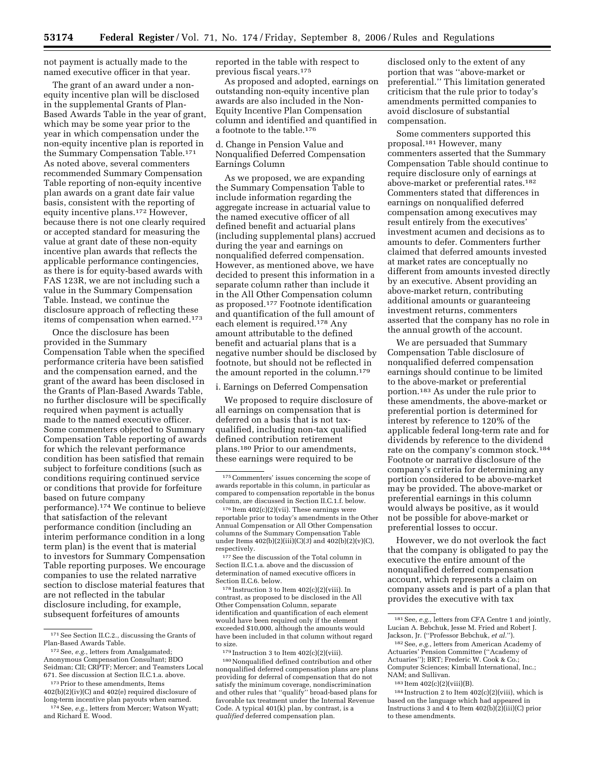not payment is actually made to the named executive officer in that year.

The grant of an award under a non-equity incentive plan will be disclosed in the supplemental Grants of Plan-Based Awards Table in the year of grant, which may be some year prior to the year in which compensation under the non-equity incentive plan is reported in the Summary Compensation Table.[171] As noted above, several commenters recommended Summary Compensation Table reporting of non-equity incentive plan awards on a grant date fair value basis, consistent with the reporting of equity incentive plans.[172] However, because there is not one clearly required or accepted standard for measuring the value at grant date of these non-equity incentive plan awards that reflects the applicable performance contingencies, as there is for equity-based awards with FAS 123R, we are not including such a value in the Summary Compensation Table. Instead, we continue the disclosure approach of reflecting these items of compensation when earned.[173]

Once the disclosure has been provided in the Summary Compensation Table when the specified performance criteria have been satisfied and the compensation earned, and the grant of the award has been disclosed in the Grants of Plan-Based Awards Table, no further disclosure will be specifically required when payment is actually made to the named executive officer. Some commenters objected to Summary Compensation Table reporting of awards for which the relevant performance condition has been satisfied that remain subject to forfeiture conditions (such as conditions requiring continued service or conditions that provide for forfeiture based on future company performance).[174] We continue to believe that satisfaction of the relevant performance condition (including an interim performance condition in a long term plan) is the event that is material to investors for Summary Compensation Table reporting purposes. We encourage companies to use the related narrative section to disclose material features that are not reflected in the tabular disclosure including, for example, subsequent forfeitures of amounts reported in the table with respect to previous fiscal years.[175]

As proposed and adopted, earnings on outstanding non-equity incentive plan awards are also included in the Non-Equity Incentive Plan Compensation column and identified and quantified in a footnote to the table.[176]

d. Change in Pension Value and Nonqualified Deferred Compensation Earnings Column

As we proposed, we are expanding the Summary Compensation Table to include information regarding the aggregate increase in actuarial value to the named executive officer of all defined benefit and actuarial plans (including supplemental plans) accrued during the year and earnings on nonqualified deferred compensation. However, as mentioned above, we have decided to present this information in a separate column rather than include it in the All Other Compensation column as proposed.[177] Footnote identification and quantification of the full amount of each element is required.[178] Any amount attributable to the defined benefit and actuarial plans that is a negative number should be disclosed by footnote, but should not be reflected in the amount reported in the column.[179]

i. Earnings on Deferred Compensation

We proposed to require disclosure of all earnings on compensation that is deferred on a basis that is not tax-qualified, including non-tax qualified defined contribution retirement plans.[180] Prior to our amendments, these earnings were required to be disclosed only to the extent of any portion that was ''above-market or preferential.'' This limitation generated criticism that the rule prior to today's amendments permitted companies to avoid disclosure of substantial compensation.

Some commenters supported this proposal.[181] However, many commenters asserted that the Summary Compensation Table should continue to require disclosure only of earnings at above-market or preferential rates.[182] Commenters stated that differences in earnings on nonqualified deferred compensation among executives may result entirely from the executives' investment acumen and decisions as to amounts to defer. Commenters further claimed that deferred amounts invested at market rates are conceptually no different from amounts invested directly by an executive. Absent providing an above-market return, contributing additional amounts or guaranteeing investment returns, commenters asserted that the company has no role in the annual growth of the account.

We are persuaded that Summary Compensation Table disclosure of nonqualified deferred compensation earnings should continue to be limited to the above-market or preferential portion.[183] As under the rule prior to these amendments, the above-market or preferential portion is determined for interest by reference to 120% of the applicable federal long-term rate and for dividends by reference to the dividend rate on the company's common stock.[184] Footnote or narrative disclosure of the company's criteria for determining any portion considered to be above-market may be provided. The above-market or preferential earnings in this column would always be positive, as it would not be possible for above-market or preferential losses to occur.

However, we do not overlook the fact that the company is obligated to pay the executive the entire amount of the nonqualified deferred compensation account, which represents a claim on company assets and is part of a plan that provides the executive with tax

---

[171] See Section II.C.2., discussing the Grants of Plan-Based Awards Table.

[172] See, *e.g.*, letters from Amalgamated; Anonymous Compensation Consultant; BDO Seidman; CII; CRPTF; Mercer; and Teamsters Local 671. See discussion at Section II.C.1.a. above.

[173] Prior to these amendments, Items 402(b)(2)(iv)(C) and 402(e) required disclosure of long-term incentive plan payouts when earned.

[174] See, *e.g.*, letters from Mercer; Watson Wyatt; and Richard E. Wood.

[175] Commenters' issues concerning the scope of awards reportable in this column, in particular as compared to compensation reportable in the bonus column, are discussed in Section II.C.1.f. below.

[176] Item 402(c)(2)(vii). These earnings were reportable prior to today's amendments in the Other Annual Compensation or All Other Compensation columns of the Summary Compensation Table under Items 402(b)(2)(iii)(C)(*3*) and 402(b)(2)(v)(C), respectively.

[177] See the discussion of the Total column in Section II.C.1.a. above and the discussion of determination of named executive officers in Section II.C.6. below.

[178] Instruction 3 to Item 402(c)(2)(viii). In contrast, as proposed to be disclosed in the All Other Compensation Column, separate identification and quantification of each element would have been required only if the element exceeded $10,000, although the amounts would have been included in that column without regard to size.

[179] Instruction 3 to Item 402(c)(2)(viii).

[180] Nonqualified defined contribution and other nonqualified deferred compensation plans are plans providing for deferral of compensation that do not satisfy the minimum coverage, nondiscrimination and other rules that ''qualify'' broad-based plans for favorable tax treatment under the Internal Revenue Code. A typical 401(k) plan, by contrast, is a *qualified* deferred compensation plan.

[181] See, *e.g.*, letters from CFA Centre 1 and jointly, Lucian A. Bebchuk, Jesse M. Fried and Robert J. Jackson, Jr. (''Professor Bebchuk, *et al.*'').

[182] See, *e.g.*, letters from American Academy of Actuaries' Pension Committee (''Academy of Actuaries''); BRT; Frederic W. Cook & Co.; Computer Sciences; Kimball International, Inc.; NAM; and Sullivan.

[183] Item 402(c)(2)(viii)(B).

[184] Instruction 2 to Item 402(c)(2)(viii), which is based on the language which had appeared in Instructions 3 and 4 to Item 402(b)(2)(iii)(C) prior to these amendments.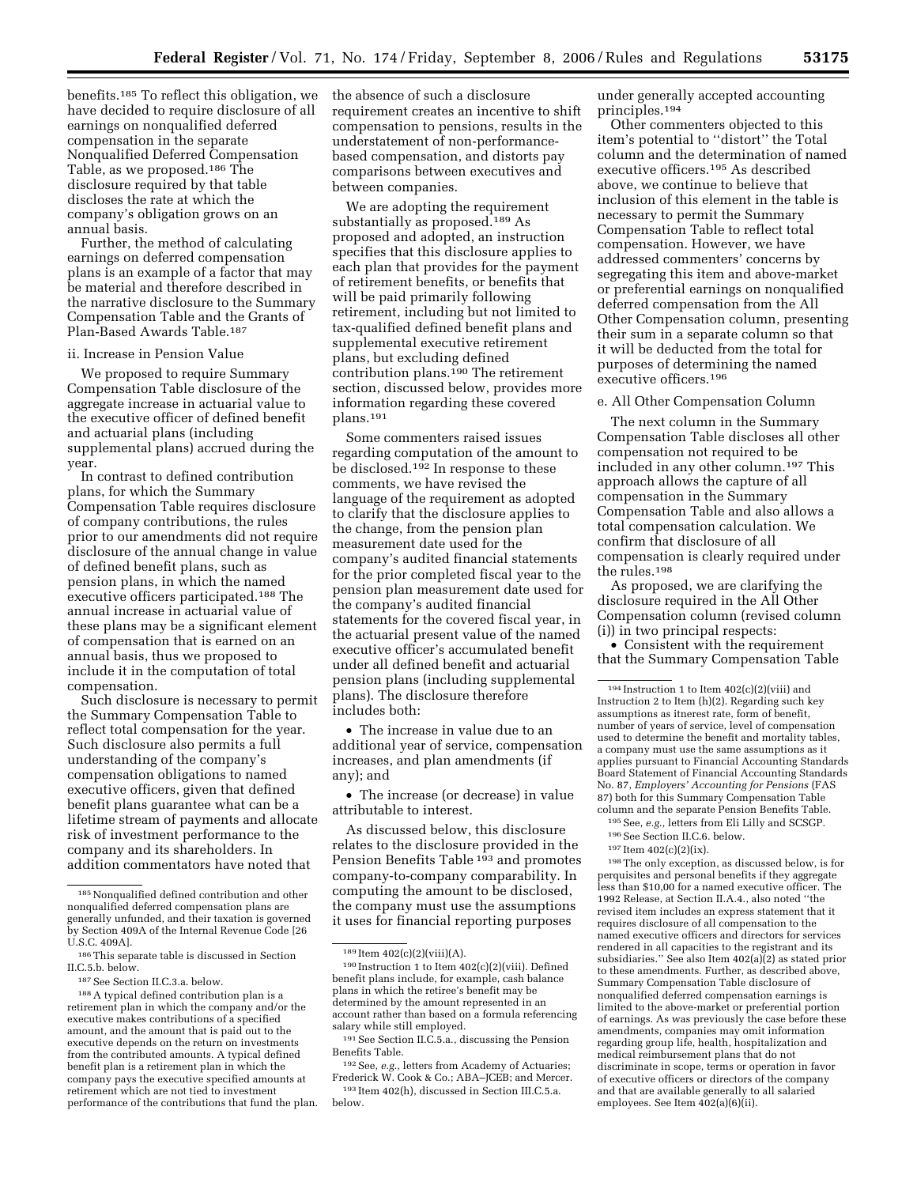benefits.[185] To reflect this obligation, we have decided to require disclosure of all earnings on nonqualified deferred compensation in the separate Nonqualified Deferred Compensation Table, as we proposed.[186] The disclosure required by that table discloses the rate at which the company's obligation grows on an annual basis.

Further, the method of calculating earnings on deferred compensation plans is an example of a factor that may be material and therefore described in the narrative disclosure to the Summary Compensation Table and the Grants of Plan-Based Awards Table.[187]

ii. Increase in Pension Value

We proposed to require Summary Compensation Table disclosure of the aggregate increase in actuarial value to the executive officer of defined benefit and actuarial plans (including supplemental plans) accrued during the year.

In contrast to defined contribution plans, for which the Summary Compensation Table requires disclosure of company contributions, the rules prior to our amendments did not require disclosure of the annual change in value of defined benefit plans, such as pension plans, in which the named executive officers participated.[188] The annual increase in actuarial value of these plans may be a significant element of compensation that is earned on an annual basis, thus we proposed to include it in the computation of total compensation.

Such disclosure is necessary to permit the Summary Compensation Table to reflect total compensation for the year. Such disclosure also permits a full understanding of the company's compensation obligations to named executive officers, given that defined benefit plans guarantee what can be a lifetime stream of payments and allocate risk of investment performance to the company and its shareholders. In addition commentators have noted that the absence of such a disclosure requirement creates an incentive to shift compensation to pensions, results in the understatement of non-performance-based compensation, and distorts pay comparisons between executives and between companies.

We are adopting the requirement substantially as proposed.[189] As proposed and adopted, an instruction specifies that this disclosure applies to each plan that provides for the payment of retirement benefits, or benefits that will be paid primarily following retirement, including but not limited to tax-qualified defined benefit plans and supplemental executive retirement plans, but excluding defined contribution plans.[190] The retirement section, discussed below, provides more information regarding these covered plans.[191]

Some commenters raised issues regarding computation of the amount to be disclosed.[192] In response to these comments, we have revised the language of the requirement as adopted to clarify that the disclosure applies to the change, from the pension plan measurement date used for the company's audited financial statements for the prior completed fiscal year to the pension plan measurement date used for the company's audited financial statements for the covered fiscal year, in the actuarial present value of the named executive officer's accumulated benefit under all defined benefit and actuarial pension plans (including supplemental plans). The disclosure therefore includes both:

- The increase in value due to an additional year of service, compensation increases, and plan amendments (if any); and
- The increase (or decrease) in value attributable to interest.

As discussed below, this disclosure relates to the disclosure provided in the Pension Benefits Table[193] and promotes company-to-company comparability. In computing the amount to be disclosed, the company must use the assumptions it uses for financial reporting purposes under generally accepted accounting principles.[194]

Other commenters objected to this item's potential to "distort" the Total column and the determination of named executive officers.[195] As described above, we continue to believe that inclusion of this element in the table is necessary to permit the Summary Compensation Table to reflect total compensation. However, we have addressed commenters' concerns by segregating this item and above-market or preferential earnings on nonqualified deferred compensation from the All Other Compensation column, presenting their sum in a separate column so that it will be deducted from the total for purposes of determining the named executive officers.[196]

e. All Other Compensation Column

The next column in the Summary Compensation Table discloses all other compensation not required to be included in any other column.[197] This approach allows the capture of all compensation in the Summary Compensation Table and also allows a total compensation calculation. We confirm that disclosure of all compensation is clearly required under the rules.[198]

As proposed, we are clarifying the disclosure required in the All Other Compensation column (revised column (i)) in two principal respects:

- Consistent with the requirement that the Summary Compensation Table

---

[185] Nonqualified defined contribution and other nonqualified deferred compensation plans are generally unfunded, and their taxation is governed by Section 409A of the Internal Revenue Code [26 U.S.C. 409A].

[186] This separate table is discussed in Section II.C.5.b. below.

[187] See Section II.C.3.a. below.

[188] A typical defined contribution plan is a retirement plan in which the company and/or the executive makes contributions of a specified amount, and the amount that is paid out to the executive depends on the return on investments from the contributed amounts. A typical defined benefit plan is a retirement plan in which the company pays the executive specified amounts at retirement which are not tied to investment performance of the contributions that fund the plan.

[189] Item 402(c)(2)(viii)(A).

[190] Instruction 1 to Item 402(c)(2)(viii). Defined benefit plans include, for example, cash balance plans in which the retiree's benefit may be determined by the amount represented in an account rather than based on a formula referencing salary while still employed.

[191] See Section II.C.5.a., discussing the Pension Benefits Table.

[192] See, *e.g.,* letters from Academy of Actuaries; Frederick W. Cook & Co.; ABA–JCEB; and Mercer.

[193] Item 402(h), discussed in Section III.C.5.a. below.

[194] Instruction 1 to Item 402(c)(2)(viii) and Instruction 2 to Item (h)(2). Regarding such key assumptions as itnerest rate, form of benefit, number of years of service, level of compensation used to determine the benefit and mortality tables, a company must use the same assumptions as it applies pursuant to Financial Accounting Standards Board Statement of Financial Accounting Standards No. 87, *Employers' Accounting for Pensions* (FAS 87) both for this Summary Compensation Table column and the separate Pension Benefits Table.

[195] See, *e.g.,* letters from Eli Lilly and SCSGP.

[196] See Section II.C.6. below.

[197] Item 402(c)(2)(ix).

[198] The only exception, as discussed below, is for perquisites and personal benefits if they aggregate less than $10,00 for a named executive officer. The 1992 Release, at Section II.A.4., also noted "the revised item includes an express statement that it requires disclosure of all compensation to the named executive officers and directors for services rendered in all capacities to the registrant and its subsidiaries." See also Item 402(a)(2) as stated prior to these amendments. Further, as described above, Summary Compensation Table disclosure of nonqualified deferred compensation earnings is limited to the above-market or preferential portion of earnings. As was previously the case before these amendments, companies may omit information regarding group life, health, hospitalization and medical reimbursement plans that do not discriminate in scope, terms or operation in favor of executive officers or directors of the company and that are available generally to all salaried employees. See Item 402(a)(6)(ii).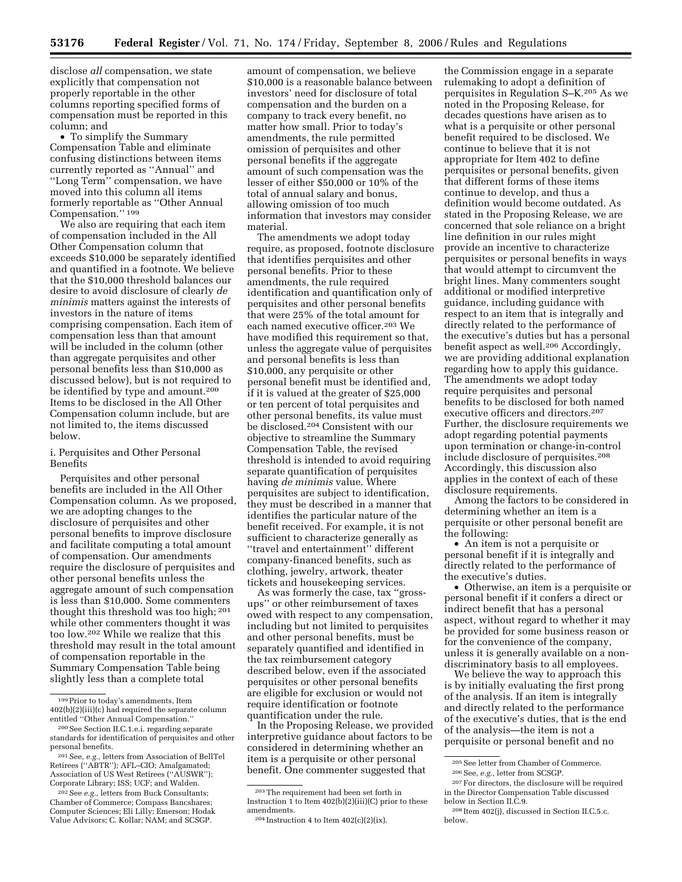disclose *all* compensation, we state explicitly that compensation not properly reportable in the other columns reporting specified forms of compensation must be reported in this column; and

- To simplify the Summary Compensation Table and eliminate confusing distinctions between items currently reported as ''Annual'' and ''Long Term'' compensation, we have moved into this column all items formerly reportable as ''Other Annual Compensation.'' [199]

We also are requiring that each item of compensation included in the All Other Compensation column that exceeds $10,000 be separately identified and quantified in a footnote. We believe that the $10,000 threshold balances our desire to avoid disclosure of clearly *de minimis* matters against the interests of investors in the nature of items comprising compensation. Each item of compensation less than that amount will be included in the column (other than aggregate perquisites and other personal benefits less than $10,000 as discussed below), but is not required to be identified by type and amount.[200] Items to be disclosed in the All Other Compensation column include, but are not limited to, the items discussed below.

i. Perquisites and Other Personal Benefits

Perquisites and other personal benefits are included in the All Other Compensation column. As we proposed, we are adopting changes to the disclosure of perquisites and other personal benefits to improve disclosure and facilitate computing a total amount of compensation. Our amendments require the disclosure of perquisites and other personal benefits unless the aggregate amount of such compensation is less than $10,000. Some commenters thought this threshold was too high; [201] while other commenters thought it was too low.[202] While we realize that this threshold may result in the total amount of compensation reportable in the Summary Compensation Table being slightly less than a complete total amount of compensation, we believe $10,000 is a reasonable balance between investors' need for disclosure of total compensation and the burden on a company to track every benefit, no matter how small. Prior to today's amendments, the rule permitted omission of perquisites and other personal benefits if the aggregate amount of such compensation was the lesser of either $50,000 or 10% of the total of annual salary and bonus, allowing omission of too much information that investors may consider material.

The amendments we adopt today require, as proposed, footnote disclosure that identifies perquisites and other personal benefits. Prior to these amendments, the rule required identification and quantification only of perquisites and other personal benefits that were 25% of the total amount for each named executive officer.[203] We have modified this requirement so that, unless the aggregate value of perquisites and personal benefits is less than $10,000, any perquisite or other personal benefit must be identified and, if it is valued at the greater of $25,000 or ten percent of total perquisites and other personal benefits, its value must be disclosed.[204] Consistent with our objective to streamline the Summary Compensation Table, the revised threshold is intended to avoid requiring separate quantification of perquisites having *de minimis* value. Where perquisites are subject to identification, they must be described in a manner that identifies the particular nature of the benefit received. For example, it is not sufficient to characterize generally as ''travel and entertainment'' different company-financed benefits, such as clothing, jewelry, artwork, theater tickets and housekeeping services.

As was formerly the case, tax ''gross-ups'' or other reimbursement of taxes owed with respect to any compensation, including but not limited to perquisites and other personal benefits, must be separately quantified and identified in the tax reimbursement category described below, even if the associated perquisites or other personal benefits are eligible for exclusion or would not require identification or footnote quantification under the rule.

In the Proposing Release, we provided interpretive guidance about factors to be considered in determining whether an item is a perquisite or other personal benefit. One commenter suggested that the Commission engage in a separate rulemaking to adopt a definition of perquisites in Regulation S–K.[205] As we noted in the Proposing Release, for decades questions have arisen as to what is a perquisite or other personal benefit required to be disclosed. We continue to believe that it is not appropriate for Item 402 to define perquisites or personal benefits, given that different forms of these items continue to develop, and thus a definition would become outdated. As stated in the Proposing Release, we are concerned that sole reliance on a bright line definition in our rules might provide an incentive to characterize perquisites or personal benefits in ways that would attempt to circumvent the bright lines. Many commenters sought additional or modified interpretive guidance, including guidance with respect to an item that is integrally and directly related to the performance of the executive's duties but has a personal benefit aspect as well.[206] Accordingly, we are providing additional explanation regarding how to apply this guidance. The amendments we adopt today require perquisites and personal benefits to be disclosed for both named executive officers and directors.[207] Further, the disclosure requirements we adopt regarding potential payments upon termination or change-in-control include disclosure of perquisites.[208] Accordingly, this discussion also applies in the context of each of these disclosure requirements.

Among the factors to be considered in determining whether an item is a perquisite or other personal benefit are the following:

- An item is not a perquisite or personal benefit if it is integrally and directly related to the performance of the executive's duties.
- Otherwise, an item is a perquisite or personal benefit if it confers a direct or indirect benefit that has a personal aspect, without regard to whether it may be provided for some business reason or for the convenience of the company, unless it is generally available on a non-discriminatory basis to all employees.

We believe the way to approach this is by initially evaluating the first prong of the analysis. If an item is integrally and directly related to the performance of the executive's duties, that is the end of the analysis—the item is not a perquisite or personal benefit and no

---

[199] Prior to today's amendments, Item 402(b)(2)(iii)(c) had required the separate column entitled ''Other Annual Compensation.''

[200] See Section II.C.1.e.i. regarding separate standards for identification of perquisites and other personal benefits.

[201] See, *e.g.*, letters from Association of BellTel Retirees (''ABTR''); AFL–CIO; Amalgamated; Association of US West Retirees (''AUSWR''); Corporate Library; ISS; UCF; and Walden.

[202] See *e.g.*, letters from Buck Consultants; Chamber of Commerce; Compass Bancshares; Computer Sciences; Eli Lilly; Emerson; Hodak Value Advisors; C. Kollar; NAM; and SCSGP.

[203] The requirement had been set forth in Instruction 1 to Item 402(b)(2)(iii)(C) prior to these amendments.

[204] Instruction 4 to Item 402(c)(2)(ix).

[205] See letter from Chamber of Commerce.

[206] See, *e.g.*, letter from SCSGP.

[207] For directors, the disclosure will be required in the Director Compensation Table discussed below in Section II.C.9.

[208] Item 402(j), discussed in Section II.C.5.c. below.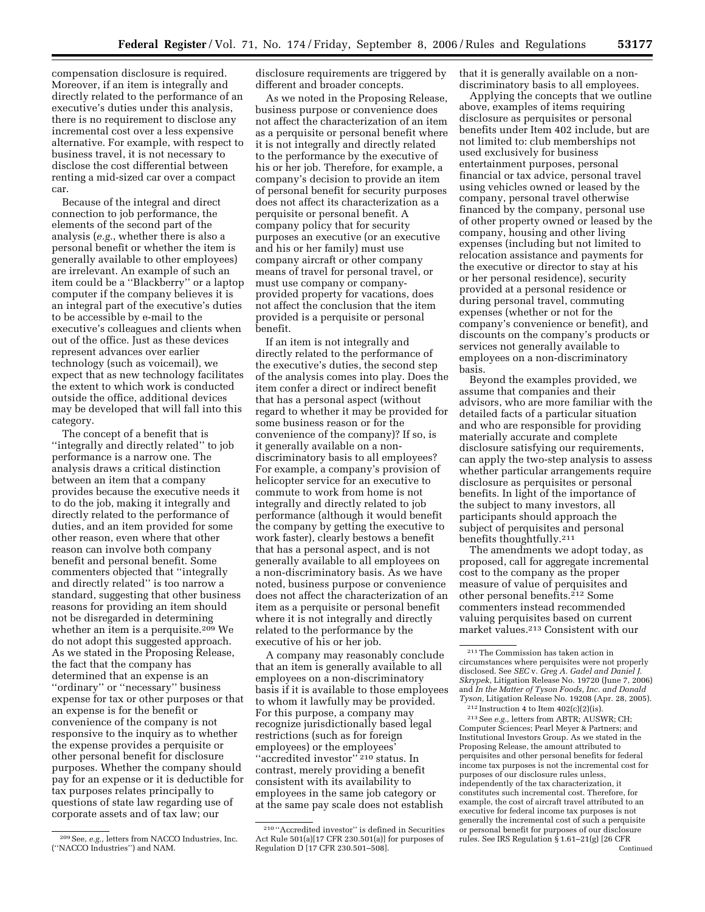compensation disclosure is required. Moreover, if an item is integrally and directly related to the performance of an executive's duties under this analysis, there is no requirement to disclose any incremental cost over a less expensive alternative. For example, with respect to business travel, it is not necessary to disclose the cost differential between renting a mid-sized car over a compact car.

Because of the integral and direct connection to job performance, the elements of the second part of the analysis (*e.g.*, whether there is also a personal benefit or whether the item is generally available to other employees) are irrelevant. An example of such an item could be a ''Blackberry'' or a laptop computer if the company believes it is an integral part of the executive's duties to be accessible by e-mail to the executive's colleagues and clients when out of the office. Just as these devices represent advances over earlier technology (such as voicemail), we expect that as new technology facilitates the extent to which work is conducted outside the office, additional devices may be developed that will fall into this category.

The concept of a benefit that is ''integrally and directly related'' to job performance is a narrow one. The analysis draws a critical distinction between an item that a company provides because the executive needs it to do the job, making it integrally and directly related to the performance of duties, and an item provided for some other reason, even where that other reason can involve both company benefit and personal benefit. Some commenters objected that ''integrally and directly related'' is too narrow a standard, suggesting that other business reasons for providing an item should not be disregarded in determining whether an item is a perquisite.[209] We do not adopt this suggested approach. As we stated in the Proposing Release, the fact that the company has determined that an expense is an ''ordinary'' or ''necessary'' business expense for tax or other purposes or that an expense is for the benefit or convenience of the company is not responsive to the inquiry as to whether the expense provides a perquisite or other personal benefit for disclosure purposes. Whether the company should pay for an expense or it is deductible for tax purposes relates principally to questions of state law regarding use of corporate assets and of tax law; our disclosure requirements are triggered by different and broader concepts.

As we noted in the Proposing Release, business purpose or convenience does not affect the characterization of an item as a perquisite or personal benefit where it is not integrally and directly related to the performance by the executive of his or her job. Therefore, for example, a company's decision to provide an item of personal benefit for security purposes does not affect its characterization as a perquisite or personal benefit. A company policy that for security purposes an executive (or an executive and his or her family) must use company aircraft or other company means of travel for personal travel, or must use company or company-provided property for vacations, does not affect the conclusion that the item provided is a perquisite or personal benefit.

If an item is not integrally and directly related to the performance of the executive's duties, the second step of the analysis comes into play. Does the item confer a direct or indirect benefit that has a personal aspect (without regard to whether it may be provided for some business reason or for the convenience of the company)? If so, is it generally available on a non-discriminatory basis to all employees? For example, a company's provision of helicopter service for an executive to commute to work from home is not integrally and directly related to job performance (although it would benefit the company by getting the executive to work faster), clearly bestows a benefit that has a personal aspect, and is not generally available to all employees on a non-discriminatory basis. As we have noted, business purpose or convenience does not affect the characterization of an item as a perquisite or personal benefit where it is not integrally and directly related to the performance by the executive of his or her job.

A company may reasonably conclude that an item is generally available to all employees on a non-discriminatory basis if it is available to those employees to whom it lawfully may be provided. For this purpose, a company may recognize jurisdictionally based legal restrictions (such as for foreign employees) or the employees' ''accredited investor''[210] status. In contrast, merely providing a benefit consistent with its availability to employees in the same job category or at the same pay scale does not establish that it is generally available on a non-discriminatory basis to all employees.

Applying the concepts that we outline above, examples of items requiring disclosure as perquisites or personal benefits under Item 402 include, but are not limited to: club memberships not used exclusively for business entertainment purposes, personal financial or tax advice, personal travel using vehicles owned or leased by the company, personal travel otherwise financed by the company, personal use of other property owned or leased by the company, housing and other living expenses (including but not limited to relocation assistance and payments for the executive or director to stay at his or her personal residence), security provided at a personal residence or during personal travel, commuting expenses (whether or not for the company's convenience or benefit), and discounts on the company's products or services not generally available to employees on a non-discriminatory basis.

Beyond the examples provided, we assume that companies and their advisors, who are more familiar with the detailed facts of a particular situation and who are responsible for providing materially accurate and complete disclosure satisfying our requirements, can apply the two-step analysis to assess whether particular arrangements require disclosure as perquisites or personal benefits. In light of the importance of the subject to many investors, all participants should approach the subject of perquisites and personal benefits thoughtfully.[211]

The amendments we adopt today, as proposed, call for aggregate incremental cost to the company as the proper measure of value of perquisites and other personal benefits.[212] Some commenters instead recommended valuing perquisites based on current market values.[213] Consistent with our

---

[209] See, *e.g.*, letters from NACCO Industries, Inc. (''NACCO Industries'') and NAM.

[210] ''Accredited investor'' is defined in Securities Act Rule 501(a)[17 CFR 230.501(a)] for purposes of Regulation D [17 CFR 230.501–508].

[211] The Commission has taken action in circumstances where perquisites were not properly disclosed. See *SEC* v. *Greg A. Gadel and Daniel J. Skrypek*, Litigation Release No. 19720 (June 7, 2006) and *In the Matter of Tyson Foods, Inc. and Donald Tyson*, Litigation Release No. 19208 (Apr. 28, 2005).

[212] Instruction 4 to Item 402(c)(2)(is).

[213] See *e.g.*, letters from ABTR; AUSWR; CH; Computer Sciences; Pearl Meyer & Partners; and Institutional Investors Group. As we stated in the Proposing Release, the amount attributed to perquisites and other personal benefits for federal income tax purposes is not the incremental cost for purposes of our disclosure rules unless, independently of the tax characterization, it constitutes such incremental cost. Therefore, for example, the cost of aircraft travel attributed to an executive for federal income tax purposes is not generally the incremental cost of such a perquisite or personal benefit for purposes of our disclosure rules. See IRS Regulation § 1.61–21(g) [26 CFR

Continued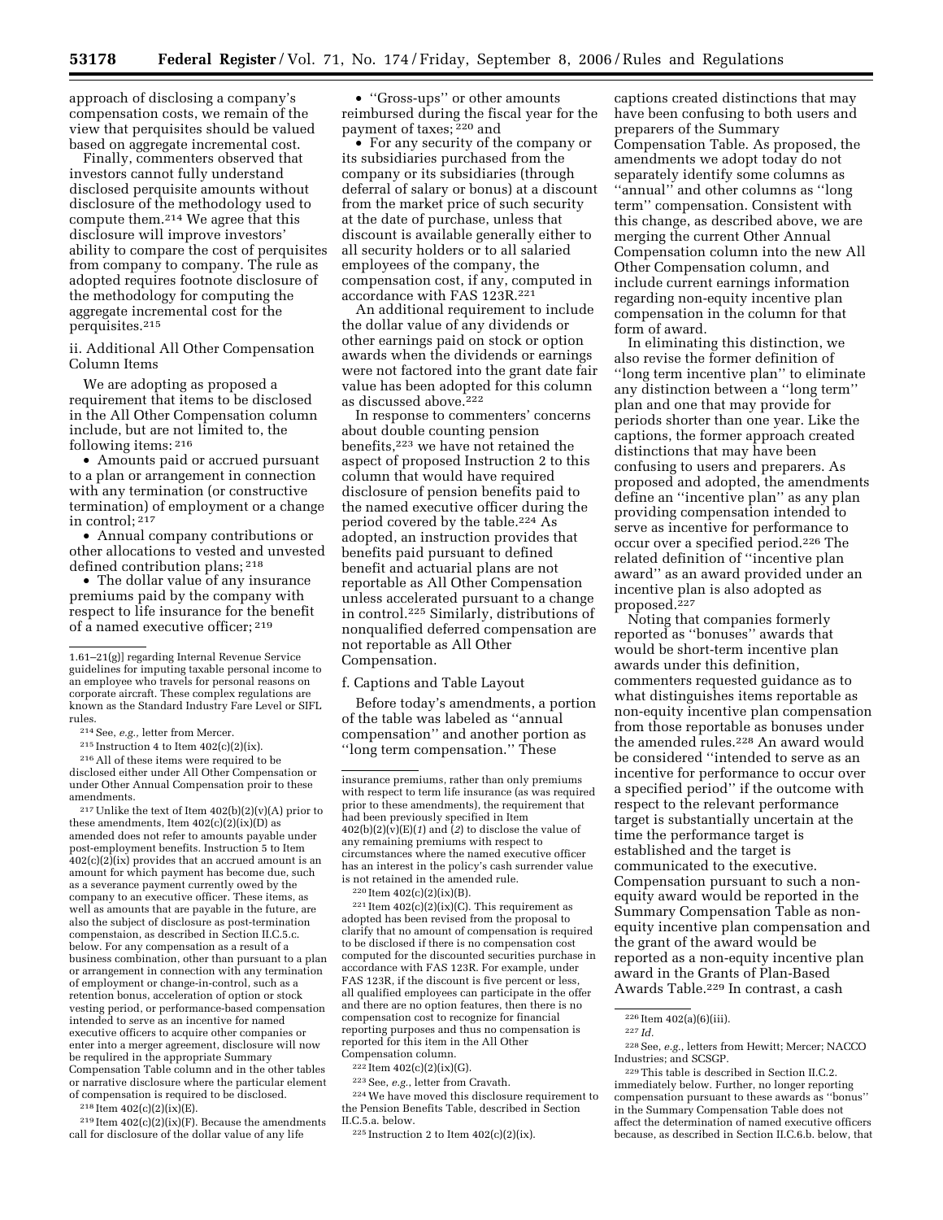approach of disclosing a company's compensation costs, we remain of the view that perquisites should be valued based on aggregate incremental cost.

Finally, commenters observed that investors cannot fully understand disclosed perquisite amounts without disclosure of the methodology used to compute them.[214] We agree that this disclosure will improve investors' ability to compare the cost of perquisites from company to company. The rule as adopted requires footnote disclosure of the methodology for computing the aggregate incremental cost for the perquisites.[215]

ii. Additional All Other Compensation Column Items

We are adopting as proposed a requirement that items to be disclosed in the All Other Compensation column include, but are not limited to, the following items: [216]

- Amounts paid or accrued pursuant to a plan or arrangement in connection with any termination (or constructive termination) of employment or a change in control; [217]
- Annual company contributions or other allocations to vested and unvested defined contribution plans; [218]
- The dollar value of any insurance premiums paid by the company with respect to life insurance for the benefit of a named executive officer; [219]
- "Gross-ups" or other amounts reimbursed during the fiscal year for the payment of taxes; [220] and
- For any security of the company or its subsidiaries purchased from the company or its subsidiaries (through deferral of salary or bonus) at a discount from the market price of such security at the date of purchase, unless that discount is available generally either to all security holders or to all salaried employees of the company, the compensation cost, if any, computed in accordance with FAS 123R.[221]

An additional requirement to include the dollar value of any dividends or other earnings paid on stock or option awards when the dividends or earnings were not factored into the grant date fair value has been adopted for this column as discussed above.[222]

In response to commenters' concerns about double counting pension benefits,[223] we have not retained the aspect of proposed Instruction 2 to this column that would have required disclosure of pension benefits paid to the named executive officer during the period covered by the table.[224] As adopted, an instruction provides that benefits paid pursuant to defined benefit and actuarial plans are not reportable as All Other Compensation unless accelerated pursuant to a change in control.[225] Similarly, distributions of nonqualified deferred compensation are not reportable as All Other Compensation.

f. Captions and Table Layout

Before today's amendments, a portion of the table was labeled as "annual compensation" and another portion as "long term compensation." These captions created distinctions that may have been confusing to both users and preparers of the Summary Compensation Table. As proposed, the amendments we adopt today do not separately identify some columns as "annual" and other columns as "long term" compensation. Consistent with this change, as described above, we are merging the current Other Annual Compensation column into the new All Other Compensation column, and include current earnings information regarding non-equity incentive plan compensation in the column for that form of award.

In eliminating this distinction, we also revise the former definition of "long term incentive plan" to eliminate any distinction between a "long term" plan and one that may provide for periods shorter than one year. Like the captions, the former approach created distinctions that may have been confusing to users and preparers. As proposed and adopted, the amendments define an "incentive plan" as any plan providing compensation intended to serve as incentive for performance to occur over a specified period.[226] The related definition of "incentive plan award" as an award provided under an incentive plan is also adopted as proposed.[227]

Noting that companies formerly reported as "bonuses" awards that would be short-term incentive plan awards under this definition, commenters requested guidance as to what distinguishes items reportable as non-equity incentive plan compensation from those reportable as bonuses under the amended rules.[228] An award would be considered "intended to serve as an incentive for performance to occur over a specified period" if the outcome with respect to the relevant performance target is substantially uncertain at the time the performance target is established and the target is communicated to the executive. Compensation pursuant to such a non-equity award would be reported in the Summary Compensation Table as non-equity incentive plan compensation and the grant of the award would be reported as a non-equity incentive plan award in the Grants of Plan-Based Awards Table.[229] In contrast, a cash

---

1.61–21(g)] regarding Internal Revenue Service guidelines for imputing taxable personal income to an employee who travels for personal reasons on corporate aircraft. These complex regulations are known as the Standard Industry Fare Level or SIFL rules.

[214] See, *e.g.*, letter from Mercer.

[215] Instruction 4 to Item 402(c)(2)(ix).

[216] All of these items were required to be disclosed either under All Other Compensation or under Other Annual Compensation proir to these amendments.

[217] Unlike the text of Item 402(b)(2)(v)(A) prior to these amendments, Item 402(c)(2)(ix)(D) as amended does not refer to amounts payable under post-employment benefits. Instruction 5 to Item 402(c)(2)(ix) provides that an accrued amount is an amount for which payment has become due, such as a severance payment currently owed by the company to an executive officer. These items, as well as amounts that are payable in the future, are also the subject of disclosure as post-termination compenstaion, as described in Section II.C.5.c. below. For any compensation as a result of a business combination, other than pursuant to a plan or arrangement in connection with any termination of employment or change-in-control, such as a retention bonus, acceleration of option or stock vesting period, or performance-based compensation intended to serve as an incentive for named executive officers to acquire other companies or enter into a merger agreement, disclosure will now be required in the appropriate Summary Compensation Table column and in the other tables or narrative disclosure where the particular element of compensation is required to be disclosed.

[218] Item 402(c)(2)(ix)(E).

[219] Item 402(c)(2)(ix)(F). Because the amendments call for disclosure of the dollar value of any life insurance premiums, rather than only premiums with respect to term life insurance (as was required prior to these amendments), the requirement that had been previously specified in Item 402(b)(2)(v)(E)(*1*) and (*2*) to disclose the value of any remaining premiums with respect to circumstances where the named executive officer has an interest in the policy's cash surrender value is not retained in the amended rule.

[220] Item 402(c)(2)(ix)(B).

[221] Item 402(c)(2)(ix)(C). This requirement as adopted has been revised from the proposal to clarify that no amount of compensation is required to be disclosed if there is no compensation cost computed for the discounted securities purchase in accordance with FAS 123R. For example, under FAS 123R, if the discount is five percent or less, all qualified employees can participate in the offer and there are no option features, then there is no compensation cost to recognize for financial reporting purposes and thus no compensation is reported for this item in the All Other Compensation column.

[222] Item 402(c)(2)(ix)(G).

[223] See, *e.g.*, letter from Cravath.

[224] We have moved this disclosure requirement to the Pension Benefits Table, described in Section II.C.5.a. below.

[225] Instruction 2 to Item 402(c)(2)(ix).

[226] Item 402(a)(6)(iii).

[227] *Id.*

[228] See, *e.g.*, letters from Hewitt; Mercer; NACCO Industries; and SCSGP.

[229] This table is described in Section II.C.2. immediately below. Further, no longer reporting compensation pursuant to these awards as "bonus" in the Summary Compensation Table does not affect the determination of named executive officers because, as described in Section II.C.6.b. below, that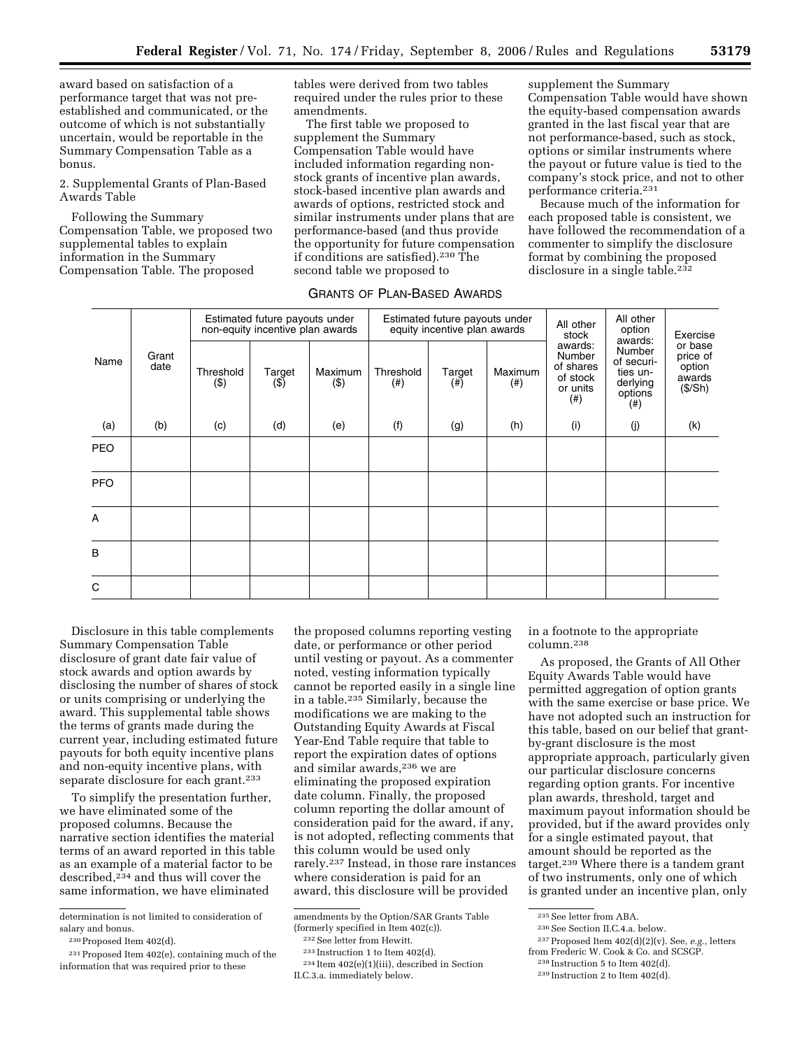award based on satisfaction of a performance target that was not pre-established and communicated, or the outcome of which is not substantially uncertain, would be reportable in the Summary Compensation Table as a bonus.

2. Supplemental Grants of Plan-Based Awards Table

Following the Summary Compensation Table, we proposed two supplemental tables to explain information in the Summary Compensation Table. The proposed tables were derived from two tables required under the rules prior to these amendments.

The first table we proposed to supplement the Summary Compensation Table would have included information regarding non-stock grants of incentive plan awards, stock-based incentive plan awards and awards of options, restricted stock and similar instruments under plans that are performance-based (and thus provide the opportunity for future compensation if conditions are satisfied).[230] The second table we proposed to supplement the Summary Compensation Table would have shown the equity-based compensation awards granted in the last fiscal year that are not performance-based, such as stock, options or similar instruments where the payout or future value is tied to the company's stock price, and not to other performance criteria.[231]

Because much of the information for each proposed table is consistent, we have followed the recommendation of a commenter to simplify the disclosure format by combining the proposed disclosure in a single table.[232]

GRANTS OF PLAN-BASED AWARDS

| Name | Grant date | Estimated future payouts under non-equity incentive plan awards | | | Estimated future payouts under equity incentive plan awards | | | All other stock awards: Number of shares of stock or units (#) | All other option awards: Number of securities underlying options (#) | Exercise or base price of option awards ($/Sh) |
|---|---|---|---|---|---|---|---|---|---|---|
| | | Threshold ($) | Target ($) | Maximum ($) | Threshold (#) | Target (#) | Maximum (#) | | | |
| (a) | (b) | (c) | (d) | (e) | (f) | (g) | (h) | (i) | (j) | (k) |
| PEO | | | | | | | | | | |
| PFO | | | | | | | | | | |
| A | | | | | | | | | | |
| B | | | | | | | | | | |
| C | | | | | | | | | | |

Disclosure in this table complements Summary Compensation Table disclosure of grant date fair value of stock awards and option awards by disclosing the number of shares of stock or units comprising or underlying the award. This supplemental table shows the terms of grants made during the current year, including estimated future payouts for both equity incentive plans and non-equity incentive plans, with separate disclosure for each grant.[233]

To simplify the presentation further, we have eliminated some of the proposed columns. Because the narrative section identifies the material terms of an award reported in this table as an example of a material factor to be described,[234] and thus will cover the same information, we have eliminated the proposed columns reporting vesting date, or performance or other period until vesting or payout. As a commenter noted, vesting information typically cannot be reported easily in a single line in a table.[235] Similarly, because the modifications we are making to the Outstanding Equity Awards at Fiscal Year-End Table require that table to report the expiration dates of options and similar awards,[236] we are eliminating the proposed expiration date column. Finally, the proposed column reporting the dollar amount of consideration paid for the award, if any, is not adopted, reflecting comments that this column would be used only rarely.[237] Instead, in those rare instances where consideration is paid for an award, this disclosure will be provided in a footnote to the appropriate column.[238]

As proposed, the Grants of All Other Equity Awards Table would have permitted aggregation of option grants with the same exercise or base price. We have not adopted such an instruction for this table, based on our belief that grant-by-grant disclosure is the most appropriate approach, particularly given our particular disclosure concerns regarding option grants. For incentive plan awards, threshold, target and maximum payout information should be provided, but if the award provides only for a single estimated payout, that amount should be reported as the target.[239] Where there is a tandem grant of two instruments, only one of which is granted under an incentive plan, only

---

determination is not limited to consideration of salary and bonus.

[230] Proposed Item 402(d).

[231] Proposed Item 402(e), containing much of the information that was required prior to these amendments by the Option/SAR Grants Table (formerly specified in Item 402(c)).

[232] See letter from Hewitt.

[233] Instruction 1 to Item 402(d).

[234] Item 402(e)(1)(iii), described in Section II.C.3.a. immediately below.

[235] See letter from ABA.

[236] See Section II.C.4.a. below.

[237] Proposed Item 402(d)(2)(v). See, *e.g.*, letters from Frederic W. Cook & Co. and SCSGP.

[238] Instruction 5 to Item 402(d).

[239] Instruction 2 to Item 402(d).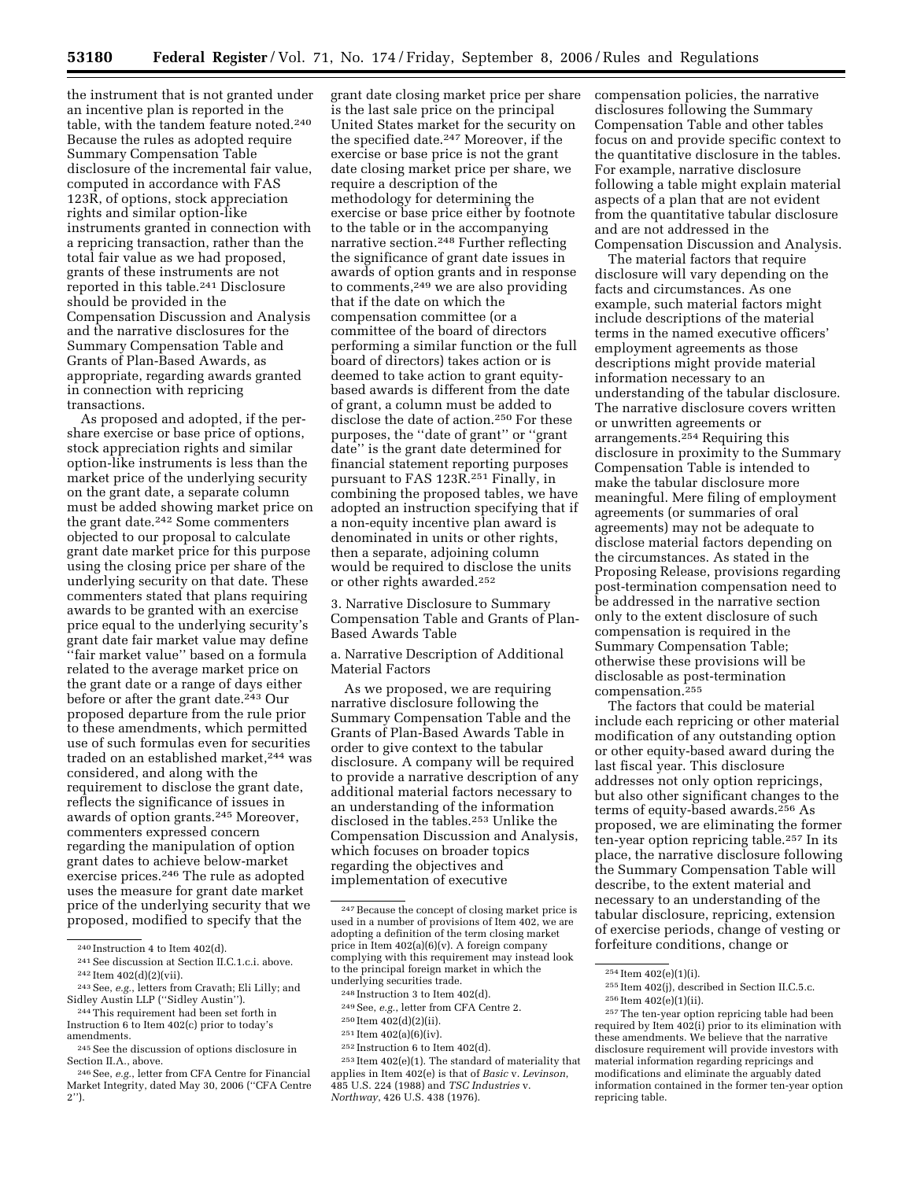the instrument that is not granted under an incentive plan is reported in the table, with the tandem feature noted.[240] Because the rules as adopted require Summary Compensation Table disclosure of the incremental fair value, computed in accordance with FAS 123R, of options, stock appreciation rights and similar option-like instruments granted in connection with a repricing transaction, rather than the total fair value as we had proposed, grants of these instruments are not reported in this table.[241] Disclosure should be provided in the Compensation Discussion and Analysis and the narrative disclosures for the Summary Compensation Table and Grants of Plan-Based Awards, as appropriate, regarding awards granted in connection with repricing transactions.

As proposed and adopted, if the per-share exercise or base price of options, stock appreciation rights and similar option-like instruments is less than the market price of the underlying security on the grant date, a separate column must be added showing market price on the grant date.[242] Some commenters objected to our proposal to calculate grant date market price for this purpose using the closing price per share of the underlying security on that date. These commenters stated that plans requiring awards to be granted with an exercise price equal to the underlying security's grant date fair market value may define "fair market value" based on a formula related to the average market price on the grant date or a range of days either before or after the grant date.[243] Our proposed departure from the rule prior to these amendments, which permitted use of such formulas even for securities traded on an established market,[244] was considered, and along with the requirement to disclose the grant date, reflects the significance of issues in awards of option grants.[245] Moreover, commenters expressed concern regarding the manipulation of option grant dates to achieve below-market exercise prices.[246] The rule as adopted uses the measure for grant date market price of the underlying security that we proposed, modified to specify that the grant date closing market price per share is the last sale price on the principal United States market for the security on the specified date.[247] Moreover, if the exercise or base price is not the grant date closing market price per share, we require a description of the methodology for determining the exercise or base price either by footnote to the table or in the accompanying narrative section.[248] Further reflecting the significance of grant date issues in awards of option grants and in response to comments,[249] we are also providing that if the date on which the compensation committee (or a committee of the board of directors performing a similar function or the full board of directors) takes action or is deemed to take action to grant equity-based awards is different from the date of grant, a column must be added to disclose the date of action.[250] For these purposes, the "date of grant" or "grant date" is the grant date determined for financial statement reporting purposes pursuant to FAS 123R.[251] Finally, in combining the proposed tables, we have adopted an instruction specifying that if a non-equity incentive plan award is denominated in units or other rights, then a separate, adjoining column would be required to disclose the units or other rights awarded.[252]

3. Narrative Disclosure to Summary Compensation Table and Grants of Plan-Based Awards Table

a. Narrative Description of Additional Material Factors

As we proposed, we are requiring narrative disclosure following the Summary Compensation Table and the Grants of Plan-Based Awards Table in order to give context to the tabular disclosure. A company will be required to provide a narrative description of any additional material factors necessary to an understanding of the information disclosed in the tables.[253] Unlike the Compensation Discussion and Analysis, which focuses on broader topics regarding the objectives and implementation of executive compensation policies, the narrative disclosures following the Summary Compensation Table and other tables focus on and provide specific context to the quantitative disclosure in the tables. For example, narrative disclosure following a table might explain material aspects of a plan that are not evident from the quantitative tabular disclosure and are not addressed in the Compensation Discussion and Analysis.

The material factors that require disclosure will vary depending on the facts and circumstances. As one example, such material factors might include descriptions of the material terms in the named executive officers' employment agreements as those descriptions might provide material information necessary to an understanding of the tabular disclosure. The narrative disclosure covers written or unwritten agreements or arrangements.[254] Requiring this disclosure in proximity to the Summary Compensation Table is intended to make the tabular disclosure more meaningful. Mere filing of employment agreements (or summaries of oral agreements) may not be adequate to disclose material factors depending on the circumstances. As stated in the Proposing Release, provisions regarding post-termination compensation need to be addressed in the narrative section only to the extent disclosure of such compensation is required in the Summary Compensation Table; otherwise these provisions will be disclosable as post-termination compensation.[255]

The factors that could be material include each repricing or other material modification of any outstanding option or other equity-based award during the last fiscal year. This disclosure addresses not only option repricings, but also other significant changes to the terms of equity-based awards.[256] As proposed, we are eliminating the former ten-year option repricing table.[257] In its place, the narrative disclosure following the Summary Compensation Table will describe, to the extent material and necessary to an understanding of the tabular disclosure, repricing, extension of exercise periods, change of vesting or forfeiture conditions, change or

---

[240] Instruction 4 to Item 402(d).

[241] See discussion at Section II.C.1.c.i. above.

[242] Item 402(d)(2)(vii).

[243] See, *e.g.*, letters from Cravath; Eli Lilly; and Sidley Austin LLP ("Sidley Austin").

[244] This requirement had been set forth in Instruction 6 to Item 402(c) prior to today's amendments.

[245] See the discussion of options disclosure in Section II.A., above.

[246] See, *e.g.*, letter from CFA Centre for Financial Market Integrity, dated May 30, 2006 ("CFA Centre 2").

[247] Because the concept of closing market price is used in a number of provisions of Item 402, we are adopting a definition of the term closing market price in Item 402(a)(6)(v). A foreign company complying with this requirement may instead look to the principal foreign market in which the underlying securities trade.

[248] Instruction 3 to Item 402(d).

[249] See, *e.g.*, letter from CFA Centre 2.

[250] Item 402(d)(2)(ii).

[251] Item 402(a)(6)(iv).

[252] Instruction 6 to Item 402(d).

[253] Item 402(e)(1). The standard of materiality that applies in Item 402(e) is that of *Basic* v. *Levinson*, 485 U.S. 224 (1988) and *TSC Industries* v. *Northway*, 426 U.S. 438 (1976).

[254] Item 402(e)(1)(i).

[255] Item 402(j), described in Section II.C.5.c.

[256] Item 402(e)(1)(ii).

[257] The ten-year option repricing table had been required by Item 402(i) prior to its elimination with these amendments. We believe that the narrative disclosure requirement will provide investors with material information regarding repricings and modifications and eliminate the arguably dated information contained in the former ten-year option repricing table.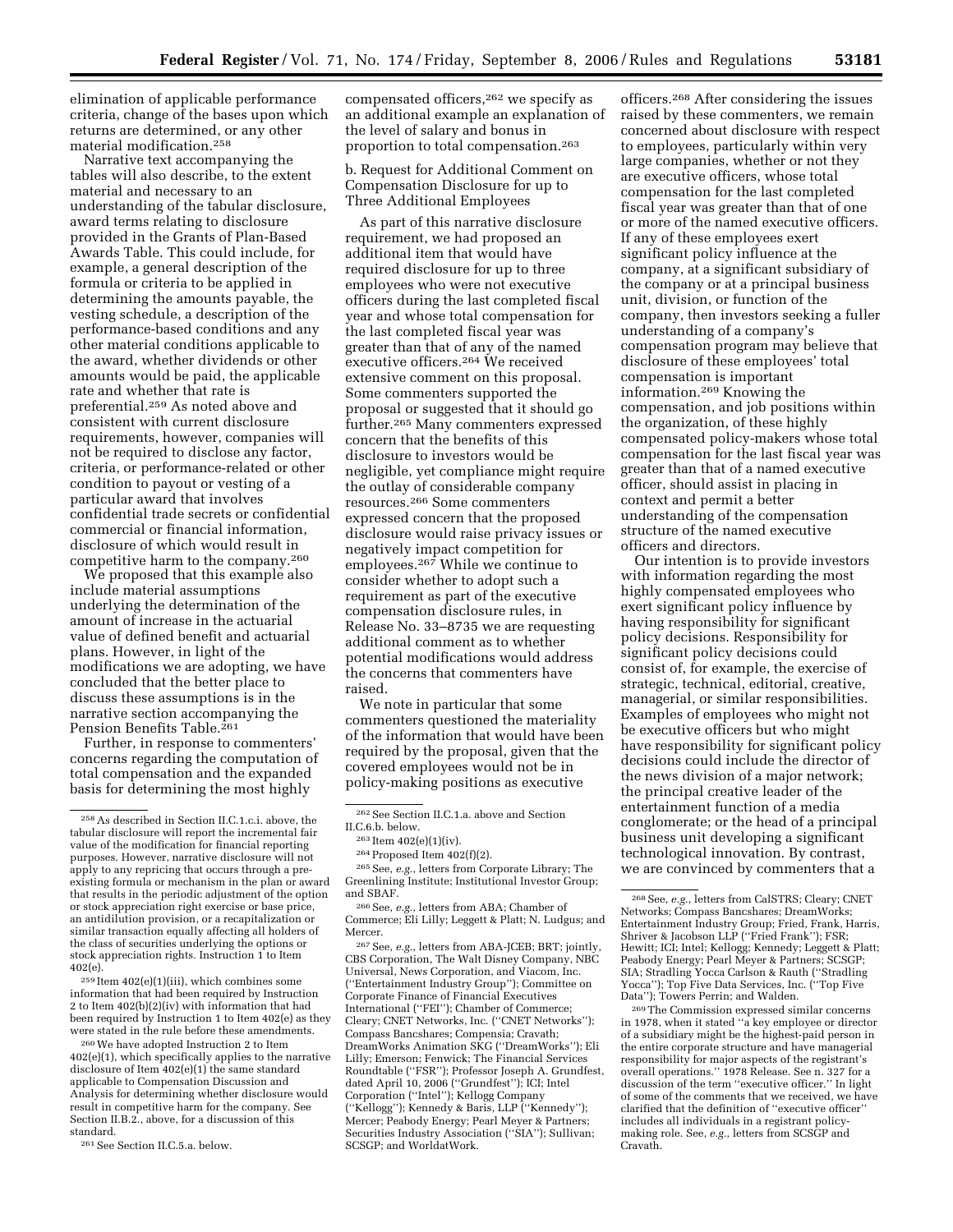elimination of applicable performance criteria, change of the bases upon which returns are determined, or any other material modification.[258]

Narrative text accompanying the tables will also describe, to the extent material and necessary to an understanding of the tabular disclosure, award terms relating to disclosure provided in the Grants of Plan-Based Awards Table. This could include, for example, a general description of the formula or criteria to be applied in determining the amounts payable, the vesting schedule, a description of the performance-based conditions and any other material conditions applicable to the award, whether dividends or other amounts would be paid, the applicable rate and whether that rate is preferential.[259] As noted above and consistent with current disclosure requirements, however, companies will not be required to disclose any factor, criteria, or performance-related or other condition to payout or vesting of a particular award that involves confidential trade secrets or confidential commercial or financial information, disclosure of which would result in competitive harm to the company.[260]

We proposed that this example also include material assumptions underlying the determination of the amount of increase in the actuarial value of defined benefit and actuarial plans. However, in light of the modifications we are adopting, we have concluded that the better place to discuss these assumptions is in the narrative section accompanying the Pension Benefits Table.[261]

Further, in response to commenters' concerns regarding the computation of total compensation and the expanded basis for determining the most highly compensated officers,[262] we specify as an additional example an explanation of the level of salary and bonus in proportion to total compensation.[263]

b. Request for Additional Comment on Compensation Disclosure for up to Three Additional Employees

As part of this narrative disclosure requirement, we had proposed an additional item that would have required disclosure for up to three employees who were not executive officers during the last completed fiscal year and whose total compensation for the last completed fiscal year was greater than that of any of the named executive officers.[264] We received extensive comment on this proposal. Some commenters supported the proposal or suggested that it should go further.[265] Many commenters expressed concern that the benefits of this disclosure to investors would be negligible, yet compliance might require the outlay of considerable company resources.[266] Some commenters expressed concern that the proposed disclosure would raise privacy issues or negatively impact competition for employees.[267] While we continue to consider whether to adopt such a requirement as part of the executive compensation disclosure rules, in Release No. 33–8735 we are requesting additional comment as to whether potential modifications would address the concerns that commenters have raised.

We note in particular that some commenters questioned the materiality of the information that would have been required by the proposal, given that the covered employees would not be in policy-making positions as executive officers.[268] After considering the issues raised by these commenters, we remain concerned about disclosure with respect to employees, particularly within very large companies, whether or not they are executive officers, whose total compensation for the last completed fiscal year was greater than that of one or more of the named executive officers. If any of these employees exert significant policy influence at the company, at a significant subsidiary of the company or at a principal business unit, division, or function of the company, then investors seeking a fuller understanding of a company's compensation program may believe that disclosure of these employees' total compensation is important information.[269] Knowing the compensation, and job positions within the organization, of these highly compensated policy-makers whose total compensation for the last fiscal year was greater than that of a named executive officer, should assist in placing in context and permit a better understanding of the compensation structure of the named executive officers and directors.

Our intention is to provide investors with information regarding the most highly compensated employees who exert significant policy influence by having responsibility for significant policy decisions. Responsibility for significant policy decisions could consist of, for example, the exercise of strategic, technical, editorial, creative, managerial, or similar responsibilities. Examples of employees who might not be executive officers but who might have responsibility for significant policy decisions could include the director of the news division of a major network; the principal creative leader of the entertainment function of a media conglomerate; or the head of a principal business unit developing a significant technological innovation. By contrast, we are convinced by commenters that a

---

[258] As described in Section II.C.1.c.i. above, the tabular disclosure will report the incremental fair value of the modification for financial reporting purposes. However, narrative disclosure will not apply to any repricing that occurs through a pre-existing formula or mechanism in the plan or award that results in the periodic adjustment of the option or stock appreciation right exercise or base price, an antidilution provision, or a recapitalization or similar transaction equally affecting all holders of the class of securities underlying the options or stock appreciation rights. Instruction 1 to Item 402(e).

[259] Item 402(e)(1)(iii), which combines some information that had been required by Instruction 2 to Item 402(b)(2)(iv) with information that had been required by Instruction 1 to Item 402(e) as they were stated in the rule before these amendments.

[260] We have adopted Instruction 2 to Item 402(e)(1), which specifically applies to the narrative disclosure of Item 402(e)(1) the same standard applicable to Compensation Discussion and Analysis for determining whether disclosure would result in competitive harm for the company. See Section II.B.2., above, for a discussion of this standard.

[261] See Section II.C.5.a. below.

[262] See Section II.C.1.a. above and Section II.C.6.b. below.

[263] Item 402(e)(1)(iv).

[264] Proposed Item 402(f)(2).

[265] See, *e.g.*, letters from Corporate Library; The Greenlining Institute; Institutional Investor Group; and SBAF.

[266] See, *e.g.*, letters from ABA; Chamber of Commerce; Eli Lilly; Leggett & Platt; N. Ludgus; and Mercer.

[267] See, *e.g.*, letters from ABA-JCEB; BRT; jointly, CBS Corporation, The Walt Disney Company, NBC Universal, News Corporation, and Viacom, Inc. (''Entertainment Industry Group''); Committee on Corporate Finance of Financial Executives International (''FEI''); Chamber of Commerce; Cleary; CNET Networks, Inc. (''CNET Networks''); Compass Bancshares; Compensia; Cravath; DreamWorks Animation SKG (''DreamWorks''); Eli Lilly; Emerson; Fenwick; The Financial Services Roundtable (''FSR''); Professor Joseph A. Grundfest, dated April 10, 2006 (''Grundfest''); ICI; Intel Corporation (''Intel''); Kellogg Company (''Kellogg''); Kennedy & Baris, LLP (''Kennedy''); Mercer; Peabody Energy; Pearl Meyer & Partners; Securities Industry Association (''SIA''); Sullivan; SCSGP; and WorldatWork.

[268] See, *e.g.*, letters from CalSTRS; Cleary; CNET Networks; Compass Bancshares; DreamWorks; Entertainment Industry Group; Fried, Frank, Harris, Shriver & Jacobson LLP (''Fried Frank''); FSR; Hewitt; ICI; Intel; Kellogg; Kennedy; Leggett & Platt; Peabody Energy; Pearl Meyer & Partners; SCSGP; SIA; Stradling Yocca Carlson & Rauth (''Stradling Yocca''); Top Five Data Services, Inc. (''Top Five Data''); Towers Perrin; and Walden.

[269] The Commission expressed similar concerns in 1978, when it stated ''a key employee or director of a subsidiary might be the highest-paid person in the entire corporate structure and have managerial responsibility for major aspects of the registrant's overall operations.'' 1978 Release. See n. 327 for a discussion of the term ''executive officer.'' In light of some of the comments that we received, we have clarified that the definition of ''executive officer'' includes all individuals in a registrant policy-making role. See, *e.g.*, letters from SCSGP and Cravath.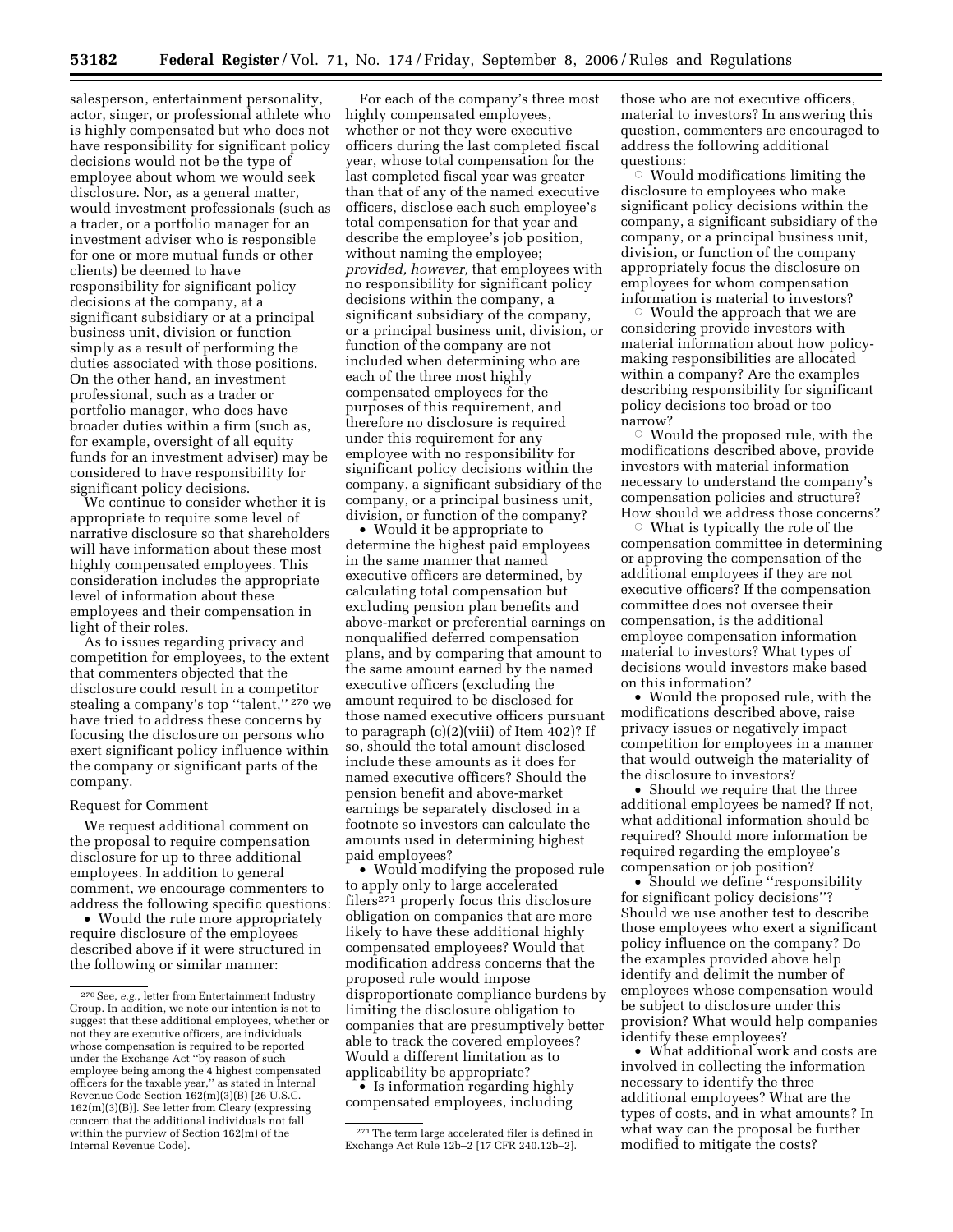salesperson, entertainment personality, actor, singer, or professional athlete who is highly compensated but who does not have responsibility for significant policy decisions would not be the type of employee about whom we would seek disclosure. Nor, as a general matter, would investment professionals (such as a trader, or a portfolio manager for an investment adviser who is responsible for one or more mutual funds or other clients) be deemed to have responsibility for significant policy decisions at the company, at a significant subsidiary or at a principal business unit, division or function simply as a result of performing the duties associated with those positions. On the other hand, an investment professional, such as a trader or portfolio manager, who does have broader duties within a firm (such as, for example, oversight of all equity funds for an investment adviser) may be considered to have responsibility for significant policy decisions.

We continue to consider whether it is appropriate to require some level of narrative disclosure so that shareholders will have information about these most highly compensated employees. This consideration includes the appropriate level of information about these employees and their compensation in light of their roles.

As to issues regarding privacy and competition for employees, to the extent that commenters objected that the disclosure could result in a competitor stealing a company's top ''talent,'' [270] we have tried to address these concerns by focusing the disclosure on persons who exert significant policy influence within the company or significant parts of the company.

Request for Comment

We request additional comment on the proposal to require compensation disclosure for up to three additional employees. In addition to general comment, we encourage commenters to address the following specific questions:

- Would the rule more appropriately require disclosure of the employees described above if it were structured in the following or similar manner:

For each of the company's three most highly compensated employees, whether or not they were executive officers during the last completed fiscal year, whose total compensation for the last completed fiscal year was greater than that of any of the named executive officers, disclose each such employee's total compensation for that year and describe the employee's job position, without naming the employee; *provided, however,* that employees with no responsibility for significant policy decisions within the company, a significant subsidiary of the company, or a principal business unit, division, or function of the company are not included when determining who are each of the three most highly compensated employees for the purposes of this requirement, and therefore no disclosure is required under this requirement for any employee with no responsibility for significant policy decisions within the company, a significant subsidiary of the company, or a principal business unit, division, or function of the company?

- Would it be appropriate to determine the highest paid employees in the same manner that named executive officers are determined, by calculating total compensation but excluding pension plan benefits and above-market or preferential earnings on nonqualified deferred compensation plans, and by comparing that amount to the same amount earned by the named executive officers (excluding the amount required to be disclosed for those named executive officers pursuant to paragraph (c)(2)(viii) of Item 402)? If so, should the total amount disclosed include these amounts as it does for named executive officers? Should the pension benefit and above-market earnings be separately disclosed in a footnote so investors can calculate the amounts used in determining highest paid employees?
- Would modifying the proposed rule to apply only to large accelerated filers[271] properly focus this disclosure obligation on companies that are more likely to have these additional highly compensated employees? Would that modification address concerns that the proposed rule would impose disproportionate compliance burdens by limiting the disclosure obligation to companies that are presumptively better able to track the covered employees? Would a different limitation as to applicability be appropriate?
- Is information regarding highly compensated employees, including those who are not executive officers, material to investors? In answering this question, commenters are encouraged to address the following additional questions:
  - Would modifications limiting the disclosure to employees who make significant policy decisions within the company, a significant subsidiary of the company, or a principal business unit, division, or function of the company appropriately focus the disclosure on employees for whom compensation information is material to investors?
  - Would the approach that we are considering provide investors with material information about how policy-making responsibilities are allocated within a company? Are the examples describing responsibility for significant policy decisions too broad or too narrow?
  - Would the proposed rule, with the modifications described above, provide investors with material information necessary to understand the company's compensation policies and structure? How should we address those concerns?
  - What is typically the role of the compensation committee in determining or approving the compensation of the additional employees if they are not executive officers? If the compensation committee does not oversee their compensation, is the additional employee compensation information material to investors? What types of decisions would investors make based on this information?
- Would the proposed rule, with the modifications described above, raise privacy issues or negatively impact competition for employees in a manner that would outweigh the materiality of the disclosure to investors?
- Should we require that the three additional employees be named? If not, what additional information should be required? Should more information be required regarding the employee's compensation or job position?
- Should we define ''responsibility for significant policy decisions''? Should we use another test to describe those employees who exert a significant policy influence on the company? Do the examples provided above help identify and delimit the number of employees whose compensation would be subject to disclosure under this provision? What would help companies identify these employees?
- What additional work and costs are involved in collecting the information necessary to identify the three additional employees? What are the types of costs, and in what amounts? In what way can the proposal be further modified to mitigate the costs?

---

[270] See, *e.g.*, letter from Entertainment Industry Group. In addition, we note our intention is not to suggest that these additional employees, whether or not they are executive officers, are individuals whose compensation is required to be reported under the Exchange Act ''by reason of such employee being among the 4 highest compensated officers for the taxable year,'' as stated in Internal Revenue Code Section 162(m)(3)(B) [26 U.S.C. 162(m)(3)(B)]. See letter from Cleary (expressing concern that the additional individuals not fall within the purview of Section 162(m) of the Internal Revenue Code).

[271] The term large accelerated filer is defined in Exchange Act Rule 12b–2 [17 CFR 240.12b–2].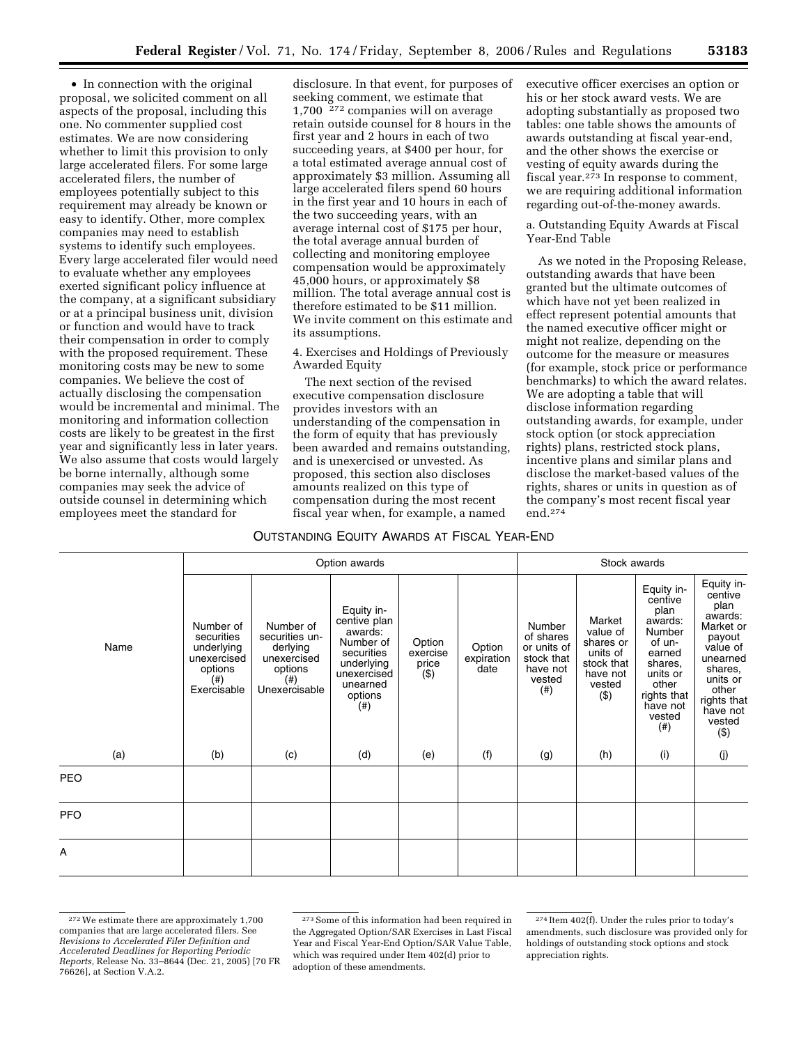• In connection with the original proposal, we solicited comment on all aspects of the proposal, including this one. No commenter supplied cost estimates. We are now considering whether to limit this provision to only large accelerated filers. For some large accelerated filers, the number of employees potentially subject to this requirement may already be known or easy to identify. Other, more complex companies may need to establish systems to identify such employees. Every large accelerated filer would need to evaluate whether any employees exerted significant policy influence at the company, at a significant subsidiary or at a principal business unit, division or function and would have to track their compensation in order to comply with the proposed requirement. These monitoring costs may be new to some companies. We believe the cost of actually disclosing the compensation would be incremental and minimal. The monitoring and information collection costs are likely to be greatest in the first year and significantly less in later years. We also assume that costs would largely be borne internally, although some companies may seek the advice of outside counsel in determining which employees meet the standard for disclosure. In that event, for purposes of seeking comment, we estimate that 1,700 [272] companies will on average retain outside counsel for 8 hours in the first year and 2 hours in each of two succeeding years, at $400 per hour, for a total estimated average annual cost of approximately $3 million. Assuming all large accelerated filers spend 60 hours in the first year and 10 hours in each of the two succeeding years, with an average internal cost of $175 per hour, the total average annual burden of collecting and monitoring employee compensation would be approximately 45,000 hours, or approximately $8 million. The total average annual cost is therefore estimated to be $11 million. We invite comment on this estimate and its assumptions.

4. Exercises and Holdings of Previously Awarded Equity

The next section of the revised executive compensation disclosure provides investors with an understanding of the compensation in the form of equity that has previously been awarded and remains outstanding, and is unexercised or unvested. As proposed, this section also discloses amounts realized on this type of compensation during the most recent fiscal year when, for example, a named executive officer exercises an option or his or her stock award vests. We are adopting substantially as proposed two tables: one table shows the amounts of awards outstanding at fiscal year-end, and the other shows the exercise or vesting of equity awards during the fiscal year.[273] In response to comment, we are requiring additional information regarding out-of-the-money awards.

a. Outstanding Equity Awards at Fiscal Year-End Table

As we noted in the Proposing Release, outstanding awards that have been granted but the ultimate outcomes of which have not yet been realized in effect represent potential amounts that the named executive officer might or might not realize, depending on the outcome for the measure or measures (for example, stock price or performance benchmarks) to which the award relates. We are adopting a table that will disclose information regarding outstanding awards, for example, under stock option (or stock appreciation rights) plans, restricted stock plans, incentive plans and similar plans and disclose the market-based values of the rights, shares or units in question as of the company's most recent fiscal year end.[274]

OUTSTANDING EQUITY AWARDS AT FISCAL YEAR-END

| Name | Option awards | | | | | Stock awards | | | |
|---|---|---|---|---|---|---|---|---|---|
| | Number of securities underlying unexercised options (#) Exercisable | Number of securities underlying unexercised options (#) Unexercisable | Equity incentive plan awards: Number of securities underlying unexercised unearned options (#) | Option exercise price ($) | Option expiration date | Number of shares or units of stock that have not vested (#) | Market value of shares or units of stock that have not vested ($) | Equity incentive plan awards: Number of unearned shares, units or other rights that have not vested (#) | Equity incentive plan awards: Market or payout value of unearned shares, units or other rights that have not vested ($) |
| (a) | (b) | (c) | (d) | (e) | (f) | (g) | (h) | (i) | (j) |
| PEO | | | | | | | | | |
| PFO | | | | | | | | | |
| A | | | | | | | | | |

[272] We estimate there are approximately 1,700 companies that are large accelerated filers. See *Revisions to Accelerated Filer Definition and Accelerated Deadlines for Reporting Periodic Reports,* Release No. 33–8644 (Dec. 21, 2005) [70 FR 76626], at Section V.A.2.

[273] Some of this information had been required in the Aggregated Option/SAR Exercises in Last Fiscal Year and Fiscal Year-End Option/SAR Value Table, which was required under Item 402(d) prior to adoption of these amendments.

[274] Item 402(f). Under the rules prior to today's amendments, such disclosure was provided only for holdings of outstanding stock options and stock appreciation rights.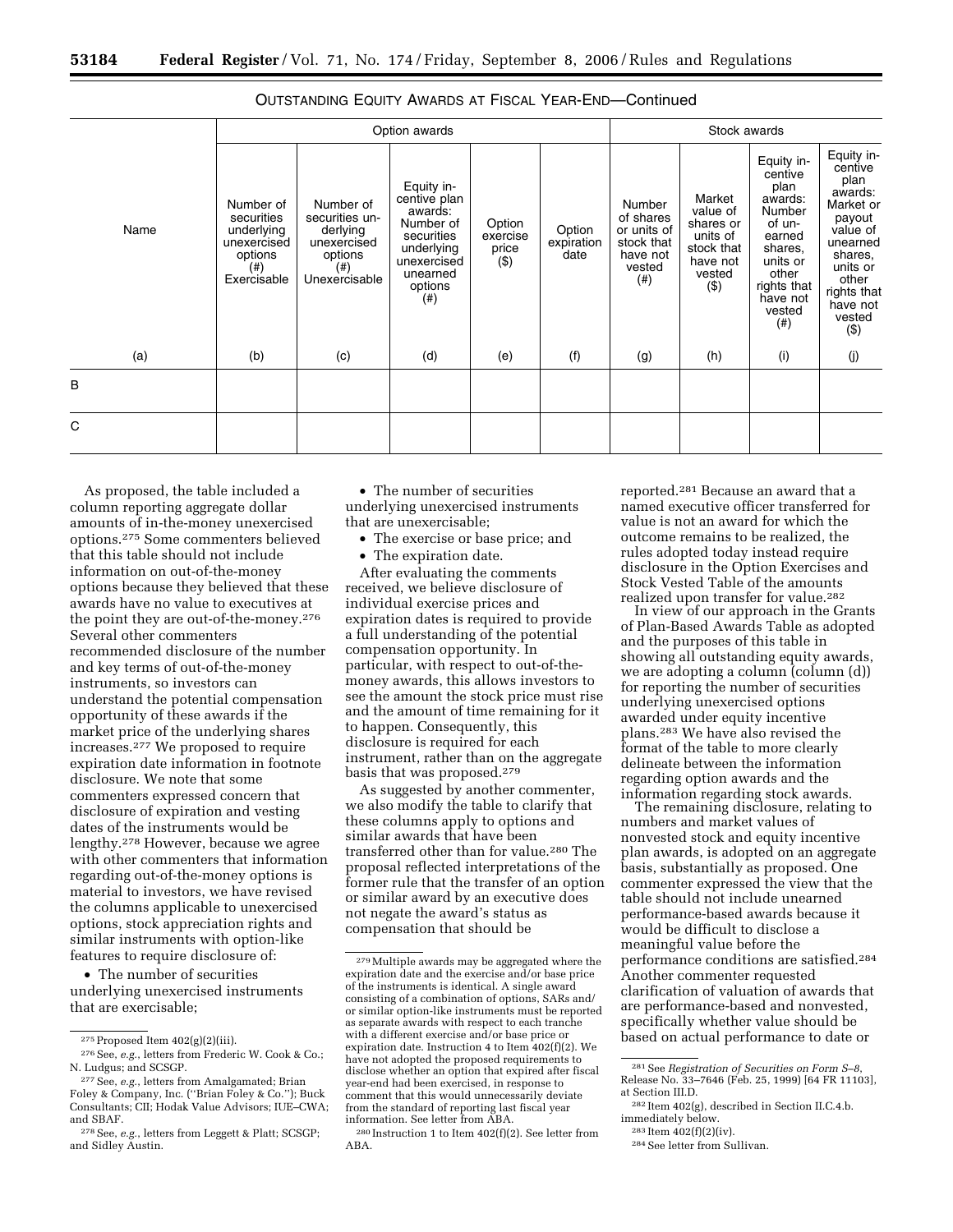OUTSTANDING EQUITY AWARDS AT FISCAL YEAR-END—Continued

| Name | Option awards | | | | | Stock awards | | | |
|---|---|---|---|---|---|---|---|---|---|
| | Number of securities underlying unexercised options (#) Exercisable | Number of securities underlying unexercised options (#) Unexercisable | Equity incentive plan awards: Number of securities underlying unexercised unearned options (#) | Option exercise price ($) | Option expiration date | Number of shares or units of stock that have not vested (#) | Market value of shares or units of stock that have not vested ($) | Equity incentive plan awards: Number of unearned shares, units or other rights that have not vested (#) | Equity incentive plan awards: Market or payout value of unearned shares, units or other rights that have not vested ($) |
| (a) | (b) | (c) | (d) | (e) | (f) | (g) | (h) | (i) | (j) |
| B | | | | | | | | | |
| C | | | | | | | | | |

As proposed, the table included a column reporting aggregate dollar amounts of in-the-money unexercised options.[275] Some commenters believed that this table should not include information on out-of-the-money options because they believed that these awards have no value to executives at the point they are out-of-the-money.[276] Several other commenters recommended disclosure of the number and key terms of out-of-the-money instruments, so investors can understand the potential compensation opportunity of these awards if the market price of the underlying shares increases.[277] We proposed to require expiration date information in footnote disclosure. We note that some commenters expressed concern that disclosure of expiration and vesting dates of the instruments would be lengthy.[278] However, because we agree with other commenters that information regarding out-of-the-money options is material to investors, we have revised the columns applicable to unexercised options, stock appreciation rights and similar instruments with option-like features to require disclosure of:

- The number of securities underlying unexercised instruments that are exercisable;
- The number of securities underlying unexercised instruments that are unexercisable;
- The exercise or base price; and
- The expiration date.

After evaluating the comments received, we believe disclosure of individual exercise prices and expiration dates is required to provide a full understanding of the potential compensation opportunity. In particular, with respect to out-of-the-money awards, this allows investors to see the amount the stock price must rise and the amount of time remaining for it to happen. Consequently, this disclosure is required for each instrument, rather than on the aggregate basis that was proposed.[279]

As suggested by another commenter, we also modify the table to clarify that these columns apply to options and similar awards that have been transferred other than for value.[280] The proposal reflected interpretations of the former rule that the transfer of an option or similar award by an executive does not negate the award's status as compensation that should be reported.[281] Because an award that a named executive officer transferred for value is not an award for which the outcome remains to be realized, the rules adopted today instead require disclosure in the Option Exercises and Stock Vested Table of the amounts realized upon transfer for value.[282]

In view of our approach in the Grants of Plan-Based Awards Table as adopted and the purposes of this table in showing all outstanding equity awards, we are adopting a column (column (d)) for reporting the number of securities underlying unexercised options awarded under equity incentive plans.[283] We have also revised the format of the table to more clearly delineate between the information regarding option awards and the information regarding stock awards.

The remaining disclosure, relating to numbers and market values of nonvested stock and equity incentive plan awards, is adopted on an aggregate basis, substantially as proposed. One commenter expressed the view that the table should not include unearned performance-based awards because it would be difficult to disclose a meaningful value before the performance conditions are satisfied.[284] Another commenter requested clarification of valuation of awards that are performance-based and nonvested, specifically whether value should be based on actual performance to date or

---

[275] Proposed Item 402(g)(2)(iii).

[276] See, *e.g.*, letters from Frederic W. Cook & Co.; N. Ludgus; and SCSGP.

[277] See, *e.g.*, letters from Amalgamated; Brian Foley & Company, Inc. ("Brian Foley & Co."); Buck Consultants; CII; Hodak Value Advisors; IUE–CWA; and SBAF.

[278] See, *e.g.*, letters from Leggett & Platt; SCSGP; and Sidley Austin.

[279] Multiple awards may be aggregated where the expiration date and the exercise and/or base price of the instruments is identical. A single award consisting of a combination of options, SARs and/or similar option-like instruments must be reported as separate awards with respect to each tranche with a different exercise and/or base price or expiration date. Instruction 4 to Item 402(f)(2). We have not adopted the proposed requirements to disclose whether an option that expired after fiscal year-end had been exercised, in response to comment that this would unnecessarily deviate from the standard of reporting last fiscal year information. See letter from ABA.

[280] Instruction 1 to Item 402(f)(2). See letter from ABA.

[281] See *Registration of Securities on Form S–8*, Release No. 33–7646 (Feb. 25, 1999) [64 FR 11103], at Section III.D.

[282] Item 402(g), described in Section II.C.4.b. immediately below.

[283] Item 402(f)(2)(iv).

[284] See letter from Sullivan.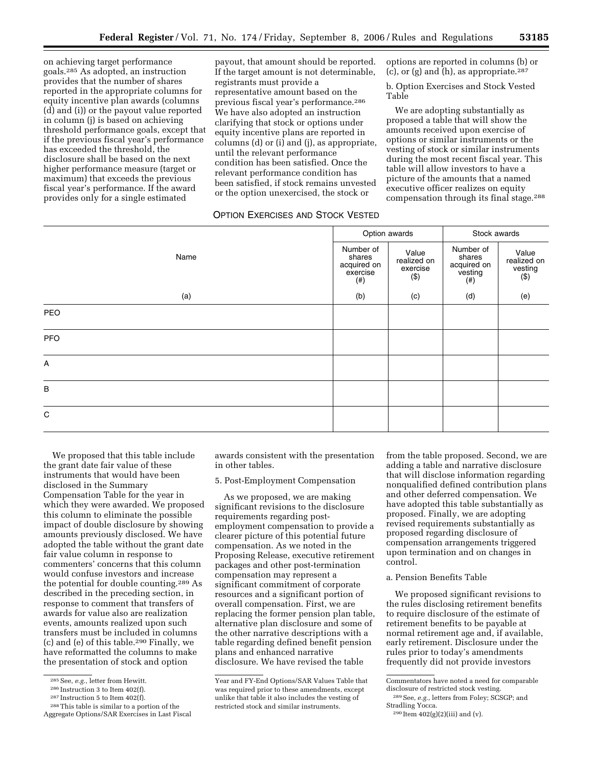on achieving target performance goals.[285] As adopted, an instruction provides that the number of shares reported in the appropriate columns for equity incentive plan awards (columns (d) and (i)) or the payout value reported in column (j) is based on achieving threshold performance goals, except that if the previous fiscal year's performance has exceeded the threshold, the disclosure shall be based on the next higher performance measure (target or maximum) that exceeds the previous fiscal year's performance. If the award provides only for a single estimated payout, that amount should be reported. If the target amount is not determinable, registrants must provide a representative amount based on the previous fiscal year's performance.[286] We have also adopted an instruction clarifying that stock or options under equity incentive plans are reported in columns (d) or (i) and (j), as appropriate, until the relevant performance condition has been satisfied. Once the relevant performance condition has been satisfied, if stock remains unvested or the option unexercised, the stock or options are reported in columns (b) or (c), or (g) and (h), as appropriate.[287]

b. Option Exercises and Stock Vested Table

We are adopting substantially as proposed a table that will show the amounts received upon exercise of options or similar instruments or the vesting of stock or similar instruments during the most recent fiscal year. This table will allow investors to have a picture of the amounts that a named executive officer realizes on equity compensation through its final stage.[288]

OPTION EXERCISES AND STOCK VESTED

| Name | Option awards | | Stock awards | |
|---|---|---|---|---|
| | Number of shares acquired on exercise (#) | Value realized on exercise ($) | Number of shares acquired on vesting (#) | Value realized on vesting ($) |
| (a) | (b) | (c) | (d) | (e) |
| PEO | | | | |
| PFO | | | | |
| A | | | | |
| B | | | | |
| C | | | | |

We proposed that this table include the grant date fair value of these instruments that would have been disclosed in the Summary Compensation Table for the year in which they were awarded. We proposed this column to eliminate the possible impact of double disclosure by showing amounts previously disclosed. We have adopted the table without the grant date fair value column in response to commenters' concerns that this column would confuse investors and increase the potential for double counting.[289] As described in the preceding section, in response to comment that transfers of awards for value also are realization events, amounts realized upon such transfers must be included in columns (c) and (e) of this table.[290] Finally, we have reformatted the columns to make the presentation of stock and option awards consistent with the presentation in other tables.

5. Post-Employment Compensation

As we proposed, we are making significant revisions to the disclosure requirements regarding post-employment compensation to provide a clearer picture of this potential future compensation. As we noted in the Proposing Release, executive retirement packages and other post-termination compensation may represent a significant commitment of corporate resources and a significant portion of overall compensation. First, we are replacing the former pension plan table, alternative plan disclosure and some of the other narrative descriptions with a table regarding defined benefit pension plans and enhanced narrative disclosure. We have revised the table from the table proposed. Second, we are adding a table and narrative disclosure that will disclose information regarding nonqualified defined contribution plans and other deferred compensation. We have adopted this table substantially as proposed. Finally, we are adopting revised requirements substantially as proposed regarding disclosure of compensation arrangements triggered upon termination and on changes in control.

a. Pension Benefits Table

We proposed significant revisions to the rules disclosing retirement benefits to require disclosure of the estimate of retirement benefits to be payable at normal retirement age and, if available, early retirement. Disclosure under the rules prior to today's amendments frequently did not provide investors

[285] See, *e.g.*, letter from Hewitt.

[286] Instruction 3 to Item 402(f).

[287] Instruction 5 to Item 402(f).

[288] This table is similar to a portion of the Aggregate Options/SAR Exercises in Last Fiscal Year and FY-End Options/SAR Values Table that was required prior to these amendments, except unlike that table it also includes the vesting of restricted stock and similar instruments. Commentators have noted a need for comparable disclosure of restricted stock vesting.

[289] See, *e.g.*, letters from Foley; SCSGP; and Stradling Yocca.

[290] Item 402(g)(2)(iii) and (v).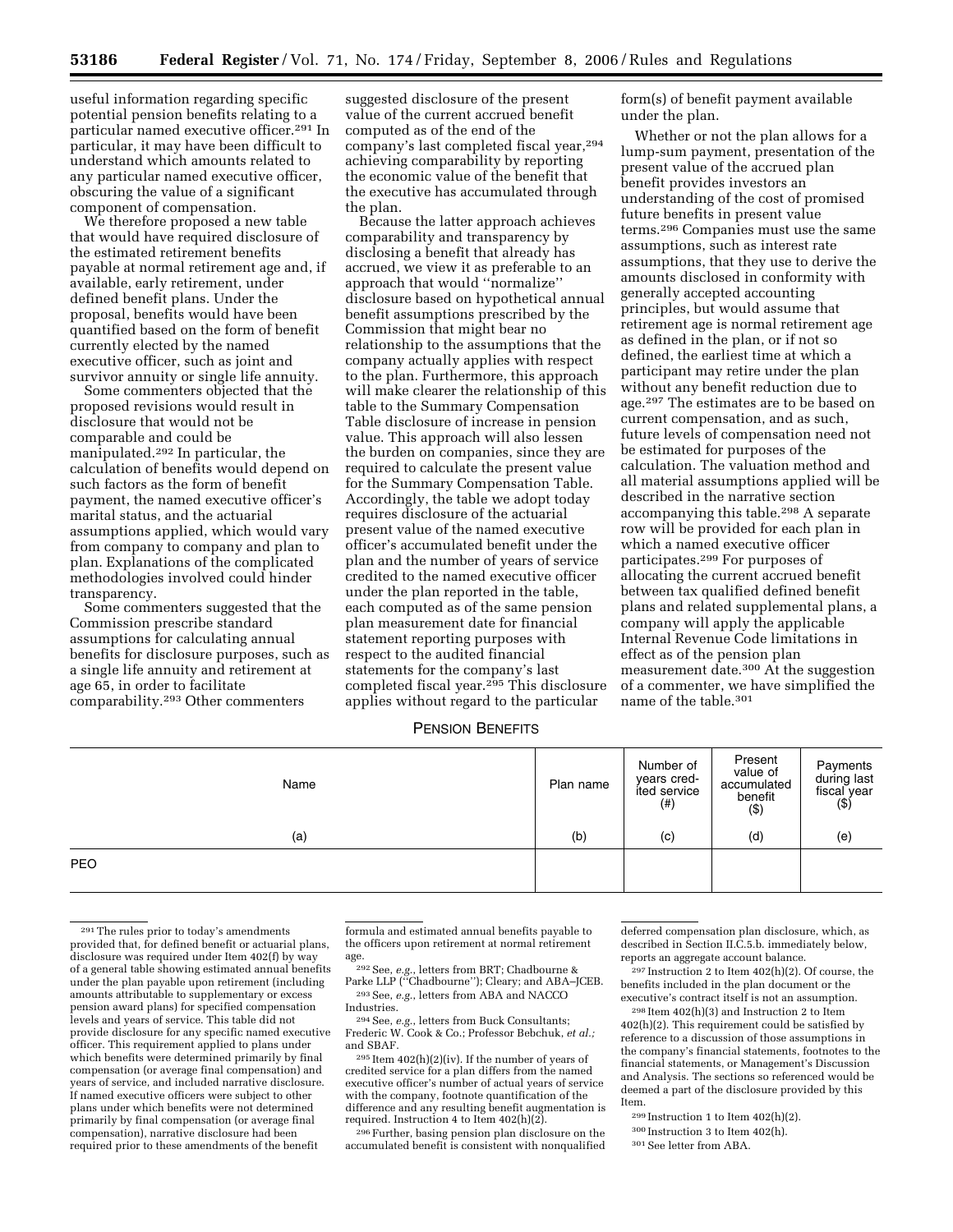useful information regarding specific potential pension benefits relating to a particular named executive officer.[291] In particular, it may have been difficult to understand which amounts related to any particular named executive officer, obscuring the value of a significant component of compensation.

We therefore proposed a new table that would have required disclosure of the estimated retirement benefits payable at normal retirement age and, if available, early retirement, under defined benefit plans. Under the proposal, benefits would have been quantified based on the form of benefit currently elected by the named executive officer, such as joint and survivor annuity or single life annuity.

Some commenters objected that the proposed revisions would result in disclosure that would not be comparable and could be manipulated.[292] In particular, the calculation of benefits would depend on such factors as the form of benefit payment, the named executive officer's marital status, and the actuarial assumptions applied, which would vary from company to company and plan to plan. Explanations of the complicated methodologies involved could hinder transparency.

Some commenters suggested that the Commission prescribe standard assumptions for calculating annual benefits for disclosure purposes, such as a single life annuity and retirement at age 65, in order to facilitate comparability.[293] Other commenters suggested disclosure of the present value of the current accrued benefit computed as of the end of the company's last completed fiscal year,[294] achieving comparability by reporting the economic value of the benefit that the executive has accumulated through the plan.

Because the latter approach achieves comparability and transparency by disclosing a benefit that already has accrued, we view it as preferable to an approach that would ''normalize'' disclosure based on hypothetical annual benefit assumptions prescribed by the Commission that might bear no relationship to the assumptions that the company actually applies with respect to the plan. Furthermore, this approach will make clearer the relationship of this table to the Summary Compensation Table disclosure of increase in pension value. This approach will also lessen the burden on companies, since they are required to calculate the present value for the Summary Compensation Table. Accordingly, the table we adopt today requires disclosure of the actuarial present value of the named executive officer's accumulated benefit under the plan and the number of years of service credited to the named executive officer under the plan reported in the table, each computed as of the same pension plan measurement date for financial statement reporting purposes with respect to the audited financial statements for the company's last completed fiscal year.[295] This disclosure applies without regard to the particular form(s) of benefit payment available under the plan.

Whether or not the plan allows for a lump-sum payment, presentation of the present value of the accrued plan benefit provides investors an understanding of the cost of promised future benefits in present value terms.[296] Companies must use the same assumptions, such as interest rate assumptions, that they use to derive the amounts disclosed in conformity with generally accepted accounting principles, but would assume that retirement age is normal retirement age as defined in the plan, or if not so defined, the earliest time at which a participant may retire under the plan without any benefit reduction due to age.[297] The estimates are to be based on current compensation, and as such, future levels of compensation need not be estimated for purposes of the calculation. The valuation method and all material assumptions applied will be described in the narrative section accompanying this table.[298] A separate row will be provided for each plan in which a named executive officer participates.[299] For purposes of allocating the current accrued benefit between tax qualified defined benefit plans and related supplemental plans, a company will apply the applicable Internal Revenue Code limitations in effect as of the pension plan measurement date.[300] At the suggestion of a commenter, we have simplified the name of the table.[301]

PENSION BENEFITS

| Name | Plan name | Number of years credited service (#) | Present value of accumulated benefit ($) | Payments during last fiscal year ($) |
|---|---|---|---|---|
| (a) | (b) | (c) | (d) | (e) |
| PEO | | | | |

[291] The rules prior to today's amendments provided that, for defined benefit or actuarial plans, disclosure was required under Item 402(f) by way of a general table showing estimated annual benefits under the plan payable upon retirement (including amounts attributable to supplementary or excess pension award plans) for specified compensation levels and years of service. This table did not provide disclosure for any specific named executive officer. This requirement applied to plans under which benefits were determined primarily by final compensation (or average final compensation) and years of service, and included narrative disclosure. If named executive officers were subject to other plans under which benefits were not determined primarily by final compensation (or average final compensation), narrative disclosure had been required prior to these amendments of the benefit formula and estimated annual benefits payable to the officers upon retirement at normal retirement age.

[292] See, *e.g.*, letters from BRT; Chadbourne & Parke LLP (''Chadbourne''); Cleary; and ABA–JCEB.

[293] See, *e.g.*, letters from ABA and NACCO Industries.

[294] See, *e.g.*, letters from Buck Consultants; Frederic W. Cook & Co.; Professor Bebchuk, *et al.;* and SBAF.

[295] Item 402(h)(2)(iv). If the number of years of credited service for a plan differs from the named executive officer's number of actual years of service with the company, footnote quantification of the difference and any resulting benefit augmentation is required. Instruction 4 to Item 402(h)(2).

[296] Further, basing pension plan disclosure on the accumulated benefit is consistent with nonqualified deferred compensation plan disclosure, which, as described in Section II.C.5.b. immediately below, reports an aggregate account balance.

[297] Instruction 2 to Item 402(h)(2). Of course, the benefits included in the plan document or the executive's contract itself is not an assumption.

[298] Item 402(h)(3) and Instruction 2 to Item 402(h)(2). This requirement could be satisfied by reference to a discussion of those assumptions in the company's financial statements, footnotes to the financial statements, or Management's Discussion and Analysis. The sections so referenced would be deemed a part of the disclosure provided by this Item.

[299] Instruction 1 to Item 402(h)(2).

[300] Instruction 3 to Item 402(h).

[301] See letter from ABA.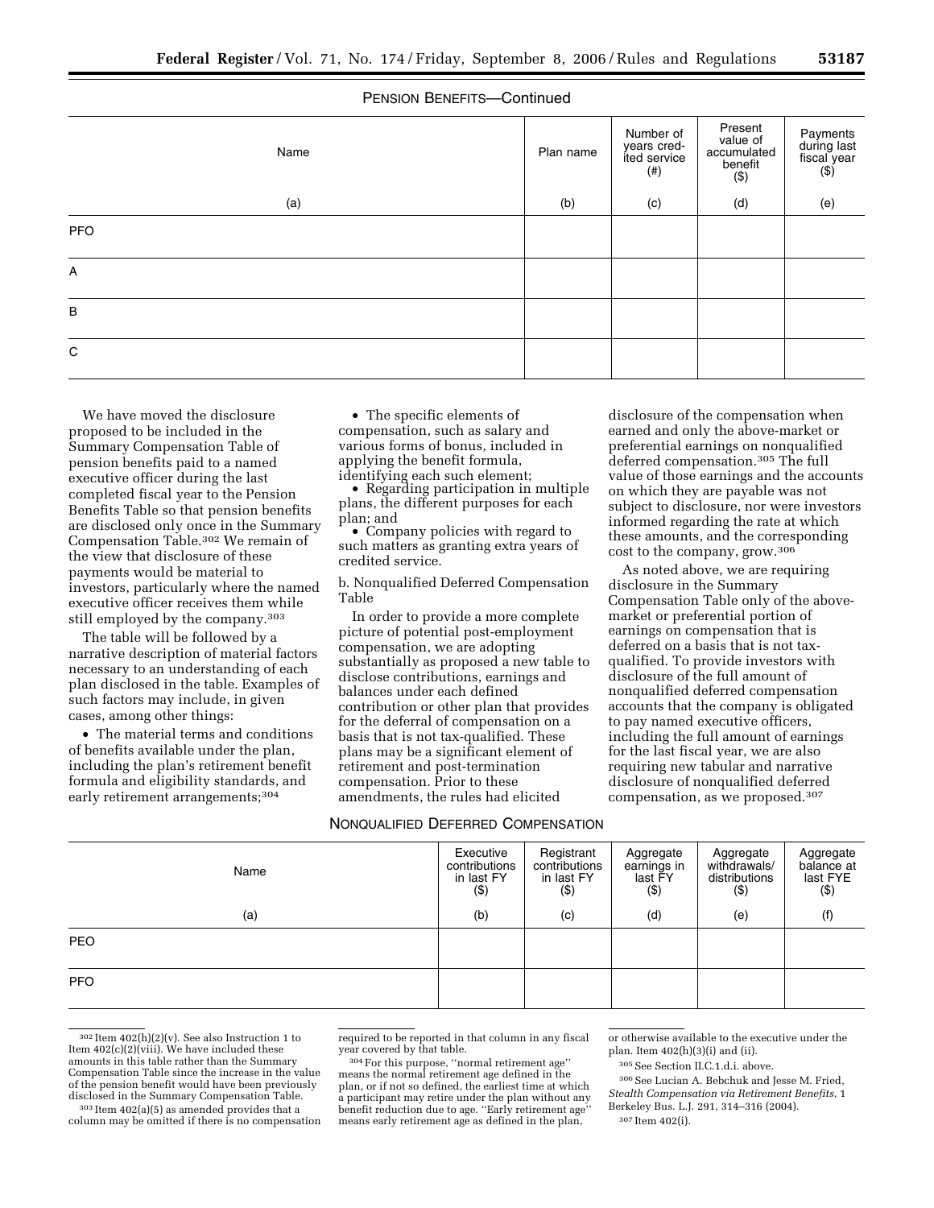PENSION BENEFITS—Continued

| Name | Plan name | Number of years credited service (#) | Present value of accumulated benefit ($) | Payments during last fiscal year ($) |
|---|---|---|---|---|
| (a) | (b) | (c) | (d) | (e) |
| PFO | | | | |
| A | | | | |
| B | | | | |
| C | | | | |

We have moved the disclosure proposed to be included in the Summary Compensation Table of pension benefits paid to a named executive officer during the last completed fiscal year to the Pension Benefits Table so that pension benefits are disclosed only once in the Summary Compensation Table.[302] We remain of the view that disclosure of these payments would be material to investors, particularly where the named executive officer receives them while still employed by the company.[303]

The table will be followed by a narrative description of material factors necessary to an understanding of each plan disclosed in the table. Examples of such factors may include, in given cases, among other things:

- The material terms and conditions of benefits available under the plan, including the plan's retirement benefit formula and eligibility standards, and early retirement arrangements;[304]
- The specific elements of compensation, such as salary and various forms of bonus, included in applying the benefit formula, identifying each such element;
- Regarding participation in multiple plans, the different purposes for each plan; and
- Company policies with regard to such matters as granting extra years of credited service.

b. Nonqualified Deferred Compensation Table

In order to provide a more complete picture of potential post-employment compensation, we are adopting substantially as proposed a new table to disclose contributions, earnings and balances under each defined contribution or other plan that provides for the deferral of compensation on a basis that is not tax-qualified. These plans may be a significant element of retirement and post-termination compensation. Prior to these amendments, the rules had elicited disclosure of the compensation when earned and only the above-market or preferential earnings on nonqualified deferred compensation.[305] The full value of those earnings and the accounts on which they are payable was not subject to disclosure, nor were investors informed regarding the rate at which these amounts, and the corresponding cost to the company, grow.[306]

As noted above, we are requiring disclosure in the Summary Compensation Table only of the above-market or preferential portion of earnings on compensation that is deferred on a basis that is not tax-qualified. To provide investors with disclosure of the full amount of nonqualified deferred compensation accounts that the company is obligated to pay named executive officers, including the full amount of earnings for the last fiscal year, we are also requiring new tabular and narrative disclosure of nonqualified deferred compensation, as we proposed.[307]

NONQUALIFIED DEFERRED COMPENSATION

| Name | Executive contributions in last FY ($) | Registrant contributions in last FY ($) | Aggregate earnings in last FY ($) | Aggregate withdrawals/distributions ($) | Aggregate balance at last FYE ($) |
|---|---|---|---|---|---|
| (a) | (b) | (c) | (d) | (e) | (f) |
| PEO | | | | | |
| PFO | | | | | |

[302] Item 402(h)(2)(v). See also Instruction 1 to Item 402(c)(2)(viii). We have included these amounts in this table rather than the Summary Compensation Table since the increase in the value of the pension benefit would have been previously disclosed in the Summary Compensation Table.

[303] Item 402(a)(5) as amended provides that a column may be omitted if there is no compensation required to be reported in that column in any fiscal year covered by that table.

[304] For this purpose, ''normal retirement age'' means the normal retirement age defined in the plan, or if not so defined, the earliest time at which a participant may retire under the plan without any benefit reduction due to age. ''Early retirement age'' means early retirement age as defined in the plan, or otherwise available to the executive under the plan. Item 402(h)(3)(i) and (ii).

[305] See Section II.C.1.d.i. above.

[306] See Lucian A. Bebchuk and Jesse M. Fried, *Stealth Compensation via Retirement Benefits*, 1 Berkeley Bus. L.J. 291, 314–316 (2004).

[307] Item 402(i).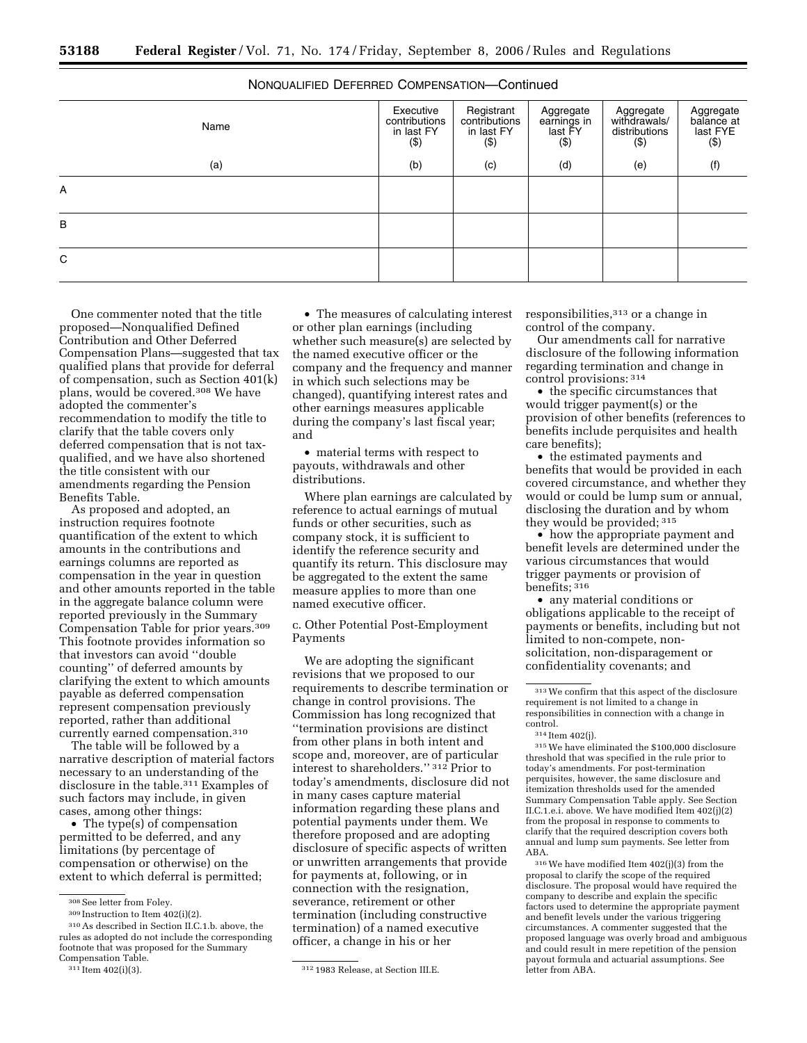NONQUALIFIED DEFERRED COMPENSATION—Continued

| Name | Executive contributions in last FY ($) | Registrant contributions in last FY ($) | Aggregate earnings in last FY ($) | Aggregate withdrawals/ distributions ($) | Aggregate balance at last FYE ($) |
|---|---|---|---|---|---|
| (a) | (b) | (c) | (d) | (e) | (f) |
| A | | | | | |
| B | | | | | |
| C | | | | | |

One commenter noted that the title proposed—Nonqualified Defined Contribution and Other Deferred Compensation Plans—suggested that tax qualified plans that provide for deferral of compensation, such as Section 401(k) plans, would be covered.[308] We have adopted the commenter's recommendation to modify the title to clarify that the table covers only deferred compensation that is not tax-qualified, and we have also shortened the title consistent with our amendments regarding the Pension Benefits Table.

As proposed and adopted, an instruction requires footnote quantification of the extent to which amounts in the contributions and earnings columns are reported as compensation in the year in question and other amounts reported in the table in the aggregate balance column were reported previously in the Summary Compensation Table for prior years.[309] This footnote provides information so that investors can avoid "double counting" of deferred amounts by clarifying the extent to which amounts payable as deferred compensation represent compensation previously reported, rather than additional currently earned compensation.[310]

The table will be followed by a narrative description of material factors necessary to an understanding of the disclosure in the table.[311] Examples of such factors may include, in given cases, among other things:

- The type(s) of compensation permitted to be deferred, and any limitations (by percentage of compensation or otherwise) on the extent to which deferral is permitted;
- The measures of calculating interest or other plan earnings (including whether such measure(s) are selected by the named executive officer or the company and the frequency and manner in which such selections may be changed), quantifying interest rates and other earnings measures applicable during the company's last fiscal year; and
- material terms with respect to payouts, withdrawals and other distributions.

Where plan earnings are calculated by reference to actual earnings of mutual funds or other securities, such as company stock, it is sufficient to identify the reference security and quantify its return. This disclosure may be aggregated to the extent the same measure applies to more than one named executive officer.

c. Other Potential Post-Employment Payments

We are adopting the significant revisions that we proposed to our requirements to describe termination or change in control provisions. The Commission has long recognized that "termination provisions are distinct from other plans in both intent and scope and, moreover, are of particular interest to shareholders." [312] Prior to today's amendments, disclosure did not in many cases capture material information regarding these plans and potential payments under them. We therefore proposed and are adopting disclosure of specific aspects of written or unwritten arrangements that provide for payments at, following, or in connection with the resignation, severance, retirement or other termination (including constructive termination) of a named executive officer, a change in his or her responsibilities,[313] or a change in control of the company.

Our amendments call for narrative disclosure of the following information regarding termination and change in control provisions: [314]

- the specific circumstances that would trigger payment(s) or the provision of other benefits (references to benefits include perquisites and health care benefits);
- the estimated payments and benefits that would be provided in each covered circumstance, and whether they would or could be lump sum or annual, disclosing the duration and by whom they would be provided; [315]
- how the appropriate payment and benefit levels are determined under the various circumstances that would trigger payments or provision of benefits; [316]
- any material conditions or obligations applicable to the receipt of payments or benefits, including but not limited to non-compete, non-solicitation, non-disparagement or confidentiality covenants; and

[308] See letter from Foley.

[309] Instruction to Item 402(i)(2).

[310] As described in Section II.C.1.b. above, the rules as adopted do not include the corresponding footnote that was proposed for the Summary Compensation Table.

[311] Item 402(i)(3).

[312] 1983 Release, at Section III.E.

[313] We confirm that this aspect of the disclosure requirement is not limited to a change in responsibilities in connection with a change in control.

[314] Item 402(j).

[315] We have eliminated the $100,000 disclosure threshold that was specified in the rule prior to today's amendments. For post-termination perquisites, however, the same disclosure and itemization thresholds used for the amended Summary Compensation Table apply. See Section II.C.1.e.i. above. We have modified Item 402(j)(2) from the proposal in response to comments to clarify that the required description covers both annual and lump sum payments. See letter from ABA.

[316] We have modified Item 402(j)(3) from the proposal to clarify the scope of the required disclosure. The proposal would have required the company to describe and explain the specific factors used to determine the appropriate payment and benefit levels under the various triggering circumstances. A commenter suggested that the proposed language was overly broad and ambiguous and could result in mere repetition of the pension payout formula and actuarial assumptions. See letter from ABA.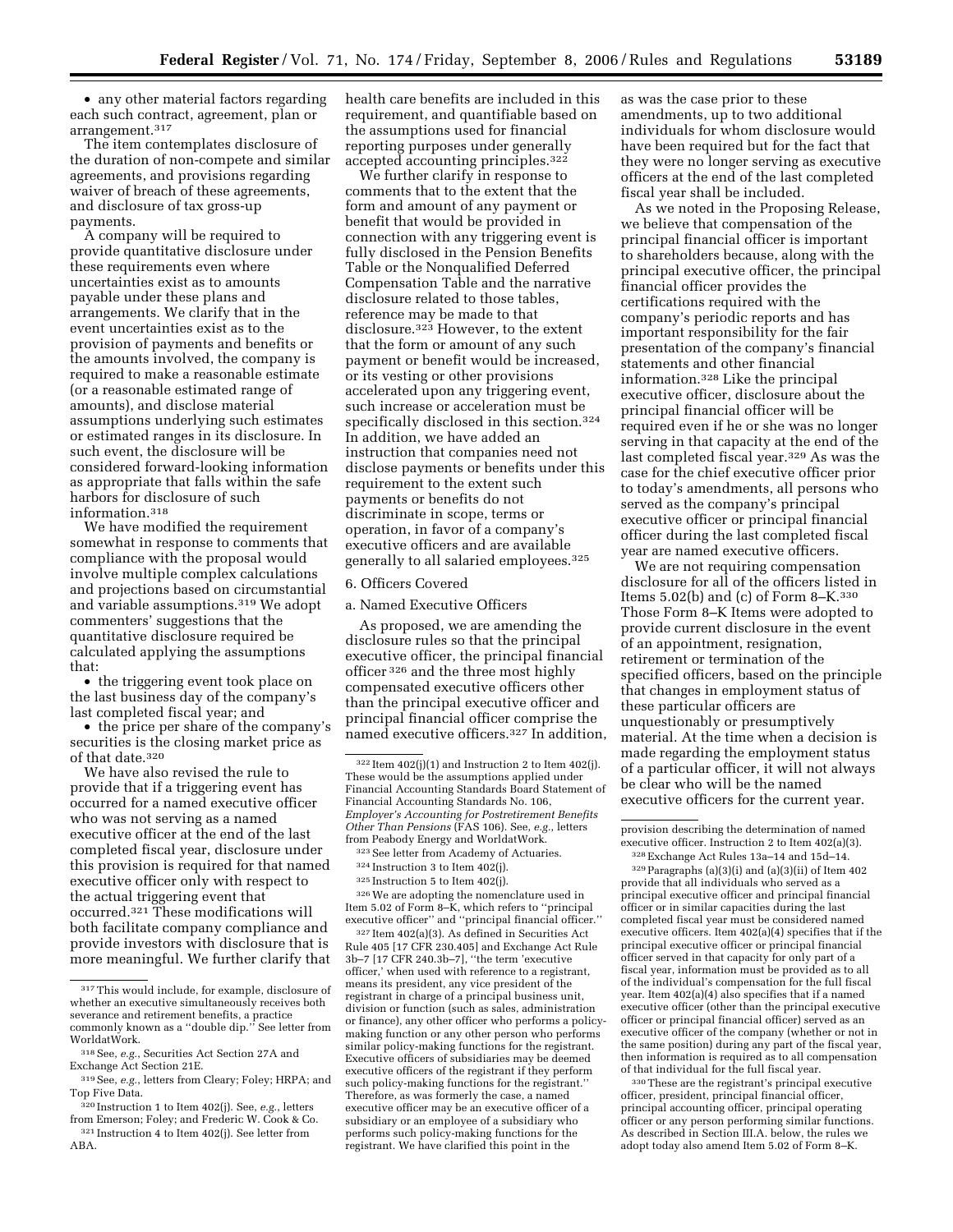• any other material factors regarding each such contract, agreement, plan or arrangement.[317]

The item contemplates disclosure of the duration of non-compete and similar agreements, and provisions regarding waiver of breach of these agreements, and disclosure of tax gross-up payments.

A company will be required to provide quantitative disclosure under these requirements even where uncertainties exist as to amounts payable under these plans and arrangements. We clarify that in the event uncertainties exist as to the provision of payments and benefits or the amounts involved, the company is required to make a reasonable estimate (or a reasonable estimated range of amounts), and disclose material assumptions underlying such estimates or estimated ranges in its disclosure. In such event, the disclosure will be considered forward-looking information as appropriate that falls within the safe harbors for disclosure of such information.[318]

We have modified the requirement somewhat in response to comments that compliance with the proposal would involve multiple complex calculations and projections based on circumstantial and variable assumptions.[319] We adopt commenters' suggestions that the quantitative disclosure required be calculated applying the assumptions that:

• the triggering event took place on the last business day of the company's last completed fiscal year; and

• the price per share of the company's securities is the closing market price as of that date.[320]

We have also revised the rule to provide that if a triggering event has occurred for a named executive officer who was not serving as a named executive officer at the end of the last completed fiscal year, disclosure under this provision is required for that named executive officer only with respect to the actual triggering event that occurred.[321] These modifications will both facilitate company compliance and provide investors with disclosure that is more meaningful. We further clarify that health care benefits are included in this requirement, and quantifiable based on the assumptions used for financial reporting purposes under generally accepted accounting principles.[322]

We further clarify in response to comments that to the extent that the form and amount of any payment or benefit that would be provided in connection with any triggering event is fully disclosed in the Pension Benefits Table or the Nonqualified Deferred Compensation Table and the narrative disclosure related to those tables, reference may be made to that disclosure.[323] However, to the extent that the form or amount of any such payment or benefit would be increased, or its vesting or other provisions accelerated upon any triggering event, such increase or acceleration must be specifically disclosed in this section.[324] In addition, we have added an instruction that companies need not disclose payments or benefits under this requirement to the extent such payments or benefits do not discriminate in scope, terms or operation, in favor of a company's executive officers and are available generally to all salaried employees.[325]

6. Officers Covered

a. Named Executive Officers

As proposed, we are amending the disclosure rules so that the principal executive officer, the principal financial officer[326] and the three most highly compensated executive officers other than the principal executive officer and principal financial officer comprise the named executive officers.[327] In addition, as was the case prior to these amendments, up to two additional individuals for whom disclosure would have been required but for the fact that they were no longer serving as executive officers at the end of the last completed fiscal year shall be included.

As we noted in the Proposing Release, we believe that compensation of the principal financial officer is important to shareholders because, along with the principal executive officer, the principal financial officer provides the certifications required with the company's periodic reports and has important responsibility for the fair presentation of the company's financial statements and other financial information.[328] Like the principal executive officer, disclosure about the principal financial officer will be required even if he or she was no longer serving in that capacity at the end of the last completed fiscal year.[329] As was the case for the chief executive officer prior to today's amendments, all persons who served as the company's principal executive officer or principal financial officer during the last completed fiscal year are named executive officers.

We are not requiring compensation disclosure for all of the officers listed in Items 5.02(b) and (c) of Form 8–K.[330] Those Form 8–K Items were adopted to provide current disclosure in the event of an appointment, resignation, retirement or termination of the specified officers, based on the principle that changes in employment status of these particular officers are unquestionably or presumptively material. At the time when a decision is made regarding the employment status of a particular officer, it will not always be clear who will be the named executive officers for the current year.

---

[317] This would include, for example, disclosure of whether an executive simultaneously receives both severance and retirement benefits, a practice commonly known as a ''double dip.'' See letter from WorldatWork.

[318] See, *e.g.*, Securities Act Section 27A and Exchange Act Section 21E.

[319] See, *e.g.*, letters from Cleary; Foley; HRPA; and Top Five Data.

[320] Instruction 1 to Item 402(j). See, *e.g.*, letters from Emerson; Foley; and Frederic W. Cook & Co.

[321] Instruction 4 to Item 402(j). See letter from ABA.

[322] Item 402(j)(1) and Instruction 2 to Item 402(j). These would be the assumptions applied under Financial Accounting Standards Board Statement of Financial Accounting Standards No. 106, *Employer's Accounting for Postretirement Benefits Other Than Pensions* (FAS 106). See, *e.g.*, letters from Peabody Energy and WorldatWork.

[323] See letter from Academy of Actuaries.

[324] Instruction 3 to Item 402(j).

[325] Instruction 5 to Item 402(j).

[326] We are adopting the nomenclature used in Item 5.02 of Form 8–K, which refers to ''principal executive officer'' and ''principal financial officer.''

[327] Item 402(a)(3). As defined in Securities Act Rule 405 [17 CFR 230.405] and Exchange Act Rule 3b–7 [17 CFR 240.3b–7], ''the term 'executive officer,' when used with reference to a registrant, means its president, any vice president of the registrant in charge of a principal business unit, division or function (such as sales, administration or finance), any other officer who performs a policy-making function or any other person who performs similar policy-making functions for the registrant. Executive officers of subsidiaries may be deemed executive officers of the registrant if they perform such policy-making functions for the registrant.'' Therefore, as was formerly the case, a named executive officer may be an executive officer of a subsidiary or an employee of a subsidiary who performs such policy-making functions for the registrant. We have clarified this point in the provision describing the determination of named executive officer. Instruction 2 to Item 402(a)(3).

[328] Exchange Act Rules 13a–14 and 15d–14.

[329] Paragraphs (a)(3)(i) and (a)(3)(ii) of Item 402 provide that all individuals who served as a principal executive officer and principal financial officer or in similar capacities during the last completed fiscal year must be considered named executive officers. Item 402(a)(4) specifies that if the principal executive officer or principal financial officer served in that capacity for only part of a fiscal year, information must be provided as to all of the individual's compensation for the full fiscal year. Item 402(a)(4) also specifies that if a named executive officer (other than the principal executive officer or principal financial officer) served as an executive officer of the company (whether or not in the same position) during any part of the fiscal year, then information is required as to all compensation of that individual for the full fiscal year.

[330] These are the registrant's principal executive officer, president, principal financial officer, principal accounting officer, principal operating officer or any person performing similar functions. As described in Section III.A. below, the rules we adopt today also amend Item 5.02 of Form 8–K.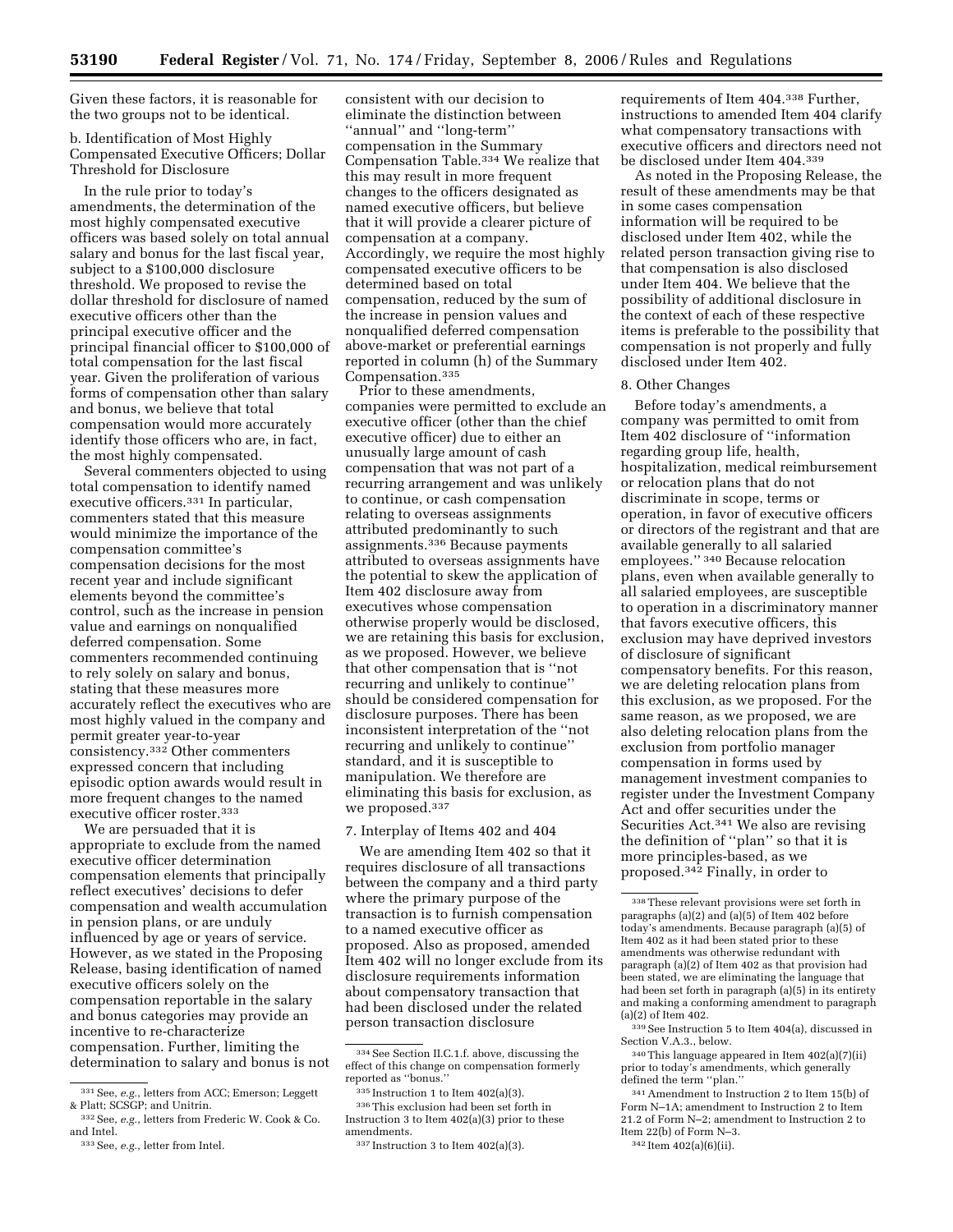Given these factors, it is reasonable for the two groups not to be identical.

b. Identification of Most Highly Compensated Executive Officers; Dollar Threshold for Disclosure

In the rule prior to today's amendments, the determination of the most highly compensated executive officers was based solely on total annual salary and bonus for the last fiscal year, subject to a $100,000 disclosure threshold. We proposed to revise the dollar threshold for disclosure of named executive officers other than the principal executive officer and the principal financial officer to $100,000 of total compensation for the last fiscal year. Given the proliferation of various forms of compensation other than salary and bonus, we believe that total compensation would more accurately identify those officers who are, in fact, the most highly compensated.

Several commenters objected to using total compensation to identify named executive officers.[331] In particular, commenters stated that this measure would minimize the importance of the compensation committee's compensation decisions for the most recent year and include significant elements beyond the committee's control, such as the increase in pension value and earnings on nonqualified deferred compensation. Some commenters recommended continuing to rely solely on salary and bonus, stating that these measures more accurately reflect the executives who are most highly valued in the company and permit greater year-to-year consistency.[332] Other commenters expressed concern that including episodic option awards would result in more frequent changes to the named executive officer roster.[333]

We are persuaded that it is appropriate to exclude from the named executive officer determination compensation elements that principally reflect executives' decisions to defer compensation and wealth accumulation in pension plans, or are unduly influenced by age or years of service. However, as we stated in the Proposing Release, basing identification of named executive officers solely on the compensation reportable in the salary and bonus categories may provide an incentive to re-characterize compensation. Further, limiting the determination to salary and bonus is not consistent with our decision to eliminate the distinction between "annual" and "long-term" compensation in the Summary Compensation Table.[334] We realize that this may result in more frequent changes to the officers designated as named executive officers, but believe that it will provide a clearer picture of compensation at a company. Accordingly, we require the most highly compensated executive officers to be determined based on total compensation, reduced by the sum of the increase in pension values and nonqualified deferred compensation above-market or preferential earnings reported in column (h) of the Summary Compensation.[335]

Prior to these amendments, companies were permitted to exclude an executive officer (other than the chief executive officer) due to either an unusually large amount of cash compensation that was not part of a recurring arrangement and was unlikely to continue, or cash compensation relating to overseas assignments attributed predominantly to such assignments.[336] Because payments attributed to overseas assignments have the potential to skew the application of Item 402 disclosure away from executives whose compensation otherwise properly would be disclosed, we are retaining this basis for exclusion, as we proposed. However, we believe that other compensation that is "not recurring and unlikely to continue" should be considered compensation for disclosure purposes. There has been inconsistent interpretation of the "not recurring and unlikely to continue" standard, and it is susceptible to manipulation. We therefore are eliminating this basis for exclusion, as we proposed.[337]

7. Interplay of Items 402 and 404

We are amending Item 402 so that it requires disclosure of all transactions between the company and a third party where the primary purpose of the transaction is to furnish compensation to a named executive officer as proposed. Also as proposed, amended Item 402 will no longer exclude from its disclosure requirements information about compensatory transaction that had been disclosed under the related person transaction disclosure requirements of Item 404.[338] Further, instructions to amended Item 404 clarify what compensatory transactions with executive officers and directors need not be disclosed under Item 404.[339]

As noted in the Proposing Release, the result of these amendments may be that in some cases compensation information will be required to be disclosed under Item 402, while the related person transaction giving rise to that compensation is also disclosed under Item 404. We believe that the possibility of additional disclosure in the context of each of these respective items is preferable to the possibility that compensation is not properly and fully disclosed under Item 402.

8. Other Changes

Before today's amendments, a company was permitted to omit from Item 402 disclosure of "information regarding group life, health, hospitalization, medical reimbursement or relocation plans that do not discriminate in scope, terms or operation, in favor of executive officers or directors of the registrant and that are available generally to all salaried employees." [340] Because relocation plans, even when available generally to all salaried employees, are susceptible to operation in a discriminatory manner that favors executive officers, this exclusion may have deprived investors of disclosure of significant compensatory benefits. For this reason, we are deleting relocation plans from this exclusion, as we proposed. For the same reason, as we proposed, we are also deleting relocation plans from the exclusion from portfolio manager compensation in forms used by management investment companies to register under the Investment Company Act and offer securities under the Securities Act.[341] We also are revising the definition of "plan" so that it is more principles-based, as we proposed.[342] Finally, in order to

---

[331] See, *e.g.*, letters from ACC; Emerson; Leggett & Platt; SCSGP; and Unitrin.

[332] See, *e.g.*, letters from Frederic W. Cook & Co. and Intel.

[333] See, *e.g.*, letter from Intel.

[334] See Section II.C.1.f. above, discussing the effect of this change on compensation formerly reported as "bonus."

[335] Instruction 1 to Item 402(a)(3).

[336] This exclusion had been set forth in Instruction 3 to Item 402(a)(3) prior to these amendments.

[337] Instruction 3 to Item 402(a)(3).

[338] These relevant provisions were set forth in paragraphs (a)(2) and (a)(5) of Item 402 before today's amendments. Because paragraph (a)(5) of Item 402 as it had been stated prior to these amendments was otherwise redundant with paragraph (a)(2) of Item 402 as that provision had been stated, we are eliminating the language that had been set forth in paragraph (a)(5) in its entirety and making a conforming amendment to paragraph (a)(2) of Item 402.

[339] See Instruction 5 to Item 404(a), discussed in Section V.A.3., below.

[340] This language appeared in Item 402(a)(7)(ii) prior to today's amendments, which generally defined the term "plan."

[341] Amendment to Instruction 2 to Item 15(b) of Form N–1A; amendment to Instruction 2 to Item 21.2 of Form N–2; amendment to Instruction 2 to Item 22(b) of Form N–3.

[342] Item 402(a)(6)(ii).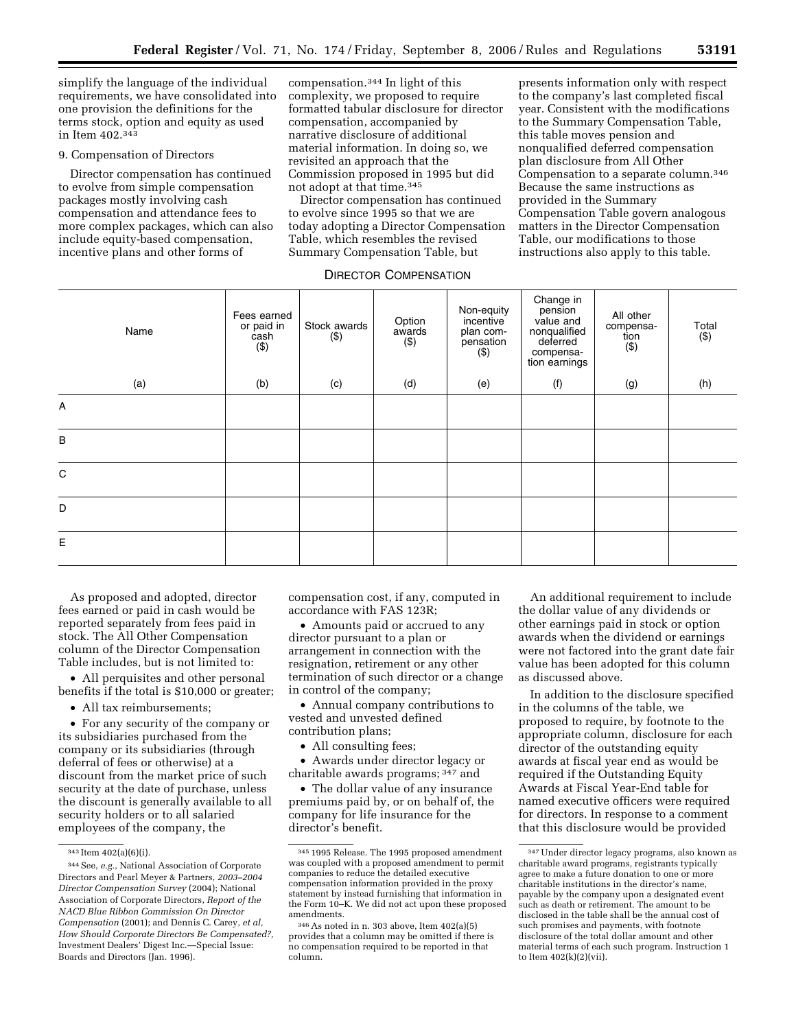simplify the language of the individual requirements, we have consolidated into one provision the definitions for the terms stock, option and equity as used in Item 402.[343]

9. Compensation of Directors

Director compensation has continued to evolve from simple compensation packages mostly involving cash compensation and attendance fees to more complex packages, which can also include equity-based compensation, incentive plans and other forms of compensation.[344] In light of this complexity, we proposed to require formatted tabular disclosure for director compensation, accompanied by narrative disclosure of additional material information. In doing so, we revisited an approach that the Commission proposed in 1995 but did not adopt at that time.[345]

Director compensation has continued to evolve since 1995 so that we are today adopting a Director Compensation Table, which resembles the revised Summary Compensation Table, but presents information only with respect to the company's last completed fiscal year. Consistent with the modifications to the Summary Compensation Table, this table moves pension and nonqualified deferred compensation plan disclosure from All Other Compensation to a separate column.[346] Because the same instructions as provided in the Summary Compensation Table govern analogous matters in the Director Compensation Table, our modifications to those instructions also apply to this table.

DIRECTOR COMPENSATION

| Name | Fees earned or paid in cash ($) | Stock awards ($) | Option awards ($) | Non-equity incentive plan compensation ($) | Change in pension value and nonqualified deferred compensation earnings | All other compensation ($) | Total ($) |
|---|---|---|---|---|---|---|---|
| (a) | (b) | (c) | (d) | (e) | (f) | (g) | (h) |
| A | | | | | | | |
| B | | | | | | | |
| C | | | | | | | |
| D | | | | | | | |
| E | | | | | | | |

As proposed and adopted, director fees earned or paid in cash would be reported separately from fees paid in stock. The All Other Compensation column of the Director Compensation Table includes, but is not limited to:

- All perquisites and other personal benefits if the total is $10,000 or greater;
- All tax reimbursements;
- For any security of the company or its subsidiaries purchased from the company or its subsidiaries (through deferral of fees or otherwise) at a discount from the market price of such security at the date of purchase, unless the discount is generally available to all security holders or to all salaried employees of the company, the compensation cost, if any, computed in accordance with FAS 123R;
- Amounts paid or accrued to any director pursuant to a plan or arrangement in connection with the resignation, retirement or any other termination of such director or a change in control of the company;
- Annual company contributions to vested and unvested defined contribution plans;
- All consulting fees;
- Awards under director legacy or charitable awards programs; [347] and
- The dollar value of any insurance premiums paid by, or on behalf of, the company for life insurance for the director's benefit.

An additional requirement to include the dollar value of any dividends or other earnings paid in stock or option awards when the dividend or earnings were not factored into the grant date fair value has been adopted for this column as discussed above.

In addition to the disclosure specified in the columns of the table, we proposed to require, by footnote to the appropriate column, disclosure for each director of the outstanding equity awards at fiscal year end as would be required if the Outstanding Equity Awards at Fiscal Year-End table for named executive officers were required for directors. In response to a comment that this disclosure would be provided

---

[343] Item 402(a)(6)(i).

[344] See, *e.g.*, National Association of Corporate Directors and Pearl Meyer & Partners, *2003–2004 Director Compensation Survey* (2004); National Association of Corporate Directors, *Report of the NACD Blue Ribbon Commission On Director Compensation* (2001); and Dennis C. Carey, *et al, How Should Corporate Directors Be Compensated?*, Investment Dealers' Digest Inc.—Special Issue: Boards and Directors (Jan. 1996).

[345] 1995 Release. The 1995 proposed amendment was coupled with a proposed amendment to permit companies to reduce the detailed executive compensation information provided in the proxy statement by instead furnishing that information in the Form 10–K. We did not act upon these proposed amendments.

[346] As noted in n. 303 above, Item 402(a)(5) provides that a column may be omitted if there is no compensation required to be reported in that column.

[347] Under director legacy programs, also known as charitable award programs, registrants typically agree to make a future donation to one or more charitable institutions in the director's name, payable by the company upon a designated event such as death or retirement. The amount to be disclosed in the table shall be the annual cost of such promises and payments, with footnote disclosure of the total dollar amount and other material terms of each such program. Instruction 1 to Item 402(k)(2)(vii).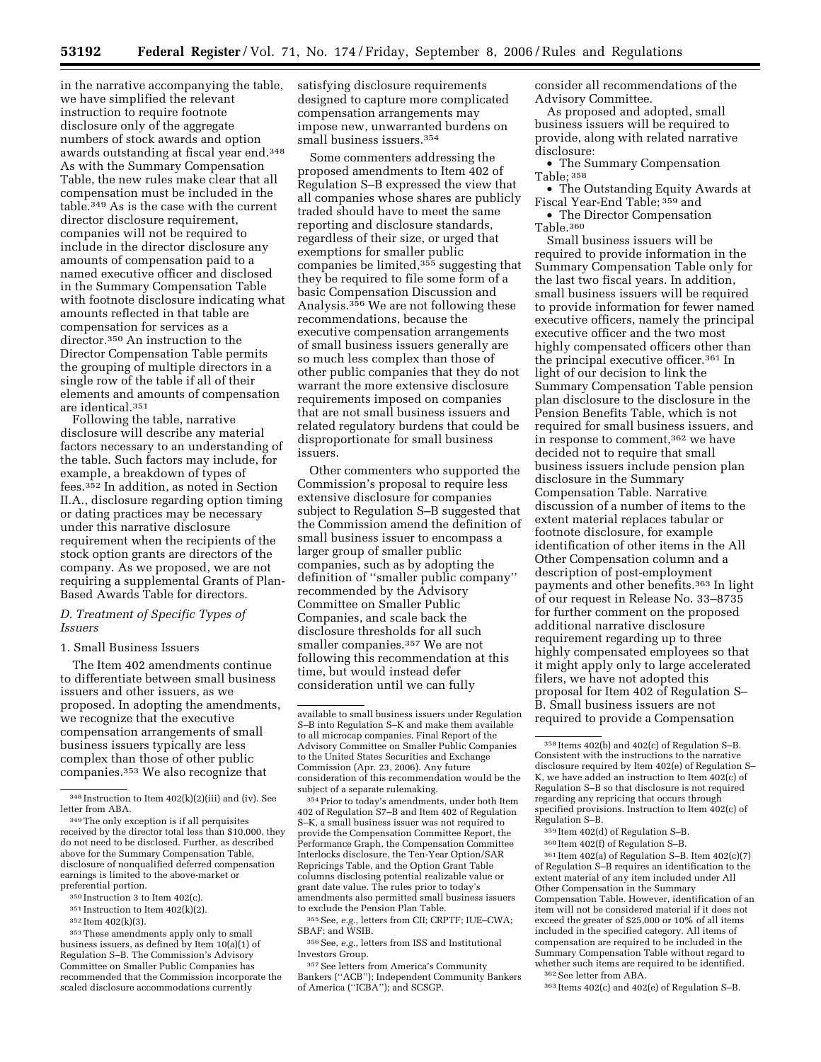in the narrative accompanying the table, we have simplified the relevant instruction to require footnote disclosure only of the aggregate numbers of stock awards and option awards outstanding at fiscal year end.[348] As with the Summary Compensation Table, the new rules make clear that all compensation must be included in the table.[349] As is the case with the current director disclosure requirement, companies will not be required to include in the director disclosure any amounts of compensation paid to a named executive officer and disclosed in the Summary Compensation Table with footnote disclosure indicating what amounts reflected in that table are compensation for services as a director.[350] An instruction to the Director Compensation Table permits the grouping of multiple directors in a single row of the table if all of their elements and amounts of compensation are identical.[351]

Following the table, narrative disclosure will describe any material factors necessary to an understanding of the table. Such factors may include, for example, a breakdown of types of fees.[352] In addition, as noted in Section II.A., disclosure regarding option timing or dating practices may be necessary under this narrative disclosure requirement when the recipients of the stock option grants are directors of the company. As we proposed, we are not requiring a supplemental Grants of Plan-Based Awards Table for directors.

### *D. Treatment of Specific Types of Issuers*

#### 1. Small Business Issuers

The Item 402 amendments continue to differentiate between small business issuers and other issuers, as we proposed. In adopting the amendments, we recognize that the executive compensation arrangements of small business issuers typically are less complex than those of other public companies.[353] We also recognize that satisfying disclosure requirements designed to capture more complicated compensation arrangements may impose new, unwarranted burdens on small business issuers.[354]

Some commenters addressing the proposed amendments to Item 402 of Regulation S–B expressed the view that all companies whose shares are publicly traded should have to meet the same reporting and disclosure standards, regardless of their size, or urged that exemptions for smaller public companies be limited,[355] suggesting that they be required to file some form of a basic Compensation Discussion and Analysis.[356] We are not following these recommendations, because the executive compensation arrangements of small business issuers generally are so much less complex than those of other public companies that they do not warrant the more extensive disclosure requirements imposed on companies that are not small business issuers and related regulatory burdens that could be disproportionate for small business issuers.

Other commenters who supported the Commission's proposal to require less extensive disclosure for companies subject to Regulation S–B suggested that the Commission amend the definition of small business issuer to encompass a larger group of smaller public companies, such as by adopting the definition of "smaller public company" recommended by the Advisory Committee on Smaller Public Companies, and scale back the disclosure thresholds for all such smaller companies.[357] We are not following this recommendation at this time, but would instead defer consideration until we can fully consider all recommendations of the Advisory Committee.

As proposed and adopted, small business issuers will be required to provide, along with related narrative disclosure:

- The Summary Compensation Table;[358]
- The Outstanding Equity Awards at Fiscal Year-End Table;[359] and
- The Director Compensation Table.[360]

Small business issuers will be required to provide information in the Summary Compensation Table only for the last two fiscal years. In addition, small business issuers will be required to provide information for fewer named executive officers, namely the principal executive officer and the two most highly compensated officers other than the principal executive officer.[361] In light of our decision to link the Summary Compensation Table pension plan disclosure to the disclosure in the Pension Benefits Table, which is not required for small business issuers, and in response to comment,[362] we have decided not to require that small business issuers include pension plan disclosure in the Summary Compensation Table. Narrative discussion of a number of items to the extent material replaces tabular or footnote disclosure, for example identification of other items in the All Other Compensation column and a description of post-employment payments and other benefits.[363] In light of our request in Release No. 33–8735 for further comment on the proposed additional narrative disclosure requirement regarding up to three highly compensated employees so that it might apply only to large accelerated filers, we have not adopted this proposal for Item 402 of Regulation S–B. Small business issuers are not required to provide a Compensation

---

[348] Instruction to Item 402(k)(2)(iii) and (iv). See letter from ABA.

[349] The only exception is if all perquisites received by the director total less than $10,000, they do not need to be disclosed. Further, as described above for the Summary Compensation Table, disclosure of nonqualified deferred compensation earnings is limited to the above-market or preferential portion.

[350] Instruction 3 to Item 402(c).

[351] Instruction to Item 402(k)(2).

[352] Item 402(k)(3).

[353] These amendments apply only to small business issuers, as defined by Item 10(a)(1) of Regulation S–B. The Commission's Advisory Committee on Smaller Public Companies has recommended that the Commission incorporate the scaled disclosure accommodations currently available to small business issuers under Regulation S–B into Regulation S–K and make them available to all microcap companies. Final Report of the Advisory Committee on Smaller Public Companies to the United States Securities and Exchange Commission (Apr. 23, 2006). Any future consideration of this recommendation would be the subject of a separate rulemaking.

[354] Prior to today's amendments, under both Item 402 of Regulation S7–B and Item 402 of Regulation S–K, a small business issuer was not required to provide the Compensation Committee Report, the Performance Graph, the Compensation Committee Interlocks disclosure, the Ten-Year Option/SAR Repricings Table, and the Option Grant Table columns disclosing potential realizable value or grant date value. The rules prior to today's amendments also permitted small business issuers to exclude the Pension Plan Table.

[355] See, *e.g.*, letters from CII; CRPTF; IUE–CWA; SBAF; and WSIB.

[356] See, *e.g.*, letters from ISS and Institutional Investors Group.

[357] See letters from America's Community Bankers ("ACB"); Independent Community Bankers of America ("ICBA"); and SCSGP.

[358] Items 402(b) and 402(c) of Regulation S–B. Consistent with the instructions to the narrative disclosure required by Item 402(e) of Regulation S–K, we have added an instruction to Item 402(c) of Regulation S–B so that disclosure is not required regarding any repricing that occurs through specified provisions. Instruction to Item 402(c) of Regulation S–B.

[359] Item 402(d) of Regulation S–B.

[360] Item 402(f) of Regulation S–B.

[361] Item 402(a) of Regulation S–B. Item 402(c)(7) of Regulation S–B requires an identification to the extent material of any item included under All Other Compensation in the Summary Compensation Table. However, identification of an item will not be considered material if it does not exceed the greater of $25,000 or 10% of all items included in the specified category. All items of compensation are required to be included in the Summary Compensation Table without regard to whether such items are required to be identified.

[362] See letter from ABA.

[363] Items 402(c) and 402(e) of Regulation S–B.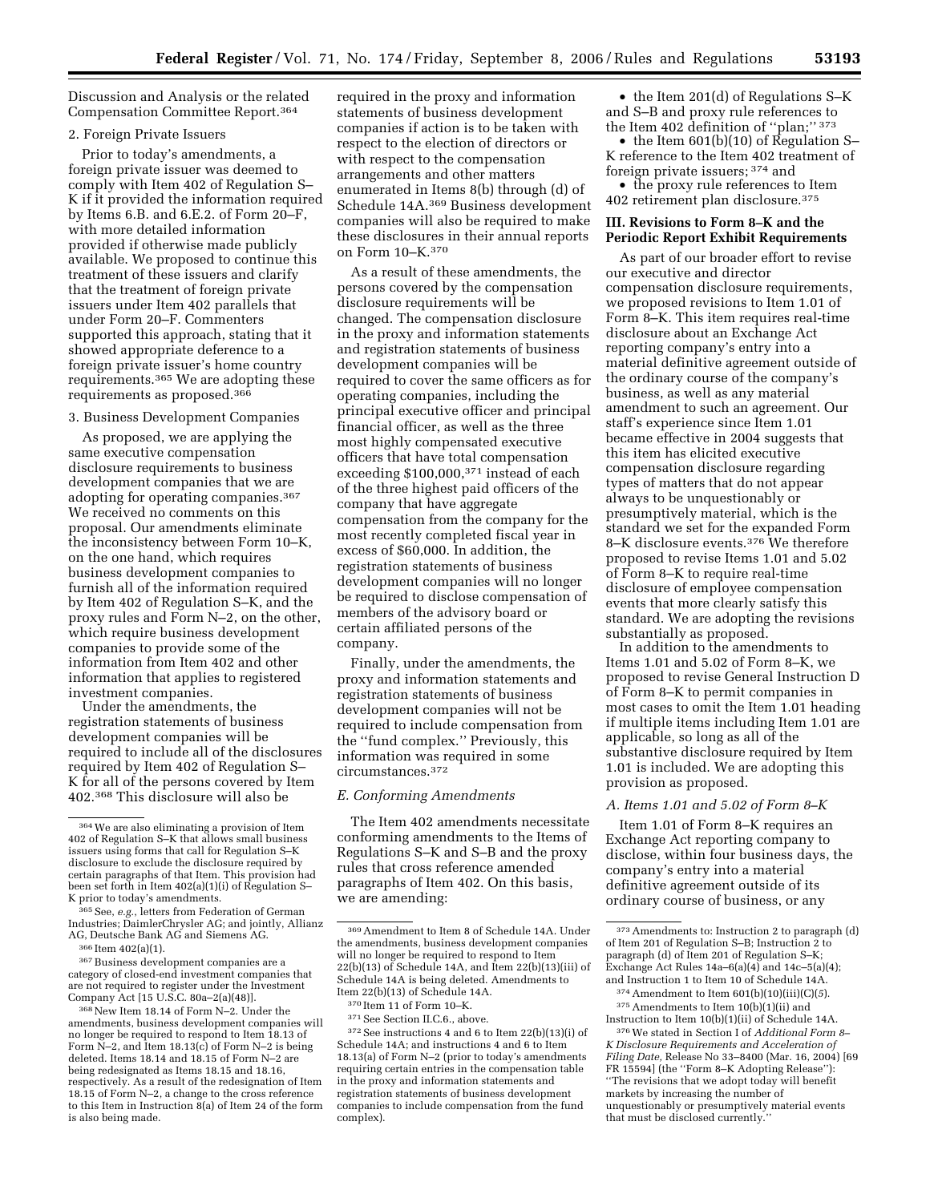Discussion and Analysis or the related Compensation Committee Report.[364]

2. Foreign Private Issuers

Prior to today's amendments, a foreign private issuer was deemed to comply with Item 402 of Regulation S–K if it provided the information required by Items 6.B. and 6.E.2. of Form 20–F, with more detailed information provided if otherwise made publicly available. We proposed to continue this treatment of these issuers and clarify that the treatment of foreign private issuers under Item 402 parallels that under Form 20–F. Commenters supported this approach, stating that it showed appropriate deference to a foreign private issuer's home country requirements.[365] We are adopting these requirements as proposed.[366]

3. Business Development Companies

As proposed, we are applying the same executive compensation disclosure requirements to business development companies that we are adopting for operating companies.[367] We received no comments on this proposal. Our amendments eliminate the inconsistency between Form 10–K, on the one hand, which requires business development companies to furnish all of the information required by Item 402 of Regulation S–K, and the proxy rules and Form N–2, on the other, which require business development companies to provide some of the information from Item 402 and other information that applies to registered investment companies.

Under the amendments, the registration statements of business development companies will be required to include all of the disclosures required by Item 402 of Regulation S–K for all of the persons covered by Item 402.[368] This disclosure will also be required in the proxy and information statements of business development companies if action is to be taken with respect to the election of directors or with respect to the compensation arrangements and other matters enumerated in Items 8(b) through (d) of Schedule 14A.[369] Business development companies will also be required to make these disclosures in their annual reports on Form 10–K.[370]

As a result of these amendments, the persons covered by the compensation disclosure requirements will be changed. The compensation disclosure in the proxy and information statements and registration statements of business development companies will be required to cover the same officers as for operating companies, including the principal executive officer and principal financial officer, as well as the three most highly compensated executive officers that have total compensation exceeding $100,000,[371] instead of each of the three highest paid officers of the company that have aggregate compensation from the company for the most recently completed fiscal year in excess of $60,000. In addition, the registration statements of business development companies will no longer be required to disclose compensation of members of the advisory board or certain affiliated persons of the company.

Finally, under the amendments, the proxy and information statements and registration statements of business development companies will not be required to include compensation from the "fund complex." Previously, this information was required in some circumstances.[372]

### *E. Conforming Amendments*

The Item 402 amendments necessitate conforming amendments to the Items of Regulations S–K and S–B and the proxy rules that cross reference amended paragraphs of Item 402. On this basis, we are amending:

- the Item 201(d) of Regulations S–K and S–B and proxy rule references to the Item 402 definition of "plan;"[373]
- the Item 601(b)(10) of Regulation S–K reference to the Item 402 treatment of foreign private issuers;[374] and
- the proxy rule references to Item 402 retirement plan disclosure.[375]

## III. Revisions to Form 8–K and the Periodic Report Exhibit Requirements

As part of our broader effort to revise our executive and director compensation disclosure requirements, we proposed revisions to Item 1.01 of Form 8–K. This item requires real-time disclosure about an Exchange Act reporting company's entry into a material definitive agreement outside of the ordinary course of the company's business, as well as any material amendment to such an agreement. Our staff's experience since Item 1.01 became effective in 2004 suggests that this item has elicited executive compensation disclosure regarding types of matters that do not appear always to be unquestionably or presumptively material, which is the standard we set for the expanded Form 8–K disclosure events.[376] We therefore proposed to revise Items 1.01 and 5.02 of Form 8–K to require real-time disclosure of employee compensation events that more clearly satisfy this standard. We are adopting the revisions substantially as proposed.

In addition to the amendments to Items 1.01 and 5.02 of Form 8–K, we proposed to revise General Instruction D of Form 8–K to permit companies in most cases to omit the Item 1.01 heading if multiple items including Item 1.01 are applicable, so long as all of the substantive disclosure required by Item 1.01 is included. We are adopting this provision as proposed.

### *A. Items 1.01 and 5.02 of Form 8–K*

Item 1.01 of Form 8–K requires an Exchange Act reporting company to disclose, within four business days, the company's entry into a material definitive agreement outside of its ordinary course of business, or any

---

[364] We are also eliminating a provision of Item 402 of Regulation S–K that allows small business issuers using forms that call for Regulation S–K disclosure to exclude the disclosure required by certain paragraphs of that Item. This provision had been set forth in Item 402(a)(1)(i) of Regulation S–K prior to today's amendments.

[365] See, *e.g.*, letters from Federation of German Industries; DaimlerChrysler AG; and jointly, Allianz AG, Deutsche Bank AG and Siemens AG.

[366] Item 402(a)(1).

[367] Business development companies are a category of closed-end investment companies that are not required to register under the Investment Company Act [15 U.S.C. 80a–2(a)(48)].

[368] New Item 18.14 of Form N–2. Under the amendments, business development companies will no longer be required to respond to Item 18.13 of Form N–2, and Item 18.13(c) of Form N–2 is being deleted. Items 18.14 and 18.15 of Form N–2 are being redesignated as Items 18.15 and 18.16, respectively. As a result of the redesignation of Item 18.15 of Form N–2, a change to the cross reference to this Item in Instruction 8(a) of Item 24 of the form is also being made.

[369] Amendment to Item 8 of Schedule 14A. Under the amendments, business development companies will no longer be required to respond to Item 22(b)(13) of Schedule 14A, and Item 22(b)(13)(iii) of Schedule 14A is being deleted. Amendments to Item 22(b)(13) of Schedule 14A.

[370] Item 11 of Form 10–K.

[371] See Section II.C.6., above.

[372] See instructions 4 and 6 to Item 22(b)(13)(i) of Schedule 14A; and instructions 4 and 6 to Item 18.13(a) of Form N–2 (prior to today's amendments requiring certain entries in the compensation table in the proxy and information statements and registration statements of business development companies to include compensation from the fund complex).

[373] Amendments to: Instruction 2 to paragraph (d) of Item 201 of Regulation S–B; Instruction 2 to paragraph (d) of Item 201 of Regulation S–K; Exchange Act Rules 14a–6(a)(4) and 14c–5(a)(4); and Instruction 1 to Item 10 of Schedule 14A.

[374] Amendment to Item 601(b)(10)(iii)(C)(*5*).

[375] Amendments to Item 10(b)(1)(ii) and Instruction to Item 10(b)(1)(ii) of Schedule 14A.

[376] We stated in Section I of *Additional Form 8–K Disclosure Requirements and Acceleration of Filing Date,* Release No 33–8400 (Mar. 16, 2004) [69 FR 15594] (the "Form 8–K Adopting Release"): "The revisions that we adopt today will benefit markets by increasing the number of unquestionably or presumptively material events that must be disclosed currently."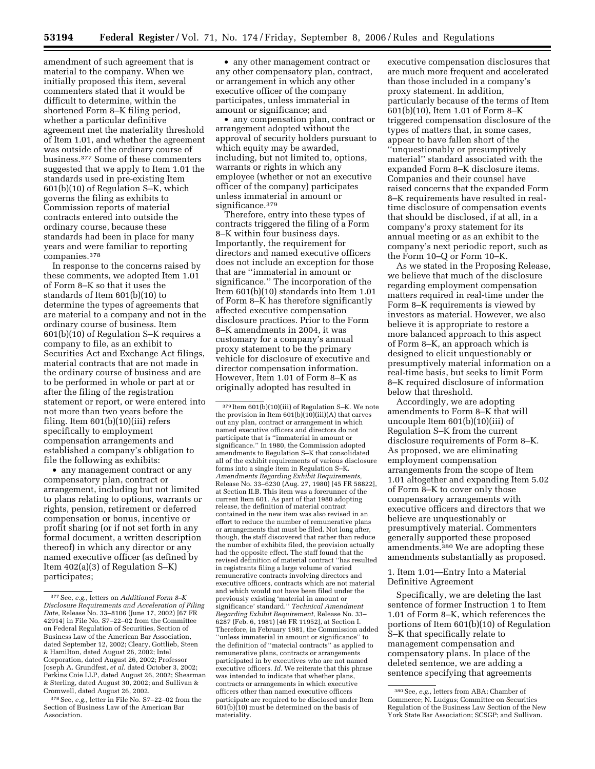amendment of such agreement that is material to the company. When we initially proposed this item, several commenters stated that it would be difficult to determine, within the shortened Form 8–K filing period, whether a particular definitive agreement met the materiality threshold of Item 1.01, and whether the agreement was outside of the ordinary course of business.[377] Some of these commenters suggested that we apply to Item 1.01 the standards used in pre-existing Item 601(b)(10) of Regulation S–K, which governs the filing as exhibits to Commission reports of material contracts entered into outside the ordinary course, because these standards had been in place for many years and were familiar to reporting companies.[378]

In response to the concerns raised by these comments, we adopted Item 1.01 of Form 8–K so that it uses the standards of Item 601(b)(10) to determine the types of agreements that are material to a company and not in the ordinary course of business. Item 601(b)(10) of Regulation S–K requires a company to file, as an exhibit to Securities Act and Exchange Act filings, material contracts that are not made in the ordinary course of business and are to be performed in whole or part at or after the filing of the registration statement or report, or were entered into not more than two years before the filing. Item 601(b)(10)(iii) refers specifically to employment compensation arrangements and established a company's obligation to file the following as exhibits:

- any management contract or any compensatory plan, contract or arrangement, including but not limited to plans relating to options, warrants or rights, pension, retirement or deferred compensation or bonus, incentive or profit sharing (or if not set forth in any formal document, a written description thereof) in which any director or any named executive officer (as defined by Item 402(a)(3) of Regulation S–K) participates;
- any other management contract or any other compensatory plan, contract, or arrangement in which any other executive officer of the company participates, unless immaterial in amount or significance; and
- any compensation plan, contract or arrangement adopted without the approval of security holders pursuant to which equity may be awarded, including, but not limited to, options, warrants or rights in which any employee (whether or not an executive officer of the company) participates unless immaterial in amount or significance.[379]

Therefore, entry into these types of contracts triggered the filing of a Form 8–K within four business days. Importantly, the requirement for directors and named executive officers does not include an exception for those that are ''immaterial in amount or significance.'' The incorporation of the Item 601(b)(10) standards into Item 1.01 of Form 8–K has therefore significantly affected executive compensation disclosure practices. Prior to the Form 8–K amendments in 2004, it was customary for a company's annual proxy statement to be the primary vehicle for disclosure of executive and director compensation information. However, Item 1.01 of Form 8–K as originally adopted has resulted in executive compensation disclosures that are much more frequent and accelerated than those included in a company's proxy statement. In addition, particularly because of the terms of Item 601(b)(10), Item 1.01 of Form 8–K triggered compensation disclosure of the types of matters that, in some cases, appear to have fallen short of the ''unquestionably or presumptively material'' standard associated with the expanded Form 8–K disclosure items. Companies and their counsel have raised concerns that the expanded Form 8–K requirements have resulted in real-time disclosure of compensation events that should be disclosed, if at all, in a company's proxy statement for its annual meeting or as an exhibit to the company's next periodic report, such as the Form 10–Q or Form 10–K.

As we stated in the Proposing Release, we believe that much of the disclosure regarding employment compensation matters required in real-time under the Form 8–K requirements is viewed by investors as material. However, we also believe it is appropriate to restore a more balanced approach to this aspect of Form 8–K, an approach which is designed to elicit unquestionably or presumptively material information on a real-time basis, but seeks to limit Form 8–K required disclosure of information below that threshold.

Accordingly, we are adopting amendments to Form 8–K that will uncouple Item 601(b)(10)(iii) of Regulation S–K from the current disclosure requirements of Form 8–K. As proposed, we are eliminating employment compensation arrangements from the scope of Item 1.01 altogether and expanding Item 5.02 of Form 8–K to cover only those compensatory arrangements with executive officers and directors that we believe are unquestionably or presumptively material. Commenters generally supported these proposed amendments.[380] We are adopting these amendments substantially as proposed.

### 1. Item 1.01—Entry Into a Material Definitive Agreement

Specifically, we are deleting the last sentence of former Instruction 1 to Item 1.01 of Form 8–K, which references the portions of Item 601(b)(10) of Regulation S–K that specifically relate to management compensation and compensatory plans. In place of the deleted sentence, we are adding a sentence specifying that agreements

---

[377] See, *e.g.,* letters on *Additional Form 8–K Disclosure Requirements and Acceleration of Filing Date,* Release No. 33–8106 (June 17, 2002) [67 FR 42914] in File No. S7–22–02 from the Committee on Federal Regulation of Securities, Section of Business Law of the American Bar Association, dated September 12, 2002; Cleary, Gottlieb, Steen & Hamilton, dated August 26, 2002; Intel Corporation, dated August 26, 2002; Professor Joseph A. Grundfest, *et al.* dated October 3, 2002; Perkins Coie LLP, dated August 26, 2002; Shearman & Sterling, dated August 30, 2002; and Sullivan & Cromwell, dated August 26, 2002.

[378] See, *e.g.,* letter in File No. S7–22–02 from the Section of Business Law of the American Bar Association.

[379] Item 601(b)(10)(iii) of Regulation S–K. We note the provision in Item 601(b)(10)(iii)(A) that carves out any plan, contract or arrangement in which named executive officers and directors do not participate that is ''immaterial in amount or significance.'' In 1980, the Commission adopted amendments to Regulation S–K that consolidated all of the exhibit requirements of various disclosure forms into a single item in Regulation S–K. *Amendments Regarding Exhibit Requirements,* Release No. 33–6230 (Aug. 27, 1980) [45 FR 58822], at Section II.B. This item was a forerunner of the current Item 601. As part of that 1980 adopting release, the definition of material contract contained in the new item was also revised in an effort to reduce the number of remunerative plans or arrangements that must be filed. Not long after, though, the staff discovered that rather than reduce the number of exhibits filed, the provision actually had the opposite effect. The staff found that the revised definition of material contract ''has resulted in registrants filing a large volume of varied remunerative contracts involving directors and executive officers, contracts which are not material and which would not have been filed under the previously existing 'material in amount or significance' standard.'' *Technical Amendment Regarding Exhibit Requirement,* Release No. 33–6287 (Feb. 6, 1981) [46 FR 11952], at Section I. Therefore, in February 1981, the Commission added ''unless immaterial in amount or significance'' to the definition of ''material contracts'' as applied to remunerative plans, contracts or arrangements participated in by executives who are not named executive officers. *Id.* We reiterate that this phrase was intended to indicate that whether plans, contracts or arrangements in which executive officers other than named executive officers participate are required to be disclosed under Item 601(b)(10) must be determined on the basis of materiality.

[380] See, *e.g.,* letters from ABA; Chamber of Commerce; N. Ludgus; Committee on Securities Regulation of the Business Law Section of the New York State Bar Association; SCSGP; and Sullivan.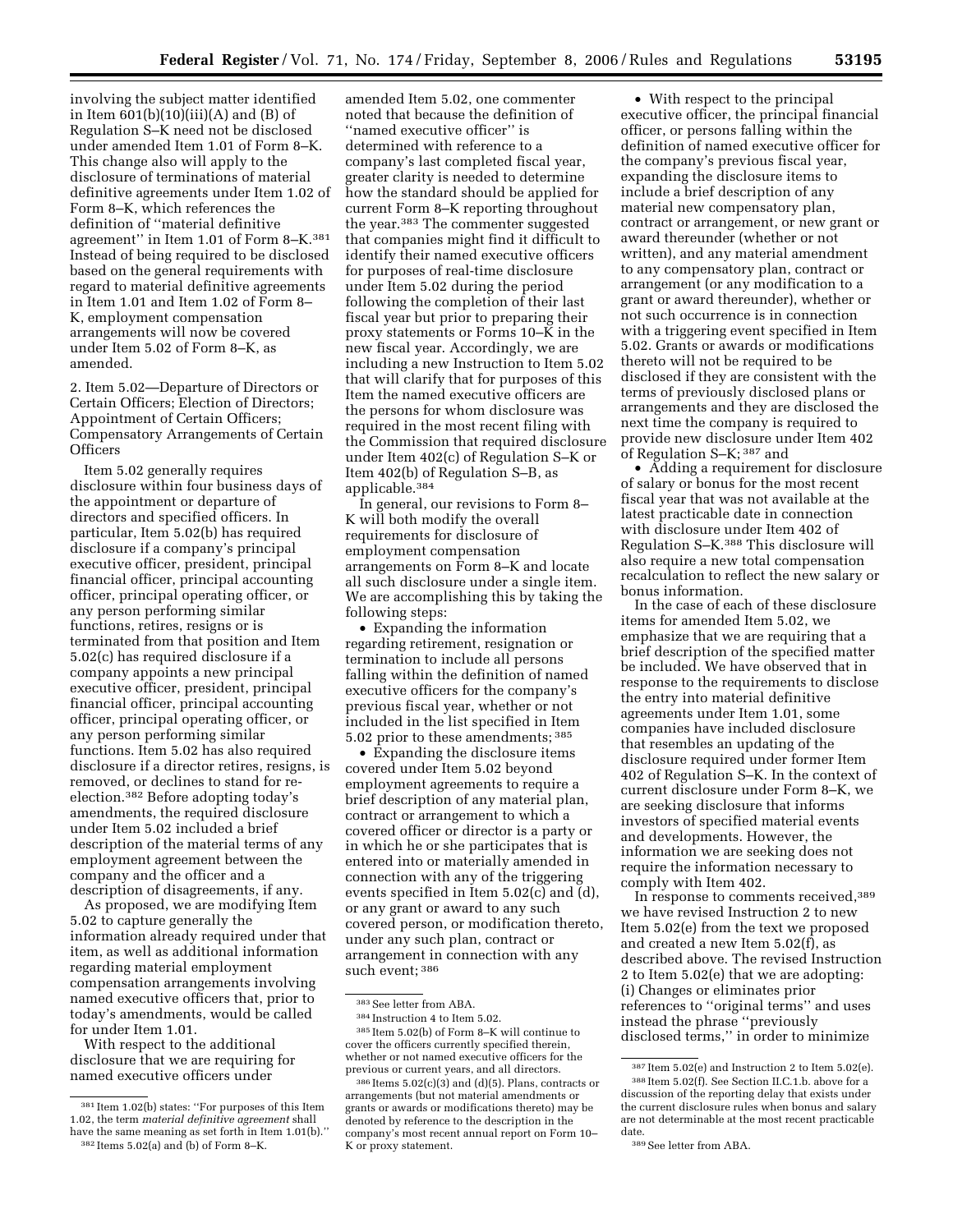involving the subject matter identified in Item 601(b)(10)(iii)(A) and (B) of Regulation S–K need not be disclosed under amended Item 1.01 of Form 8–K. This change also will apply to the disclosure of terminations of material definitive agreements under Item 1.02 of Form 8–K, which references the definition of ''material definitive agreement'' in Item 1.01 of Form 8–K.[381] Instead of being required to be disclosed based on the general requirements with regard to material definitive agreements in Item 1.01 and Item 1.02 of Form 8–K, employment compensation arrangements will now be covered under Item 5.02 of Form 8–K, as amended.

2. Item 5.02—Departure of Directors or Certain Officers; Election of Directors; Appointment of Certain Officers; Compensatory Arrangements of Certain Officers

Item 5.02 generally requires disclosure within four business days of the appointment or departure of directors and specified officers. In particular, Item 5.02(b) has required disclosure if a company's principal executive officer, president, principal financial officer, principal accounting officer, principal operating officer, or any person performing similar functions, retires, resigns or is terminated from that position and Item 5.02(c) has required disclosure if a company appoints a new principal executive officer, president, principal financial officer, principal accounting officer, principal operating officer, or any person performing similar functions. Item 5.02 has also required disclosure if a director retires, resigns, is removed, or declines to stand for re-election.[382] Before adopting today's amendments, the required disclosure under Item 5.02 included a brief description of the material terms of any employment agreement between the company and the officer and a description of disagreements, if any.

As proposed, we are modifying Item 5.02 to capture generally the information already required under that item, as well as additional information regarding material employment compensation arrangements involving named executive officers that, prior to today's amendments, would be called for under Item 1.01.

With respect to the additional disclosure that we are requiring for named executive officers under amended Item 5.02, one commenter noted that because the definition of ''named executive officer'' is determined with reference to a company's last completed fiscal year, greater clarity is needed to determine how the standard should be applied for current Form 8–K reporting throughout the year.[383] The commenter suggested that companies might find it difficult to identify their named executive officers for purposes of real-time disclosure under Item 5.02 during the period following the completion of their last fiscal year but prior to preparing their proxy statements or Forms 10–K in the new fiscal year. Accordingly, we are including a new Instruction to Item 5.02 that will clarify that for purposes of this Item the named executive officers are the persons for whom disclosure was required in the most recent filing with the Commission that required disclosure under Item 402(c) of Regulation S–K or Item 402(b) of Regulation S–B, as applicable.[384]

In general, our revisions to Form 8–K will both modify the overall requirements for disclosure of employment compensation arrangements on Form 8–K and locate all such disclosure under a single item. We are accomplishing this by taking the following steps:

- Expanding the information regarding retirement, resignation or termination to include all persons falling within the definition of named executive officers for the company's previous fiscal year, whether or not included in the list specified in Item 5.02 prior to these amendments;[385]
- Expanding the disclosure items covered under Item 5.02 beyond employment agreements to require a brief description of any material plan, contract or arrangement to which a covered officer or director is a party or in which he or she participates that is entered into or materially amended in connection with any of the triggering events specified in Item 5.02(c) and (d), or any grant or award to any such covered person, or modification thereto, under any such plan, contract or arrangement in connection with any such event;[386]
- With respect to the principal executive officer, the principal financial officer, or persons falling within the definition of named executive officer for the company's previous fiscal year, expanding the disclosure items to include a brief description of any material new compensatory plan, contract or arrangement, or new grant or award thereunder (whether or not written), and any material amendment to any compensatory plan, contract or arrangement (or any modification to a grant or award thereunder), whether or not such occurrence is in connection with a triggering event specified in Item 5.02. Grants or awards or modifications thereto will not be required to be disclosed if they are consistent with the terms of previously disclosed plans or arrangements and they are disclosed the next time the company is required to provide new disclosure under Item 402 of Regulation S–K;[387] and
- Adding a requirement for disclosure of salary or bonus for the most recent fiscal year that was not available at the latest practicable date in connection with disclosure under Item 402 of Regulation S–K.[388] This disclosure will also require a new total compensation recalculation to reflect the new salary or bonus information.

In the case of each of these disclosure items for amended Item 5.02, we emphasize that we are requiring that a brief description of the specified matter be included. We have observed that in response to the requirements to disclose the entry into material definitive agreements under Item 1.01, some companies have included disclosure that resembles an updating of the disclosure required under former Item 402 of Regulation S–K. In the context of current disclosure under Form 8–K, we are seeking disclosure that informs investors of specified material events and developments. However, the information we are seeking does not require the information necessary to comply with Item 402.

In response to comments received,[389] we have revised Instruction 2 to new Item 5.02(e) from the text we proposed and created a new Item 5.02(f), as described above. The revised Instruction 2 to Item 5.02(e) that we are adopting: (i) Changes or eliminates prior references to ''original terms'' and uses instead the phrase ''previously disclosed terms,'' in order to minimize

---

[381] Item 1.02(b) states: ''For purposes of this Item 1.02, the term *material definitive agreement* shall have the same meaning as set forth in Item 1.01(b).''

[382] Items 5.02(a) and (b) of Form 8–K.

[383] See letter from ABA.

[384] Instruction 4 to Item 5.02.

[385] Item 5.02(b) of Form 8–K will continue to cover the officers currently specified therein, whether or not named executive officers for the previous or current years, and all directors.

[386] Items 5.02(c)(3) and (d)(5). Plans, contracts or arrangements (but not material amendments or grants or awards or modifications thereto) may be denoted by reference to the description in the company's most recent annual report on Form 10–K or proxy statement.

[387] Item 5.02(e) and Instruction 2 to Item 5.02(e).

[388] Item 5.02(f). See Section II.C.1.b. above for a discussion of the reporting delay that exists under the current disclosure rules when bonus and salary are not determinable at the most recent practicable date.

[389] See letter from ABA.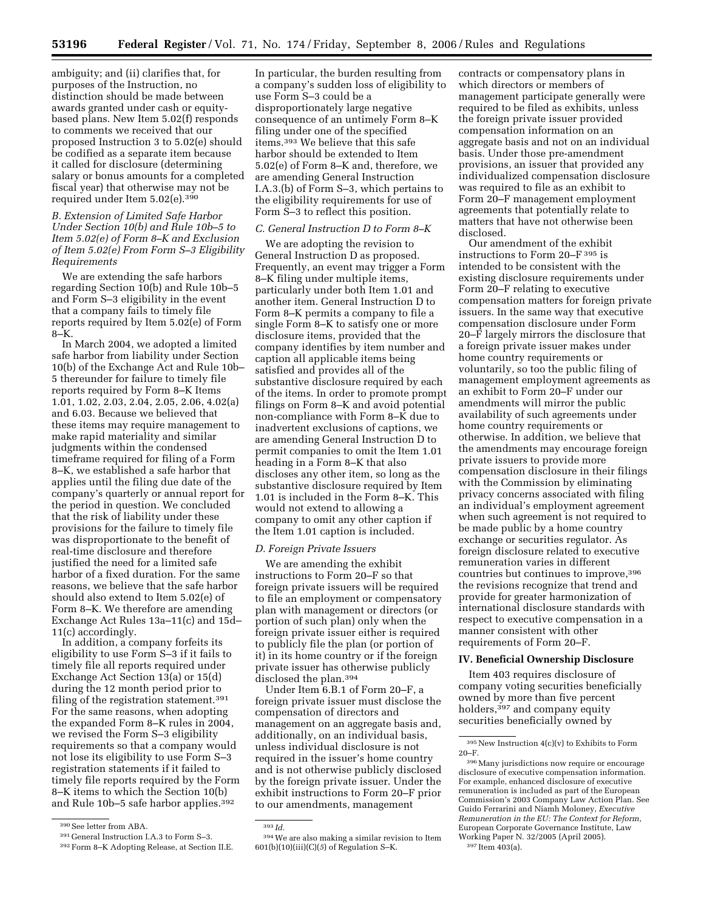ambiguity; and (ii) clarifies that, for purposes of the Instruction, no distinction should be made between awards granted under cash or equity-based plans. New Item 5.02(f) responds to comments we received that our proposed Instruction 3 to 5.02(e) should be codified as a separate item because it called for disclosure (determining salary or bonus amounts for a completed fiscal year) that otherwise may not be required under Item 5.02(e).[390]

### *B. Extension of Limited Safe Harbor Under Section 10(b) and Rule 10b–5 to Item 5.02(e) of Form 8–K and Exclusion of Item 5.02(e) From Form S–3 Eligibility Requirements*

We are extending the safe harbors regarding Section 10(b) and Rule 10b–5 and Form S–3 eligibility in the event that a company fails to timely file reports required by Item 5.02(e) of Form 8–K.

In March 2004, we adopted a limited safe harbor from liability under Section 10(b) of the Exchange Act and Rule 10b–5 thereunder for failure to timely file reports required by Form 8–K Items 1.01, 1.02, 2.03, 2.04, 2.05, 2.06, 4.02(a) and 6.03. Because we believed that these items may require management to make rapid materiality and similar judgments within the condensed timeframe required for filing of a Form 8–K, we established a safe harbor that applies until the filing due date of the company's quarterly or annual report for the period in question. We concluded that the risk of liability under these provisions for the failure to timely file was disproportionate to the benefit of real-time disclosure and therefore justified the need for a limited safe harbor of a fixed duration. For the same reasons, we believe that the safe harbor should also extend to Item 5.02(e) of Form 8–K. We therefore are amending Exchange Act Rules 13a–11(c) and 15d–11(c) accordingly.

In addition, a company forfeits its eligibility to use Form S–3 if it fails to timely file all reports required under Exchange Act Section 13(a) or 15(d) during the 12 month period prior to filing of the registration statement.[391] For the same reasons, when adopting the expanded Form 8–K rules in 2004, we revised the Form S–3 eligibility requirements so that a company would not lose its eligibility to use Form S–3 registration statements if it failed to timely file reports required by the Form 8–K items to which the Section 10(b) and Rule 10b–5 safe harbor applies.[392] In particular, the burden resulting from a company's sudden loss of eligibility to use Form S–3 could be a disproportionately large negative consequence of an untimely Form 8–K filing under one of the specified items.[393] We believe that this safe harbor should be extended to Item 5.02(e) of Form 8–K and, therefore, we are amending General Instruction I.A.3.(b) of Form S–3, which pertains to the eligibility requirements for use of Form S–3 to reflect this position.

### *C. General Instruction D to Form 8–K*

We are adopting the revision to General Instruction D as proposed. Frequently, an event may trigger a Form 8–K filing under multiple items, particularly under both Item 1.01 and another item. General Instruction D to Form 8–K permits a company to file a single Form 8–K to satisfy one or more disclosure items, provided that the company identifies by item number and caption all applicable items being satisfied and provides all of the substantive disclosure required by each of the items. In order to promote prompt filings on Form 8–K and avoid potential non-compliance with Form 8–K due to inadvertent exclusions of captions, we are amending General Instruction D to permit companies to omit the Item 1.01 heading in a Form 8–K that also discloses any other item, so long as the substantive disclosure required by Item 1.01 is included in the Form 8–K. This would not extend to allowing a company to omit any other caption if the Item 1.01 caption is included.

### *D. Foreign Private Issuers*

We are amending the exhibit instructions to Form 20–F so that foreign private issuers will be required to file an employment or compensatory plan with management or directors (or portion of such plan) only when the foreign private issuer either is required to publicly file the plan (or portion of it) in its home country or if the foreign private issuer has otherwise publicly disclosed the plan.[394]

Under Item 6.B.1 of Form 20–F, a foreign private issuer must disclose the compensation of directors and management on an aggregate basis and, additionally, on an individual basis, unless individual disclosure is not required in the issuer's home country and is not otherwise publicly disclosed by the foreign private issuer. Under the exhibit instructions to Form 20–F prior to our amendments, management contracts or compensatory plans in which directors or members of management participate generally were required to be filed as exhibits, unless the foreign private issuer provided compensation information on an aggregate basis and not on an individual basis. Under those pre-amendment provisions, an issuer that provided any individualized compensation disclosure was required to file as an exhibit to Form 20–F management employment agreements that potentially relate to matters that have not otherwise been disclosed.

Our amendment of the exhibit instructions to Form 20–F[395] is intended to be consistent with the existing disclosure requirements under Form 20–F relating to executive compensation matters for foreign private issuers. In the same way that executive compensation disclosure under Form 20–F largely mirrors the disclosure that a foreign private issuer makes under home country requirements or voluntarily, so too the public filing of management employment agreements as an exhibit to Form 20–F under our amendments will mirror the public availability of such agreements under home country requirements or otherwise. In addition, we believe that the amendments may encourage foreign private issuers to provide more compensation disclosure in their filings with the Commission by eliminating privacy concerns associated with filing an individual's employment agreement when such agreement is not required to be made public by a home country exchange or securities regulator. As foreign disclosure related to executive remuneration varies in different countries but continues to improve,[396] the revisions recognize that trend and provide for greater harmonization of international disclosure standards with respect to executive compensation in a manner consistent with other requirements of Form 20–F.

## IV. Beneficial Ownership Disclosure

Item 403 requires disclosure of company voting securities beneficially owned by more than five percent holders,[397] and company equity securities beneficially owned by

---

[390] See letter from ABA.

[391] General Instruction I.A.3 to Form S–3.

[392] Form 8–K Adopting Release, at Section II.E.

[393] *Id.*

[394] We are also making a similar revision to Item 601(b)(10)(iii)(C)(*5*) of Regulation S–K.

[395] New Instruction 4(c)(v) to Exhibits to Form 20–F.

[396] Many jurisdictions now require or encourage disclosure of executive compensation information. For example, enhanced disclosure of executive remuneration is included as part of the European Commission's 2003 Company Law Action Plan. See Guido Ferrarini and Niamh Moloney, *Executive Remuneration in the EU: The Context for Reform,* European Corporate Governance Institute, Law Working Paper N. 32/2005 (April 2005).

[397] Item 403(a).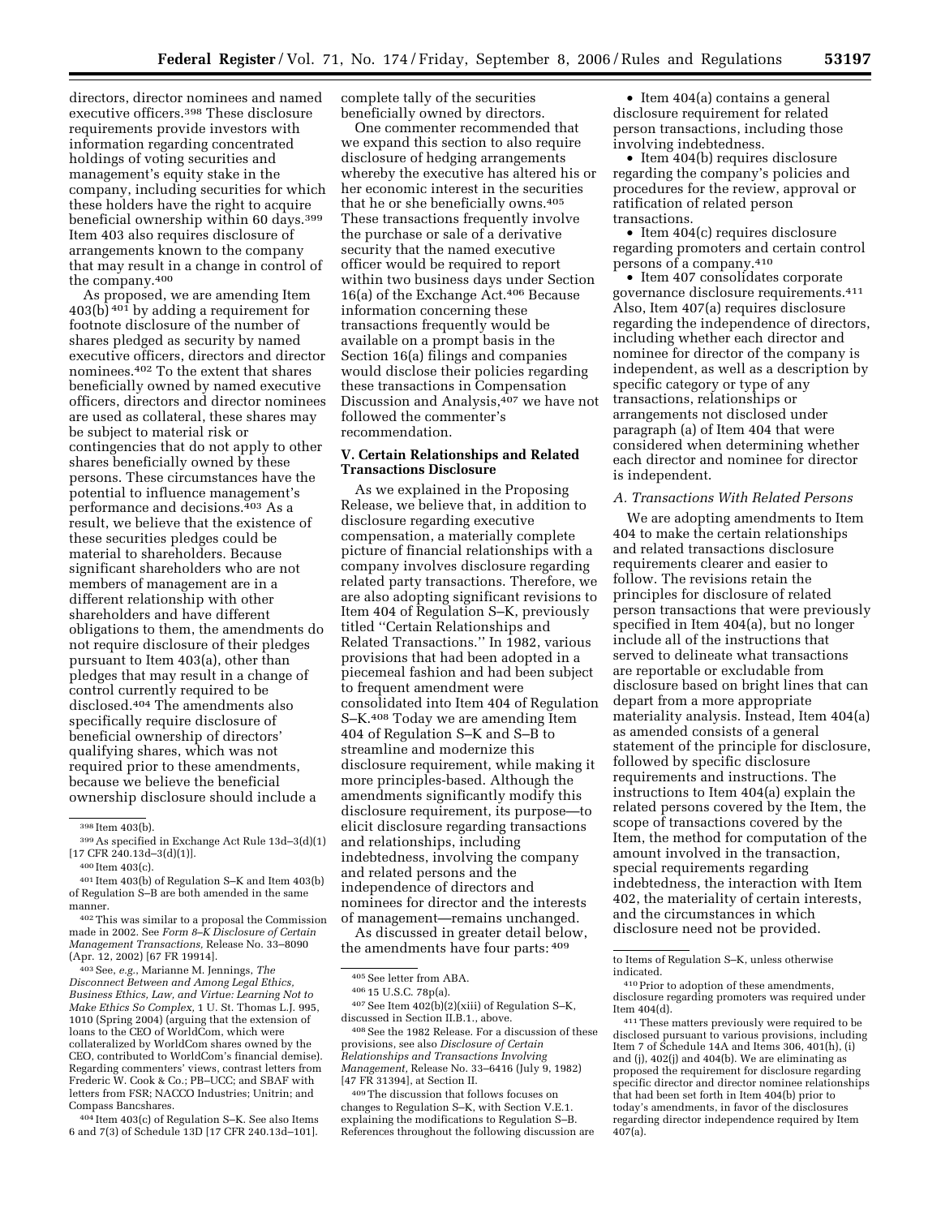directors, director nominees and named executive officers.[398] These disclosure requirements provide investors with information regarding concentrated holdings of voting securities and management's equity stake in the company, including securities for which these holders have the right to acquire beneficial ownership within 60 days.[399] Item 403 also requires disclosure of arrangements known to the company that may result in a change in control of the company.[400]

As proposed, we are amending Item 403(b)[401] by adding a requirement for footnote disclosure of the number of shares pledged as security by named executive officers, directors and director nominees.[402] To the extent that shares beneficially owned by named executive officers, directors and director nominees are used as collateral, these shares may be subject to material risk or contingencies that do not apply to other shares beneficially owned by these persons. These circumstances have the potential to influence management's performance and decisions.[403] As a result, we believe that the existence of these securities pledges could be material to shareholders. Because significant shareholders who are not members of management are in a different relationship with other shareholders and have different obligations to them, the amendments do not require disclosure of their pledges pursuant to Item 403(a), other than pledges that may result in a change of control currently required to be disclosed.[404] The amendments also specifically require disclosure of beneficial ownership of directors' qualifying shares, which was not required prior to these amendments, because we believe the beneficial ownership disclosure should include a complete tally of the securities beneficially owned by directors.

One commenter recommended that we expand this section to also require disclosure of hedging arrangements whereby the executive has altered his or her economic interest in the securities that he or she beneficially owns.[405] These transactions frequently involve the purchase or sale of a derivative security that the named executive officer would be required to report within two business days under Section 16(a) of the Exchange Act.[406] Because information concerning these transactions frequently would be available on a prompt basis in the Section 16(a) filings and companies would disclose their policies regarding these transactions in Compensation Discussion and Analysis,[407] we have not followed the commenter's recommendation.

## V. Certain Relationships and Related Transactions Disclosure

As we explained in the Proposing Release, we believe that, in addition to disclosure regarding executive compensation, a materially complete picture of financial relationships with a company involves disclosure regarding related party transactions. Therefore, we are also adopting significant revisions to Item 404 of Regulation S–K, previously titled "Certain Relationships and Related Transactions." In 1982, various provisions that had been adopted in a piecemeal fashion and had been subject to frequent amendment were consolidated into Item 404 of Regulation S–K.[408] Today we are amending Item 404 of Regulation S–K and S–B to streamline and modernize this disclosure requirement, while making it more principles-based. Although the amendments significantly modify this disclosure requirement, its purpose—to elicit disclosure regarding transactions and relationships, including indebtedness, involving the company and related persons and the independence of directors and nominees for director and the interests of management—remains unchanged.

As discussed in greater detail below, the amendments have four parts:[409]

- Item 404(a) contains a general disclosure requirement for related person transactions, including those involving indebtedness.
- Item 404(b) requires disclosure regarding the company's policies and procedures for the review, approval or ratification of related person transactions.
- Item 404(c) requires disclosure regarding promoters and certain control persons of a company.[410]
- Item 407 consolidates corporate governance disclosure requirements.[411] Also, Item 407(a) requires disclosure regarding the independence of directors, including whether each director and nominee for director of the company is independent, as well as a description by specific category or type of any transactions, relationships or arrangements not disclosed under paragraph (a) of Item 404 that were considered when determining whether each director and nominee for director is independent.

### *A. Transactions With Related Persons*

We are adopting amendments to Item 404 to make the certain relationships and related transactions disclosure requirements clearer and easier to follow. The revisions retain the principles for disclosure of related person transactions that were previously specified in Item 404(a), but no longer include all of the instructions that served to delineate what transactions are reportable or excludable from disclosure based on bright lines that can depart from a more appropriate materiality analysis. Instead, Item 404(a) as amended consists of a general statement of the principle for disclosure, followed by specific disclosure requirements and instructions. The instructions to Item 404(a) explain the related persons covered by the Item, the scope of transactions covered by the Item, the method for computation of the amount involved in the transaction, special requirements regarding indebtedness, the interaction with Item 402, the materiality of certain interests, and the circumstances in which disclosure need not be provided.

---

[398] Item 403(b).

[399] As specified in Exchange Act Rule 13d–3(d)(1) [17 CFR 240.13d–3(d)(1)].

[400] Item 403(c).

[401] Item 403(b) of Regulation S–K and Item 403(b) of Regulation S–B are both amended in the same manner.

[402] This was similar to a proposal the Commission made in 2002. See *Form 8–K Disclosure of Certain Management Transactions,* Release No. 33–8090 (Apr. 12, 2002) [67 FR 19914].

[403] See, *e.g.*, Marianne M. Jennings, *The Disconnect Between and Among Legal Ethics, Business Ethics, Law, and Virtue: Learning Not to Make Ethics So Complex,* 1 U. St. Thomas L.J. 995, 1010 (Spring 2004) (arguing that the extension of loans to the CEO of WorldCom, which were collateralized by WorldCom shares owned by the CEO, contributed to WorldCom's financial demise). Regarding commenters' views, contrast letters from Frederic W. Cook & Co.; PB–UCC; and SBAF with letters from FSR; NACCO Industries; Unitrin; and Compass Bancshares.

[404] Item 403(c) of Regulation S–K. See also Items 6 and 7(3) of Schedule 13D [17 CFR 240.13d–101].

[405] See letter from ABA.

[406] 15 U.S.C. 78p(a).

[407] See Item 402(b)(2)(xiii) of Regulation S–K, discussed in Section II.B.1., above.

[408] See the 1982 Release. For a discussion of these provisions, see also *Disclosure of Certain Relationships and Transactions Involving Management,* Release No. 33–6416 (July 9, 1982) [47 FR 31394], at Section II.

[409] The discussion that follows focuses on changes to Regulation S–K, with Section V.E.1. explaining the modifications to Regulation S–B. References throughout the following discussion are to Items of Regulation S–K, unless otherwise indicated.

[410] Prior to adoption of these amendments, disclosure regarding promoters was required under Item 404(d).

[411] These matters previously were required to be disclosed pursuant to various provisions, including Item 7 of Schedule 14A and Items 306, 401(h), (i) and (j), 402(j) and 404(b). We are eliminating as proposed the requirement for disclosure regarding specific director and director nominee relationships that had been set forth in Item 404(b) prior to today's amendments, in favor of the disclosures regarding director independence required by Item 407(a).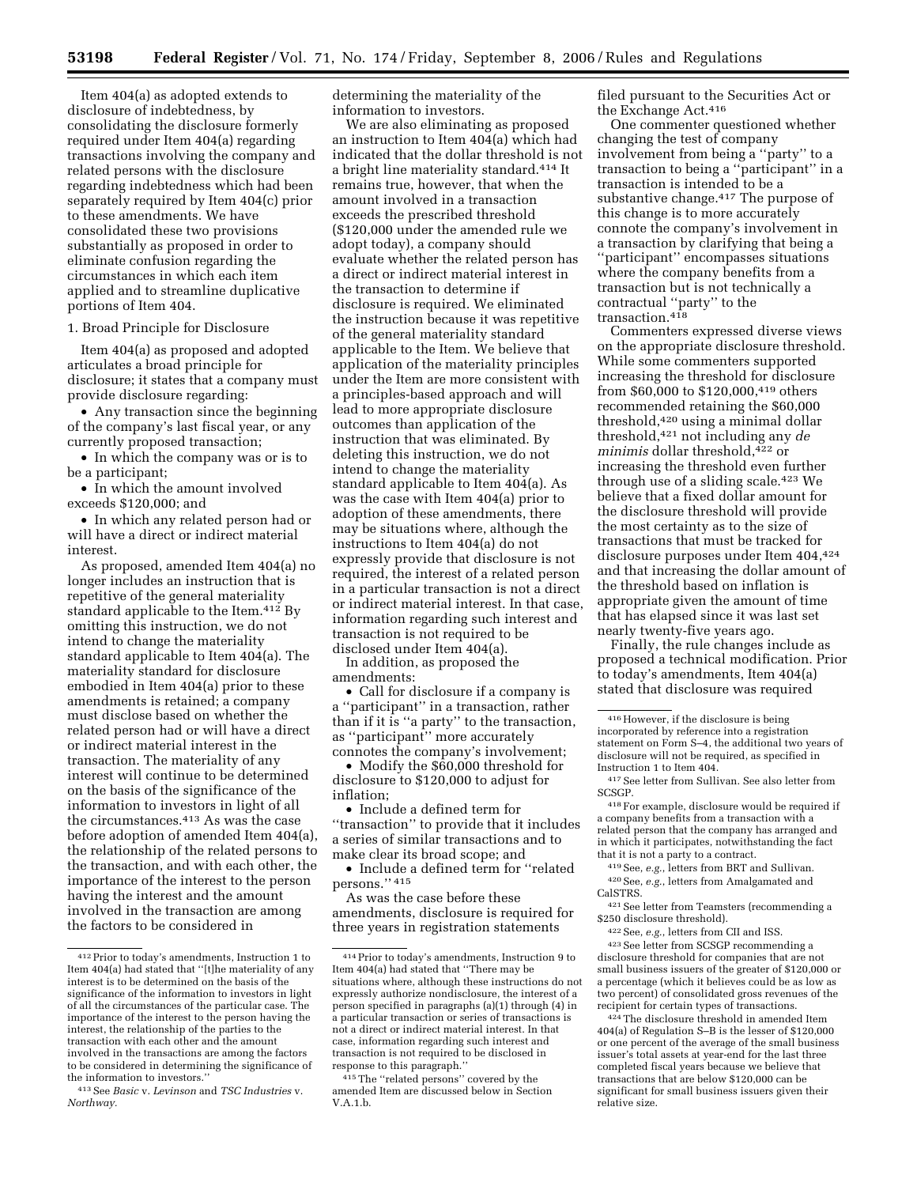Item 404(a) as adopted extends to disclosure of indebtedness, by consolidating the disclosure formerly required under Item 404(a) regarding transactions involving the company and related persons with the disclosure regarding indebtedness which had been separately required by Item 404(c) prior to these amendments. We have consolidated these two provisions substantially as proposed in order to eliminate confusion regarding the circumstances in which each item applied and to streamline duplicative portions of Item 404.

1. Broad Principle for Disclosure

Item 404(a) as proposed and adopted articulates a broad principle for disclosure; it states that a company must provide disclosure regarding:

- Any transaction since the beginning of the company's last fiscal year, or any currently proposed transaction;
- In which the company was or is to be a participant;
- In which the amount involved exceeds $120,000; and
- In which any related person had or will have a direct or indirect material interest.

As proposed, amended Item 404(a) no longer includes an instruction that is repetitive of the general materiality standard applicable to the Item.[412] By omitting this instruction, we do not intend to change the materiality standard applicable to Item 404(a). The materiality standard for disclosure embodied in Item 404(a) prior to these amendments is retained; a company must disclose based on whether the related person had or will have a direct or indirect material interest in the transaction. The materiality of any interest will continue to be determined on the basis of the significance of the information to investors in light of all the circumstances.[413] As was the case before adoption of amended Item 404(a), the relationship of the related persons to the transaction, and with each other, the importance of the interest to the person having the interest and the amount involved in the transaction are among the factors to be considered in determining the materiality of the information to investors.

We are also eliminating as proposed an instruction to Item 404(a) which had indicated that the dollar threshold is not a bright line materiality standard.[414] It remains true, however, that when the amount involved in a transaction exceeds the prescribed threshold ($120,000 under the amended rule we adopt today), a company should evaluate whether the related person has a direct or indirect material interest in the transaction to determine if disclosure is required. We eliminated the instruction because it was repetitive of the general materiality standard applicable to the Item. We believe that application of the materiality principles under the Item are more consistent with a principles-based approach and will lead to more appropriate disclosure outcomes than application of the instruction that was eliminated. By deleting this instruction, we do not intend to change the materiality standard applicable to Item 404(a). As was the case with Item 404(a) prior to adoption of these amendments, there may be situations where, although the instructions to Item 404(a) do not expressly provide that disclosure is not required, the interest of a related person in a particular transaction is not a direct or indirect material interest. In that case, information regarding such interest and transaction is not required to be disclosed under Item 404(a).

In addition, as proposed the amendments:

- Call for disclosure if a company is a "participant" in a transaction, rather than if it is "a party" to the transaction, as "participant" more accurately connotes the company's involvement;
- Modify the $60,000 threshold for disclosure to $120,000 to adjust for inflation;
- Include a defined term for "transaction" to provide that it includes a series of similar transactions and to make clear its broad scope; and
- Include a defined term for "related persons." [415]

As was the case before these amendments, disclosure is required for three years in registration statements filed pursuant to the Securities Act or the Exchange Act.[416]

One commenter questioned whether changing the test of company involvement from being a "party" to a transaction to being a "participant" in a transaction is intended to be a substantive change.[417] The purpose of this change is to more accurately connote the company's involvement in a transaction by clarifying that being a "participant" encompasses situations where the company benefits from a transaction but is not technically a contractual "party" to the transaction.[418]

Commenters expressed diverse views on the appropriate disclosure threshold. While some commenters supported increasing the threshold for disclosure from $60,000 to $120,000,[419] others recommended retaining the $60,000 threshold,[420] using a minimal dollar threshold,[421] not including any *de minimis* dollar threshold,[422] or increasing the threshold even further through use of a sliding scale.[423] We believe that a fixed dollar amount for the disclosure threshold will provide the most certainty as to the size of transactions that must be tracked for disclosure purposes under Item 404,[424] and that increasing the dollar amount of the threshold based on inflation is appropriate given the amount of time that has elapsed since it was last set nearly twenty-five years ago.

Finally, the rule changes include as proposed a technical modification. Prior to today's amendments, Item 404(a) stated that disclosure was required

---

[412] Prior to today's amendments, Instruction 1 to Item 404(a) had stated that "[t]he materiality of any interest is to be determined on the basis of the significance of the information to investors in light of all the circumstances of the particular case. The importance of the interest to the person having the interest, the relationship of the parties to the transaction with each other and the amount involved in the transactions are among the factors to be considered in determining the significance of the information to investors."

[413] See *Basic* v. *Levinson* and *TSC Industries* v. *Northway*.

[414] Prior to today's amendments, Instruction 9 to Item 404(a) had stated that "There may be situations where, although these instructions do not expressly authorize nondisclosure, the interest of a person specified in paragraphs (a)(1) through (4) in a particular transaction or series of transactions is not a direct or indirect material interest. In that case, information regarding such interest and transaction is not required to be disclosed in response to this paragraph."

[415] The "related persons" covered by the amended Item are discussed below in Section V.A.1.b.

[416] However, if the disclosure is being incorporated by reference into a registration statement on Form S–4, the additional two years of disclosure will not be required, as specified in Instruction 1 to Item 404.

[417] See letter from Sullivan. See also letter from SCSGP.

[418] For example, disclosure would be required if a company benefits from a transaction with a related person that the company has arranged and in which it participates, notwithstanding the fact that it is not a party to a contract.

[419] See, *e.g.*, letters from BRT and Sullivan.

[420] See, *e.g.*, letters from Amalgamated and CalSTRS.

[421] See letter from Teamsters (recommending a $250 disclosure threshold).

[422] See, *e.g.*, letters from CII and ISS.

[423] See letter from SCSGP recommending a disclosure threshold for companies that are not small business issuers of the greater of $120,000 or a percentage (which it believes could be as low as two percent) of consolidated gross revenues of the recipient for certain types of transactions.

[424] The disclosure threshold in amended Item 404(a) of Regulation S–B is the lesser of $120,000 or one percent of the average of the small business issuer's total assets at year-end for the last three completed fiscal years because we believe that transactions that are below $120,000 can be significant for small business issuers given their relative size.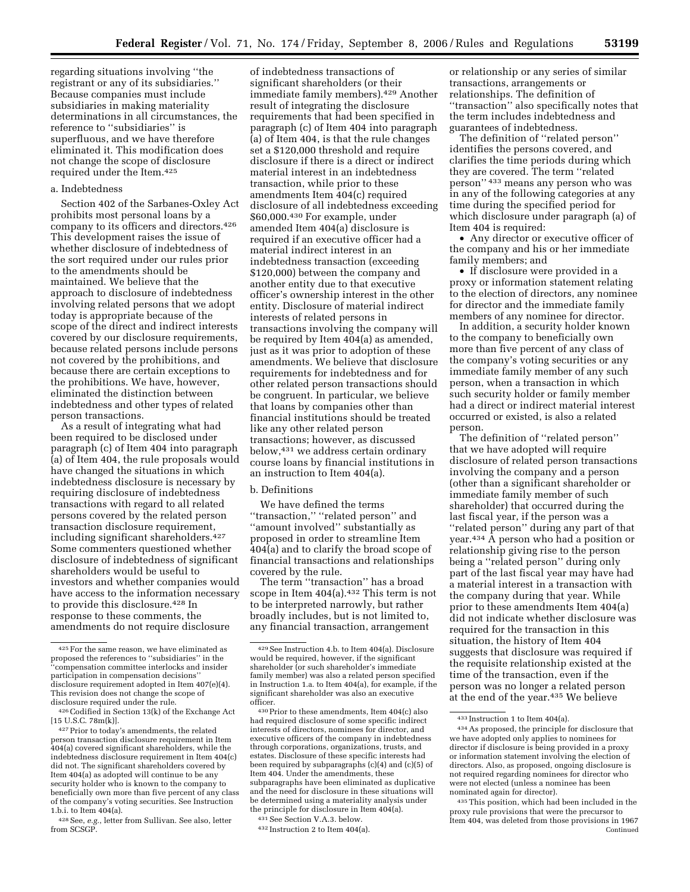regarding situations involving ''the registrant or any of its subsidiaries.'' Because companies must include subsidiaries in making materiality determinations in all circumstances, the reference to ''subsidiaries'' is superfluous, and we have therefore eliminated it. This modification does not change the scope of disclosure required under the Item.[425]

a. Indebtedness

Section 402 of the Sarbanes-Oxley Act prohibits most personal loans by a company to its officers and directors.[426] This development raises the issue of whether disclosure of indebtedness of the sort required under our rules prior to the amendments should be maintained. We believe that the approach to disclosure of indebtedness involving related persons that we adopt today is appropriate because of the scope of the direct and indirect interests covered by our disclosure requirements, because related persons include persons not covered by the prohibitions, and because there are certain exceptions to the prohibitions. We have, however, eliminated the distinction between indebtedness and other types of related person transactions.

As a result of integrating what had been required to be disclosed under paragraph (c) of Item 404 into paragraph (a) of Item 404, the rule proposals would have changed the situations in which indebtedness disclosure is necessary by requiring disclosure of indebtedness transactions with regard to all related persons covered by the related person transaction disclosure requirement, including significant shareholders.[427] Some commenters questioned whether disclosure of indebtedness of significant shareholders would be useful to investors and whether companies would have access to the information necessary to provide this disclosure.[428] In response to these comments, the amendments do not require disclosure of indebtedness transactions of significant shareholders (or their immediate family members).[429] Another result of integrating the disclosure requirements that had been specified in paragraph (c) of Item 404 into paragraph (a) of Item 404, is that the rule changes set a $120,000 threshold and require disclosure if there is a direct or indirect material interest in an indebtedness transaction, while prior to these amendments Item 404(c) required disclosure of all indebtedness exceeding $60,000.[430] For example, under amended Item 404(a) disclosure is required if an executive officer had a material indirect interest in an indebtedness transaction (exceeding $120,000) between the company and another entity due to that executive officer's ownership interest in the other entity. Disclosure of material indirect interests of related persons in transactions involving the company will be required by Item 404(a) as amended, just as it was prior to adoption of these amendments. We believe that disclosure requirements for indebtedness and for other related person transactions should be congruent. In particular, we believe that loans by companies other than financial institutions should be treated like any other related person transactions; however, as discussed below,[431] we address certain ordinary course loans by financial institutions in an instruction to Item 404(a).

b. Definitions

We have defined the terms ''transaction,'' ''related person'' and ''amount involved'' substantially as proposed in order to streamline Item 404(a) and to clarify the broad scope of financial transactions and relationships covered by the rule.

The term ''transaction'' has a broad scope in Item 404(a).[432] This term is not to be interpreted narrowly, but rather broadly includes, but is not limited to, any financial transaction, arrangement or relationship or any series of similar transactions, arrangements or relationships. The definition of ''transaction'' also specifically notes that the term includes indebtedness and guarantees of indebtedness.

The definition of ''related person'' identifies the persons covered, and clarifies the time periods during which they are covered. The term ''related person'' [433] means any person who was in any of the following categories at any time during the specified period for which disclosure under paragraph (a) of Item 404 is required:

- Any director or executive officer of the company and his or her immediate family members; and
- If disclosure were provided in a proxy or information statement relating to the election of directors, any nominee for director and the immediate family members of any nominee for director.

In addition, a security holder known to the company to beneficially own more than five percent of any class of the company's voting securities or any immediate family member of any such person, when a transaction in which such security holder or family member had a direct or indirect material interest occurred or existed, is also a related person.

The definition of ''related person'' that we have adopted will require disclosure of related person transactions involving the company and a person (other than a significant shareholder or immediate family member of such shareholder) that occurred during the last fiscal year, if the person was a ''related person'' during any part of that year.[434] A person who had a position or relationship giving rise to the person being a ''related person'' during only part of the last fiscal year may have had a material interest in a transaction with the company during that year. While prior to these amendments Item 404(a) did not indicate whether disclosure was required for the transaction in this situation, the history of Item 404 suggests that disclosure was required if the requisite relationship existed at the time of the transaction, even if the person was no longer a related person at the end of the year.[435] We believe

---

[425] For the same reason, we have eliminated as proposed the references to ''subsidiaries'' in the ''compensation committee interlocks and insider participation in compensation decisions'' disclosure requirement adopted in Item 407(e)(4). This revision does not change the scope of disclosure required under the rule.

[426] Codified in Section 13(k) of the Exchange Act [15 U.S.C. 78m(k)].

[427] Prior to today's amendments, the related person transaction disclosure requirement in Item 404(a) covered significant shareholders, while the indebtedness disclosure requirement in Item 404(c) did not. The significant shareholders covered by Item 404(a) as adopted will continue to be any security holder who is known to the company to beneficially own more than five percent of any class of the company's voting securities. See Instruction 1.b.i. to Item 404(a).

[428] See, *e.g.*, letter from Sullivan. See also, letter from SCSGP.

[429] See Instruction 4.b. to Item 404(a). Disclosure would be required, however, if the significant shareholder (or such shareholder's immediate family member) was also a related person specified in Instruction 1.a. to Item 404(a), for example, if the significant shareholder was also an executive officer.

[430] Prior to these amendments, Item 404(c) also had required disclosure of some specific indirect interests of directors, nominees for director, and executive officers of the company in indebtedness through corporations, organizations, trusts, and estates. Disclosure of these specific interests had been required by subparagraphs (c)(4) and (c)(5) of Item 404. Under the amendments, these subparagraphs have been eliminated as duplicative and the need for disclosure in these situations will be determined using a materiality analysis under the principle for disclosure in Item 404(a).

[431] See Section V.A.3. below.

[432] Instruction 2 to Item 404(a).

[433] Instruction 1 to Item 404(a).

[434] As proposed, the principle for disclosure that we have adopted only applies to nominees for director if disclosure is being provided in a proxy or information statement involving the election of directors. Also, as proposed, ongoing disclosure is not required regarding nominees for director who were not elected (unless a nominee has been nominated again for director).

[435] This position, which had been included in the proxy rule provisions that were the precursor to Item 404, was deleted from those provisions in 1967

Continued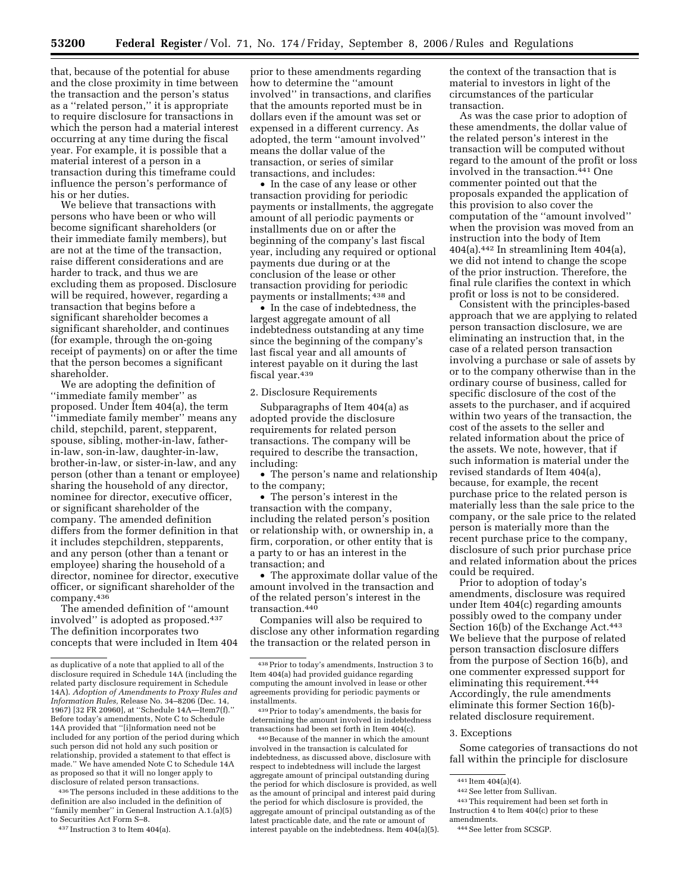that, because of the potential for abuse and the close proximity in time between the transaction and the person's status as a ''related person,'' it is appropriate to require disclosure for transactions in which the person had a material interest occurring at any time during the fiscal year. For example, it is possible that a material interest of a person in a transaction during this timeframe could influence the person's performance of his or her duties.

We believe that transactions with persons who have been or who will become significant shareholders (or their immediate family members), but are not at the time of the transaction, raise different considerations and are harder to track, and thus we are excluding them as proposed. Disclosure will be required, however, regarding a transaction that begins before a significant shareholder becomes a significant shareholder, and continues (for example, through the on-going receipt of payments) on or after the time that the person becomes a significant shareholder.

We are adopting the definition of ''immediate family member'' as proposed. Under Item 404(a), the term ''immediate family member'' means any child, stepchild, parent, stepparent, spouse, sibling, mother-in-law, father-in-law, son-in-law, daughter-in-law, brother-in-law, or sister-in-law, and any person (other than a tenant or employee) sharing the household of any director, nominee for director, executive officer, or significant shareholder of the company. The amended definition differs from the former definition in that it includes stepchildren, stepparents, and any person (other than a tenant or employee) sharing the household of a director, nominee for director, executive officer, or significant shareholder of the company.[436]

The amended definition of ''amount involved'' is adopted as proposed.[437] The definition incorporates two concepts that were included in Item 404 prior to these amendments regarding how to determine the ''amount involved'' in transactions, and clarifies that the amounts reported must be in dollars even if the amount was set or expensed in a different currency. As adopted, the term ''amount involved'' means the dollar value of the transaction, or series of similar transactions, and includes:

- In the case of any lease or other transaction providing for periodic payments or installments, the aggregate amount of all periodic payments or installments due on or after the beginning of the company's last fiscal year, including any required or optional payments due during or at the conclusion of the lease or other transaction providing for periodic payments or installments;[438] and
- In the case of indebtedness, the largest aggregate amount of all indebtedness outstanding at any time since the beginning of the company's last fiscal year and all amounts of interest payable on it during the last fiscal year.[439]

2. Disclosure Requirements

Subparagraphs of Item 404(a) as adopted provide the disclosure requirements for related person transactions. The company will be required to describe the transaction, including:

- The person's name and relationship to the company;
- The person's interest in the transaction with the company, including the related person's position or relationship with, or ownership in, a firm, corporation, or other entity that is a party to or has an interest in the transaction; and
- The approximate dollar value of the amount involved in the transaction and of the related person's interest in the transaction.[440]

Companies will also be required to disclose any other information regarding the transaction or the related person in the context of the transaction that is material to investors in light of the circumstances of the particular transaction.

As was the case prior to adoption of these amendments, the dollar value of the related person's interest in the transaction will be computed without regard to the amount of the profit or loss involved in the transaction.[441] One commenter pointed out that the proposals expanded the application of this provision to also cover the computation of the ''amount involved'' when the provision was moved from an instruction into the body of Item 404(a).[442] In streamlining Item 404(a), we did not intend to change the scope of the prior instruction. Therefore, the final rule clarifies the context in which profit or loss is not to be considered.

Consistent with the principles-based approach that we are applying to related person transaction disclosure, we are eliminating an instruction that, in the case of a related person transaction involving a purchase or sale of assets by or to the company otherwise than in the ordinary course of business, called for specific disclosure of the cost of the assets to the purchaser, and if acquired within two years of the transaction, the cost of the assets to the seller and related information about the price of the assets. We note, however, that if such information is material under the revised standards of Item 404(a), because, for example, the recent purchase price to the related person is materially less than the sale price to the company, or the sale price to the related person is materially more than the recent purchase price to the company, disclosure of such prior purchase price and related information about the prices could be required.

Prior to adoption of today's amendments, disclosure was required under Item 404(c) regarding amounts possibly owed to the company under Section 16(b) of the Exchange Act.[443] We believe that the purpose of related person transaction disclosure differs from the purpose of Section 16(b), and one commenter expressed support for eliminating this requirement.[444] Accordingly, the rule amendments eliminate this former Section 16(b)-related disclosure requirement.

3. Exceptions

Some categories of transactions do not fall within the principle for disclosure

---

as duplicative of a note that applied to all of the disclosure required in Schedule 14A (including the related party disclosure requirement in Schedule 14A). *Adoption of Amendments to Proxy Rules and Information Rules,* Release No. 34–8206 (Dec. 14, 1967) [32 FR 20960], at ''Schedule 14A—Item7(f).'' Before today's amendments, Note C to Schedule 14A provided that ''[i]nformation need not be included for any portion of the period during which such person did not hold any such position or relationship, provided a statement to that effect is made.'' We have amended Note C to Schedule 14A as proposed so that it will no longer apply to disclosure of related person transactions.

[436] The persons included in these additions to the definition are also included in the definition of ''family member'' in General Instruction A.1.(a)(5) to Securities Act Form S–8.

[437] Instruction 3 to Item 404(a).

[438] Prior to today's amendments, Instruction 3 to Item 404(a) had provided guidance regarding computing the amount involved in lease or other agreements providing for periodic payments or installments.

[439] Prior to today's amendments, the basis for determining the amount involved in indebtedness transactions had been set forth in Item 404(c).

[440] Because of the manner in which the amount involved in the transaction is calculated for indebtedness, as discussed above, disclosure with respect to indebtedness will include the largest aggregate amount of principal outstanding during the period for which disclosure is provided, as well as the amount of principal and interest paid during the period for which disclosure is provided, the aggregate amount of principal outstanding as of the latest practicable date, and the rate or amount of interest payable on the indebtedness. Item 404(a)(5).

[441] Item 404(a)(4).

[442] See letter from Sullivan.

[443] This requirement had been set forth in Instruction 4 to Item 404(c) prior to these amendments.

[444] See letter from SCSGP.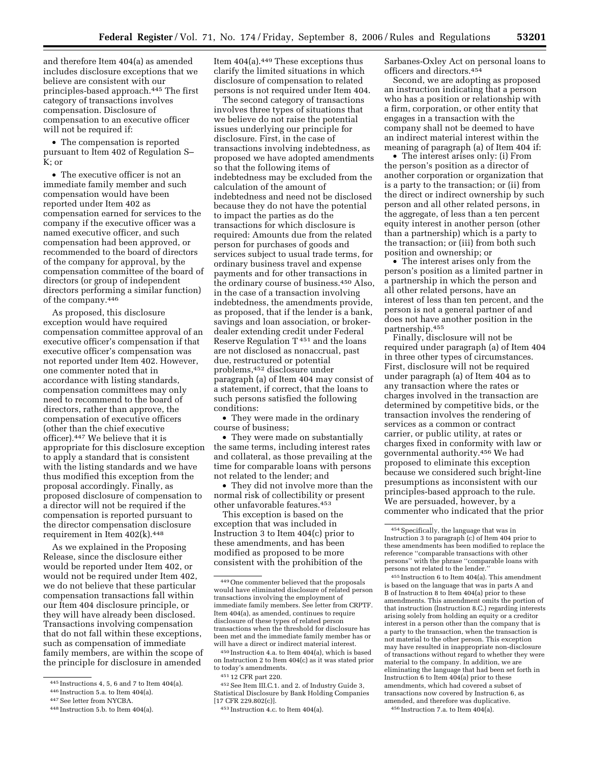and therefore Item 404(a) as amended includes disclosure exceptions that we believe are consistent with our principles-based approach.[445] The first category of transactions involves compensation. Disclosure of compensation to an executive officer will not be required if:

- The compensation is reported pursuant to Item 402 of Regulation S–K; or
- The executive officer is not an immediate family member and such compensation would have been reported under Item 402 as compensation earned for services to the company if the executive officer was a named executive officer, and such compensation had been approved, or recommended to the board of directors of the company for approval, by the compensation committee of the board of directors (or group of independent directors performing a similar function) of the company.[446]

As proposed, this disclosure exception would have required compensation committee approval of an executive officer's compensation if that executive officer's compensation was not reported under Item 402. However, one commenter noted that in accordance with listing standards, compensation committees may only need to recommend to the board of directors, rather than approve, the compensation of executive officers (other than the chief executive officer).[447] We believe that it is appropriate for this disclosure exception to apply a standard that is consistent with the listing standards and we have thus modified this exception from the proposal accordingly. Finally, as proposed disclosure of compensation to a director will not be required if the compensation is reported pursuant to the director compensation disclosure requirement in Item 402(k).[448]

As we explained in the Proposing Release, since the disclosure either would be reported under Item 402, or would not be required under Item 402, we do not believe that these particular compensation transactions fall within our Item 404 disclosure principle, or they will have already been disclosed. Transactions involving compensation that do not fall within these exceptions, such as compensation of immediate family members, are within the scope of the principle for disclosure in amended Item 404(a).[449] These exceptions thus clarify the limited situations in which disclosure of compensation to related persons is not required under Item 404.

The second category of transactions involves three types of situations that we believe do not raise the potential issues underlying our principle for disclosure. First, in the case of transactions involving indebtedness, as proposed we have adopted amendments so that the following items of indebtedness may be excluded from the calculation of the amount of indebtedness and need not be disclosed because they do not have the potential to impact the parties as do the transactions for which disclosure is required: Amounts due from the related person for purchases of goods and services subject to usual trade terms, for ordinary business travel and expense payments and for other transactions in the ordinary course of business.[450] Also, in the case of a transaction involving indebtedness, the amendments provide, as proposed, that if the lender is a bank, savings and loan association, or broker-dealer extending credit under Federal Reserve Regulation T[451] and the loans are not disclosed as nonaccrual, past due, restructured or potential problems,[452] disclosure under paragraph (a) of Item 404 may consist of a statement, if correct, that the loans to such persons satisfied the following conditions:

- They were made in the ordinary course of business;
- They were made on substantially the same terms, including interest rates and collateral, as those prevailing at the time for comparable loans with persons not related to the lender; and
- They did not involve more than the normal risk of collectibility or present other unfavorable features.[453]

This exception is based on the exception that was included in Instruction 3 to Item 404(c) prior to these amendments, and has been modified as proposed to be more consistent with the prohibition of the Sarbanes-Oxley Act on personal loans to officers and directors.[454]

Second, we are adopting as proposed an instruction indicating that a person who has a position or relationship with a firm, corporation, or other entity that engages in a transaction with the company shall not be deemed to have an indirect material interest within the meaning of paragraph (a) of Item 404 if:

- The interest arises only: (i) From the person's position as a director of another corporation or organization that is a party to the transaction; or (ii) from the direct or indirect ownership by such person and all other related persons, in the aggregate, of less than a ten percent equity interest in another person (other than a partnership) which is a party to the transaction; or (iii) from both such position and ownership; or
- The interest arises only from the person's position as a limited partner in a partnership in which the person and all other related persons, have an interest of less than ten percent, and the person is not a general partner of and does not have another position in the partnership.[455]

Finally, disclosure will not be required under paragraph (a) of Item 404 in three other types of circumstances. First, disclosure will not be required under paragraph (a) of Item 404 as to any transaction where the rates or charges involved in the transaction are determined by competitive bids, or the transaction involves the rendering of services as a common or contract carrier, or public utility, at rates or charges fixed in conformity with law or governmental authority.[456] We had proposed to eliminate this exception because we considered such bright-line presumptions as inconsistent with our principles-based approach to the rule. We are persuaded, however, by a commenter who indicated that the prior

---

[445] Instructions 4, 5, 6 and 7 to Item 404(a).

[446] Instruction 5.a. to Item 404(a).

[447] See letter from NYCBA.

[448] Instruction 5.b. to Item 404(a).

[449] One commenter believed that the proposals would have eliminated disclosure of related person transactions involving the employment of immediate family members. See letter from CRPTF. Item 404(a), as amended, continues to require disclosure of these types of related person transactions when the threshold for disclosure has been met and the immediate family member has or will have a direct or indirect material interest.

[450] Instruction 4.a. to Item 404(a), which is based on Instruction 2 to Item 404(c) as it was stated prior to today's amendments.

[451] 12 CFR part 220.

[452] See Item III.C.1. and 2. of Industry Guide 3, Statistical Disclosure by Bank Holding Companies [17 CFR 229.802(c)].

[453] Instruction 4.c. to Item 404(a).

[454] Specifically, the language that was in Instruction 3 to paragraph (c) of Item 404 prior to these amendments has been modified to replace the reference "comparable transactions with other persons" with the phrase "comparable loans with persons not related to the lender."

[455] Instruction 6 to Item 404(a). This amendment is based on the language that was in parts A and B of Instruction 8 to Item 404(a) prior to these amendments. This amendment omits the portion of that instruction (Instruction 8.C.) regarding interests arising solely from holding an equity or a creditor interest in a person other than the company that is a party to the transaction, when the transaction is not material to the other person. This exception may have resulted in inappropriate non-disclosure of transactions without regard to whether they were material to the company. In addition, we are eliminating the language that had been set forth in Instruction 6 to Item 404(a) prior to these amendments, which had covered a subset of transactions now covered by Instruction 6, as amended, and therefore was duplicative.

[456] Instruction 7.a. to Item 404(a).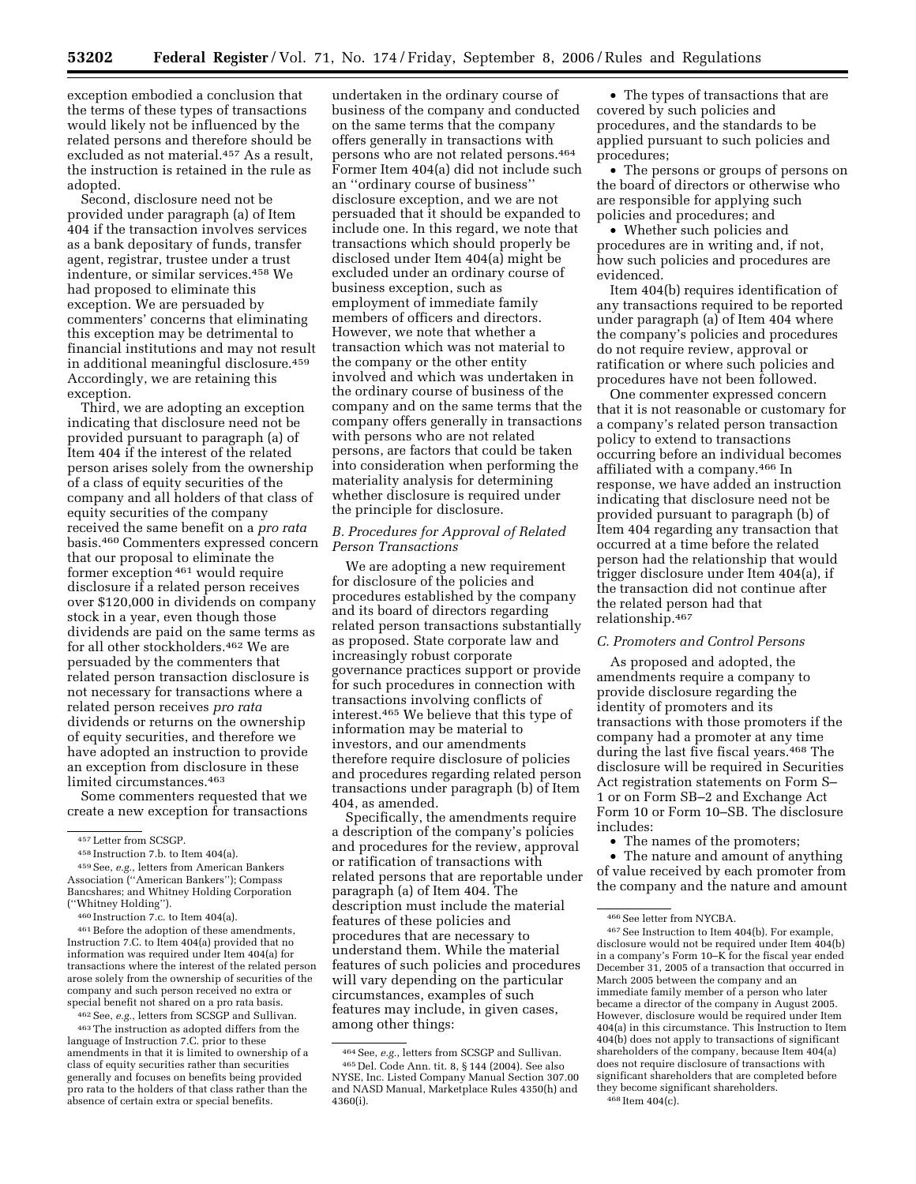exception embodied a conclusion that the terms of these types of transactions would likely not be influenced by the related persons and therefore should be excluded as not material.[457] As a result, the instruction is retained in the rule as adopted.

Second, disclosure need not be provided under paragraph (a) of Item 404 if the transaction involves services as a bank depositary of funds, transfer agent, registrar, trustee under a trust indenture, or similar services.[458] We had proposed to eliminate this exception. We are persuaded by commenters' concerns that eliminating this exception may be detrimental to financial institutions and may not result in additional meaningful disclosure.[459] Accordingly, we are retaining this exception.

Third, we are adopting an exception indicating that disclosure need not be provided pursuant to paragraph (a) of Item 404 if the interest of the related person arises solely from the ownership of a class of equity securities of the company and all holders of that class of equity securities of the company received the same benefit on a *pro rata* basis.[460] Commenters expressed concern that our proposal to eliminate the former exception[461] would require disclosure if a related person receives over $120,000 in dividends on company stock in a year, even though those dividends are paid on the same terms as for all other stockholders.[462] We are persuaded by the commenters that related person transaction disclosure is not necessary for transactions where a related person receives *pro rata* dividends or returns on the ownership of equity securities, and therefore we have adopted an instruction to provide an exception from disclosure in these limited circumstances.[463]

Some commenters requested that we create a new exception for transactions undertaken in the ordinary course of business of the company and conducted on the same terms that the company offers generally in transactions with persons who are not related persons.[464] Former Item 404(a) did not include such an ''ordinary course of business'' disclosure exception, and we are not persuaded that it should be expanded to include one. In this regard, we note that transactions which should properly be disclosed under Item 404(a) might be excluded under an ordinary course of business exception, such as employment of immediate family members of officers and directors. However, we note that whether a transaction which was not material to the company or the other entity involved and which was undertaken in the ordinary course of business of the company and on the same terms that the company offers generally in transactions with persons who are not related persons, are factors that could be taken into consideration when performing the materiality analysis for determining whether disclosure is required under the principle for disclosure.

### *B. Procedures for Approval of Related Person Transactions*

We are adopting a new requirement for disclosure of the policies and procedures established by the company and its board of directors regarding related person transactions substantially as proposed. State corporate law and increasingly robust corporate governance practices support or provide for such procedures in connection with transactions involving conflicts of interest.[465] We believe that this type of information may be material to investors, and our amendments therefore require disclosure of policies and procedures regarding related person transactions under paragraph (b) of Item 404, as amended.

Specifically, the amendments require a description of the company's policies and procedures for the review, approval or ratification of transactions with related persons that are reportable under paragraph (a) of Item 404. The description must include the material features of these policies and procedures that are necessary to understand them. While the material features of such policies and procedures will vary depending on the particular circumstances, examples of such features may include, in given cases, among other things:

- The types of transactions that are covered by such policies and procedures, and the standards to be applied pursuant to such policies and procedures;
- The persons or groups of persons on the board of directors or otherwise who are responsible for applying such policies and procedures; and
- Whether such policies and procedures are in writing and, if not, how such policies and procedures are evidenced.

Item 404(b) requires identification of any transactions required to be reported under paragraph (a) of Item 404 where the company's policies and procedures do not require review, approval or ratification or where such policies and procedures have not been followed.

One commenter expressed concern that it is not reasonable or customary for a company's related person transaction policy to extend to transactions occurring before an individual becomes affiliated with a company.[466] In response, we have added an instruction indicating that disclosure need not be provided pursuant to paragraph (b) of Item 404 regarding any transaction that occurred at a time before the related person had the relationship that would trigger disclosure under Item 404(a), if the transaction did not continue after the related person had that relationship.[467]

### *C. Promoters and Control Persons*

As proposed and adopted, the amendments require a company to provide disclosure regarding the identity of promoters and its transactions with those promoters if the company had a promoter at any time during the last five fiscal years.[468] The disclosure will be required in Securities Act registration statements on Form S–1 or on Form SB–2 and Exchange Act Form 10 or Form 10–SB. The disclosure includes:

- The names of the promoters;
- The nature and amount of anything of value received by each promoter from the company and the nature and amount

---

[457] Letter from SCSGP.

[458] Instruction 7.b. to Item 404(a).

[459] See, *e.g.*, letters from American Bankers Association (''American Bankers''); Compass Bancshares; and Whitney Holding Corporation (''Whitney Holding'').

[460] Instruction 7.c. to Item 404(a).

[461] Before the adoption of these amendments, Instruction 7.C. to Item 404(a) provided that no information was required under Item 404(a) for transactions where the interest of the related person arose solely from the ownership of securities of the company and such person received no extra or special benefit not shared on a pro rata basis.

[462] See, *e.g.*, letters from SCSGP and Sullivan.

[463] The instruction as adopted differs from the language of Instruction 7.C. prior to these amendments in that it is limited to ownership of a class of equity securities rather than securities generally and focuses on benefits being provided pro rata to the holders of that class rather than the absence of certain extra or special benefits.

[464] See, *e.g.*, letters from SCSGP and Sullivan.

[465] Del. Code Ann. tit. 8, § 144 (2004). See also NYSE, Inc. Listed Company Manual Section 307.00 and NASD Manual, Marketplace Rules 4350(h) and 4360(i).

[466] See letter from NYCBA.

[467] See Instruction to Item 404(b). For example, disclosure would not be required under Item 404(b) in a company's Form 10–K for the fiscal year ended December 31, 2005 of a transaction that occurred in March 2005 between the company and an immediate family member of a person who later became a director of the company in August 2005. However, disclosure would be required under Item 404(a) in this circumstance. This Instruction to Item 404(b) does not apply to transactions of significant shareholders of the company, because Item 404(a) does not require disclosure of transactions with significant shareholders that are completed before they become significant shareholders.

[468] Item 404(c).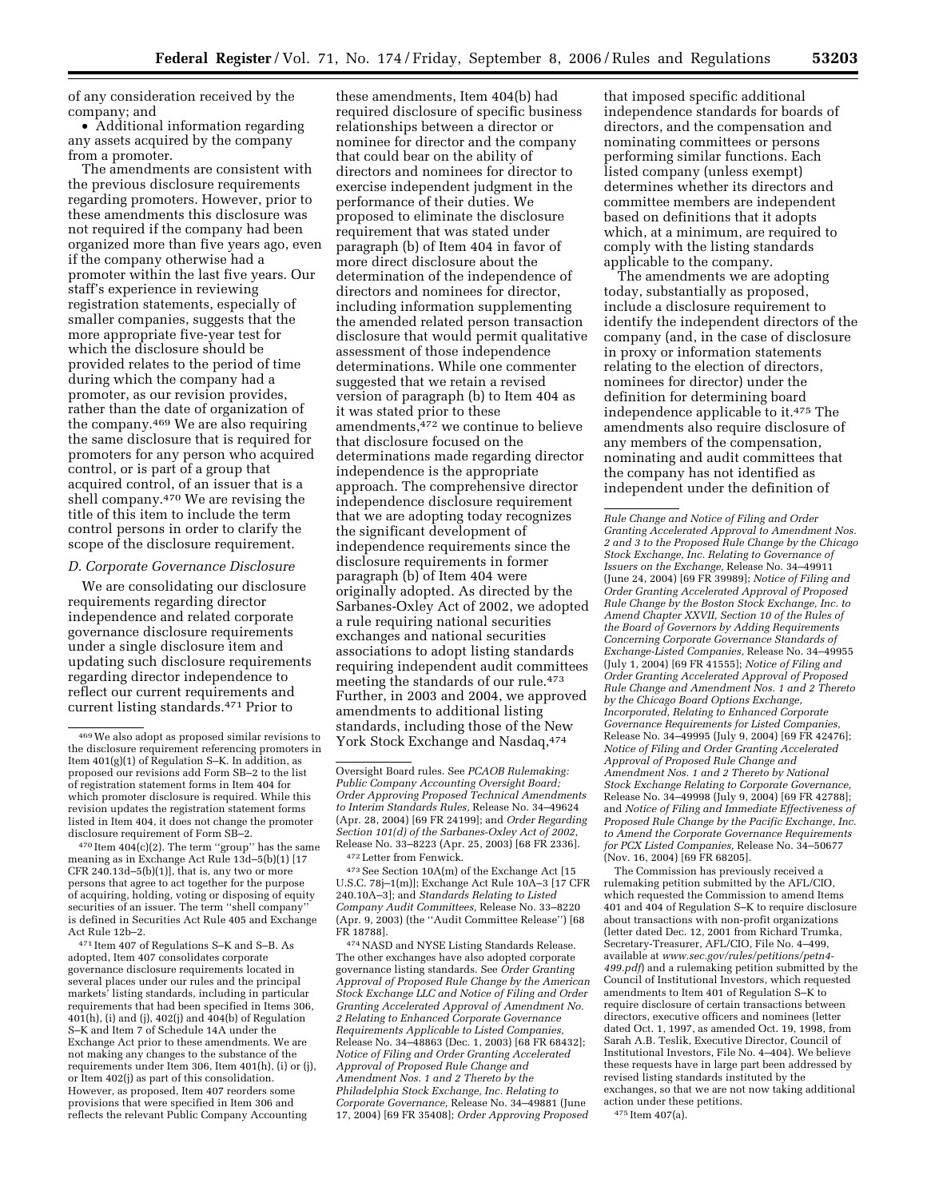of any consideration received by the company; and

- Additional information regarding any assets acquired by the company from a promoter.

The amendments are consistent with the previous disclosure requirements regarding promoters. However, prior to these amendments this disclosure was not required if the company had been organized more than five years ago, even if the company otherwise had a promoter within the last five years. Our staff's experience in reviewing registration statements, especially of smaller companies, suggests that the more appropriate five-year test for which the disclosure should be provided relates to the period of time during which the company had a promoter, as our revision provides, rather than the date of organization of the company.[469] We are also requiring the same disclosure that is required for promoters for any person who acquired control, or is part of a group that acquired control, of an issuer that is a shell company.[470] We are revising the title of this item to include the term control persons in order to clarify the scope of the disclosure requirement.

### D. Corporate Governance Disclosure

We are consolidating our disclosure requirements regarding director independence and related corporate governance disclosure requirements under a single disclosure item and updating such disclosure requirements regarding director independence to reflect our current requirements and current listing standards.[471] Prior to these amendments, Item 404(b) had required disclosure of specific business relationships between a director or nominee for director and the company that could bear on the ability of directors and nominees for director to exercise independent judgment in the performance of their duties. We proposed to eliminate the disclosure requirement that was stated under paragraph (b) of Item 404 in favor of more direct disclosure about the determination of the independence of directors and nominees for director, including information supplementing the amended related person transaction disclosure that would permit qualitative assessment of those independence determinations. While one commenter suggested that we retain a revised version of paragraph (b) to Item 404 as it was stated prior to these amendments,[472] we continue to believe that disclosure focused on the determinations made regarding director independence is the appropriate approach. The comprehensive director independence disclosure requirement that we are adopting today recognizes the significant development of independence requirements since the disclosure requirements in former paragraph (b) of Item 404 were originally adopted. As directed by the Sarbanes-Oxley Act of 2002, we adopted a rule requiring national securities exchanges and national securities associations to adopt listing standards requiring independent audit committees meeting the standards of our rule.[473] Further, in 2003 and 2004, we approved amendments to additional listing standards, including those of the New York Stock Exchange and Nasdaq,[474] that imposed specific additional independence standards for boards of directors, and the compensation and nominating committees or persons performing similar functions. Each listed company (unless exempt) determines whether its directors and committee members are independent based on definitions that it adopts which, at a minimum, are required to comply with the listing standards applicable to the company.

The amendments we are adopting today, substantially as proposed, include a disclosure requirement to identify the independent directors of the company (and, in the case of disclosure in proxy or information statements relating to the election of directors, nominees for director) under the definition for determining board independence applicable to it.[475] The amendments also require disclosure of any members of the compensation, nominating and audit committees that the company has not identified as independent under the definition of

---

[469] We also adopt as proposed similar revisions to the disclosure requirement referencing promoters in Item 401(g)(1) of Regulation S–K. In addition, as proposed our revisions add Form SB–2 to the list of registration statement forms in Item 404 for which promoter disclosure is required. While this revision updates the registration statement forms listed in Item 404, it does not change the promoter disclosure requirement of Form SB–2.

[470] Item 404(c)(2). The term ''group'' has the same meaning as in Exchange Act Rule 13d–5(b)(1) [17 CFR 240.13d–5(b)(1)], that is, any two or more persons that agree to act together for the purpose of acquiring, holding, voting or disposing of equity securities of an issuer. The term ''shell company'' is defined in Securities Act Rule 405 and Exchange Act Rule 12b–2.

[471] Item 407 of Regulations S–K and S–B. As adopted, Item 407 consolidates corporate governance disclosure requirements located in several places under our rules and the principal markets' listing standards, including in particular requirements that had been specified in Items 306, 401(h), (i) and (j), 402(j) and 404(b) of Regulation S–K and Item 7 of Schedule 14A under the Exchange Act prior to these amendments. We are not making any changes to the substance of the requirements under Item 306, Item 401(h), (i) or (j), or Item 402(j) as part of this consolidation. However, as proposed, Item 407 reorders some provisions that were specified in Item 306 and reflects the relevant Public Company Accounting Oversight Board rules. See *PCAOB Rulemaking: Public Company Accounting Oversight Board; Order Approving Proposed Technical Amendments to Interim Standards Rules,* Release No. 34–49624 (Apr. 28, 2004) [69 FR 24199]; and *Order Regarding Section 101(d) of the Sarbanes-Oxley Act of 2002,* Release No. 33–8223 (Apr. 25, 2003) [68 FR 2336].

[472] Letter from Fenwick.

[473] See Section 10A(m) of the Exchange Act [15 U.S.C. 78j–1(m)]; Exchange Act Rule 10A–3 [17 CFR 240.10A–3]; and *Standards Relating to Listed Company Audit Committees,* Release No. 33–8220 (Apr. 9, 2003) (the ''Audit Committee Release'') [68 FR 18788].

[474] NASD and NYSE Listing Standards Release. The other exchanges have also adopted corporate governance listing standards. See *Order Granting Approval of Proposed Rule Change by the American Stock Exchange LLC and Notice of Filing and Order Granting Accelerated Approval of Amendment No. 2 Relating to Enhanced Corporate Governance Requirements Applicable to Listed Companies,* Release No. 34–48863 (Dec. 1, 2003) [68 FR 68432]; *Notice of Filing and Order Granting Accelerated Approval of Proposed Rule Change and Amendment Nos. 1 and 2 Thereto by the Philadelphia Stock Exchange, Inc. Relating to Corporate Governance,* Release No. 34–49881 (June 17, 2004) [69 FR 35408]; *Order Approving Proposed Rule Change and Notice of Filing and Order Granting Accelerated Approval to Amendment Nos. 2 and 3 to the Proposed Rule Change by the Chicago Stock Exchange, Inc. Relating to Governance of Issuers on the Exchange,* Release No. 34–49911 (June 24, 2004) [69 FR 39989]; *Notice of Filing and Order Granting Accelerated Approval of Proposed Rule Change by the Boston Stock Exchange, Inc. to Amend Chapter XXVII, Section 10 of the Rules of the Board of Governors by Adding Requirements Concerning Corporate Governance Standards of Exchange-Listed Companies,* Release No. 34–49955 (July 1, 2004) [69 FR 41555]; *Notice of Filing and Order Granting Accelerated Approval of Proposed Rule Change and Amendment Nos. 1 and 2 Thereto by the Chicago Board Options Exchange, Incorporated, Relating to Enhanced Corporate Governance Requirements for Listed Companies,* Release No. 34–49995 (July 9, 2004) [69 FR 42476]; *Notice of Filing and Order Granting Accelerated Approval of Proposed Rule Change and Amendment Nos. 1 and 2 Thereto by National Stock Exchange Relating to Corporate Governance,* Release No. 34–49998 (July 9, 2004) [69 FR 42788]; and *Notice of Filing and Immediate Effectiveness of Proposed Rule Change by the Pacific Exchange, Inc. to Amend the Corporate Governance Requirements for PCX Listed Companies,* Release No. 34–50677 (Nov. 16, 2004) [69 FR 68205].

The Commission has previously received a rulemaking petition submitted by the AFL/CIO, which requested the Commission to amend Items 401 and 404 of Regulation S–K to require disclosure about transactions with non-profit organizations (letter dated Dec. 12, 2001 from Richard Trumka, Secretary-Treasurer, AFL/CIO, File No. 4–499, available at *www.sec.gov/rules/petitions/petn4-499.pdf*) and a rulemaking petition submitted by the Council of Institutional Investors, which requested amendments to Item 401 of Regulation S–K to require disclosure of certain transactions between directors, executive officers and nominees (letter dated Oct. 1, 1997, as amended Oct. 19, 1998, from Sarah A.B. Teslik, Executive Director, Council of Institutional Investors, File No. 4–404). We believe these requests have in large part been addressed by revised listing standards instituted by the exchanges, so that we are not now taking additional action under these petitions.

[475] Item 407(a).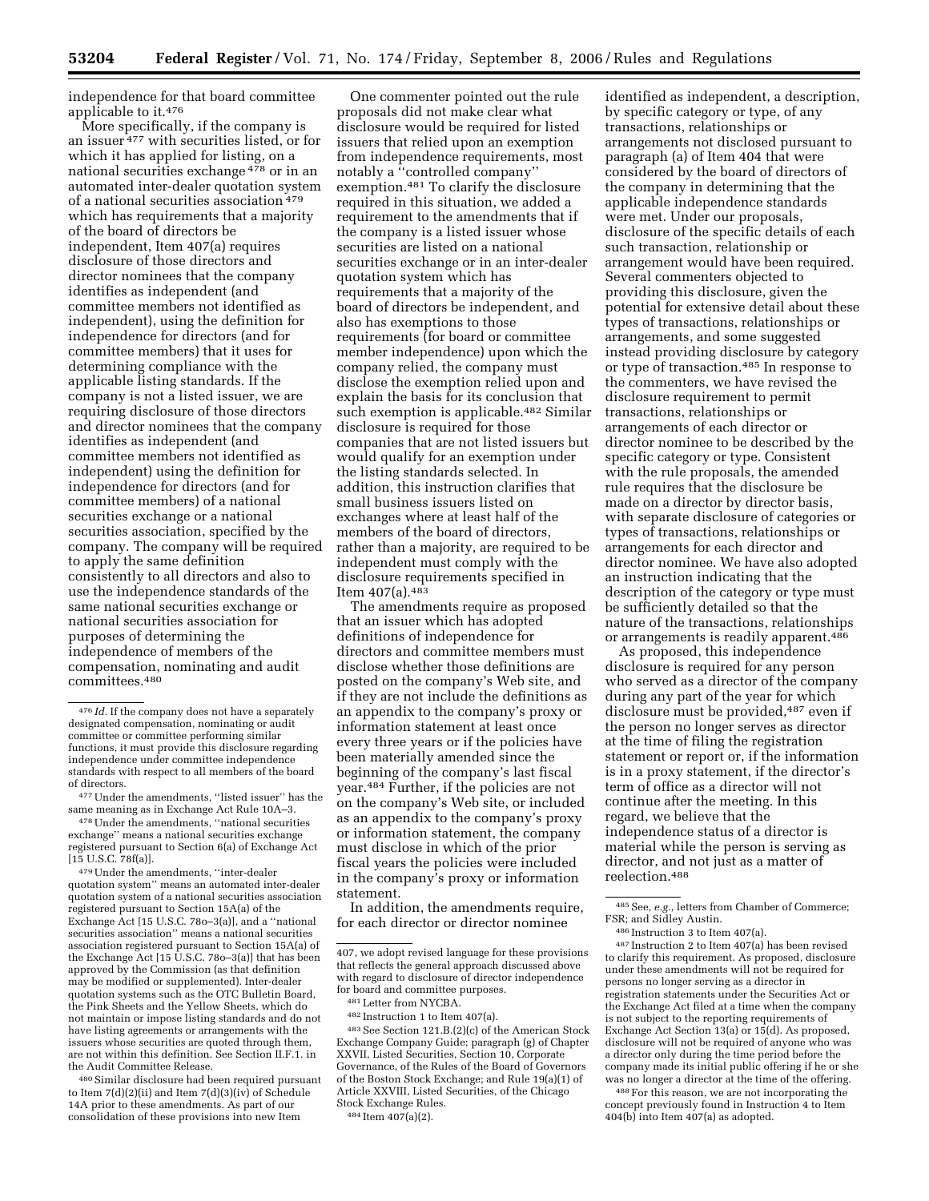independence for that board committee applicable to it.[476]

More specifically, if the company is an issuer[477] with securities listed, or for which it has applied for listing, on a national securities exchange[478] or in an automated inter-dealer quotation system of a national securities association[479] which has requirements that a majority of the board of directors be independent, Item 407(a) requires disclosure of those directors and director nominees that the company identifies as independent (and committee members not identified as independent), using the definition for independence for directors (and for committee members) that it uses for determining compliance with the applicable listing standards. If the company is not a listed issuer, we are requiring disclosure of those directors and director nominees that the company identifies as independent (and committee members not identified as independent) using the definition for independence for directors (and for committee members) of a national securities exchange or a national securities association, specified by the company. The company will be required to apply the same definition consistently to all directors and also to use the independence standards of the same national securities exchange or national securities association for purposes of determining the independence of members of the compensation, nominating and audit committees.[480]

One commenter pointed out the rule proposals did not make clear what disclosure would be required for listed issuers that relied upon an exemption from independence requirements, most notably a "controlled company" exemption.[481] To clarify the disclosure required in this situation, we added a requirement to the amendments that if the company is a listed issuer whose securities are listed on a national securities exchange or in an inter-dealer quotation system which has requirements that a majority of the board of directors be independent, and also has exemptions to those requirements (for board or committee member independence) upon which the company relied, the company must disclose the exemption relied upon and explain the basis for its conclusion that such exemption is applicable.[482] Similar disclosure is required for those companies that are not listed issuers but would qualify for an exemption under the listing standards selected. In addition, this instruction clarifies that small business issuers listed on exchanges where at least half of the members of the board of directors, rather than a majority, are required to be independent must comply with the disclosure requirements specified in Item 407(a).[483]

The amendments require as proposed that an issuer which has adopted definitions of independence for directors and committee members must disclose whether those definitions are posted on the company's Web site, and if they are not include the definitions as an appendix to the company's proxy or information statement at least once every three years or if the policies have been materially amended since the beginning of the company's last fiscal year.[484] Further, if the policies are not on the company's Web site, or included as an appendix to the company's proxy or information statement, the company must disclose in which of the prior fiscal years the policies were included in the company's proxy or information statement.

In addition, the amendments require, for each director or director nominee identified as independent, a description, by specific category or type, of any transactions, relationships or arrangements not disclosed pursuant to paragraph (a) of Item 404 that were considered by the board of directors of the company in determining that the applicable independence standards were met. Under our proposals, disclosure of the specific details of each such transaction, relationship or arrangement would have been required. Several commenters objected to providing this disclosure, given the potential for extensive detail about these types of transactions, relationships or arrangements, and some suggested instead providing disclosure by category or type of transaction.[485] In response to the commenters, we have revised the disclosure requirement to permit transactions, relationships or arrangements of each director or director nominee to be described by the specific category or type. Consistent with the rule proposals, the amended rule requires that the disclosure be made on a director by director basis, with separate disclosure of categories or types of transactions, relationships or arrangements for each director and director nominee. We have also adopted an instruction indicating that the description of the category or type must be sufficiently detailed so that the nature of the transactions, relationships or arrangements is readily apparent.[486]

As proposed, this independence disclosure is required for any person who served as a director of the company during any part of the year for which disclosure must be provided,[487] even if the person no longer serves as director at the time of filing the registration statement or report or, if the information is in a proxy statement, if the director's term of office as a director will not continue after the meeting. In this regard, we believe that the independence status of a director is material while the person is serving as director, and not just as a matter of reelection.[488]

---

[476] *Id.* If the company does not have a separately designated compensation, nominating or audit committee or committee performing similar functions, it must provide this disclosure regarding independence under committee independence standards with respect to all members of the board of directors.

[477] Under the amendments, "listed issuer" has the same meaning as in Exchange Act Rule 10A–3.

[478] Under the amendments, "national securities exchange" means a national securities exchange registered pursuant to Section 6(a) of Exchange Act [15 U.S.C. 78f(a)].

[479] Under the amendments, "inter-dealer quotation system" means an automated inter-dealer quotation system of a national securities association registered pursuant to Section 15A(a) of the Exchange Act [15 U.S.C. 78o–3(a)], and a "national securities association" means a national securities association registered pursuant to Section 15A(a) of the Exchange Act [15 U.S.C. 78o–3(a)] that has been approved by the Commission (as that definition may be modified or supplemented). Inter-dealer quotation systems such as the OTC Bulletin Board, the Pink Sheets and the Yellow Sheets, which do not maintain or impose listing standards and do not have listing agreements or arrangements with the issuers whose securities are quoted through them, are not within this definition. See Section II.F.1. in the Audit Committee Release.

[480] Similar disclosure had been required pursuant to Item 7(d)(2)(ii) and Item 7(d)(3)(iv) of Schedule 14A prior to these amendments. As part of our consolidation of these provisions into new Item 407, we adopt revised language for these provisions that reflects the general approach discussed above with regard to disclosure of director independence for board and committee purposes.

[481] Letter from NYCBA.

[482] Instruction 1 to Item 407(a).

[483] See Section 121.B.(2)(c) of the American Stock Exchange Company Guide; paragraph (g) of Chapter XXVII, Listed Securities, Section 10, Corporate Governance, of the Rules of the Board of Governors of the Boston Stock Exchange; and Rule 19(a)(1) of Article XXVIII, Listed Securities, of the Chicago Stock Exchange Rules.

[484] Item 407(a)(2).

[485] See, *e.g.*, letters from Chamber of Commerce; FSR; and Sidley Austin.

[486] Instruction 3 to Item 407(a).

[487] Instruction 2 to Item 407(a) has been revised to clarify this requirement. As proposed, disclosure under these amendments will not be required for persons no longer serving as a director in registration statements under the Securities Act or the Exchange Act filed at a time when the company is not subject to the reporting requirements of Exchange Act Section 13(a) or 15(d). As proposed, disclosure will not be required of anyone who was a director only during the time period before the company made its initial public offering if he or she was no longer a director at the time of the offering.

[488] For this reason, we are not incorporating the concept previously found in Instruction 4 to Item 404(b) into Item 407(a) as adopted.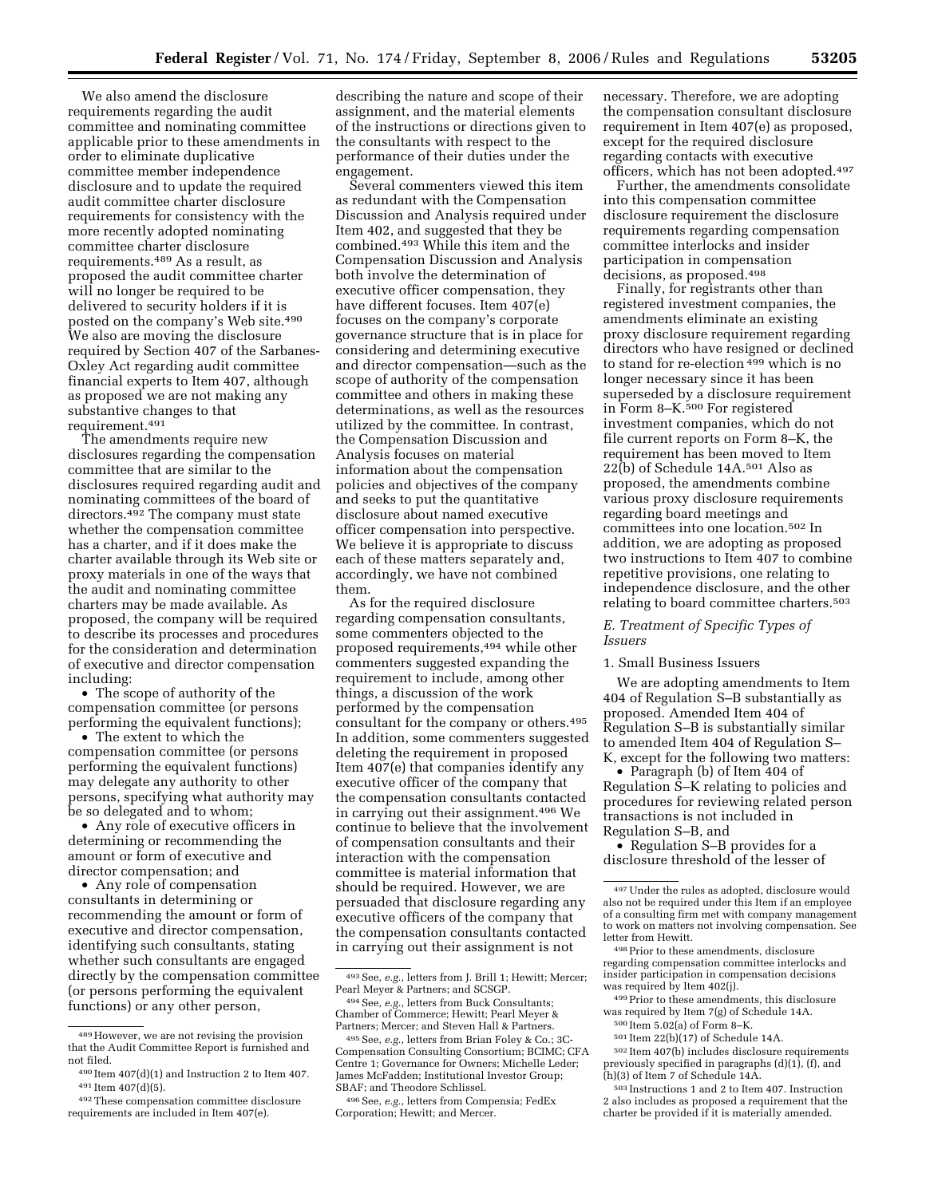We also amend the disclosure requirements regarding the audit committee and nominating committee applicable prior to these amendments in order to eliminate duplicative committee member independence disclosure and to update the required audit committee charter disclosure requirements for consistency with the more recently adopted nominating committee charter disclosure requirements.[489] As a result, as proposed the audit committee charter will no longer be required to be delivered to security holders if it is posted on the company's Web site.[490] We also are moving the disclosure required by Section 407 of the Sarbanes-Oxley Act regarding audit committee financial experts to Item 407, although as proposed we are not making any substantive changes to that requirement.[491]

The amendments require new disclosures regarding the compensation committee that are similar to the disclosures required regarding audit and nominating committees of the board of directors.[492] The company must state whether the compensation committee has a charter, and if it does make the charter available through its Web site or proxy materials in one of the ways that the audit and nominating committee charters may be made available. As proposed, the company will be required to describe its processes and procedures for the consideration and determination of executive and director compensation including:

- The scope of authority of the compensation committee (or persons performing the equivalent functions);
- The extent to which the compensation committee (or persons performing the equivalent functions) may delegate any authority to other persons, specifying what authority may be so delegated and to whom;
- Any role of executive officers in determining or recommending the amount or form of executive and director compensation; and
- Any role of compensation consultants in determining or recommending the amount or form of executive and director compensation, identifying such consultants, stating whether such consultants are engaged directly by the compensation committee (or persons performing the equivalent functions) or any other person, describing the nature and scope of their assignment, and the material elements of the instructions or directions given to the consultants with respect to the performance of their duties under the engagement.

Several commenters viewed this item as redundant with the Compensation Discussion and Analysis required under Item 402, and suggested that they be combined.[493] While this item and the Compensation Discussion and Analysis both involve the determination of executive officer compensation, they have different focuses. Item 407(e) focuses on the company's corporate governance structure that is in place for considering and determining executive and director compensation—such as the scope of authority of the compensation committee and others in making these determinations, as well as the resources utilized by the committee. In contrast, the Compensation Discussion and Analysis focuses on material information about the compensation policies and objectives of the company and seeks to put the quantitative disclosure about named executive officer compensation into perspective. We believe it is appropriate to discuss each of these matters separately and, accordingly, we have not combined them.

As for the required disclosure regarding compensation consultants, some commenters objected to the proposed requirements,[494] while other commenters suggested expanding the requirement to include, among other things, a discussion of the work performed by the compensation consultant for the company or others.[495] In addition, some commenters suggested deleting the requirement in proposed Item 407(e) that companies identify any executive officer of the company that the compensation consultants contacted in carrying out their assignment.[496] We continue to believe that the involvement of compensation consultants and their interaction with the compensation committee is material information that should be required. However, we are persuaded that disclosure regarding any executive officers of the company that the compensation consultants contacted in carrying out their assignment is not necessary. Therefore, we are adopting the compensation consultant disclosure requirement in Item 407(e) as proposed, except for the required disclosure regarding contacts with executive officers, which has not been adopted.[497]

Further, the amendments consolidate into this compensation committee disclosure requirement the disclosure requirements regarding compensation committee interlocks and insider participation in compensation decisions, as proposed.[498]

Finally, for registrants other than registered investment companies, the amendments eliminate an existing proxy disclosure requirement regarding directors who have resigned or declined to stand for re-election[499] which is no longer necessary since it has been superseded by a disclosure requirement in Form 8–K.[500] For registered investment companies, which do not file current reports on Form 8–K, the requirement has been moved to Item 22(b) of Schedule 14A.[501] Also as proposed, the amendments combine various proxy disclosure requirements regarding board meetings and committees into one location.[502] In addition, we are adopting as proposed two instructions to Item 407 to combine repetitive provisions, one relating to independence disclosure, and the other relating to board committee charters.[503]

### *E. Treatment of Specific Types of Issuers*

#### 1. Small Business Issuers

We are adopting amendments to Item 404 of Regulation S–B substantially as proposed. Amended Item 404 of Regulation S–B is substantially similar to amended Item 404 of Regulation S–K, except for the following two matters:

- Paragraph (b) of Item 404 of Regulation S–K relating to policies and procedures for reviewing related person transactions is not included in Regulation S–B, and
- Regulation S–B provides for a disclosure threshold of the lesser of

---

[489] However, we are not revising the provision that the Audit Committee Report is furnished and not filed.

[490] Item 407(d)(1) and Instruction 2 to Item 407.

[491] Item 407(d)(5).

[492] These compensation committee disclosure requirements are included in Item 407(e).

[493] See, *e.g.*, letters from J. Brill 1; Hewitt; Mercer; Pearl Meyer & Partners; and SCSGP.

[494] See, *e.g.*, letters from Buck Consultants; Chamber of Commerce; Hewitt; Pearl Meyer & Partners; Mercer; and Steven Hall & Partners.

[495] See, *e.g.*, letters from Brian Foley & Co.; 3C-Compensation Consulting Consortium; BCIMC; CFA Centre 1; Governance for Owners; Michelle Leder; James McFadden; Institutional Investor Group; SBAF; and Theodore Schlissel.

[496] See, *e.g.*, letters from Compensia; FedEx Corporation; Hewitt; and Mercer.

[497] Under the rules as adopted, disclosure would also not be required under this Item if an employee of a consulting firm met with company management to work on matters not involving compensation. See letter from Hewitt.

[498] Prior to these amendments, disclosure regarding compensation committee interlocks and insider participation in compensation decisions was required by Item 402(j).

[499] Prior to these amendments, this disclosure was required by Item 7(g) of Schedule 14A.

[500] Item 5.02(a) of Form 8–K.

[501] Item 22(b)(17) of Schedule 14A.

[502] Item 407(b) includes disclosure requirements previously specified in paragraphs (d)(1), (f), and (h)(3) of Item 7 of Schedule 14A.

[503] Instructions 1 and 2 to Item 407. Instruction 2 also includes as proposed a requirement that the charter be provided if it is materially amended.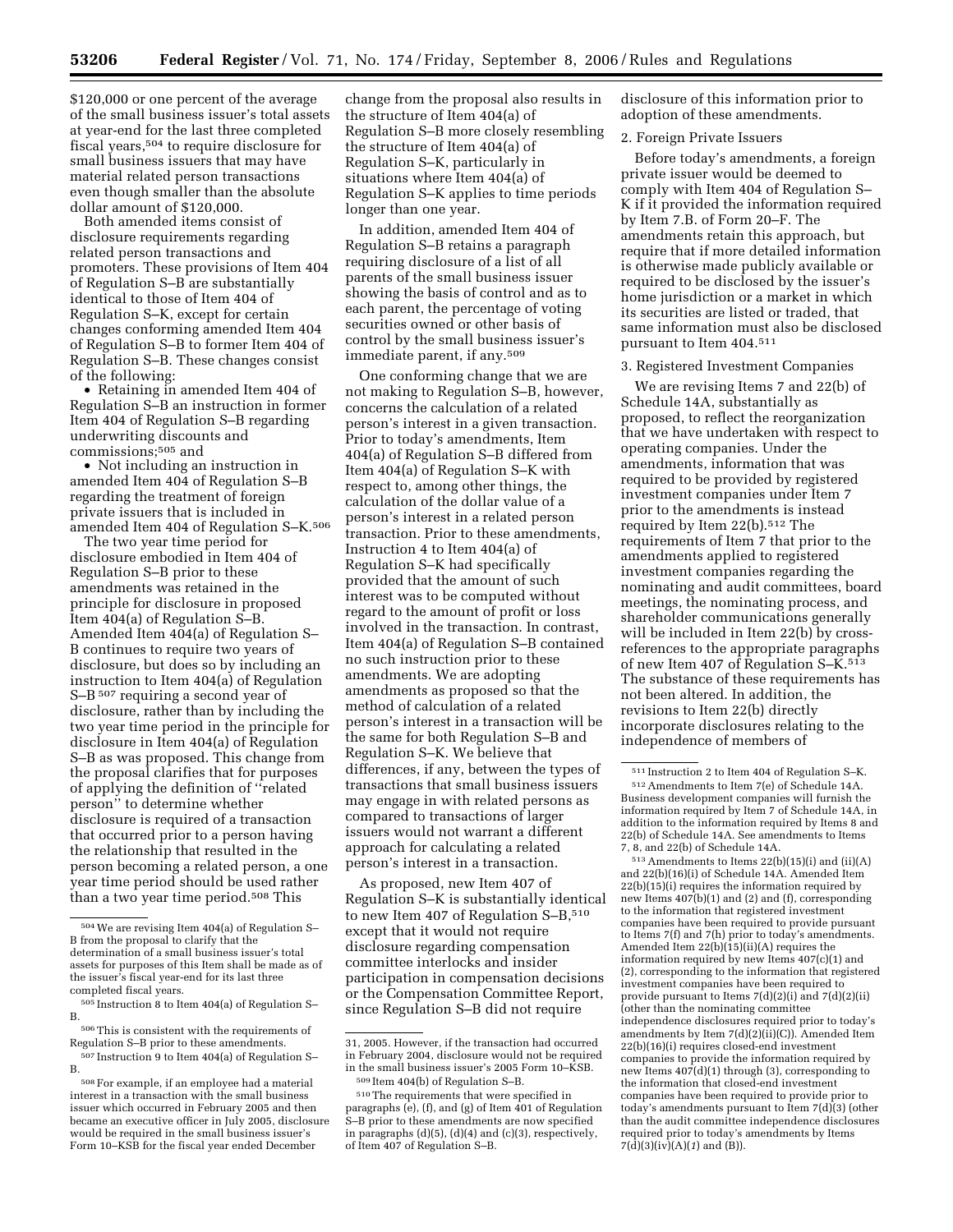$120,000 or one percent of the average of the small business issuer's total assets at year-end for the last three completed fiscal years,[504] to require disclosure for small business issuers that may have material related person transactions even though smaller than the absolute dollar amount of $120,000.

Both amended items consist of disclosure requirements regarding related person transactions and promoters. These provisions of Item 404 of Regulation S–B are substantially identical to those of Item 404 of Regulation S–K, except for certain changes conforming amended Item 404 of Regulation S–B to former Item 404 of Regulation S–B. These changes consist of the following:

- Retaining in amended Item 404 of Regulation S–B an instruction in former Item 404 of Regulation S–B regarding underwriting discounts and commissions;[505] and
- Not including an instruction in amended Item 404 of Regulation S–B regarding the treatment of foreign private issuers that is included in amended Item 404 of Regulation S–K.[506]

The two year time period for disclosure embodied in Item 404 of Regulation S–B prior to these amendments was retained in the principle for disclosure in proposed Item 404(a) of Regulation S–B. Amended Item 404(a) of Regulation S–B continues to require two years of disclosure, but does so by including an instruction to Item 404(a) of Regulation S–B[507] requiring a second year of disclosure, rather than by including the two year time period in the principle for disclosure in Item 404(a) of Regulation S–B as was proposed. This change from the proposal clarifies that for purposes of applying the definition of "related person" to determine whether disclosure is required of a transaction that occurred prior to a person having the relationship that resulted in the person becoming a related person, a one year time period should be used rather than a two year time period.[508] This change from the proposal also results in the structure of Item 404(a) of Regulation S–B more closely resembling the structure of Item 404(a) of Regulation S–K, particularly in situations where Item 404(a) of Regulation S–K applies to time periods longer than one year.

In addition, amended Item 404 of Regulation S–B retains a paragraph requiring disclosure of a list of all parents of the small business issuer showing the basis of control and as to each parent, the percentage of voting securities owned or other basis of control by the small business issuer's immediate parent, if any.[509]

One conforming change that we are not making to Regulation S–B, however, concerns the calculation of a related person's interest in a given transaction. Prior to today's amendments, Item 404(a) of Regulation S–B differed from Item 404(a) of Regulation S–K with respect to, among other things, the calculation of the dollar value of a person's interest in a related person transaction. Prior to these amendments, Instruction 4 to Item 404(a) of Regulation S–K had specifically provided that the amount of such interest was to be computed without regard to the amount of profit or loss involved in the transaction. In contrast, Item 404(a) of Regulation S–B contained no such instruction prior to these amendments. We are adopting amendments as proposed so that the method of calculation of a related person's interest in a transaction will be the same for both Regulation S–B and Regulation S–K. We believe that differences, if any, between the types of transactions that small business issuers may engage in with related persons as compared to transactions of larger issuers would not warrant a different approach for calculating a related person's interest in a transaction.

As proposed, new Item 407 of Regulation S–K is substantially identical to new Item 407 of Regulation S–B,[510] except that it would not require disclosure regarding compensation committee interlocks and insider participation in compensation decisions or the Compensation Committee Report, since Regulation S–B did not require disclosure of this information prior to adoption of these amendments.

2. Foreign Private Issuers

Before today's amendments, a foreign private issuer would be deemed to comply with Item 404 of Regulation S–K if it provided the information required by Item 7.B. of Form 20–F. The amendments retain this approach, but require that if more detailed information is otherwise made publicly available or required to be disclosed by the issuer's home jurisdiction or a market in which its securities are listed or traded, that same information must also be disclosed pursuant to Item 404.[511]

3. Registered Investment Companies

We are revising Items 7 and 22(b) of Schedule 14A, substantially as proposed, to reflect the reorganization that we have undertaken with respect to operating companies. Under the amendments, information that was required to be provided by registered investment companies under Item 7 prior to the amendments is instead required by Item 22(b).[512] The requirements of Item 7 that prior to the amendments applied to registered investment companies regarding the nominating and audit committees, board meetings, the nominating process, and shareholder communications generally will be included in Item 22(b) by cross-references to the appropriate paragraphs of new Item 407 of Regulation S–K.[513] The substance of these requirements has not been altered. In addition, the revisions to Item 22(b) directly incorporate disclosures relating to the independence of members of

---

[504] We are revising Item 404(a) of Regulation S–B from the proposal to clarify that the determination of a small business issuer's total assets for purposes of this Item shall be made as of the issuer's fiscal year-end for its last three completed fiscal years.

[505] Instruction 8 to Item 404(a) of Regulation S–B.

[506] This is consistent with the requirements of Regulation S–B prior to these amendments.

[507] Instruction 9 to Item 404(a) of Regulation S–B.

[508] For example, if an employee had a material interest in a transaction with the small business issuer which occurred in February 2005 and then became an executive officer in July 2005, disclosure would be required in the small business issuer's Form 10–KSB for the fiscal year ended December 31, 2005. However, if the transaction had occurred in February 2004, disclosure would not be required in the small business issuer's 2005 Form 10–KSB.

[509] Item 404(b) of Regulation S–B.

[510] The requirements that were specified in paragraphs (e), (f), and (g) of Item 401 of Regulation S–B prior to these amendments are now specified in paragraphs (d)(5), (d)(4) and (c)(3), respectively, of Item 407 of Regulation S–B.

[511] Instruction 2 to Item 404 of Regulation S–K.

[512] Amendments to Item 7(e) of Schedule 14A. Business development companies will furnish the information required by Item 7 of Schedule 14A, in addition to the information required by Items 8 and 22(b) of Schedule 14A. See amendments to Items 7, 8, and 22(b) of Schedule 14A.

[513] Amendments to Items 22(b)(15)(i) and (ii)(A) and 22(b)(16)(i) of Schedule 14A. Amended Item 22(b)(15)(i) requires the information required by new Items 407(b)(1) and (2) and (f), corresponding to the information that registered investment companies have been required to provide pursuant to Items 7(f) and 7(h) prior to today's amendments. Amended Item 22(b)(15)(ii)(A) requires the information required by new Items 407(c)(1) and (2), corresponding to the information that registered investment companies have been required to provide pursuant to Items 7(d)(2)(i) and 7(d)(2)(ii) (other than the nominating committee independence disclosures required prior to today's amendments by Item 7(d)(2)(ii)(C)). Amended Item 22(b)(16)(i) requires closed-end investment companies to provide the information required by new Items 407(d)(1) through (3), corresponding to the information that closed-end investment companies have been required to provide prior to today's amendments pursuant to Item 7(d)(3) (other than the audit committee independence disclosures required prior to today's amendments by Items 7(d)(3)(iv)(A)(*1*) and (B)).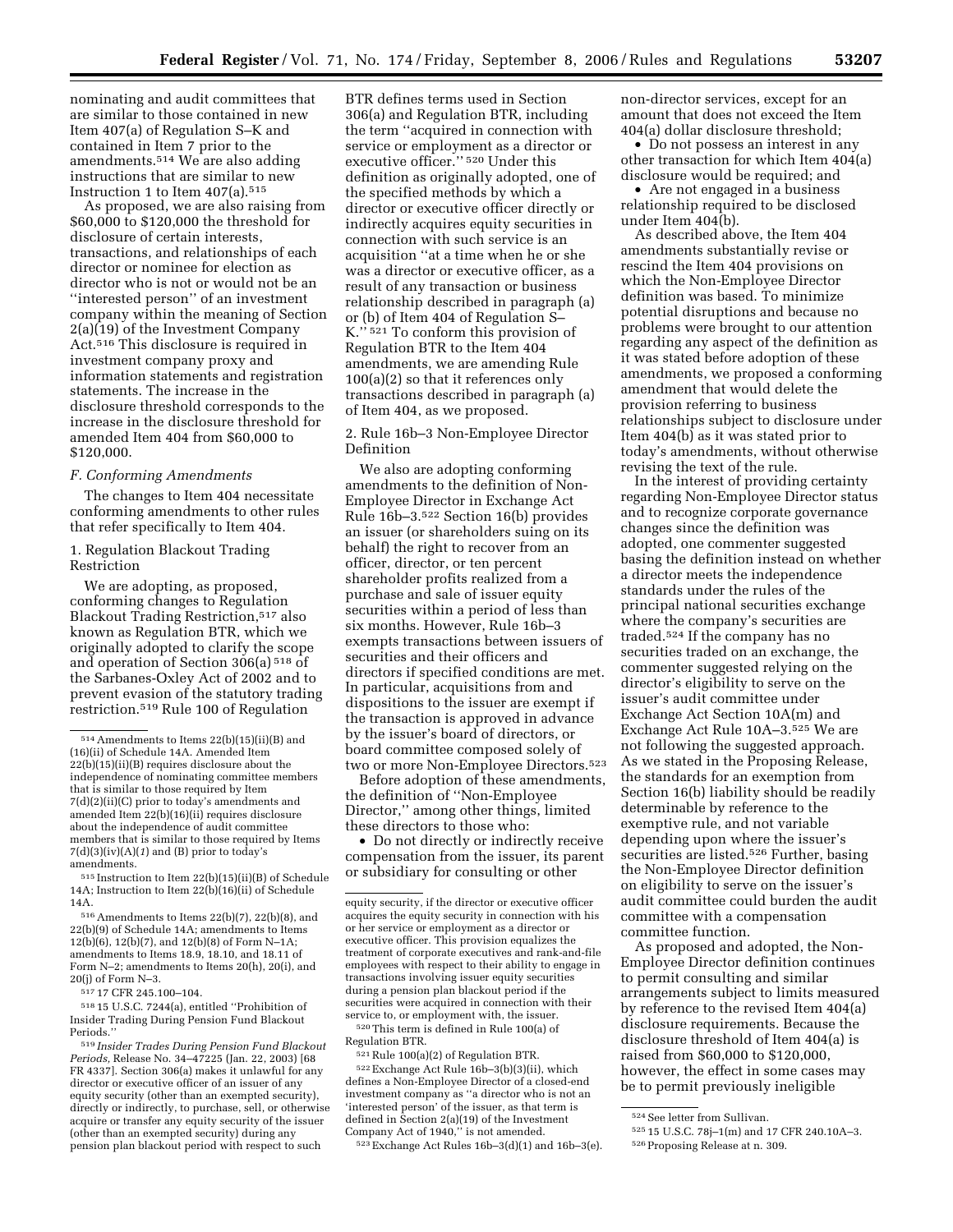nominating and audit committees that are similar to those contained in new Item 407(a) of Regulation S–K and contained in Item 7 prior to the amendments.[514] We are also adding instructions that are similar to new Instruction 1 to Item 407(a).[515]

As proposed, we are also raising from $60,000 to $120,000 the threshold for disclosure of certain interests, transactions, and relationships of each director or nominee for election as director who is not or would not be an ''interested person'' of an investment company within the meaning of Section 2(a)(19) of the Investment Company Act.[516] This disclosure is required in investment company proxy and information statements and registration statements. The increase in the disclosure threshold corresponds to the increase in the disclosure threshold for amended Item 404 from $60,000 to $120,000.

### *F. Conforming Amendments*

The changes to Item 404 necessitate conforming amendments to other rules that refer specifically to Item 404.

#### 1. Regulation Blackout Trading Restriction

We are adopting, as proposed, conforming changes to Regulation Blackout Trading Restriction,[517] also known as Regulation BTR, which we originally adopted to clarify the scope and operation of Section 306(a)[518] of the Sarbanes-Oxley Act of 2002 and to prevent evasion of the statutory trading restriction.[519] Rule 100 of Regulation BTR defines terms used in Section 306(a) and Regulation BTR, including the term ''acquired in connection with service or employment as a director or executive officer.''[520] Under this definition as originally adopted, one of the specified methods by which a director or executive officer directly or indirectly acquires equity securities in connection with such service is an acquisition ''at a time when he or she was a director or executive officer, as a result of any transaction or business relationship described in paragraph (a) or (b) of Item 404 of Regulation S–K.''[521] To conform this provision of Regulation BTR to the Item 404 amendments, we are amending Rule 100(a)(2) so that it references only transactions described in paragraph (a) of Item 404, as we proposed.

#### 2. Rule 16b–3 Non-Employee Director Definition

We also are adopting conforming amendments to the definition of Non-Employee Director in Exchange Act Rule 16b–3.[522] Section 16(b) provides an issuer (or shareholders suing on its behalf) the right to recover from an officer, director, or ten percent shareholder profits realized from a purchase and sale of issuer equity securities within a period of less than six months. However, Rule 16b–3 exempts transactions between issuers of securities and their officers and directors if specified conditions are met. In particular, acquisitions from and dispositions to the issuer are exempt if the transaction is approved in advance by the issuer's board of directors, or board committee composed solely of two or more Non-Employee Directors.[523]

Before adoption of these amendments, the definition of ''Non-Employee Director,'' among other things, limited these directors to those who:

- Do not directly or indirectly receive compensation from the issuer, its parent or subsidiary for consulting or other non-director services, except for an amount that does not exceed the Item 404(a) dollar disclosure threshold;
- Do not possess an interest in any other transaction for which Item 404(a) disclosure would be required; and
- Are not engaged in a business relationship required to be disclosed under Item 404(b).

As described above, the Item 404 amendments substantially revise or rescind the Item 404 provisions on which the Non-Employee Director definition was based. To minimize potential disruptions and because no problems were brought to our attention regarding any aspect of the definition as it was stated before adoption of these amendments, we proposed a conforming amendment that would delete the provision referring to business relationships subject to disclosure under Item 404(b) as it was stated prior to today's amendments, without otherwise revising the text of the rule.

In the interest of providing certainty regarding Non-Employee Director status and to recognize corporate governance changes since the definition was adopted, one commenter suggested basing the definition instead on whether a director meets the independence standards under the rules of the principal national securities exchange where the company's securities are traded.[524] If the company has no securities traded on an exchange, the commenter suggested relying on the director's eligibility to serve on the issuer's audit committee under Exchange Act Section 10A(m) and Exchange Act Rule 10A–3.[525] We are not following the suggested approach. As we stated in the Proposing Release, the standards for an exemption from Section 16(b) liability should be readily determinable by reference to the exemptive rule, and not variable depending upon where the issuer's securities are listed.[526] Further, basing the Non-Employee Director definition on eligibility to serve on the issuer's audit committee could burden the audit committee with a compensation committee function.

As proposed and adopted, the Non-Employee Director definition continues to permit consulting and similar arrangements subject to limits measured by reference to the revised Item 404(a) disclosure requirements. Because the disclosure threshold of Item 404(a) is raised from $60,000 to $120,000, however, the effect in some cases may be to permit previously ineligible

---

[514] Amendments to Items 22(b)(15)(ii)(B) and (16)(ii) of Schedule 14A. Amended Item 22(b)(15)(ii)(B) requires disclosure about the independence of nominating committee members that is similar to those required by Item 7(d)(2)(ii)(C) prior to today's amendments and amended Item 22(b)(16)(ii) requires disclosure about the independence of audit committee members that is similar to those required by Items 7(d)(3)(iv)(A)(*1*) and (B) prior to today's amendments.

[515] Instruction to Item 22(b)(15)(ii)(B) of Schedule 14A; Instruction to Item 22(b)(16)(ii) of Schedule 14A.

[516] Amendments to Items 22(b)(7), 22(b)(8), and 22(b)(9) of Schedule 14A; amendments to Items 12(b)(6), 12(b)(7), and 12(b)(8) of Form N–1A; amendments to Items 18.9, 18.10, and 18.11 of Form N–2; amendments to Items 20(h), 20(i), and 20(j) of Form N–3.

[517] 17 CFR 245.100–104.

[518] 15 U.S.C. 7244(a), entitled ''Prohibition of Insider Trading During Pension Fund Blackout Periods.''

[519] *Insider Trades During Pension Fund Blackout Periods,* Release No. 34–47225 (Jan. 22, 2003) [68 FR 4337]. Section 306(a) makes it unlawful for any director or executive officer of an issuer of any equity security (other than an exempted security), directly or indirectly, to purchase, sell, or otherwise acquire or transfer any equity security of the issuer (other than an exempted security) during any pension plan blackout period with respect to such equity security, if the director or executive officer acquires the equity security in connection with his or her service or employment as a director or executive officer. This provision equalizes the treatment of corporate executives and rank-and-file employees with respect to their ability to engage in transactions involving issuer equity securities during a pension plan blackout period if the securities were acquired in connection with their service to, or employment with, the issuer.

[520] This term is defined in Rule 100(a) of Regulation BTR.

[521] Rule 100(a)(2) of Regulation BTR.

[522] Exchange Act Rule 16b–3(b)(3)(ii), which defines a Non-Employee Director of a closed-end investment company as ''a director who is not an 'interested person' of the issuer, as that term is defined in Section 2(a)(19) of the Investment Company Act of 1940,'' is not amended.

[523] Exchange Act Rules 16b–3(d)(1) and 16b–3(e).

[524] See letter from Sullivan.

[525] 15 U.S.C. 78j–1(m) and 17 CFR 240.10A–3.

[526] Proposing Release at n. 309.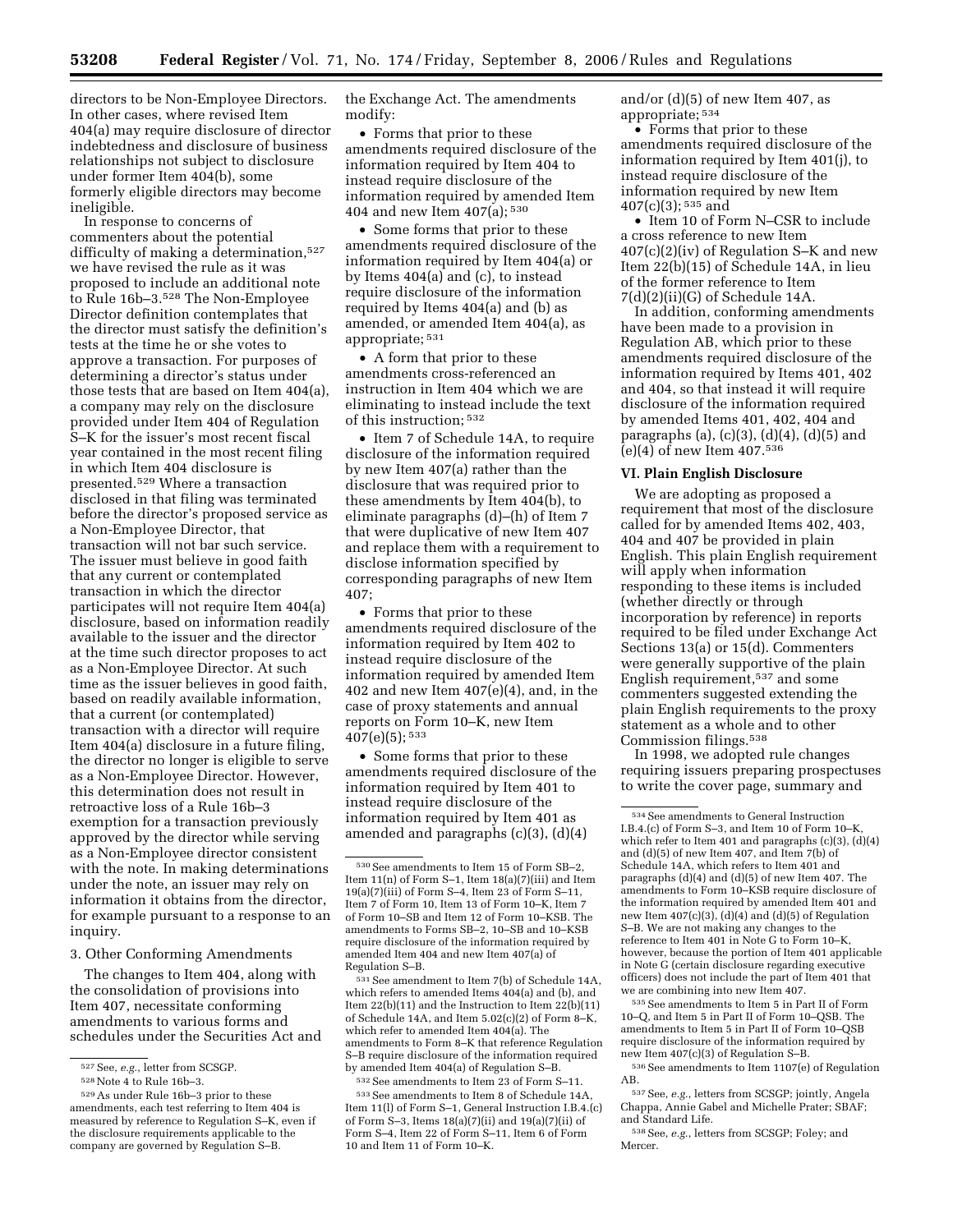directors to be Non-Employee Directors. In other cases, where revised Item 404(a) may require disclosure of director indebtedness and disclosure of business relationships not subject to disclosure under former Item 404(b), some formerly eligible directors may become ineligible.

In response to concerns of commenters about the potential difficulty of making a determination,[527] we have revised the rule as it was proposed to include an additional note to Rule 16b–3.[528] The Non-Employee Director definition contemplates that the director must satisfy the definition's tests at the time he or she votes to approve a transaction. For purposes of determining a director's status under those tests that are based on Item 404(a), a company may rely on the disclosure provided under Item 404 of Regulation S–K for the issuer's most recent fiscal year contained in the most recent filing in which Item 404 disclosure is presented.[529] Where a transaction disclosed in that filing was terminated before the director's proposed service as a Non-Employee Director, that transaction will not bar such service. The issuer must believe in good faith that any current or contemplated transaction in which the director participates will not require Item 404(a) disclosure, based on information readily available to the issuer and the director at the time such director proposes to act as a Non-Employee Director. At such time as the issuer believes in good faith, based on readily available information, that a current (or contemplated) transaction with a director will require Item 404(a) disclosure in a future filing, the director no longer is eligible to serve as a Non-Employee Director. However, this determination does not result in retroactive loss of a Rule 16b–3 exemption for a transaction previously approved by the director while serving as a Non-Employee director consistent with the note. In making determinations under the note, an issuer may rely on information it obtains from the director, for example pursuant to a response to an inquiry.

3. Other Conforming Amendments

The changes to Item 404, along with the consolidation of provisions into Item 407, necessitate conforming amendments to various forms and schedules under the Securities Act and the Exchange Act. The amendments modify:

- Forms that prior to these amendments required disclosure of the information required by Item 404 to instead require disclosure of the information required by amended Item 404 and new Item 407(a);[530]
- Some forms that prior to these amendments required disclosure of the information required by Item 404(a) or by Items 404(a) and (c), to instead require disclosure of the information required by Items 404(a) and (b) as amended, or amended Item 404(a), as appropriate;[531]
- A form that prior to these amendments cross-referenced an instruction in Item 404 which we are eliminating to instead include the text of this instruction;[532]
- Item 7 of Schedule 14A, to require disclosure of the information required by new Item 407(a) rather than the disclosure that was required prior to these amendments by Item 404(b), to eliminate paragraphs (d)–(h) of Item 7 that were duplicative of new Item 407 and replace them with a requirement to disclose information specified by corresponding paragraphs of new Item 407;
- Forms that prior to these amendments required disclosure of the information required by Item 402 to instead require disclosure of the information required by amended Item 402 and new Item 407(e)(4), and, in the case of proxy statements and annual reports on Form 10–K, new Item 407(e)(5);[533]
- Some forms that prior to these amendments required disclosure of the information required by Item 401 to instead require disclosure of the information required by Item 401 as amended and paragraphs (c)(3), (d)(4) and/or (d)(5) of new Item 407, as appropriate;[534]
- Forms that prior to these amendments required disclosure of the information required by Item 401(j), to instead require disclosure of the information required by new Item 407(c)(3);[535] and
- Item 10 of Form N–CSR to include a cross reference to new Item 407(c)(2)(iv) of Regulation S–K and new Item 22(b)(15) of Schedule 14A, in lieu of the former reference to Item 7(d)(2)(ii)(G) of Schedule 14A.

In addition, conforming amendments have been made to a provision in Regulation AB, which prior to these amendments required disclosure of the information required by Items 401, 402 and 404, so that instead it will require disclosure of the information required by amended Items 401, 402, 404 and paragraphs (a), (c)(3), (d)(4), (d)(5) and (e)(4) of new Item 407.[536]

## VI. Plain English Disclosure

We are adopting as proposed a requirement that most of the disclosure called for by amended Items 402, 403, 404 and 407 be provided in plain English. This plain English requirement will apply when information responding to these items is included (whether directly or through incorporation by reference) in reports required to be filed under Exchange Act Sections 13(a) or 15(d). Commenters were generally supportive of the plain English requirement,[537] and some commenters suggested extending the plain English requirements to the proxy statement as a whole and to other Commission filings.[538]

In 1998, we adopted rule changes requiring issuers preparing prospectuses to write the cover page, summary and

---

[527] See, *e.g.*, letter from SCSGP.

[528] Note 4 to Rule 16b–3.

[529] As under Rule 16b–3 prior to these amendments, each test referring to Item 404 is measured by reference to Regulation S–K, even if the disclosure requirements applicable to the company are governed by Regulation S–B.

[530] See amendments to Item 15 of Form SB–2, Item 11(n) of Form S–1, Item 18(a)(7)(iii) and Item 19(a)(7)(iii) of Form S–4, Item 23 of Form S–11, Item 7 of Form 10, Item 13 of Form 10–K, Item 7 of Form 10–SB and Item 12 of Form 10–KSB. The amendments to Forms SB–2, 10–SB and 10–KSB require disclosure of the information required by amended Item 404 and new Item 407(a) of Regulation S–B.

[531] See amendment to Item 7(b) of Schedule 14A, which refers to amended Items 404(a) and (b), and Item 22(b)(11) and the Instruction to Item 22(b)(11) of Schedule 14A, and Item 5.02(c)(2) of Form 8–K, which refer to amended Item 404(a). The amendments to Form 8–K that reference Regulation S–B require disclosure of the information required by amended Item 404(a) of Regulation S–B.

[532] See amendments to Item 23 of Form S–11.

[533] See amendments to Item 8 of Schedule 14A, Item 11(l) of Form S–1, General Instruction I.B.4.(c) of Form S–3, Items 18(a)(7)(ii) and 19(a)(7)(ii) of Form S–4, Item 22 of Form S–11, Item 6 of Form 10 and Item 11 of Form 10–K.

[534] See amendments to General Instruction I.B.4.(c) of Form S–3, and Item 10 of Form 10–K, which refer to Item 401 and paragraphs (c)(3), (d)(4) and (d)(5) of new Item 407, and Item 7(b) of Schedule 14A, which refers to Item 401 and paragraphs (d)(4) and (d)(5) of new Item 407. The amendments to Form 10–KSB require disclosure of the information required by amended Item 401 and new Item 407(c)(3), (d)(4) and (d)(5) of Regulation S–B. We are not making any changes to the reference to Item 401 in Note G to Form 10–K, however, because the portion of Item 401 applicable in Note G (certain disclosure regarding executive officers) does not include the part of Item 401 that we are combining into new Item 407.

[535] See amendments to Item 5 in Part II of Form 10–Q, and Item 5 in Part II of Form 10–QSB. The amendments to Item 5 in Part II of Form 10–QSB require disclosure of the information required by new Item 407(c)(3) of Regulation S–B.

[536] See amendments to Item 1107(e) of Regulation AB.

[537] See, *e.g.*, letters from SCSGP; jointly, Angela Chappa, Annie Gabel and Michelle Prater; SBAF; and Standard Life.

[538] See, *e.g.*, letters from SCSGP; Foley; and Mercer.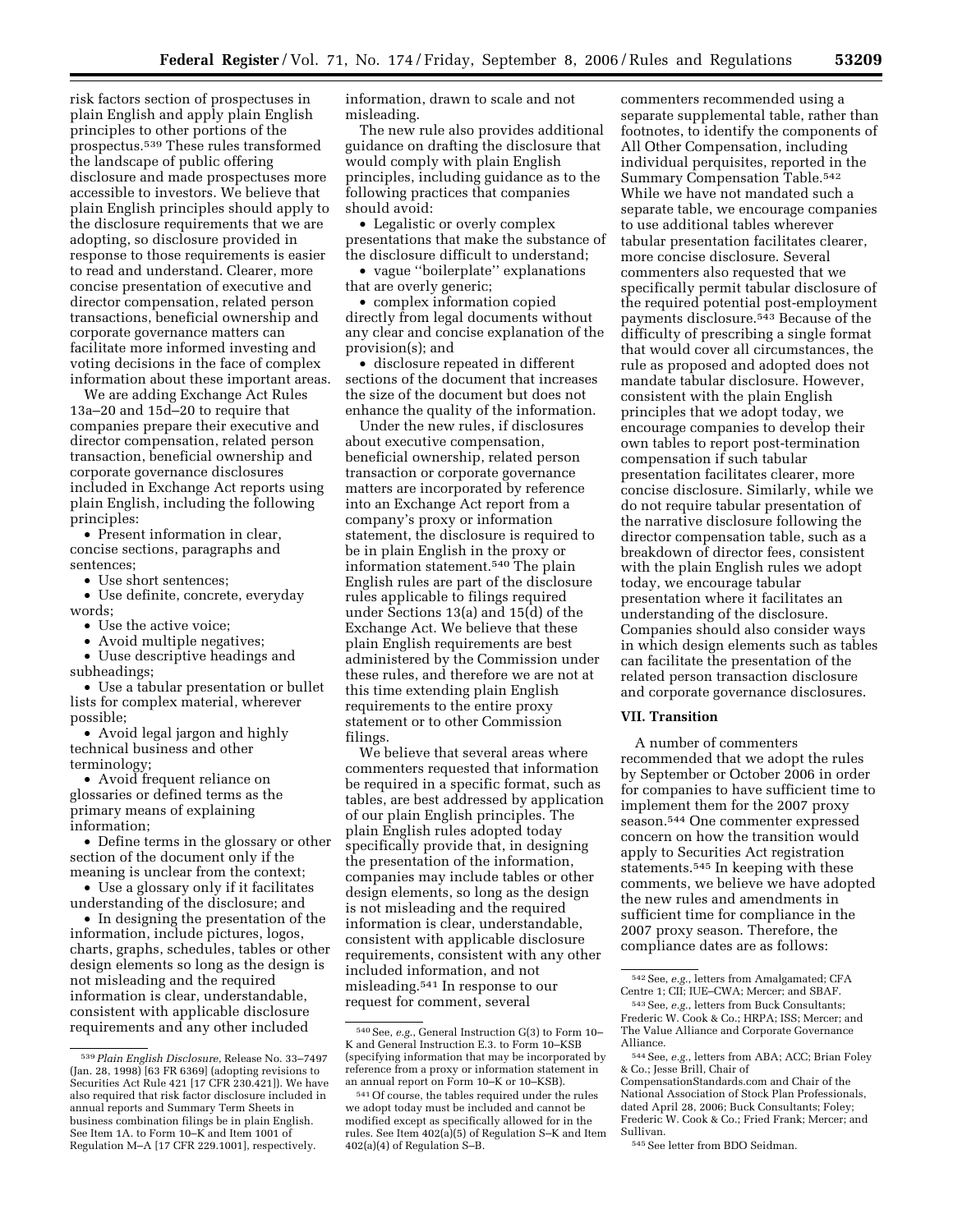risk factors section of prospectuses in plain English and apply plain English principles to other portions of the prospectus.[539] These rules transformed the landscape of public offering disclosure and made prospectuses more accessible to investors. We believe that plain English principles should apply to the disclosure requirements that we are adopting, so disclosure provided in response to those requirements is easier to read and understand. Clearer, more concise presentation of executive and director compensation, related person transactions, beneficial ownership and corporate governance matters can facilitate more informed investing and voting decisions in the face of complex information about these important areas.

We are adding Exchange Act Rules 13a–20 and 15d–20 to require that companies prepare their executive and director compensation, related person transaction, beneficial ownership and corporate governance disclosures included in Exchange Act reports using plain English, including the following principles:

- Present information in clear, concise sections, paragraphs and sentences;
- Use short sentences;
- Use definite, concrete, everyday words;
- Use the active voice;
- Avoid multiple negatives;
- Uuse descriptive headings and subheadings;
- Use a tabular presentation or bullet lists for complex material, wherever possible;
- Avoid legal jargon and highly technical business and other terminology;
- Avoid frequent reliance on glossaries or defined terms as the primary means of explaining information;
- Define terms in the glossary or other section of the document only if the meaning is unclear from the context;
- Use a glossary only if it facilitates understanding of the disclosure; and
- In designing the presentation of the information, include pictures, logos, charts, graphs, schedules, tables or other design elements so long as the design is not misleading and the required information is clear, understandable, consistent with applicable disclosure requirements and any other included information, drawn to scale and not misleading.

The new rule also provides additional guidance on drafting the disclosure that would comply with plain English principles, including guidance as to the following practices that companies should avoid:

- Legalistic or overly complex presentations that make the substance of the disclosure difficult to understand;
- vague ''boilerplate'' explanations that are overly generic;
- complex information copied directly from legal documents without any clear and concise explanation of the provision(s); and
- disclosure repeated in different sections of the document that increases the size of the document but does not enhance the quality of the information.

Under the new rules, if disclosures about executive compensation, beneficial ownership, related person transaction or corporate governance matters are incorporated by reference into an Exchange Act report from a company's proxy or information statement, the disclosure is required to be in plain English in the proxy or information statement.[540] The plain English rules are part of the disclosure rules applicable to filings required under Sections 13(a) and 15(d) of the Exchange Act. We believe that these plain English requirements are best administered by the Commission under these rules, and therefore we are not at this time extending plain English requirements to the entire proxy statement or to other Commission filings.

We believe that several areas where commenters requested that information be required in a specific format, such as tables, are best addressed by application of our plain English principles. The plain English rules adopted today specifically provide that, in designing the presentation of the information, companies may include tables or other design elements, so long as the design is not misleading and the required information is clear, understandable, consistent with applicable disclosure requirements, consistent with any other included information, and not misleading.[541] In response to our request for comment, several commenters recommended using a separate supplemental table, rather than footnotes, to identify the components of All Other Compensation, including individual perquisites, reported in the Summary Compensation Table.[542] While we have not mandated such a separate table, we encourage companies to use additional tables wherever tabular presentation facilitates clearer, more concise disclosure. Several commenters also requested that we specifically permit tabular disclosure of the required potential post-employment payments disclosure.[543] Because of the difficulty of prescribing a single format that would cover all circumstances, the rule as proposed and adopted does not mandate tabular disclosure. However, consistent with the plain English principles that we adopt today, we encourage companies to develop their own tables to report post-termination compensation if such tabular presentation facilitates clearer, more concise disclosure. Similarly, while we do not require tabular presentation of the narrative disclosure following the director compensation table, such as a breakdown of director fees, consistent with the plain English rules we adopt today, we encourage tabular presentation where it facilitates an understanding of the disclosure. Companies should also consider ways in which design elements such as tables can facilitate the presentation of the related person transaction disclosure and corporate governance disclosures.

## VII. Transition

A number of commenters recommended that we adopt the rules by September or October 2006 in order for companies to have sufficient time to implement them for the 2007 proxy season.[544] One commenter expressed concern on how the transition would apply to Securities Act registration statements.[545] In keeping with these comments, we believe we have adopted the new rules and amendments in sufficient time for compliance in the 2007 proxy season. Therefore, the compliance dates are as follows:

---

[539] *Plain English Disclosure*, Release No. 33–7497 (Jan. 28, 1998) [63 FR 6369] (adopting revisions to Securities Act Rule 421 [17 CFR 230.421]). We have also required that risk factor disclosure included in annual reports and Summary Term Sheets in business combination filings be in plain English. See Item 1A. to Form 10–K and Item 1001 of Regulation M–A [17 CFR 229.1001], respectively.

[540] See, *e.g.*, General Instruction G(3) to Form 10–K and General Instruction E.3. to Form 10–KSB (specifying information that may be incorporated by reference from a proxy or information statement in an annual report on Form 10–K or 10–KSB).

[541] Of course, the tables required under the rules we adopt today must be included and cannot be modified except as specifically allowed for in the rules. See Item 402(a)(5) of Regulation S–K and Item 402(a)(4) of Regulation S–B.

[542] See, *e.g.*, letters from Amalgamated; CFA Centre 1; CII; IUE–CWA; Mercer; and SBAF.

[543] See, *e.g.*, letters from Buck Consultants; Frederic W. Cook & Co.; HRPA; ISS; Mercer; and The Value Alliance and Corporate Governance Alliance.

[544] See, *e.g.*, letters from ABA; ACC; Brian Foley & Co.; Jesse Brill, Chair of CompensationStandards.com and Chair of the National Association of Stock Plan Professionals, dated April 28, 2006; Buck Consultants; Foley; Frederic W. Cook & Co.; Fried Frank; Mercer; and Sullivan.

[545] See letter from BDO Seidman.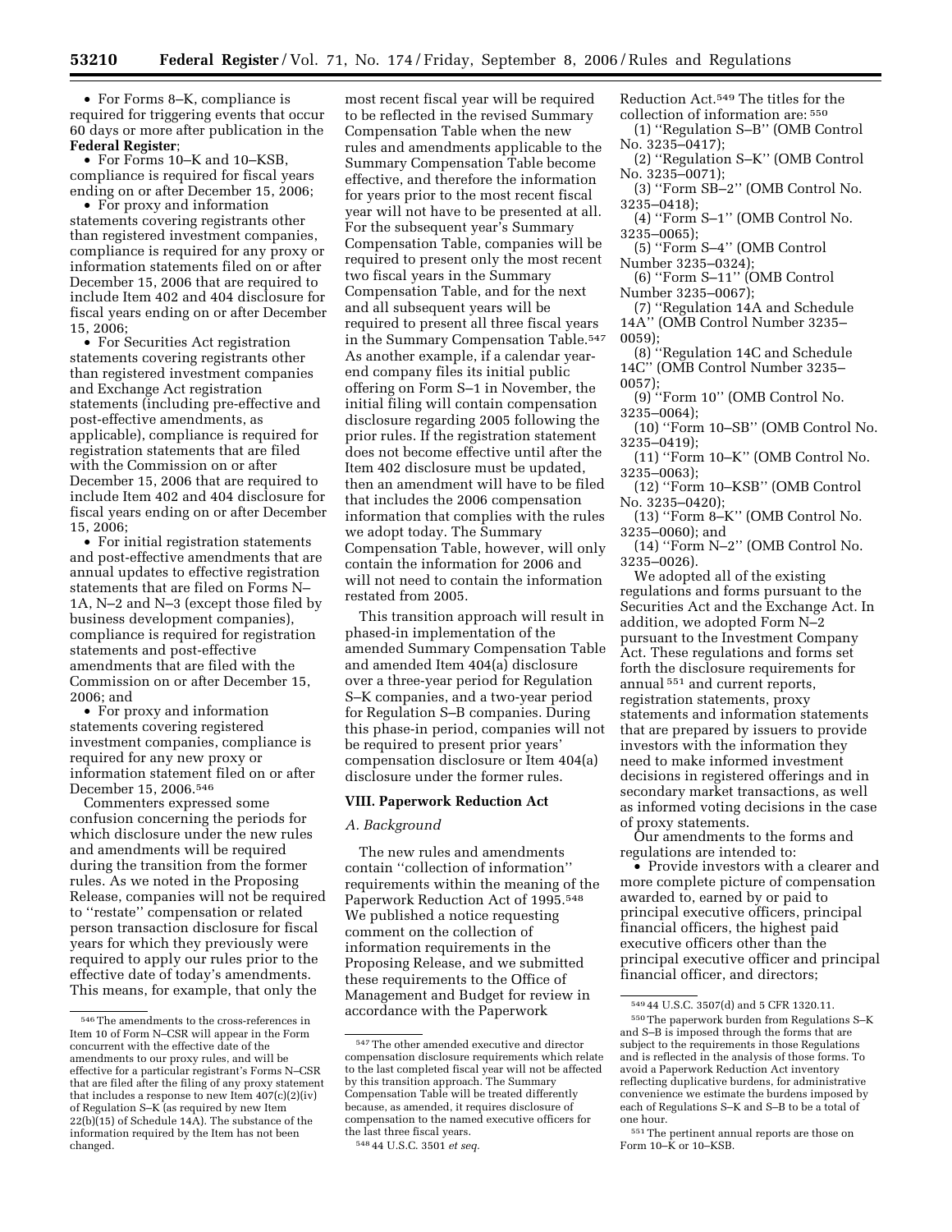- For Forms 8–K, compliance is required for triggering events that occur 60 days or more after publication in the **Federal Register**;
- For Forms 10–K and 10–KSB, compliance is required for fiscal years ending on or after December 15, 2006;
- For proxy and information statements covering registrants other than registered investment companies, compliance is required for any proxy or information statements filed on or after December 15, 2006 that are required to include Item 402 and 404 disclosure for fiscal years ending on or after December 15, 2006;
- For Securities Act registration statements covering registrants other than registered investment companies and Exchange Act registration statements (including pre-effective and post-effective amendments, as applicable), compliance is required for registration statements that are filed with the Commission on or after December 15, 2006 that are required to include Item 402 and 404 disclosure for fiscal years ending on or after December 15, 2006;
- For initial registration statements and post-effective amendments that are annual updates to effective registration statements that are filed on Forms N–1A, N–2 and N–3 (except those filed by business development companies), compliance is required for registration statements and post-effective amendments that are filed with the Commission on or after December 15, 2006; and
- For proxy and information statements covering registered investment companies, compliance is required for any new proxy or information statement filed on or after December 15, 2006.[546]

Commenters expressed some confusion concerning the periods for which disclosure under the new rules and amendments will be required during the transition from the former rules. As we noted in the Proposing Release, companies will not be required to "restate" compensation or related person transaction disclosure for fiscal years for which they previously were required to apply our rules prior to the effective date of today's amendments. This means, for example, that only the most recent fiscal year will be required to be reflected in the revised Summary Compensation Table when the new rules and amendments applicable to the Summary Compensation Table become effective, and therefore the information for years prior to the most recent fiscal year will not have to be presented at all. For the subsequent year's Summary Compensation Table, companies will be required to present only the most recent two fiscal years in the Summary Compensation Table, and for the next and all subsequent years will be required to present all three fiscal years in the Summary Compensation Table.[547] As another example, if a calendar year-end company files its initial public offering on Form S–1 in November, the initial filing will contain compensation disclosure regarding 2005 following the prior rules. If the registration statement does not become effective until after the Item 402 disclosure must be updated, then an amendment will have to be filed that includes the 2006 compensation information that complies with the rules we adopt today. The Summary Compensation Table, however, will only contain the information for 2006 and will not need to contain the information restated from 2005.

This transition approach will result in phased-in implementation of the amended Summary Compensation Table and amended Item 404(a) disclosure over a three-year period for Regulation S–K companies, and a two-year period for Regulation S–B companies. During this phase-in period, companies will not be required to present prior years' compensation disclosure or Item 404(a) disclosure under the former rules.

## VIII. Paperwork Reduction Act

### *A. Background*

The new rules and amendments contain "collection of information" requirements within the meaning of the Paperwork Reduction Act of 1995.[548] We published a notice requesting comment on the collection of information requirements in the Proposing Release, and we submitted these requirements to the Office of Management and Budget for review in accordance with the Paperwork Reduction Act.[549] The titles for the collection of information are: [550]

(1) "Regulation S–B" (OMB Control No. 3235–0417);
(2) "Regulation S–K" (OMB Control No. 3235–0071);
(3) "Form SB–2" (OMB Control No. 3235–0418);
(4) "Form S–1" (OMB Control No. 3235–0065);
(5) "Form S–4" (OMB Control Number 3235–0324);
(6) "Form S–11" (OMB Control Number 3235–0067);
(7) "Regulation 14A and Schedule 14A" (OMB Control Number 3235–0059);
(8) "Regulation 14C and Schedule 14C" (OMB Control Number 3235–0057);
(9) "Form 10" (OMB Control No. 3235–0064);
(10) "Form 10–SB" (OMB Control No. 3235–0419);
(11) "Form 10–K" (OMB Control No. 3235–0063);
(12) "Form 10–KSB" (OMB Control No. 3235–0420);
(13) "Form 8–K" (OMB Control No. 3235–0060); and
(14) "Form N–2" (OMB Control No. 3235–0026).

We adopted all of the existing regulations and forms pursuant to the Securities Act and the Exchange Act. In addition, we adopted Form N–2 pursuant to the Investment Company Act. These regulations and forms set forth the disclosure requirements for annual [551] and current reports, registration statements, proxy statements and information statements that are prepared by issuers to provide investors with the information they need to make informed investment decisions in registered offerings and in secondary market transactions, as well as informed voting decisions in the case of proxy statements.

Our amendments to the forms and regulations are intended to:

- Provide investors with a clearer and more complete picture of compensation awarded to, earned by or paid to principal executive officers, principal financial officers, the highest paid executive officers other than the principal executive officer and principal financial officer, and directors;

---

[546] The amendments to the cross-references in Item 10 of Form N–CSR will appear in the Form concurrent with the effective date of the amendments to our proxy rules, and will be effective for a particular registrant's Forms N–CSR that are filed after the filing of any proxy statement that includes a response to new Item 407(c)(2)(iv) of Regulation S–K (as required by new Item 22(b)(15) of Schedule 14A). The substance of the information required by the Item has not been changed.

[547] The other amended executive and director compensation disclosure requirements which relate to the last completed fiscal year will not be affected by this transition approach. The Summary Compensation Table will be treated differently because, as amended, it requires disclosure of compensation to the named executive officers for the last three fiscal years.

[548] 44 U.S.C. 3501 *et seq.*

[549] 44 U.S.C. 3507(d) and 5 CFR 1320.11.

[550] The paperwork burden from Regulations S–K and S–B is imposed through the forms that are subject to the requirements in those Regulations and is reflected in the analysis of those forms. To avoid a Paperwork Reduction Act inventory reflecting duplicative burdens, for administrative convenience we estimate the burdens imposed by each of Regulations S–K and S–B to be a total of one hour.

[551] The pertinent annual reports are those on Form 10–K or 10–KSB.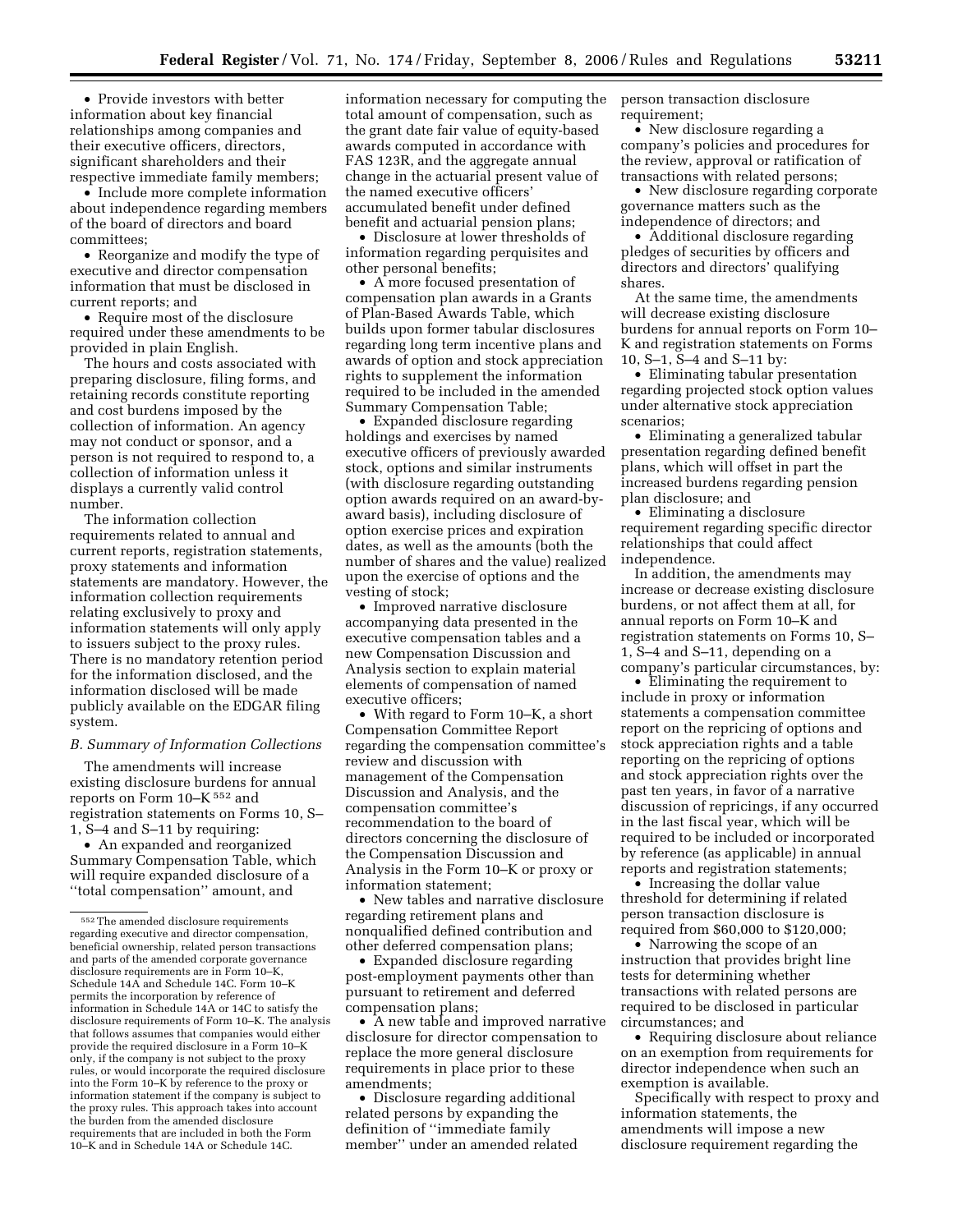• Provide investors with better information about key financial relationships among companies and their executive officers, directors, significant shareholders and their respective immediate family members;

• Include more complete information about independence regarding members of the board of directors and board committees;

• Reorganize and modify the type of executive and director compensation information that must be disclosed in current reports; and

• Require most of the disclosure required under these amendments to be provided in plain English.

The hours and costs associated with preparing disclosure, filing forms, and retaining records constitute reporting and cost burdens imposed by the collection of information. An agency may not conduct or sponsor, and a person is not required to respond to, a collection of information unless it displays a currently valid control number.

The information collection requirements related to annual and current reports, registration statements, proxy statements and information statements are mandatory. However, the information collection requirements relating exclusively to proxy and information statements will only apply to issuers subject to the proxy rules. There is no mandatory retention period for the information disclosed, and the information disclosed will be made publicly available on the EDGAR filing system.

### B. Summary of Information Collections

The amendments will increase existing disclosure burdens for annual reports on Form 10–K [552] and registration statements on Forms 10, S–1, S–4 and S–11 by requiring:

• An expanded and reorganized Summary Compensation Table, which will require expanded disclosure of a ''total compensation'' amount, and information necessary for computing the total amount of compensation, such as the grant date fair value of equity-based awards computed in accordance with FAS 123R, and the aggregate annual change in the actuarial present value of the named executive officers' accumulated benefit under defined benefit and actuarial pension plans;

• Disclosure at lower thresholds of information regarding perquisites and other personal benefits;

• A more focused presentation of compensation plan awards in a Grants of Plan-Based Awards Table, which builds upon former tabular disclosures regarding long term incentive plans and awards of option and stock appreciation rights to supplement the information required to be included in the amended Summary Compensation Table;

• Expanded disclosure regarding holdings and exercises by named executive officers of previously awarded stock, options and similar instruments (with disclosure regarding outstanding option awards required on an award-by-award basis), including disclosure of option exercise prices and expiration dates, as well as the amounts (both the number of shares and the value) realized upon the exercise of options and the vesting of stock;

• Improved narrative disclosure accompanying data presented in the executive compensation tables and a new Compensation Discussion and Analysis section to explain material elements of compensation of named executive officers;

• With regard to Form 10–K, a short Compensation Committee Report regarding the compensation committee's review and discussion with management of the Compensation Discussion and Analysis, and the compensation committee's recommendation to the board of directors concerning the disclosure of the Compensation Discussion and Analysis in the Form 10–K or proxy or information statement;

• New tables and narrative disclosure regarding retirement plans and nonqualified defined contribution and other deferred compensation plans;

• Expanded disclosure regarding post-employment payments other than pursuant to retirement and deferred compensation plans;

• A new table and improved narrative disclosure for director compensation to replace the more general disclosure requirements in place prior to these amendments;

• Disclosure regarding additional related persons by expanding the definition of ''immediate family member'' under an amended related person transaction disclosure requirement;

• New disclosure regarding a company's policies and procedures for the review, approval or ratification of transactions with related persons;

• New disclosure regarding corporate governance matters such as the independence of directors; and

• Additional disclosure regarding pledges of securities by officers and directors and directors' qualifying shares.

At the same time, the amendments will decrease existing disclosure burdens for annual reports on Form 10–K and registration statements on Forms 10, S–1, S–4 and S–11 by:

• Eliminating tabular presentation regarding projected stock option values under alternative stock appreciation scenarios;

• Eliminating a generalized tabular presentation regarding defined benefit plans, which will offset in part the increased burdens regarding pension plan disclosure; and

• Eliminating a disclosure requirement regarding specific director relationships that could affect independence.

In addition, the amendments may increase or decrease existing disclosure burdens, or not affect them at all, for annual reports on Form 10–K and registration statements on Forms 10, S–1, S–4 and S–11, depending on a company's particular circumstances, by:

• Eliminating the requirement to include in proxy or information statements a compensation committee report on the repricing of options and stock appreciation rights and a table reporting on the repricing of options and stock appreciation rights over the past ten years, in favor of a narrative discussion of repricings, if any occurred in the last fiscal year, which will be required to be included or incorporated by reference (as applicable) in annual reports and registration statements;

• Increasing the dollar value threshold for determining if related person transaction disclosure is required from $60,000 to $120,000;

• Narrowing the scope of an instruction that provides bright line tests for determining whether transactions with related persons are required to be disclosed in particular circumstances; and

• Requiring disclosure about reliance on an exemption from requirements for director independence when such an exemption is available.

Specifically with respect to proxy and information statements, the amendments will impose a new disclosure requirement regarding the

---

[552] The amended disclosure requirements regarding executive and director compensation, beneficial ownership, related person transactions and parts of the amended corporate governance disclosure requirements are in Form 10–K, Schedule 14A and Schedule 14C. Form 10–K permits the incorporation by reference of information in Schedule 14A or 14C to satisfy the disclosure requirements of Form 10–K. The analysis that follows assumes that companies would either provide the required disclosure in a Form 10–K only, if the company is not subject to the proxy rules, or would incorporate the required disclosure into the Form 10–K by reference to the proxy or information statement if the company is subject to the proxy rules. This approach takes into account the burden from the amended disclosure requirements that are included in both the Form 10–K and in Schedule 14A or Schedule 14C.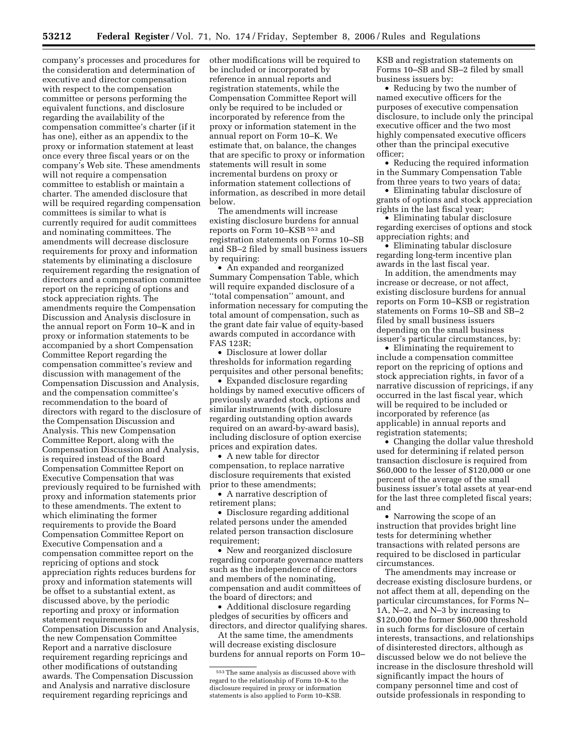company's processes and procedures for the consideration and determination of executive and director compensation with respect to the compensation committee or persons performing the equivalent functions, and disclosure regarding the availability of the compensation committee's charter (if it has one), either as an appendix to the proxy or information statement at least once every three fiscal years or on the company's Web site. These amendments will not require a compensation committee to establish or maintain a charter. The amended disclosure that will be required regarding compensation committees is similar to what is currently required for audit committees and nominating committees. The amendments will decrease disclosure requirements for proxy and information statements by eliminating a disclosure requirement regarding the resignation of directors and a compensation committee report on the repricing of options and stock appreciation rights. The amendments require the Compensation Discussion and Analysis disclosure in the annual report on Form 10–K and in proxy or information statements to be accompanied by a short Compensation Committee Report regarding the compensation committee's review and discussion with management of the Compensation Discussion and Analysis, and the compensation committee's recommendation to the board of directors with regard to the disclosure of the Compensation Discussion and Analysis. This new Compensation Committee Report, along with the Compensation Discussion and Analysis, is required instead of the Board Compensation Committee Report on Executive Compensation that was previously required to be furnished with proxy and information statements prior to these amendments. The extent to which eliminating the former requirements to provide the Board Compensation Committee Report on Executive Compensation and a compensation committee report on the repricing of options and stock appreciation rights reduces burdens for proxy and information statements will be offset to a substantial extent, as discussed above, by the periodic reporting and proxy or information statement requirements for Compensation Discussion and Analysis, the new Compensation Committee Report and a narrative disclosure requirement regarding repricings and other modifications of outstanding awards. The Compensation Discussion and Analysis and narrative disclosure requirement regarding repricings and other modifications will be required to be included or incorporated by reference in annual reports and registration statements, while the Compensation Committee Report will only be required to be included or incorporated by reference from the proxy or information statement in the annual report on Form 10–K. We estimate that, on balance, the changes that are specific to proxy or information statements will result in some incremental burdens on proxy or information statement collections of information, as described in more detail below.

The amendments will increase existing disclosure burdens for annual reports on Form 10–KSB [553] and registration statements on Forms 10–SB and SB–2 filed by small business issuers by requiring:

- An expanded and reorganized Summary Compensation Table, which will require expanded disclosure of a "total compensation" amount, and information necessary for computing the total amount of compensation, such as the grant date fair value of equity-based awards computed in accordance with FAS 123R;
- Disclosure at lower dollar thresholds for information regarding perquisites and other personal benefits;
- Expanded disclosure regarding holdings by named executive officers of previously awarded stock, options and similar instruments (with disclosure regarding outstanding option awards required on an award-by-award basis), including disclosure of option exercise prices and expiration dates.
- A new table for director compensation, to replace narrative disclosure requirements that existed prior to these amendments;
- A narrative description of retirement plans;
- Disclosure regarding additional related persons under the amended related person transaction disclosure requirement;
- New and reorganized disclosure regarding corporate governance matters such as the independence of directors and members of the nominating, compensation and audit committees of the board of directors; and
- Additional disclosure regarding pledges of securities by officers and directors, and director qualifying shares.

At the same time, the amendments will decrease existing disclosure burdens for annual reports on Form 10–KSB and registration statements on Forms 10–SB and SB–2 filed by small business issuers by:

- Reducing by two the number of named executive officers for the purposes of executive compensation disclosure, to include only the principal executive officer and the two most highly compensated executive officers other than the principal executive officer;
- Reducing the required information in the Summary Compensation Table from three years to two years of data;
- Eliminating tabular disclosure of grants of options and stock appreciation rights in the last fiscal year;
- Eliminating tabular disclosure regarding exercises of options and stock appreciation rights; and
- Eliminating tabular disclosure regarding long-term incentive plan awards in the last fiscal year.

In addition, the amendments may increase or decrease, or not affect, existing disclosure burdens for annual reports on Form 10–KSB or registration statements on Forms 10–SB and SB–2 filed by small business issuers depending on the small business issuer's particular circumstances, by:

- Eliminating the requirement to include a compensation committee report on the repricing of options and stock appreciation rights, in favor of a narrative discussion of repricings, if any occurred in the last fiscal year, which will be required to be included or incorporated by reference (as applicable) in annual reports and registration statements;
- Changing the dollar value threshold used for determining if related person transaction disclosure is required from $60,000 to the lesser of $120,000 or one percent of the average of the small business issuer's total assets at year-end for the last three completed fiscal years; and
- Narrowing the scope of an instruction that provides bright line tests for determining whether transactions with related persons are required to be disclosed in particular circumstances.

The amendments may increase or decrease existing disclosure burdens, or not affect them at all, depending on the particular circumstances, for Forms N–1A, N–2, and N–3 by increasing to $120,000 the former $60,000 threshold in such forms for disclosure of certain interests, transactions, and relationships of disinterested directors, although as discussed below we do not believe the increase in the disclosure threshold will significantly impact the hours of company personnel time and cost of outside professionals in responding to

[553] The same analysis as discussed above with regard to the relationship of Form 10–K to the disclosure required in proxy or information statements is also applied to Form 10–KSB.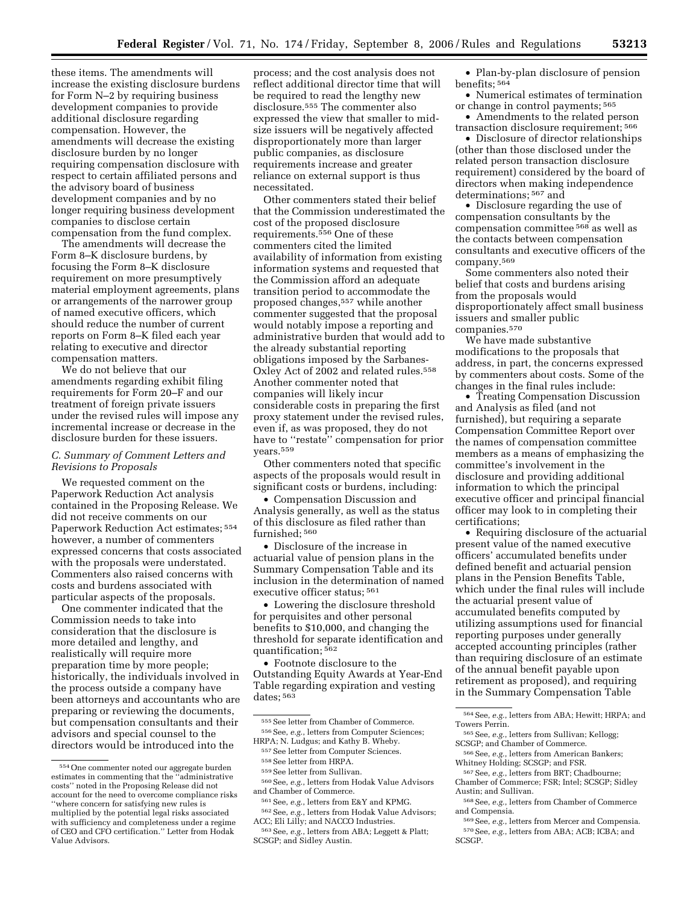these items. The amendments will increase the existing disclosure burdens for Form N–2 by requiring business development companies to provide additional disclosure regarding compensation. However, the amendments will decrease the existing disclosure burden by no longer requiring compensation disclosure with respect to certain affiliated persons and the advisory board of business development companies and by no longer requiring business development companies to disclose certain compensation from the fund complex.

The amendments will decrease the Form 8–K disclosure burdens, by focusing the Form 8–K disclosure requirement on more presumptively material employment agreements, plans or arrangements of the narrower group of named executive officers, which should reduce the number of current reports on Form 8–K filed each year relating to executive and director compensation matters.

We do not believe that our amendments regarding exhibit filing requirements for Form 20–F and our treatment of foreign private issuers under the revised rules will impose any incremental increase or decrease in the disclosure burden for these issuers.

### *C. Summary of Comment Letters and Revisions to Proposals*

We requested comment on the Paperwork Reduction Act analysis contained in the Proposing Release. We did not receive comments on our Paperwork Reduction Act estimates;[554] however, a number of commenters expressed concerns that costs associated with the proposals were understated. Commenters also raised concerns with costs and burdens associated with particular aspects of the proposals.

One commenter indicated that the Commission needs to take into consideration that the disclosure is more detailed and lengthy, and realistically will require more preparation time by more people; historically, the individuals involved in the process outside a company have been attorneys and accountants who are preparing or reviewing the documents, but compensation consultants and their advisors and special counsel to the directors would be introduced into the process; and the cost analysis does not reflect additional director time that will be required to read the lengthy new disclosure.[555] The commenter also expressed the view that smaller to mid-size issuers will be negatively affected disproportionately more than larger public companies, as disclosure requirements increase and greater reliance on external support is thus necessitated.

Other commenters stated their belief that the Commission underestimated the cost of the proposed disclosure requirements.[556] One of these commenters cited the limited availability of information from existing information systems and requested that the Commission afford an adequate transition period to accommodate the proposed changes,[557] while another commenter suggested that the proposal would notably impose a reporting and administrative burden that would add to the already substantial reporting obligations imposed by the Sarbanes-Oxley Act of 2002 and related rules.[558] Another commenter noted that companies will likely incur considerable costs in preparing the first proxy statement under the revised rules, even if, as was proposed, they do not have to ''restate'' compensation for prior years.[559]

Other commenters noted that specific aspects of the proposals would result in significant costs or burdens, including:

- Compensation Discussion and Analysis generally, as well as the status of this disclosure as filed rather than furnished;[560]
- Disclosure of the increase in actuarial value of pension plans in the Summary Compensation Table and its inclusion in the determination of named executive officer status;[561]
- Lowering the disclosure threshold for perquisites and other personal benefits to $10,000, and changing the threshold for separate identification and quantification;[562]
- Footnote disclosure to the Outstanding Equity Awards at Year-End Table regarding expiration and vesting dates;[563]
- Plan-by-plan disclosure of pension benefits;[564]
- Numerical estimates of termination or change in control payments;[565]
- Amendments to the related person transaction disclosure requirement;[566]
- Disclosure of director relationships (other than those disclosed under the related person transaction disclosure requirement) considered by the board of directors when making independence determinations;[567] and
- Disclosure regarding the use of compensation consultants by the compensation committee[568] as well as the contacts between compensation consultants and executive officers of the company.[569]

Some commenters also noted their belief that costs and burdens arising from the proposals would disproportionately affect small business issuers and smaller public companies.[570]

We have made substantive modifications to the proposals that address, in part, the concerns expressed by commenters about costs. Some of the changes in the final rules include:

- Treating Compensation Discussion and Analysis as filed (and not furnished), but requiring a separate Compensation Committee Report over the names of compensation committee members as a means of emphasizing the committee's involvement in the disclosure and providing additional information to which the principal executive officer and principal financial officer may look to in completing their certifications;
- Requiring disclosure of the actuarial present value of the named executive officers' accumulated benefits under defined benefit and actuarial pension plans in the Pension Benefits Table, which under the final rules will include the actuarial present value of accumulated benefits computed by utilizing assumptions used for financial reporting purposes under generally accepted accounting principles (rather than requiring disclosure of an estimate of the annual benefit payable upon retirement as proposed), and requiring in the Summary Compensation Table

---

[554] One commenter noted our aggregate burden estimates in commenting that the ''administrative costs'' noted in the Proposing Release did not account for the need to overcome compliance risks ''where concern for satisfying new rules is multiplied by the potential legal risks associated with sufficiency and completeness under a regime of CEO and CFO certification.'' Letter from Hodak Value Advisors.

[555] See letter from Chamber of Commerce.

[556] See, *e.g.*, letters from Computer Sciences; HRPA; N. Ludgus; and Kathy B. Wheby.

[557] See letter from Computer Sciences.

[558] See letter from HRPA.

[559] See letter from Sullivan.

[560] See, *e.g.*, letters from Hodak Value Advisors and Chamber of Commerce.

[561] See, *e.g.*, letters from E&Y and KPMG.

[562] See, *e.g.*, letters from Hodak Value Advisors; ACC; Eli Lilly; and NACCO Industries.

[563] See, *e.g.*, letters from ABA; Leggett & Platt; SCSGP; and Sidley Austin.

[564] See, *e.g.*, letters from ABA; Hewitt; HRPA; and Towers Perrin.

[565] See, *e.g.*, letters from Sullivan; Kellogg; SCSGP; and Chamber of Commerce.

[566] See, *e.g.*, letters from American Bankers; Whitney Holding; SCSGP; and FSR.

[567] See, *e.g.*, letters from BRT; Chadbourne; Chamber of Commerce; FSR; Intel; SCSGP; Sidley Austin; and Sullivan.

[568] See, *e.g.*, letters from Chamber of Commerce and Compensia.

[569] See, *e.g.*, letters from Mercer and Compensia.

[570] See, *e.g.*, letters from ABA; ACB; ICBA; and SCSGP.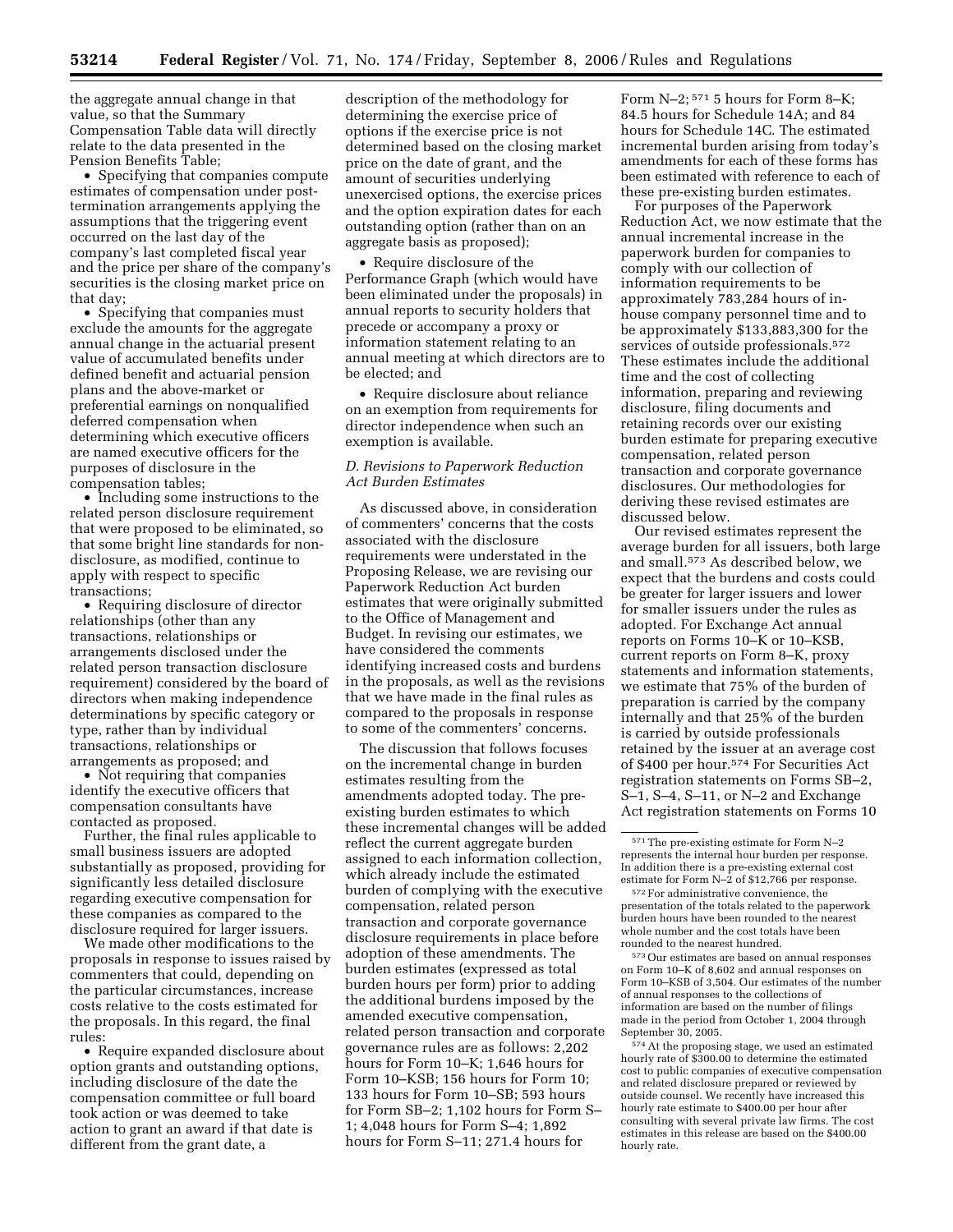the aggregate annual change in that value, so that the Summary Compensation Table data will directly relate to the data presented in the Pension Benefits Table;

• Specifying that companies compute estimates of compensation under post-termination arrangements applying the assumptions that the triggering event occurred on the last day of the company's last completed fiscal year and the price per share of the company's securities is the closing market price on that day;

• Specifying that companies must exclude the amounts for the aggregate annual change in the actuarial present value of accumulated benefits under defined benefit and actuarial pension plans and the above-market or preferential earnings on nonqualified deferred compensation when determining which executive officers are named executive officers for the purposes of disclosure in the compensation tables;

• Including some instructions to the related person disclosure requirement that were proposed to be eliminated, so that some bright line standards for non-disclosure, as modified, continue to apply with respect to specific transactions;

• Requiring disclosure of director relationships (other than any transactions, relationships or arrangements disclosed under the related person transaction disclosure requirement) considered by the board of directors when making independence determinations by specific category or type, rather than by individual transactions, relationships or arrangements as proposed; and

• Not requiring that companies identify the executive officers that compensation consultants have contacted as proposed.

Further, the final rules applicable to small business issuers are adopted substantially as proposed, providing for significantly less detailed disclosure regarding executive compensation for these companies as compared to the disclosure required for larger issuers.

We made other modifications to the proposals in response to issues raised by commenters that could, depending on the particular circumstances, increase costs relative to the costs estimated for the proposals. In this regard, the final rules:

• Require expanded disclosure about option grants and outstanding options, including disclosure of the date the compensation committee or full board took action or was deemed to take action to grant an award if that date is different from the grant date, a description of the methodology for determining the exercise price of options if the exercise price is not determined based on the closing market price on the date of grant, and the amount of securities underlying unexercised options, the exercise prices and the option expiration dates for each outstanding option (rather than on an aggregate basis as proposed);

• Require disclosure of the Performance Graph (which would have been eliminated under the proposals) in annual reports to security holders that precede or accompany a proxy or information statement relating to an annual meeting at which directors are to be elected; and

• Require disclosure about reliance on an exemption from requirements for director independence when such an exemption is available.

### *D. Revisions to Paperwork Reduction Act Burden Estimates*

As discussed above, in consideration of commenters' concerns that the costs associated with the disclosure requirements were understated in the Proposing Release, we are revising our Paperwork Reduction Act burden estimates that were originally submitted to the Office of Management and Budget. In revising our estimates, we have considered the comments identifying increased costs and burdens in the proposals, as well as the revisions that we have made in the final rules as compared to the proposals in response to some of the commenters' concerns.

The discussion that follows focuses on the incremental change in burden estimates resulting from the amendments adopted today. The pre-existing burden estimates to which these incremental changes will be added reflect the current aggregate burden assigned to each information collection, which already include the estimated burden of complying with the executive compensation, related person transaction and corporate governance disclosure requirements in place before adoption of these amendments. The burden estimates (expressed as total burden hours per form) prior to adding the additional burdens imposed by the amended executive compensation, related person transaction and corporate governance rules are as follows: 2,202 hours for Form 10–K; 1,646 hours for Form 10–KSB; 156 hours for Form 10; 133 hours for Form 10–SB; 593 hours for Form SB–2; 1,102 hours for Form S–1; 4,048 hours for Form S–4; 1,892 hours for Form S–11; 271.4 hours for Form N–2; [571] 5 hours for Form 8–K; 84.5 hours for Schedule 14A; and 84 hours for Schedule 14C. The estimated incremental burden arising from today's amendments for each of these forms has been estimated with reference to each of these pre-existing burden estimates.

For purposes of the Paperwork Reduction Act, we now estimate that the annual incremental increase in the paperwork burden for companies to comply with our collection of information requirements to be approximately 783,284 hours of in-house company personnel time and to be approximately $133,883,300 for the services of outside professionals.[572] These estimates include the additional time and the cost of collecting information, preparing and reviewing disclosure, filing documents and retaining records over our existing burden estimate for preparing executive compensation, related person transaction and corporate governance disclosures. Our methodologies for deriving these revised estimates are discussed below.

Our revised estimates represent the average burden for all issuers, both large and small.[573] As described below, we expect that the burdens and costs could be greater for larger issuers and lower for smaller issuers under the rules as adopted. For Exchange Act annual reports on Forms 10–K or 10–KSB, current reports on Form 8–K, proxy statements and information statements, we estimate that 75% of the burden of preparation is carried by the company internally and that 25% of the burden is carried by outside professionals retained by the issuer at an average cost of $400 per hour.[574] For Securities Act registration statements on Forms SB–2, S–1, S–4, S–11, or N–2 and Exchange Act registration statements on Forms 10

---

[571] The pre-existing estimate for Form N–2 represents the internal hour burden per response. In addition there is a pre-existing external cost estimate for Form N–2 of $12,766 per response.

[572] For administrative convenience, the presentation of the totals related to the paperwork burden hours have been rounded to the nearest whole number and the cost totals have been rounded to the nearest hundred.

[573] Our estimates are based on annual responses on Form 10–K of 8,602 and annual responses on Form 10–KSB of 3,504. Our estimates of the number of annual responses to the collections of information are based on the number of filings made in the period from October 1, 2004 through September 30, 2005.

[574] At the proposing stage, we used an estimated hourly rate of $300.00 to determine the estimated cost to public companies of executive compensation and related disclosure prepared or reviewed by outside counsel. We recently have increased this hourly rate estimate to $400.00 per hour after consulting with several private law firms. The cost estimates in this release are based on the $400.00 hourly rate.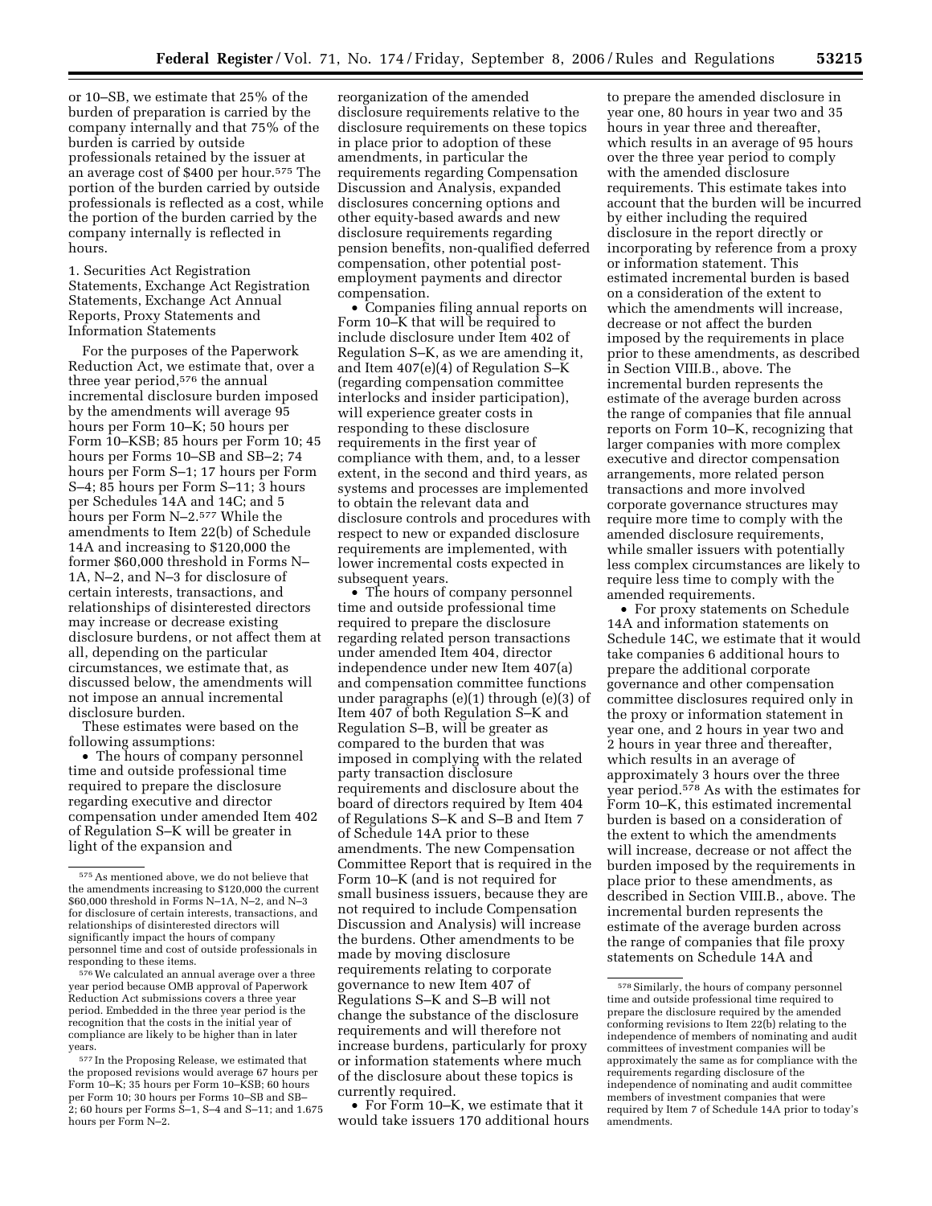or 10–SB, we estimate that 25% of the burden of preparation is carried by the company internally and that 75% of the burden is carried by outside professionals retained by the issuer at an average cost of $400 per hour.[575] The portion of the burden carried by outside professionals is reflected as a cost, while the portion of the burden carried by the company internally is reflected in hours.

1. Securities Act Registration Statements, Exchange Act Registration Statements, Exchange Act Annual Reports, Proxy Statements and Information Statements

For the purposes of the Paperwork Reduction Act, we estimate that, over a three year period,[576] the annual incremental disclosure burden imposed by the amendments will average 95 hours per Form 10–K; 50 hours per Form 10–KSB; 85 hours per Form 10; 45 hours per Forms 10–SB and SB–2; 74 hours per Form S–1; 17 hours per Form S–4; 85 hours per Form S–11; 3 hours per Schedules 14A and 14C; and 5 hours per Form N–2.[577] While the amendments to Item 22(b) of Schedule 14A and increasing to $120,000 the former $60,000 threshold in Forms N–1A, N–2, and N–3 for disclosure of certain interests, transactions, and relationships of disinterested directors may increase or decrease existing disclosure burdens, or not affect them at all, depending on the particular circumstances, we estimate that, as discussed below, the amendments will not impose an annual incremental disclosure burden.

These estimates were based on the following assumptions:

- The hours of company personnel time and outside professional time required to prepare the disclosure regarding executive and director compensation under amended Item 402 of Regulation S–K will be greater in light of the expansion and reorganization of the amended disclosure requirements relative to the disclosure requirements on these topics in place prior to adoption of these amendments, in particular the requirements regarding Compensation Discussion and Analysis, expanded disclosures concerning options and other equity-based awards and new disclosure requirements regarding pension benefits, non-qualified deferred compensation, other potential post-employment payments and director compensation.
- Companies filing annual reports on Form 10–K that will be required to include disclosure under Item 402 of Regulation S–K, as we are amending it, and Item 407(e)(4) of Regulation S–K (regarding compensation committee interlocks and insider participation), will experience greater costs in responding to these disclosure requirements in the first year of compliance with them, and, to a lesser extent, in the second and third years, as systems and processes are implemented to obtain the relevant data and disclosure controls and procedures with respect to new or expanded disclosure requirements are implemented, with lower incremental costs expected in subsequent years.
- The hours of company personnel time and outside professional time required to prepare the disclosure regarding related person transactions under amended Item 404, director independence under new Item 407(a) and compensation committee functions under paragraphs (e)(1) through (e)(3) of Item 407 of both Regulation S–K and Regulation S–B, will be greater as compared to the burden that was imposed in complying with the related party transaction disclosure requirements and disclosure about the board of directors required by Item 404 of Regulations S–K and S–B and Item 7 of Schedule 14A prior to these amendments. The new Compensation Committee Report that is required in the Form 10–K (and is not required for small business issuers, because they are not required to include Compensation Discussion and Analysis) will increase the burdens. Other amendments to be made by moving disclosure requirements relating to corporate governance to new Item 407 of Regulations S–K and S–B will not change the substance of the disclosure requirements and will therefore not increase burdens, particularly for proxy or information statements where much of the disclosure about these topics is currently required.
- For Form 10–K, we estimate that it would take issuers 170 additional hours to prepare the amended disclosure in year one, 80 hours in year two and 35 hours in year three and thereafter, which results in an average of 95 hours over the three year period to comply with the amended disclosure requirements. This estimate takes into account that the burden will be incurred by either including the required disclosure in the report directly or incorporating by reference from a proxy or information statement. This estimated incremental burden is based on a consideration of the extent to which the amendments will increase, decrease or not affect the burden imposed by the requirements in place prior to these amendments, as described in Section VIII.B., above. The incremental burden represents the estimate of the average burden across the range of companies that file annual reports on Form 10–K, recognizing that larger companies with more complex executive and director compensation arrangements, more related person transactions and more involved corporate governance structures may require more time to comply with the amended disclosure requirements, while smaller issuers with potentially less complex circumstances are likely to require less time to comply with the amended requirements.
- For proxy statements on Schedule 14A and information statements on Schedule 14C, we estimate that it would take companies 6 additional hours to prepare the additional corporate governance and other compensation committee disclosures required only in the proxy or information statement in year one, and 2 hours in year two and 2 hours in year three and thereafter, which results in an average of approximately 3 hours over the three year period.[578] As with the estimates for Form 10–K, this estimated incremental burden is based on a consideration of the extent to which the amendments will increase, decrease or not affect the burden imposed by the requirements in place prior to these amendments, as described in Section VIII.B., above. The incremental burden represents the estimate of the average burden across the range of companies that file proxy statements on Schedule 14A and

---

[575] As mentioned above, we do not believe that the amendments increasing to $120,000 the current $60,000 threshold in Forms N–1A, N–2, and N–3 for disclosure of certain interests, transactions, and relationships of disinterested directors will significantly impact the hours of company personnel time and cost of outside professionals in responding to these items.

[576] We calculated an annual average over a three year period because OMB approval of Paperwork Reduction Act submissions covers a three year period. Embedded in the three year period is the recognition that the costs in the initial year of compliance are likely to be higher than in later years.

[577] In the Proposing Release, we estimated that the proposed revisions would average 67 hours per Form 10–K; 35 hours per Form 10–KSB; 60 hours per Form 10; 30 hours per Forms 10–SB and SB–2; 60 hours per Forms S–1, S–4 and S–11; and 1.675 hours per Form N–2.

[578] Similarly, the hours of company personnel time and outside professional time required to prepare the disclosure required by the amended conforming revisions to Item 22(b) relating to the independence of members of nominating and audit committees of investment companies will be approximately the same as for compliance with the requirements regarding disclosure of the independence of nominating and audit committee members of investment companies that were required by Item 7 of Schedule 14A prior to today's amendments.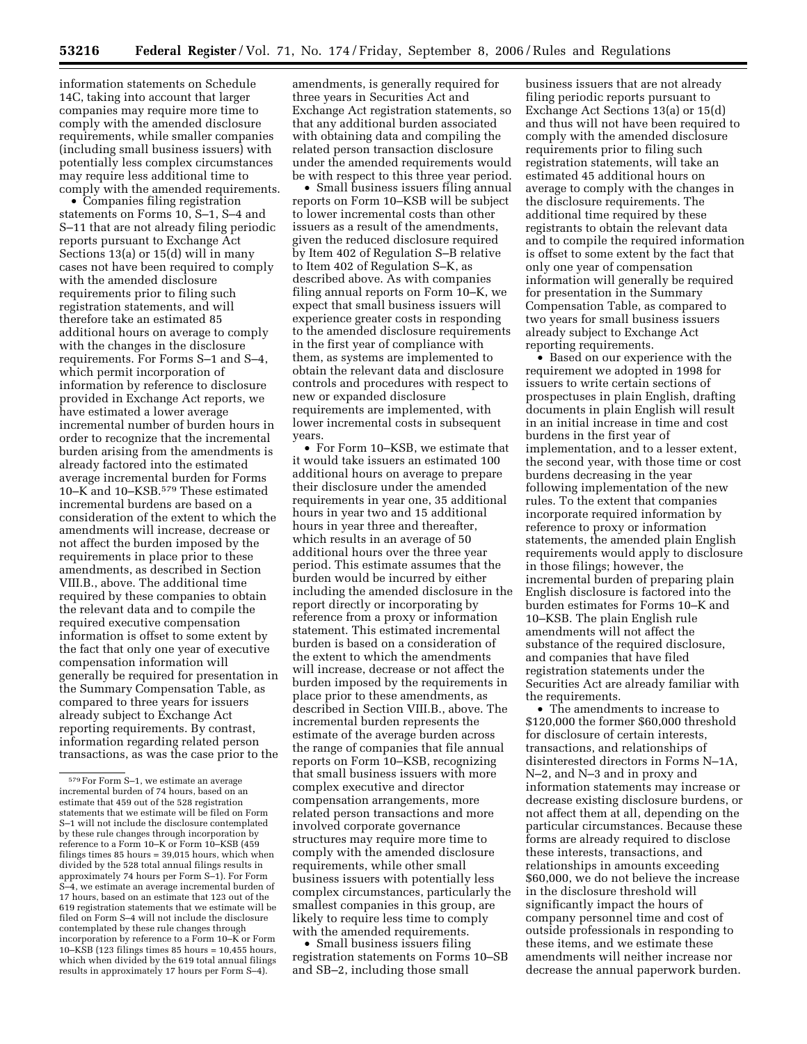information statements on Schedule 14C, taking into account that larger companies may require more time to comply with the amended disclosure requirements, while smaller companies (including small business issuers) with potentially less complex circumstances may require less additional time to comply with the amended requirements.

- Companies filing registration statements on Forms 10, S–1, S–4 and S–11 that are not already filing periodic reports pursuant to Exchange Act Sections 13(a) or 15(d) will in many cases not have been required to comply with the amended disclosure requirements prior to filing such registration statements, and will therefore take an estimated 85 additional hours on average to comply with the changes in the disclosure requirements. For Forms S–1 and S–4, which permit incorporation of information by reference to disclosure provided in Exchange Act reports, we have estimated a lower average incremental number of burden hours in order to recognize that the incremental burden arising from the amendments is already factored into the estimated average incremental burden for Forms 10–K and 10–KSB.[579] These estimated incremental burdens are based on a consideration of the extent to which the amendments will increase, decrease or not affect the burden imposed by the requirements in place prior to these amendments, as described in Section VIII.B., above. The additional time required by these companies to obtain the relevant data and to compile the required executive compensation information is offset to some extent by the fact that only one year of executive compensation information will generally be required for presentation in the Summary Compensation Table, as compared to three years for issuers already subject to Exchange Act reporting requirements. By contrast, information regarding related person transactions, as was the case prior to the amendments, is generally required for three years in Securities Act and Exchange Act registration statements, so that any additional burden associated with obtaining data and compiling the related person transaction disclosure under the amended requirements would be with respect to this three year period.

- Small business issuers filing annual reports on Form 10–KSB will be subject to lower incremental costs than other issuers as a result of the amendments, given the reduced disclosure required by Item 402 of Regulation S–B relative to Item 402 of Regulation S–K, as described above. As with companies filing annual reports on Form 10–K, we expect that small business issuers will experience greater costs in responding to the amended disclosure requirements in the first year of compliance with them, as systems are implemented to obtain the relevant data and disclosure controls and procedures with respect to new or expanded disclosure requirements are implemented, with lower incremental costs in subsequent years.

- For Form 10–KSB, we estimate that it would take issuers an estimated 100 additional hours on average to prepare their disclosure under the amended requirements in year one, 35 additional hours in year two and 15 additional hours in year three and thereafter, which results in an average of 50 additional hours over the three year period. This estimate assumes that the burden would be incurred by either including the amended disclosure in the report directly or incorporating by reference from a proxy or information statement. This estimated incremental burden is based on a consideration of the extent to which the amendments will increase, decrease or not affect the burden imposed by the requirements in place prior to these amendments, as described in Section VIII.B., above. The incremental burden represents the estimate of the average burden across the range of companies that file annual reports on Form 10–KSB, recognizing that small business issuers with more complex executive and director compensation arrangements, more related person transactions and more involved corporate governance structures may require more time to comply with the amended disclosure requirements, while other small business issuers with potentially less complex circumstances, particularly the smallest companies in this group, are likely to require less time to comply with the amended requirements.

- Small business issuers filing registration statements on Forms 10–SB and SB–2, including those small business issuers that are not already filing periodic reports pursuant to Exchange Act Sections 13(a) or 15(d) and thus will not have been required to comply with the amended disclosure requirements prior to filing such registration statements, will take an estimated 45 additional hours on average to comply with the changes in the disclosure requirements. The additional time required by these registrants to obtain the relevant data and to compile the required information is offset to some extent by the fact that only one year of compensation information will generally be required for presentation in the Summary Compensation Table, as compared to two years for small business issuers already subject to Exchange Act reporting requirements.

- Based on our experience with the requirement we adopted in 1998 for issuers to write certain sections of prospectuses in plain English, drafting documents in plain English will result in an initial increase in time and cost burdens in the first year of implementation, and to a lesser extent, the second year, with those time or cost burdens decreasing in the year following implementation of the new rules. To the extent that companies incorporate required information by reference to proxy or information statements, the amended plain English requirements would apply to disclosure in those filings; however, the incremental burden of preparing plain English disclosure is factored into the burden estimates for Forms 10–K and 10–KSB. The plain English rule amendments will not affect the substance of the required disclosure, and companies that have filed registration statements under the Securities Act are already familiar with the requirements.

- The amendments to increase to $120,000 the former $60,000 threshold for disclosure of certain interests, transactions, and relationships of disinterested directors in Forms N–1A, N–2, and N–3 and in proxy and information statements may increase or decrease existing disclosure burdens, or not affect them at all, depending on the particular circumstances. Because these forms are already required to disclose these interests, transactions, and relationships in amounts exceeding $60,000, we do not believe the increase in the disclosure threshold will significantly impact the hours of company personnel time and cost of outside professionals in responding to these items, and we estimate these amendments will neither increase nor decrease the annual paperwork burden.

[579] For Form S–1, we estimate an average incremental burden of 74 hours, based on an estimate that 459 out of the 528 registration statements that we estimate will be filed on Form S–1 will not include the disclosure contemplated by these rule changes through incorporation by reference to a Form 10–K or Form 10–KSB (459 filings times 85 hours = 39,015 hours, which when divided by the 528 total annual filings results in approximately 74 hours per Form S–1). For Form S–4, we estimate an average incremental burden of 17 hours, based on an estimate that 123 out of the 619 registration statements that we estimate will be filed on Form S–4 will not include the disclosure contemplated by these rule changes through incorporation by reference to a Form 10–K or Form 10–KSB (123 filings times 85 hours = 10,455 hours, which when divided by the 619 total annual filings results in approximately 17 hours per Form S–4).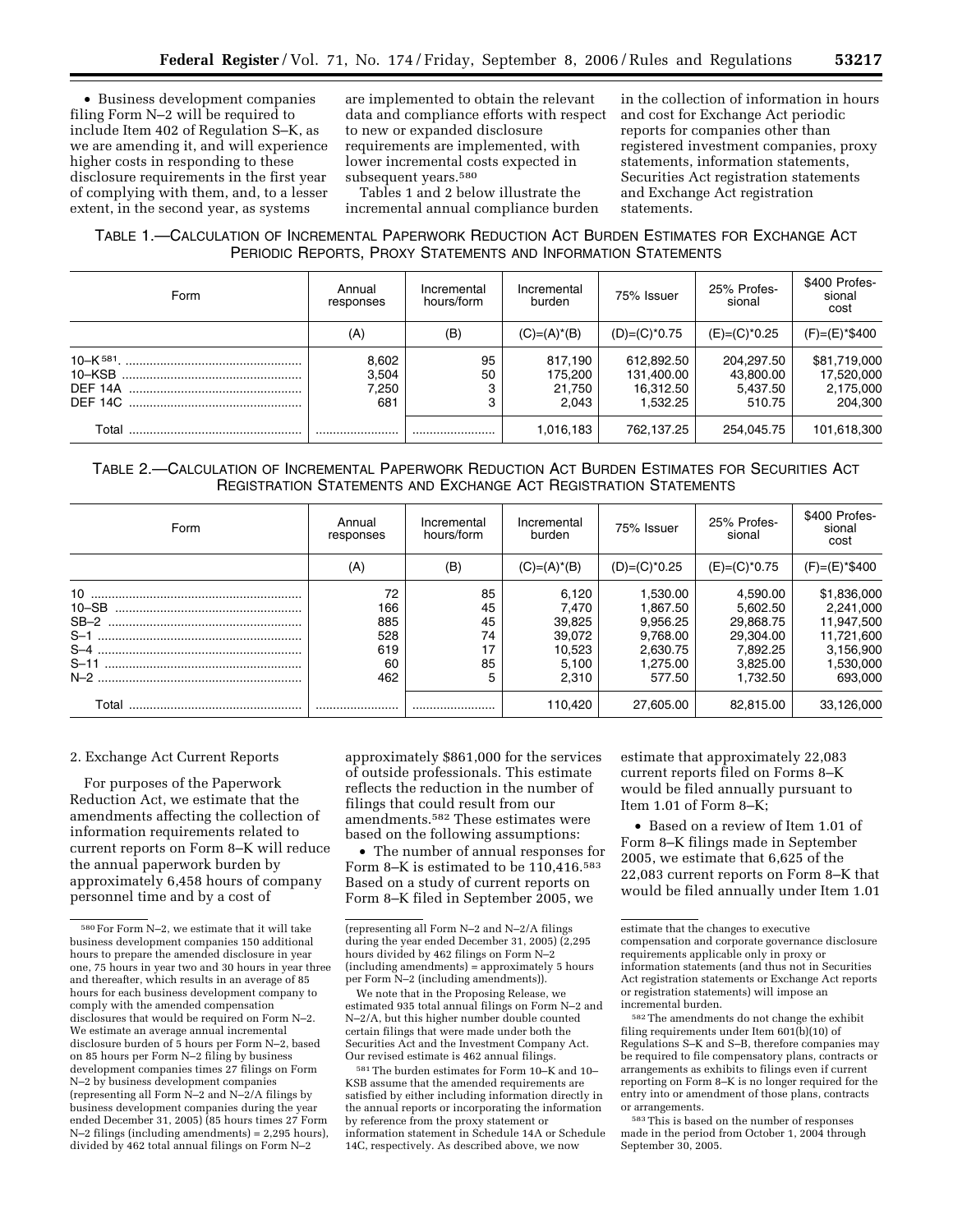- Business development companies filing Form N–2 will be required to include Item 402 of Regulation S–K, as we are amending it, and will experience higher costs in responding to these disclosure requirements in the first year of complying with them, and, to a lesser extent, in the second year, as systems are implemented to obtain the relevant data and compliance efforts with respect to new or expanded disclosure requirements are implemented, with lower incremental costs expected in subsequent years.[580]

Tables 1 and 2 below illustrate the incremental annual compliance burden in the collection of information in hours and cost for Exchange Act periodic reports for companies other than registered investment companies, proxy statements, information statements, Securities Act registration statements and Exchange Act registration statements.

TABLE 1.—CALCULATION OF INCREMENTAL PAPERWORK REDUCTION ACT BURDEN ESTIMATES FOR EXCHANGE ACT PERIODIC REPORTS, PROXY STATEMENTS AND INFORMATION STATEMENTS

| Form | Annual responses | Incremental hours/form | Incremental burden | 75% Issuer | 25% Professional | $400 Professional cost |
|---|---|---|---|---|---|---|
| | (A) | (B) | (C)=(A)*(B) | (D)=(C)*0.75 | (E)=(C)*0.25 | (F)=(E)*$400 |
| 10–K[581] | 8,602 | 95 | 817,190 | 612,892.50 | 204,297.50 | $81,719,000 |
| 10–KSB | 3,504 | 50 | 175,200 | 131,400.00 | 43,800.00 | 17,520,000 |
| DEF 14A | 7,250 | 3 | 21,750 | 16,312.50 | 5,437.50 | 2,175,000 |
| DEF 14C | 681 | 3 | 2,043 | 1,532.25 | 510.75 | 204,300 |
| Total | | | 1,016,183 | 762,137.25 | 254,045.75 | 101,618,300 |

TABLE 2.—CALCULATION OF INCREMENTAL PAPERWORK REDUCTION ACT BURDEN ESTIMATES FOR SECURITIES ACT REGISTRATION STATEMENTS AND EXCHANGE ACT REGISTRATION STATEMENTS

| Form | Annual responses | Incremental hours/form | Incremental burden | 75% Issuer | 25% Professional | $400 Professional cost |
|---|---|---|---|---|---|---|
| | (A) | (B) | (C)=(A)*(B) | (D)=(C)*0.25 | (E)=(C)*0.75 | (F)=(E)*$400 |
| 10 | 72 | 85 | 6,120 | 1,530.00 | 4,590.00 | $1,836,000 |
| 10–SB | 166 | 45 | 7,470 | 1,867.50 | 5,602.50 | 2,241,000 |
| SB–2 | 885 | 45 | 39,825 | 9,956.25 | 29,868.75 | 11,947,500 |
| S–1 | 528 | 74 | 39,072 | 9,768.00 | 29,304.00 | 11,721,600 |
| S–4 | 619 | 17 | 10,523 | 2,630.75 | 7,892.25 | 3,156,900 |
| S–11 | 60 | 85 | 5,100 | 1,275.00 | 3,825.00 | 1,530,000 |
| N–2 | 462 | 5 | 2,310 | 577.50 | 1,732.50 | 693,000 |
| Total | | | 110,420 | 27,605.00 | 82,815.00 | 33,126,000 |

2. Exchange Act Current Reports

For purposes of the Paperwork Reduction Act, we estimate that the amendments affecting the collection of information requirements related to current reports on Form 8–K will reduce the annual paperwork burden by approximately 6,458 hours of company personnel time and by a cost of approximately $861,000 for the services of outside professionals. This estimate reflects the reduction in the number of filings that could result from our amendments.[582] These estimates were based on the following assumptions:

- The number of annual responses for Form 8–K is estimated to be 110,416.[583] Based on a study of current reports on Form 8–K filed in September 2005, we estimate that approximately 22,083 current reports filed on Forms 8–K would be filed annually pursuant to Item 1.01 of Form 8–K;
- Based on a review of Item 1.01 of Form 8–K filings made in September 2005, we estimate that 6,625 of the 22,083 current reports on Form 8–K that would be filed annually under Item 1.01

[580] For Form N–2, we estimate that it will take business development companies 150 additional hours to prepare the amended disclosure in year one, 75 hours in year two and 30 hours in year three and thereafter, which results in an average of 85 hours for each business development company to comply with the amended compensation disclosures that would be required on Form N–2. We estimate an average annual incremental disclosure burden of 5 hours per Form N–2, based on 85 hours per Form N–2 filing by business development companies times 27 filings on Form N–2 by business development companies (representing all Form N–2 and N–2/A filings by business development companies during the year ended December 31, 2005) (85 hours times 27 Form N–2 filings (including amendments) = 2,295 hours), divided by 462 total annual filings on Form N–2 (representing all Form N–2 and N–2/A filings during the year ended December 31, 2005) (2,295 hours divided by 462 filings on Form N–2 (including amendments) = approximately 5 hours per Form N–2 (including amendments)).

We note that in the Proposing Release, we estimated 935 total annual filings on Form N–2 and N–2/A, but this higher number double counted certain filings that were made under both the Securities Act and the Investment Company Act. Our revised estimate is 462 annual filings.

[581] The burden estimates for Form 10–K and 10–KSB assume that the amended requirements are satisfied by either including information directly in the annual reports or incorporating the information by reference from the proxy statement or information statement in Schedule 14A or Schedule 14C, respectively. As described above, we now estimate that the changes to executive compensation and corporate governance disclosure requirements applicable only in proxy or information statements (and thus not in Securities Act registration statements or Exchange Act reports or registration statements) will impose an incremental burden.

[582] The amendments do not change the exhibit filing requirements under Item 601(b)(10) of Regulations S–K and S–B, therefore companies may be required to file compensatory plans, contracts or arrangements as exhibits to filings even if current reporting on Form 8–K is no longer required for the entry into or amendment of those plans, contracts or arrangements.

[583] This is based on the number of responses made in the period from October 1, 2004 through September 30, 2005.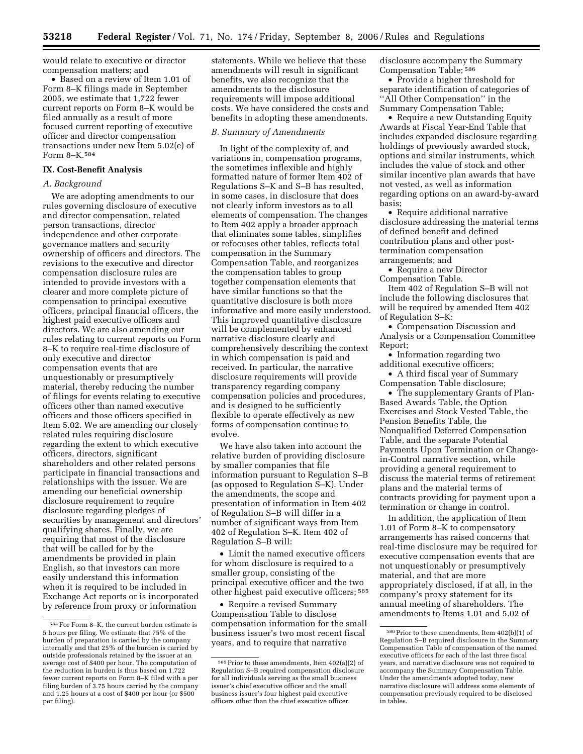would relate to executive or director compensation matters; and

- Based on a review of Item 1.01 of Form 8–K filings made in September 2005, we estimate that 1,722 fewer current reports on Form 8–K would be filed annually as a result of more focused current reporting of executive officer and director compensation transactions under new Item 5.02(e) of Form 8–K.[584]

## IX. Cost-Benefit Analysis

### *A. Background*

We are adopting amendments to our rules governing disclosure of executive and director compensation, related person transactions, director independence and other corporate governance matters and security ownership of officers and directors. The revisions to the executive and director compensation disclosure rules are intended to provide investors with a clearer and more complete picture of compensation to principal executive officers, principal financial officers, the highest paid executive officers and directors. We are also amending our rules relating to current reports on Form 8–K to require real-time disclosure of only executive and director compensation events that are unquestionably or presumptively material, thereby reducing the number of filings for events relating to executive officers other than named executive officers and those officers specified in Item 5.02. We are amending our closely related rules requiring disclosure regarding the extent to which executive officers, directors, significant shareholders and other related persons participate in financial transactions and relationships with the issuer. We are amending our beneficial ownership disclosure requirement to require disclosure regarding pledges of securities by management and directors' qualifying shares. Finally, we are requiring that most of the disclosure that will be called for by the amendments be provided in plain English, so that investors can more easily understand this information when it is required to be included in Exchange Act reports or is incorporated by reference from proxy or information statements. While we believe that these amendments will result in significant benefits, we also recognize that the amendments to the disclosure requirements will impose additional costs. We have considered the costs and benefits in adopting these amendments.

### *B. Summary of Amendments*

In light of the complexity of, and variations in, compensation programs, the sometimes inflexible and highly formatted nature of former Item 402 of Regulations S–K and S–B has resulted, in some cases, in disclosure that does not clearly inform investors as to all elements of compensation. The changes to Item 402 apply a broader approach that eliminates some tables, simplifies or refocuses other tables, reflects total compensation in the Summary Compensation Table, and reorganizes the compensation tables to group together compensation elements that have similar functions so that the quantitative disclosure is both more informative and more easily understood. This improved quantitative disclosure will be complemented by enhanced narrative disclosure clearly and comprehensively describing the context in which compensation is paid and received. In particular, the narrative disclosure requirements will provide transparency regarding company compensation policies and procedures, and is designed to be sufficiently flexible to operate effectively as new forms of compensation continue to evolve.

We have also taken into account the relative burden of providing disclosure by smaller companies that file information pursuant to Regulation S–B (as opposed to Regulation S–K). Under the amendments, the scope and presentation of information in Item 402 of Regulation S–B will differ in a number of significant ways from Item 402 of Regulation S–K. Item 402 of Regulation S–B will:

- Limit the named executive officers for whom disclosure is required to a smaller group, consisting of the principal executive officer and the two other highest paid executive officers;[585]
- Require a revised Summary Compensation Table to disclose compensation information for the small business issuer's two most recent fiscal years, and to require that narrative disclosure accompany the Summary Compensation Table;[586]
- Provide a higher threshold for separate identification of categories of ''All Other Compensation'' in the Summary Compensation Table;
- Require a new Outstanding Equity Awards at Fiscal Year-End Table that includes expanded disclosure regarding holdings of previously awarded stock, options and similar instruments, which includes the value of stock and other similar incentive plan awards that have not vested, as well as information regarding options on an award-by-award basis;
- Require additional narrative disclosure addressing the material terms of defined benefit and defined contribution plans and other post-termination compensation arrangements; and
- Require a new Director Compensation Table.

Item 402 of Regulation S–B will not include the following disclosures that will be required by amended Item 402 of Regulation S–K:

- Compensation Discussion and Analysis or a Compensation Committee Report;
- Information regarding two additional executive officers;
- A third fiscal year of Summary Compensation Table disclosure;
- The supplementary Grants of Plan-Based Awards Table, the Option Exercises and Stock Vested Table, the Pension Benefits Table, the Nonqualified Deferred Compensation Table, and the separate Potential Payments Upon Termination or Change-in-Control narrative section, while providing a general requirement to discuss the material terms of retirement plans and the material terms of contracts providing for payment upon a termination or change in control.

In addition, the application of Item 1.01 of Form 8–K to compensatory arrangements has raised concerns that real-time disclosure may be required for executive compensation events that are not unquestionably or presumptively material, and that are more appropriately disclosed, if at all, in the company's proxy statement for its annual meeting of shareholders. The amendments to Items 1.01 and 5.02 of

---

[584] For Form 8–K, the current burden estimate is 5 hours per filing. We estimate that 75% of the burden of preparation is carried by the company internally and that 25% of the burden is carried by outside professionals retained by the issuer at an average cost of $400 per hour. The computation of the reduction in burden is thus based on 1,722 fewer current reports on Form 8–K filed with a per filing burden of 3.75 hours carried by the company and 1.25 hours at a cost of $400 per hour (or $500 per filing).

[585] Prior to these amendments, Item 402(a)(2) of Regulation S–B required compensation disclosure for all individuals serving as the small business issuer's chief executive officer and the small business issuer's four highest paid executive officers other than the chief executive officer.

[586] Prior to these amendments, Item 402(b)(1) of Regulation S–B required disclosure in the Summary Compensation Table of compensation of the named executive officers for each of the last three fiscal years, and narrative disclosure was not required to accompany the Summary Compensation Table. Under the amendments adopted today, new narrative disclosure will address some elements of compensation previously required to be disclosed in tables.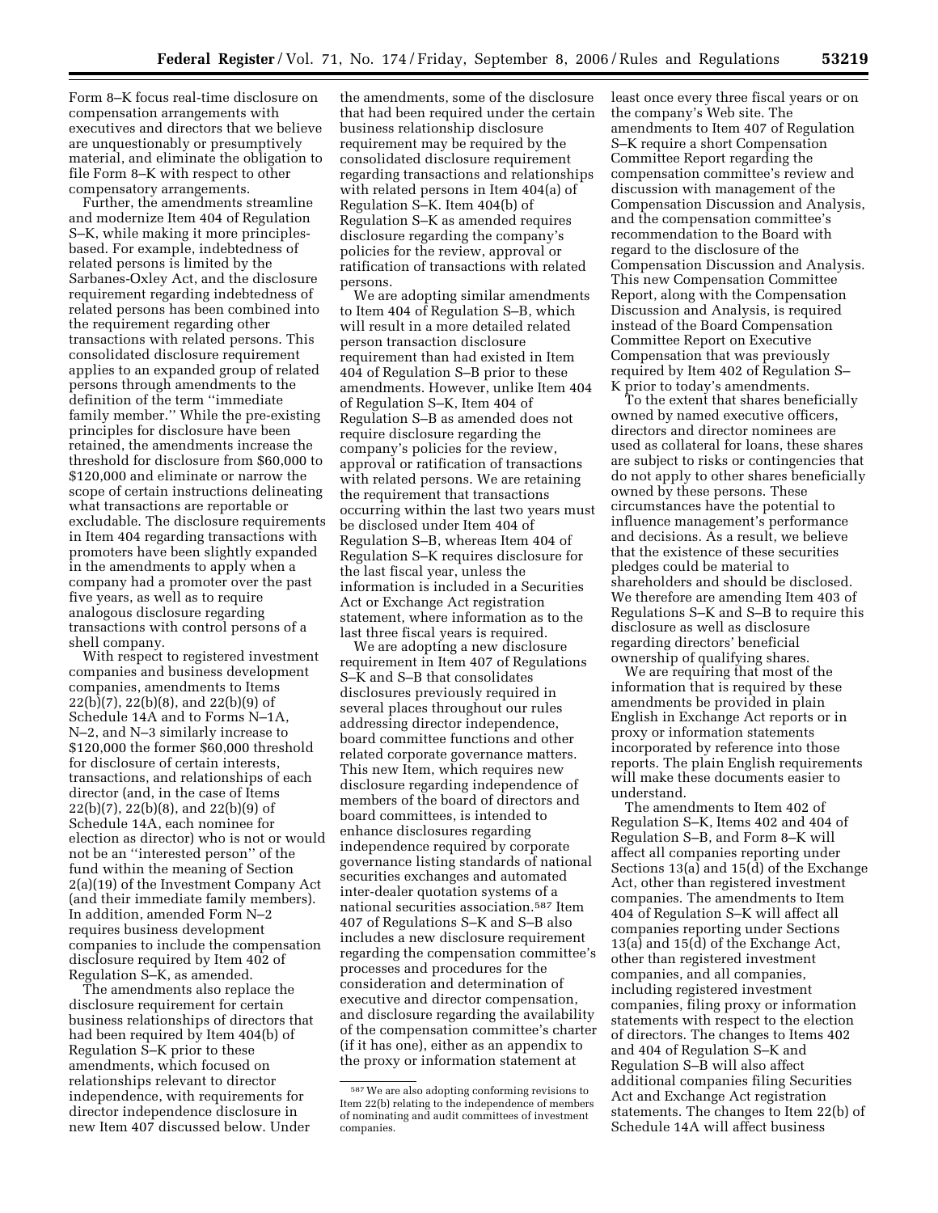Form 8–K focus real-time disclosure on compensation arrangements with executives and directors that we believe are unquestionably or presumptively material, and eliminate the obligation to file Form 8–K with respect to other compensatory arrangements.

Further, the amendments streamline and modernize Item 404 of Regulation S–K, while making it more principles-based. For example, indebtedness of related persons is limited by the Sarbanes-Oxley Act, and the disclosure requirement regarding indebtedness of related persons has been combined into the requirement regarding other transactions with related persons. This consolidated disclosure requirement applies to an expanded group of related persons through amendments to the definition of the term ''immediate family member.'' While the pre-existing principles for disclosure have been retained, the amendments increase the threshold for disclosure from $60,000 to $120,000 and eliminate or narrow the scope of certain instructions delineating what transactions are reportable or excludable. The disclosure requirements in Item 404 regarding transactions with promoters have been slightly expanded in the amendments to apply when a company had a promoter over the past five years, as well as to require analogous disclosure regarding transactions with control persons of a shell company.

With respect to registered investment companies and business development companies, amendments to Items 22(b)(7), 22(b)(8), and 22(b)(9) of Schedule 14A and to Forms N–1A, N–2, and N–3 similarly increase to $120,000 the former $60,000 threshold for disclosure of certain interests, transactions, and relationships of each director (and, in the case of Items 22(b)(7), 22(b)(8), and 22(b)(9) of Schedule 14A, each nominee for election as director) who is not or would not be an ''interested person'' of the fund within the meaning of Section 2(a)(19) of the Investment Company Act (and their immediate family members). In addition, amended Form N–2 requires business development companies to include the compensation disclosure required by Item 402 of Regulation S–K, as amended.

The amendments also replace the disclosure requirement for certain business relationships of directors that had been required by Item 404(b) of Regulation S–K prior to these amendments, which focused on relationships relevant to director independence, with requirements for director independence disclosure in new Item 407 discussed below. Under the amendments, some of the disclosure that had been required under the certain business relationship disclosure requirement may be required by the consolidated disclosure requirement regarding transactions and relationships with related persons in Item 404(a) of Regulation S–K. Item 404(b) of Regulation S–K as amended requires disclosure regarding the company's policies for the review, approval or ratification of transactions with related persons.

We are adopting similar amendments to Item 404 of Regulation S–B, which will result in a more detailed related person transaction disclosure requirement than had existed in Item 404 of Regulation S–B prior to these amendments. However, unlike Item 404 of Regulation S–K, Item 404 of Regulation S–B as amended does not require disclosure regarding the company's policies for the review, approval or ratification of transactions with related persons. We are retaining the requirement that transactions occurring within the last two years must be disclosed under Item 404 of Regulation S–B, whereas Item 404 of Regulation S–K requires disclosure for the last fiscal year, unless the information is included in a Securities Act or Exchange Act registration statement, where information as to the last three fiscal years is required.

We are adopting a new disclosure requirement in Item 407 of Regulations S–K and S–B that consolidates disclosures previously required in several places throughout our rules addressing director independence, board committee functions and other related corporate governance matters. This new Item, which requires new disclosure regarding independence of members of the board of directors and board committees, is intended to enhance disclosures regarding independence required by corporate governance listing standards of national securities exchanges and automated inter-dealer quotation systems of a national securities association.[587] Item 407 of Regulations S–K and S–B also includes a new disclosure requirement regarding the compensation committee's processes and procedures for the consideration and determination of executive and director compensation, and disclosure regarding the availability of the compensation committee's charter (if it has one), either as an appendix to the proxy or information statement at least once every three fiscal years or on the company's Web site. The amendments to Item 407 of Regulation S–K require a short Compensation Committee Report regarding the compensation committee's review and discussion with management of the Compensation Discussion and Analysis, and the compensation committee's recommendation to the Board with regard to the disclosure of the Compensation Discussion and Analysis. This new Compensation Committee Report, along with the Compensation Discussion and Analysis, is required instead of the Board Compensation Committee Report on Executive Compensation that was previously required by Item 402 of Regulation S–K prior to today's amendments.

To the extent that shares beneficially owned by named executive officers, directors and director nominees are used as collateral for loans, these shares are subject to risks or contingencies that do not apply to other shares beneficially owned by these persons. These circumstances have the potential to influence management's performance and decisions. As a result, we believe that the existence of these securities pledges could be material to shareholders and should be disclosed. We therefore are amending Item 403 of Regulations S–K and S–B to require this disclosure as well as disclosure regarding directors' beneficial ownership of qualifying shares.

We are requiring that most of the information that is required by these amendments be provided in plain English in Exchange Act reports or in proxy or information statements incorporated by reference into those reports. The plain English requirements will make these documents easier to understand.

The amendments to Item 402 of Regulation S–K, Items 402 and 404 of Regulation S–B, and Form 8–K will affect all companies reporting under Sections 13(a) and 15(d) of the Exchange Act, other than registered investment companies. The amendments to Item 404 of Regulation S–K will affect all companies reporting under Sections 13(a) and 15(d) of the Exchange Act, other than registered investment companies, and all companies, including registered investment companies, filing proxy or information statements with respect to the election of directors. The changes to Items 402 and 404 of Regulation S–K and Regulation S–B will also affect additional companies filing Securities Act and Exchange Act registration statements. The changes to Item 22(b) of Schedule 14A will affect business

[587] We are also adopting conforming revisions to Item 22(b) relating to the independence of members of nominating and audit committees of investment companies.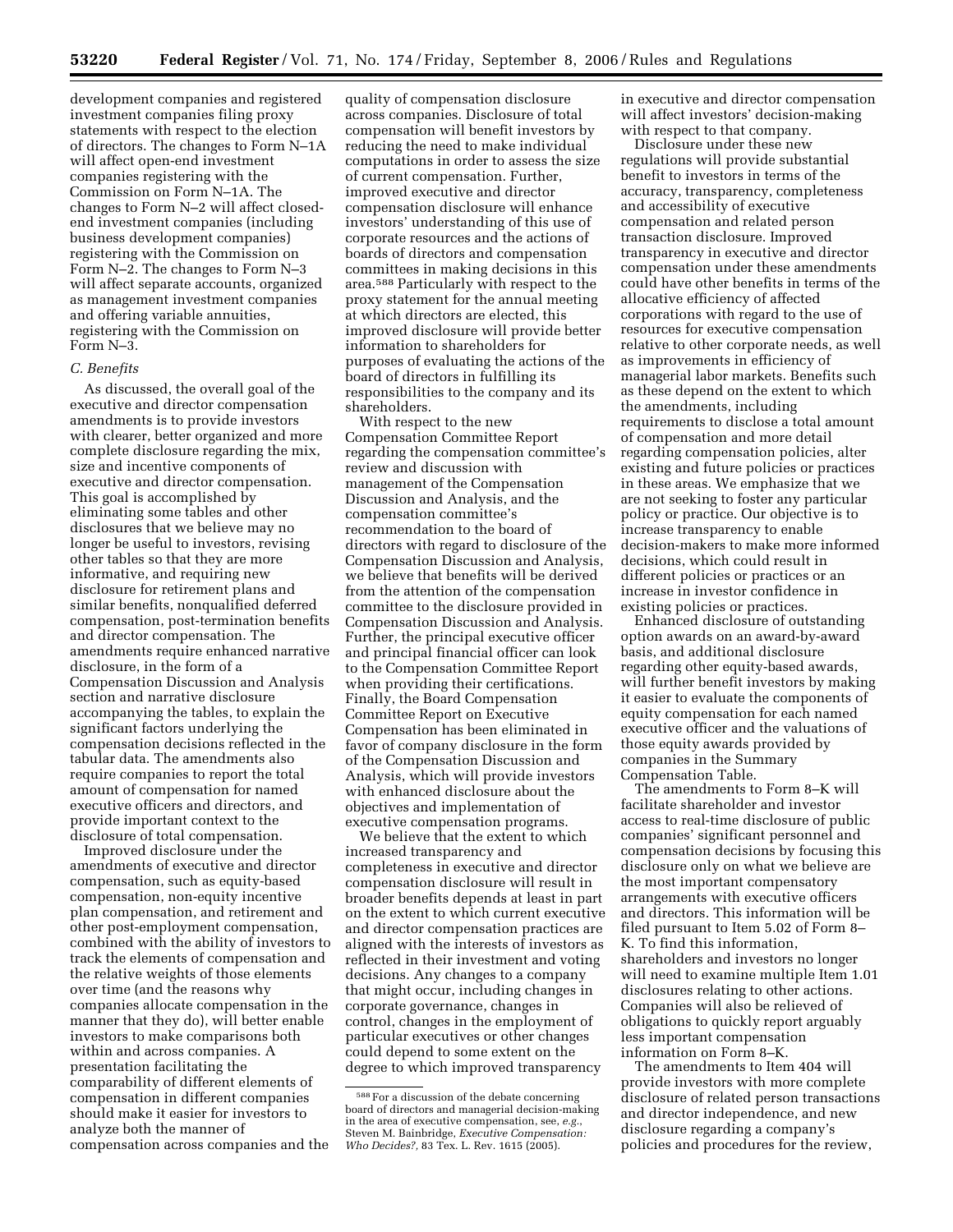development companies and registered investment companies filing proxy statements with respect to the election of directors. The changes to Form N–1A will affect open-end investment companies registering with the Commission on Form N–1A. The changes to Form N–2 will affect closed-end investment companies (including business development companies) registering with the Commission on Form N–2. The changes to Form N–3 will affect separate accounts, organized as management investment companies and offering variable annuities, registering with the Commission on Form N–3.

### *C. Benefits*

As discussed, the overall goal of the executive and director compensation amendments is to provide investors with clearer, better organized and more complete disclosure regarding the mix, size and incentive components of executive and director compensation. This goal is accomplished by eliminating some tables and other disclosures that we believe may no longer be useful to investors, revising other tables so that they are more informative, and requiring new disclosure for retirement plans and similar benefits, nonqualified deferred compensation, post-termination benefits and director compensation. The amendments require enhanced narrative disclosure, in the form of a Compensation Discussion and Analysis section and narrative disclosure accompanying the tables, to explain the significant factors underlying the compensation decisions reflected in the tabular data. The amendments also require companies to report the total amount of compensation for named executive officers and directors, and provide important context to the disclosure of total compensation.

Improved disclosure under the amendments of executive and director compensation, such as equity-based compensation, non-equity incentive plan compensation, and retirement and other post-employment compensation, combined with the ability of investors to track the elements of compensation and the relative weights of those elements over time (and the reasons why companies allocate compensation in the manner that they do), will better enable investors to make comparisons both within and across companies. A presentation facilitating the comparability of different elements of compensation in different companies should make it easier for investors to analyze both the manner of compensation across companies and the quality of compensation disclosure across companies. Disclosure of total compensation will benefit investors by reducing the need to make individual computations in order to assess the size of current compensation. Further, improved executive and director compensation disclosure will enhance investors' understanding of this use of corporate resources and the actions of boards of directors and compensation committees in making decisions in this area.[588] Particularly with respect to the proxy statement for the annual meeting at which directors are elected, this improved disclosure will provide better information to shareholders for purposes of evaluating the actions of the board of directors in fulfilling its responsibilities to the company and its shareholders.

With respect to the new Compensation Committee Report regarding the compensation committee's review and discussion with management of the Compensation Discussion and Analysis, and the compensation committee's recommendation to the board of directors with regard to disclosure of the Compensation Discussion and Analysis, we believe that benefits will be derived from the attention of the compensation committee to the disclosure provided in Compensation Discussion and Analysis. Further, the principal executive officer and principal financial officer can look to the Compensation Committee Report when providing their certifications. Finally, the Board Compensation Committee Report on Executive Compensation has been eliminated in favor of company disclosure in the form of the Compensation Discussion and Analysis, which will provide investors with enhanced disclosure about the objectives and implementation of executive compensation programs.

We believe that the extent to which increased transparency and completeness in executive and director compensation disclosure will result in broader benefits depends at least in part on the extent to which current executive and director compensation practices are aligned with the interests of investors as reflected in their investment and voting decisions. Any changes to a company that might occur, including changes in corporate governance, changes in control, changes in the employment of particular executives or other changes could depend to some extent on the degree to which improved transparency in executive and director compensation will affect investors' decision-making with respect to that company.

Disclosure under these new regulations will provide substantial benefit to investors in terms of the accuracy, transparency, completeness and accessibility of executive compensation and related person transaction disclosure. Improved transparency in executive and director compensation under these amendments could have other benefits in terms of the allocative efficiency of affected corporations with regard to the use of resources for executive compensation relative to other corporate needs, as well as improvements in efficiency of managerial labor markets. Benefits such as these depend on the extent to which the amendments, including requirements to disclose a total amount of compensation and more detail regarding compensation policies, alter existing and future policies or practices in these areas. We emphasize that we are not seeking to foster any particular policy or practice. Our objective is to increase transparency to enable decision-makers to make more informed decisions, which could result in different policies or practices or an increase in investor confidence in existing policies or practices.

Enhanced disclosure of outstanding option awards on an award-by-award basis, and additional disclosure regarding other equity-based awards, will further benefit investors by making it easier to evaluate the components of equity compensation for each named executive officer and the valuations of those equity awards provided by companies in the Summary Compensation Table.

The amendments to Form 8–K will facilitate shareholder and investor access to real-time disclosure of public companies' significant personnel and compensation decisions by focusing this disclosure only on what we believe are the most important compensatory arrangements with executive officers and directors. This information will be filed pursuant to Item 5.02 of Form 8–K. To find this information, shareholders and investors no longer will need to examine multiple Item 1.01 disclosures relating to other actions. Companies will also be relieved of obligations to quickly report arguably less important compensation information on Form 8–K.

The amendments to Item 404 will provide investors with more complete disclosure of related person transactions and director independence, and new disclosure regarding a company's policies and procedures for the review,

---

[588] For a discussion of the debate concerning board of directors and managerial decision-making in the area of executive compensation, see, *e.g.*, Steven M. Bainbridge, *Executive Compensation: Who Decides?*, 83 Tex. L. Rev. 1615 (2005).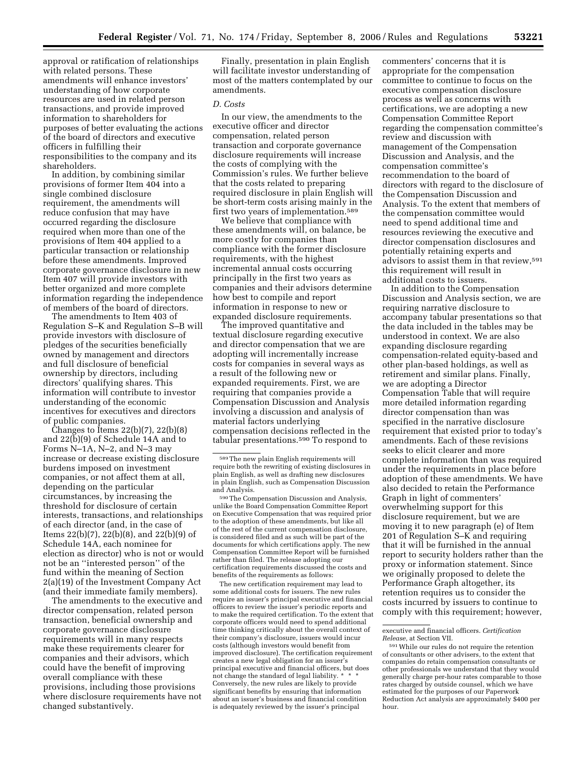approval or ratification of relationships with related persons. These amendments will enhance investors' understanding of how corporate resources are used in related person transactions, and provide improved information to shareholders for purposes of better evaluating the actions of the board of directors and executive officers in fulfilling their responsibilities to the company and its shareholders.

In addition, by combining similar provisions of former Item 404 into a single combined disclosure requirement, the amendments will reduce confusion that may have occurred regarding the disclosure required when more than one of the provisions of Item 404 applied to a particular transaction or relationship before these amendments. Improved corporate governance disclosure in new Item 407 will provide investors with better organized and more complete information regarding the independence of members of the board of directors.

The amendments to Item 403 of Regulation S–K and Regulation S–B will provide investors with disclosure of pledges of the securities beneficially owned by management and directors and full disclosure of beneficial ownership by directors, including directors' qualifying shares. This information will contribute to investor understanding of the economic incentives for executives and directors of public companies.

Changes to Items 22(b)(7), 22(b)(8) and 22(b)(9) of Schedule 14A and to Forms N–1A, N–2, and N–3 may increase or decrease existing disclosure burdens imposed on investment companies, or not affect them at all, depending on the particular circumstances, by increasing the threshold for disclosure of certain interests, transactions, and relationships of each director (and, in the case of Items 22(b)(7), 22(b)(8), and 22(b)(9) of Schedule 14A, each nominee for election as director) who is not or would not be an "interested person" of the fund within the meaning of Section 2(a)(19) of the Investment Company Act (and their immediate family members).

The amendments to the executive and director compensation, related person transaction, beneficial ownership and corporate governance disclosure requirements will in many respects make these requirements clearer for companies and their advisors, which could have the benefit of improving overall compliance with these provisions, including those provisions where disclosure requirements have not changed substantively.

Finally, presentation in plain English will facilitate investor understanding of most of the matters contemplated by our amendments.

### *D. Costs*

In our view, the amendments to the executive officer and director compensation, related person transaction and corporate governance disclosure requirements will increase the costs of complying with the Commission's rules. We further believe that the costs related to preparing required disclosure in plain English will be short-term costs arising mainly in the first two years of implementation.[589]

We believe that compliance with these amendments will, on balance, be more costly for companies than compliance with the former disclosure requirements, with the highest incremental annual costs occurring principally in the first two years as companies and their advisors determine how best to compile and report information in response to new or expanded disclosure requirements.

The improved quantitative and textual disclosure regarding executive and director compensation that we are adopting will incrementally increase costs for companies in several ways as a result of the following new or expanded requirements. First, we are requiring that companies provide a Compensation Discussion and Analysis involving a discussion and analysis of material factors underlying compensation decisions reflected in the tabular presentations.[590] To respond to commenters' concerns that it is appropriate for the compensation committee to continue to focus on the executive compensation disclosure process as well as concerns with certifications, we are adopting a new Compensation Committee Report regarding the compensation committee's review and discussion with management of the Compensation Discussion and Analysis, and the compensation committee's recommendation to the board of directors with regard to the disclosure of the Compensation Discussion and Analysis. To the extent that members of the compensation committee would need to spend additional time and resources reviewing the executive and director compensation disclosures and potentially retaining experts and advisors to assist them in that review,[591] this requirement will result in additional costs to issuers.

In addition to the Compensation Discussion and Analysis section, we are requiring narrative disclosure to accompany tabular presentations so that the data included in the tables may be understood in context. We are also expanding disclosure regarding compensation-related equity-based and other plan-based holdings, as well as retirement and similar plans. Finally, we are adopting a Director Compensation Table that will require more detailed information regarding director compensation than was specified in the narrative disclosure requirement that existed prior to today's amendments. Each of these revisions seeks to elicit clearer and more complete information than was required under the requirements in place before adoption of these amendments. We have also decided to retain the Performance Graph in light of commenters' overwhelming support for this disclosure requirement, but we are moving it to new paragraph (e) of Item 201 of Regulation S–K and requiring that it will be furnished in the annual report to security holders rather than the proxy or information statement. Since we originally proposed to delete the Performance Graph altogether, its retention requires us to consider the costs incurred by issuers to continue to comply with this requirement; however,

---

[589] The new plain English requirements will require both the rewriting of existing disclosures in plain English, as well as drafting new disclosures in plain English, such as Compensation Discussion and Analysis.

[590] The Compensation Discussion and Analysis, unlike the Board Compensation Committee Report on Executive Compensation that was required prior to the adoption of these amendments, but like all of the rest of the current compensation disclosure, is considered filed and as such will be part of the documents for which certifications apply. The new Compensation Committee Report will be furnished rather than filed. The release adopting our certification requirements discussed the costs and benefits of the requirements as follows:

The new certification requirement may lead to some additional costs for issuers. The new rules require an issuer's principal executive and financial officers to review the issuer's periodic reports and to make the required certification. To the extent that corporate officers would need to spend additional time thinking critically about the overall context of their company's disclosure, issuers would incur costs (although investors would benefit from improved disclosure). The certification requirement creates a new legal obligation for an issuer's principal executive and financial officers, but does not change the standard of legal liability. * * * Conversely, the new rules are likely to provide significant benefits by ensuring that information about an issuer's business and financial condition is adequately reviewed by the issuer's principal executive and financial officers. *Certification Release*, at Section VII.

[591] While our rules do not require the retention of consultants or other advisers, to the extent that companies do retain compensation consultants or other professionals we understand that they would generally charge per-hour rates comparable to those rates charged by outside counsel, which we have estimated for the purposes of our Paperwork Reduction Act analysis are approximately $400 per hour.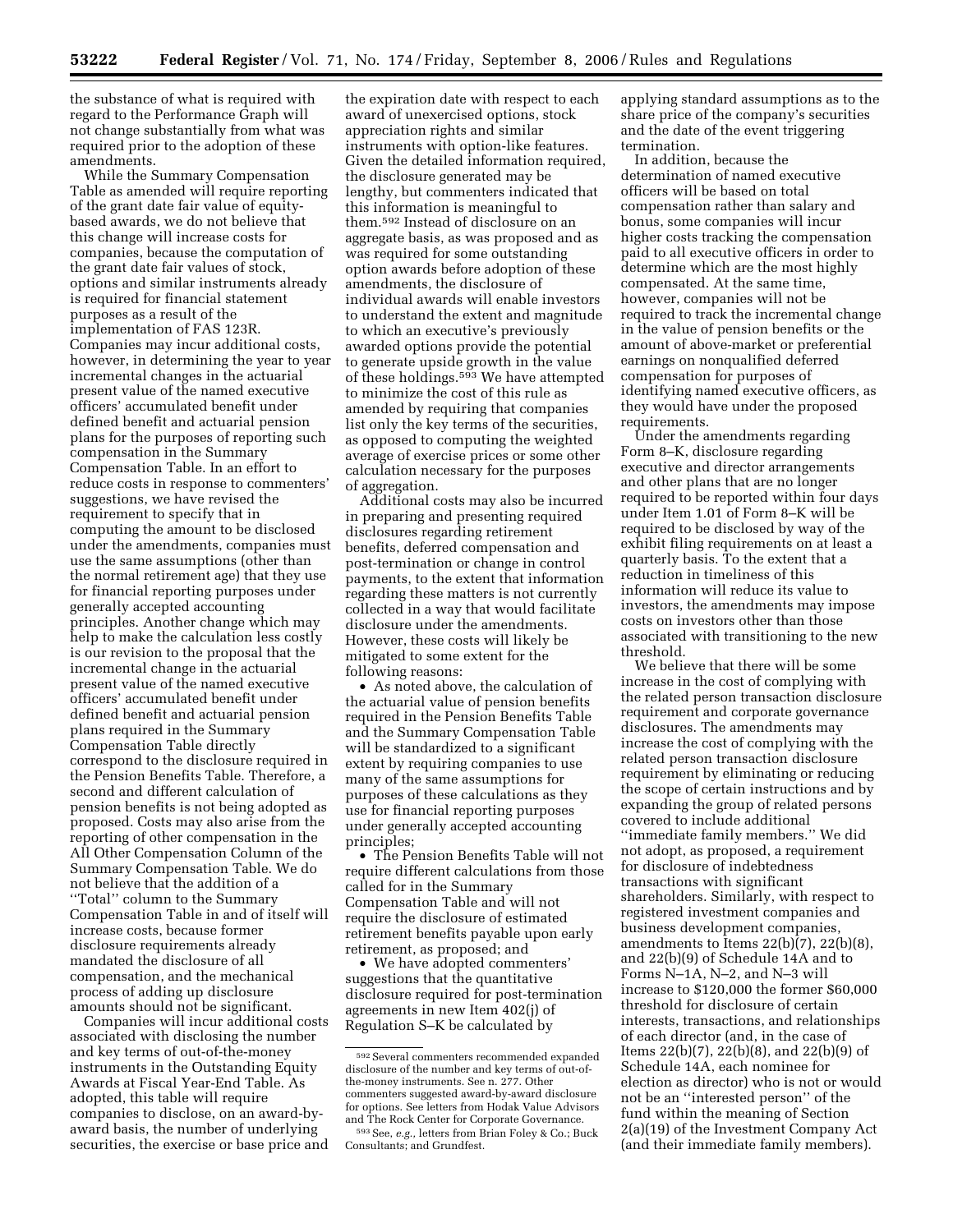the substance of what is required with regard to the Performance Graph will not change substantially from what was required prior to the adoption of these amendments.

While the Summary Compensation Table as amended will require reporting of the grant date fair value of equity-based awards, we do not believe that this change will increase costs for companies, because the computation of the grant date fair values of stock, options and similar instruments already is required for financial statement purposes as a result of the implementation of FAS 123R. Companies may incur additional costs, however, in determining the year to year incremental changes in the actuarial present value of the named executive officers' accumulated benefit under defined benefit and actuarial pension plans for the purposes of reporting such compensation in the Summary Compensation Table. In an effort to reduce costs in response to commenters' suggestions, we have revised the requirement to specify that in computing the amount to be disclosed under the amendments, companies must use the same assumptions (other than the normal retirement age) that they use for financial reporting purposes under generally accepted accounting principles. Another change which may help to make the calculation less costly is our revision to the proposal that the incremental change in the actuarial present value of the named executive officers' accumulated benefit under defined benefit and actuarial pension plans required in the Summary Compensation Table directly correspond to the disclosure required in the Pension Benefits Table. Therefore, a second and different calculation of pension benefits is not being adopted as proposed. Costs may also arise from the reporting of other compensation in the All Other Compensation Column of the Summary Compensation Table. We do not believe that the addition of a "Total" column to the Summary Compensation Table in and of itself will increase costs, because former disclosure requirements already mandated the disclosure of all compensation, and the mechanical process of adding up disclosure amounts should not be significant.

Companies will incur additional costs associated with disclosing the number and key terms of out-of-the-money instruments in the Outstanding Equity Awards at Fiscal Year-End Table. As adopted, this table will require companies to disclose, on an award-by-award basis, the number of underlying securities, the exercise or base price and the expiration date with respect to each award of unexercised options, stock appreciation rights and similar instruments with option-like features. Given the detailed information required, the disclosure generated may be lengthy, but commenters indicated that this information is meaningful to them.[592] Instead of disclosure on an aggregate basis, as was proposed and as was required for some outstanding option awards before adoption of these amendments, the disclosure of individual awards will enable investors to understand the extent and magnitude to which an executive's previously awarded options provide the potential to generate upside growth in the value of these holdings.[593] We have attempted to minimize the cost of this rule as amended by requiring that companies list only the key terms of the securities, as opposed to computing the weighted average of exercise prices or some other calculation necessary for the purposes of aggregation.

Additional costs may also be incurred in preparing and presenting required disclosures regarding retirement benefits, deferred compensation and post-termination or change in control payments, to the extent that information regarding these matters is not currently collected in a way that would facilitate disclosure under the amendments. However, these costs will likely be mitigated to some extent for the following reasons:

- As noted above, the calculation of the actuarial value of pension benefits required in the Pension Benefits Table and the Summary Compensation Table will be standardized to a significant extent by requiring companies to use many of the same assumptions for purposes of these calculations as they use for financial reporting purposes under generally accepted accounting principles;
- The Pension Benefits Table will not require different calculations from those called for in the Summary Compensation Table and will not require the disclosure of estimated retirement benefits payable upon early retirement, as proposed; and
- We have adopted commenters' suggestions that the quantitative disclosure required for post-termination agreements in new Item 402(j) of Regulation S–K be calculated by applying standard assumptions as to the share price of the company's securities and the date of the event triggering termination.

In addition, because the determination of named executive officers will be based on total compensation rather than salary and bonus, some companies will incur higher costs tracking the compensation paid to all executive officers in order to determine which are the most highly compensated. At the same time, however, companies will not be required to track the incremental change in the value of pension benefits or the amount of above-market or preferential earnings on nonqualified deferred compensation for purposes of identifying named executive officers, as they would have under the proposed requirements.

Under the amendments regarding Form 8–K, disclosure regarding executive and director arrangements and other plans that are no longer required to be reported within four days under Item 1.01 of Form 8–K will be required to be disclosed by way of the exhibit filing requirements on at least a quarterly basis. To the extent that a reduction in timeliness of this information will reduce its value to investors, the amendments may impose costs on investors other than those associated with transitioning to the new threshold.

We believe that there will be some increase in the cost of complying with the related person transaction disclosure requirement and corporate governance disclosures. The amendments may increase the cost of complying with the related person transaction disclosure requirement by eliminating or reducing the scope of certain instructions and by expanding the group of related persons covered to include additional "immediate family members." We did not adopt, as proposed, a requirement for disclosure of indebtedness transactions with significant shareholders. Similarly, with respect to registered investment companies and business development companies, amendments to Items 22(b)(7), 22(b)(8), and 22(b)(9) of Schedule 14A and to Forms N–1A, N–2, and N–3 will increase to $120,000 the former $60,000 threshold for disclosure of certain interests, transactions, and relationships of each director (and, in the case of Items 22(b)(7), 22(b)(8), and 22(b)(9) of Schedule 14A, each nominee for election as director) who is not or would not be an "interested person" of the fund within the meaning of Section 2(a)(19) of the Investment Company Act (and their immediate family members).

---

[592] Several commenters recommended expanded disclosure of the number and key terms of out-of-the-money instruments. See n. 277. Other commenters suggested award-by-award disclosure for options. See letters from Hodak Value Advisors and The Rock Center for Corporate Governance.

[593] See, *e.g.*, letters from Brian Foley & Co.; Buck Consultants; and Grundfest.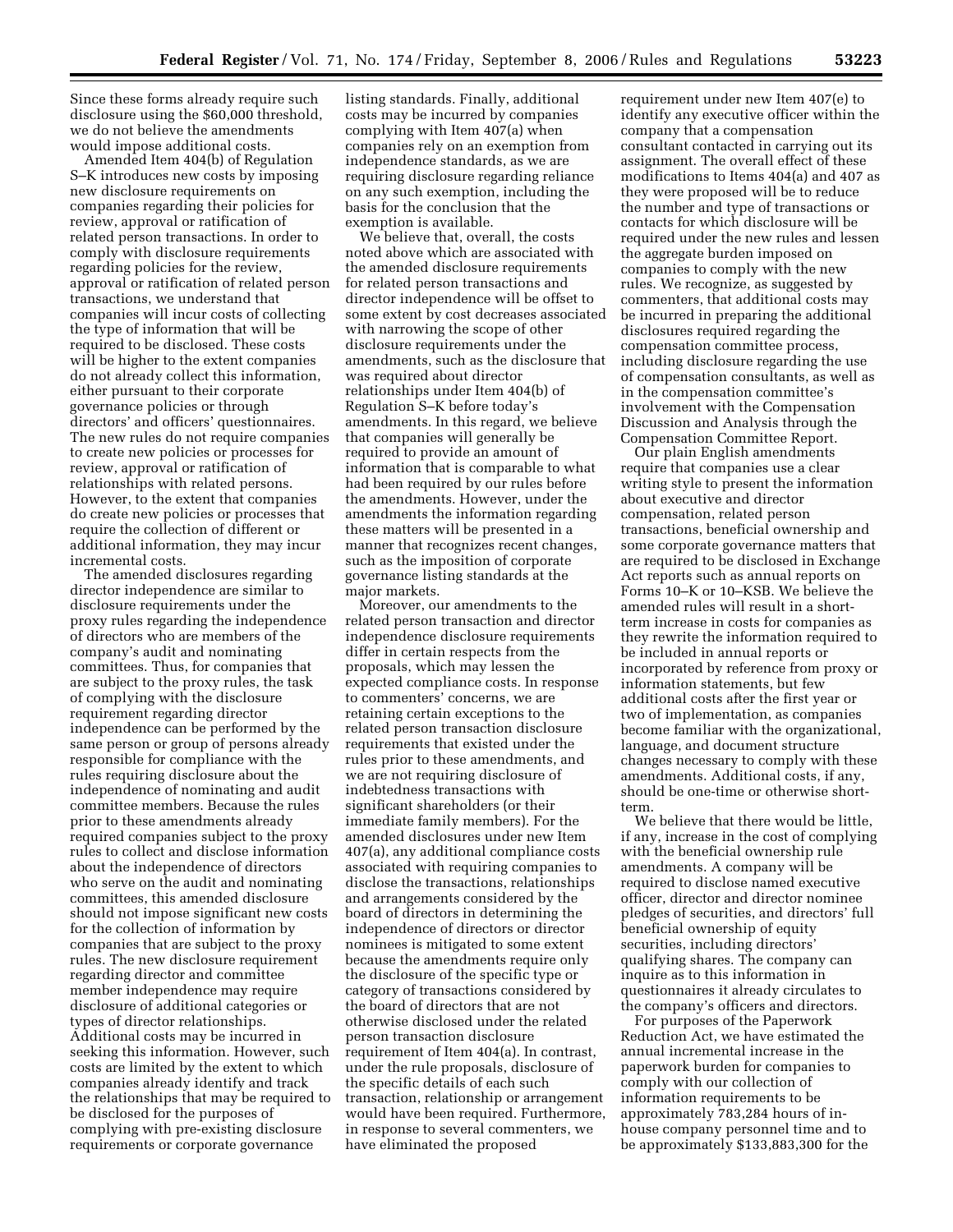Since these forms already require such disclosure using the $60,000 threshold, we do not believe the amendments would impose additional costs.

Amended Item 404(b) of Regulation S–K introduces new costs by imposing new disclosure requirements on companies regarding their policies for review, approval or ratification of related person transactions. In order to comply with disclosure requirements regarding policies for the review, approval or ratification of related person transactions, we understand that companies will incur costs of collecting the type of information that will be required to be disclosed. These costs will be higher to the extent companies do not already collect this information, either pursuant to their corporate governance policies or through directors' and officers' questionnaires. The new rules do not require companies to create new policies or processes for review, approval or ratification of relationships with related persons. However, to the extent that companies do create new policies or processes that require the collection of different or additional information, they may incur incremental costs.

The amended disclosures regarding director independence are similar to disclosure requirements under the proxy rules regarding the independence of directors who are members of the company's audit and nominating committees. Thus, for companies that are subject to the proxy rules, the task of complying with the disclosure requirement regarding director independence can be performed by the same person or group of persons already responsible for compliance with the rules requiring disclosure about the independence of nominating and audit committee members. Because the rules prior to these amendments already required companies subject to the proxy rules to collect and disclose information about the independence of directors who serve on the audit and nominating committees, this amended disclosure should not impose significant new costs for the collection of information by companies that are subject to the proxy rules. The new disclosure requirement regarding director and committee member independence may require disclosure of additional categories or types of director relationships. Additional costs may be incurred in seeking this information. However, such costs are limited by the extent to which companies already identify and track the relationships that may be required to be disclosed for the purposes of complying with pre-existing disclosure requirements or corporate governance listing standards. Finally, additional costs may be incurred by companies complying with Item 407(a) when companies rely on an exemption from independence standards, as we are requiring disclosure regarding reliance on any such exemption, including the basis for the conclusion that the exemption is available.

We believe that, overall, the costs noted above which are associated with the amended disclosure requirements for related person transactions and director independence will be offset to some extent by cost decreases associated with narrowing the scope of other disclosure requirements under the amendments, such as the disclosure that was required about director relationships under Item 404(b) of Regulation S–K before today's amendments. In this regard, we believe that companies will generally be required to provide an amount of information that is comparable to what had been required by our rules before the amendments. However, under the amendments the information regarding these matters will be presented in a manner that recognizes recent changes, such as the imposition of corporate governance listing standards at the major markets.

Moreover, our amendments to the related person transaction and director independence disclosure requirements differ in certain respects from the proposals, which may lessen the expected compliance costs. In response to commenters' concerns, we are retaining certain exceptions to the related person transaction disclosure requirements that existed under the rules prior to these amendments, and we are not requiring disclosure of indebtedness transactions with significant shareholders (or their immediate family members). For the amended disclosures under new Item 407(a), any additional compliance costs associated with requiring companies to disclose the transactions, relationships and arrangements considered by the board of directors in determining the independence of directors or director nominees is mitigated to some extent because the amendments require only the disclosure of the specific type or category of transactions considered by the board of directors that are not otherwise disclosed under the related person transaction disclosure requirement of Item 404(a). In contrast, under the rule proposals, disclosure of the specific details of each such transaction, relationship or arrangement would have been required. Furthermore, in response to several commenters, we have eliminated the proposed requirement under new Item 407(e) to identify any executive officer within the company that a compensation consultant contacted in carrying out its assignment. The overall effect of these modifications to Items 404(a) and 407 as they were proposed will be to reduce the number and type of transactions or contacts for which disclosure will be required under the new rules and lessen the aggregate burden imposed on companies to comply with the new rules. We recognize, as suggested by commenters, that additional costs may be incurred in preparing the additional disclosures required regarding the compensation committee process, including disclosure regarding the use of compensation consultants, as well as in the compensation committee's involvement with the Compensation Discussion and Analysis through the Compensation Committee Report.

Our plain English amendments require that companies use a clear writing style to present the information about executive and director compensation, related person transactions, beneficial ownership and some corporate governance matters that are required to be disclosed in Exchange Act reports such as annual reports on Forms 10–K or 10–KSB. We believe the amended rules will result in a short-term increase in costs for companies as they rewrite the information required to be included in annual reports or incorporated by reference from proxy or information statements, but few additional costs after the first year or two of implementation, as companies become familiar with the organizational, language, and document structure changes necessary to comply with these amendments. Additional costs, if any, should be one-time or otherwise short-term.

We believe that there would be little, if any, increase in the cost of complying with the beneficial ownership rule amendments. A company will be required to disclose named executive officer, director and director nominee pledges of securities, and directors' full beneficial ownership of equity securities, including directors' qualifying shares. The company can inquire as to this information in questionnaires it already circulates to the company's officers and directors.

For purposes of the Paperwork Reduction Act, we have estimated the annual incremental increase in the paperwork burden for companies to comply with our collection of information requirements to be approximately 783,284 hours of in-house company personnel time and to be approximately $133,883,300 for the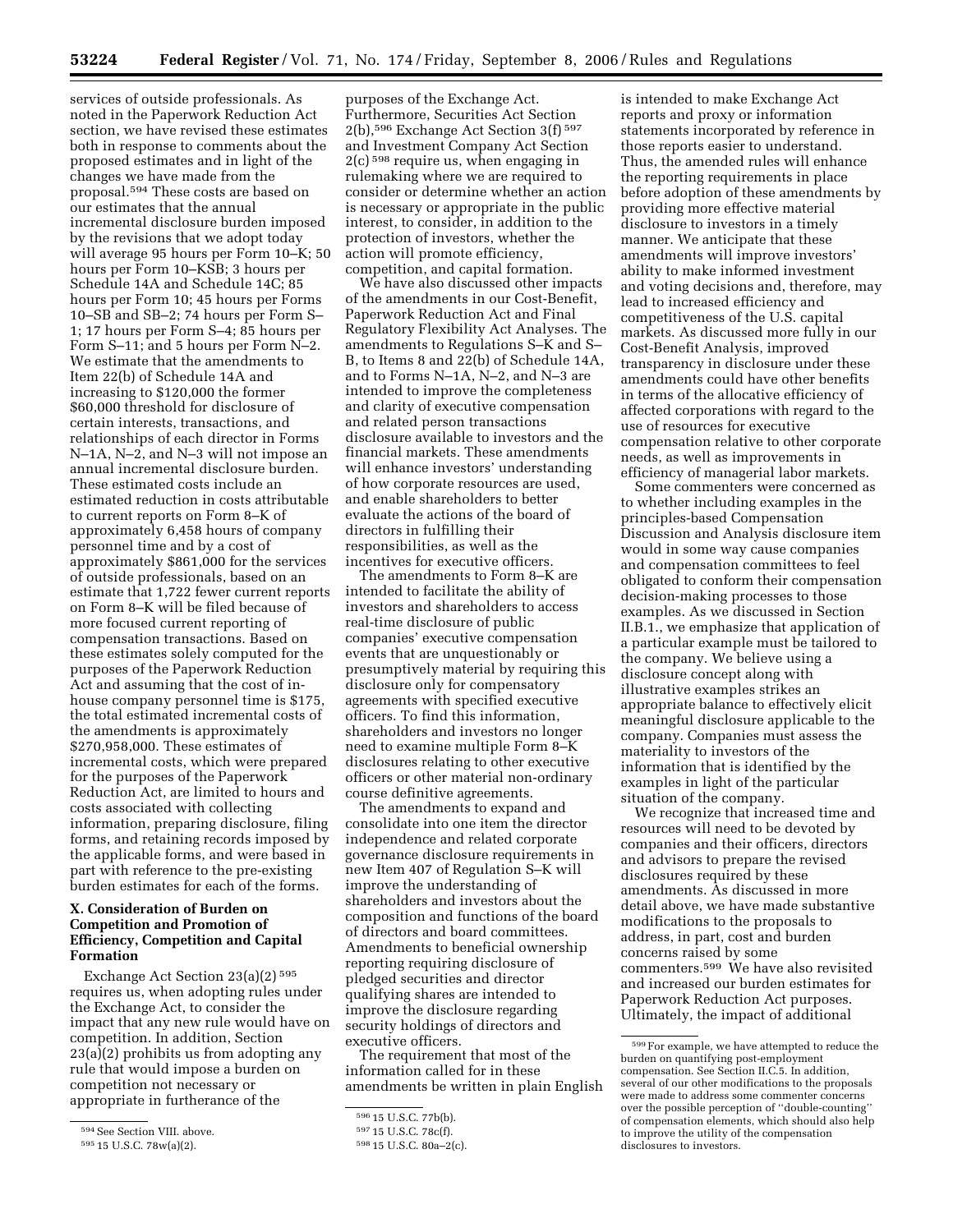services of outside professionals. As noted in the Paperwork Reduction Act section, we have revised these estimates both in response to comments about the proposed estimates and in light of the changes we have made from the proposal.[594] These costs are based on our estimates that the annual incremental disclosure burden imposed by the revisions that we adopt today will average 95 hours per Form 10–K; 50 hours per Form 10–KSB; 3 hours per Schedule 14A and Schedule 14C; 85 hours per Form 10; 45 hours per Forms 10–SB and SB–2; 74 hours per Form S–1; 17 hours per Form S–4; 85 hours per Form S–11; and 5 hours per Form N–2. We estimate that the amendments to Item 22(b) of Schedule 14A and increasing to $120,000 the former $60,000 threshold for disclosure of certain interests, transactions, and relationships of each director in Forms N–1A, N–2, and N–3 will not impose an annual incremental disclosure burden. These estimated costs include an estimated reduction in costs attributable to current reports on Form 8–K of approximately 6,458 hours of company personnel time and by a cost of approximately $861,000 for the services of outside professionals, based on an estimate that 1,722 fewer current reports on Form 8–K will be filed because of more focused current reporting of compensation transactions. Based on these estimates solely computed for the purposes of the Paperwork Reduction Act and assuming that the cost of in-house company personnel time is $175, the total estimated incremental costs of the amendments is approximately $270,958,000. These estimates of incremental costs, which were prepared for the purposes of the Paperwork Reduction Act, are limited to hours and costs associated with collecting information, preparing disclosure, filing forms, and retaining records imposed by the applicable forms, and were based in part with reference to the pre-existing burden estimates for each of the forms.

## X. Consideration of Burden on Competition and Promotion of Efficiency, Competition and Capital Formation

Exchange Act Section 23(a)(2)[595] requires us, when adopting rules under the Exchange Act, to consider the impact that any new rule would have on competition. In addition, Section 23(a)(2) prohibits us from adopting any rule that would impose a burden on competition not necessary or appropriate in furtherance of the purposes of the Exchange Act. Furthermore, Securities Act Section 2(b),[596] Exchange Act Section 3(f)[597] and Investment Company Act Section 2(c)[598] require us, when engaging in rulemaking where we are required to consider or determine whether an action is necessary or appropriate in the public interest, to consider, in addition to the protection of investors, whether the action will promote efficiency, competition, and capital formation.

We have also discussed other impacts of the amendments in our Cost-Benefit, Paperwork Reduction Act and Final Regulatory Flexibility Act Analyses. The amendments to Regulations S–K and S–B, to Items 8 and 22(b) of Schedule 14A, and to Forms N–1A, N–2, and N–3 are intended to improve the completeness and clarity of executive compensation and related person transactions disclosure available to investors and the financial markets. These amendments will enhance investors' understanding of how corporate resources are used, and enable shareholders to better evaluate the actions of the board of directors in fulfilling their responsibilities, as well as the incentives for executive officers.

The amendments to Form 8–K are intended to facilitate the ability of investors and shareholders to access real-time disclosure of public companies' executive compensation events that are unquestionably or presumptively material by requiring this disclosure only for compensatory agreements with specified executive officers. To find this information, shareholders and investors no longer need to examine multiple Form 8–K disclosures relating to other executive officers or other material non-ordinary course definitive agreements.

The amendments to expand and consolidate into one item the director independence and related corporate governance disclosure requirements in new Item 407 of Regulation S–K will improve the understanding of shareholders and investors about the composition and functions of the board of directors and board committees. Amendments to beneficial ownership reporting requiring disclosure of pledged securities and director qualifying shares are intended to improve the disclosure regarding security holdings of directors and executive officers.

The requirement that most of the information called for in these amendments be written in plain English is intended to make Exchange Act reports and proxy or information statements incorporated by reference in those reports easier to understand. Thus, the amended rules will enhance the reporting requirements in place before adoption of these amendments by providing more effective material disclosure to investors in a timely manner. We anticipate that these amendments will improve investors' ability to make informed investment and voting decisions and, therefore, may lead to increased efficiency and competitiveness of the U.S. capital markets. As discussed more fully in our Cost-Benefit Analysis, improved transparency in disclosure under these amendments could have other benefits in terms of the allocative efficiency of affected corporations with regard to the use of resources for executive compensation relative to other corporate needs, as well as improvements in efficiency of managerial labor markets.

Some commenters were concerned as to whether including examples in the principles-based Compensation Discussion and Analysis disclosure item would in some way cause companies and compensation committees to feel obligated to conform their compensation decision-making processes to those examples. As we discussed in Section II.B.1., we emphasize that application of a particular example must be tailored to the company. We believe using a disclosure concept along with illustrative examples strikes an appropriate balance to effectively elicit meaningful disclosure applicable to the company. Companies must assess the materiality to investors of the information that is identified by the examples in light of the particular situation of the company.

We recognize that increased time and resources will need to be devoted by companies and their officers, directors and advisors to prepare the revised disclosures required by these amendments. As discussed in more detail above, we have made substantive modifications to the proposals to address, in part, cost and burden concerns raised by some commenters.[599] We have also revisited and increased our burden estimates for Paperwork Reduction Act purposes. Ultimately, the impact of additional

---

[594] See Section VIII. above.

[595] 15 U.S.C. 78w(a)(2).

[596] 15 U.S.C. 77b(b).

[597] 15 U.S.C. 78c(f).

[598] 15 U.S.C. 80a–2(c).

[599] For example, we have attempted to reduce the burden on quantifying post-employment compensation. See Section II.C.5. In addition, several of our other modifications to the proposals were made to address some commenter concerns over the possible perception of ''double-counting'' of compensation elements, which should also help to improve the utility of the compensation disclosures to investors.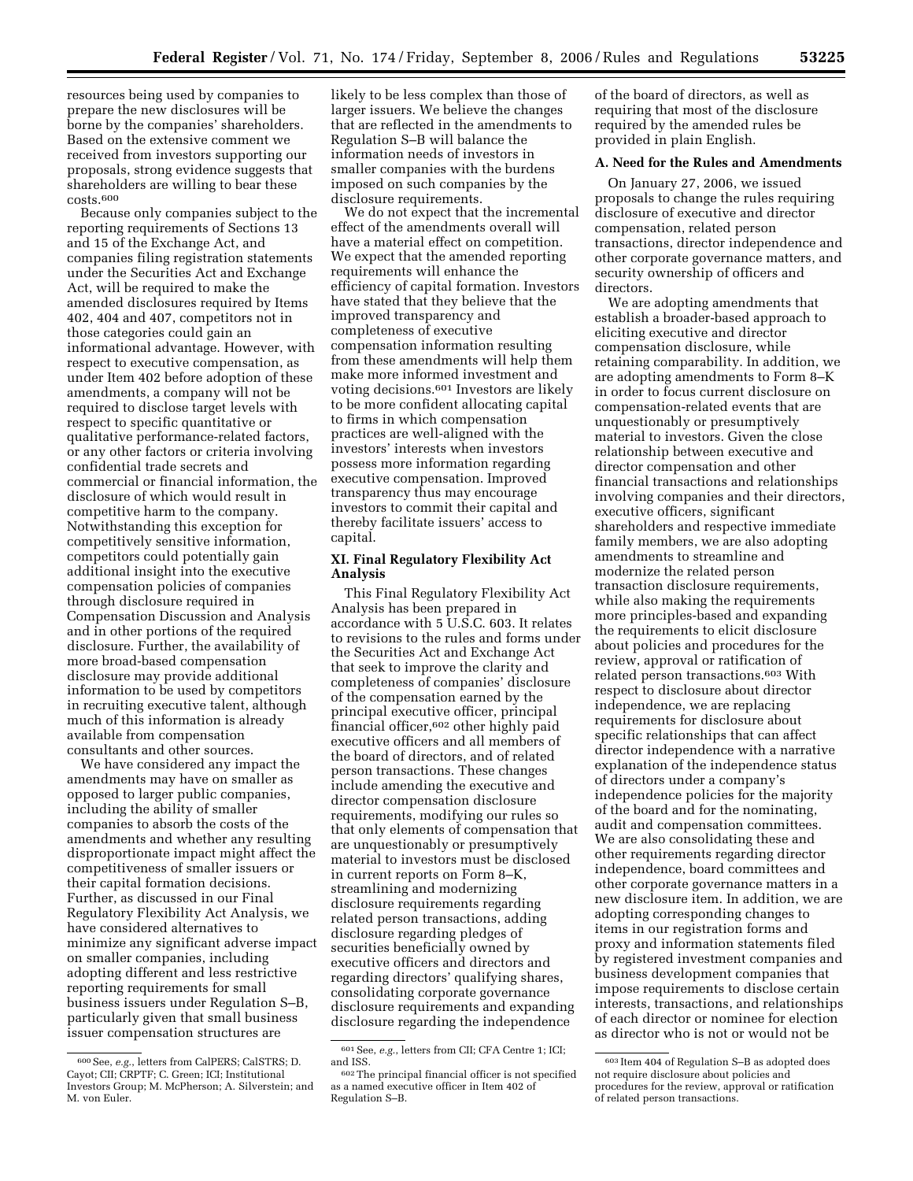resources being used by companies to prepare the new disclosures will be borne by the companies' shareholders. Based on the extensive comment we received from investors supporting our proposals, strong evidence suggests that shareholders are willing to bear these costs.[600]

Because only companies subject to the reporting requirements of Sections 13 and 15 of the Exchange Act, and companies filing registration statements under the Securities Act and Exchange Act, will be required to make the amended disclosures required by Items 402, 404 and 407, competitors not in those categories could gain an informational advantage. However, with respect to executive compensation, as under Item 402 before adoption of these amendments, a company will not be required to disclose target levels with respect to specific quantitative or qualitative performance-related factors, or any other factors or criteria involving confidential trade secrets and commercial or financial information, the disclosure of which would result in competitive harm to the company. Notwithstanding this exception for competitively sensitive information, competitors could potentially gain additional insight into the executive compensation policies of companies through disclosure required in Compensation Discussion and Analysis and in other portions of the required disclosure. Further, the availability of more broad-based compensation disclosure may provide additional information to be used by competitors in recruiting executive talent, although much of this information is already available from compensation consultants and other sources.

We have considered any impact the amendments may have on smaller as opposed to larger public companies, including the ability of smaller companies to absorb the costs of the amendments and whether any resulting disproportionate impact might affect the competitiveness of smaller issuers or their capital formation decisions. Further, as discussed in our Final Regulatory Flexibility Act Analysis, we have considered alternatives to minimize any significant adverse impact on smaller companies, including adopting different and less restrictive reporting requirements for small business issuers under Regulation S–B, particularly given that small business issuer compensation structures are likely to be less complex than those of larger issuers. We believe the changes that are reflected in the amendments to Regulation S–B will balance the information needs of investors in smaller companies with the burdens imposed on such companies by the disclosure requirements.

We do not expect that the incremental effect of the amendments overall will have a material effect on competition. We expect that the amended reporting requirements will enhance the efficiency of capital formation. Investors have stated that they believe that the improved transparency and completeness of executive compensation information resulting from these amendments will help them make more informed investment and voting decisions.[601] Investors are likely to be more confident allocating capital to firms in which compensation practices are well-aligned with the investors' interests when investors possess more information regarding executive compensation. Improved transparency thus may encourage investors to commit their capital and thereby facilitate issuers' access to capital.

## XI. Final Regulatory Flexibility Act Analysis

This Final Regulatory Flexibility Act Analysis has been prepared in accordance with 5 U.S.C. 603. It relates to revisions to the rules and forms under the Securities Act and Exchange Act that seek to improve the clarity and completeness of companies' disclosure of the compensation earned by the principal executive officer, principal financial officer,[602] other highly paid executive officers and all members of the board of directors, and of related person transactions. These changes include amending the executive and director compensation disclosure requirements, modifying our rules so that only elements of compensation that are unquestionably or presumptively material to investors must be disclosed in current reports on Form 8–K, streamlining and modernizing disclosure requirements regarding related person transactions, adding disclosure regarding pledges of securities beneficially owned by executive officers and directors and regarding directors' qualifying shares, consolidating corporate governance disclosure requirements and expanding disclosure regarding the independence of the board of directors, as well as requiring that most of the disclosure required by the amended rules be provided in plain English.

### A. Need for the Rules and Amendments

On January 27, 2006, we issued proposals to change the rules requiring disclosure of executive and director compensation, related person transactions, director independence and other corporate governance matters, and security ownership of officers and directors.

We are adopting amendments that establish a broader-based approach to eliciting executive and director compensation disclosure, while retaining comparability. In addition, we are adopting amendments to Form 8–K in order to focus current disclosure on compensation-related events that are unquestionably or presumptively material to investors. Given the close relationship between executive and director compensation and other financial transactions and relationships involving companies and their directors, executive officers, significant shareholders and respective immediate family members, we are also adopting amendments to streamline and modernize the related person transaction disclosure requirements, while also making the requirements more principles-based and expanding the requirements to elicit disclosure about policies and procedures for the review, approval or ratification of related person transactions.[603] With respect to disclosure about director independence, we are replacing requirements for disclosure about specific relationships that can affect director independence with a narrative explanation of the independence status of directors under a company's independence policies for the majority of the board and for the nominating, audit and compensation committees. We are also consolidating these and other requirements regarding director independence, board committees and other corporate governance matters in a new disclosure item. In addition, we are adopting corresponding changes to items in our registration forms and proxy and information statements filed by registered investment companies and business development companies that impose requirements to disclose certain interests, transactions, and relationships of each director or nominee for election as director who is not or would not be

[600] See, *e.g.*, letters from CalPERS; CalSTRS; D. Cayot; CII; CRPTF; C. Green; ICI; Institutional Investors Group; M. McPherson; A. Silverstein; and M. von Euler.

[601] See, *e.g.*, letters from CII; CFA Centre 1; ICI; and ISS.

[602] The principal financial officer is not specified as a named executive officer in Item 402 of Regulation S–B.

[603] Item 404 of Regulation S–B as adopted does not require disclosure about policies and procedures for the review, approval or ratification of related person transactions.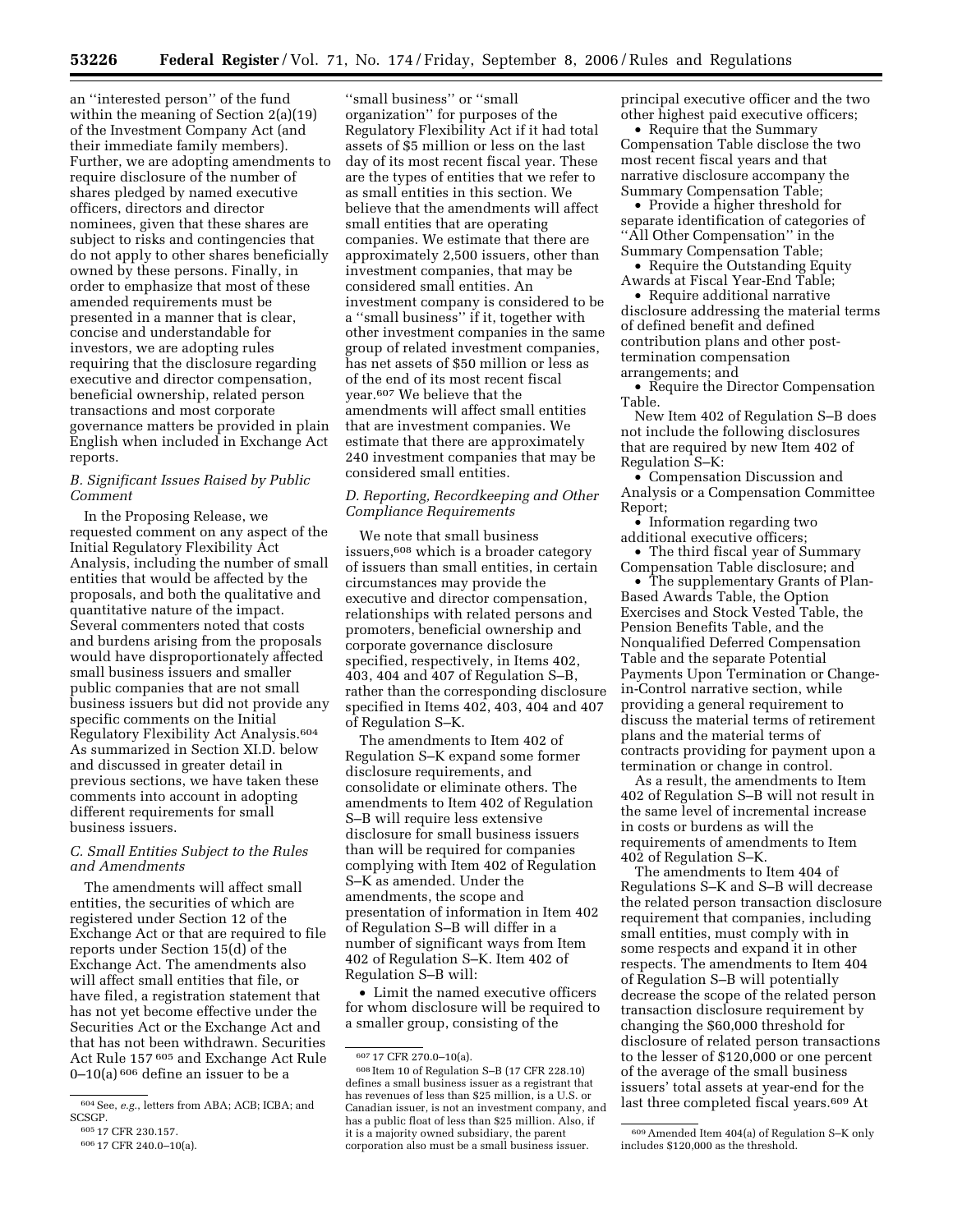an ''interested person'' of the fund within the meaning of Section 2(a)(19) of the Investment Company Act (and their immediate family members). Further, we are adopting amendments to require disclosure of the number of shares pledged by named executive officers, directors and director nominees, given that these shares are subject to risks and contingencies that do not apply to other shares beneficially owned by these persons. Finally, in order to emphasize that most of these amended requirements must be presented in a manner that is clear, concise and understandable for investors, we are adopting rules requiring that the disclosure regarding executive and director compensation, beneficial ownership, related person transactions and most corporate governance matters be provided in plain English when included in Exchange Act reports.

### *B. Significant Issues Raised by Public Comment*

In the Proposing Release, we requested comment on any aspect of the Initial Regulatory Flexibility Act Analysis, including the number of small entities that would be affected by the proposals, and both the qualitative and quantitative nature of the impact. Several commenters noted that costs and burdens arising from the proposals would have disproportionately affected small business issuers and smaller public companies that are not small business issuers but did not provide any specific comments on the Initial Regulatory Flexibility Act Analysis.[604] As summarized in Section XI.D. below and discussed in greater detail in previous sections, we have taken these comments into account in adopting different requirements for small business issuers.

### *C. Small Entities Subject to the Rules and Amendments*

The amendments will affect small entities, the securities of which are registered under Section 12 of the Exchange Act or that are required to file reports under Section 15(d) of the Exchange Act. The amendments also will affect small entities that file, or have filed, a registration statement that has not yet become effective under the Securities Act or the Exchange Act and that has not been withdrawn. Securities Act Rule 157 [605] and Exchange Act Rule 0–10(a) [606] define an issuer to be a ''small business'' or ''small organization'' for purposes of the Regulatory Flexibility Act if it had total assets of $5 million or less on the last day of its most recent fiscal year. These are the types of entities that we refer to as small entities in this section. We believe that the amendments will affect small entities that are operating companies. We estimate that there are approximately 2,500 issuers, other than investment companies, that may be considered small entities. An investment company is considered to be a ''small business'' if it, together with other investment companies in the same group of related investment companies, has net assets of $50 million or less as of the end of its most recent fiscal year.[607] We believe that the amendments will affect small entities that are investment companies. We estimate that there are approximately 240 investment companies that may be considered small entities.

### *D. Reporting, Recordkeeping and Other Compliance Requirements*

We note that small business issuers,[608] which is a broader category of issuers than small entities, in certain circumstances may provide the executive and director compensation, relationships with related persons and promoters, beneficial ownership and corporate governance disclosure specified, respectively, in Items 402, 403, 404 and 407 of Regulation S–B, rather than the corresponding disclosure specified in Items 402, 403, 404 and 407 of Regulation S–K.

The amendments to Item 402 of Regulation S–K expand some former disclosure requirements, and consolidate or eliminate others. The amendments to Item 402 of Regulation S–B will require less extensive disclosure for small business issuers than will be required for companies complying with Item 402 of Regulation S–K as amended. Under the amendments, the scope and presentation of information in Item 402 of Regulation S–B will differ in a number of significant ways from Item 402 of Regulation S–K. Item 402 of Regulation S–B will:

- Limit the named executive officers for whom disclosure will be required to a smaller group, consisting of the principal executive officer and the two other highest paid executive officers;
- Require that the Summary Compensation Table disclose the two most recent fiscal years and that narrative disclosure accompany the Summary Compensation Table;
- Provide a higher threshold for separate identification of categories of ''All Other Compensation'' in the Summary Compensation Table;
- Require the Outstanding Equity Awards at Fiscal Year-End Table;
- Require additional narrative disclosure addressing the material terms of defined benefit and defined contribution plans and other post-termination compensation arrangements; and
- Require the Director Compensation Table.

New Item 402 of Regulation S–B does not include the following disclosures that are required by new Item 402 of Regulation S–K:

- Compensation Discussion and Analysis or a Compensation Committee Report;
- Information regarding two additional executive officers;
- The third fiscal year of Summary Compensation Table disclosure; and
- The supplementary Grants of Plan-Based Awards Table, the Option Exercises and Stock Vested Table, the Pension Benefits Table, and the Nonqualified Deferred Compensation Table and the separate Potential Payments Upon Termination or Change-in-Control narrative section, while providing a general requirement to discuss the material terms of retirement plans and the material terms of contracts providing for payment upon a termination or change in control.

As a result, the amendments to Item 402 of Regulation S–B will not result in the same level of incremental increase in costs or burdens as will the requirements of amendments to Item 402 of Regulation S–K.

The amendments to Item 404 of Regulations S–K and S–B will decrease the related person transaction disclosure requirement that companies, including small entities, must comply with in some respects and expand it in other respects. The amendments to Item 404 of Regulation S–B will potentially decrease the scope of the related person transaction disclosure requirement by changing the $60,000 threshold for disclosure of related person transactions to the lesser of $120,000 or one percent of the average of the small business issuers' total assets at year-end for the last three completed fiscal years.[609] At

---

[604] See, *e.g.*, letters from ABA; ACB; ICBA; and SCSGP.

[605] 17 CFR 230.157.

[606] 17 CFR 240.0–10(a).

[607] 17 CFR 270.0–10(a).

[608] Item 10 of Regulation S–B (17 CFR 228.10) defines a small business issuer as a registrant that has revenues of less than $25 million, is a U.S. or Canadian issuer, is not an investment company, and has a public float of less than $25 million. Also, if it is a majority owned subsidiary, the parent corporation also must be a small business issuer.

[609] Amended Item 404(a) of Regulation S–K only includes $120,000 as the threshold.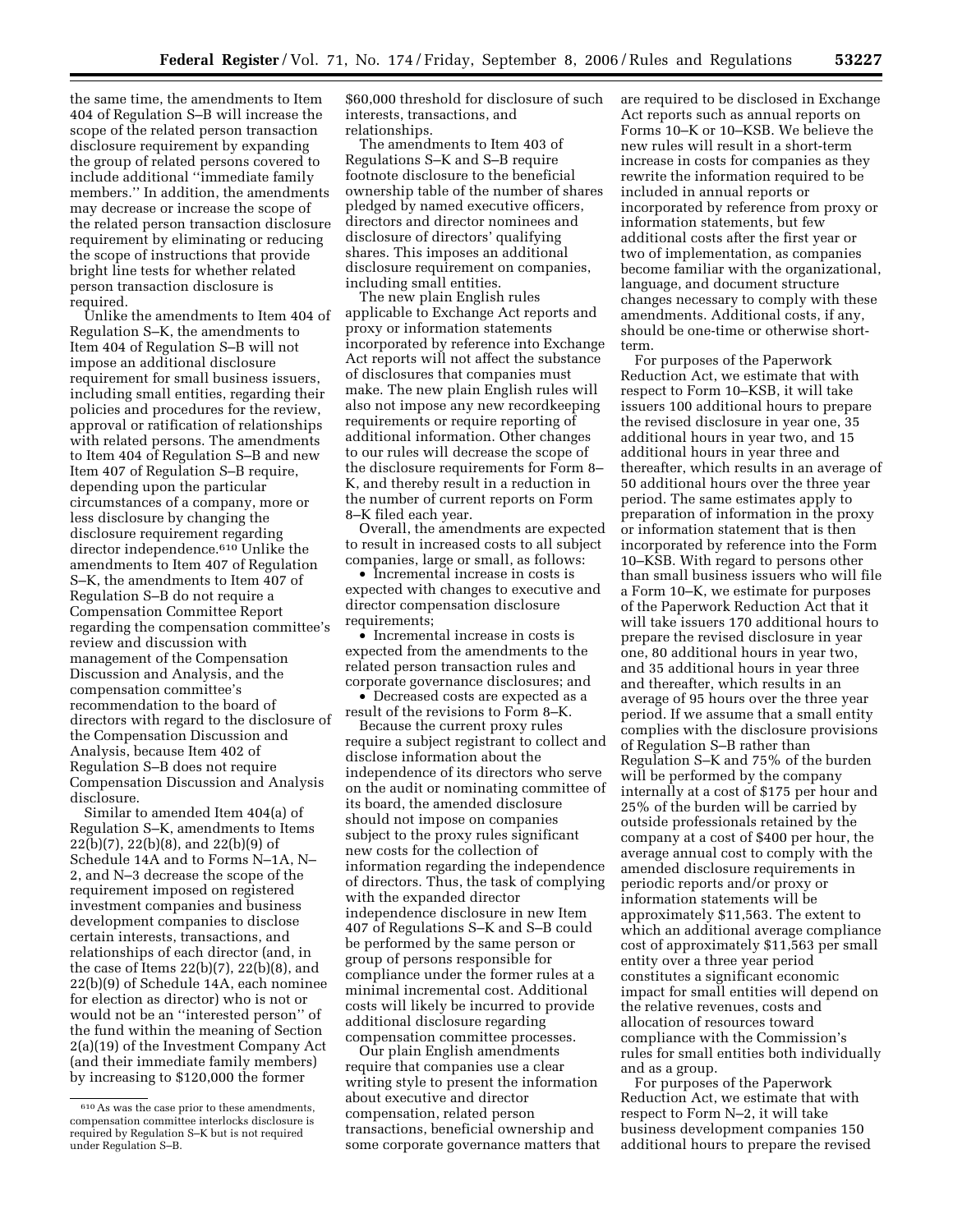the same time, the amendments to Item 404 of Regulation S–B will increase the scope of the related person transaction disclosure requirement by expanding the group of related persons covered to include additional ''immediate family members.'' In addition, the amendments may decrease or increase the scope of the related person transaction disclosure requirement by eliminating or reducing the scope of instructions that provide bright line tests for whether related person transaction disclosure is required.

Unlike the amendments to Item 404 of Regulation S–K, the amendments to Item 404 of Regulation S–B will not impose an additional disclosure requirement for small business issuers, including small entities, regarding their policies and procedures for the review, approval or ratification of relationships with related persons. The amendments to Item 404 of Regulation S–B and new Item 407 of Regulation S–B require, depending upon the particular circumstances of a company, more or less disclosure by changing the disclosure requirement regarding director independence.[610] Unlike the amendments to Item 407 of Regulation S–K, the amendments to Item 407 of Regulation S–B do not require a Compensation Committee Report regarding the compensation committee's review and discussion with management of the Compensation Discussion and Analysis, and the compensation committee's recommendation to the board of directors with regard to the disclosure of the Compensation Discussion and Analysis, because Item 402 of Regulation S–B does not require Compensation Discussion and Analysis disclosure.

Similar to amended Item 404(a) of Regulation S–K, amendments to Items 22(b)(7), 22(b)(8), and 22(b)(9) of Schedule 14A and to Forms N–1A, N–2, and N–3 decrease the scope of the requirement imposed on registered investment companies and business development companies to disclose certain interests, transactions, and relationships of each director (and, in the case of Items 22(b)(7), 22(b)(8), and 22(b)(9) of Schedule 14A, each nominee for election as director) who is not or would not be an ''interested person'' of the fund within the meaning of Section 2(a)(19) of the Investment Company Act (and their immediate family members) by increasing to $120,000 the former $60,000 threshold for disclosure of such interests, transactions, and relationships.

The amendments to Item 403 of Regulations S–K and S–B require footnote disclosure to the beneficial ownership table of the number of shares pledged by named executive officers, directors and director nominees and disclosure of directors' qualifying shares. This imposes an additional disclosure requirement on companies, including small entities.

The new plain English rules applicable to Exchange Act reports and proxy or information statements incorporated by reference into Exchange Act reports will not affect the substance of disclosures that companies must make. The new plain English rules will also not impose any new recordkeeping requirements or require reporting of additional information. Other changes to our rules will decrease the scope of the disclosure requirements for Form 8–K, and thereby result in a reduction in the number of current reports on Form 8–K filed each year.

Overall, the amendments are expected to result in increased costs to all subject companies, large or small, as follows:

- Incremental increase in costs is expected with changes to executive and director compensation disclosure requirements;
- Incremental increase in costs is expected from the amendments to the related person transaction rules and corporate governance disclosures; and
- Decreased costs are expected as a result of the revisions to Form 8–K.

Because the current proxy rules require a subject registrant to collect and disclose information about the independence of its directors who serve on the audit or nominating committee of its board, the amended disclosure should not impose on companies subject to the proxy rules significant new costs for the collection of information regarding the independence of directors. Thus, the task of complying with the expanded director independence disclosure in new Item 407 of Regulations S–K and S–B could be performed by the same person or group of persons responsible for compliance under the former rules at a minimal incremental cost. Additional costs will likely be incurred to provide additional disclosure regarding compensation committee processes.

Our plain English amendments require that companies use a clear writing style to present the information about executive and director compensation, related person transactions, beneficial ownership and some corporate governance matters that are required to be disclosed in Exchange Act reports such as annual reports on Forms 10–K or 10–KSB. We believe the new rules will result in a short-term increase in costs for companies as they rewrite the information required to be included in annual reports or incorporated by reference from proxy or information statements, but few additional costs after the first year or two of implementation, as companies become familiar with the organizational, language, and document structure changes necessary to comply with these amendments. Additional costs, if any, should be one-time or otherwise short-term.

For purposes of the Paperwork Reduction Act, we estimate that with respect to Form 10–KSB, it will take issuers 100 additional hours to prepare the revised disclosure in year one, 35 additional hours in year two, and 15 additional hours in year three and thereafter, which results in an average of 50 additional hours over the three year period. The same estimates apply to preparation of information in the proxy or information statement that is then incorporated by reference into the Form 10–KSB. With regard to persons other than small business issuers who will file a Form 10–K, we estimate for purposes of the Paperwork Reduction Act that it will take issuers 170 additional hours to prepare the revised disclosure in year one, 80 additional hours in year two, and 35 additional hours in year three and thereafter, which results in an average of 95 hours over the three year period. If we assume that a small entity complies with the disclosure provisions of Regulation S–B rather than Regulation S–K and 75% of the burden will be performed by the company internally at a cost of $175 per hour and 25% of the burden will be carried by outside professionals retained by the company at a cost of $400 per hour, the average annual cost to comply with the amended disclosure requirements in periodic reports and/or proxy or information statements will be approximately $11,563. The extent to which an additional average compliance cost of approximately $11,563 per small entity over a three year period constitutes a significant economic impact for small entities will depend on the relative revenues, costs and allocation of resources toward compliance with the Commission's rules for small entities both individually and as a group.

For purposes of the Paperwork Reduction Act, we estimate that with respect to Form N–2, it will take business development companies 150 additional hours to prepare the revised

---

[610] As was the case prior to these amendments, compensation committee interlocks disclosure is required by Regulation S–K but is not required under Regulation S–B.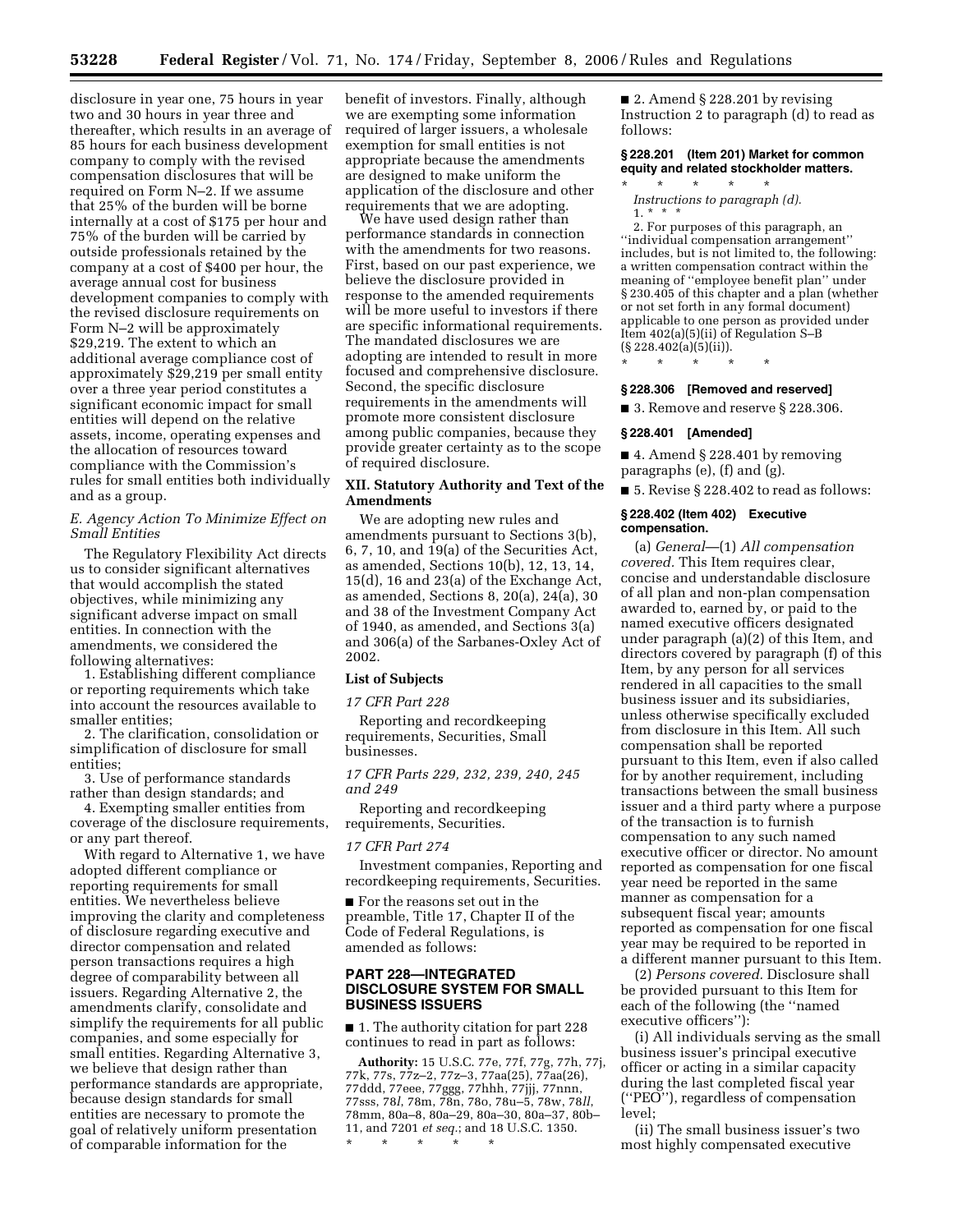disclosure in year one, 75 hours in year two and 30 hours in year three and thereafter, which results in an average of 85 hours for each business development company to comply with the revised compensation disclosures that will be required on Form N–2. If we assume that 25% of the burden will be borne internally at a cost of $175 per hour and 75% of the burden will be carried by outside professionals retained by the company at a cost of $400 per hour, the average annual cost for business development companies to comply with the revised disclosure requirements on Form N–2 will be approximately $29,219. The extent to which an additional average compliance cost of approximately $29,219 per small entity over a three year period constitutes a significant economic impact for small entities will depend on the relative assets, income, operating expenses and the allocation of resources toward compliance with the Commission's rules for small entities both individually and as a group.

### *E. Agency Action To Minimize Effect on Small Entities*

The Regulatory Flexibility Act directs us to consider significant alternatives that would accomplish the stated objectives, while minimizing any significant adverse impact on small entities. In connection with the amendments, we considered the following alternatives:

1. Establishing different compliance or reporting requirements which take into account the resources available to smaller entities;

2. The clarification, consolidation or simplification of disclosure for small entities;

3. Use of performance standards rather than design standards; and

4. Exempting smaller entities from coverage of the disclosure requirements, or any part thereof.

With regard to Alternative 1, we have adopted different compliance or reporting requirements for small entities. We nevertheless believe improving the clarity and completeness of disclosure regarding executive and director compensation and related person transactions requires a high degree of comparability between all issuers. Regarding Alternative 2, the amendments clarify, consolidate and simplify the requirements for all public companies, and some especially for small entities. Regarding Alternative 3, we believe that design rather than performance standards are appropriate, because design standards for small entities are necessary to promote the goal of relatively uniform presentation of comparable information for the benefit of investors. Finally, although we are exempting some information required of larger issuers, a wholesale exemption for small entities is not appropriate because the amendments are designed to make uniform the application of the disclosure and other requirements that we are adopting.

We have used design rather than performance standards in connection with the amendments for two reasons. First, based on our past experience, we believe the disclosure provided in response to the amended requirements will be more useful to investors if there are specific informational requirements. The mandated disclosures we are adopting are intended to result in more focused and comprehensive disclosure. Second, the specific disclosure requirements in the amendments will promote more consistent disclosure among public companies, because they provide greater certainty as to the scope of required disclosure.

## XII. Statutory Authority and Text of the Amendments

We are adopting new rules and amendments pursuant to Sections 3(b), 6, 7, 10, and 19(a) of the Securities Act, as amended, Sections 10(b), 12, 13, 14, 15(d), 16 and 23(a) of the Exchange Act, as amended, Sections 8, 20(a), 24(a), 30 and 38 of the Investment Company Act of 1940, as amended, and Sections 3(a) and 306(a) of the Sarbanes-Oxley Act of 2002.

### List of Subjects

*17 CFR Part 228*

Reporting and recordkeeping requirements, Securities, Small businesses.

*17 CFR Parts 229, 232, 239, 240, 245 and 249*

Reporting and recordkeeping requirements, Securities.

*17 CFR Part 274*

Investment companies, Reporting and recordkeeping requirements, Securities.

■ For the reasons set out in the preamble, Title 17, Chapter II of the Code of Federal Regulations, is amended as follows:

## PART 228—INTEGRATED DISCLOSURE SYSTEM FOR SMALL BUSINESS ISSUERS

■ 1. The authority citation for part 228 continues to read in part as follows:

**Authority:** 15 U.S.C. 77e, 77f, 77g, 77h, 77j, 77k, 77s, 77z–2, 77z–3, 77aa(25), 77aa(26), 77ddd, 77eee, 77ggg, 77hhh, 77jjj, 77nnn, 77sss, 78*l*, 78m, 78n, 78o, 78u–5, 78w, 78*ll*, 78mm, 80a–8, 80a–29, 80a–30, 80a–37, 80b–11, and 7201 *et seq.*; and 18 U.S.C. 1350.

\* \* \* \* \*

■ 2. Amend § 228.201 by revising Instruction 2 to paragraph (d) to read as follows:

#### § 228.201 (Item 201) Market for common equity and related stockholder matters.

\* \* \* \* \*

*Instructions to paragraph (d).*

1. \* \* \*

2. For purposes of this paragraph, an ''individual compensation arrangement'' includes, but is not limited to, the following: a written compensation contract within the meaning of ''employee benefit plan'' under § 230.405 of this chapter and a plan (whether or not set forth in any formal document) applicable to one person as provided under Item 402(a)(5)(ii) of Regulation S–B (§ 228.402(a)(5)(ii)).

\* \* \* \* \*

#### § 228.306 [Removed and reserved]

■ 3. Remove and reserve § 228.306.

#### § 228.401 [Amended]

■ 4. Amend § 228.401 by removing paragraphs (e), (f) and (g).

■ 5. Revise § 228.402 to read as follows:

#### § 228.402 (Item 402) Executive compensation.

(a) *General*—(1) *All compensation covered.* This Item requires clear, concise and understandable disclosure of all plan and non-plan compensation awarded to, earned by, or paid to the named executive officers designated under paragraph (a)(2) of this Item, and directors covered by paragraph (f) of this Item, by any person for all services rendered in all capacities to the small business issuer and its subsidiaries, unless otherwise specifically excluded from disclosure in this Item. All such compensation shall be reported pursuant to this Item, even if also called for by another requirement, including transactions between the small business issuer and a third party where a purpose of the transaction is to furnish compensation to any such named executive officer or director. No amount reported as compensation for one fiscal year need be reported in the same manner as compensation for a subsequent fiscal year; amounts reported as compensation for one fiscal year may be required to be reported in a different manner pursuant to this Item.

(2) *Persons covered.* Disclosure shall be provided pursuant to this Item for each of the following (the ''named executive officers''):

(i) All individuals serving as the small business issuer's principal executive officer or acting in a similar capacity during the last completed fiscal year (''PEO''), regardless of compensation level;

(ii) The small business issuer's two most highly compensated executive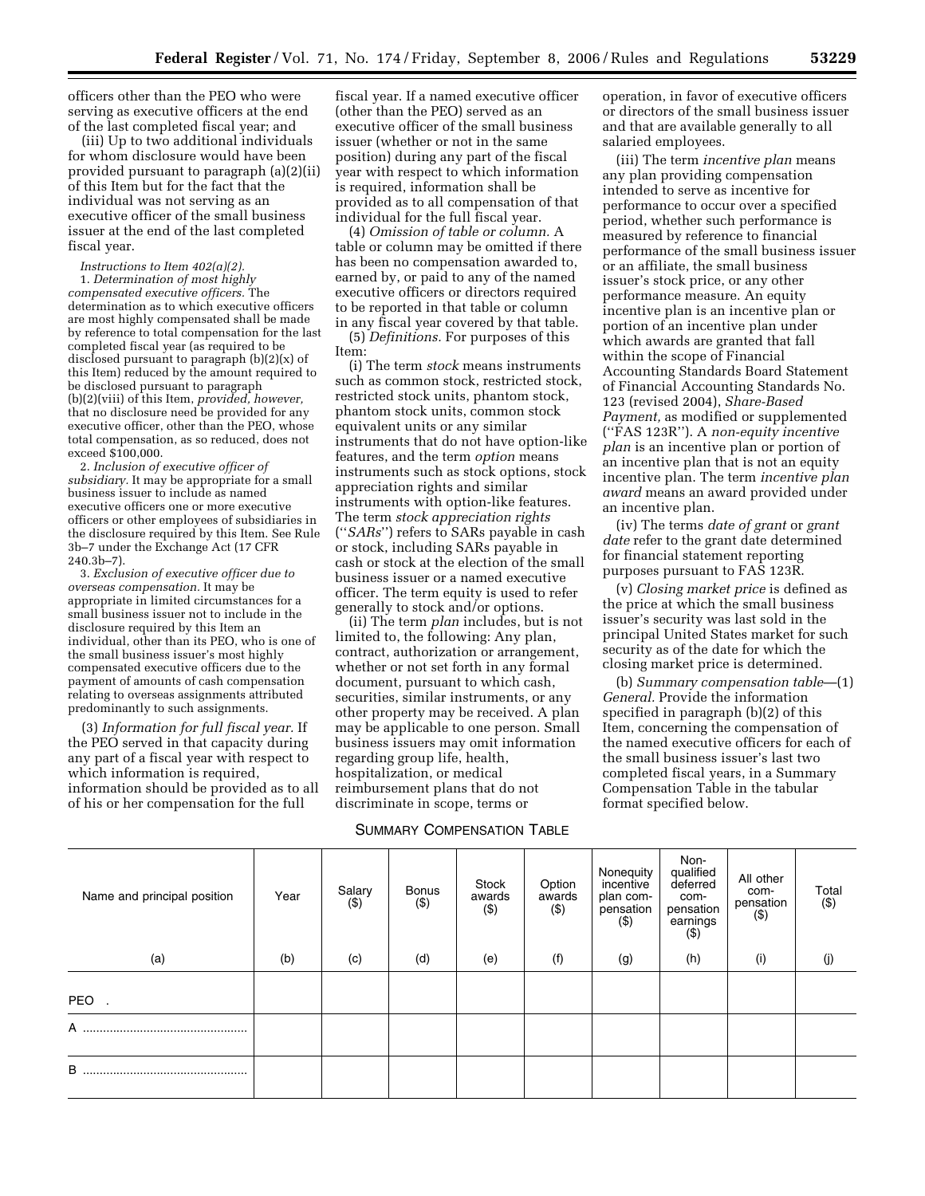officers other than the PEO who were serving as executive officers at the end of the last completed fiscal year; and

(iii) Up to two additional individuals for whom disclosure would have been provided pursuant to paragraph (a)(2)(ii) of this Item but for the fact that the individual was not serving as an executive officer of the small business issuer at the end of the last completed fiscal year.

*Instructions to Item 402(a)(2).*

1. *Determination of most highly compensated executive officers.* The determination as to which executive officers are most highly compensated shall be made by reference to total compensation for the last completed fiscal year (as required to be disclosed pursuant to paragraph (b)(2)(x) of this Item) reduced by the amount required to be disclosed pursuant to paragraph (b)(2)(viii) of this Item, *provided, however,* that no disclosure need be provided for any executive officer, other than the PEO, whose total compensation, as so reduced, does not exceed $100,000.

2. *Inclusion of executive officer of subsidiary.* It may be appropriate for a small business issuer to include as named executive officers one or more executive officers or other employees of subsidiaries in the disclosure required by this Item. See Rule 3b–7 under the Exchange Act (17 CFR 240.3b–7).

3. *Exclusion of executive officer due to overseas compensation.* It may be appropriate in limited circumstances for a small business issuer not to include in the disclosure required by this Item an individual, other than its PEO, who is one of the small business issuer's most highly compensated executive officers due to the payment of amounts of cash compensation relating to overseas assignments attributed predominantly to such assignments.

(3) *Information for full fiscal year.* If the PEO served in that capacity during any part of a fiscal year with respect to which information is required, information should be provided as to all of his or her compensation for the full fiscal year. If a named executive officer (other than the PEO) served as an executive officer of the small business issuer (whether or not in the same position) during any part of the fiscal year with respect to which information is required, information shall be provided as to all compensation of that individual for the full fiscal year.

(4) *Omission of table or column.* A table or column may be omitted if there has been no compensation awarded to, earned by, or paid to any of the named executive officers or directors required to be reported in that table or column in any fiscal year covered by that table.

(5) *Definitions.* For purposes of this Item:

(i) The term *stock* means instruments such as common stock, restricted stock, restricted stock units, phantom stock, phantom stock units, common stock equivalent units or any similar instruments that do not have option-like features, and the term *option* means instruments such as stock options, stock appreciation rights and similar instruments with option-like features. The term *stock appreciation rights* (''*SARs*'') refers to SARs payable in cash or stock, including SARs payable in cash or stock at the election of the small business issuer or a named executive officer. The term equity is used to refer generally to stock and/or options.

(ii) The term *plan* includes, but is not limited to, the following: Any plan, contract, authorization or arrangement, whether or not set forth in any formal document, pursuant to which cash, securities, similar instruments, or any other property may be received. A plan may be applicable to one person. Small business issuers may omit information regarding group life, health, hospitalization, or medical reimbursement plans that do not discriminate in scope, terms or operation, in favor of executive officers or directors of the small business issuer and that are available generally to all salaried employees.

(iii) The term *incentive plan* means any plan providing compensation intended to serve as incentive for performance to occur over a specified period, whether such performance is measured by reference to financial performance of the small business issuer or an affiliate, the small business issuer's stock price, or any other performance measure. An equity incentive plan is an incentive plan or portion of an incentive plan under which awards are granted that fall within the scope of Financial Accounting Standards Board Statement of Financial Accounting Standards No. 123 (revised 2004), *Share-Based Payment,* as modified or supplemented (''FAS 123R''). A *non-equity incentive plan* is an incentive plan or portion of an incentive plan that is not an equity incentive plan. The term *incentive plan award* means an award provided under an incentive plan.

(iv) The terms *date of grant* or *grant date* refer to the grant date determined for financial statement reporting purposes pursuant to FAS 123R.

(v) *Closing market price* is defined as the price at which the small business issuer's security was last sold in the principal United States market for such security as of the date for which the closing market price is determined.

(b) *Summary compensation table*—(1) *General.* Provide the information specified in paragraph (b)(2) of this Item, concerning the compensation of the named executive officers for each of the small business issuer's last two completed fiscal years, in a Summary Compensation Table in the tabular format specified below.

SUMMARY COMPENSATION TABLE

| Name and principal position | Year | Salary ($) | Bonus ($) | Stock awards ($) | Option awards ($) | Nonequity incentive plan compensation ($) | Non-qualified deferred compensation earnings ($) | All other compensation ($) | Total ($) |
|---|---|---|---|---|---|---|---|---|---|
| (a) | (b) | (c) | (d) | (e) | (f) | (g) | (h) | (i) | (j) |
| PEO . | | | | | | | | | |
| A ................................................ | | | | | | | | | |
| B ................................................ | | | | | | | | | |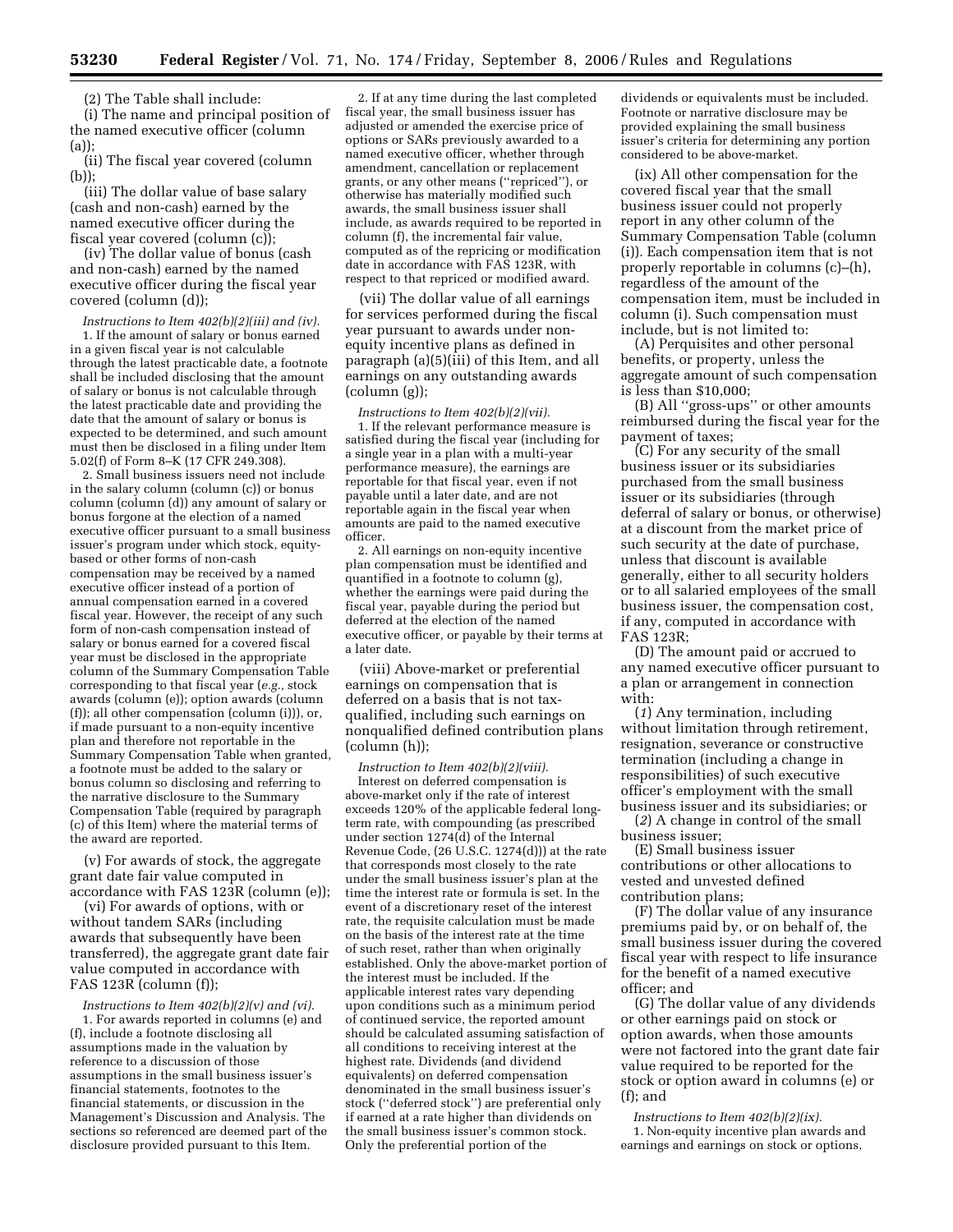(2) The Table shall include:

(i) The name and principal position of the named executive officer (column (a));

(ii) The fiscal year covered (column (b));

(iii) The dollar value of base salary (cash and non-cash) earned by the named executive officer during the fiscal year covered (column (c));

(iv) The dollar value of bonus (cash and non-cash) earned by the named executive officer during the fiscal year covered (column (d));

*Instructions to Item 402(b)(2)(iii) and (iv).*

1. If the amount of salary or bonus earned in a given fiscal year is not calculable through the latest practicable date, a footnote shall be included disclosing that the amount of salary or bonus is not calculable through the latest practicable date and providing the date that the amount of salary or bonus is expected to be determined, and such amount must then be disclosed in a filing under Item 5.02(f) of Form 8–K (17 CFR 249.308).

2. Small business issuers need not include in the salary column (column (c)) or bonus column (column (d)) any amount of salary or bonus forgone at the election of a named executive officer pursuant to a small business issuer's program under which stock, equity-based or other forms of non-cash compensation may be received by a named executive officer instead of a portion of annual compensation earned in a covered fiscal year. However, the receipt of any such form of non-cash compensation instead of salary or bonus earned for a covered fiscal year must be disclosed in the appropriate column of the Summary Compensation Table corresponding to that fiscal year (*e.g.*, stock awards (column (e)); option awards (column (f)); all other compensation (column (i))), or, if made pursuant to a non-equity incentive plan and therefore not reportable in the Summary Compensation Table when granted, a footnote must be added to the salary or bonus column so disclosing and referring to the narrative disclosure to the Summary Compensation Table (required by paragraph (c) of this Item) where the material terms of the award are reported.

(v) For awards of stock, the aggregate grant date fair value computed in accordance with FAS 123R (column (e));

(vi) For awards of options, with or without tandem SARs (including awards that subsequently have been transferred), the aggregate grant date fair value computed in accordance with FAS 123R (column (f));

*Instructions to Item 402(b)(2)(v) and (vi).*

1. For awards reported in columns (e) and (f), include a footnote disclosing all assumptions made in the valuation by reference to a discussion of those assumptions in the small business issuer's financial statements, footnotes to the financial statements, or discussion in the Management's Discussion and Analysis. The sections so referenced are deemed part of the disclosure provided pursuant to this Item.

2. If at any time during the last completed fiscal year, the small business issuer has adjusted or amended the exercise price of options or SARs previously awarded to a named executive officer, whether through amendment, cancellation or replacement grants, or any other means (''repriced''), or otherwise has materially modified such awards, the small business issuer shall include, as awards required to be reported in column (f), the incremental fair value, computed as of the repricing or modification date in accordance with FAS 123R, with respect to that repriced or modified award.

(vii) The dollar value of all earnings for services performed during the fiscal year pursuant to awards under non-equity incentive plans as defined in paragraph (a)(5)(iii) of this Item, and all earnings on any outstanding awards (column (g));

*Instructions to Item 402(b)(2)(vii).*

1. If the relevant performance measure is satisfied during the fiscal year (including for a single year in a plan with a multi-year performance measure), the earnings are reportable for that fiscal year, even if not payable until a later date, and are not reportable again in the fiscal year when amounts are paid to the named executive officer.

2. All earnings on non-equity incentive plan compensation must be identified and quantified in a footnote to column (g), whether the earnings were paid during the fiscal year, payable during the period but deferred at the election of the named executive officer, or payable by their terms at a later date.

(viii) Above-market or preferential earnings on compensation that is deferred on a basis that is not tax-qualified, including such earnings on nonqualified defined contribution plans (column (h));

*Instruction to Item 402(b)(2)(viii).*

Interest on deferred compensation is above-market only if the rate of interest exceeds 120% of the applicable federal long-term rate, with compounding (as prescribed under section 1274(d) of the Internal Revenue Code, (26 U.S.C. 1274(d))) at the rate that corresponds most closely to the rate under the small business issuer's plan at the time the interest rate or formula is set. In the event of a discretionary reset of the interest rate, the requisite calculation must be made on the basis of the interest rate at the time of such reset, rather than when originally established. Only the above-market portion of the interest must be included. If the applicable interest rates vary depending upon conditions such as a minimum period of continued service, the reported amount should be calculated assuming satisfaction of all conditions to receiving interest at the highest rate. Dividends (and dividend equivalents) on deferred compensation denominated in the small business issuer's stock (''deferred stock'') are preferential only if earned at a rate higher than dividends on the small business issuer's common stock. Only the preferential portion of the dividends or equivalents must be included. Footnote or narrative disclosure may be provided explaining the small business issuer's criteria for determining any portion considered to be above-market.

(ix) All other compensation for the covered fiscal year that the small business issuer could not properly report in any other column of the Summary Compensation Table (column (i)). Each compensation item that is not properly reportable in columns (c)–(h), regardless of the amount of the compensation item, must be included in column (i). Such compensation must include, but is not limited to:

(A) Perquisites and other personal benefits, or property, unless the aggregate amount of such compensation is less than $10,000;

(B) All ''gross-ups'' or other amounts reimbursed during the fiscal year for the payment of taxes;

(C) For any security of the small business issuer or its subsidiaries purchased from the small business issuer or its subsidiaries (through deferral of salary or bonus, or otherwise) at a discount from the market price of such security at the date of purchase, unless that discount is available generally, either to all security holders or to all salaried employees of the small business issuer, the compensation cost, if any, computed in accordance with FAS 123R;

(D) The amount paid or accrued to any named executive officer pursuant to a plan or arrangement in connection with:

(*1*) Any termination, including without limitation through retirement, resignation, severance or constructive termination (including a change in responsibilities) of such executive officer's employment with the small business issuer and its subsidiaries; or

(*2*) A change in control of the small business issuer;

(E) Small business issuer contributions or other allocations to vested and unvested defined contribution plans;

(F) The dollar value of any insurance premiums paid by, or on behalf of, the small business issuer during the covered fiscal year with respect to life insurance for the benefit of a named executive officer; and

(G) The dollar value of any dividends or other earnings paid on stock or option awards, when those amounts were not factored into the grant date fair value required to be reported for the stock or option award in columns (e) or (f); and

*Instructions to Item 402(b)(2)(ix).*

1. Non-equity incentive plan awards and earnings and earnings on stock or options,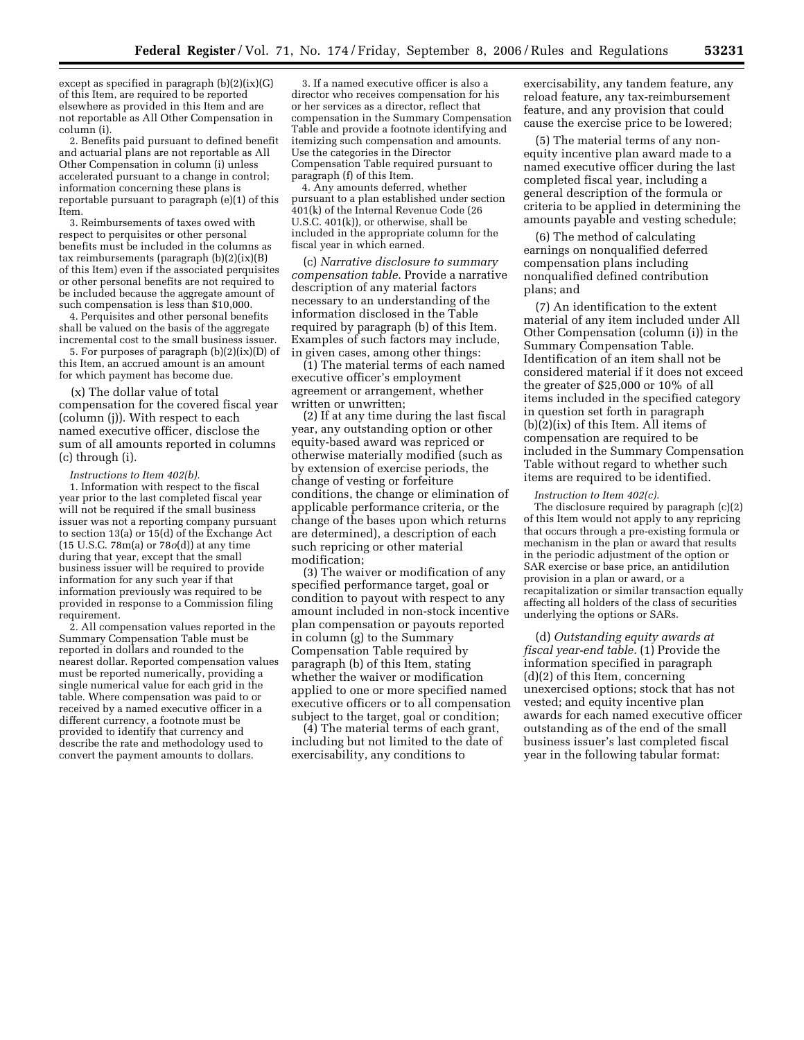except as specified in paragraph (b)(2)(ix)(G) of this Item, are required to be reported elsewhere as provided in this Item and are not reportable as All Other Compensation in column (i).

2. Benefits paid pursuant to defined benefit and actuarial plans are not reportable as All Other Compensation in column (i) unless accelerated pursuant to a change in control; information concerning these plans is reportable pursuant to paragraph (e)(1) of this Item.

3. Reimbursements of taxes owed with respect to perquisites or other personal benefits must be included in the columns as tax reimbursements (paragraph (b)(2)(ix)(B) of this Item) even if the associated perquisites or other personal benefits are not required to be included because the aggregate amount of such compensation is less than $10,000.

4. Perquisites and other personal benefits shall be valued on the basis of the aggregate incremental cost to the small business issuer.

5. For purposes of paragraph (b)(2)(ix)(D) of this Item, an accrued amount is an amount for which payment has become due.

(x) The dollar value of total compensation for the covered fiscal year (column (j)). With respect to each named executive officer, disclose the sum of all amounts reported in columns (c) through (i).

*Instructions to Item 402(b).*

1. Information with respect to the fiscal year prior to the last completed fiscal year will not be required if the small business issuer was not a reporting company pursuant to section 13(a) or 15(d) of the Exchange Act (15 U.S.C. 78m(a) or 78*o*(d)) at any time during that year, except that the small business issuer will be required to provide information for any such year if that information previously was required to be provided in response to a Commission filing requirement.

2. All compensation values reported in the Summary Compensation Table must be reported in dollars and rounded to the nearest dollar. Reported compensation values must be reported numerically, providing a single numerical value for each grid in the table. Where compensation was paid to or received by a named executive officer in a different currency, a footnote must be provided to identify that currency and describe the rate and methodology used to convert the payment amounts to dollars.

3. If a named executive officer is also a director who receives compensation for his or her services as a director, reflect that compensation in the Summary Compensation Table and provide a footnote identifying and itemizing such compensation and amounts. Use the categories in the Director Compensation Table required pursuant to paragraph (f) of this Item.

4. Any amounts deferred, whether pursuant to a plan established under section 401(k) of the Internal Revenue Code (26 U.S.C. 401(k)), or otherwise, shall be included in the appropriate column for the fiscal year in which earned.

(c) *Narrative disclosure to summary compensation table.* Provide a narrative description of any material factors necessary to an understanding of the information disclosed in the Table required by paragraph (b) of this Item. Examples of such factors may include, in given cases, among other things:

(1) The material terms of each named executive officer's employment agreement or arrangement, whether written or unwritten;

(2) If at any time during the last fiscal year, any outstanding option or other equity-based award was repriced or otherwise materially modified (such as by extension of exercise periods, the change of vesting or forfeiture conditions, the change or elimination of applicable performance criteria, or the change of the bases upon which returns are determined), a description of each such repricing or other material modification;

(3) The waiver or modification of any specified performance target, goal or condition to payout with respect to any amount included in non-stock incentive plan compensation or payouts reported in column (g) to the Summary Compensation Table required by paragraph (b) of this Item, stating whether the waiver or modification applied to one or more specified named executive officers or to all compensation subject to the target, goal or condition;

(4) The material terms of each grant, including but not limited to the date of exercisability, any conditions to exercisability, any tandem feature, any reload feature, any tax-reimbursement feature, and any provision that could cause the exercise price to be lowered;

(5) The material terms of any non-equity incentive plan award made to a named executive officer during the last completed fiscal year, including a general description of the formula or criteria to be applied in determining the amounts payable and vesting schedule;

(6) The method of calculating earnings on nonqualified deferred compensation plans including nonqualified defined contribution plans; and

(7) An identification to the extent material of any item included under All Other Compensation (column (i)) in the Summary Compensation Table. Identification of an item shall not be considered material if it does not exceed the greater of $25,000 or 10% of all items included in the specified category in question set forth in paragraph (b)(2)(ix) of this Item. All items of compensation are required to be included in the Summary Compensation Table without regard to whether such items are required to be identified.

*Instruction to Item 402(c).*

The disclosure required by paragraph (c)(2) of this Item would not apply to any repricing that occurs through a pre-existing formula or mechanism in the plan or award that results in the periodic adjustment of the option or SAR exercise or base price, an antidilution provision in a plan or award, or a recapitalization or similar transaction equally affecting all holders of the class of securities underlying the options or SARs.

(d) *Outstanding equity awards at fiscal year-end table.* (1) Provide the information specified in paragraph (d)(2) of this Item, concerning unexercised options; stock that has not vested; and equity incentive plan awards for each named executive officer outstanding as of the end of the small business issuer's last completed fiscal year in the following tabular format: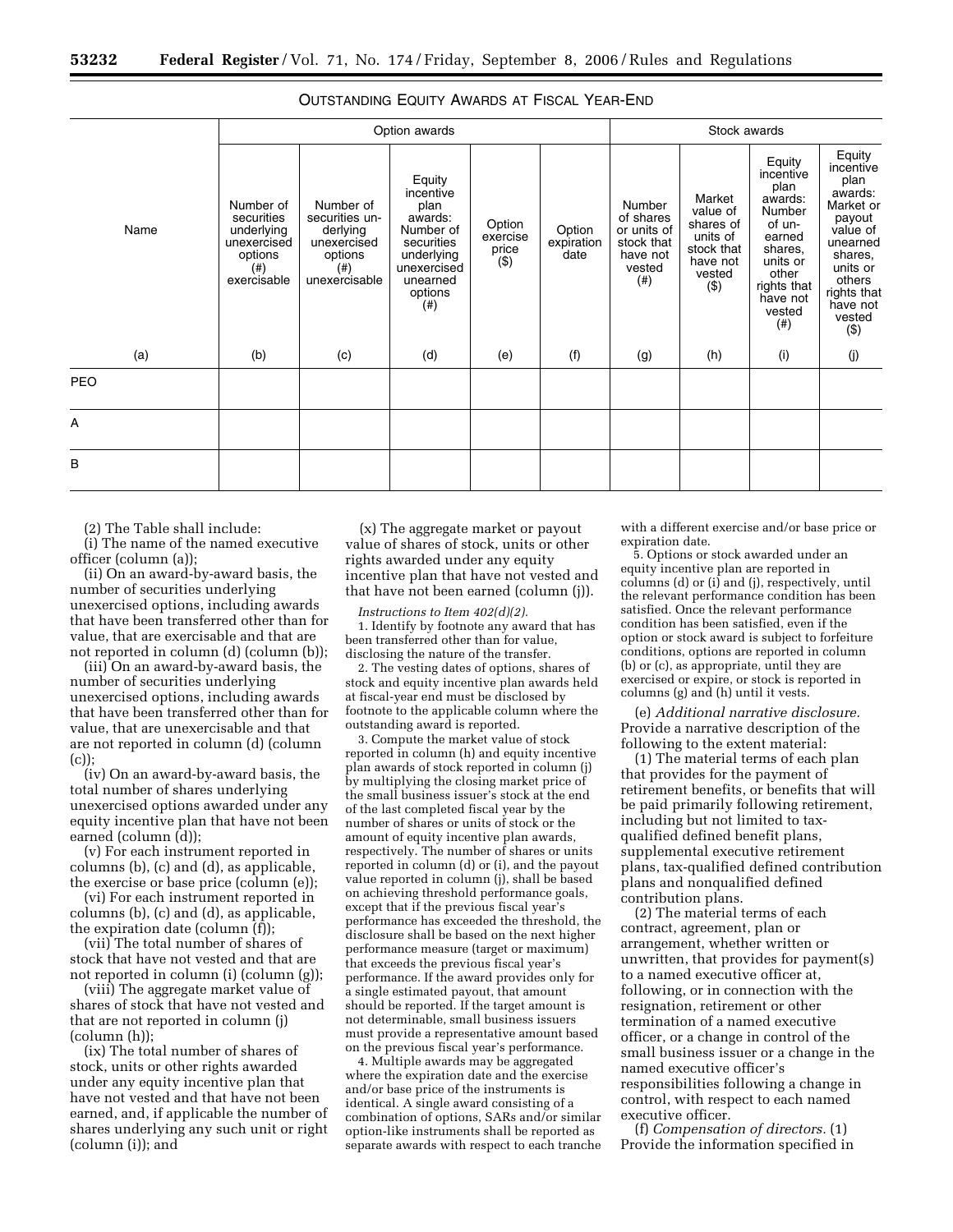OUTSTANDING EQUITY AWARDS AT FISCAL YEAR-END

| | Option awards | | | | | Stock awards | | | |
|---|---|---|---|---|---|---|---|---|---|
| Name | Number of securities underlying unexercised options (#) exercisable | Number of securities underlying unexercised options (#) unexercisable | Equity incentive plan awards: Number of securities underlying unexercised unearned options (#) | Option exercise price ($) | Option expiration date | Number of shares or units of stock that have not vested (#) | Market value of shares of units of stock that have not vested ($) | Equity incentive plan awards: Number of unearned shares, units or other rights that have not vested (#) | Equity incentive plan awards: Market or payout value of unearned shares, units or others rights that have not vested ($) |
| (a) | (b) | (c) | (d) | (e) | (f) | (g) | (h) | (i) | (j) |
| PEO | | | | | | | | | |
| A | | | | | | | | | |
| B | | | | | | | | | |

(2) The Table shall include:

(i) The name of the named executive officer (column (a));

(ii) On an award-by-award basis, the number of securities underlying unexercised options, including awards that have been transferred other than for value, that are exercisable and that are not reported in column (d) (column (b));

(iii) On an award-by-award basis, the number of securities underlying unexercised options, including awards that have been transferred other than for value, that are unexercisable and that are not reported in column (d) (column (c));

(iv) On an award-by-award basis, the total number of shares underlying unexercised options awarded under any equity incentive plan that have not been earned (column (d));

(v) For each instrument reported in columns (b), (c) and (d), as applicable, the exercise or base price (column (e));

(vi) For each instrument reported in columns (b), (c) and (d), as applicable, the expiration date (column (f));

(vii) The total number of shares of stock that have not vested and that are not reported in column (i) (column (g));

(viii) The aggregate market value of shares of stock that have not vested and that are not reported in column (j) (column (h));

(ix) The total number of shares of stock, units or other rights awarded under any equity incentive plan that have not vested and that have not been earned, and, if applicable the number of shares underlying any such unit or right (column (i)); and

(x) The aggregate market or payout value of shares of stock, units or other rights awarded under any equity incentive plan that have not vested and that have not been earned (column (j)).

*Instructions to Item 402(d)(2).*

1. Identify by footnote any award that has been transferred other than for value, disclosing the nature of the transfer.

2. The vesting dates of options, shares of stock and equity incentive plan awards held at fiscal-year end must be disclosed by footnote to the applicable column where the outstanding award is reported.

3. Compute the market value of stock reported in column (h) and equity incentive plan awards of stock reported in column (j) by multiplying the closing market price of the small business issuer's stock at the end of the last completed fiscal year by the number of shares or units of stock or the amount of equity incentive plan awards, respectively. The number of shares or units reported in column (d) or (i), and the payout value reported in column (j), shall be based on achieving threshold performance goals, except that if the previous fiscal year's performance has exceeded the threshold, the disclosure shall be based on the next higher performance measure (target or maximum) that exceeds the previous fiscal year's performance. If the award provides only for a single estimated payout, that amount should be reported. If the target amount is not determinable, small business issuers must provide a representative amount based on the previous fiscal year's performance.

4. Multiple awards may be aggregated where the expiration date and the exercise and/or base price of the instruments is identical. A single award consisting of a combination of options, SARs and/or similar option-like instruments shall be reported as separate awards with respect to each tranche with a different exercise and/or base price or expiration date.

5. Options or stock awarded under an equity incentive plan are reported in columns (d) or (i) and (j), respectively, until the relevant performance condition has been satisfied. Once the relevant performance condition has been satisfied, even if the option or stock award is subject to forfeiture conditions, options are reported in column (b) or (c), as appropriate, until they are exercised or expire, or stock is reported in columns (g) and (h) until it vests.

(e) *Additional narrative disclosure.* Provide a narrative description of the following to the extent material:

(1) The material terms of each plan that provides for the payment of retirement benefits, or benefits that will be paid primarily following retirement, including but not limited to tax-qualified defined benefit plans, supplemental executive retirement plans, tax-qualified defined contribution plans and nonqualified defined contribution plans.

(2) The material terms of each contract, agreement, plan or arrangement, whether written or unwritten, that provides for payment(s) to a named executive officer at, following, or in connection with the resignation, retirement or other termination of a named executive officer, or a change in control of the small business issuer or a change in the named executive officer's responsibilities following a change in control, with respect to each named executive officer.

(f) *Compensation of directors.* (1) Provide the information specified in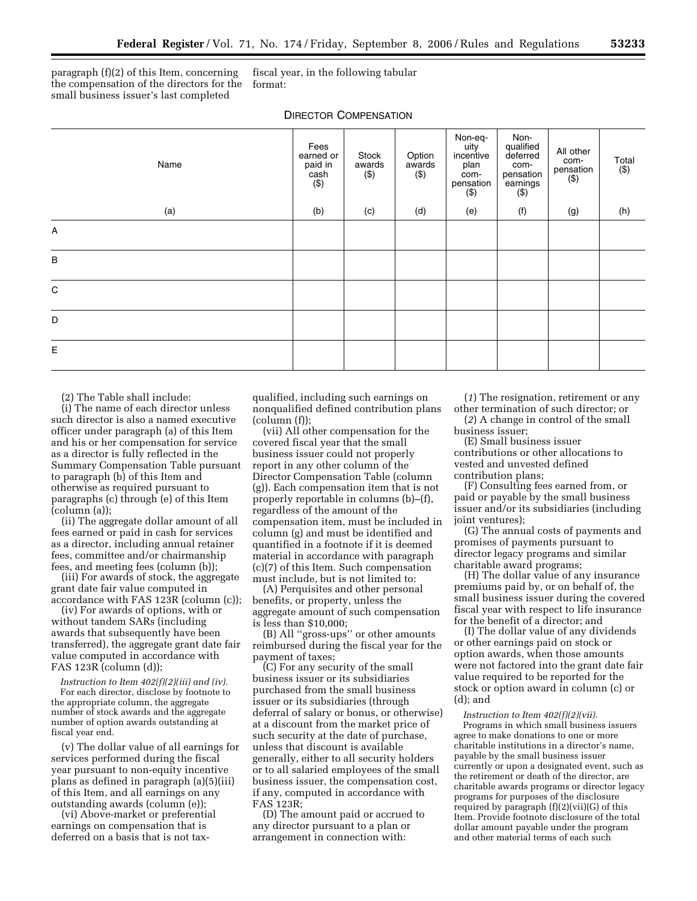paragraph (f)(2) of this Item, concerning the compensation of the directors for the small business issuer's last completed fiscal year, in the following tabular format:

DIRECTOR COMPENSATION

| Name | Fees earned or paid in cash ($) | Stock awards ($) | Option awards ($) | Non-equity incentive plan compensation ($) | Non-qualified deferred compensation earnings ($) | All other compensation ($) | Total ($) |
|---|---|---|---|---|---|---|---|
| (a) | (b) | (c) | (d) | (e) | (f) | (g) | (h) |
| A | | | | | | | |
| B | | | | | | | |
| C | | | | | | | |
| D | | | | | | | |
| E | | | | | | | |

(2) The Table shall include:

(i) The name of each director unless such director is also a named executive officer under paragraph (a) of this Item and his or her compensation for service as a director is fully reflected in the Summary Compensation Table pursuant to paragraph (b) of this Item and otherwise as required pursuant to paragraphs (c) through (e) of this Item (column (a));

(ii) The aggregate dollar amount of all fees earned or paid in cash for services as a director, including annual retainer fees, committee and/or chairmanship fees, and meeting fees (column (b));

(iii) For awards of stock, the aggregate grant date fair value computed in accordance with FAS 123R (column (c));

(iv) For awards of options, with or without tandem SARs (including awards that subsequently have been transferred), the aggregate grant date fair value computed in accordance with FAS 123R (column (d));

*Instruction to Item 402(f)(2)(iii) and (iv).* For each director, disclose by footnote to the appropriate column, the aggregate number of stock awards and the aggregate number of option awards outstanding at fiscal year end.

(v) The dollar value of all earnings for services performed during the fiscal year pursuant to non-equity incentive plans as defined in paragraph (a)(5)(iii) of this Item, and all earnings on any outstanding awards (column (e));

(vi) Above-market or preferential earnings on compensation that is deferred on a basis that is not tax-qualified, including such earnings on nonqualified defined contribution plans (column (f));

(vii) All other compensation for the covered fiscal year that the small business issuer could not properly report in any other column of the Director Compensation Table (column (g)). Each compensation item that is not properly reportable in columns (b)–(f), regardless of the amount of the compensation item, must be included in column (g) and must be identified and quantified in a footnote if it is deemed material in accordance with paragraph (c)(7) of this Item. Such compensation must include, but is not limited to:

(A) Perquisites and other personal benefits, or property, unless the aggregate amount of such compensation is less than $10,000;

(B) All "gross-ups" or other amounts reimbursed during the fiscal year for the payment of taxes;

(C) For any security of the small business issuer or its subsidiaries purchased from the small business issuer or its subsidiaries (through deferral of salary or bonus, or otherwise) at a discount from the market price of such security at the date of purchase, unless that discount is available generally, either to all security holders or to all salaried employees of the small business issuer, the compensation cost, if any, computed in accordance with FAS 123R;

(D) The amount paid or accrued to any director pursuant to a plan or arrangement in connection with:

(*1*) The resignation, retirement or any other termination of such director; or

(*2*) A change in control of the small business issuer;

(E) Small business issuer contributions or other allocations to vested and unvested defined contribution plans;

(F) Consulting fees earned from, or paid or payable by the small business issuer and/or its subsidiaries (including joint ventures);

(G) The annual costs of payments and promises of payments pursuant to director legacy programs and similar charitable award programs;

(H) The dollar value of any insurance premiums paid by, or on behalf of, the small business issuer during the covered fiscal year with respect to life insurance for the benefit of a director; and

(I) The dollar value of any dividends or other earnings paid on stock or option awards, when those amounts were not factored into the grant date fair value required to be reported for the stock or option award in column (c) or (d); and

*Instruction to Item 402(f)(2)(vii).* Programs in which small business issuers agree to make donations to one or more charitable institutions in a director's name, payable by the small business issuer currently or upon a designated event, such as the retirement or death of the director, are charitable awards programs or director legacy programs for purposes of the disclosure required by paragraph (f)(2)(vii)(G) of this Item. Provide footnote disclosure of the total dollar amount payable under the program and other material terms of each such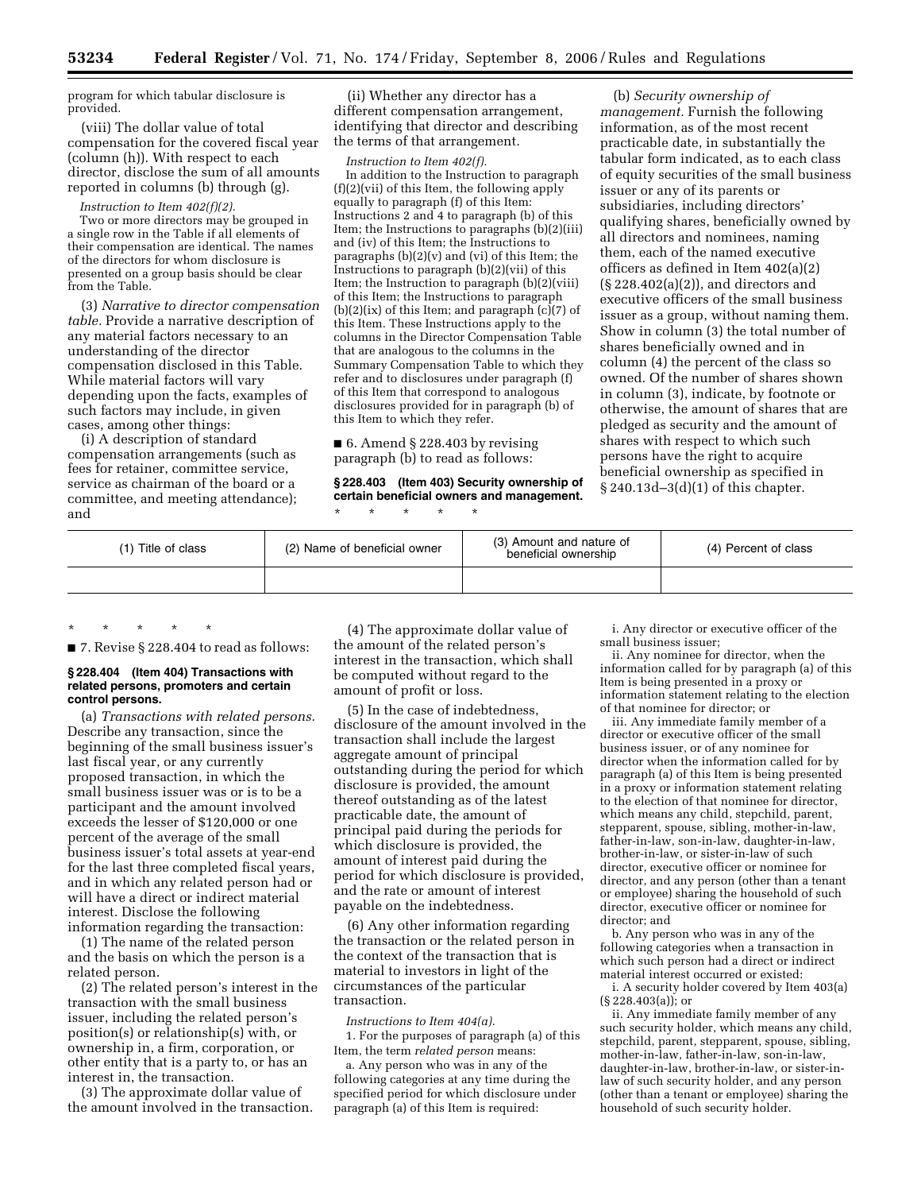program for which tabular disclosure is provided.

(viii) The dollar value of total compensation for the covered fiscal year (column (h)). With respect to each director, disclose the sum of all amounts reported in columns (b) through (g).

*Instruction to Item 402(f)(2).*

Two or more directors may be grouped in a single row in the Table if all elements of their compensation are identical. The names of the directors for whom disclosure is presented on a group basis should be clear from the Table.

(3) *Narrative to director compensation table.* Provide a narrative description of any material factors necessary to an understanding of the director compensation disclosed in this Table. While material factors will vary depending upon the facts, examples of such factors may include, in given cases, among other things:

(i) A description of standard compensation arrangements (such as fees for retainer, committee service, service as chairman of the board or a committee, and meeting attendance); and

(ii) Whether any director has a different compensation arrangement, identifying that director and describing the terms of that arrangement.

*Instruction to Item 402(f).*

In addition to the Instruction to paragraph (f)(2)(vii) of this Item, the following apply equally to paragraph (f) of this Item: Instructions 2 and 4 to paragraph (b) of this Item; the Instructions to paragraphs (b)(2)(iii) and (iv) of this Item; the Instructions to paragraphs (b)(2)(v) and (vi) of this Item; the Instructions to paragraph (b)(2)(vii) of this Item; the Instruction to paragraph (b)(2)(viii) of this Item; the Instructions to paragraph (b)(2)(ix) of this Item; and paragraph (c)(7) of this Item. These Instructions apply to the columns in the Director Compensation Table that are analogous to the columns in the Summary Compensation Table to which they refer and to disclosures under paragraph (f) of this Item that correspond to analogous disclosures provided for in paragraph (b) of this Item to which they refer.

■ 6. Amend § 228.403 by revising paragraph (b) to read as follows:

**§ 228.403 (Item 403) Security ownership of certain beneficial owners and management.**

\* \* \* \* \*

(b) *Security ownership of management.* Furnish the following information, as of the most recent practicable date, in substantially the tabular form indicated, as to each class of equity securities of the small business issuer or any of its parents or subsidiaries, including directors' qualifying shares, beneficially owned by all directors and nominees, naming them, each of the named executive officers as defined in Item 402(a)(2) (§ 228.402(a)(2)), and directors and executive officers of the small business issuer as a group, without naming them. Show in column (3) the total number of shares beneficially owned and in column (4) the percent of the class so owned. Of the number of shares shown in column (3), indicate, by footnote or otherwise, the amount of shares that are pledged as security and the amount of shares with respect to which such persons have the right to acquire beneficial ownership as specified in § 240.13d–3(d)(1) of this chapter.

| (1) Title of class | (2) Name of beneficial owner | (3) Amount and nature of beneficial ownership | (4) Percent of class |
|---|---|---|---|
| | | | |

\* \* \* \* \*

■ 7. Revise § 228.404 to read as follows:

**§ 228.404 (Item 404) Transactions with related persons, promoters and certain control persons.**

(a) *Transactions with related persons.* Describe any transaction, since the beginning of the small business issuer's last fiscal year, or any currently proposed transaction, in which the small business issuer was or is to be a participant and the amount involved exceeds the lesser of $120,000 or one percent of the average of the small business issuer's total assets at year-end for the last three completed fiscal years, and in which any related person had or will have a direct or indirect material interest. Disclose the following information regarding the transaction:

(1) The name of the related person and the basis on which the person is a related person.

(2) The related person's interest in the transaction with the small business issuer, including the related person's position(s) or relationship(s) with, or ownership in, a firm, corporation, or other entity that is a party to, or has an interest in, the transaction.

(3) The approximate dollar value of the amount involved in the transaction.

(4) The approximate dollar value of the amount of the related person's interest in the transaction, which shall be computed without regard to the amount of profit or loss.

(5) In the case of indebtedness, disclosure of the amount involved in the transaction shall include the largest aggregate amount of principal outstanding during the period for which disclosure is provided, the amount thereof outstanding as of the latest practicable date, the amount of principal paid during the periods for which disclosure is provided, the amount of interest paid during the period for which disclosure is provided, and the rate or amount of interest payable on the indebtedness.

(6) Any other information regarding the transaction or the related person in the context of the transaction that is material to investors in light of the circumstances of the particular transaction.

*Instructions to Item 404(a).*

1. For the purposes of paragraph (a) of this Item, the term *related person* means:

a. Any person who was in any of the following categories at any time during the specified period for which disclosure under paragraph (a) of this Item is required:

i. Any director or executive officer of the small business issuer;

ii. Any nominee for director, when the information called for by paragraph (a) of this Item is being presented in a proxy or information statement relating to the election of that nominee for director; or

iii. Any immediate family member of a director or executive officer of the small business issuer, or of any nominee for director when the information called for by paragraph (a) of this Item is being presented in a proxy or information statement relating to the election of that nominee for director, which means any child, stepchild, parent, stepparent, spouse, sibling, mother-in-law, father-in-law, son-in-law, daughter-in-law, brother-in-law, or sister-in-law of such director, executive officer or nominee for director, and any person (other than a tenant or employee) sharing the household of such director, executive officer or nominee for director; and

b. Any person who was in any of the following categories when a transaction in which such person had a direct or indirect material interest occurred or existed:

i. A security holder covered by Item 403(a) (§ 228.403(a)); or

ii. Any immediate family member of any such security holder, which means any child, stepchild, parent, stepparent, spouse, sibling, mother-in-law, father-in-law, son-in-law, daughter-in-law, brother-in-law, or sister-in-law of such security holder, and any person (other than a tenant or employee) sharing the household of such security holder.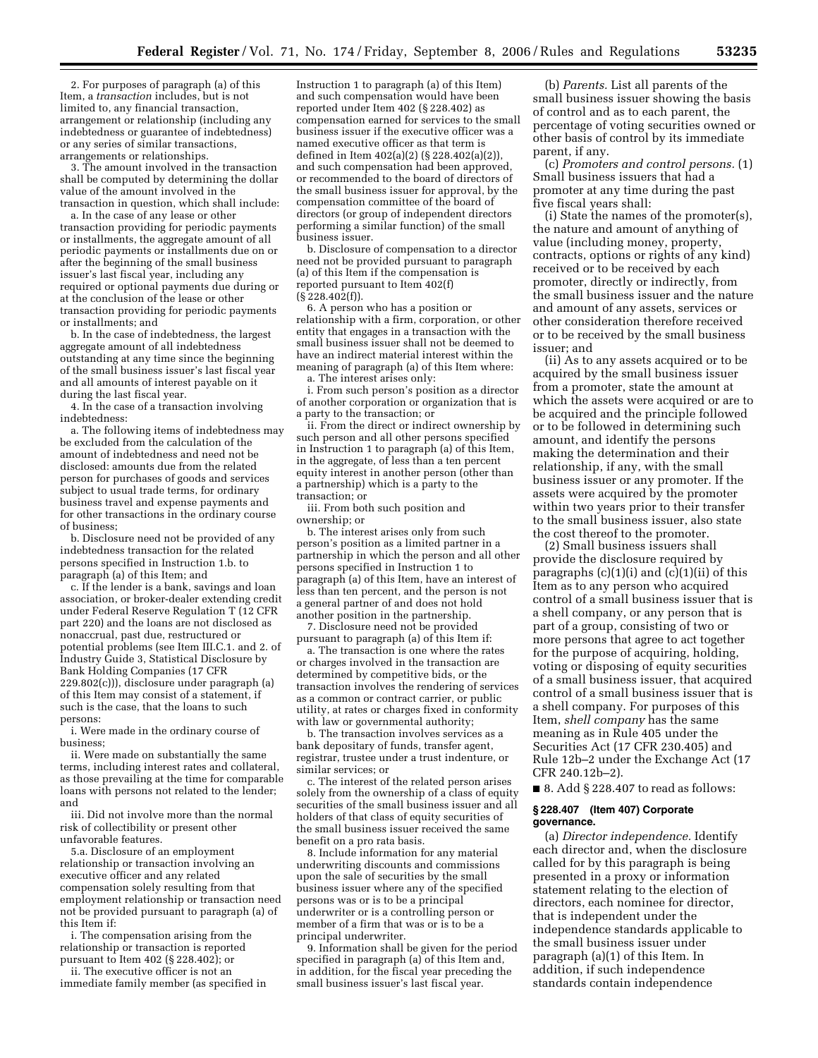2. For purposes of paragraph (a) of this Item, a *transaction* includes, but is not limited to, any financial transaction, arrangement or relationship (including any indebtedness or guarantee of indebtedness) or any series of similar transactions, arrangements or relationships.

3. The amount involved in the transaction shall be computed by determining the dollar value of the amount involved in the transaction in question, which shall include:

a. In the case of any lease or other transaction providing for periodic payments or installments, the aggregate amount of all periodic payments or installments due on or after the beginning of the small business issuer's last fiscal year, including any required or optional payments due during or at the conclusion of the lease or other transaction providing for periodic payments or installments; and

b. In the case of indebtedness, the largest aggregate amount of all indebtedness outstanding at any time since the beginning of the small business issuer's last fiscal year and all amounts of interest payable on it during the last fiscal year.

4. In the case of a transaction involving indebtedness:

a. The following items of indebtedness may be excluded from the calculation of the amount of indebtedness and need not be disclosed: amounts due from the related person for purchases of goods and services subject to usual trade terms, for ordinary business travel and expense payments and for other transactions in the ordinary course of business;

b. Disclosure need not be provided of any indebtedness transaction for the related persons specified in Instruction 1.b. to paragraph (a) of this Item; and

c. If the lender is a bank, savings and loan association, or broker-dealer extending credit under Federal Reserve Regulation T (12 CFR part 220) and the loans are not disclosed as nonaccrual, past due, restructured or potential problems (see Item III.C.1. and 2. of Industry Guide 3, Statistical Disclosure by Bank Holding Companies (17 CFR 229.802(c))), disclosure under paragraph (a) of this Item may consist of a statement, if such is the case, that the loans to such persons:

i. Were made in the ordinary course of business;

ii. Were made on substantially the same terms, including interest rates and collateral, as those prevailing at the time for comparable loans with persons not related to the lender; and

iii. Did not involve more than the normal risk of collectibility or present other unfavorable features.

5.a. Disclosure of an employment relationship or transaction involving an executive officer and any related compensation solely resulting from that employment relationship or transaction need not be provided pursuant to paragraph (a) of this Item if:

i. The compensation arising from the relationship or transaction is reported pursuant to Item 402 (§ 228.402); or

ii. The executive officer is not an immediate family member (as specified in Instruction 1 to paragraph (a) of this Item) and such compensation would have been reported under Item 402 (§ 228.402) as compensation earned for services to the small business issuer if the executive officer was a named executive officer as that term is defined in Item 402(a)(2) (§ 228.402(a)(2)), and such compensation had been approved, or recommended to the board of directors of the small business issuer for approval, by the compensation committee of the board of directors (or group of independent directors performing a similar function) of the small business issuer.

b. Disclosure of compensation to a director need not be provided pursuant to paragraph (a) of this Item if the compensation is reported pursuant to Item 402(f) (§ 228.402(f)).

6. A person who has a position or relationship with a firm, corporation, or other entity that engages in a transaction with the small business issuer shall not be deemed to have an indirect material interest within the meaning of paragraph (a) of this Item where:

a. The interest arises only:

i. From such person's position as a director of another corporation or organization that is a party to the transaction; or

ii. From the direct or indirect ownership by such person and all other persons specified in Instruction 1 to paragraph (a) of this Item, in the aggregate, of less than a ten percent equity interest in another person (other than a partnership) which is a party to the transaction; or

iii. From both such position and ownership; or

b. The interest arises only from such person's position as a limited partner in a partnership in which the person and all other persons specified in Instruction 1 to paragraph (a) of this Item, have an interest of less than ten percent, and the person is not a general partner of and does not hold another position in the partnership.

7. Disclosure need not be provided pursuant to paragraph (a) of this Item if:

a. The transaction is one where the rates or charges involved in the transaction are determined by competitive bids, or the transaction involves the rendering of services as a common or contract carrier, or public utility, at rates or charges fixed in conformity with law or governmental authority;

b. The transaction involves services as a bank depositary of funds, transfer agent, registrar, trustee under a trust indenture, or similar services; or

c. The interest of the related person arises solely from the ownership of a class of equity securities of the small business issuer and all holders of that class of equity securities of the small business issuer received the same benefit on a pro rata basis.

8. Include information for any material underwriting discounts and commissions upon the sale of securities by the small business issuer where any of the specified persons was or is to be a principal underwriter or is a controlling person or member of a firm that was or is to be a principal underwriter.

9. Information shall be given for the period specified in paragraph (a) of this Item and, in addition, for the fiscal year preceding the small business issuer's last fiscal year.

(b) *Parents.* List all parents of the small business issuer showing the basis of control and as to each parent, the percentage of voting securities owned or other basis of control by its immediate parent, if any.

(c) *Promoters and control persons.* (1) Small business issuers that had a promoter at any time during the past five fiscal years shall:

(i) State the names of the promoter(s), the nature and amount of anything of value (including money, property, contracts, options or rights of any kind) received or to be received by each promoter, directly or indirectly, from the small business issuer and the nature and amount of any assets, services or other consideration therefore received or to be received by the small business issuer; and

(ii) As to any assets acquired or to be acquired by the small business issuer from a promoter, state the amount at which the assets were acquired or are to be acquired and the principle followed or to be followed in determining such amount, and identify the persons making the determination and their relationship, if any, with the small business issuer or any promoter. If the assets were acquired by the promoter within two years prior to their transfer to the small business issuer, also state the cost thereof to the promoter.

(2) Small business issuers shall provide the disclosure required by paragraphs (c)(1)(i) and (c)(1)(ii) of this Item as to any person who acquired control of a small business issuer that is a shell company, or any person that is part of a group, consisting of two or more persons that agree to act together for the purpose of acquiring, holding, voting or disposing of equity securities of a small business issuer, that acquired control of a small business issuer that is a shell company. For purposes of this Item, *shell company* has the same meaning as in Rule 405 under the Securities Act (17 CFR 230.405) and Rule 12b–2 under the Exchange Act (17 CFR 240.12b–2).

■ 8. Add § 228.407 to read as follows:

**§ 228.407 (Item 407) Corporate governance.**

(a) *Director independence.* Identify each director and, when the disclosure called for by this paragraph is being presented in a proxy or information statement relating to the election of directors, each nominee for director, that is independent under the independence standards applicable to the small business issuer under paragraph (a)(1) of this Item. In addition, if such independence standards contain independence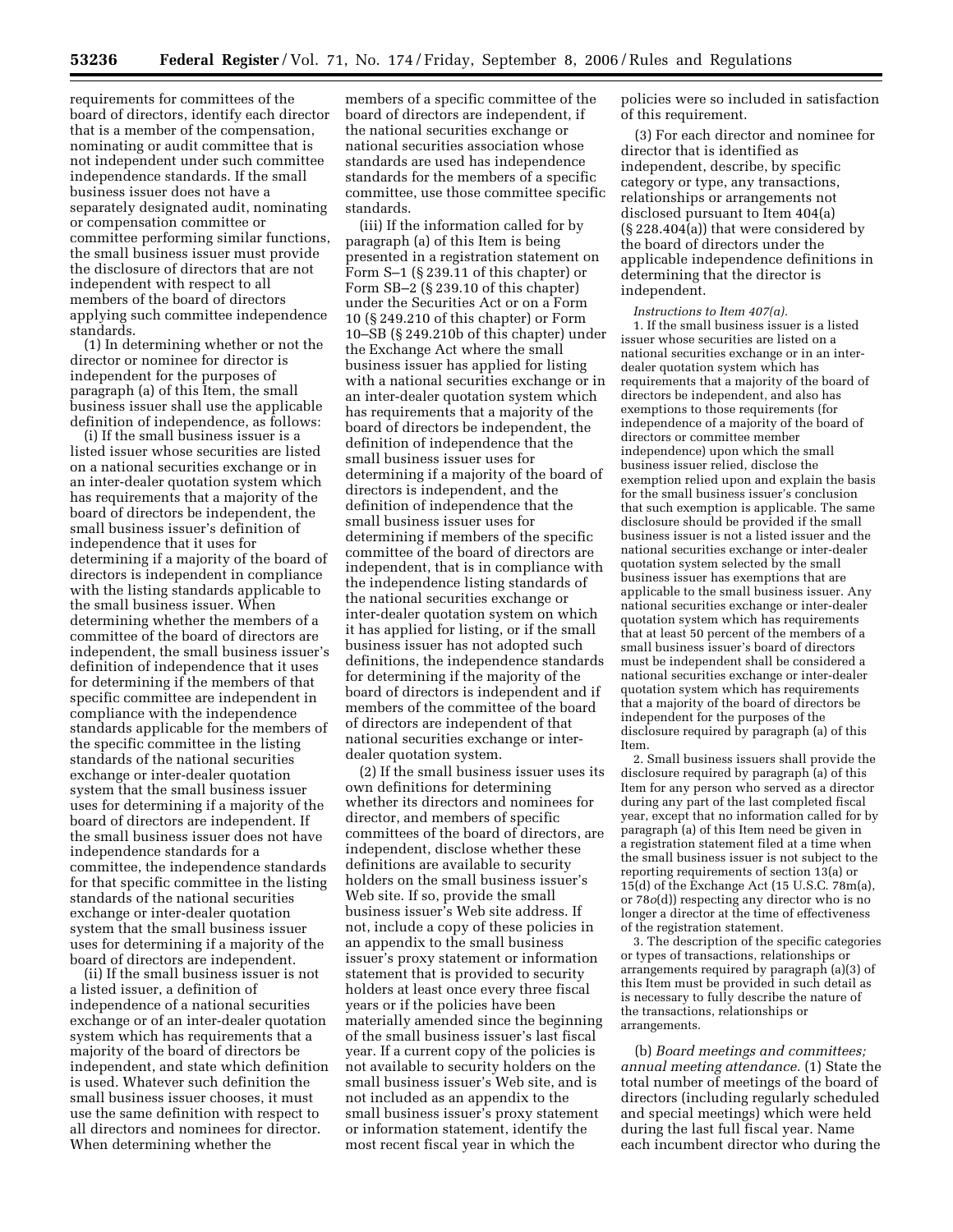requirements for committees of the board of directors, identify each director that is a member of the compensation, nominating or audit committee that is not independent under such committee independence standards. If the small business issuer does not have a separately designated audit, nominating or compensation committee or committee performing similar functions, the small business issuer must provide the disclosure of directors that are not independent with respect to all members of the board of directors applying such committee independence standards.

(1) In determining whether or not the director or nominee for director is independent for the purposes of paragraph (a) of this Item, the small business issuer shall use the applicable definition of independence, as follows:

(i) If the small business issuer is a listed issuer whose securities are listed on a national securities exchange or in an inter-dealer quotation system which has requirements that a majority of the board of directors be independent, the small business issuer's definition of independence that it uses for determining if a majority of the board of directors is independent in compliance with the listing standards applicable to the small business issuer. When determining whether the members of a committee of the board of directors are independent, the small business issuer's definition of independence that it uses for determining if the members of that specific committee are independent in compliance with the independence standards applicable for the members of the specific committee in the listing standards of the national securities exchange or inter-dealer quotation system that the small business issuer uses for determining if a majority of the board of directors are independent. If the small business issuer does not have independence standards for a committee, the independence standards for that specific committee in the listing standards of the national securities exchange or inter-dealer quotation system that the small business issuer uses for determining if a majority of the board of directors are independent.

(ii) If the small business issuer is not a listed issuer, a definition of independence of a national securities exchange or of an inter-dealer quotation system which has requirements that a majority of the board of directors be independent, and state which definition is used. Whatever such definition the small business issuer chooses, it must use the same definition with respect to all directors and nominees for director. When determining whether the members of a specific committee of the board of directors are independent, if the national securities exchange or national securities association whose standards are used has independence standards for the members of a specific committee, use those committee specific standards.

(iii) If the information called for by paragraph (a) of this Item is being presented in a registration statement on Form S–1 (§ 239.11 of this chapter) or Form SB–2 (§ 239.10 of this chapter) under the Securities Act or on a Form 10 (§ 249.210 of this chapter) or Form 10–SB (§ 249.210b of this chapter) under the Exchange Act where the small business issuer has applied for listing with a national securities exchange or in an inter-dealer quotation system which has requirements that a majority of the board of directors be independent, the definition of independence that the small business issuer uses for determining if a majority of the board of directors is independent, and the definition of independence that the small business issuer uses for determining if members of the specific committee of the board of directors are independent, that is in compliance with the independence listing standards of the national securities exchange or inter-dealer quotation system on which it has applied for listing, or if the small business issuer has not adopted such definitions, the independence standards for determining if the majority of the board of directors is independent and if members of the committee of the board of directors are independent of that national securities exchange or inter-dealer quotation system.

(2) If the small business issuer uses its own definitions for determining whether its directors and nominees for director, and members of specific committees of the board of directors, are independent, disclose whether these definitions are available to security holders on the small business issuer's Web site. If so, provide the small business issuer's Web site address. If not, include a copy of these policies in an appendix to the small business issuer's proxy statement or information statement that is provided to security holders at least once every three fiscal years or if the policies have been materially amended since the beginning of the small business issuer's last fiscal year. If a current copy of the policies is not available to security holders on the small business issuer's Web site, and is not included as an appendix to the small business issuer's proxy statement or information statement, identify the most recent fiscal year in which the policies were so included in satisfaction of this requirement.

(3) For each director and nominee for director that is identified as independent, describe, by specific category or type, any transactions, relationships or arrangements not disclosed pursuant to Item 404(a) (§ 228.404(a)) that were considered by the board of directors under the applicable independence definitions in determining that the director is independent.

*Instructions to Item 407(a).*

1. If the small business issuer is a listed issuer whose securities are listed on a national securities exchange or in an inter-dealer quotation system which has requirements that a majority of the board of directors be independent, and also has exemptions to those requirements (for independence of a majority of the board of directors or committee member independence) upon which the small business issuer relied, disclose the exemption relied upon and explain the basis for the small business issuer's conclusion that such exemption is applicable. The same disclosure should be provided if the small business issuer is not a listed issuer and the national securities exchange or inter-dealer quotation system selected by the small business issuer has exemptions that are applicable to the small business issuer. Any national securities exchange or inter-dealer quotation system which has requirements that at least 50 percent of the members of a small business issuer's board of directors must be independent shall be considered a national securities exchange or inter-dealer quotation system which has requirements that a majority of the board of directors be independent for the purposes of the disclosure required by paragraph (a) of this Item.

2. Small business issuers shall provide the disclosure required by paragraph (a) of this Item for any person who served as a director during any part of the last completed fiscal year, except that no information called for by paragraph (a) of this Item need be given in a registration statement filed at a time when the small business issuer is not subject to the reporting requirements of section 13(a) or 15(d) of the Exchange Act (15 U.S.C. 78m(a), or 78*o*(d)) respecting any director who is no longer a director at the time of effectiveness of the registration statement.

3. The description of the specific categories or types of transactions, relationships or arrangements required by paragraph (a)(3) of this Item must be provided in such detail as is necessary to fully describe the nature of the transactions, relationships or arrangements.

(b) *Board meetings and committees; annual meeting attendance.* (1) State the total number of meetings of the board of directors (including regularly scheduled and special meetings) which were held during the last full fiscal year. Name each incumbent director who during the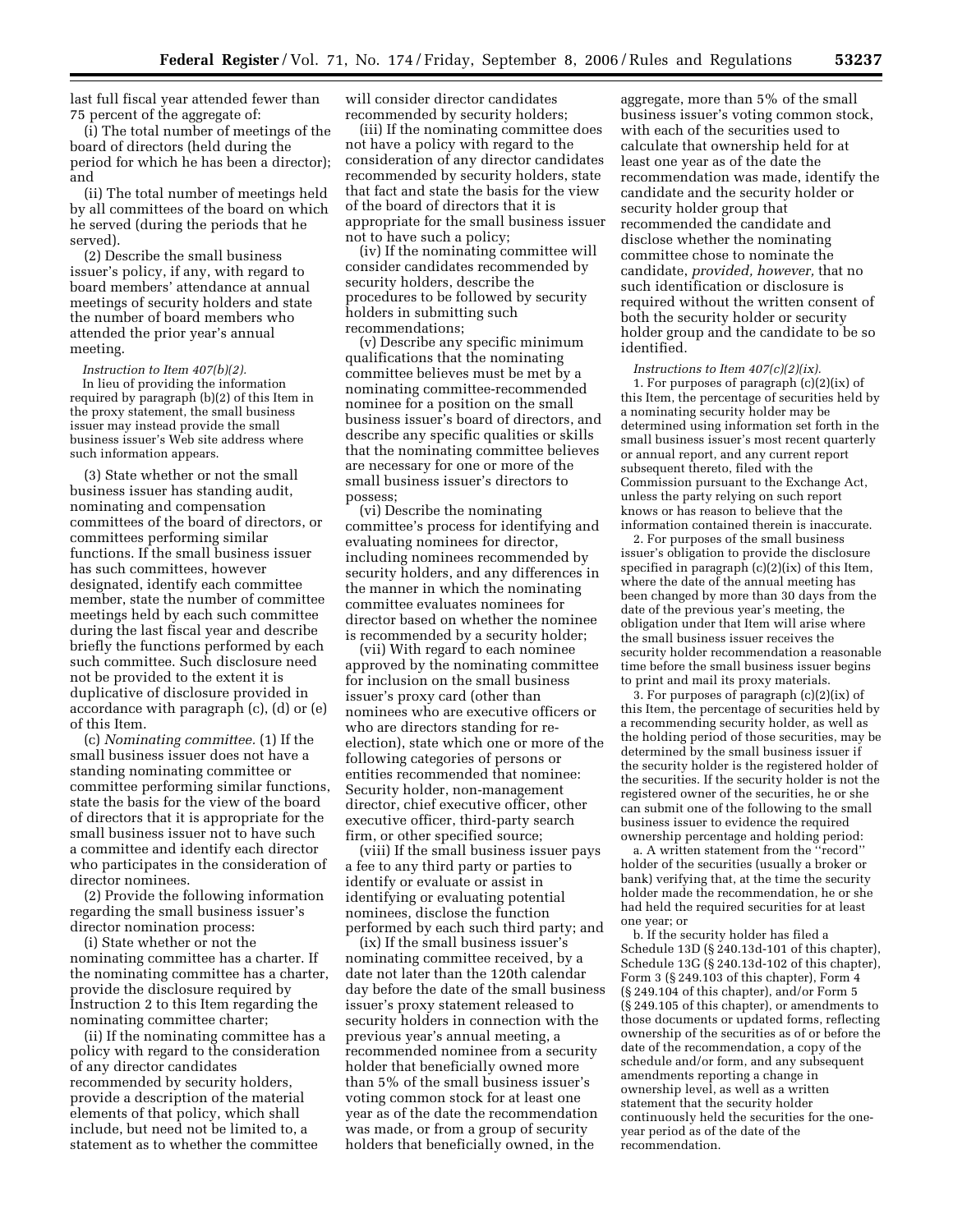last full fiscal year attended fewer than 75 percent of the aggregate of:

(i) The total number of meetings of the board of directors (held during the period for which he has been a director); and

(ii) The total number of meetings held by all committees of the board on which he served (during the periods that he served).

(2) Describe the small business issuer's policy, if any, with regard to board members' attendance at annual meetings of security holders and state the number of board members who attended the prior year's annual meeting.

*Instruction to Item 407(b)(2).*

In lieu of providing the information required by paragraph (b)(2) of this Item in the proxy statement, the small business issuer may instead provide the small business issuer's Web site address where such information appears.

(3) State whether or not the small business issuer has standing audit, nominating and compensation committees of the board of directors, or committees performing similar functions. If the small business issuer has such committees, however designated, identify each committee member, state the number of committee meetings held by each such committee during the last fiscal year and describe briefly the functions performed by each such committee. Such disclosure need not be provided to the extent it is duplicative of disclosure provided in accordance with paragraph (c), (d) or (e) of this Item.

(c) *Nominating committee.* (1) If the small business issuer does not have a standing nominating committee or committee performing similar functions, state the basis for the view of the board of directors that it is appropriate for the small business issuer not to have such a committee and identify each director who participates in the consideration of director nominees.

(2) Provide the following information regarding the small business issuer's director nomination process:

(i) State whether or not the nominating committee has a charter. If the nominating committee has a charter, provide the disclosure required by Instruction 2 to this Item regarding the nominating committee charter;

(ii) If the nominating committee has a policy with regard to the consideration of any director candidates recommended by security holders, provide a description of the material elements of that policy, which shall include, but need not be limited to, a statement as to whether the committee will consider director candidates recommended by security holders;

(iii) If the nominating committee does not have a policy with regard to the consideration of any director candidates recommended by security holders, state that fact and state the basis for the view of the board of directors that it is appropriate for the small business issuer not to have such a policy;

(iv) If the nominating committee will consider candidates recommended by security holders, describe the procedures to be followed by security holders in submitting such recommendations;

(v) Describe any specific minimum qualifications that the nominating committee believes must be met by a nominating committee-recommended nominee for a position on the small business issuer's board of directors, and describe any specific qualities or skills that the nominating committee believes are necessary for one or more of the small business issuer's directors to possess;

(vi) Describe the nominating committee's process for identifying and evaluating nominees for director, including nominees recommended by security holders, and any differences in the manner in which the nominating committee evaluates nominees for director based on whether the nominee is recommended by a security holder;

(vii) With regard to each nominee approved by the nominating committee for inclusion on the small business issuer's proxy card (other than nominees who are executive officers or who are directors standing for re-election), state which one or more of the following categories of persons or entities recommended that nominee: Security holder, non-management director, chief executive officer, other executive officer, third-party search firm, or other specified source;

(viii) If the small business issuer pays a fee to any third party or parties to identify or evaluate or assist in identifying or evaluating potential nominees, disclose the function performed by each such third party; and

(ix) If the small business issuer's nominating committee received, by a date not later than the 120th calendar day before the date of the small business issuer's proxy statement released to security holders in connection with the previous year's annual meeting, a recommended nominee from a security holder that beneficially owned more than 5% of the small business issuer's voting common stock for at least one year as of the date the recommendation was made, or from a group of security holders that beneficially owned, in the aggregate, more than 5% of the small business issuer's voting common stock, with each of the securities used to calculate that ownership held for at least one year as of the date the recommendation was made, identify the candidate and the security holder or security holder group that recommended the candidate and disclose whether the nominating committee chose to nominate the candidate, *provided, however,* that no such identification or disclosure is required without the written consent of both the security holder or security holder group and the candidate to be so identified.

*Instructions to Item 407(c)(2)(ix).*

1. For purposes of paragraph (c)(2)(ix) of this Item, the percentage of securities held by a nominating security holder may be determined using information set forth in the small business issuer's most recent quarterly or annual report, and any current report subsequent thereto, filed with the Commission pursuant to the Exchange Act, unless the party relying on such report knows or has reason to believe that the information contained therein is inaccurate.

2. For purposes of the small business issuer's obligation to provide the disclosure specified in paragraph (c)(2)(ix) of this Item, where the date of the annual meeting has been changed by more than 30 days from the date of the previous year's meeting, the obligation under that Item will arise where the small business issuer receives the security holder recommendation a reasonable time before the small business issuer begins to print and mail its proxy materials.

3. For purposes of paragraph (c)(2)(ix) of this Item, the percentage of securities held by a recommending security holder, as well as the holding period of those securities, may be determined by the small business issuer if the security holder is the registered holder of the securities. If the security holder is not the registered owner of the securities, he or she can submit one of the following to the small business issuer to evidence the required ownership percentage and holding period:

a. A written statement from the "record" holder of the securities (usually a broker or bank) verifying that, at the time the security holder made the recommendation, he or she had held the required securities for at least one year; or

b. If the security holder has filed a Schedule 13D (§ 240.13d-101 of this chapter), Schedule 13G (§ 240.13d-102 of this chapter), Form 3 (§ 249.103 of this chapter), Form 4 (§ 249.104 of this chapter), and/or Form 5 (§ 249.105 of this chapter), or amendments to those documents or updated forms, reflecting ownership of the securities as of or before the date of the recommendation, a copy of the schedule and/or form, and any subsequent amendments reporting a change in ownership level, as well as a written statement that the security holder continuously held the securities for the one-year period as of the date of the recommendation.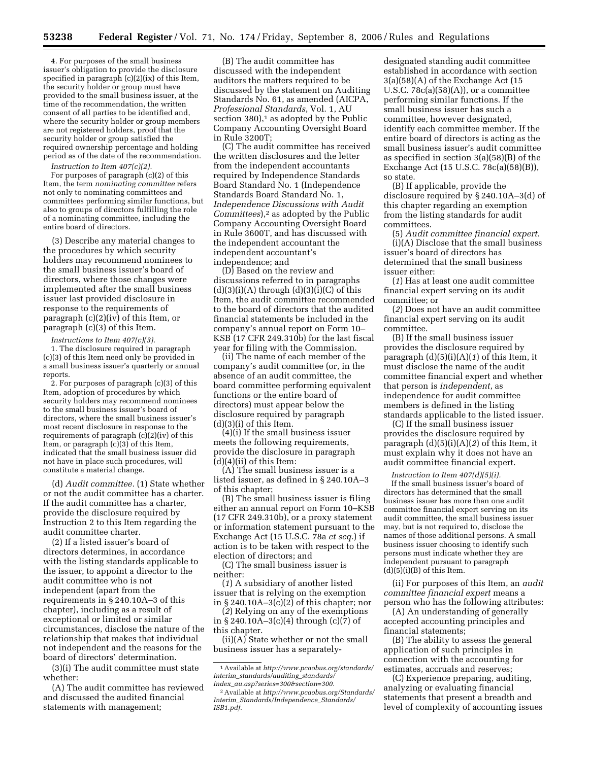4. For purposes of the small business issuer's obligation to provide the disclosure specified in paragraph (c)(2)(ix) of this Item, the security holder or group must have provided to the small business issuer, at the time of the recommendation, the written consent of all parties to be identified and, where the security holder or group members are not registered holders, proof that the security holder or group satisfied the required ownership percentage and holding period as of the date of the recommendation.

*Instruction to Item 407(c)(2).*

For purposes of paragraph (c)(2) of this Item, the term *nominating committee* refers not only to nominating committees and committees performing similar functions, but also to groups of directors fulfilling the role of a nominating committee, including the entire board of directors.

(3) Describe any material changes to the procedures by which security holders may recommend nominees to the small business issuer's board of directors, where those changes were implemented after the small business issuer last provided disclosure in response to the requirements of paragraph (c)(2)(iv) of this Item, or paragraph (c)(3) of this Item.

*Instructions to Item 407(c)(3).*

1. The disclosure required in paragraph (c)(3) of this Item need only be provided in a small business issuer's quarterly or annual reports.

2. For purposes of paragraph (c)(3) of this Item, adoption of procedures by which security holders may recommend nominees to the small business issuer's board of directors, where the small business issuer's most recent disclosure in response to the requirements of paragraph (c)(2)(iv) of this Item, or paragraph (c)(3) of this Item, indicated that the small business issuer did not have in place such procedures, will constitute a material change.

(d) *Audit committee.* (1) State whether or not the audit committee has a charter. If the audit committee has a charter, provide the disclosure required by Instruction 2 to this Item regarding the audit committee charter.

(2) If a listed issuer's board of directors determines, in accordance with the listing standards applicable to the issuer, to appoint a director to the audit committee who is not independent (apart from the requirements in § 240.10A–3 of this chapter), including as a result of exceptional or limited or similar circumstances, disclose the nature of the relationship that makes that individual not independent and the reasons for the board of directors' determination.

(3)(i) The audit committee must state whether:

(A) The audit committee has reviewed and discussed the audited financial statements with management;

(B) The audit committee has discussed with the independent auditors the matters required to be discussed by the statement on Auditing Standards No. 61, as amended (AICPA, *Professional Standards*, Vol. 1, AU section 380),[1] as adopted by the Public Company Accounting Oversight Board in Rule 3200T;

(C) The audit committee has received the written disclosures and the letter from the independent accountants required by Independence Standards Board Standard No. 1 (Independence Standards Board Standard No. 1, *Independence Discussions with Audit Committees*),[2] as adopted by the Public Company Accounting Oversight Board in Rule 3600T, and has discussed with the independent accountant the independent accountant's independence; and

(D) Based on the review and discussions referred to in paragraphs (d)(3)(i)(A) through (d)(3)(i)(C) of this Item, the audit committee recommended to the board of directors that the audited financial statements be included in the company's annual report on Form 10–KSB (17 CFR 249.310b) for the last fiscal year for filing with the Commission.

(ii) The name of each member of the company's audit committee (or, in the absence of an audit committee, the board committee performing equivalent functions or the entire board of directors) must appear below the disclosure required by paragraph (d)(3)(i) of this Item.

(4)(i) If the small business issuer meets the following requirements, provide the disclosure in paragraph (d)(4)(ii) of this Item:

(A) The small business issuer is a listed issuer, as defined in § 240.10A–3 of this chapter;

(B) The small business issuer is filing either an annual report on Form 10–KSB (17 CFR 249.310b), or a proxy statement or information statement pursuant to the Exchange Act (15 U.S.C. 78a *et seq.*) if action is to be taken with respect to the election of directors; and

(C) The small business issuer is neither:

(*1*) A subsidiary of another listed issuer that is relying on the exemption in § 240.10A–3(c)(2) of this chapter; nor

(*2*) Relying on any of the exemptions in § 240.10A–3(c)(4) through (c)(7) of this chapter.

(ii)(A) State whether or not the small business issuer has a separately-designated standing audit committee established in accordance with section 3(a)(58)(A) of the Exchange Act (15 U.S.C. 78c(a)(58)(A)), or a committee performing similar functions. If the small business issuer has such a committee, however designated, identify each committee member. If the entire board of directors is acting as the small business issuer's audit committee as specified in section 3(a)(58)(B) of the Exchange Act (15 U.S.C. 78c(a)(58)(B)), so state.

(B) If applicable, provide the disclosure required by § 240.10A–3(d) of this chapter regarding an exemption from the listing standards for audit committees.

(5) *Audit committee financial expert.* (i)(A) Disclose that the small business issuer's board of directors has determined that the small business issuer either:

(*1*) Has at least one audit committee financial expert serving on its audit committee; or

(*2*) Does not have an audit committee financial expert serving on its audit committee.

(B) If the small business issuer provides the disclosure required by paragraph (d)(5)(i)(A)(*1*) of this Item, it must disclose the name of the audit committee financial expert and whether that person is *independent*, as independence for audit committee members is defined in the listing standards applicable to the listed issuer.

(C) If the small business issuer provides the disclosure required by paragraph (d)(5)(i)(A)(*2*) of this Item, it must explain why it does not have an audit committee financial expert.

*Instruction to Item 407(d)(5)(i).*

If the small business issuer's board of directors has determined that the small business issuer has more than one audit committee financial expert serving on its audit committee, the small business issuer may, but is not required to, disclose the names of those additional persons. A small business issuer choosing to identify such persons must indicate whether they are independent pursuant to paragraph (d)(5)(i)(B) of this Item.

(ii) For purposes of this Item, an *audit committee financial expert* means a person who has the following attributes:

(A) An understanding of generally accepted accounting principles and financial statements;

(B) The ability to assess the general application of such principles in connection with the accounting for estimates, accruals and reserves;

(C) Experience preparing, auditing, analyzing or evaluating financial statements that present a breadth and level of complexity of accounting issues

---

[1] Available at *http://www.pcaobus.org/standards/interim_standards/auditing_standards/index_au.asp?series=300&section=300.*

[2] Available at *http://www.pcaobus.org/Standards/Interim_Standards/Independence_Standards/ISB1.pdf.*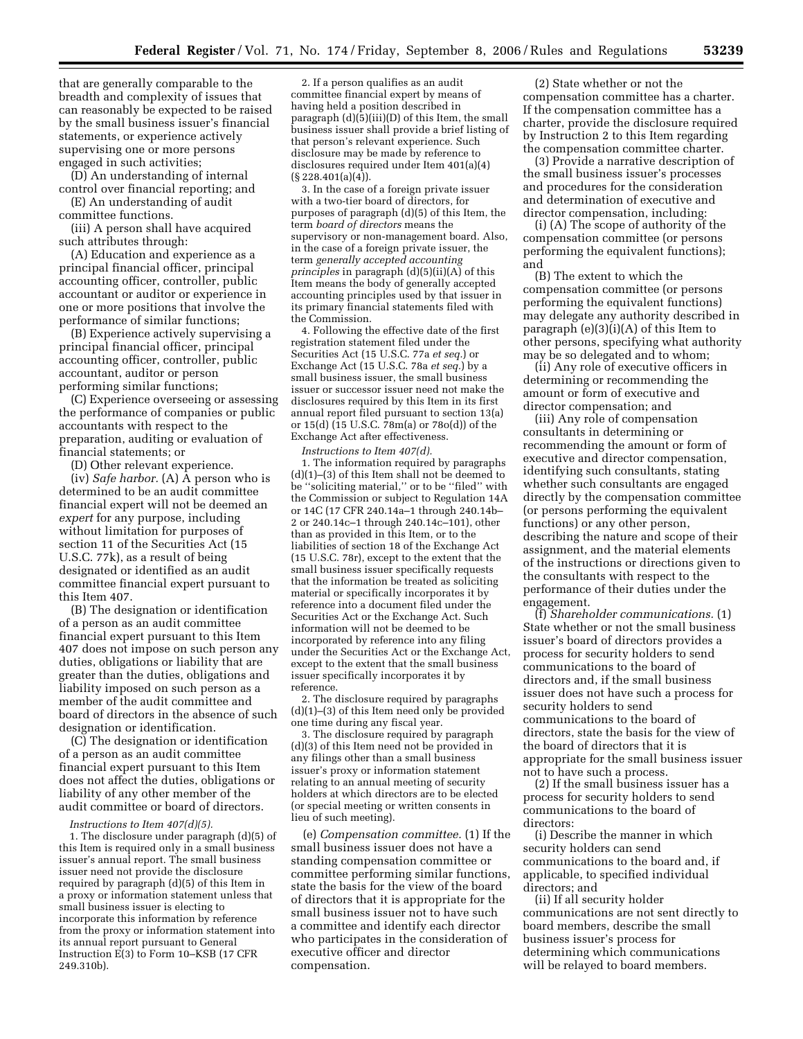that are generally comparable to the breadth and complexity of issues that can reasonably be expected to be raised by the small business issuer's financial statements, or experience actively supervising one or more persons engaged in such activities;

(D) An understanding of internal control over financial reporting; and

(E) An understanding of audit committee functions.

(iii) A person shall have acquired such attributes through:

(A) Education and experience as a principal financial officer, principal accounting officer, controller, public accountant or auditor or experience in one or more positions that involve the performance of similar functions;

(B) Experience actively supervising a principal financial officer, principal accounting officer, controller, public accountant, auditor or person performing similar functions;

(C) Experience overseeing or assessing the performance of companies or public accountants with respect to the preparation, auditing or evaluation of financial statements; or

(D) Other relevant experience.

(iv) *Safe harbor.* (A) A person who is determined to be an audit committee financial expert will not be deemed an *expert* for any purpose, including without limitation for purposes of section 11 of the Securities Act (15 U.S.C. 77k), as a result of being designated or identified as an audit committee financial expert pursuant to this Item 407.

(B) The designation or identification of a person as an audit committee financial expert pursuant to this Item 407 does not impose on such person any duties, obligations or liability that are greater than the duties, obligations and liability imposed on such person as a member of the audit committee and board of directors in the absence of such designation or identification.

(C) The designation or identification of a person as an audit committee financial expert pursuant to this Item does not affect the duties, obligations or liability of any other member of the audit committee or board of directors.

*Instructions to Item 407(d)(5).*

1. The disclosure under paragraph (d)(5) of this Item is required only in a small business issuer's annual report. The small business issuer need not provide the disclosure required by paragraph (d)(5) of this Item in a proxy or information statement unless that small business issuer is electing to incorporate this information by reference from the proxy or information statement into its annual report pursuant to General Instruction E(3) to Form 10–KSB (17 CFR 249.310b).

2. If a person qualifies as an audit committee financial expert by means of having held a position described in paragraph (d)(5)(iii)(D) of this Item, the small business issuer shall provide a brief listing of that person's relevant experience. Such disclosure may be made by reference to disclosures required under Item 401(a)(4) (§ 228.401(a)(4)).

3. In the case of a foreign private issuer with a two-tier board of directors, for purposes of paragraph (d)(5) of this Item, the term *board of directors* means the supervisory or non-management board. Also, in the case of a foreign private issuer, the term *generally accepted accounting principles* in paragraph (d)(5)(ii)(A) of this Item means the body of generally accepted accounting principles used by that issuer in its primary financial statements filed with the Commission.

4. Following the effective date of the first registration statement filed under the Securities Act (15 U.S.C. 77a *et seq.*) or Exchange Act (15 U.S.C. 78a *et seq.*) by a small business issuer, the small business issuer or successor issuer need not make the disclosures required by this Item in its first annual report filed pursuant to section 13(a) or 15(d) (15 U.S.C. 78m(a) or 78o(d)) of the Exchange Act after effectiveness.

*Instructions to Item 407(d).*

1. The information required by paragraphs (d)(1)–(3) of this Item shall not be deemed to be ''soliciting material,'' or to be ''filed'' with the Commission or subject to Regulation 14A or 14C (17 CFR 240.14a–1 through 240.14b–2 or 240.14c–1 through 240.14c–101), other than as provided in this Item, or to the liabilities of section 18 of the Exchange Act (15 U.S.C. 78r), except to the extent that the small business issuer specifically requests that the information be treated as soliciting material or specifically incorporates it by reference into a document filed under the Securities Act or the Exchange Act. Such information will not be deemed to be incorporated by reference into any filing under the Securities Act or the Exchange Act, except to the extent that the small business issuer specifically incorporates it by reference.

2. The disclosure required by paragraphs (d)(1)–(3) of this Item need only be provided one time during any fiscal year.

3. The disclosure required by paragraph (d)(3) of this Item need not be provided in any filings other than a small business issuer's proxy or information statement relating to an annual meeting of security holders at which directors are to be elected (or special meeting or written consents in lieu of such meeting).

(e) *Compensation committee.* (1) If the small business issuer does not have a standing compensation committee or committee performing similar functions, state the basis for the view of the board of directors that it is appropriate for the small business issuer not to have such a committee and identify each director who participates in the consideration of executive officer and director compensation.

(2) State whether or not the compensation committee has a charter. If the compensation committee has a charter, provide the disclosure required by Instruction 2 to this Item regarding the compensation committee charter.

(3) Provide a narrative description of the small business issuer's processes and procedures for the consideration and determination of executive and director compensation, including:

(i) (A) The scope of authority of the compensation committee (or persons performing the equivalent functions); and

(B) The extent to which the compensation committee (or persons performing the equivalent functions) may delegate any authority described in paragraph (e)(3)(i)(A) of this Item to other persons, specifying what authority may be so delegated and to whom;

(ii) Any role of executive officers in determining or recommending the amount or form of executive and director compensation; and

(iii) Any role of compensation consultants in determining or recommending the amount or form of executive and director compensation, identifying such consultants, stating whether such consultants are engaged directly by the compensation committee (or persons performing the equivalent functions) or any other person, describing the nature and scope of their assignment, and the material elements of the instructions or directions given to the consultants with respect to the performance of their duties under the engagement.

(f) *Shareholder communications.* (1) State whether or not the small business issuer's board of directors provides a process for security holders to send communications to the board of directors and, if the small business issuer does not have such a process for security holders to send communications to the board of directors, state the basis for the view of the board of directors that it is appropriate for the small business issuer not to have such a process.

(2) If the small business issuer has a process for security holders to send communications to the board of directors:

(i) Describe the manner in which security holders can send communications to the board and, if applicable, to specified individual directors; and

(ii) If all security holder communications are not sent directly to board members, describe the small business issuer's process for determining which communications will be relayed to board members.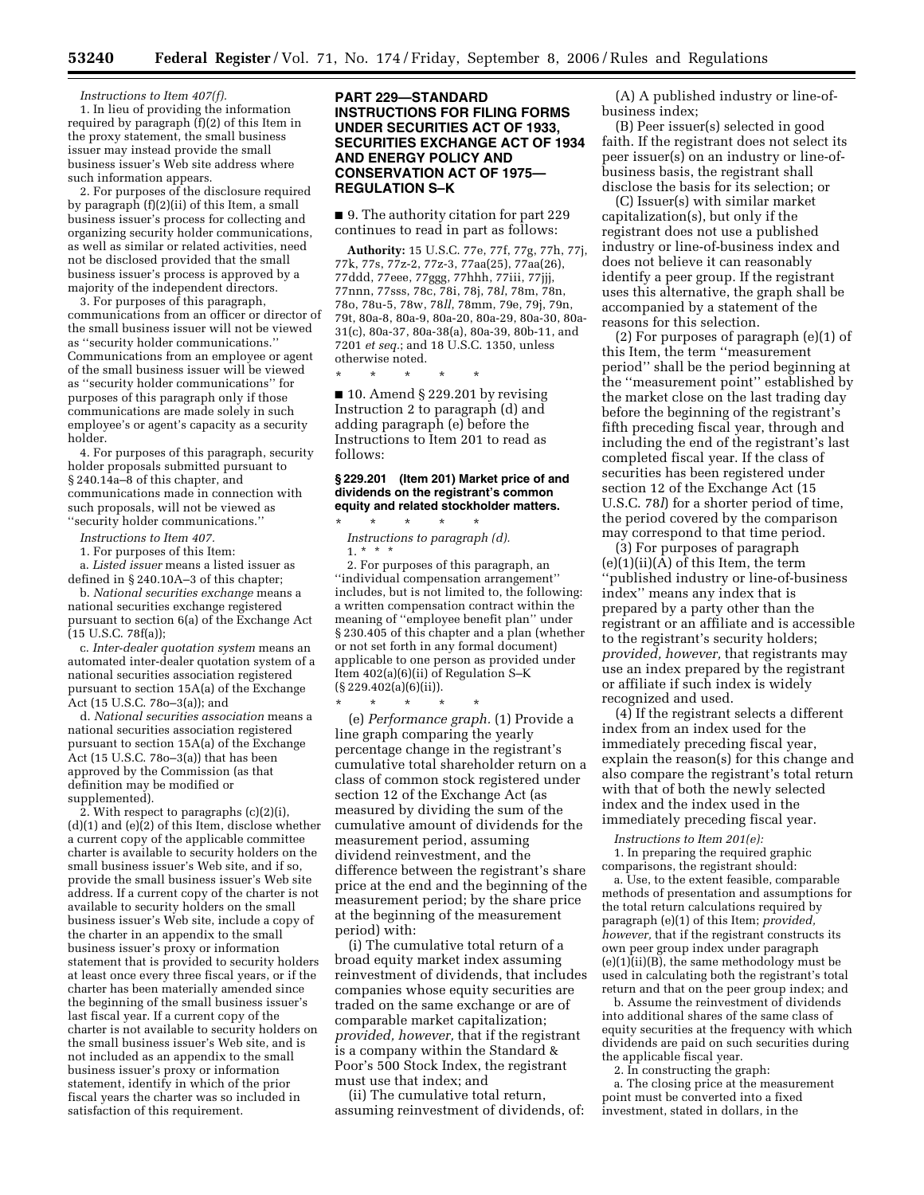*Instructions to Item 407(f).*

1. In lieu of providing the information required by paragraph (f)(2) of this Item in the proxy statement, the small business issuer may instead provide the small business issuer's Web site address where such information appears.

2. For purposes of the disclosure required by paragraph (f)(2)(ii) of this Item, a small business issuer's process for collecting and organizing security holder communications, as well as similar or related activities, need not be disclosed provided that the small business issuer's process is approved by a majority of the independent directors.

3. For purposes of this paragraph, communications from an officer or director of the small business issuer will not be viewed as ''security holder communications.'' Communications from an employee or agent of the small business issuer will be viewed as ''security holder communications'' for purposes of this paragraph only if those communications are made solely in such employee's or agent's capacity as a security holder.

4. For purposes of this paragraph, security holder proposals submitted pursuant to § 240.14a–8 of this chapter, and communications made in connection with such proposals, will not be viewed as ''security holder communications.''

*Instructions to Item 407.*

1. For purposes of this Item:

a. *Listed issuer* means a listed issuer as defined in § 240.10A–3 of this chapter;

b. *National securities exchange* means a national securities exchange registered pursuant to section 6(a) of the Exchange Act (15 U.S.C. 78f(a));

c. *Inter-dealer quotation system* means an automated inter-dealer quotation system of a national securities association registered pursuant to section 15A(a) of the Exchange Act (15 U.S.C. 78o–3(a)); and

d. *National securities association* means a national securities association registered pursuant to section 15A(a) of the Exchange Act (15 U.S.C. 78o–3(a)) that has been approved by the Commission (as that definition may be modified or supplemented).

2. With respect to paragraphs (c)(2)(i), (d)(1) and (e)(2) of this Item, disclose whether a current copy of the applicable committee charter is available to security holders on the small business issuer's Web site, and if so, provide the small business issuer's Web site address. If a current copy of the charter is not available to security holders on the small business issuer's Web site, include a copy of the charter in an appendix to the small business issuer's proxy or information statement that is provided to security holders at least once every three fiscal years, or if the charter has been materially amended since the beginning of the small business issuer's last fiscal year. If a current copy of the charter is not available to security holders on the small business issuer's Web site, and is not included as an appendix to the small business issuer's proxy or information statement, identify in which of the prior fiscal years the charter was so included in satisfaction of this requirement.

## PART 229—STANDARD INSTRUCTIONS FOR FILING FORMS UNDER SECURITIES ACT OF 1933, SECURITIES EXCHANGE ACT OF 1934 AND ENERGY POLICY AND CONSERVATION ACT OF 1975—REGULATION S–K

■ 9. The authority citation for part 229 continues to read in part as follows:

**Authority:** 15 U.S.C. 77e, 77f, 77g, 77h, 77j, 77k, 77s, 77z-2, 77z-3, 77aa(25), 77aa(26), 77ddd, 77eee, 77ggg, 77hhh, 77iii, 77jjj, 77nnn, 77sss, 78c, 78i, 78j, 78*l*, 78m, 78n, 78o, 78u-5, 78w, 78*ll*, 78mm, 79e, 79j, 79n, 79t, 80a-8, 80a-9, 80a-20, 80a-29, 80a-30, 80a-31(c), 80a-37, 80a-38(a), 80a-39, 80b-11, and 7201 *et seq.*; and 18 U.S.C. 1350, unless otherwise noted.

\* \* \* \* \*

■ 10. Amend § 229.201 by revising Instruction 2 to paragraph (d) and adding paragraph (e) before the Instructions to Item 201 to read as follows:

### § 229.201 (Item 201) Market price of and dividends on the registrant's common equity and related stockholder matters.

\* \* \* \* \*

*Instructions to paragraph (d).*

1. \* \* \*

2. For purposes of this paragraph, an ''individual compensation arrangement'' includes, but is not limited to, the following: a written compensation contract within the meaning of ''employee benefit plan'' under § 230.405 of this chapter and a plan (whether or not set forth in any formal document) applicable to one person as provided under Item 402(a)(6)(ii) of Regulation S–K (§ 229.402(a)(6)(ii)).

\* \* \* \* \*

(e) *Performance graph.* (1) Provide a line graph comparing the yearly percentage change in the registrant's cumulative total shareholder return on a class of common stock registered under section 12 of the Exchange Act (as measured by dividing the sum of the cumulative amount of dividends for the measurement period, assuming dividend reinvestment, and the difference between the registrant's share price at the end and the beginning of the measurement period; by the share price at the beginning of the measurement period) with:

(i) The cumulative total return of a broad equity market index assuming reinvestment of dividends, that includes companies whose equity securities are traded on the same exchange or are of comparable market capitalization; *provided, however,* that if the registrant is a company within the Standard & Poor's 500 Stock Index, the registrant must use that index; and

(ii) The cumulative total return, assuming reinvestment of dividends, of:

(A) A published industry or line-of-business index;

(B) Peer issuer(s) selected in good faith. If the registrant does not select its peer issuer(s) on an industry or line-of-business basis, the registrant shall disclose the basis for its selection; or

(C) Issuer(s) with similar market capitalization(s), but only if the registrant does not use a published industry or line-of-business index and does not believe it can reasonably identify a peer group. If the registrant uses this alternative, the graph shall be accompanied by a statement of the reasons for this selection.

(2) For purposes of paragraph (e)(1) of this Item, the term ''measurement period'' shall be the period beginning at the ''measurement point'' established by the market close on the last trading day before the beginning of the registrant's fifth preceding fiscal year, through and including the end of the registrant's last completed fiscal year. If the class of securities has been registered under section 12 of the Exchange Act (15 U.S.C. 78*l*) for a shorter period of time, the period covered by the comparison may correspond to that time period.

(3) For purposes of paragraph (e)(1)(ii)(A) of this Item, the term ''published industry or line-of-business index'' means any index that is prepared by a party other than the registrant or an affiliate and is accessible to the registrant's security holders; *provided, however,* that registrants may use an index prepared by the registrant or affiliate if such index is widely recognized and used.

(4) If the registrant selects a different index from an index used for the immediately preceding fiscal year, explain the reason(s) for this change and also compare the registrant's total return with that of both the newly selected index and the index used in the immediately preceding fiscal year.

*Instructions to Item 201(e):*

1. In preparing the required graphic comparisons, the registrant should:

a. Use, to the extent feasible, comparable methods of presentation and assumptions for the total return calculations required by paragraph (e)(1) of this Item; *provided, however,* that if the registrant constructs its own peer group index under paragraph (e)(1)(ii)(B), the same methodology must be used in calculating both the registrant's total return and that on the peer group index; and

b. Assume the reinvestment of dividends into additional shares of the same class of equity securities at the frequency with which dividends are paid on such securities during the applicable fiscal year.

2. In constructing the graph:

a. The closing price at the measurement point must be converted into a fixed investment, stated in dollars, in the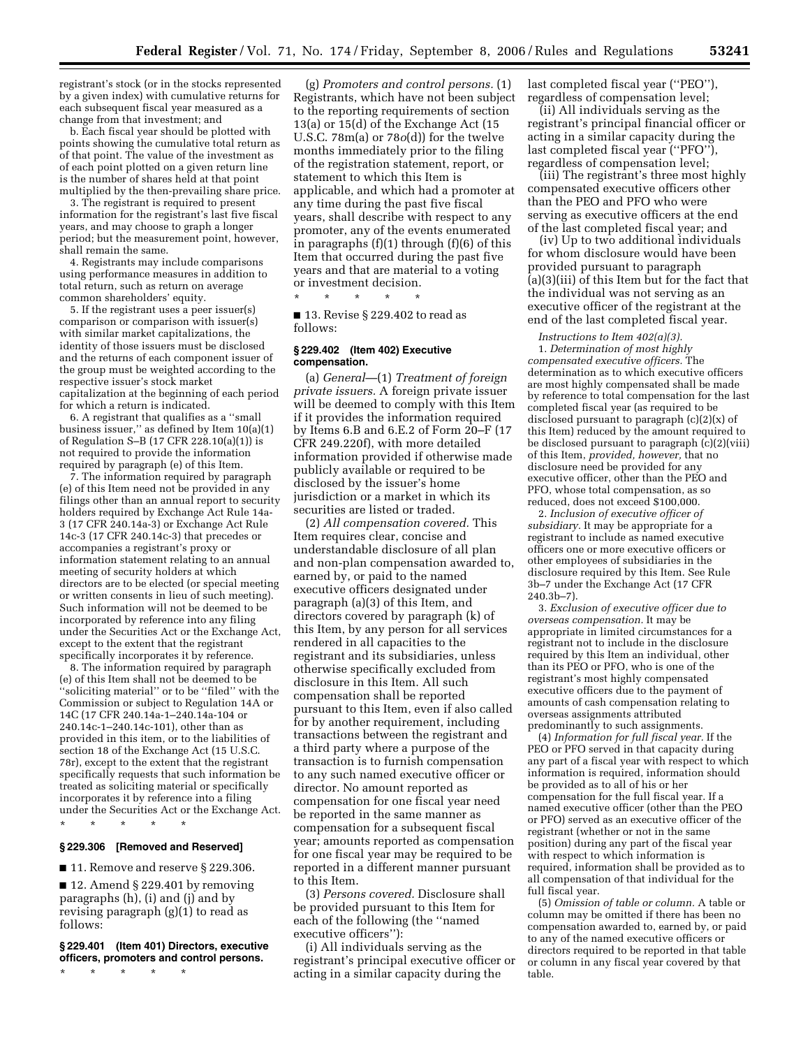registrant's stock (or in the stocks represented by a given index) with cumulative returns for each subsequent fiscal year measured as a change from that investment; and

b. Each fiscal year should be plotted with points showing the cumulative total return as of that point. The value of the investment as of each point plotted on a given return line is the number of shares held at that point multiplied by the then-prevailing share price.

3. The registrant is required to present information for the registrant's last five fiscal years, and may choose to graph a longer period; but the measurement point, however, shall remain the same.

4. Registrants may include comparisons using performance measures in addition to total return, such as return on average common shareholders' equity.

5. If the registrant uses a peer issuer(s) comparison or comparison with issuer(s) with similar market capitalizations, the identity of those issuers must be disclosed and the returns of each component issuer of the group must be weighted according to the respective issuer's stock market capitalization at the beginning of each period for which a return is indicated.

6. A registrant that qualifies as a ''small business issuer,'' as defined by Item 10(a)(1) of Regulation S–B (17 CFR 228.10(a)(1)) is not required to provide the information required by paragraph (e) of this Item.

7. The information required by paragraph (e) of this Item need not be provided in any filings other than an annual report to security holders required by Exchange Act Rule 14a-3 (17 CFR 240.14a-3) or Exchange Act Rule 14c-3 (17 CFR 240.14c-3) that precedes or accompanies a registrant's proxy or information statement relating to an annual meeting of security holders at which directors are to be elected (or special meeting or written consents in lieu of such meeting). Such information will not be deemed to be incorporated by reference into any filing under the Securities Act or the Exchange Act, except to the extent that the registrant specifically incorporates it by reference.

8. The information required by paragraph (e) of this Item shall not be deemed to be ''soliciting material'' or to be ''filed'' with the Commission or subject to Regulation 14A or 14C (17 CFR 240.14a-1–240.14a-104 or 240.14c-1–240.14c-101), other than as provided in this item, or to the liabilities of section 18 of the Exchange Act (15 U.S.C. 78r), except to the extent that the registrant specifically requests that such information be treated as soliciting material or specifically incorporates it by reference into a filing under the Securities Act or the Exchange Act.

\* \* \* \* \*

**§ 229.306 [Removed and Reserved]**

■ 11. Remove and reserve § 229.306.

■ 12. Amend § 229.401 by removing paragraphs (h), (i) and (j) and by revising paragraph (g)(1) to read as follows:

**§ 229.401 (Item 401) Directors, executive officers, promoters and control persons.**

\* \* \* \* \*

(g) *Promoters and control persons.* (1) Registrants, which have not been subject to the reporting requirements of section 13(a) or 15(d) of the Exchange Act (15 U.S.C. 78m(a) or 78*o*(d)) for the twelve months immediately prior to the filing of the registration statement, report, or statement to which this Item is applicable, and which had a promoter at any time during the past five fiscal years, shall describe with respect to any promoter, any of the events enumerated in paragraphs (f)(1) through (f)(6) of this Item that occurred during the past five years and that are material to a voting or investment decision.

\* \* \* \* \*

■ 13. Revise § 229.402 to read as follows:

**§ 229.402 (Item 402) Executive compensation.**

(a) *General*—(1) *Treatment of foreign private issuers.* A foreign private issuer will be deemed to comply with this Item if it provides the information required by Items 6.B and 6.E.2 of Form 20–F (17 CFR 249.220f), with more detailed information provided if otherwise made publicly available or required to be disclosed by the issuer's home jurisdiction or a market in which its securities are listed or traded.

(2) *All compensation covered.* This Item requires clear, concise and understandable disclosure of all plan and non-plan compensation awarded to, earned by, or paid to the named executive officers designated under paragraph (a)(3) of this Item, and directors covered by paragraph (k) of this Item, by any person for all services rendered in all capacities to the registrant and its subsidiaries, unless otherwise specifically excluded from disclosure in this Item. All such compensation shall be reported pursuant to this Item, even if also called for by another requirement, including transactions between the registrant and a third party where a purpose of the transaction is to furnish compensation to any such named executive officer or director. No amount reported as compensation for one fiscal year need be reported in the same manner as compensation for a subsequent fiscal year; amounts reported as compensation for one fiscal year may be required to be reported in a different manner pursuant to this Item.

(3) *Persons covered.* Disclosure shall be provided pursuant to this Item for each of the following (the ''named executive officers''):

(i) All individuals serving as the registrant's principal executive officer or acting in a similar capacity during the last completed fiscal year (''PEO''), regardless of compensation level;

(ii) All individuals serving as the registrant's principal financial officer or acting in a similar capacity during the last completed fiscal year (''PFO''), regardless of compensation level;

(iii) The registrant's three most highly compensated executive officers other than the PEO and PFO who were serving as executive officers at the end of the last completed fiscal year; and

(iv) Up to two additional individuals for whom disclosure would have been provided pursuant to paragraph (a)(3)(iii) of this Item but for the fact that the individual was not serving as an executive officer of the registrant at the end of the last completed fiscal year.

*Instructions to Item 402(a)(3).*

1. *Determination of most highly compensated executive officers.* The determination as to which executive officers are most highly compensated shall be made by reference to total compensation for the last completed fiscal year (as required to be disclosed pursuant to paragraph (c)(2)(x) of this Item) reduced by the amount required to be disclosed pursuant to paragraph (c)(2)(viii) of this Item, *provided, however,* that no disclosure need be provided for any executive officer, other than the PEO and PFO, whose total compensation, as so reduced, does not exceed $100,000.

2. *Inclusion of executive officer of subsidiary.* It may be appropriate for a registrant to include as named executive officers one or more executive officers or other employees of subsidiaries in the disclosure required by this Item. See Rule 3b–7 under the Exchange Act (17 CFR 240.3b–7).

3. *Exclusion of executive officer due to overseas compensation.* It may be appropriate in limited circumstances for a registrant not to include in the disclosure required by this Item an individual, other than its PEO or PFO, who is one of the registrant's most highly compensated executive officers due to the payment of amounts of cash compensation relating to overseas assignments attributed predominantly to such assignments.

(4) *Information for full fiscal year.* If the PEO or PFO served in that capacity during any part of a fiscal year with respect to which information is required, information should be provided as to all of his or her compensation for the full fiscal year. If a named executive officer (other than the PEO or PFO) served as an executive officer of the registrant (whether or not in the same position) during any part of the fiscal year with respect to which information is required, information shall be provided as to all compensation of that individual for the full fiscal year.

(5) *Omission of table or column.* A table or column may be omitted if there has been no compensation awarded to, earned by, or paid to any of the named executive officers or directors required to be reported in that table or column in any fiscal year covered by that table.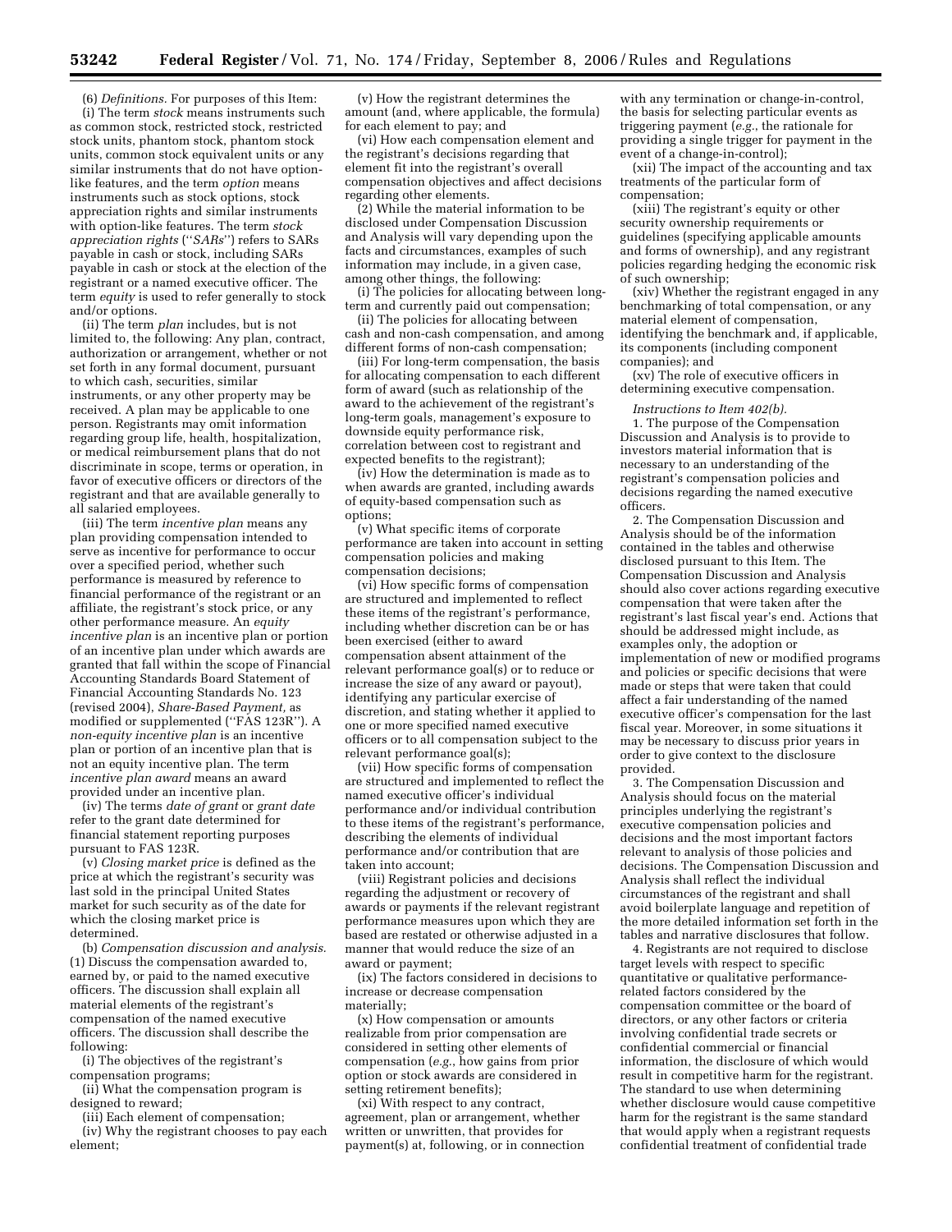(6) *Definitions*. For purposes of this Item:

(i) The term *stock* means instruments such as common stock, restricted stock, restricted stock units, phantom stock, phantom stock units, common stock equivalent units or any similar instruments that do not have option-like features, and the term *option* means instruments such as stock options, stock appreciation rights and similar instruments with option-like features. The term *stock appreciation rights* (''*SARs*'') refers to SARs payable in cash or stock, including SARs payable in cash or stock at the election of the registrant or a named executive officer. The term *equity* is used to refer generally to stock and/or options.

(ii) The term *plan* includes, but is not limited to, the following: Any plan, contract, authorization or arrangement, whether or not set forth in any formal document, pursuant to which cash, securities, similar instruments, or any other property may be received. A plan may be applicable to one person. Registrants may omit information regarding group life, health, hospitalization, or medical reimbursement plans that do not discriminate in scope, terms or operation, in favor of executive officers or directors of the registrant and that are available generally to all salaried employees.

(iii) The term *incentive plan* means any plan providing compensation intended to serve as incentive for performance to occur over a specified period, whether such performance is measured by reference to financial performance of the registrant or an affiliate, the registrant's stock price, or any other performance measure. An *equity incentive plan* is an incentive plan or portion of an incentive plan under which awards are granted that fall within the scope of Financial Accounting Standards Board Statement of Financial Accounting Standards No. 123 (revised 2004), *Share-Based Payment*, as modified or supplemented (''FAS 123R''). A *non-equity incentive plan* is an incentive plan or portion of an incentive plan that is not an equity incentive plan. The term *incentive plan award* means an award provided under an incentive plan.

(iv) The terms *date of grant* or *grant date* refer to the grant date determined for financial statement reporting purposes pursuant to FAS 123R.

(v) *Closing market price* is defined as the price at which the registrant's security was last sold in the principal United States market for such security as of the date for which the closing market price is determined.

(b) *Compensation discussion and analysis*. (1) Discuss the compensation awarded to, earned by, or paid to the named executive officers. The discussion shall explain all material elements of the registrant's compensation of the named executive officers. The discussion shall describe the following:

(i) The objectives of the registrant's compensation programs;

(ii) What the compensation program is designed to reward;

(iii) Each element of compensation;

(iv) Why the registrant chooses to pay each element;

(v) How the registrant determines the amount (and, where applicable, the formula) for each element to pay; and

(vi) How each compensation element and the registrant's decisions regarding that element fit into the registrant's overall compensation objectives and affect decisions regarding other elements.

(2) While the material information to be disclosed under Compensation Discussion and Analysis will vary depending upon the facts and circumstances, examples of such information may include, in a given case, among other things, the following:

(i) The policies for allocating between long-term and currently paid out compensation;

(ii) The policies for allocating between cash and non-cash compensation, and among different forms of non-cash compensation;

(iii) For long-term compensation, the basis for allocating compensation to each different form of award (such as relationship of the award to the achievement of the registrant's long-term goals, management's exposure to downside equity performance risk, correlation between cost to registrant and expected benefits to the registrant);

(iv) How the determination is made as to when awards are granted, including awards of equity-based compensation such as options;

(v) What specific items of corporate performance are taken into account in setting compensation policies and making compensation decisions;

(vi) How specific forms of compensation are structured and implemented to reflect these items of the registrant's performance, including whether discretion can be or has been exercised (either to award compensation absent attainment of the relevant performance goal(s) or to reduce or increase the size of any award or payout), identifying any particular exercise of discretion, and stating whether it applied to one or more specified named executive officers or to all compensation subject to the relevant performance goal(s);

(vii) How specific forms of compensation are structured and implemented to reflect the named executive officer's individual performance and/or individual contribution to these items of the registrant's performance, describing the elements of individual performance and/or contribution that are taken into account;

(viii) Registrant policies and decisions regarding the adjustment or recovery of awards or payments if the relevant registrant performance measures upon which they are based are restated or otherwise adjusted in a manner that would reduce the size of an award or payment;

(ix) The factors considered in decisions to increase or decrease compensation materially;

(x) How compensation or amounts realizable from prior compensation are considered in setting other elements of compensation (*e.g.*, how gains from prior option or stock awards are considered in setting retirement benefits);

(xi) With respect to any contract, agreement, plan or arrangement, whether written or unwritten, that provides for payment(s) at, following, or in connection with any termination or change-in-control, the basis for selecting particular events as triggering payment (*e.g.*, the rationale for providing a single trigger for payment in the event of a change-in-control);

(xii) The impact of the accounting and tax treatments of the particular form of compensation;

(xiii) The registrant's equity or other security ownership requirements or guidelines (specifying applicable amounts and forms of ownership), and any registrant policies regarding hedging the economic risk of such ownership;

(xiv) Whether the registrant engaged in any benchmarking of total compensation, or any material element of compensation, identifying the benchmark and, if applicable, its components (including component companies); and

(xv) The role of executive officers in determining executive compensation.

*Instructions to Item 402(b).*

1. The purpose of the Compensation Discussion and Analysis is to provide to investors material information that is necessary to an understanding of the registrant's compensation policies and decisions regarding the named executive officers.

2. The Compensation Discussion and Analysis should be of the information contained in the tables and otherwise disclosed pursuant to this Item. The Compensation Discussion and Analysis should also cover actions regarding executive compensation that were taken after the registrant's last fiscal year's end. Actions that should be addressed might include, as examples only, the adoption or implementation of new or modified programs and policies or specific decisions that were made or steps that were taken that could affect a fair understanding of the named executive officer's compensation for the last fiscal year. Moreover, in some situations it may be necessary to discuss prior years in order to give context to the disclosure provided.

3. The Compensation Discussion and Analysis should focus on the material principles underlying the registrant's executive compensation policies and decisions and the most important factors relevant to analysis of those policies and decisions. The Compensation Discussion and Analysis shall reflect the individual circumstances of the registrant and shall avoid boilerplate language and repetition of the more detailed information set forth in the tables and narrative disclosures that follow.

4. Registrants are not required to disclose target levels with respect to specific quantitative or qualitative performance-related factors considered by the compensation committee or the board of directors, or any other factors or criteria involving confidential trade secrets or confidential commercial or financial information, the disclosure of which would result in competitive harm for the registrant. The standard to use when determining whether disclosure would cause competitive harm for the registrant is the same standard that would apply when a registrant requests confidential treatment of confidential trade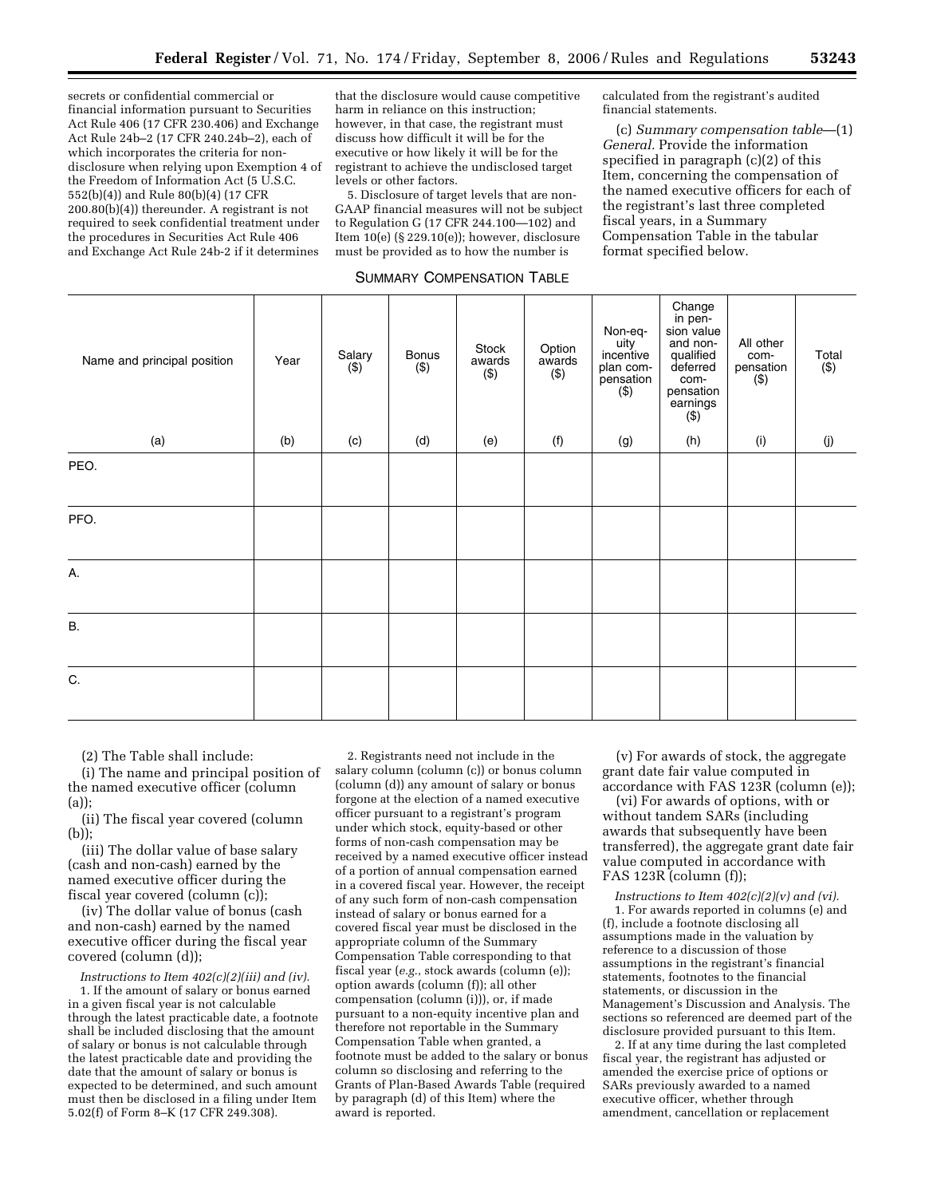secrets or confidential commercial or financial information pursuant to Securities Act Rule 406 (17 CFR 230.406) and Exchange Act Rule 24b–2 (17 CFR 240.24b–2), each of which incorporates the criteria for non-disclosure when relying upon Exemption 4 of the Freedom of Information Act (5 U.S.C. 552(b)(4)) and Rule 80(b)(4) (17 CFR 200.80(b)(4)) thereunder. A registrant is not required to seek confidential treatment under the procedures in Securities Act Rule 406 and Exchange Act Rule 24b-2 if it determines that the disclosure would cause competitive harm in reliance on this instruction; however, in that case, the registrant must discuss how difficult it will be for the executive or how likely it will be for the registrant to achieve the undisclosed target levels or other factors.

5. Disclosure of target levels that are non-GAAP financial measures will not be subject to Regulation G (17 CFR 244.100—102) and Item 10(e) (§ 229.10(e)); however, disclosure must be provided as to how the number is calculated from the registrant's audited financial statements.

(c) *Summary compensation table*—(1) *General*. Provide the information specified in paragraph (c)(2) of this Item, concerning the compensation of the named executive officers for each of the registrant's last three completed fiscal years, in a Summary Compensation Table in the tabular format specified below.

SUMMARY COMPENSATION TABLE

| Name and principal position | Year | Salary ($) | Bonus ($) | Stock awards ($) | Option awards ($) | Non-equity incentive plan compensation ($) | Change in pension value and nonqualified deferred compensation earnings ($) | All other compensation ($) | Total ($) |
|---|---|---|---|---|---|---|---|---|---|
| (a) | (b) | (c) | (d) | (e) | (f) | (g) | (h) | (i) | (j) |
| PEO. | | | | | | | | | |
| PFO. | | | | | | | | | |
| A. | | | | | | | | | |
| B. | | | | | | | | | |
| C. | | | | | | | | | |

(2) The Table shall include:

(i) The name and principal position of the named executive officer (column (a));

(ii) The fiscal year covered (column (b));

(iii) The dollar value of base salary (cash and non-cash) earned by the named executive officer during the fiscal year covered (column (c));

(iv) The dollar value of bonus (cash and non-cash) earned by the named executive officer during the fiscal year covered (column (d));

*Instructions to Item 402(c)(2)(iii) and (iv).*

1. If the amount of salary or bonus earned in a given fiscal year is not calculable through the latest practicable date, a footnote shall be included disclosing that the amount of salary or bonus is not calculable through the latest practicable date and providing the date that the amount of salary or bonus is expected to be determined, and such amount must then be disclosed in a filing under Item 5.02(f) of Form 8–K (17 CFR 249.308).

2. Registrants need not include in the salary column (column (c)) or bonus column (column (d)) any amount of salary or bonus forgone at the election of a named executive officer pursuant to a registrant's program under which stock, equity-based or other forms of non-cash compensation may be received by a named executive officer instead of a portion of annual compensation earned in a covered fiscal year. However, the receipt of any such form of non-cash compensation instead of salary or bonus earned for a covered fiscal year must be disclosed in the appropriate column of the Summary Compensation Table corresponding to that fiscal year (*e.g.*, stock awards (column (e)); option awards (column (f)); all other compensation (column (i))), or, if made pursuant to a non-equity incentive plan and therefore not reportable in the Summary Compensation Table when granted, a footnote must be added to the salary or bonus column so disclosing and referring to the Grants of Plan-Based Awards Table (required by paragraph (d) of this Item) where the award is reported.

(v) For awards of stock, the aggregate grant date fair value computed in accordance with FAS 123R (column (e));

(vi) For awards of options, with or without tandem SARs (including awards that subsequently have been transferred), the aggregate grant date fair value computed in accordance with FAS 123R (column (f));

*Instructions to Item 402(c)(2)(v) and (vi).*

1. For awards reported in columns (e) and (f), include a footnote disclosing all assumptions made in the valuation by reference to a discussion of those assumptions in the registrant's financial statements, footnotes to the financial statements, or discussion in the Management's Discussion and Analysis. The sections so referenced are deemed part of the disclosure provided pursuant to this Item.

2. If at any time during the last completed fiscal year, the registrant has adjusted or amended the exercise price of options or SARs previously awarded to a named executive officer, whether through amendment, cancellation or replacement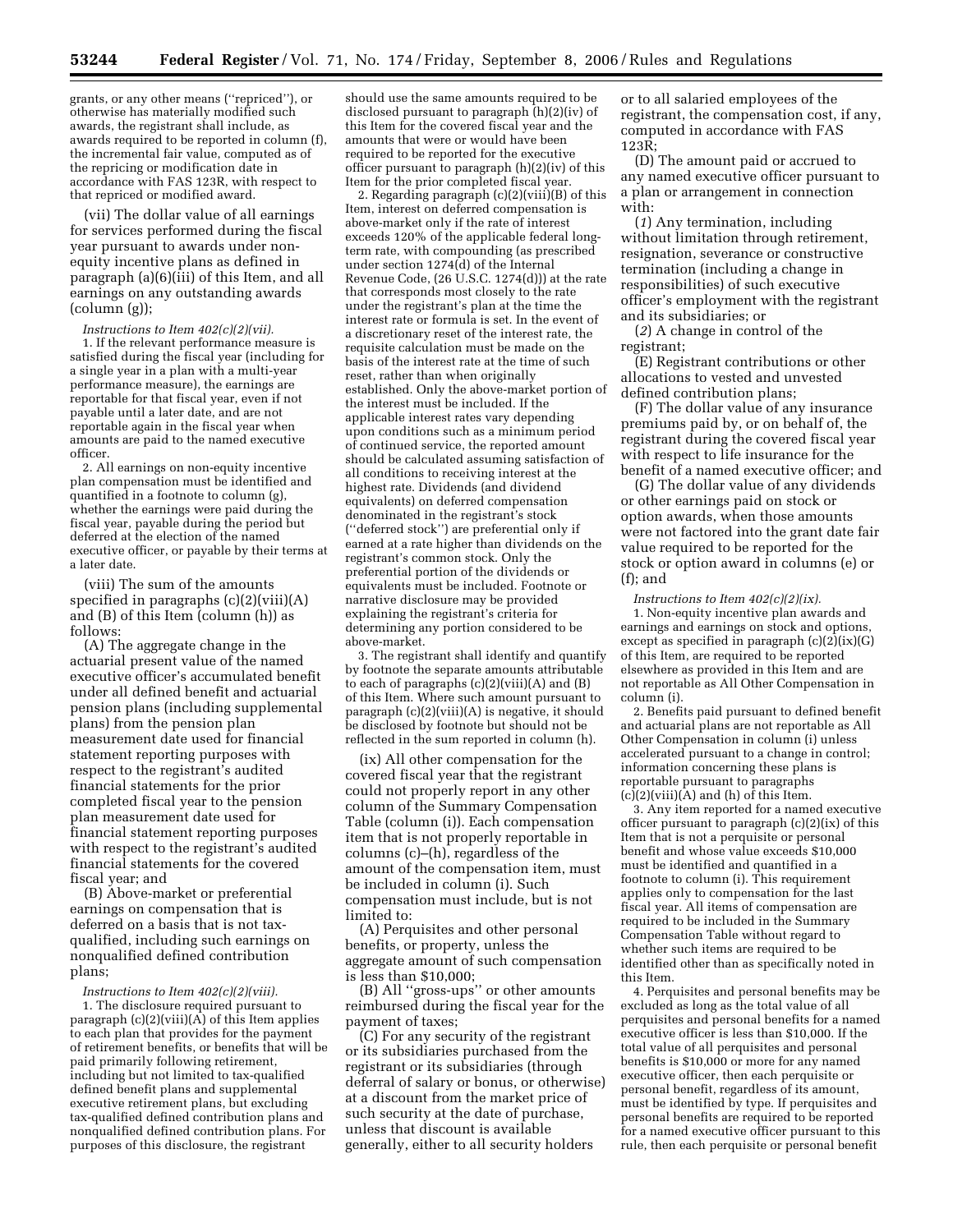grants, or any other means (''repriced''), or otherwise has materially modified such awards, the registrant shall include, as awards required to be reported in column (f), the incremental fair value, computed as of the repricing or modification date in accordance with FAS 123R, with respect to that repriced or modified award.

(vii) The dollar value of all earnings for services performed during the fiscal year pursuant to awards under non-equity incentive plans as defined in paragraph (a)(6)(iii) of this Item, and all earnings on any outstanding awards (column (g));

*Instructions to Item 402(c)(2)(vii).*

1. If the relevant performance measure is satisfied during the fiscal year (including for a single year in a plan with a multi-year performance measure), the earnings are reportable for that fiscal year, even if not payable until a later date, and are not reportable again in the fiscal year when amounts are paid to the named executive officer.

2. All earnings on non-equity incentive plan compensation must be identified and quantified in a footnote to column (g), whether the earnings were paid during the fiscal year, payable during the period but deferred at the election of the named executive officer, or payable by their terms at a later date.

(viii) The sum of the amounts specified in paragraphs (c)(2)(viii)(A) and (B) of this Item (column (h)) as follows:

(A) The aggregate change in the actuarial present value of the named executive officer's accumulated benefit under all defined benefit and actuarial pension plans (including supplemental plans) from the pension plan measurement date used for financial statement reporting purposes with respect to the registrant's audited financial statements for the prior completed fiscal year to the pension plan measurement date used for financial statement reporting purposes with respect to the registrant's audited financial statements for the covered fiscal year; and

(B) Above-market or preferential earnings on compensation that is deferred on a basis that is not tax-qualified, including such earnings on nonqualified defined contribution plans;

*Instructions to Item 402(c)(2)(viii).*

1. The disclosure required pursuant to paragraph (c)(2)(viii)(A) of this Item applies to each plan that provides for the payment of retirement benefits, or benefits that will be paid primarily following retirement, including but not limited to tax-qualified defined benefit plans and supplemental executive retirement plans, but excluding tax-qualified defined contribution plans and nonqualified defined contribution plans. For purposes of this disclosure, the registrant should use the same amounts required to be disclosed pursuant to paragraph (h)(2)(iv) of this Item for the covered fiscal year and the amounts that were or would have been required to be reported for the executive officer pursuant to paragraph (h)(2)(iv) of this Item for the prior completed fiscal year.

2. Regarding paragraph (c)(2)(viii)(B) of this Item, interest on deferred compensation is above-market only if the rate of interest exceeds 120% of the applicable federal long-term rate, with compounding (as prescribed under section 1274(d) of the Internal Revenue Code, (26 U.S.C. 1274(d))) at the rate that corresponds most closely to the rate under the registrant's plan at the time the interest rate or formula is set. In the event of a discretionary reset of the interest rate, the requisite calculation must be made on the basis of the interest rate at the time of such reset, rather than when originally established. Only the above-market portion of the interest must be included. If the applicable interest rates vary depending upon conditions such as a minimum period of continued service, the reported amount should be calculated assuming satisfaction of all conditions to receiving interest at the highest rate. Dividends (and dividend equivalents) on deferred compensation denominated in the registrant's stock (''deferred stock'') are preferential only if earned at a rate higher than dividends on the registrant's common stock. Only the preferential portion of the dividends or equivalents must be included. Footnote or narrative disclosure may be provided explaining the registrant's criteria for determining any portion considered to be above-market.

3. The registrant shall identify and quantify by footnote the separate amounts attributable to each of paragraphs (c)(2)(viii)(A) and (B) of this Item. Where such amount pursuant to paragraph (c)(2)(viii)(A) is negative, it should be disclosed by footnote but should not be reflected in the sum reported in column (h).

(ix) All other compensation for the covered fiscal year that the registrant could not properly report in any other column of the Summary Compensation Table (column (i)). Each compensation item that is not properly reportable in columns (c)–(h), regardless of the amount of the compensation item, must be included in column (i). Such compensation must include, but is not limited to:

(A) Perquisites and other personal benefits, or property, unless the aggregate amount of such compensation is less than $10,000;

(B) All ''gross-ups'' or other amounts reimbursed during the fiscal year for the payment of taxes;

(C) For any security of the registrant or its subsidiaries purchased from the registrant or its subsidiaries (through deferral of salary or bonus, or otherwise) at a discount from the market price of such security at the date of purchase, unless that discount is available generally, either to all security holders or to all salaried employees of the registrant, the compensation cost, if any, computed in accordance with FAS 123R;

(D) The amount paid or accrued to any named executive officer pursuant to a plan or arrangement in connection with:

(*1*) Any termination, including without limitation through retirement, resignation, severance or constructive termination (including a change in responsibilities) of such executive officer's employment with the registrant and its subsidiaries; or

(*2*) A change in control of the registrant;

(E) Registrant contributions or other allocations to vested and unvested defined contribution plans;

(F) The dollar value of any insurance premiums paid by, or on behalf of, the registrant during the covered fiscal year with respect to life insurance for the benefit of a named executive officer; and

(G) The dollar value of any dividends or other earnings paid on stock or option awards, when those amounts were not factored into the grant date fair value required to be reported for the stock or option award in columns (e) or (f); and

*Instructions to Item 402(c)(2)(ix).*

1. Non-equity incentive plan awards and earnings and earnings on stock and options, except as specified in paragraph (c)(2)(ix)(G) of this Item, are required to be reported elsewhere as provided in this Item and are not reportable as All Other Compensation in column (i).

2. Benefits paid pursuant to defined benefit and actuarial plans are not reportable as All Other Compensation in column (i) unless accelerated pursuant to a change in control; information concerning these plans is reportable pursuant to paragraphs (c)(2)(viii)(A) and (h) of this Item.

3. Any item reported for a named executive officer pursuant to paragraph (c)(2)(ix) of this Item that is not a perquisite or personal benefit and whose value exceeds $10,000 must be identified and quantified in a footnote to column (i). This requirement applies only to compensation for the last fiscal year. All items of compensation are required to be included in the Summary Compensation Table without regard to whether such items are required to be identified other than as specifically noted in this Item.

4. Perquisites and personal benefits may be excluded as long as the total value of all perquisites and personal benefits for a named executive officer is less than $10,000. If the total value of all perquisites and personal benefits is $10,000 or more for any named executive officer, then each perquisite or personal benefit, regardless of its amount, must be identified by type. If perquisites and personal benefits are required to be reported for a named executive officer pursuant to this rule, then each perquisite or personal benefit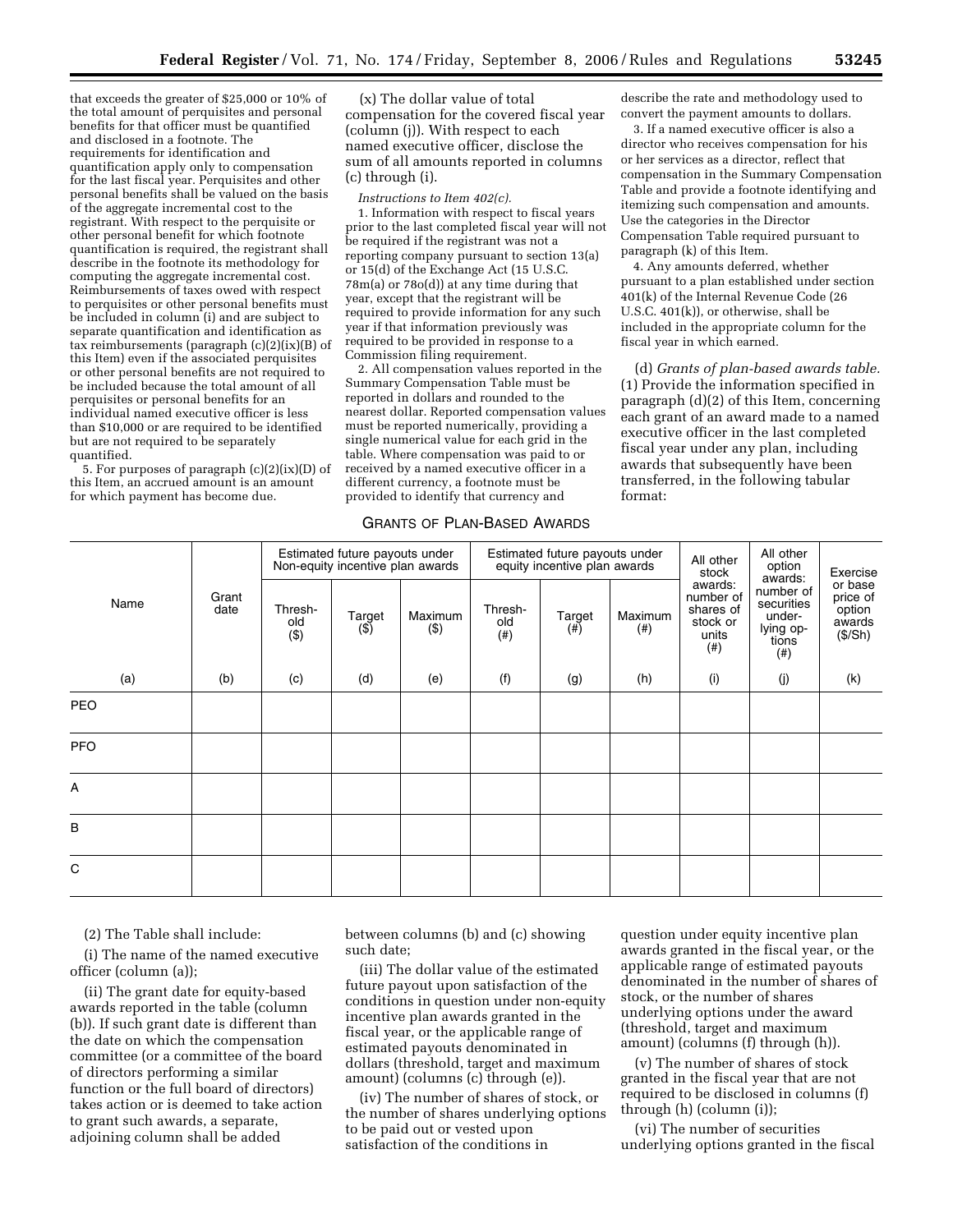that exceeds the greater of $25,000 or 10% of the total amount of perquisites and personal benefits for that officer must be quantified and disclosed in a footnote. The requirements for identification and quantification apply only to compensation for the last fiscal year. Perquisites and other personal benefits shall be valued on the basis of the aggregate incremental cost to the registrant. With respect to the perquisite or other personal benefit for which footnote quantification is required, the registrant shall describe in the footnote its methodology for computing the aggregate incremental cost. Reimbursements of taxes owed with respect to perquisites or other personal benefits must be included in column (i) and are subject to separate quantification and identification as tax reimbursements (paragraph (c)(2)(ix)(B) of this Item) even if the associated perquisites or other personal benefits are not required to be included because the total amount of all perquisites or personal benefits for an individual named executive officer is less than $10,000 or are required to be identified but are not required to be separately quantified.

5. For purposes of paragraph (c)(2)(ix)(D) of this Item, an accrued amount is an amount for which payment has become due.

(x) The dollar value of total compensation for the covered fiscal year (column (j)). With respect to each named executive officer, disclose the sum of all amounts reported in columns (c) through (i).

*Instructions to Item 402(c).*

1. Information with respect to fiscal years prior to the last completed fiscal year will not be required if the registrant was not a reporting company pursuant to section 13(a) or 15(d) of the Exchange Act (15 U.S.C. 78m(a) or 78o(d)) at any time during that year, except that the registrant will be required to provide information for any such year if that information previously was required to be provided in response to a Commission filing requirement.

2. All compensation values reported in the Summary Compensation Table must be reported in dollars and rounded to the nearest dollar. Reported compensation values must be reported numerically, providing a single numerical value for each grid in the table. Where compensation was paid to or received by a named executive officer in a different currency, a footnote must be provided to identify that currency and describe the rate and methodology used to convert the payment amounts to dollars.

3. If a named executive officer is also a director who receives compensation for his or her services as a director, reflect that compensation in the Summary Compensation Table and provide a footnote identifying and itemizing such compensation and amounts. Use the categories in the Director Compensation Table required pursuant to paragraph (k) of this Item.

4. Any amounts deferred, whether pursuant to a plan established under section 401(k) of the Internal Revenue Code (26 U.S.C. 401(k)), or otherwise, shall be included in the appropriate column for the fiscal year in which earned.

(d) *Grants of plan-based awards table.* (1) Provide the information specified in paragraph (d)(2) of this Item, concerning each grant of an award made to a named executive officer in the last completed fiscal year under any plan, including awards that subsequently have been transferred, in the following tabular format:

GRANTS OF PLAN-BASED AWARDS

| Name | Grant date | Estimated future payouts under Non-equity incentive plan awards | | | Estimated future payouts under equity incentive plan awards | | | All other stock awards: number of shares of stock or units (#) | All other option awards: number of securities underlying options (#) | Exercise or base price of option awards ($/Sh) |
|---|---|---|---|---|---|---|---|---|---|---|
| | | Threshold ($) | Target ($) | Maximum ($) | Threshold (#) | Target (#) | Maximum (#) | | | |
| (a) | (b) | (c) | (d) | (e) | (f) | (g) | (h) | (i) | (j) | (k) |
| PEO | | | | | | | | | | |
| PFO | | | | | | | | | | |
| A | | | | | | | | | | |
| B | | | | | | | | | | |
| C | | | | | | | | | | |

(2) The Table shall include:

(i) The name of the named executive officer (column (a));

(ii) The grant date for equity-based awards reported in the table (column (b)). If such grant date is different than the date on which the compensation committee (or a committee of the board of directors performing a similar function or the full board of directors) takes action or is deemed to take action to grant such awards, a separate, adjoining column shall be added between columns (b) and (c) showing such date;

(iii) The dollar value of the estimated future payout upon satisfaction of the conditions in question under non-equity incentive plan awards granted in the fiscal year, or the applicable range of estimated payouts denominated in dollars (threshold, target and maximum amount) (columns (c) through (e)).

(iv) The number of shares of stock, or the number of shares underlying options to be paid out or vested upon satisfaction of the conditions in question under equity incentive plan awards granted in the fiscal year, or the applicable range of estimated payouts denominated in the number of shares of stock, or the number of shares underlying options under the award (threshold, target and maximum amount) (columns (f) through (h)).

(v) The number of shares of stock granted in the fiscal year that are not required to be disclosed in columns (f) through (h) (column (i));

(vi) The number of securities underlying options granted in the fiscal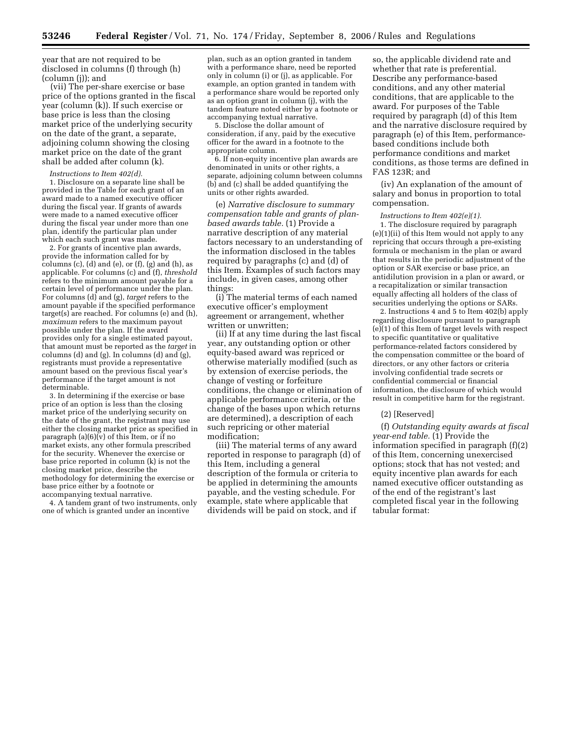year that are not required to be disclosed in columns (f) through (h) (column (j)); and

(vii) The per-share exercise or base price of the options granted in the fiscal year (column (k)). If such exercise or base price is less than the closing market price of the underlying security on the date of the grant, a separate, adjoining column showing the closing market price on the date of the grant shall be added after column (k).

*Instructions to Item 402(d).*

1. Disclosure on a separate line shall be provided in the Table for each grant of an award made to a named executive officer during the fiscal year. If grants of awards were made to a named executive officer during the fiscal year under more than one plan, identify the particular plan under which each such grant was made.

2. For grants of incentive plan awards, provide the information called for by columns (c), (d) and (e), or (f), (g) and (h), as applicable. For columns (c) and (f), *threshold* refers to the minimum amount payable for a certain level of performance under the plan. For columns (d) and (g), *target* refers to the amount payable if the specified performance target(s) are reached. For columns (e) and (h), *maximum* refers to the maximum payout possible under the plan. If the award provides only for a single estimated payout, that amount must be reported as the *target* in columns (d) and (g). In columns (d) and (g), registrants must provide a representative amount based on the previous fiscal year's performance if the target amount is not determinable.

3. In determining if the exercise or base price of an option is less than the closing market price of the underlying security on the date of the grant, the registrant may use either the closing market price as specified in paragraph (a)(6)(v) of this Item, or if no market exists, any other formula prescribed for the security. Whenever the exercise or base price reported in column (k) is not the closing market price, describe the methodology for determining the exercise or base price either by a footnote or accompanying textual narrative.

4. A tandem grant of two instruments, only one of which is granted under an incentive plan, such as an option granted in tandem with a performance share, need be reported only in column (i) or (j), as applicable. For example, an option granted in tandem with a performance share would be reported only as an option grant in column (j), with the tandem feature noted either by a footnote or accompanying textual narrative.

5. Disclose the dollar amount of consideration, if any, paid by the executive officer for the award in a footnote to the appropriate column.

6. If non-equity incentive plan awards are denominated in units or other rights, a separate, adjoining column between columns (b) and (c) shall be added quantifying the units or other rights awarded.

(e) *Narrative disclosure to summary compensation table and grants of plan-based awards table.* (1) Provide a narrative description of any material factors necessary to an understanding of the information disclosed in the tables required by paragraphs (c) and (d) of this Item. Examples of such factors may include, in given cases, among other things:

(i) The material terms of each named executive officer's employment agreement or arrangement, whether written or unwritten;

(ii) If at any time during the last fiscal year, any outstanding option or other equity-based award was repriced or otherwise materially modified (such as by extension of exercise periods, the change of vesting or forfeiture conditions, the change or elimination of applicable performance criteria, or the change of the bases upon which returns are determined), a description of each such repricing or other material modification;

(iii) The material terms of any award reported in response to paragraph (d) of this Item, including a general description of the formula or criteria to be applied in determining the amounts payable, and the vesting schedule. For example, state where applicable that dividends will be paid on stock, and if so, the applicable dividend rate and whether that rate is preferential. Describe any performance-based conditions, and any other material conditions, that are applicable to the award. For purposes of the Table required by paragraph (d) of this Item and the narrative disclosure required by paragraph (e) of this Item, performance-based conditions include both performance conditions and market conditions, as those terms are defined in FAS 123R; and

(iv) An explanation of the amount of salary and bonus in proportion to total compensation.

*Instructions to Item 402(e)(1).*

1. The disclosure required by paragraph (e)(1)(ii) of this Item would not apply to any repricing that occurs through a pre-existing formula or mechanism in the plan or award that results in the periodic adjustment of the option or SAR exercise or base price, an antidilution provision in a plan or award, or a recapitalization or similar transaction equally affecting all holders of the class of securities underlying the options or SARs.

2. Instructions 4 and 5 to Item 402(b) apply regarding disclosure pursuant to paragraph (e)(1) of this Item of target levels with respect to specific quantitative or qualitative performance-related factors considered by the compensation committee or the board of directors, or any other factors or criteria involving confidential trade secrets or confidential commercial or financial information, the disclosure of which would result in competitive harm for the registrant.

(2) [Reserved]

(f) *Outstanding equity awards at fiscal year-end table.* (1) Provide the information specified in paragraph (f)(2) of this Item, concerning unexercised options; stock that has not vested; and equity incentive plan awards for each named executive officer outstanding as of the end of the registrant's last completed fiscal year in the following tabular format: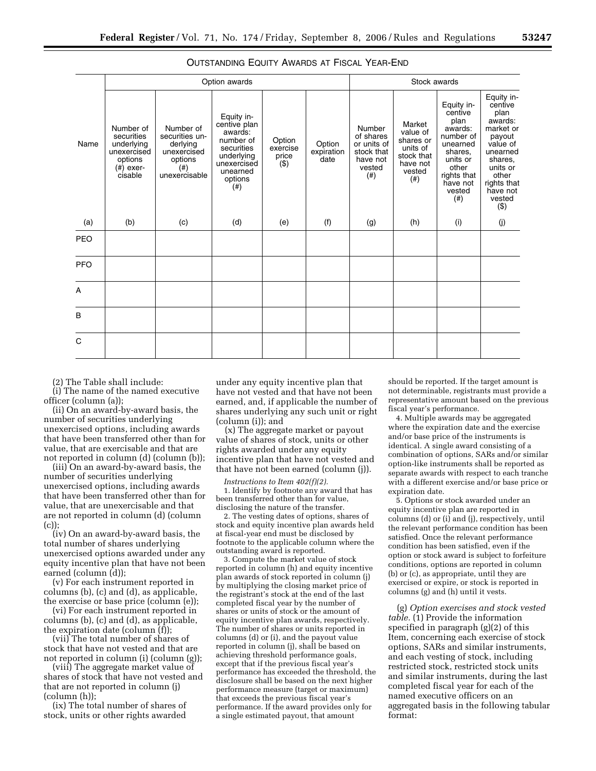OUTSTANDING EQUITY AWARDS AT FISCAL YEAR-END

| | Option awards | | | | | Stock awards | | | |
|---|---|---|---|---|---|---|---|---|---|
| Name | Number of securities underlying unexercised options (#) exercisable | Number of securities underlying unexercised options (#) unexercisable | Equity incentive plan awards: number of securities underlying unexercised unearned options (#) | Option exercise price ($) | Option expiration date | Number of shares or units of stock that have not vested (#) | Market value of shares or units of stock that have not vested (#) | Equity incentive plan awards: number of unearned shares, units or other rights that have not vested (#) | Equity incentive plan awards: market or payout value of unearned shares, units or other rights that have not vested ($) |
| (a) | (b) | (c) | (d) | (e) | (f) | (g) | (h) | (i) | (j) |
| PEO | | | | | | | | | |
| PFO | | | | | | | | | |
| A | | | | | | | | | |
| B | | | | | | | | | |
| C | | | | | | | | | |

(2) The Table shall include:

(i) The name of the named executive officer (column (a));

(ii) On an award-by-award basis, the number of securities underlying unexercised options, including awards that have been transferred other than for value, that are exercisable and that are not reported in column (d) (column (b));

(iii) On an award-by-award basis, the number of securities underlying unexercised options, including awards that have been transferred other than for value, that are unexercisable and that are not reported in column (d) (column (c));

(iv) On an award-by-award basis, the total number of shares underlying unexercised options awarded under any equity incentive plan that have not been earned (column (d));

(v) For each instrument reported in columns (b), (c) and (d), as applicable, the exercise or base price (column (e));

(vi) For each instrument reported in columns (b), (c) and (d), as applicable, the expiration date (column (f));

(vii) The total number of shares of stock that have not vested and that are not reported in column (i) (column (g));

(viii) The aggregate market value of shares of stock that have not vested and that are not reported in column (j) (column (h));

(ix) The total number of shares of stock, units or other rights awarded under any equity incentive plan that have not vested and that have not been earned, and, if applicable the number of shares underlying any such unit or right (column (i)); and

(x) The aggregate market or payout value of shares of stock, units or other rights awarded under any equity incentive plan that have not vested and that have not been earned (column (j)).

*Instructions to Item 402(f)(2).*

1. Identify by footnote any award that has been transferred other than for value, disclosing the nature of the transfer.

2. The vesting dates of options, shares of stock and equity incentive plan awards held at fiscal-year end must be disclosed by footnote to the applicable column where the outstanding award is reported.

3. Compute the market value of stock reported in column (h) and equity incentive plan awards of stock reported in column (j) by multiplying the closing market price of the registrant's stock at the end of the last completed fiscal year by the number of shares or units of stock or the amount of equity incentive plan awards, respectively. The number of shares or units reported in columns (d) or (i), and the payout value reported in column (j), shall be based on achieving threshold performance goals, except that if the previous fiscal year's performance has exceeded the threshold, the disclosure shall be based on the next higher performance measure (target or maximum) that exceeds the previous fiscal year's performance. If the award provides only for a single estimated payout, that amount should be reported. If the target amount is not determinable, registrants must provide a representative amount based on the previous fiscal year's performance.

4. Multiple awards may be aggregated where the expiration date and the exercise and/or base price of the instruments is identical. A single award consisting of a combination of options, SARs and/or similar option-like instruments shall be reported as separate awards with respect to each tranche with a different exercise and/or base price or expiration date.

5. Options or stock awarded under an equity incentive plan are reported in columns (d) or (i) and (j), respectively, until the relevant performance condition has been satisfied. Once the relevant performance condition has been satisfied, even if the option or stock award is subject to forfeiture conditions, options are reported in column (b) or (c), as appropriate, until they are exercised or expire, or stock is reported in columns (g) and (h) until it vests.

(g) *Option exercises and stock vested table.* (1) Provide the information specified in paragraph (g)(2) of this Item, concerning each exercise of stock options, SARs and similar instruments, and each vesting of stock, including restricted stock, restricted stock units and similar instruments, during the last completed fiscal year for each of the named executive officers on an aggregated basis in the following tabular format: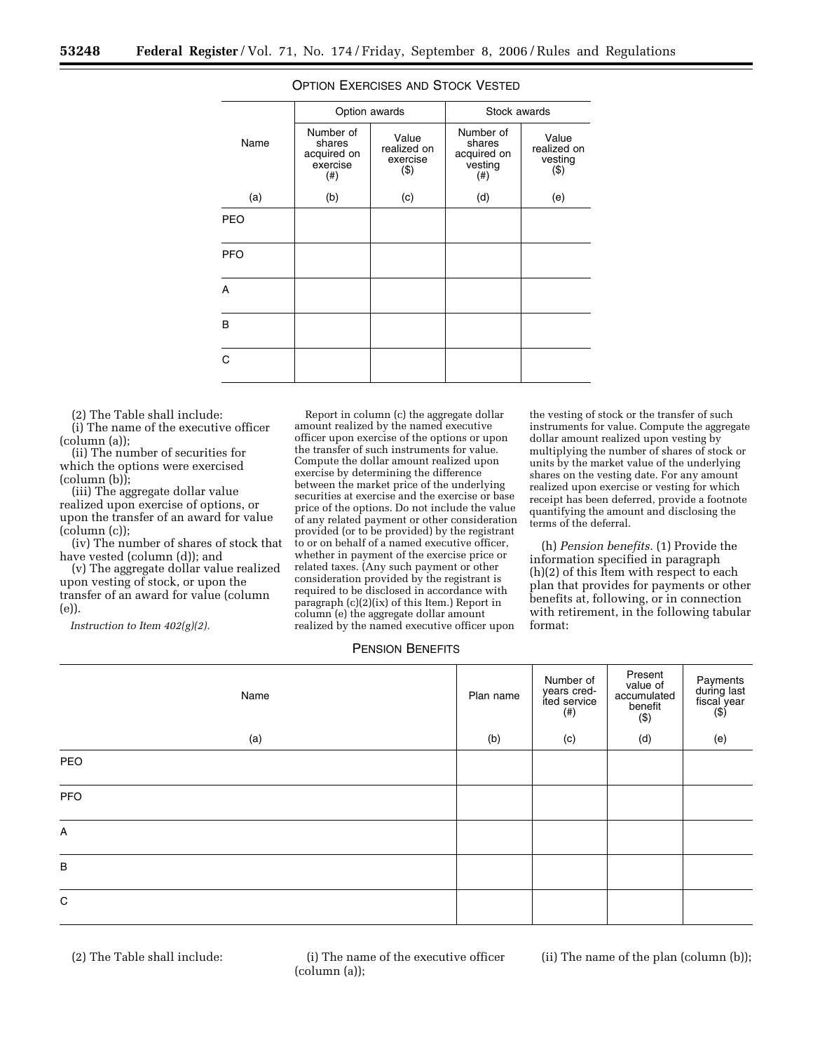OPTION EXERCISES AND STOCK VESTED

| Name | Option awards | | Stock awards | |
|---|---|---|---|---|
| | Number of shares acquired on exercise (#) | Value realized on exercise ($) | Number of shares acquired on vesting (#) | Value realized on vesting ($) |
| (a) | (b) | (c) | (d) | (e) |
| PEO | | | | |
| PFO | | | | |
| A | | | | |
| B | | | | |
| C | | | | |

(2) The Table shall include:

(i) The name of the executive officer (column (a));

(ii) The number of securities for which the options were exercised (column (b));

(iii) The aggregate dollar value realized upon exercise of options, or upon the transfer of an award for value (column (c));

(iv) The number of shares of stock that have vested (column (d)); and

(v) The aggregate dollar value realized upon vesting of stock, or upon the transfer of an award for value (column (e)).

*Instruction to Item 402(g)(2).*

Report in column (c) the aggregate dollar amount realized by the named executive officer upon exercise of the options or upon the transfer of such instruments for value. Compute the dollar amount realized upon exercise by determining the difference between the market price of the underlying securities at exercise and the exercise or base price of the options. Do not include the value of any related payment or other consideration provided (or to be provided) by the registrant to or on behalf of a named executive officer, whether in payment of the exercise price or related taxes. (Any such payment or other consideration provided by the registrant is required to be disclosed in accordance with paragraph (c)(2)(ix) of this Item.) Report in column (e) the aggregate dollar amount realized by the named executive officer upon the vesting of stock or the transfer of such instruments for value. Compute the aggregate dollar amount realized upon vesting by multiplying the number of shares of stock or units by the market value of the underlying shares on the vesting date. For any amount realized upon exercise or vesting for which receipt has been deferred, provide a footnote quantifying the amount and disclosing the terms of the deferral.

(h) *Pension benefits.* (1) Provide the information specified in paragraph (h)(2) of this Item with respect to each plan that provides for payments or other benefits at, following, or in connection with retirement, in the following tabular format:

PENSION BENEFITS

| Name | Plan name | Number of years credited service (#) | Present value of accumulated benefit ($) | Payments during last fiscal year ($) |
|---|---|---|---|---|
| (a) | (b) | (c) | (d) | (e) |
| PEO | | | | |
| PFO | | | | |
| A | | | | |
| B | | | | |
| C | | | | |

(2) The Table shall include:

(i) The name of the executive officer (column (a));

(ii) The name of the plan (column (b));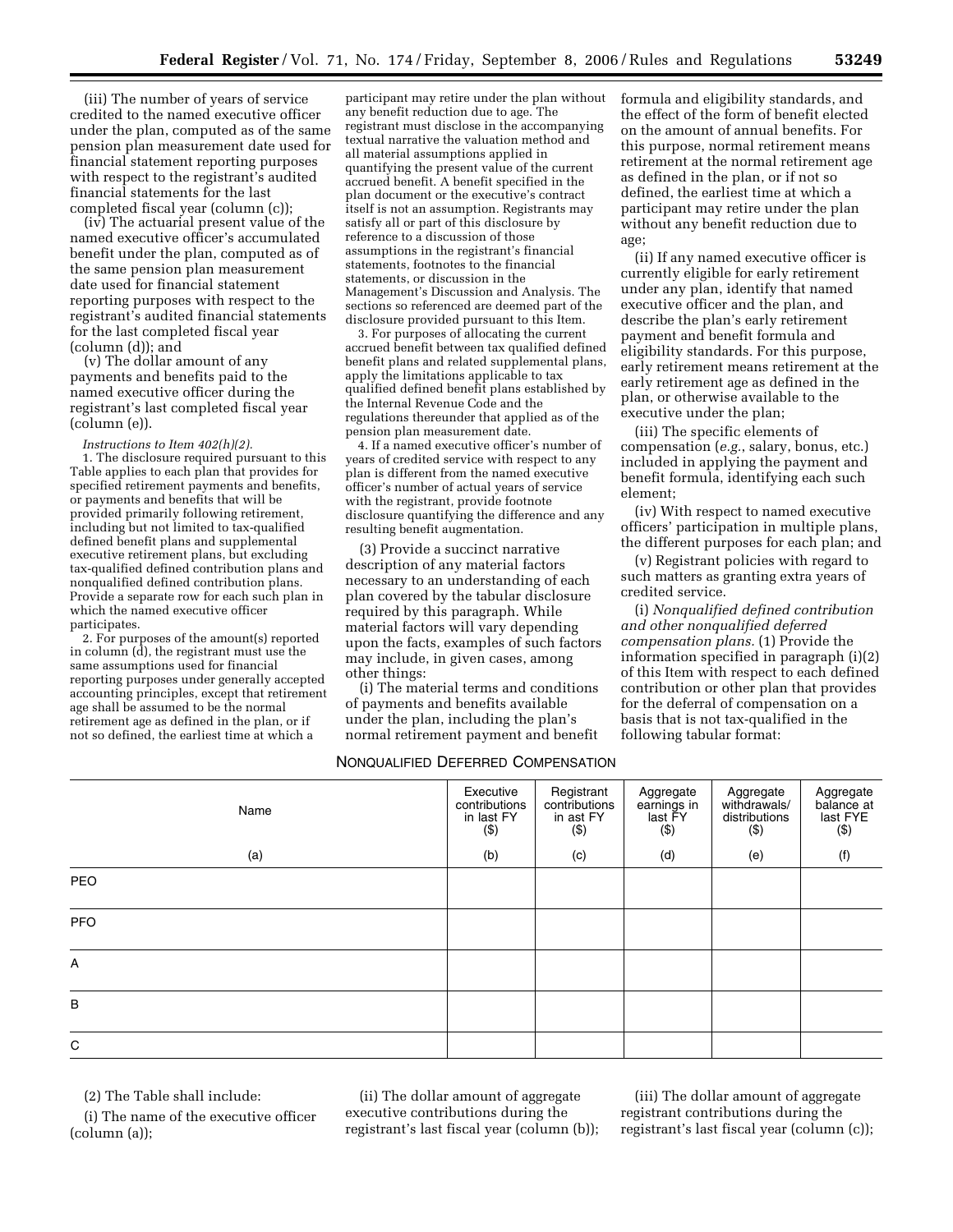(iii) The number of years of service credited to the named executive officer under the plan, computed as of the same pension plan measurement date used for financial statement reporting purposes with respect to the registrant's audited financial statements for the last completed fiscal year (column (c));

(iv) The actuarial present value of the named executive officer's accumulated benefit under the plan, computed as of the same pension plan measurement date used for financial statement reporting purposes with respect to the registrant's audited financial statements for the last completed fiscal year (column (d)); and

(v) The dollar amount of any payments and benefits paid to the named executive officer during the registrant's last completed fiscal year (column (e)).

*Instructions to Item 402(h)(2).*

1. The disclosure required pursuant to this Table applies to each plan that provides for specified retirement payments and benefits, or payments and benefits that will be provided primarily following retirement, including but not limited to tax-qualified defined benefit plans and supplemental executive retirement plans, but excluding tax-qualified defined contribution plans and nonqualified defined contribution plans. Provide a separate row for each such plan in which the named executive officer participates.

2. For purposes of the amount(s) reported in column (d), the registrant must use the same assumptions used for financial reporting purposes under generally accepted accounting principles, except that retirement age shall be assumed to be the normal retirement age as defined in the plan, or if not so defined, the earliest time at which a participant may retire under the plan without any benefit reduction due to age. The registrant must disclose in the accompanying textual narrative the valuation method and all material assumptions applied in quantifying the present value of the current accrued benefit. A benefit specified in the plan document or the executive's contract itself is not an assumption. Registrants may satisfy all or part of this disclosure by reference to a discussion of those assumptions in the registrant's financial statements, footnotes to the financial statements, or discussion in the Management's Discussion and Analysis. The sections so referenced are deemed part of the disclosure provided pursuant to this Item.

3. For purposes of allocating the current accrued benefit between tax qualified defined benefit plans and related supplemental plans, apply the limitations applicable to tax qualified defined benefit plans established by the Internal Revenue Code and the regulations thereunder that applied as of the pension plan measurement date.

4. If a named executive officer's number of years of credited service with respect to any plan is different from the named executive officer's number of actual years of service with the registrant, provide footnote disclosure quantifying the difference and any resulting benefit augmentation.

(3) Provide a succinct narrative description of any material factors necessary to an understanding of each plan covered by the tabular disclosure required by this paragraph. While material factors will vary depending upon the facts, examples of such factors may include, in given cases, among other things:

(i) The material terms and conditions of payments and benefits available under the plan, including the plan's normal retirement payment and benefit formula and eligibility standards, and the effect of the form of benefit elected on the amount of annual benefits. For this purpose, normal retirement means retirement at the normal retirement age as defined in the plan, or if not so defined, the earliest time at which a participant may retire under the plan without any benefit reduction due to age;

(ii) If any named executive officer is currently eligible for early retirement under any plan, identify that named executive officer and the plan, and describe the plan's early retirement payment and benefit formula and eligibility standards. For this purpose, early retirement means retirement at the early retirement age as defined in the plan, or otherwise available to the executive under the plan;

(iii) The specific elements of compensation (*e.g.*, salary, bonus, etc.) included in applying the payment and benefit formula, identifying each such element;

(iv) With respect to named executive officers' participation in multiple plans, the different purposes for each plan; and

(v) Registrant policies with regard to such matters as granting extra years of credited service.

(i) *Nonqualified defined contribution and other nonqualified deferred compensation plans.* (1) Provide the information specified in paragraph (i)(2) of this Item with respect to each defined contribution or other plan that provides for the deferral of compensation on a basis that is not tax-qualified in the following tabular format:

NONQUALIFIED DEFERRED COMPENSATION

| Name | Executive contributions in last FY ($) | Registrant contributions in ast FY ($) | Aggregate earnings in last FY ($) | Aggregate withdrawals/ distributions ($) | Aggregate balance at last FYE ($) |
|---|---|---|---|---|---|
| (a) | (b) | (c) | (d) | (e) | (f) |
| PEO | | | | | |
| PFO | | | | | |
| A | | | | | |
| B | | | | | |
| C | | | | | |

(2) The Table shall include:

(i) The name of the executive officer (column (a));

(ii) The dollar amount of aggregate executive contributions during the registrant's last fiscal year (column (b));

(iii) The dollar amount of aggregate registrant contributions during the registrant's last fiscal year (column (c));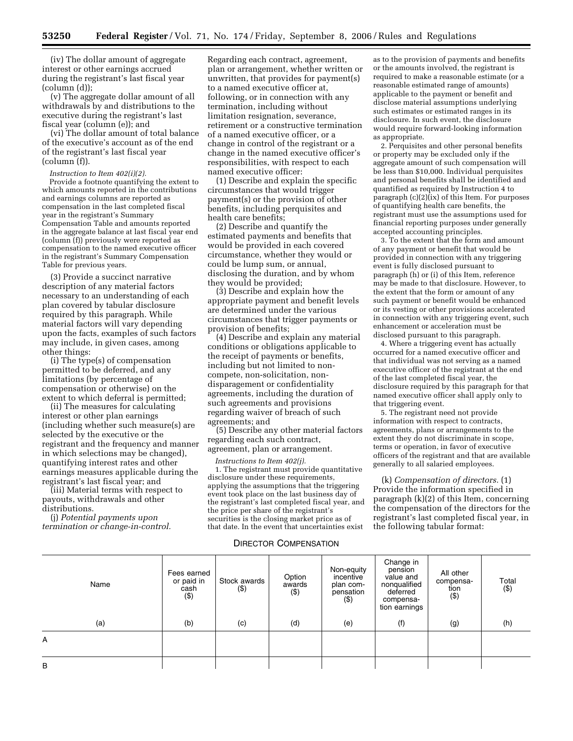(iv) The dollar amount of aggregate interest or other earnings accrued during the registrant's last fiscal year (column (d));

(v) The aggregate dollar amount of all withdrawals by and distributions to the executive during the registrant's last fiscal year (column (e)); and

(vi) The dollar amount of total balance of the executive's account as of the end of the registrant's last fiscal year (column (f)).

*Instruction to Item 402(i)(2).*

Provide a footnote quantifying the extent to which amounts reported in the contributions and earnings columns are reported as compensation in the last completed fiscal year in the registrant's Summary Compensation Table and amounts reported in the aggregate balance at last fiscal year end (column (f)) previously were reported as compensation to the named executive officer in the registrant's Summary Compensation Table for previous years.

(3) Provide a succinct narrative description of any material factors necessary to an understanding of each plan covered by tabular disclosure required by this paragraph. While material factors will vary depending upon the facts, examples of such factors may include, in given cases, among other things:

(i) The type(s) of compensation permitted to be deferred, and any limitations (by percentage of compensation or otherwise) on the extent to which deferral is permitted;

(ii) The measures for calculating interest or other plan earnings (including whether such measure(s) are selected by the executive or the registrant and the frequency and manner in which selections may be changed), quantifying interest rates and other earnings measures applicable during the registrant's last fiscal year; and

(iii) Material terms with respect to payouts, withdrawals and other distributions.

(j) *Potential payments upon termination or change-in-control.* Regarding each contract, agreement, plan or arrangement, whether written or unwritten, that provides for payment(s) to a named executive officer at, following, or in connection with any termination, including without limitation resignation, severance, retirement or a constructive termination of a named executive officer, or a change in control of the registrant or a change in the named executive officer's responsibilities, with respect to each named executive officer:

(1) Describe and explain the specific circumstances that would trigger payment(s) or the provision of other benefits, including perquisites and health care benefits;

(2) Describe and quantify the estimated payments and benefits that would be provided in each covered circumstance, whether they would or could be lump sum, or annual, disclosing the duration, and by whom they would be provided;

(3) Describe and explain how the appropriate payment and benefit levels are determined under the various circumstances that trigger payments or provision of benefits;

(4) Describe and explain any material conditions or obligations applicable to the receipt of payments or benefits, including but not limited to non-compete, non-solicitation, non-disparagement or confidentiality agreements, including the duration of such agreements and provisions regarding waiver of breach of such agreements; and

(5) Describe any other material factors regarding each such contract, agreement, plan or arrangement.

*Instructions to Item 402(j).*

1. The registrant must provide quantitative disclosure under these requirements, applying the assumptions that the triggering event took place on the last business day of the registrant's last completed fiscal year, and the price per share of the registrant's securities is the closing market price as of that date. In the event that uncertainties exist as to the provision of payments and benefits or the amounts involved, the registrant is required to make a reasonable estimate (or a reasonable estimated range of amounts) applicable to the payment or benefit and disclose material assumptions underlying such estimates or estimated ranges in its disclosure. In such event, the disclosure would require forward-looking information as appropriate.

2. Perquisites and other personal benefits or property may be excluded only if the aggregate amount of such compensation will be less than $10,000. Individual perquisites and personal benefits shall be identified and quantified as required by Instruction 4 to paragraph (c)(2)(ix) of this Item. For purposes of quantifying health care benefits, the registrant must use the assumptions used for financial reporting purposes under generally accepted accounting principles.

3. To the extent that the form and amount of any payment or benefit that would be provided in connection with any triggering event is fully disclosed pursuant to paragraph (h) or (i) of this Item, reference may be made to that disclosure. However, to the extent that the form or amount of any such payment or benefit would be enhanced or its vesting or other provisions accelerated in connection with any triggering event, such enhancement or acceleration must be disclosed pursuant to this paragraph.

4. Where a triggering event has actually occurred for a named executive officer and that individual was not serving as a named executive officer of the registrant at the end of the last completed fiscal year, the disclosure required by this paragraph for that named executive officer shall apply only to that triggering event.

5. The registrant need not provide information with respect to contracts, agreements, plans or arrangements to the extent they do not discriminate in scope, terms or operation, in favor of executive officers of the registrant and that are available generally to all salaried employees.

(k) *Compensation of directors.* (1) Provide the information specified in paragraph (k)(2) of this Item, concerning the compensation of the directors for the registrant's last completed fiscal year, in the following tabular format:

DIRECTOR COMPENSATION

| Name | Fees earned or paid in cash ($) | Stock awards ($) | Option awards ($) | Non-equity incentive plan compensation ($) | Change in pension value and nonqualified deferred compensation earnings | All other compensation ($) | Total ($) |
|---|---|---|---|---|---|---|---|
| (a) | (b) | (c) | (d) | (e) | (f) | (g) | (h) |
| A | | | | | | | |
| B | | | | | | | |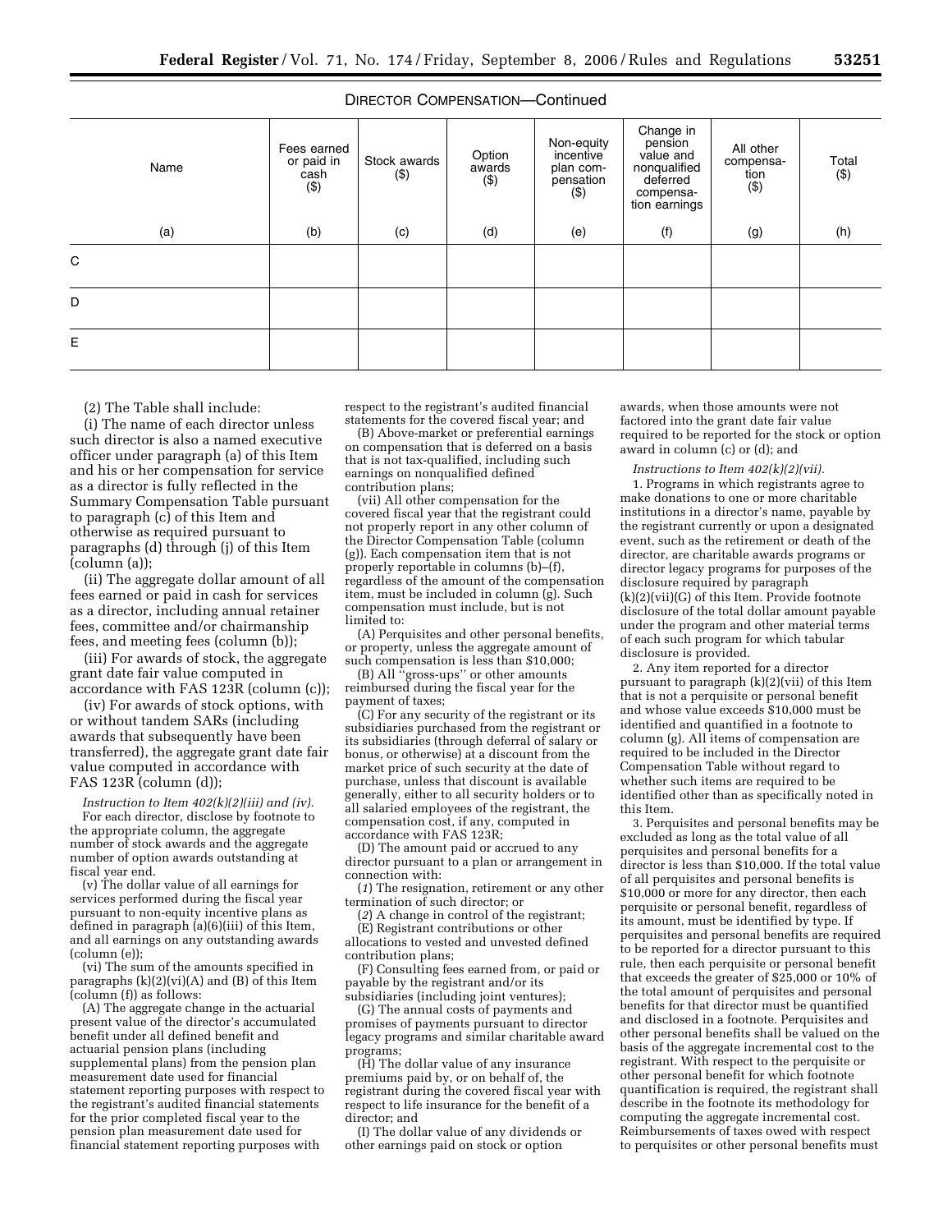DIRECTOR COMPENSATION—Continued

| Name | Fees earned or paid in cash ($) | Stock awards ($) | Option awards ($) | Non-equity incentive plan compensation ($) | Change in pension value and nonqualified deferred compensation earnings | All other compensation ($) | Total ($) |
|---|---|---|---|---|---|---|---|
| (a) | (b) | (c) | (d) | (e) | (f) | (g) | (h) |
| C | | | | | | | |
| D | | | | | | | |
| E | | | | | | | |

(2) The Table shall include:

(i) The name of each director unless such director is also a named executive officer under paragraph (a) of this Item and his or her compensation for service as a director is fully reflected in the Summary Compensation Table pursuant to paragraph (c) of this Item and otherwise as required pursuant to paragraphs (d) through (j) of this Item (column (a));

(ii) The aggregate dollar amount of all fees earned or paid in cash for services as a director, including annual retainer fees, committee and/or chairmanship fees, and meeting fees (column (b));

(iii) For awards of stock, the aggregate grant date fair value computed in accordance with FAS 123R (column (c));

(iv) For awards of stock options, with or without tandem SARs (including awards that subsequently have been transferred), the aggregate grant date fair value computed in accordance with FAS 123R (column (d));

*Instruction to Item 402(k)(2)(iii) and (iv).* For each director, disclose by footnote to the appropriate column, the aggregate number of stock awards and the aggregate number of option awards outstanding at fiscal year end.

(v) The dollar value of all earnings for services performed during the fiscal year pursuant to non-equity incentive plans as defined in paragraph (a)(6)(iii) of this Item, and all earnings on any outstanding awards (column (e));

(vi) The sum of the amounts specified in paragraphs (k)(2)(vi)(A) and (B) of this Item (column (f)) as follows:

(A) The aggregate change in the actuarial present value of the director's accumulated benefit under all defined benefit and actuarial pension plans (including supplemental plans) from the pension plan measurement date used for financial statement reporting purposes with respect to the registrant's audited financial statements for the prior completed fiscal year to the pension plan measurement date used for financial statement reporting purposes with respect to the registrant's audited financial statements for the covered fiscal year; and

(B) Above-market or preferential earnings on compensation that is deferred on a basis that is not tax-qualified, including such earnings on nonqualified defined contribution plans;

(vii) All other compensation for the covered fiscal year that the registrant could not properly report in any other column of the Director Compensation Table (column (g)). Each compensation item that is not properly reportable in columns (b)–(f), regardless of the amount of the compensation item, must be included in column (g). Such compensation must include, but is not limited to:

(A) Perquisites and other personal benefits, or property, unless the aggregate amount of such compensation is less than $10,000;

(B) All "gross-ups" or other amounts reimbursed during the fiscal year for the payment of taxes;

(C) For any security of the registrant or its subsidiaries purchased from the registrant or its subsidiaries (through deferral of salary or bonus, or otherwise) at a discount from the market price of such security at the date of purchase, unless that discount is available generally, either to all security holders or to all salaried employees of the registrant, the compensation cost, if any, computed in accordance with FAS 123R;

(D) The amount paid or accrued to any director pursuant to a plan or arrangement in connection with:

(*1*) The resignation, retirement or any other termination of such director; or

(*2*) A change in control of the registrant;

(E) Registrant contributions or other allocations to vested and unvested defined contribution plans;

(F) Consulting fees earned from, or paid or payable by the registrant and/or its subsidiaries (including joint ventures);

(G) The annual costs of payments and promises of payments pursuant to director legacy programs and similar charitable award programs;

(H) The dollar value of any insurance premiums paid by, or on behalf of, the registrant during the covered fiscal year with respect to life insurance for the benefit of a director; and

(I) The dollar value of any dividends or other earnings paid on stock or option awards, when those amounts were not factored into the grant date fair value required to be reported for the stock or option award in column (c) or (d); and

*Instructions to Item 402(k)(2)(vii).*

1. Programs in which registrants agree to make donations to one or more charitable institutions in a director's name, payable by the registrant currently or upon a designated event, such as the retirement or death of the director, are charitable awards programs or director legacy programs for purposes of the disclosure required by paragraph (k)(2)(vii)(G) of this Item. Provide footnote disclosure of the total dollar amount payable under the program and other material terms of each such program for which tabular disclosure is provided.

2. Any item reported for a director pursuant to paragraph (k)(2)(vii) of this Item that is not a perquisite or personal benefit and whose value exceeds $10,000 must be identified and quantified in a footnote to column (g). All items of compensation are required to be included in the Director Compensation Table without regard to whether such items are required to be identified other than as specifically noted in this Item.

3. Perquisites and personal benefits may be excluded as long as the total value of all perquisites and personal benefits for a director is less than $10,000. If the total value of all perquisites and personal benefits is $10,000 or more for any director, then each perquisite or personal benefit, regardless of its amount, must be identified by type. If perquisites and personal benefits are required to be reported for a director pursuant to this rule, then each perquisite or personal benefit that exceeds the greater of $25,000 or 10% of the total amount of perquisites and personal benefits for that director must be quantified and disclosed in a footnote. Perquisites and other personal benefits shall be valued on the basis of the aggregate incremental cost to the registrant. With respect to the perquisite or other personal benefit for which footnote quantification is required, the registrant shall describe in the footnote its methodology for computing the aggregate incremental cost. Reimbursements of taxes owed with respect to perquisites or other personal benefits must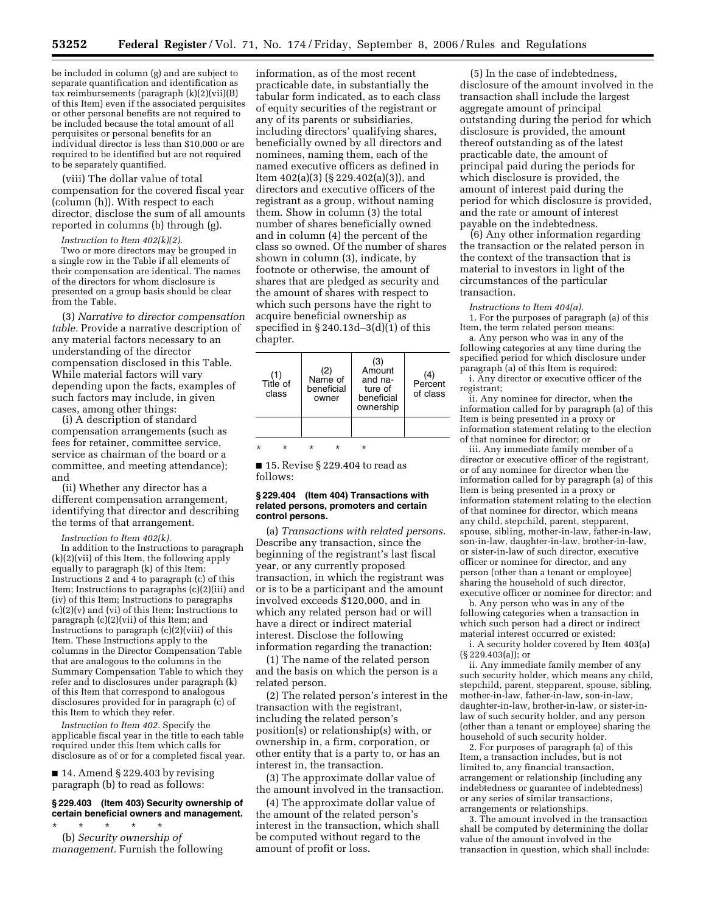be included in column (g) and are subject to separate quantification and identification as tax reimbursements (paragraph (k)(2)(vii)(B) of this Item) even if the associated perquisites or other personal benefits are not required to be included because the total amount of all perquisites or personal benefits for an individual director is less than $10,000 or are required to be identified but are not required to be separately quantified.

(viii) The dollar value of total compensation for the covered fiscal year (column (h)). With respect to each director, disclose the sum of all amounts reported in columns (b) through (g).

*Instruction to Item 402(k)(2).*

Two or more directors may be grouped in a single row in the Table if all elements of their compensation are identical. The names of the directors for whom disclosure is presented on a group basis should be clear from the Table.

(3) *Narrative to director compensation table.* Provide a narrative description of any material factors necessary to an understanding of the director compensation disclosed in this Table. While material factors will vary depending upon the facts, examples of such factors may include, in given cases, among other things:

(i) A description of standard compensation arrangements (such as fees for retainer, committee service, service as chairman of the board or a committee, and meeting attendance); and

(ii) Whether any director has a different compensation arrangement, identifying that director and describing the terms of that arrangement.

*Instruction to Item 402(k).*

In addition to the Instructions to paragraph (k)(2)(vii) of this Item, the following apply equally to paragraph (k) of this Item: Instructions 2 and 4 to paragraph (c) of this Item; Instructions to paragraphs (c)(2)(iii) and (iv) of this Item; Instructions to paragraphs (c)(2)(v) and (vi) of this Item; Instructions to paragraph (c)(2)(vii) of this Item; and Instructions to paragraph (c)(2)(viii) of this Item. These Instructions apply to the columns in the Director Compensation Table that are analogous to the columns in the Summary Compensation Table to which they refer and to disclosures under paragraph (k) of this Item that correspond to analogous disclosures provided for in paragraph (c) of this Item to which they refer.

*Instruction to Item 402.* Specify the applicable fiscal year in the title to each table required under this Item which calls for disclosure as of or for a completed fiscal year.

■ 14. Amend § 229.403 by revising paragraph (b) to read as follows:

**§ 229.403 (Item 403) Security ownership of certain beneficial owners and management.**

\* \* \* \* \*

(b) *Security ownership of management.* Furnish the following information, as of the most recent practicable date, in substantially the tabular form indicated, as to each class of equity securities of the registrant or any of its parents or subsidiaries, including directors' qualifying shares, beneficially owned by all directors and nominees, naming them, each of the named executive officers as defined in Item 402(a)(3) (§ 229.402(a)(3)), and directors and executive officers of the registrant as a group, without naming them. Show in column (3) the total number of shares beneficially owned and in column (4) the percent of the class so owned. Of the number of shares shown in column (3), indicate, by footnote or otherwise, the amount of shares that are pledged as security and the amount of shares with respect to which such persons have the right to acquire beneficial ownership as specified in § 240.13d–3(d)(1) of this chapter.

| (1) Title of class | (2) Name of beneficial owner | (3) Amount and nature of beneficial ownership | (4) Percent of class |
|---|---|---|---|
| | | | |

\* \* \* \* \*

■ 15. Revise § 229.404 to read as follows:

**§ 229.404 (Item 404) Transactions with related persons, promoters and certain control persons.**

(a) *Transactions with related persons.* Describe any transaction, since the beginning of the registrant's last fiscal year, or any currently proposed transaction, in which the registrant was or is to be a participant and the amount involved exceeds $120,000, and in which any related person had or will have a direct or indirect material interest. Disclose the following information regarding the tranaction:

(1) The name of the related person and the basis on which the person is a related person.

(2) The related person's interest in the transaction with the registrant, including the related person's position(s) or relationship(s) with, or ownership in, a firm, corporation, or other entity that is a party to, or has an interest in, the transaction.

(3) The approximate dollar value of the amount involved in the transaction.

(4) The approximate dollar value of the amount of the related person's interest in the transaction, which shall be computed without regard to the amount of profit or loss.

(5) In the case of indebtedness, disclosure of the amount involved in the transaction shall include the largest aggregate amount of principal outstanding during the period for which disclosure is provided, the amount thereof outstanding as of the latest practicable date, the amount of principal paid during the periods for which disclosure is provided, the amount of interest paid during the period for which disclosure is provided, and the rate or amount of interest payable on the indebtedness.

(6) Any other information regarding the transaction or the related person in the context of the transaction that is material to investors in light of the circumstances of the particular transaction.

*Instructions to Item 404(a).*

1. For the purposes of paragraph (a) of this Item, the term related person means:

a. Any person who was in any of the following categories at any time during the specified period for which disclosure under paragraph (a) of this Item is required:

i. Any director or executive officer of the registrant;

ii. Any nominee for director, when the information called for by paragraph (a) of this Item is being presented in a proxy or information statement relating to the election of that nominee for director; or

iii. Any immediate family member of a director or executive officer of the registrant, or of any nominee for director when the information called for by paragraph (a) of this Item is being presented in a proxy or information statement relating to the election of that nominee for director, which means any child, stepchild, parent, stepparent, spouse, sibling, mother-in-law, father-in-law, son-in-law, daughter-in-law, brother-in-law, or sister-in-law of such director, executive officer or nominee for director, and any person (other than a tenant or employee) sharing the household of such director, executive officer or nominee for director; and

b. Any person who was in any of the following categories when a transaction in which such person had a direct or indirect material interest occurred or existed:

i. A security holder covered by Item 403(a) (§ 229.403(a)); or

ii. Any immediate family member of any such security holder, which means any child, stepchild, parent, stepparent, spouse, sibling, mother-in-law, father-in-law, son-in-law, daughter-in-law, brother-in-law, or sister-in-law of such security holder, and any person (other than a tenant or employee) sharing the household of such security holder.

2. For purposes of paragraph (a) of this Item, a transaction includes, but is not limited to, any financial transaction, arrangement or relationship (including any indebtedness or guarantee of indebtedness) or any series of similar transactions, arrangements or relationships.

3. The amount involved in the transaction shall be computed by determining the dollar value of the amount involved in the transaction in question, which shall include: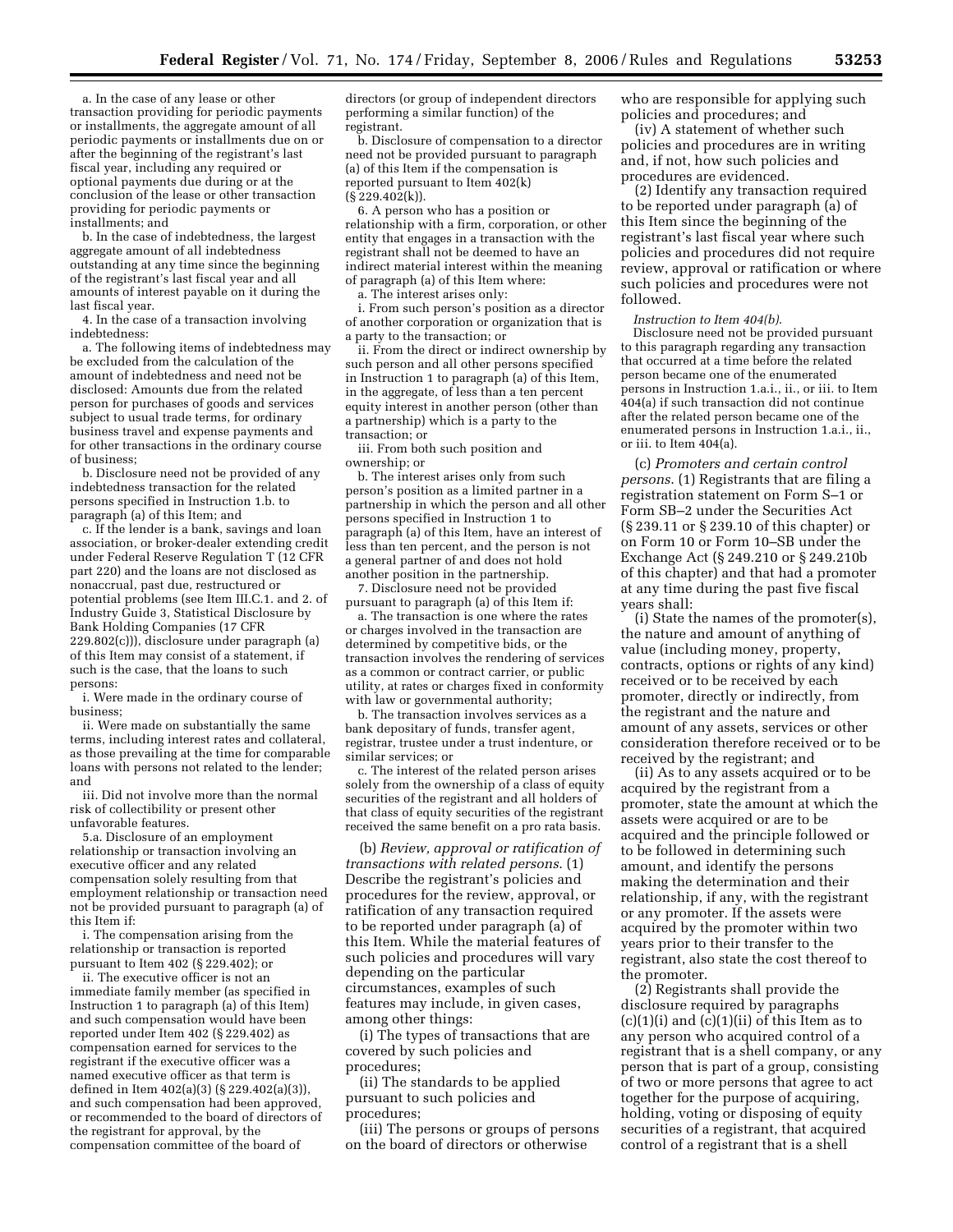a. In the case of any lease or other transaction providing for periodic payments or installments, the aggregate amount of all periodic payments or installments due on or after the beginning of the registrant's last fiscal year, including any required or optional payments due during or at the conclusion of the lease or other transaction providing for periodic payments or installments; and

b. In the case of indebtedness, the largest aggregate amount of all indebtedness outstanding at any time since the beginning of the registrant's last fiscal year and all amounts of interest payable on it during the last fiscal year.

4. In the case of a transaction involving indebtedness:

a. The following items of indebtedness may be excluded from the calculation of the amount of indebtedness and need not be disclosed: Amounts due from the related person for purchases of goods and services subject to usual trade terms, for ordinary business travel and expense payments and for other transactions in the ordinary course of business;

b. Disclosure need not be provided of any indebtedness transaction for the related persons specified in Instruction 1.b. to paragraph (a) of this Item; and

c. If the lender is a bank, savings and loan association, or broker-dealer extending credit under Federal Reserve Regulation T (12 CFR part 220) and the loans are not disclosed as nonaccrual, past due, restructured or potential problems (see Item III.C.1. and 2. of Industry Guide 3, Statistical Disclosure by Bank Holding Companies (17 CFR 229.802(c))), disclosure under paragraph (a) of this Item may consist of a statement, if such is the case, that the loans to such persons:

i. Were made in the ordinary course of business;

ii. Were made on substantially the same terms, including interest rates and collateral, as those prevailing at the time for comparable loans with persons not related to the lender; and

iii. Did not involve more than the normal risk of collectibility or present other unfavorable features.

5.a. Disclosure of an employment relationship or transaction involving an executive officer and any related compensation solely resulting from that employment relationship or transaction need not be provided pursuant to paragraph (a) of this Item if:

i. The compensation arising from the relationship or transaction is reported pursuant to Item 402 (§ 229.402); or

ii. The executive officer is not an immediate family member (as specified in Instruction 1 to paragraph (a) of this Item) and such compensation would have been reported under Item 402 (§ 229.402) as compensation earned for services to the registrant if the executive officer was a named executive officer as that term is defined in Item 402(a)(3) (§ 229.402(a)(3)), and such compensation had been approved, or recommended to the board of directors of the registrant for approval, by the compensation committee of the board of directors (or group of independent directors performing a similar function) of the registrant.

b. Disclosure of compensation to a director need not be provided pursuant to paragraph (a) of this Item if the compensation is reported pursuant to Item 402(k) (§ 229.402(k)).

6. A person who has a position or relationship with a firm, corporation, or other entity that engages in a transaction with the registrant shall not be deemed to have an indirect material interest within the meaning of paragraph (a) of this Item where:

a. The interest arises only:

i. From such person's position as a director of another corporation or organization that is a party to the transaction; or

ii. From the direct or indirect ownership by such person and all other persons specified in Instruction 1 to paragraph (a) of this Item, in the aggregate, of less than a ten percent equity interest in another person (other than a partnership) which is a party to the transaction; or

iii. From both such position and ownership; or

b. The interest arises only from such person's position as a limited partner in a partnership in which the person and all other persons specified in Instruction 1 to paragraph (a) of this Item, have an interest of less than ten percent, and the person is not a general partner of and does not hold another position in the partnership.

7. Disclosure need not be provided pursuant to paragraph (a) of this Item if:

a. The transaction is one where the rates or charges involved in the transaction are determined by competitive bids, or the transaction involves the rendering of services as a common or contract carrier, or public utility, at rates or charges fixed in conformity with law or governmental authority;

b. The transaction involves services as a bank depositary of funds, transfer agent, registrar, trustee under a trust indenture, or similar services; or

c. The interest of the related person arises solely from the ownership of a class of equity securities of the registrant and all holders of that class of equity securities of the registrant received the same benefit on a pro rata basis.

(b) *Review, approval or ratification of transactions with related persons.* (1) Describe the registrant's policies and procedures for the review, approval, or ratification of any transaction required to be reported under paragraph (a) of this Item. While the material features of such policies and procedures will vary depending on the particular circumstances, examples of such features may include, in given cases, among other things:

(i) The types of transactions that are covered by such policies and procedures;

(ii) The standards to be applied pursuant to such policies and procedures;

(iii) The persons or groups of persons on the board of directors or otherwise who are responsible for applying such policies and procedures; and

(iv) A statement of whether such policies and procedures are in writing and, if not, how such policies and procedures are evidenced.

(2) Identify any transaction required to be reported under paragraph (a) of this Item since the beginning of the registrant's last fiscal year where such policies and procedures did not require review, approval or ratification or where such policies and procedures were not followed.

*Instruction to Item 404(b).*

Disclosure need not be provided pursuant to this paragraph regarding any transaction that occurred at a time before the related person became one of the enumerated persons in Instruction 1.a.i., ii., or iii. to Item 404(a) if such transaction did not continue after the related person became one of the enumerated persons in Instruction 1.a.i., ii., or iii. to Item 404(a).

(c) *Promoters and certain control persons.* (1) Registrants that are filing a registration statement on Form S–1 or Form SB–2 under the Securities Act (§ 239.11 or § 239.10 of this chapter) or on Form 10 or Form 10–SB under the Exchange Act (§ 249.210 or § 249.210b of this chapter) and that had a promoter at any time during the past five fiscal years shall:

(i) State the names of the promoter(s), the nature and amount of anything of value (including money, property, contracts, options or rights of any kind) received or to be received by each promoter, directly or indirectly, from the registrant and the nature and amount of any assets, services or other consideration therefore received or to be received by the registrant; and

(ii) As to any assets acquired or to be acquired by the registrant from a promoter, state the amount at which the assets were acquired or are to be acquired and the principle followed or to be followed in determining such amount, and identify the persons making the determination and their relationship, if any, with the registrant or any promoter. If the assets were acquired by the promoter within two years prior to their transfer to the registrant, also state the cost thereof to the promoter.

(2) Registrants shall provide the disclosure required by paragraphs (c)(1)(i) and (c)(1)(ii) of this Item as to any person who acquired control of a registrant that is a shell company, or any person that is part of a group, consisting of two or more persons that agree to act together for the purpose of acquiring, holding, voting or disposing of equity securities of a registrant, that acquired control of a registrant that is a shell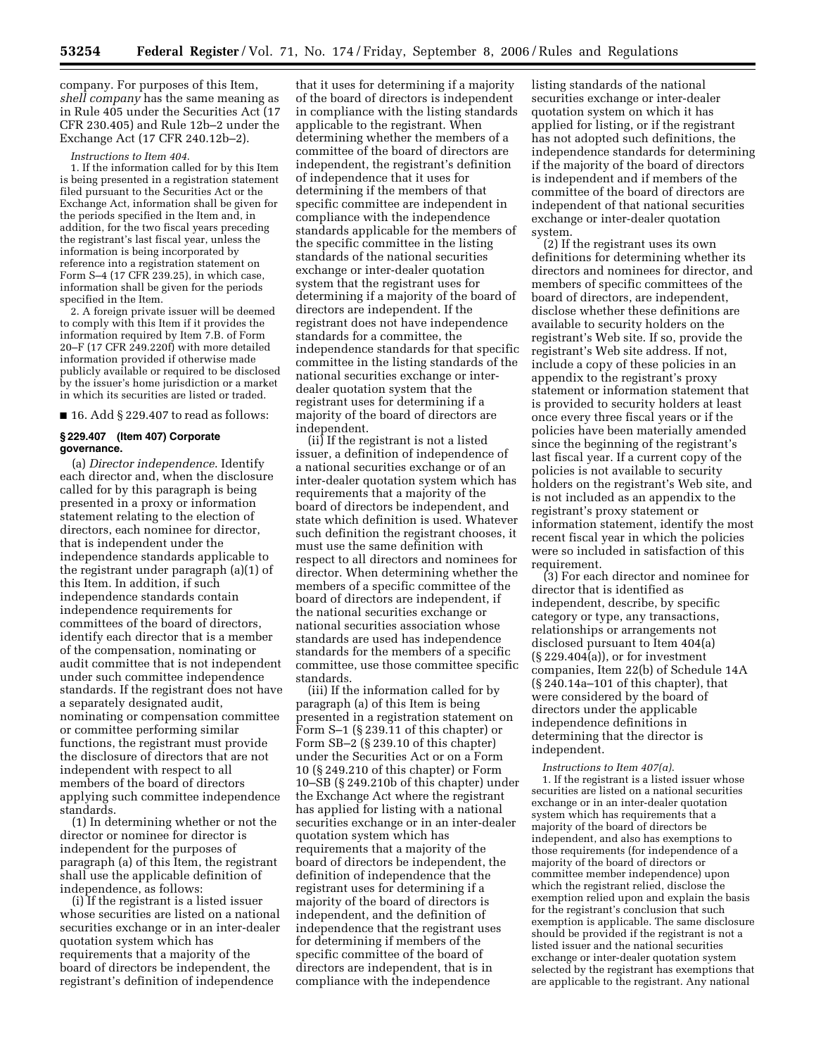company. For purposes of this Item, *shell company* has the same meaning as in Rule 405 under the Securities Act (17 CFR 230.405) and Rule 12b–2 under the Exchange Act (17 CFR 240.12b–2).

*Instructions to Item 404.*

1. If the information called for by this Item is being presented in a registration statement filed pursuant to the Securities Act or the Exchange Act, information shall be given for the periods specified in the Item and, in addition, for the two fiscal years preceding the registrant's last fiscal year, unless the information is being incorporated by reference into a registration statement on Form S–4 (17 CFR 239.25), in which case, information shall be given for the periods specified in the Item.

2. A foreign private issuer will be deemed to comply with this Item if it provides the information required by Item 7.B. of Form 20–F (17 CFR 249.220f) with more detailed information provided if otherwise made publicly available or required to be disclosed by the issuer's home jurisdiction or a market in which its securities are listed or traded.

■ 16. Add § 229.407 to read as follows:

### § 229.407 (Item 407) Corporate governance.

(a) *Director independence*. Identify each director and, when the disclosure called for by this paragraph is being presented in a proxy or information statement relating to the election of directors, each nominee for director, that is independent under the independence standards applicable to the registrant under paragraph (a)(1) of this Item. In addition, if such independence standards contain independence requirements for committees of the board of directors, identify each director that is a member of the compensation, nominating or audit committee that is not independent under such committee independence standards. If the registrant does not have a separately designated audit, nominating or compensation committee or committee performing similar functions, the registrant must provide the disclosure of directors that are not independent with respect to all members of the board of directors applying such committee independence standards.

(1) In determining whether or not the director or nominee for director is independent for the purposes of paragraph (a) of this Item, the registrant shall use the applicable definition of independence, as follows:

(i) If the registrant is a listed issuer whose securities are listed on a national securities exchange or in an inter-dealer quotation system which has requirements that a majority of the board of directors be independent, the registrant's definition of independence that it uses for determining if a majority of the board of directors is independent in compliance with the listing standards applicable to the registrant. When determining whether the members of a committee of the board of directors are independent, the registrant's definition of independence that it uses for determining if the members of that specific committee are independent in compliance with the independence standards applicable for the members of the specific committee in the listing standards of the national securities exchange or inter-dealer quotation system that the registrant uses for determining if a majority of the board of directors are independent. If the registrant does not have independence standards for a committee, the independence standards for that specific committee in the listing standards of the national securities exchange or inter-dealer quotation system that the registrant uses for determining if a majority of the board of directors are independent.

(ii) If the registrant is not a listed issuer, a definition of independence of a national securities exchange or of an inter-dealer quotation system which has requirements that a majority of the board of directors be independent, and state which definition is used. Whatever such definition the registrant chooses, it must use the same definition with respect to all directors and nominees for director. When determining whether the members of a specific committee of the board of directors are independent, if the national securities exchange or national securities association whose standards are used has independence standards for the members of a specific committee, use those committee specific standards.

(iii) If the information called for by paragraph (a) of this Item is being presented in a registration statement on Form S–1 (§ 239.11 of this chapter) or Form SB–2 (§ 239.10 of this chapter) under the Securities Act or on a Form 10 (§ 249.210 of this chapter) or Form 10–SB (§ 249.210b of this chapter) under the Exchange Act where the registrant has applied for listing with a national securities exchange or in an inter-dealer quotation system which has requirements that a majority of the board of directors be independent, the definition of independence that the registrant uses for determining if a majority of the board of directors is independent, and the definition of independence that the registrant uses for determining if members of the specific committee of the board of directors are independent, that is in compliance with the independence listing standards of the national securities exchange or inter-dealer quotation system on which it has applied for listing, or if the registrant has not adopted such definitions, the independence standards for determining if the majority of the board of directors is independent and if members of the committee of the board of directors are independent of that national securities exchange or inter-dealer quotation system.

(2) If the registrant uses its own definitions for determining whether its directors and nominees for director, and members of specific committees of the board of directors, are independent, disclose whether these definitions are available to security holders on the registrant's Web site. If so, provide the registrant's Web site address. If not, include a copy of these policies in an appendix to the registrant's proxy statement or information statement that is provided to security holders at least once every three fiscal years or if the policies have been materially amended since the beginning of the registrant's last fiscal year. If a current copy of the policies is not available to security holders on the registrant's Web site, and is not included as an appendix to the registrant's proxy statement or information statement, identify the most recent fiscal year in which the policies were so included in satisfaction of this requirement.

(3) For each director and nominee for director that is identified as independent, describe, by specific category or type, any transactions, relationships or arrangements not disclosed pursuant to Item 404(a) (§ 229.404(a)), or for investment companies, Item 22(b) of Schedule 14A (§ 240.14a–101 of this chapter), that were considered by the board of directors under the applicable independence definitions in determining that the director is independent.

*Instructions to Item 407(a).*

1. If the registrant is a listed issuer whose securities are listed on a national securities exchange or in an inter-dealer quotation system which has requirements that a majority of the board of directors be independent, and also has exemptions to those requirements (for independence of a majority of the board of directors or committee member independence) upon which the registrant relied, disclose the exemption relied upon and explain the basis for the registrant's conclusion that such exemption is applicable. The same disclosure should be provided if the registrant is not a listed issuer and the national securities exchange or inter-dealer quotation system selected by the registrant has exemptions that are applicable to the registrant. Any national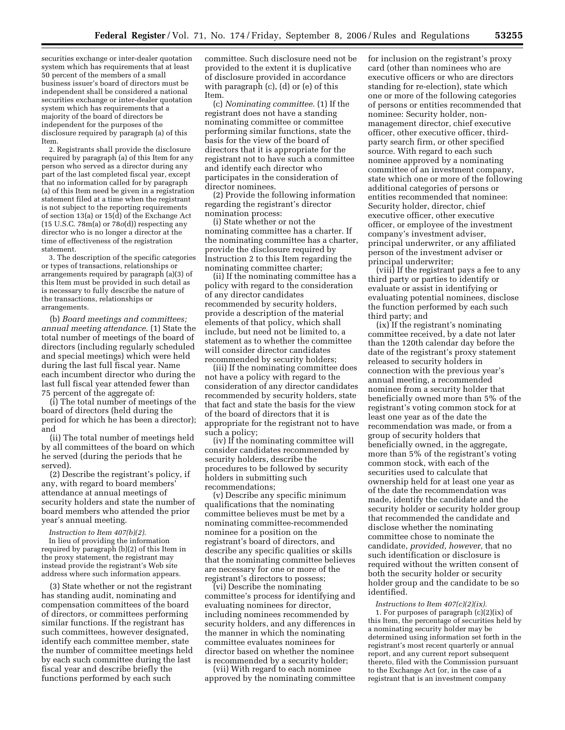securities exchange or inter-dealer quotation system which has requirements that at least 50 percent of the members of a small business issuer's board of directors must be independent shall be considered a national securities exchange or inter-dealer quotation system which has requirements that a majority of the board of directors be independent for the purposes of the disclosure required by paragraph (a) of this Item.

2. Registrants shall provide the disclosure required by paragraph (a) of this Item for any person who served as a director during any part of the last completed fiscal year, except that no information called for by paragraph (a) of this Item need be given in a registration statement filed at a time when the registrant is not subject to the reporting requirements of section 13(a) or 15(d) of the Exchange Act (15 U.S.C. 78m(a) or 78*o*(d)) respecting any director who is no longer a director at the time of effectiveness of the registration statement.

3. The description of the specific categories or types of transactions, relationships or arrangements required by paragraph (a)(3) of this Item must be provided in such detail as is necessary to fully describe the nature of the transactions, relationships or arrangements.

(b) *Board meetings and committees; annual meeting attendance*. (1) State the total number of meetings of the board of directors (including regularly scheduled and special meetings) which were held during the last full fiscal year. Name each incumbent director who during the last full fiscal year attended fewer than 75 percent of the aggregate of:

(i) The total number of meetings of the board of directors (held during the period for which he has been a director); and

(ii) The total number of meetings held by all committees of the board on which he served (during the periods that he served).

(2) Describe the registrant's policy, if any, with regard to board members' attendance at annual meetings of security holders and state the number of board members who attended the prior year's annual meeting.

*Instruction to Item 407(b)(2).*

In lieu of providing the information required by paragraph (b)(2) of this Item in the proxy statement, the registrant may instead provide the registrant's Web site address where such information appears.

(3) State whether or not the registrant has standing audit, nominating and compensation committees of the board of directors, or committees performing similar functions. If the registrant has such committees, however designated, identify each committee member, state the number of committee meetings held by each such committee during the last fiscal year and describe briefly the functions performed by each such committee. Such disclosure need not be provided to the extent it is duplicative of disclosure provided in accordance with paragraph (c), (d) or (e) of this Item.

(c) *Nominating committee*. (1) If the registrant does not have a standing nominating committee or committee performing similar functions, state the basis for the view of the board of directors that it is appropriate for the registrant not to have such a committee and identify each director who participates in the consideration of director nominees.

(2) Provide the following information regarding the registrant's director nomination process:

(i) State whether or not the nominating committee has a charter. If the nominating committee has a charter, provide the disclosure required by Instruction 2 to this Item regarding the nominating committee charter;

(ii) If the nominating committee has a policy with regard to the consideration of any director candidates recommended by security holders, provide a description of the material elements of that policy, which shall include, but need not be limited to, a statement as to whether the committee will consider director candidates recommended by security holders;

(iii) If the nominating committee does not have a policy with regard to the consideration of any director candidates recommended by security holders, state that fact and state the basis for the view of the board of directors that it is appropriate for the registrant not to have such a policy;

(iv) If the nominating committee will consider candidates recommended by security holders, describe the procedures to be followed by security holders in submitting such recommendations;

(v) Describe any specific minimum qualifications that the nominating committee believes must be met by a nominating committee-recommended nominee for a position on the registrant's board of directors, and describe any specific qualities or skills that the nominating committee believes are necessary for one or more of the registrant's directors to possess;

(vi) Describe the nominating committee's process for identifying and evaluating nominees for director, including nominees recommended by security holders, and any differences in the manner in which the nominating committee evaluates nominees for director based on whether the nominee is recommended by a security holder;

(vii) With regard to each nominee approved by the nominating committee for inclusion on the registrant's proxy card (other than nominees who are executive officers or who are directors standing for re-election), state which one or more of the following categories of persons or entities recommended that nominee: Security holder, non-management director, chief executive officer, other executive officer, third-party search firm, or other specified source. With regard to each such nominee approved by a nominating committee of an investment company, state which one or more of the following additional categories of persons or entities recommended that nominee: Security holder, director, chief executive officer, other executive officer, or employee of the investment company's investment adviser, principal underwriter, or any affiliated person of the investment adviser or principal underwriter;

(viii) If the registrant pays a fee to any third party or parties to identify or evaluate or assist in identifying or evaluating potential nominees, disclose the function performed by each such third party; and

(ix) If the registrant's nominating committee received, by a date not later than the 120th calendar day before the date of the registrant's proxy statement released to security holders in connection with the previous year's annual meeting, a recommended nominee from a security holder that beneficially owned more than 5% of the registrant's voting common stock for at least one year as of the date the recommendation was made, or from a group of security holders that beneficially owned, in the aggregate, more than 5% of the registrant's voting common stock, with each of the securities used to calculate that ownership held for at least one year as of the date the recommendation was made, identify the candidate and the security holder or security holder group that recommended the candidate and disclose whether the nominating committee chose to nominate the candidate, *provided, however,* that no such identification or disclosure is required without the written consent of both the security holder or security holder group and the candidate to be so identified.

*Instructions to Item 407(c)(2)(ix).*

1. For purposes of paragraph (c)(2)(ix) of this Item, the percentage of securities held by a nominating security holder may be determined using information set forth in the registrant's most recent quarterly or annual report, and any current report subsequent thereto, filed with the Commission pursuant to the Exchange Act (or, in the case of a registrant that is an investment company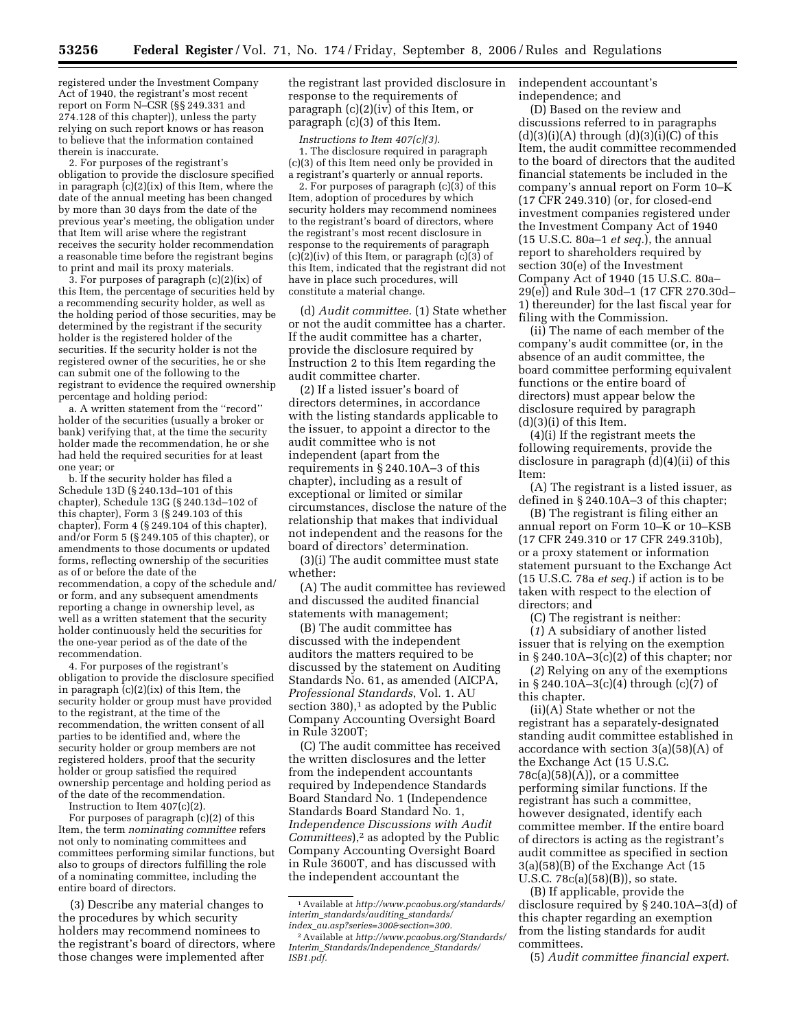registered under the Investment Company Act of 1940, the registrant's most recent report on Form N–CSR (§§ 249.331 and 274.128 of this chapter)), unless the party relying on such report knows or has reason to believe that the information contained therein is inaccurate.

2. For purposes of the registrant's obligation to provide the disclosure specified in paragraph (c)(2)(ix) of this Item, where the date of the annual meeting has been changed by more than 30 days from the date of the previous year's meeting, the obligation under that Item will arise where the registrant receives the security holder recommendation a reasonable time before the registrant begins to print and mail its proxy materials.

3. For purposes of paragraph (c)(2)(ix) of this Item, the percentage of securities held by a recommending security holder, as well as the holding period of those securities, may be determined by the registrant if the security holder is the registered holder of the securities. If the security holder is not the registered owner of the securities, he or she can submit one of the following to the registrant to evidence the required ownership percentage and holding period:

a. A written statement from the ''record'' holder of the securities (usually a broker or bank) verifying that, at the time the security holder made the recommendation, he or she had held the required securities for at least one year; or

b. If the security holder has filed a Schedule 13D (§ 240.13d–101 of this chapter), Schedule 13G (§ 240.13d–102 of this chapter), Form 3 (§ 249.103 of this chapter), Form 4 (§ 249.104 of this chapter), and/or Form 5 (§ 249.105 of this chapter), or amendments to those documents or updated forms, reflecting ownership of the securities as of or before the date of the recommendation, a copy of the schedule and/or form, and any subsequent amendments reporting a change in ownership level, as well as a written statement that the security holder continuously held the securities for the one-year period as of the date of the recommendation.

4. For purposes of the registrant's obligation to provide the disclosure specified in paragraph (c)(2)(ix) of this Item, the security holder or group must have provided to the registrant, at the time of the recommendation, the written consent of all parties to be identified and, where the security holder or group members are not registered holders, proof that the security holder or group satisfied the required ownership percentage and holding period as of the date of the recommendation.

Instruction to Item 407(c)(2).

For purposes of paragraph (c)(2) of this Item, the term *nominating committee* refers not only to nominating committees and committees performing similar functions, but also to groups of directors fulfilling the role of a nominating committee, including the entire board of directors.

(3) Describe any material changes to the procedures by which security holders may recommend nominees to the registrant's board of directors, where those changes were implemented after the registrant last provided disclosure in response to the requirements of paragraph (c)(2)(iv) of this Item, or paragraph (c)(3) of this Item.

*Instructions to Item 407(c)(3).*

1. The disclosure required in paragraph (c)(3) of this Item need only be provided in a registrant's quarterly or annual reports.

2. For purposes of paragraph (c)(3) of this Item, adoption of procedures by which security holders may recommend nominees to the registrant's board of directors, where the registrant's most recent disclosure in response to the requirements of paragraph (c)(2)(iv) of this Item, or paragraph (c)(3) of this Item, indicated that the registrant did not have in place such procedures, will constitute a material change.

(d) *Audit committee.* (1) State whether or not the audit committee has a charter. If the audit committee has a charter, provide the disclosure required by Instruction 2 to this Item regarding the audit committee charter.

(2) If a listed issuer's board of directors determines, in accordance with the listing standards applicable to the issuer, to appoint a director to the audit committee who is not independent (apart from the requirements in § 240.10A–3 of this chapter), including as a result of exceptional or limited or similar circumstances, disclose the nature of the relationship that makes that individual not independent and the reasons for the board of directors' determination.

(3)(i) The audit committee must state whether:

(A) The audit committee has reviewed and discussed the audited financial statements with management;

(B) The audit committee has discussed with the independent auditors the matters required to be discussed by the statement on Auditing Standards No. 61, as amended (AICPA, *Professional Standards*, Vol. 1. AU section 380),[1] as adopted by the Public Company Accounting Oversight Board in Rule 3200T;

(C) The audit committee has received the written disclosures and the letter from the independent accountants required by Independence Standards Board Standard No. 1 (Independence Standards Board Standard No. 1, *Independence Discussions with Audit Committees*),[2] as adopted by the Public Company Accounting Oversight Board in Rule 3600T, and has discussed with the independent accountant the independent accountant's independence; and

(D) Based on the review and discussions referred to in paragraphs (d)(3)(i)(A) through (d)(3)(i)(C) of this Item, the audit committee recommended to the board of directors that the audited financial statements be included in the company's annual report on Form 10–K (17 CFR 249.310) (or, for closed-end investment companies registered under the Investment Company Act of 1940 (15 U.S.C. 80a–1 *et seq.*), the annual report to shareholders required by section 30(e) of the Investment Company Act of 1940 (15 U.S.C. 80a–29(e)) and Rule 30d–1 (17 CFR 270.30d–1) thereunder) for the last fiscal year for filing with the Commission.

(ii) The name of each member of the company's audit committee (or, in the absence of an audit committee, the board committee performing equivalent functions or the entire board of directors) must appear below the disclosure required by paragraph (d)(3)(i) of this Item.

(4)(i) If the registrant meets the following requirements, provide the disclosure in paragraph (d)(4)(ii) of this Item:

(A) The registrant is a listed issuer, as defined in § 240.10A–3 of this chapter;

(B) The registrant is filing either an annual report on Form 10–K or 10–KSB (17 CFR 249.310 or 17 CFR 249.310b), or a proxy statement or information statement pursuant to the Exchange Act (15 U.S.C. 78a *et seq.*) if action is to be taken with respect to the election of directors; and

(C) The registrant is neither:

(*1*) A subsidiary of another listed issuer that is relying on the exemption in § 240.10A–3(c)(2) of this chapter; nor

(*2*) Relying on any of the exemptions in § 240.10A–3(c)(4) through (c)(7) of this chapter.

(ii)(A) State whether or not the registrant has a separately-designated standing audit committee established in accordance with section 3(a)(58)(A) of the Exchange Act (15 U.S.C. 78c(a)(58)(A)), or a committee performing similar functions. If the registrant has such a committee, however designated, identify each committee member. If the entire board of directors is acting as the registrant's audit committee as specified in section 3(a)(58)(B) of the Exchange Act (15 U.S.C. 78c(a)(58)(B)), so state.

(B) If applicable, provide the disclosure required by § 240.10A–3(d) of this chapter regarding an exemption from the listing standards for audit committees.

(5) *Audit committee financial expert.*

---

[1] Available at *http://www.pcaobus.org/standards/interim_standards/auditing_standards/index_au.asp?series=300&section=300.*

[2] Available at *http://www.pcaobus.org/Standards/Interim_Standards/Independence_Standards/ISB1.pdf.*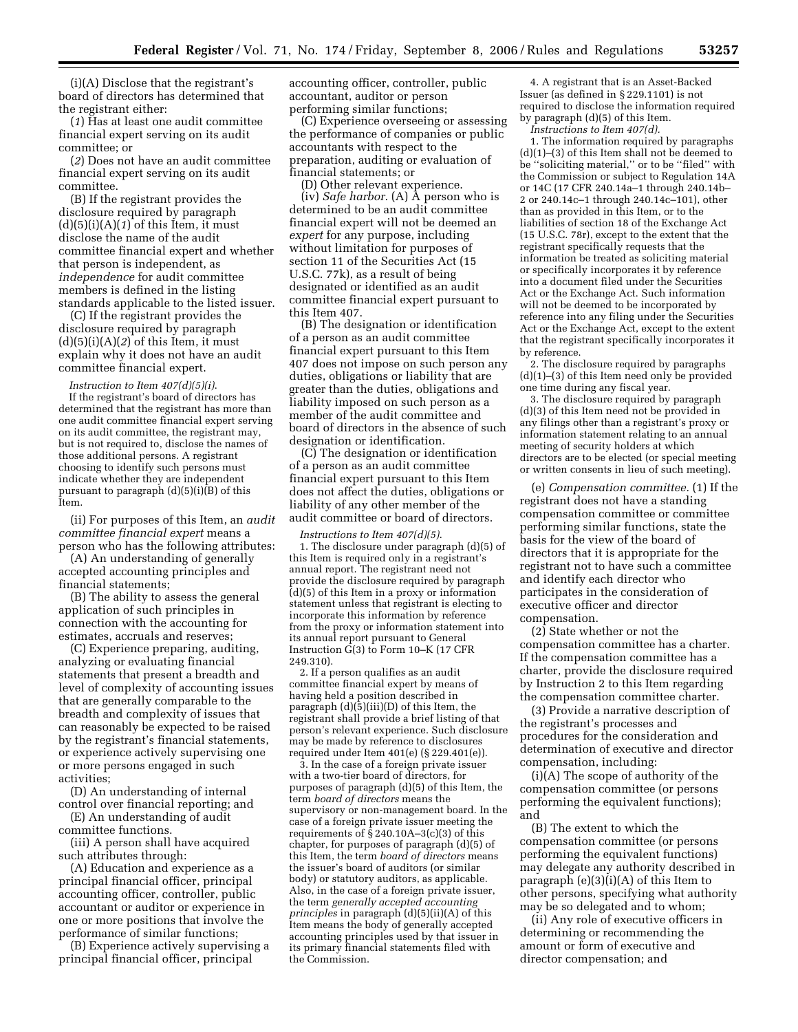(i)(A) Disclose that the registrant's board of directors has determined that the registrant either:

(*1*) Has at least one audit committee financial expert serving on its audit committee; or

(*2*) Does not have an audit committee financial expert serving on its audit committee.

(B) If the registrant provides the disclosure required by paragraph (d)(5)(i)(A)(*1*) of this Item, it must disclose the name of the audit committee financial expert and whether that person is independent, as *independence* for audit committee members is defined in the listing standards applicable to the listed issuer.

(C) If the registrant provides the disclosure required by paragraph (d)(5)(i)(A)(*2*) of this Item, it must explain why it does not have an audit committee financial expert.

*Instruction to Item 407(d)(5)(i).*

If the registrant's board of directors has determined that the registrant has more than one audit committee financial expert serving on its audit committee, the registrant may, but is not required to, disclose the names of those additional persons. A registrant choosing to identify such persons must indicate whether they are independent pursuant to paragraph (d)(5)(i)(B) of this Item.

(ii) For purposes of this Item, an *audit committee financial expert* means a person who has the following attributes:

(A) An understanding of generally accepted accounting principles and financial statements;

(B) The ability to assess the general application of such principles in connection with the accounting for estimates, accruals and reserves;

(C) Experience preparing, auditing, analyzing or evaluating financial statements that present a breadth and level of complexity of accounting issues that are generally comparable to the breadth and complexity of issues that can reasonably be expected to be raised by the registrant's financial statements, or experience actively supervising one or more persons engaged in such activities;

(D) An understanding of internal control over financial reporting; and

(E) An understanding of audit committee functions.

(iii) A person shall have acquired such attributes through:

(A) Education and experience as a principal financial officer, principal accounting officer, controller, public accountant or auditor or experience in one or more positions that involve the performance of similar functions;

(B) Experience actively supervising a principal financial officer, principal accounting officer, controller, public accountant, auditor or person performing similar functions;

(C) Experience overseeing or assessing the performance of companies or public accountants with respect to the preparation, auditing or evaluation of financial statements; or

(D) Other relevant experience.

(iv) *Safe harbor.* (A) A person who is determined to be an audit committee financial expert will not be deemed an *expert* for any purpose, including without limitation for purposes of section 11 of the Securities Act (15 U.S.C. 77k), as a result of being designated or identified as an audit committee financial expert pursuant to this Item 407.

(B) The designation or identification of a person as an audit committee financial expert pursuant to this Item 407 does not impose on such person any duties, obligations or liability that are greater than the duties, obligations and liability imposed on such person as a member of the audit committee and board of directors in the absence of such designation or identification.

(C) The designation or identification of a person as an audit committee financial expert pursuant to this Item does not affect the duties, obligations or liability of any other member of the audit committee or board of directors.

*Instructions to Item 407(d)(5).*

1. The disclosure under paragraph (d)(5) of this Item is required only in a registrant's annual report. The registrant need not provide the disclosure required by paragraph (d)(5) of this Item in a proxy or information statement unless that registrant is electing to incorporate this information by reference from the proxy or information statement into its annual report pursuant to General Instruction G(3) to Form 10–K (17 CFR 249.310).

2. If a person qualifies as an audit committee financial expert by means of having held a position described in paragraph (d)(5)(iii)(D) of this Item, the registrant shall provide a brief listing of that person's relevant experience. Such disclosure may be made by reference to disclosures required under Item 401(e) (§ 229.401(e)).

3. In the case of a foreign private issuer with a two-tier board of directors, for purposes of paragraph (d)(5) of this Item, the term *board of directors* means the supervisory or non-management board. In the case of a foreign private issuer meeting the requirements of § 240.10A–3(c)(3) of this chapter, for purposes of paragraph (d)(5) of this Item, the term *board of directors* means the issuer's board of auditors (or similar body) or statutory auditors, as applicable. Also, in the case of a foreign private issuer, the term *generally accepted accounting principles* in paragraph (d)(5)(ii)(A) of this Item means the body of generally accepted accounting principles used by that issuer in its primary financial statements filed with the Commission.

4. A registrant that is an Asset-Backed Issuer (as defined in § 229.1101) is not required to disclose the information required by paragraph (d)(5) of this Item.

*Instructions to Item 407(d).*

1. The information required by paragraphs (d)(1)–(3) of this Item shall not be deemed to be ''soliciting material,'' or to be ''filed'' with the Commission or subject to Regulation 14A or 14C (17 CFR 240.14a–1 through 240.14b–2 or 240.14c–1 through 240.14c–101), other than as provided in this Item, or to the liabilities of section 18 of the Exchange Act (15 U.S.C. 78r), except to the extent that the registrant specifically requests that the information be treated as soliciting material or specifically incorporates it by reference into a document filed under the Securities Act or the Exchange Act. Such information will not be deemed to be incorporated by reference into any filing under the Securities Act or the Exchange Act, except to the extent that the registrant specifically incorporates it by reference.

2. The disclosure required by paragraphs (d)(1)–(3) of this Item need only be provided one time during any fiscal year.

3. The disclosure required by paragraph (d)(3) of this Item need not be provided in any filings other than a registrant's proxy or information statement relating to an annual meeting of security holders at which directors are to be elected (or special meeting or written consents in lieu of such meeting).

(e) *Compensation committee.* (1) If the registrant does not have a standing compensation committee or committee performing similar functions, state the basis for the view of the board of directors that it is appropriate for the registrant not to have such a committee and identify each director who participates in the consideration of executive officer and director compensation.

(2) State whether or not the compensation committee has a charter. If the compensation committee has a charter, provide the disclosure required by Instruction 2 to this Item regarding the compensation committee charter.

(3) Provide a narrative description of the registrant's processes and procedures for the consideration and determination of executive and director compensation, including:

(i)(A) The scope of authority of the compensation committee (or persons performing the equivalent functions); and

(B) The extent to which the compensation committee (or persons performing the equivalent functions) may delegate any authority described in paragraph (e)(3)(i)(A) of this Item to other persons, specifying what authority may be so delegated and to whom;

(ii) Any role of executive officers in determining or recommending the amount or form of executive and director compensation; and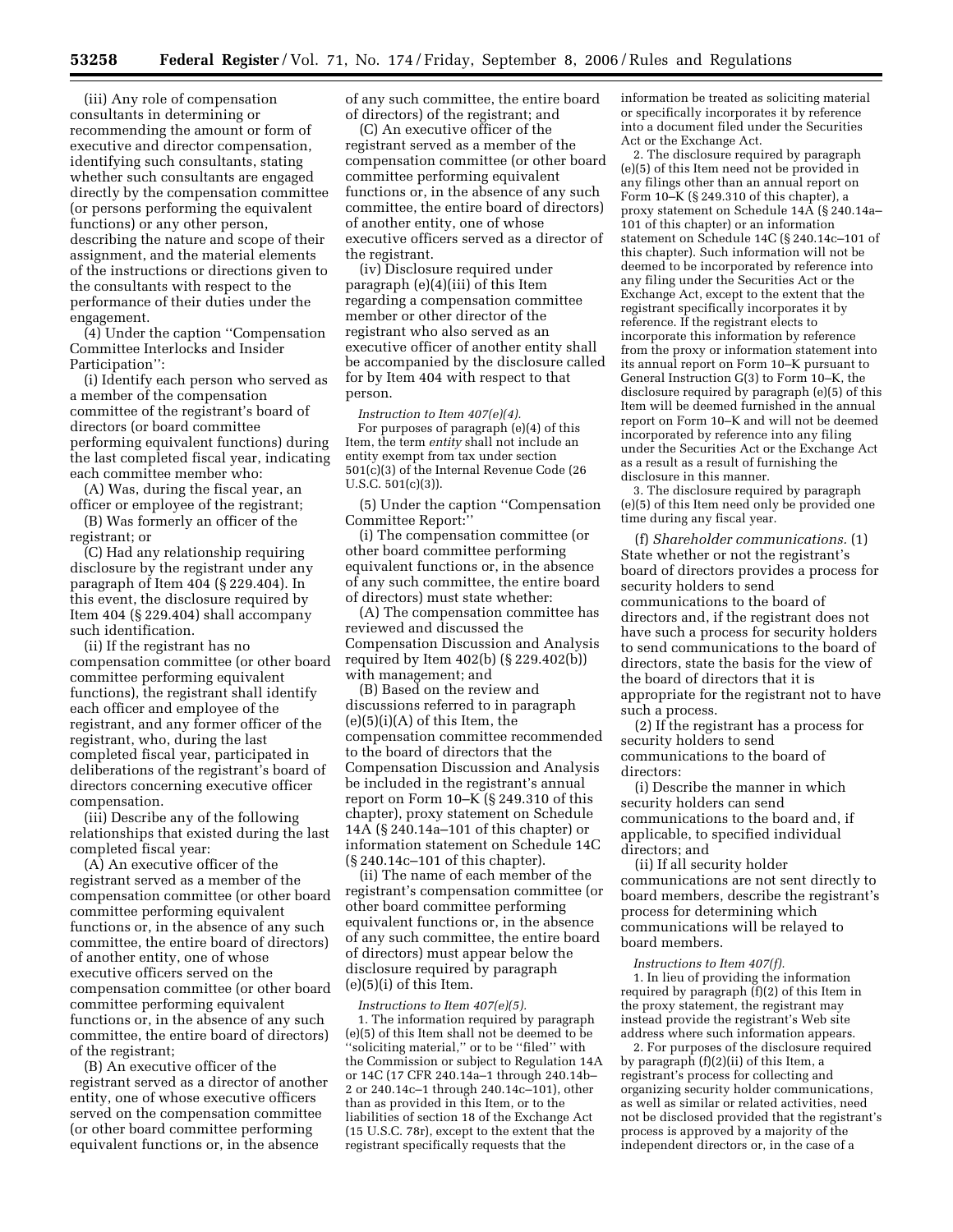(iii) Any role of compensation consultants in determining or recommending the amount or form of executive and director compensation, identifying such consultants, stating whether such consultants are engaged directly by the compensation committee (or persons performing the equivalent functions) or any other person, describing the nature and scope of their assignment, and the material elements of the instructions or directions given to the consultants with respect to the performance of their duties under the engagement.

(4) Under the caption ''Compensation Committee Interlocks and Insider Participation'':

(i) Identify each person who served as a member of the compensation committee of the registrant's board of directors (or board committee performing equivalent functions) during the last completed fiscal year, indicating each committee member who:

(A) Was, during the fiscal year, an officer or employee of the registrant;

(B) Was formerly an officer of the registrant; or

(C) Had any relationship requiring disclosure by the registrant under any paragraph of Item 404 (§ 229.404). In this event, the disclosure required by Item 404 (§ 229.404) shall accompany such identification.

(ii) If the registrant has no compensation committee (or other board committee performing equivalent functions), the registrant shall identify each officer and employee of the registrant, and any former officer of the registrant, who, during the last completed fiscal year, participated in deliberations of the registrant's board of directors concerning executive officer compensation.

(iii) Describe any of the following relationships that existed during the last completed fiscal year:

(A) An executive officer of the registrant served as a member of the compensation committee (or other board committee performing equivalent functions or, in the absence of any such committee, the entire board of directors) of another entity, one of whose executive officers served on the compensation committee (or other board committee performing equivalent functions or, in the absence of any such committee, the entire board of directors) of the registrant;

(B) An executive officer of the registrant served as a director of another entity, one of whose executive officers served on the compensation committee (or other board committee performing equivalent functions or, in the absence of any such committee, the entire board of directors) of the registrant; and

(C) An executive officer of the registrant served as a member of the compensation committee (or other board committee performing equivalent functions or, in the absence of any such committee, the entire board of directors) of another entity, one of whose executive officers served as a director of the registrant.

(iv) Disclosure required under paragraph (e)(4)(iii) of this Item regarding a compensation committee member or other director of the registrant who also served as an executive officer of another entity shall be accompanied by the disclosure called for by Item 404 with respect to that person.

*Instruction to Item 407(e)(4).*

For purposes of paragraph (e)(4) of this Item, the term *entity* shall not include an entity exempt from tax under section 501(c)(3) of the Internal Revenue Code (26 U.S.C. 501(c)(3)).

(5) Under the caption ''Compensation Committee Report:''

(i) The compensation committee (or other board committee performing equivalent functions or, in the absence of any such committee, the entire board of directors) must state whether:

(A) The compensation committee has reviewed and discussed the Compensation Discussion and Analysis required by Item 402(b) (§ 229.402(b)) with management; and

(B) Based on the review and discussions referred to in paragraph (e)(5)(i)(A) of this Item, the compensation committee recommended to the board of directors that the Compensation Discussion and Analysis be included in the registrant's annual report on Form 10–K (§ 249.310 of this chapter), proxy statement on Schedule 14A (§ 240.14a–101 of this chapter) or information statement on Schedule 14C (§ 240.14c–101 of this chapter).

(ii) The name of each member of the registrant's compensation committee (or other board committee performing equivalent functions or, in the absence of any such committee, the entire board of directors) must appear below the disclosure required by paragraph (e)(5)(i) of this Item.

*Instructions to Item 407(e)(5).*

1. The information required by paragraph (e)(5) of this Item shall not be deemed to be ''soliciting material,'' or to be ''filed'' with the Commission or subject to Regulation 14A or 14C (17 CFR 240.14a–1 through 240.14b–2 or 240.14c–1 through 240.14c–101), other than as provided in this Item, or to the liabilities of section 18 of the Exchange Act (15 U.S.C. 78r), except to the extent that the registrant specifically requests that the information be treated as soliciting material or specifically incorporates it by reference into a document filed under the Securities Act or the Exchange Act.

2. The disclosure required by paragraph (e)(5) of this Item need not be provided in any filings other than an annual report on Form 10–K (§ 249.310 of this chapter), a proxy statement on Schedule 14A (§ 240.14a–101 of this chapter) or an information statement on Schedule 14C (§ 240.14c–101 of this chapter). Such information will not be deemed to be incorporated by reference into any filing under the Securities Act or the Exchange Act, except to the extent that the registrant specifically incorporates it by reference. If the registrant elects to incorporate this information by reference from the proxy or information statement into its annual report on Form 10–K pursuant to General Instruction G(3) to Form 10–K, the disclosure required by paragraph (e)(5) of this Item will be deemed furnished in the annual report on Form 10–K and will not be deemed incorporated by reference into any filing under the Securities Act or the Exchange Act as a result as a result of furnishing the disclosure in this manner.

3. The disclosure required by paragraph (e)(5) of this Item need only be provided one time during any fiscal year.

(f) *Shareholder communications.* (1) State whether or not the registrant's board of directors provides a process for security holders to send communications to the board of directors and, if the registrant does not have such a process for security holders to send communications to the board of directors, state the basis for the view of the board of directors that it is appropriate for the registrant not to have such a process.

(2) If the registrant has a process for security holders to send communications to the board of directors:

(i) Describe the manner in which security holders can send communications to the board and, if applicable, to specified individual directors; and

(ii) If all security holder communications are not sent directly to board members, describe the registrant's process for determining which communications will be relayed to board members.

*Instructions to Item 407(f).*

1. In lieu of providing the information required by paragraph (f)(2) of this Item in the proxy statement, the registrant may instead provide the registrant's Web site address where such information appears.

2. For purposes of the disclosure required by paragraph (f)(2)(ii) of this Item, a registrant's process for collecting and organizing security holder communications, as well as similar or related activities, need not be disclosed provided that the registrant's process is approved by a majority of the independent directors or, in the case of a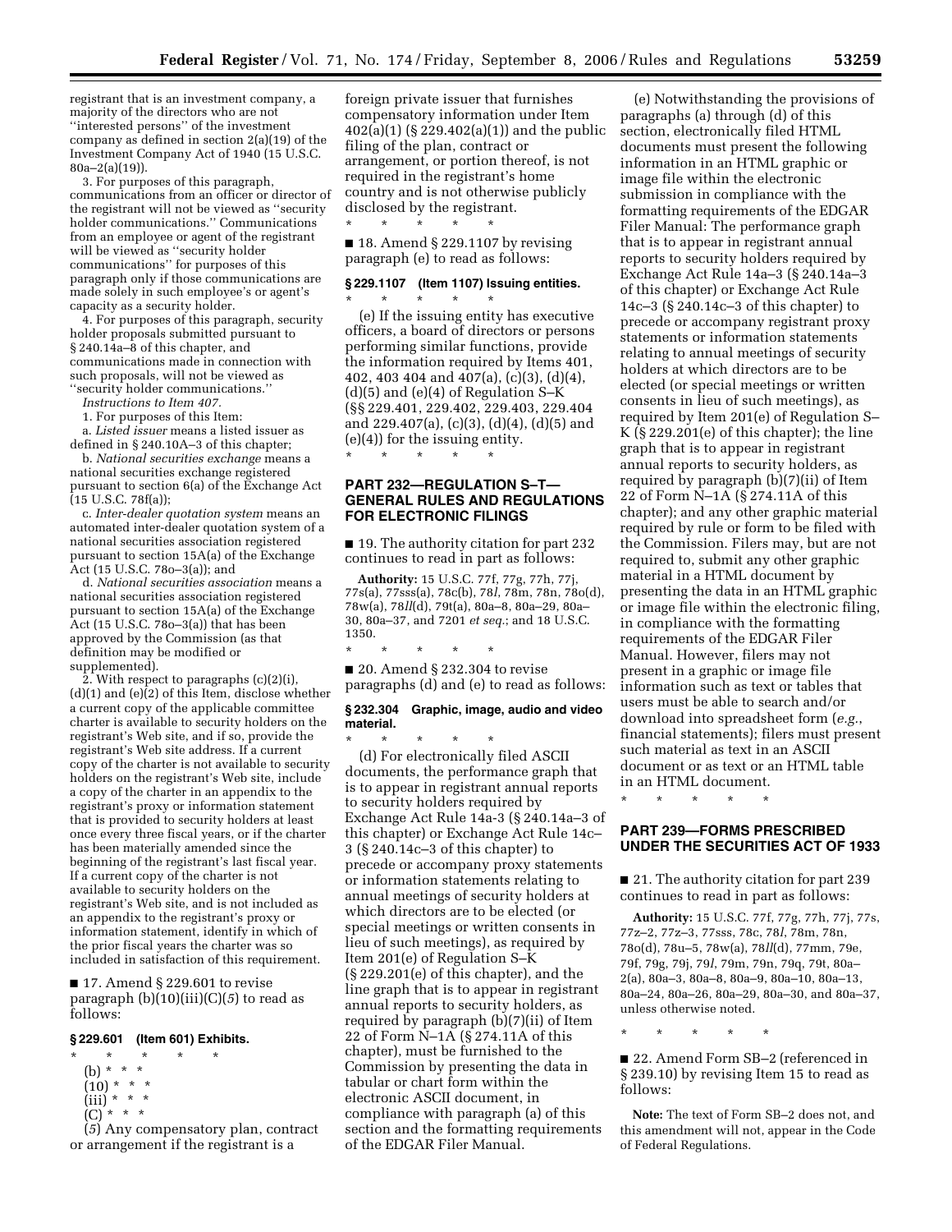registrant that is an investment company, a majority of the directors who are not ''interested persons'' of the investment company as defined in section 2(a)(19) of the Investment Company Act of 1940 (15 U.S.C. 80a–2(a)(19)).

3. For purposes of this paragraph, communications from an officer or director of the registrant will not be viewed as ''security holder communications.'' Communications from an employee or agent of the registrant will be viewed as ''security holder communications'' for purposes of this paragraph only if those communications are made solely in such employee's or agent's capacity as a security holder.

4. For purposes of this paragraph, security holder proposals submitted pursuant to § 240.14a–8 of this chapter, and communications made in connection with such proposals, will not be viewed as ''security holder communications.''

*Instructions to Item 407.*

1. For purposes of this Item:

a. *Listed issuer* means a listed issuer as defined in § 240.10A–3 of this chapter;

b. *National securities exchange* means a national securities exchange registered pursuant to section 6(a) of the Exchange Act (15 U.S.C. 78f(a));

c. *Inter-dealer quotation system* means an automated inter-dealer quotation system of a national securities association registered pursuant to section 15A(a) of the Exchange Act (15 U.S.C. 78o–3(a)); and

d. *National securities association* means a national securities association registered pursuant to section 15A(a) of the Exchange Act (15 U.S.C. 78o–3(a)) that has been approved by the Commission (as that definition may be modified or supplemented).

2. With respect to paragraphs (c)(2)(i), (d)(1) and (e)(2) of this Item, disclose whether a current copy of the applicable committee charter is available to security holders on the registrant's Web site, and if so, provide the registrant's Web site address. If a current copy of the charter is not available to security holders on the registrant's Web site, include a copy of the charter in an appendix to the registrant's proxy or information statement that is provided to security holders at least once every three fiscal years, or if the charter has been materially amended since the beginning of the registrant's last fiscal year. If a current copy of the charter is not available to security holders on the registrant's Web site, and is not included as an appendix to the registrant's proxy or information statement, identify in which of the prior fiscal years the charter was so included in satisfaction of this requirement.

■ 17. Amend § 229.601 to revise paragraph (b)(10)(iii)(C)(*5*) to read as follows:

**§ 229.601 (Item 601) Exhibits.**

\* \* \* \* \*

(b) \* \* \*

(10) \* \* \*

(iii) \* \* \*

(C) \* \* \*

(*5*) Any compensatory plan, contract or arrangement if the registrant is a foreign private issuer that furnishes compensatory information under Item 402(a)(1) (§ 229.402(a)(1)) and the public filing of the plan, contract or arrangement, or portion thereof, is not required in the registrant's home country and is not otherwise publicly disclosed by the registrant.

\* \* \* \* \*

■ 18. Amend § 229.1107 by revising paragraph (e) to read as follows:

**§ 229.1107 (Item 1107) Issuing entities.**

\* \* \* \* \*

(e) If the issuing entity has executive officers, a board of directors or persons performing similar functions, provide the information required by Items 401, 402, 403 404 and 407(a), (c)(3), (d)(4), (d)(5) and (e)(4) of Regulation S–K (§§ 229.401, 229.402, 229.403, 229.404 and 229.407(a), (c)(3), (d)(4), (d)(5) and (e)(4)) for the issuing entity.

\* \* \* \* \*

## PART 232—REGULATION S–T—GENERAL RULES AND REGULATIONS FOR ELECTRONIC FILINGS

■ 19. The authority citation for part 232 continues to read in part as follows:

**Authority:** 15 U.S.C. 77f, 77g, 77h, 77j, 77s(a), 77sss(a), 78c(b), 78*l*, 78m, 78n, 78o(d), 78w(a), 78*ll*(d), 79t(a), 80a–8, 80a–29, 80a–30, 80a–37, and 7201 *et seq.*; and 18 U.S.C. 1350.

\* \* \* \* \*

■ 20. Amend § 232.304 to revise paragraphs (d) and (e) to read as follows:

**§ 232.304 Graphic, image, audio and video material.**

\* \* \* \* \*

(d) For electronically filed ASCII documents, the performance graph that is to appear in registrant annual reports to security holders required by Exchange Act Rule 14a-3 (§ 240.14a–3 of this chapter) or Exchange Act Rule 14c–3 (§ 240.14c–3 of this chapter) to precede or accompany proxy statements or information statements relating to annual meetings of security holders at which directors are to be elected (or special meetings or written consents in lieu of such meetings), as required by Item 201(e) of Regulation S–K (§ 229.201(e) of this chapter), and the line graph that is to appear in registrant annual reports to security holders, as required by paragraph (b)(7)(ii) of Item 22 of Form N–1A (§ 274.11A of this chapter), must be furnished to the Commission by presenting the data in tabular or chart form within the electronic ASCII document, in compliance with paragraph (a) of this section and the formatting requirements of the EDGAR Filer Manual.

(e) Notwithstanding the provisions of paragraphs (a) through (d) of this section, electronically filed HTML documents must present the following information in an HTML graphic or image file within the electronic submission in compliance with the formatting requirements of the EDGAR Filer Manual: The performance graph that is to appear in registrant annual reports to security holders required by Exchange Act Rule 14a–3 (§ 240.14a–3 of this chapter) or Exchange Act Rule 14c–3 (§ 240.14c–3 of this chapter) to precede or accompany registrant proxy statements or information statements relating to annual meetings of security holders at which directors are to be elected (or special meetings or written consents in lieu of such meetings), as required by Item 201(e) of Regulation S–K (§ 229.201(e) of this chapter); the line graph that is to appear in registrant annual reports to security holders, as required by paragraph (b)(7)(ii) of Item 22 of Form N–1A (§ 274.11A of this chapter); and any other graphic material required by rule or form to be filed with the Commission. Filers may, but are not required to, submit any other graphic material in a HTML document by presenting the data in an HTML graphic or image file within the electronic filing, in compliance with the formatting requirements of the EDGAR Filer Manual. However, filers may not present in a graphic or image file information such as text or tables that users must be able to search and/or download into spreadsheet form (*e.g.*, financial statements); filers must present such material as text in an ASCII document or as text or an HTML table in an HTML document.

\* \* \* \* \*

## PART 239—FORMS PRESCRIBED UNDER THE SECURITIES ACT OF 1933

■ 21. The authority citation for part 239 continues to read in part as follows:

**Authority:** 15 U.S.C. 77f, 77g, 77h, 77j, 77s, 77z–2, 77z–3, 77sss, 78c, 78*l*, 78m, 78n, 78o(d), 78u–5, 78w(a), 78*ll*(d), 77mm, 79e, 79f, 79g, 79j, 79*l*, 79m, 79n, 79q, 79t, 80a–2(a), 80a–3, 80a–8, 80a–9, 80a–10, 80a–13, 80a–24, 80a–26, 80a–29, 80a–30, and 80a–37, unless otherwise noted.

\* \* \* \* \*

■ 22. Amend Form SB–2 (referenced in § 239.10) by revising Item 15 to read as follows:

**Note:** The text of Form SB–2 does not, and this amendment will not, appear in the Code of Federal Regulations.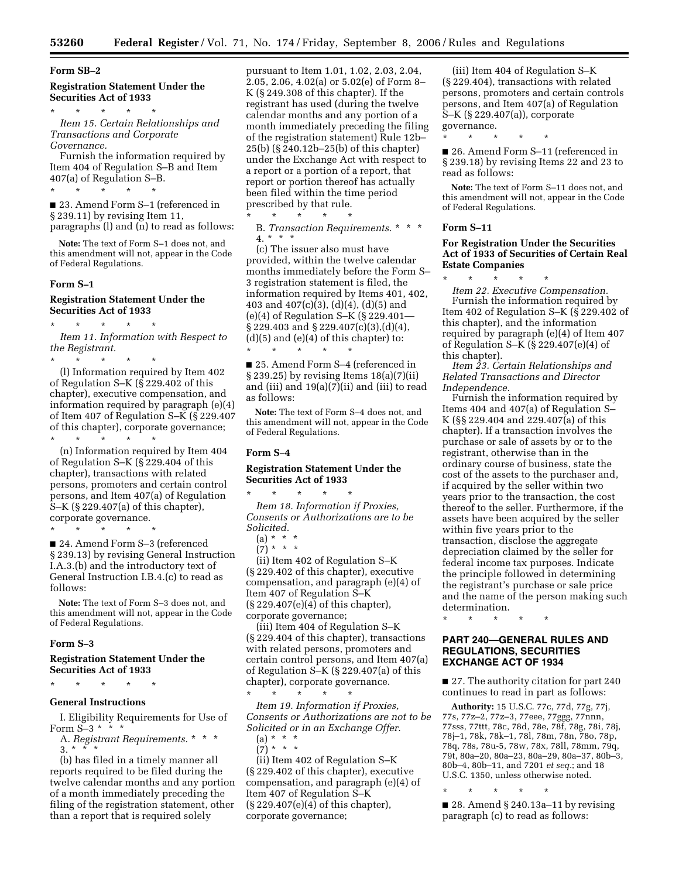**Form SB–2**

**Registration Statement Under the Securities Act of 1933**

\* \* \* \* \*

*Item 15. Certain Relationships and Transactions and Corporate Governance.*

Furnish the information required by Item 404 of Regulation S–B and Item 407(a) of Regulation S–B.

\* \* \* \* \*

■ 23. Amend Form S–1 (referenced in § 239.11) by revising Item 11, paragraphs (l) and (n) to read as follows:

**Note:** The text of Form S–1 does not, and this amendment will not, appear in the Code of Federal Regulations.

**Form S–1**

**Registration Statement Under the Securities Act of 1933**

\* \* \* \* \*

*Item 11. Information with Respect to the Registrant.*

\* \* \* \* \*

(l) Information required by Item 402 of Regulation S–K (§ 229.402 of this chapter), executive compensation, and information required by paragraph (e)(4) of Item 407 of Regulation S–K (§ 229.407 of this chapter), corporate governance;

\* \* \* \* \*

(n) Information required by Item 404 of Regulation S–K (§ 229.404 of this chapter), transactions with related persons, promoters and certain control persons, and Item 407(a) of Regulation S–K (§ 229.407(a) of this chapter), corporate governance.

\* \* \* \* \*

■ 24. Amend Form S–3 (referenced § 239.13) by revising General Instruction I.A.3.(b) and the introductory text of General Instruction I.B.4.(c) to read as follows:

**Note:** The text of Form S–3 does not, and this amendment will not, appear in the Code of Federal Regulations.

**Form S–3**

**Registration Statement Under the Securities Act of 1933**

\* \* \* \* \*

**General Instructions**

I. Eligibility Requirements for Use of Form S–3 \* \* \*

A. *Registrant Requirements.* \* \* \*

3. \* \* \*

(b) has filed in a timely manner all reports required to be filed during the twelve calendar months and any portion of a month immediately preceding the filing of the registration statement, other than a report that is required solely pursuant to Item 1.01, 1.02, 2.03, 2.04, 2.05, 2.06, 4.02(a) or 5.02(e) of Form 8–K (§ 249.308 of this chapter). If the registrant has used (during the twelve calendar months and any portion of a month immediately preceding the filing of the registration statement) Rule 12b–25(b) (§ 240.12b–25(b) of this chapter) under the Exchange Act with respect to a report or a portion of a report, that report or portion thereof has actually been filed within the time period prescribed by that rule.

\* \* \* \* \*

B. *Transaction Requirements.* \* \* \*

4. \* \* \*

(c) The issuer also must have provided, within the twelve calendar months immediately before the Form S–3 registration statement is filed, the information required by Items 401, 402, 403 and 407(c)(3), (d)(4), (d)(5) and (e)(4) of Regulation S–K (§ 229.401—§ 229.403 and § 229.407(c)(3),(d)(4), (d)(5) and (e)(4) of this chapter) to:

\* \* \* \* \*

■ 25. Amend Form S–4 (referenced in § 239.25) by revising Items 18(a)(7)(ii) and (iii) and 19(a)(7)(ii) and (iii) to read as follows:

**Note:** The text of Form S–4 does not, and this amendment will not, appear in the Code of Federal Regulations.

**Form S–4**

**Registration Statement Under the Securities Act of 1933**

\* \* \* \* \*

*Item 18. Information if Proxies, Consents or Authorizations are to be Solicited.*

(a) \* \* \*

(7) \* \* \*

(ii) Item 402 of Regulation S–K (§ 229.402 of this chapter), executive compensation, and paragraph (e)(4) of Item 407 of Regulation S–K (§ 229.407(e)(4) of this chapter), corporate governance;

(iii) Item 404 of Regulation S–K (§ 229.404 of this chapter), transactions with related persons, promoters and certain control persons, and Item 407(a) of Regulation S–K (§ 229.407(a) of this chapter), corporate governance.

\* \* \* \* \*

*Item 19. Information if Proxies, Consents or Authorizations are not to be Solicited or in an Exchange Offer.*

(a) \* \* \*

(7) \* \* \*

(ii) Item 402 of Regulation S–K (§ 229.402 of this chapter), executive compensation, and paragraph (e)(4) of Item 407 of Regulation S–K (§ 229.407(e)(4) of this chapter), corporate governance;

(iii) Item 404 of Regulation S–K (§ 229.404), transactions with related persons, promoters and certain controls persons, and Item 407(a) of Regulation S–K (§ 229.407(a)), corporate governance.

\* \* \* \* \*

■ 26. Amend Form S–11 (referenced in § 239.18) by revising Items 22 and 23 to read as follows:

**Note:** The text of Form S–11 does not, and this amendment will not, appear in the Code of Federal Regulations.

**Form S–11**

**For Registration Under the Securities Act of 1933 of Securities of Certain Real Estate Companies**

\* \* \* \* \*

*Item 22. Executive Compensation.*

Furnish the information required by Item 402 of Regulation S–K (§ 229.402 of this chapter), and the information required by paragraph (e)(4) of Item 407 of Regulation S–K (§ 229.407(e)(4) of this chapter).

*Item 23. Certain Relationships and Related Transactions and Director Independence.*

Furnish the information required by Items 404 and 407(a) of Regulation S–K (§§ 229.404 and 229.407(a) of this chapter). If a transaction involves the purchase or sale of assets by or to the registrant, otherwise than in the ordinary course of business, state the cost of the assets to the purchaser and, if acquired by the seller within two years prior to the transaction, the cost thereof to the seller. Furthermore, if the assets have been acquired by the seller within five years prior to the transaction, disclose the aggregate depreciation claimed by the seller for federal income tax purposes. Indicate the principle followed in determining the registrant's purchase or sale price and the name of the person making such determination.

\* \* \* \* \*

## PART 240—GENERAL RULES AND REGULATIONS, SECURITIES EXCHANGE ACT OF 1934

■ 27. The authority citation for part 240 continues to read in part as follows:

**Authority:** 15 U.S.C. 77c, 77d, 77g, 77j, 77s, 77z–2, 77z–3, 77eee, 77ggg, 77nnn, 77sss, 77ttt, 78c, 78d, 78e, 78f, 78g, 78i, 78j, 78j–1, 78k, 78k–1, 78l, 78m, 78n, 78o, 78p, 78q, 78s, 78u-5, 78w, 78x, 78ll, 78mm, 79q, 79t, 80a–20, 80a–23, 80a–29, 80a–37, 80b–3, 80b–4, 80b–11, and 7201 *et seq.*; and 18 U.S.C. 1350, unless otherwise noted.

\* \* \* \* \*

■ 28. Amend § 240.13a–11 by revising paragraph (c) to read as follows: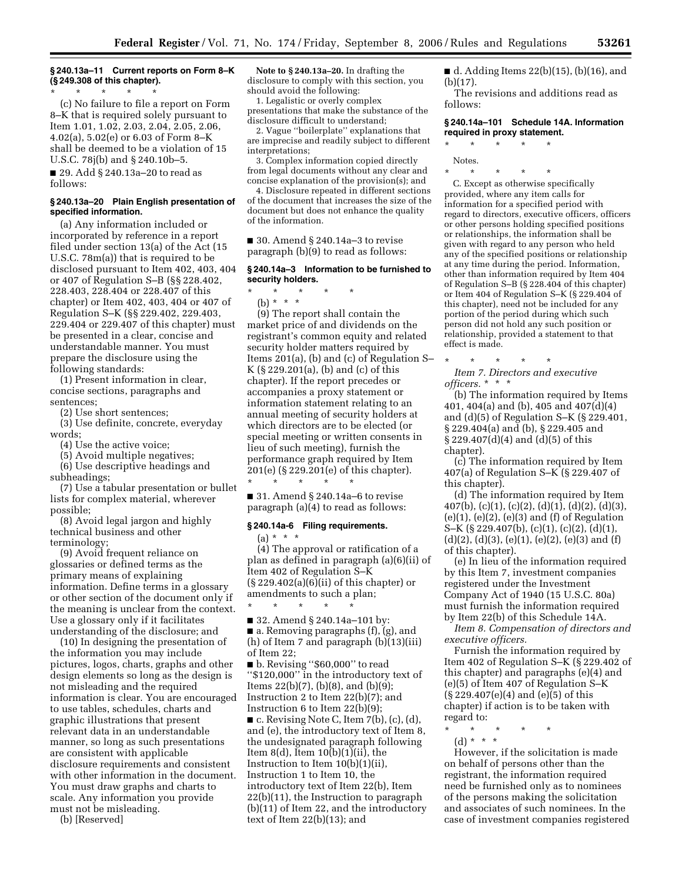**§ 240.13a–11 Current reports on Form 8–K (§ 249.308 of this chapter).**

\* \* \* \* \*

(c) No failure to file a report on Form 8–K that is required solely pursuant to Item 1.01, 1.02, 2.03, 2.04, 2.05, 2.06, 4.02(a), 5.02(e) or 6.03 of Form 8–K shall be deemed to be a violation of 15 U.S.C. 78j(b) and § 240.10b–5.

■ 29. Add § 240.13a–20 to read as follows:

**§ 240.13a–20 Plain English presentation of specified information.**

(a) Any information included or incorporated by reference in a report filed under section 13(a) of the Act (15 U.S.C. 78m(a)) that is required to be disclosed pursuant to Item 402, 403, 404 or 407 of Regulation S–B (§§ 228.402, 228.403, 228.404 or 228.407 of this chapter) or Item 402, 403, 404 or 407 of Regulation S–K (§§ 229.402, 229.403, 229.404 or 229.407 of this chapter) must be presented in a clear, concise and understandable manner. You must prepare the disclosure using the following standards:

(1) Present information in clear, concise sections, paragraphs and sentences;

(2) Use short sentences;

(3) Use definite, concrete, everyday words;

(4) Use the active voice;

(5) Avoid multiple negatives;

(6) Use descriptive headings and subheadings;

(7) Use a tabular presentation or bullet lists for complex material, wherever possible;

(8) Avoid legal jargon and highly technical business and other terminology;

(9) Avoid frequent reliance on glossaries or defined terms as the primary means of explaining information. Define terms in a glossary or other section of the document only if the meaning is unclear from the context. Use a glossary only if it facilitates understanding of the disclosure; and

(10) In designing the presentation of the information you may include pictures, logos, charts, graphs and other design elements so long as the design is not misleading and the required information is clear. You are encouraged to use tables, schedules, charts and graphic illustrations that present relevant data in an understandable manner, so long as such presentations are consistent with applicable disclosure requirements and consistent with other information in the document. You must draw graphs and charts to scale. Any information you provide must not be misleading.

(b) [Reserved]

**Note to § 240.13a–20.** In drafting the disclosure to comply with this section, you should avoid the following:

1. Legalistic or overly complex presentations that make the substance of the disclosure difficult to understand;

2. Vague ''boilerplate'' explanations that are imprecise and readily subject to different interpretations;

3. Complex information copied directly from legal documents without any clear and concise explanation of the provision(s); and

4. Disclosure repeated in different sections of the document that increases the size of the document but does not enhance the quality of the information.

■ 30. Amend § 240.14a–3 to revise paragraph (b)(9) to read as follows:

**§ 240.14a–3 Information to be furnished to security holders.**

\* \* \* \* \*

(b) \* \* \*

(9) The report shall contain the market price of and dividends on the registrant's common equity and related security holder matters required by Items 201(a), (b) and (c) of Regulation S–K (§ 229.201(a), (b) and (c) of this chapter). If the report precedes or accompanies a proxy statement or information statement relating to an annual meeting of security holders at which directors are to be elected (or special meeting or written consents in lieu of such meeting), furnish the performance graph required by Item 201(e) (§ 229.201(e) of this chapter).

\* \* \* \* \*

■ 31. Amend § 240.14a–6 to revise paragraph (a)(4) to read as follows:

**§ 240.14a-6 Filing requirements.**

(a) \* \* \*

(4) The approval or ratification of a plan as defined in paragraph (a)(6)(ii) of Item 402 of Regulation S–K (§ 229.402(a)(6)(ii) of this chapter) or amendments to such a plan;

\* \* \* \* \*

■ 32. Amend § 240.14a–101 by:

■ a. Removing paragraphs (f), (g), and (h) of Item 7 and paragraph (b)(13)(iii) of Item 22;

■ b. Revising ''$60,000'' to read ''$120,000'' in the introductory text of Items 22(b)(7), (b)(8), and (b)(9); Instruction 2 to Item 22(b)(7); and Instruction 6 to Item 22(b)(9);

■ c. Revising Note C, Item 7(b), (c), (d), and (e), the introductory text of Item 8, the undesignated paragraph following Item 8(d), Item 10(b)(1)(ii), the Instruction to Item 10(b)(1)(ii), Instruction 1 to Item 10, the introductory text of Item 22(b), Item 22(b)(11), the Instruction to paragraph (b)(11) of Item 22, and the introductory text of Item 22(b)(13); and

■ d. Adding Items 22(b)(15), (b)(16), and (b)(17).

The revisions and additions read as follows:

**§ 240.14a–101 Schedule 14A. Information required in proxy statement.**

\* \* \* \* \*

Notes.

\* \* \* \* \*

C. Except as otherwise specifically provided, where any item calls for information for a specified period with regard to directors, executive officers, officers or other persons holding specified positions or relationships, the information shall be given with regard to any person who held any of the specified positions or relationship at any time during the period. Information, other than information required by Item 404 of Regulation S–B (§ 228.404 of this chapter) or Item 404 of Regulation S–K (§ 229.404 of this chapter), need not be included for any portion of the period during which such person did not hold any such position or relationship, provided a statement to that effect is made.

\* \* \* \* \*

*Item 7. Directors and executive officers.* \* \* \*

(b) The information required by Items 401, 404(a) and (b), 405 and 407(d)(4) and (d)(5) of Regulation S–K (§ 229.401, § 229.404(a) and (b), § 229.405 and § 229.407(d)(4) and (d)(5) of this chapter).

(c) The information required by Item 407(a) of Regulation S–K (§ 229.407 of this chapter).

(d) The information required by Item 407(b), (c)(1), (c)(2), (d)(1), (d)(2), (d)(3), (e)(1), (e)(2), (e)(3) and (f) of Regulation S–K (§ 229.407(b), (c)(1), (c)(2), (d)(1), (d)(2), (d)(3), (e)(1), (e)(2), (e)(3) and (f) of this chapter).

(e) In lieu of the information required by this Item 7, investment companies registered under the Investment Company Act of 1940 (15 U.S.C. 80a) must furnish the information required by Item 22(b) of this Schedule 14A.

*Item 8. Compensation of directors and executive officers.*

Furnish the information required by Item 402 of Regulation S–K (§ 229.402 of this chapter) and paragraphs (e)(4) and (e)(5) of Item 407 of Regulation S–K (§ 229.407(e)(4) and (e)(5) of this chapter) if action is to be taken with regard to:

\* \* \* \* \*

(d) \* \* \*

However, if the solicitation is made on behalf of persons other than the registrant, the information required need be furnished only as to nominees of the persons making the solicitation and associates of such nominees. In the case of investment companies registered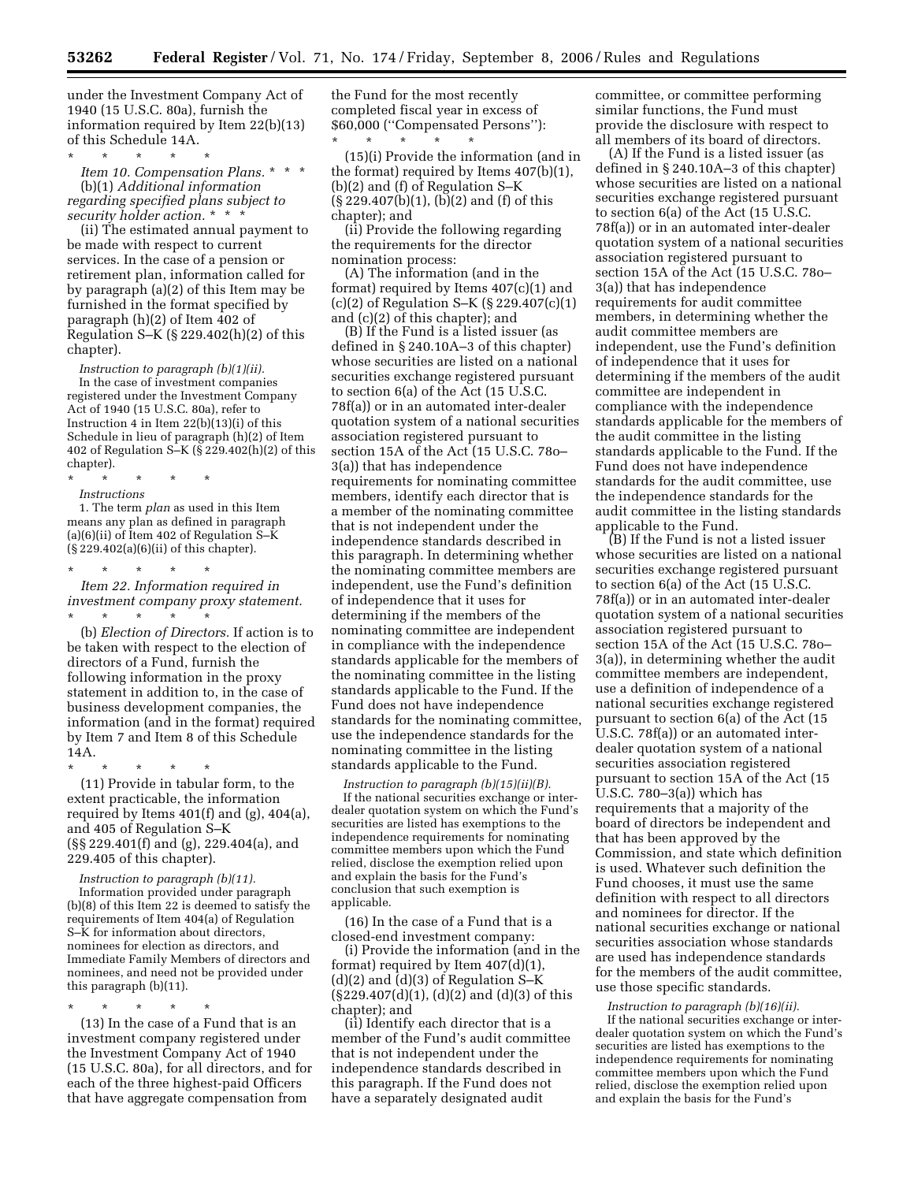under the Investment Company Act of 1940 (15 U.S.C. 80a), furnish the information required by Item 22(b)(13) of this Schedule 14A.

\* \* \* \* \*

*Item 10. Compensation Plans.* \* \* \*

(b)(1) *Additional information regarding specified plans subject to security holder action.* \* \* \*

(ii) The estimated annual payment to be made with respect to current services. In the case of a pension or retirement plan, information called for by paragraph (a)(2) of this Item may be furnished in the format specified by paragraph (h)(2) of Item 402 of Regulation S–K (§ 229.402(h)(2) of this chapter).

*Instruction to paragraph (b)(1)(ii).*

In the case of investment companies registered under the Investment Company Act of 1940 (15 U.S.C. 80a), refer to Instruction 4 in Item 22(b)(13)(i) of this Schedule in lieu of paragraph (h)(2) of Item 402 of Regulation S–K (§ 229.402(h)(2) of this chapter).

\* \* \* \* \*

*Instructions*

1. The term *plan* as used in this Item means any plan as defined in paragraph (a)(6)(ii) of Item 402 of Regulation S–K (§ 229.402(a)(6)(ii) of this chapter).

\* \* \* \* \*

*Item 22. Information required in investment company proxy statement.*

\* \* \* \* \*

(b) *Election of Directors.* If action is to be taken with respect to the election of directors of a Fund, furnish the following information in the proxy statement in addition to, in the case of business development companies, the information (and in the format) required by Item 7 and Item 8 of this Schedule 14A.

\* \* \* \* \*

(11) Provide in tabular form, to the extent practicable, the information required by Items 401(f) and (g), 404(a), and 405 of Regulation S–K (§§ 229.401(f) and (g), 229.404(a), and 229.405 of this chapter).

*Instruction to paragraph (b)(11).*

Information provided under paragraph (b)(8) of this Item 22 is deemed to satisfy the requirements of Item 404(a) of Regulation S–K for information about directors, nominees for election as directors, and Immediate Family Members of directors and nominees, and need not be provided under this paragraph (b)(11).

\* \* \* \* \*

(13) In the case of a Fund that is an investment company registered under the Investment Company Act of 1940 (15 U.S.C. 80a), for all directors, and for each of the three highest-paid Officers that have aggregate compensation from the Fund for the most recently completed fiscal year in excess of $60,000 (''Compensated Persons''):

\* \* \* \* \*

(15)(i) Provide the information (and in the format) required by Items 407(b)(1), (b)(2) and (f) of Regulation S–K (§ 229.407(b)(1), (b)(2) and (f) of this chapter); and

(ii) Provide the following regarding the requirements for the director nomination process:

(A) The information (and in the format) required by Items 407(c)(1) and (c)(2) of Regulation S–K (§ 229.407(c)(1) and (c)(2) of this chapter); and

(B) If the Fund is a listed issuer (as defined in § 240.10A–3 of this chapter) whose securities are listed on a national securities exchange registered pursuant to section 6(a) of the Act (15 U.S.C. 78f(a)) or in an automated inter-dealer quotation system of a national securities association registered pursuant to section 15A of the Act (15 U.S.C. 78o–3(a)) that has independence requirements for nominating committee members, identify each director that is a member of the nominating committee that is not independent under the independence standards described in this paragraph. In determining whether the nominating committee members are independent, use the Fund's definition of independence that it uses for determining if the members of the nominating committee are independent in compliance with the independence standards applicable for the members of the nominating committee in the listing standards applicable to the Fund. If the Fund does not have independence standards for the nominating committee, use the independence standards for the nominating committee in the listing standards applicable to the Fund.

*Instruction to paragraph (b)(15)(ii)(B).*

If the national securities exchange or inter-dealer quotation system on which the Fund's securities are listed has exemptions to the independence requirements for nominating committee members upon which the Fund relied, disclose the exemption relied upon and explain the basis for the Fund's conclusion that such exemption is applicable.

(16) In the case of a Fund that is a closed-end investment company:

(i) Provide the information (and in the format) required by Item 407(d)(1), (d)(2) and (d)(3) of Regulation S–K (§229.407(d)(1), (d)(2) and (d)(3) of this chapter); and

(ii) Identify each director that is a member of the Fund's audit committee that is not independent under the independence standards described in this paragraph. If the Fund does not have a separately designated audit committee, or committee performing similar functions, the Fund must provide the disclosure with respect to all members of its board of directors.

(A) If the Fund is a listed issuer (as defined in § 240.10A–3 of this chapter) whose securities are listed on a national securities exchange registered pursuant to section 6(a) of the Act (15 U.S.C. 78f(a)) or in an automated inter-dealer quotation system of a national securities association registered pursuant to section 15A of the Act (15 U.S.C. 78o–3(a)) that has independence requirements for audit committee members, in determining whether the audit committee members are independent, use the Fund's definition of independence that it uses for determining if the members of the audit committee are independent in compliance with the independence standards applicable for the members of the audit committee in the listing standards applicable to the Fund. If the Fund does not have independence standards for the audit committee, use the independence standards for the audit committee in the listing standards applicable to the Fund.

(B) If the Fund is not a listed issuer whose securities are listed on a national securities exchange registered pursuant to section 6(a) of the Act (15 U.S.C. 78f(a)) or in an automated inter-dealer quotation system of a national securities association registered pursuant to section 15A of the Act (15 U.S.C. 78o–3(a)), in determining whether the audit committee members are independent, use a definition of independence of a national securities exchange registered pursuant to section 6(a) of the Act (15 U.S.C. 78f(a)) or an automated inter-dealer quotation system of a national securities association registered pursuant to section 15A of the Act (15 U.S.C. 780–3(a)) which has requirements that a majority of the board of directors be independent and that has been approved by the Commission, and state which definition is used. Whatever such definition the Fund chooses, it must use the same definition with respect to all directors and nominees for director. If the national securities exchange or national securities association whose standards are used has independence standards for the members of the audit committee, use those specific standards.

*Instruction to paragraph (b)(16)(ii).*

If the national securities exchange or inter-dealer quotation system on which the Fund's securities are listed has exemptions to the independence requirements for nominating committee members upon which the Fund relied, disclose the exemption relied upon and explain the basis for the Fund's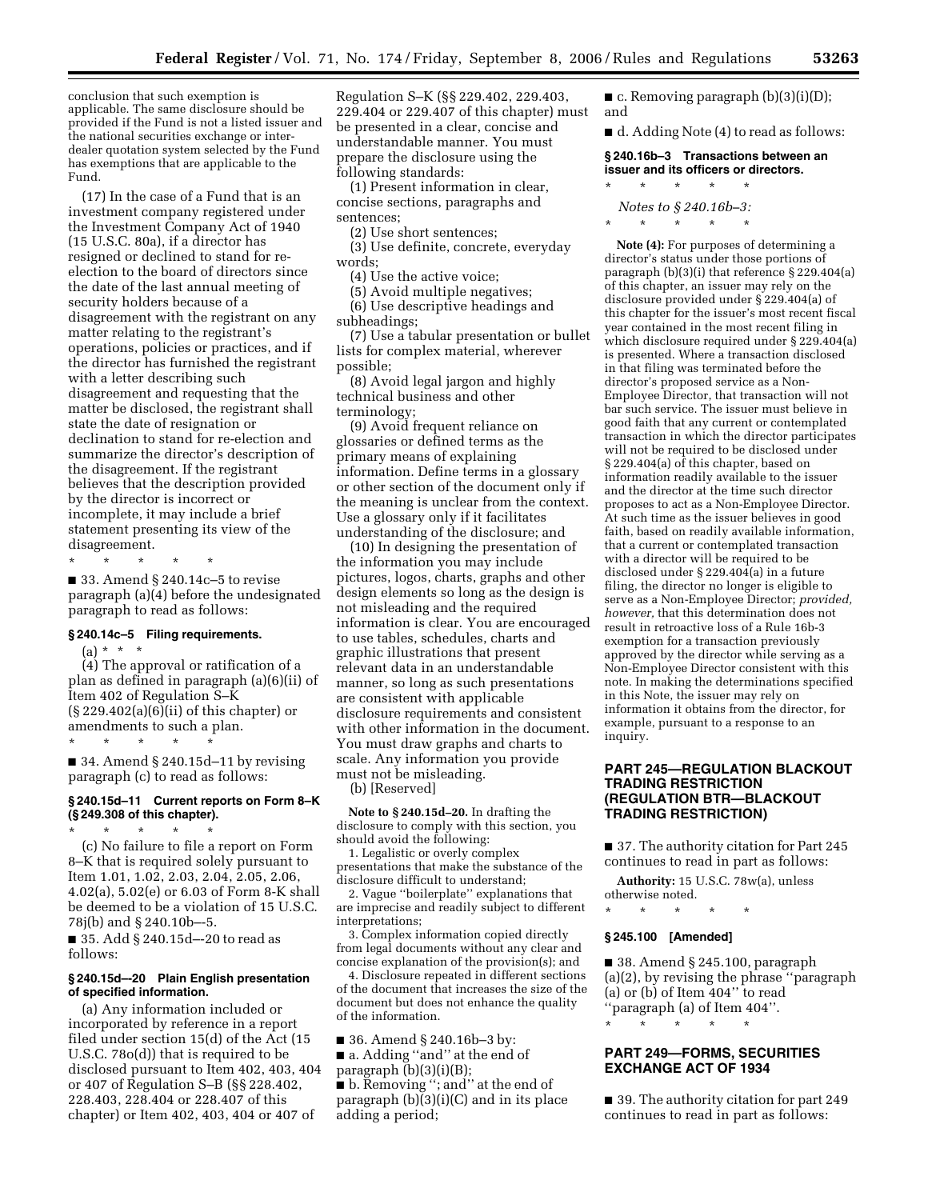conclusion that such exemption is applicable. The same disclosure should be provided if the Fund is not a listed issuer and the national securities exchange or inter-dealer quotation system selected by the Fund has exemptions that are applicable to the Fund.

(17) In the case of a Fund that is an investment company registered under the Investment Company Act of 1940 (15 U.S.C. 80a), if a director has resigned or declined to stand for re-election to the board of directors since the date of the last annual meeting of security holders because of a disagreement with the registrant on any matter relating to the registrant's operations, policies or practices, and if the director has furnished the registrant with a letter describing such disagreement and requesting that the matter be disclosed, the registrant shall state the date of resignation or declination to stand for re-election and summarize the director's description of the disagreement. If the registrant believes that the description provided by the director is incorrect or incomplete, it may include a brief statement presenting its view of the disagreement.

\* \* \* \* \*

■ 33. Amend § 240.14c–5 to revise paragraph (a)(4) before the undesignated paragraph to read as follows:

**§ 240.14c–5 Filing requirements.**

(a) \* \* \*

(4) The approval or ratification of a plan as defined in paragraph (a)(6)(ii) of Item 402 of Regulation S–K (§ 229.402(a)(6)(ii) of this chapter) or amendments to such a plan.

\* \* \* \* \*

■ 34. Amend § 240.15d–11 by revising paragraph (c) to read as follows:

**§ 240.15d–11 Current reports on Form 8–K (§ 249.308 of this chapter).**

\* \* \* \* \*

(c) No failure to file a report on Form 8–K that is required solely pursuant to Item 1.01, 1.02, 2.03, 2.04, 2.05, 2.06, 4.02(a), 5.02(e) or 6.03 of Form 8-K shall be deemed to be a violation of 15 U.S.C. 78j(b) and § 240.10b–-5.

■ 35. Add § 240.15d–-20 to read as follows:

**§ 240.15d–-20 Plain English presentation of specified information.**

(a) Any information included or incorporated by reference in a report filed under section 15(d) of the Act (15 U.S.C. 78o(d)) that is required to be disclosed pursuant to Item 402, 403, 404 or 407 of Regulation S–B (§§ 228.402, 228.403, 228.404 or 228.407 of this chapter) or Item 402, 403, 404 or 407 of Regulation S–K (§§ 229.402, 229.403, 229.404 or 229.407 of this chapter) must be presented in a clear, concise and understandable manner. You must prepare the disclosure using the following standards:

(1) Present information in clear, concise sections, paragraphs and sentences;

(2) Use short sentences;

(3) Use definite, concrete, everyday words;

(4) Use the active voice;

(5) Avoid multiple negatives;

(6) Use descriptive headings and subheadings;

(7) Use a tabular presentation or bullet lists for complex material, wherever possible;

(8) Avoid legal jargon and highly technical business and other terminology;

(9) Avoid frequent reliance on glossaries or defined terms as the primary means of explaining information. Define terms in a glossary or other section of the document only if the meaning is unclear from the context. Use a glossary only if it facilitates understanding of the disclosure; and

(10) In designing the presentation of the information you may include pictures, logos, charts, graphs and other design elements so long as the design is not misleading and the required information is clear. You are encouraged to use tables, schedules, charts and graphic illustrations that present relevant data in an understandable manner, so long as such presentations are consistent with applicable disclosure requirements and consistent with other information in the document. You must draw graphs and charts to scale. Any information you provide must not be misleading.

(b) [Reserved]

**Note to § 240.15d–20.** In drafting the disclosure to comply with this section, you should avoid the following:

1. Legalistic or overly complex presentations that make the substance of the disclosure difficult to understand;

2. Vague "boilerplate" explanations that are imprecise and readily subject to different interpretations;

3. Complex information copied directly from legal documents without any clear and concise explanation of the provision(s); and

4. Disclosure repeated in different sections of the document that increases the size of the document but does not enhance the quality of the information.

■ 36. Amend § 240.16b–3 by:

■ a. Adding "and" at the end of paragraph (b)(3)(i)(B);

■ b. Removing "; and" at the end of paragraph (b)(3)(i)(C) and in its place adding a period;

■ c. Removing paragraph (b)(3)(i)(D); and

■ d. Adding Note (4) to read as follows:

**§ 240.16b–3 Transactions between an issuer and its officers or directors.**

\* \* \* \* \*

*Notes to § 240.16b–3:*

\* \* \* \* \*

**Note (4):** For purposes of determining a director's status under those portions of paragraph (b)(3)(i) that reference § 229.404(a) of this chapter, an issuer may rely on the disclosure provided under § 229.404(a) of this chapter for the issuer's most recent fiscal year contained in the most recent filing in which disclosure required under § 229.404(a) is presented. Where a transaction disclosed in that filing was terminated before the director's proposed service as a Non-Employee Director, that transaction will not bar such service. The issuer must believe in good faith that any current or contemplated transaction in which the director participates will not be required to be disclosed under § 229.404(a) of this chapter, based on information readily available to the issuer and the director at the time such director proposes to act as a Non-Employee Director. At such time as the issuer believes in good faith, based on readily available information, that a current or contemplated transaction with a director will be required to be disclosed under § 229.404(a) in a future filing, the director no longer is eligible to serve as a Non-Employee Director; *provided, however,* that this determination does not result in retroactive loss of a Rule 16b-3 exemption for a transaction previously approved by the director while serving as a Non-Employee Director consistent with this note. In making the determinations specified in this Note, the issuer may rely on information it obtains from the director, for example, pursuant to a response to an inquiry.

## PART 245—REGULATION BLACKOUT TRADING RESTRICTION (REGULATION BTR—BLACKOUT TRADING RESTRICTION)

■ 37. The authority citation for Part 245 continues to read in part as follows:

**Authority:** 15 U.S.C. 78w(a), unless otherwise noted.

\* \* \* \* \*

**§ 245.100 [Amended]**

■ 38. Amend § 245.100, paragraph (a)(2), by revising the phrase "paragraph (a) or (b) of Item 404" to read "paragraph (a) of Item 404".

\* \* \* \* \*

## PART 249—FORMS, SECURITIES EXCHANGE ACT OF 1934

■ 39. The authority citation for part 249 continues to read in part as follows: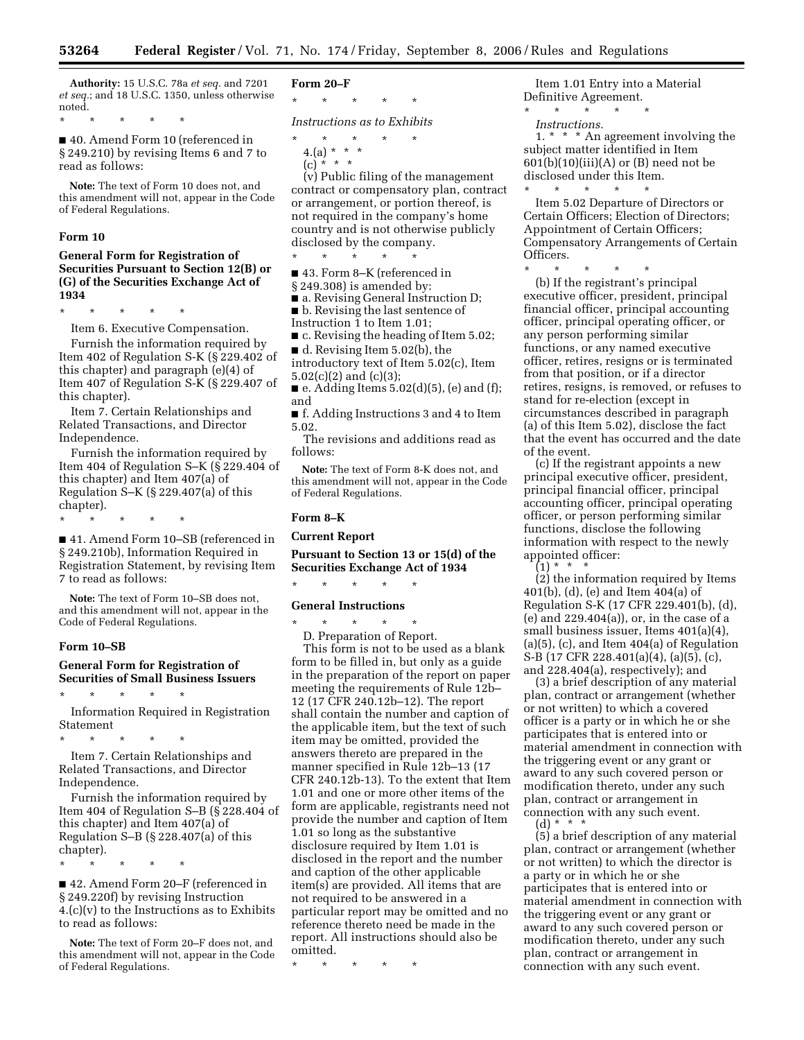**Authority:** 15 U.S.C. 78a *et seq.* and 7201 *et seq.*; and 18 U.S.C. 1350, unless otherwise noted.

\* \* \* \* \*

■ 40. Amend Form 10 (referenced in § 249.210) by revising Items 6 and 7 to read as follows:

**Note:** The text of Form 10 does not, and this amendment will not, appear in the Code of Federal Regulations.

#### Form 10

#### General Form for Registration of Securities Pursuant to Section 12(B) or (G) of the Securities Exchange Act of 1934

\* \* \* \* \*

Item 6. Executive Compensation.

Furnish the information required by Item 402 of Regulation S-K (§ 229.402 of this chapter) and paragraph (e)(4) of Item 407 of Regulation S-K (§ 229.407 of this chapter).

Item 7. Certain Relationships and Related Transactions, and Director Independence.

Furnish the information required by Item 404 of Regulation S–K (§ 229.404 of this chapter) and Item 407(a) of Regulation S–K (§ 229.407(a) of this chapter).

\* \* \* \* \*

■ 41. Amend Form 10–SB (referenced in § 249.210b), Information Required in Registration Statement, by revising Item 7 to read as follows:

**Note:** The text of Form 10–SB does not, and this amendment will not, appear in the Code of Federal Regulations.

#### Form 10–SB

#### General Form for Registration of Securities of Small Business Issuers

\* \* \* \* \*

Information Required in Registration Statement

\* \* \* \* \*

Item 7. Certain Relationships and Related Transactions, and Director Independence.

Furnish the information required by Item 404 of Regulation S–B (§ 228.404 of this chapter) and Item 407(a) of Regulation S–B (§ 228.407(a) of this chapter).

\* \* \* \* \*

■ 42. Amend Form 20–F (referenced in § 249.220f) by revising Instruction 4.(c)(v) to the Instructions as to Exhibits to read as follows:

**Note:** The text of Form 20–F does not, and this amendment will not, appear in the Code of Federal Regulations.

#### Form 20–F

\* \* \* \* \*

*Instructions as to Exhibits*

\* \* \* \* \*

4.(a) \* \* \*

(c) \* \* \*

(v) Public filing of the management contract or compensatory plan, contract or arrangement, or portion thereof, is not required in the company's home country and is not otherwise publicly disclosed by the company.

\* \* \* \* \*

■ 43. Form 8–K (referenced in § 249.308) is amended by:

■ a. Revising General Instruction D;

■ b. Revising the last sentence of Instruction 1 to Item 1.01;

■ c. Revising the heading of Item 5.02;

■ d. Revising Item 5.02(b), the introductory text of Item 5.02(c), Item 5.02(c)(2) and (c)(3);

■ e. Adding Items 5.02(d)(5), (e) and (f); and

■ f. Adding Instructions 3 and 4 to Item 5.02.

The revisions and additions read as follows:

**Note:** The text of Form 8-K does not, and this amendment will not, appear in the Code of Federal Regulations.

#### Form 8–K

#### Current Report

#### Pursuant to Section 13 or 15(d) of the Securities Exchange Act of 1934

\* \* \* \* \*

#### General Instructions

\* \* \* \* \*

D. Preparation of Report.

This form is not to be used as a blank form to be filled in, but only as a guide in the preparation of the report on paper meeting the requirements of Rule 12b–12 (17 CFR 240.12b–12). The report shall contain the number and caption of the applicable item, but the text of such item may be omitted, provided the answers thereto are prepared in the manner specified in Rule 12b–13 (17 CFR 240.12b-13). To the extent that Item 1.01 and one or more other items of the form are applicable, registrants need not provide the number and caption of Item 1.01 so long as the substantive disclosure required by Item 1.01 is disclosed in the report and the number and caption of the other applicable item(s) are provided. All items that are not required to be answered in a particular report may be omitted and no reference thereto need be made in the report. All instructions should also be omitted.

\* \* \* \* \*

Item 1.01 Entry into a Material Definitive Agreement.

\* \* \* \* \*

*Instructions.*

1. \* \* \* An agreement involving the subject matter identified in Item 601(b)(10)(iii)(A) or (B) need not be disclosed under this Item.

\* \* \* \* \*

Item 5.02 Departure of Directors or Certain Officers; Election of Directors; Appointment of Certain Officers; Compensatory Arrangements of Certain Officers.

\* \* \* \* \*

(b) If the registrant's principal executive officer, president, principal financial officer, principal accounting officer, principal operating officer, or any person performing similar functions, or any named executive officer, retires, resigns or is terminated from that position, or if a director retires, resigns, is removed, or refuses to stand for re-election (except in circumstances described in paragraph (a) of this Item 5.02), disclose the fact that the event has occurred and the date of the event.

(c) If the registrant appoints a new principal executive officer, president, principal financial officer, principal accounting officer, principal operating officer, or person performing similar functions, disclose the following information with respect to the newly appointed officer:

(1) \* \* \*

(2) the information required by Items 401(b), (d), (e) and Item 404(a) of Regulation S-K (17 CFR 229.401(b), (d), (e) and 229.404(a)), or, in the case of a small business issuer, Items 401(a)(4), (a)(5), (c), and Item 404(a) of Regulation S-B (17 CFR 228.401(a)(4), (a)(5), (c), and 228.404(a), respectively); and

(3) a brief description of any material plan, contract or arrangement (whether or not written) to which a covered officer is a party or in which he or she participates that is entered into or material amendment in connection with the triggering event or any grant or award to any such covered person or modification thereto, under any such plan, contract or arrangement in connection with any such event.

(d) \* \* \*

(5) a brief description of any material plan, contract or arrangement (whether or not written) to which the director is a party or in which he or she participates that is entered into or material amendment in connection with the triggering event or any grant or award to any such covered person or modification thereto, under any such plan, contract or arrangement in connection with any such event.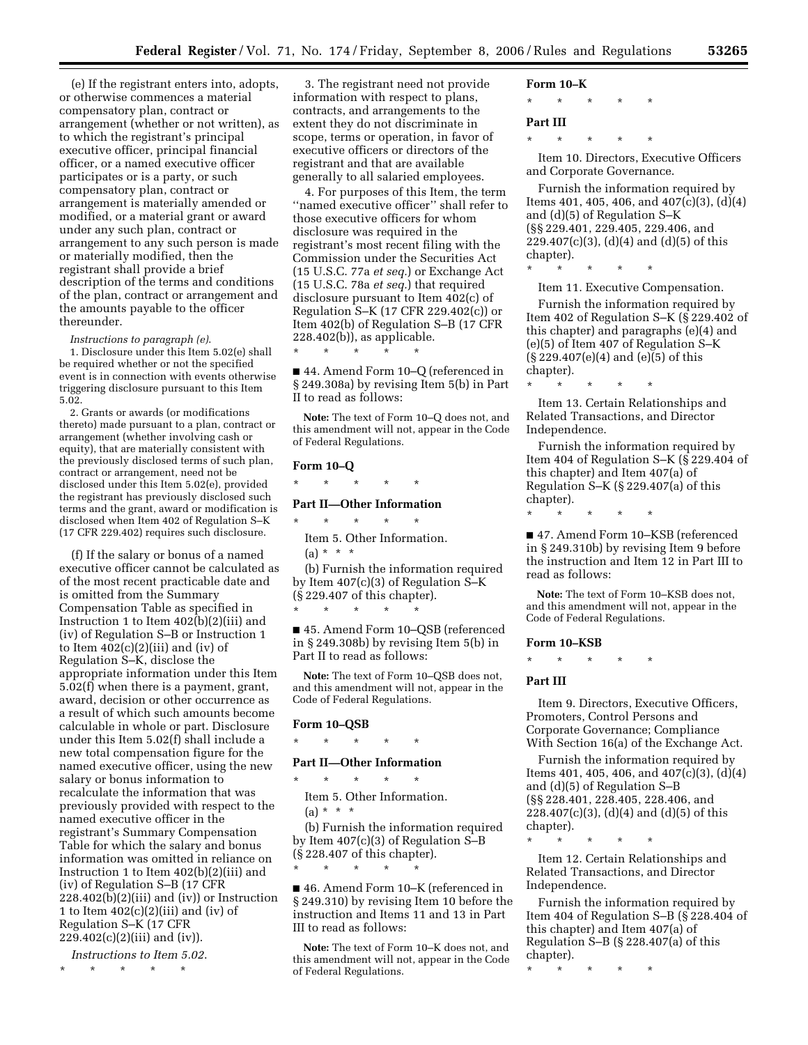(e) If the registrant enters into, adopts, or otherwise commences a material compensatory plan, contract or arrangement (whether or not written), as to which the registrant's principal executive officer, principal financial officer, or a named executive officer participates or is a party, or such compensatory plan, contract or arrangement is materially amended or modified, or a material grant or award under any such plan, contract or arrangement to any such person is made or materially modified, then the registrant shall provide a brief description of the terms and conditions of the plan, contract or arrangement and the amounts payable to the officer thereunder.

*Instructions to paragraph (e).*

1. Disclosure under this Item 5.02(e) shall be required whether or not the specified event is in connection with events otherwise triggering disclosure pursuant to this Item 5.02.

2. Grants or awards (or modifications thereto) made pursuant to a plan, contract or arrangement (whether involving cash or equity), that are materially consistent with the previously disclosed terms of such plan, contract or arrangement, need not be disclosed under this Item 5.02(e), provided the registrant has previously disclosed such terms and the grant, award or modification is disclosed when Item 402 of Regulation S–K (17 CFR 229.402) requires such disclosure.

(f) If the salary or bonus of a named executive officer cannot be calculated as of the most recent practicable date and is omitted from the Summary Compensation Table as specified in Instruction 1 to Item 402(b)(2)(iii) and (iv) of Regulation S–B or Instruction 1 to Item 402(c)(2)(iii) and (iv) of Regulation S–K, disclose the appropriate information under this Item 5.02(f) when there is a payment, grant, award, decision or other occurrence as a result of which such amounts become calculable in whole or part. Disclosure under this Item 5.02(f) shall include a new total compensation figure for the named executive officer, using the new salary or bonus information to recalculate the information that was previously provided with respect to the named executive officer in the registrant's Summary Compensation Table for which the salary and bonus information was omitted in reliance on Instruction 1 to Item 402(b)(2)(iii) and (iv) of Regulation S–B (17 CFR 228.402(b)(2)(iii) and (iv)) or Instruction 1 to Item 402(c)(2)(iii) and (iv) of Regulation S–K (17 CFR 229.402(c)(2)(iii) and (iv)).

*Instructions to Item 5.02.*

\* \* \* \* \*

3. The registrant need not provide information with respect to plans, contracts, and arrangements to the extent they do not discriminate in scope, terms or operation, in favor of executive officers or directors of the registrant and that are available generally to all salaried employees.

4. For purposes of this Item, the term "named executive officer" shall refer to those executive officers for whom disclosure was required in the registrant's most recent filing with the Commission under the Securities Act (15 U.S.C. 77a *et seq.*) or Exchange Act (15 U.S.C. 78a *et seq.*) that required disclosure pursuant to Item 402(c) of Regulation S–K (17 CFR 229.402(c)) or Item 402(b) of Regulation S–B (17 CFR 228.402(b)), as applicable.

\* \* \* \* \*

■ 44. Amend Form 10–Q (referenced in § 249.308a) by revising Item 5(b) in Part II to read as follows:

**Note:** The text of Form 10–Q does not, and this amendment will not, appear in the Code of Federal Regulations.

**Form 10–Q**

\* \* \* \* \*

**Part II—Other Information**

\* \* \* \* \*

Item 5. Other Information.

(a) \* \* \*

(b) Furnish the information required by Item 407(c)(3) of Regulation S–K (§ 229.407 of this chapter).

\* \* \* \* \*

■ 45. Amend Form 10–QSB (referenced in § 249.308b) by revising Item 5(b) in Part II to read as follows:

**Note:** The text of Form 10–QSB does not, and this amendment will not, appear in the Code of Federal Regulations.

**Form 10–QSB**

\* \* \* \* \*

**Part II—Other Information**

\* \* \* \* \*

Item 5. Other Information.

(a) \* \* \*

(b) Furnish the information required by Item 407(c)(3) of Regulation S–B (§ 228.407 of this chapter).

\* \* \* \* \*

■ 46. Amend Form 10–K (referenced in § 249.310) by revising Item 10 before the instruction and Items 11 and 13 in Part III to read as follows:

**Note:** The text of Form 10–K does not, and this amendment will not, appear in the Code of Federal Regulations.

**Form 10–K**

\* \* \* \* \*

**Part III**

\* \* \* \* \*

Item 10. Directors, Executive Officers and Corporate Governance.

Furnish the information required by Items 401, 405, 406, and 407(c)(3), (d)(4) and (d)(5) of Regulation S–K (§§ 229.401, 229.405, 229.406, and 229.407(c)(3), (d)(4) and (d)(5) of this chapter).

\* \* \* \* \*

Item 11. Executive Compensation.

Furnish the information required by Item 402 of Regulation S–K (§ 229.402 of this chapter) and paragraphs (e)(4) and (e)(5) of Item 407 of Regulation S–K (§ 229.407(e)(4) and (e)(5) of this chapter).

\* \* \* \* \*

Item 13. Certain Relationships and Related Transactions, and Director Independence.

Furnish the information required by Item 404 of Regulation S–K (§ 229.404 of this chapter) and Item 407(a) of Regulation S–K (§ 229.407(a) of this chapter).

\* \* \* \* \*

■ 47. Amend Form 10–KSB (referenced in § 249.310b) by revising Item 9 before the instruction and Item 12 in Part III to read as follows:

**Note:** The text of Form 10–KSB does not, and this amendment will not, appear in the Code of Federal Regulations.

**Form 10–KSB**

\* \* \* \* \*

**Part III**

Item 9. Directors, Executive Officers, Promoters, Control Persons and Corporate Governance; Compliance With Section 16(a) of the Exchange Act.

Furnish the information required by Items 401, 405, 406, and 407(c)(3), (d)(4) and (d)(5) of Regulation S–B (§§ 228.401, 228.405, 228.406, and 228.407(c)(3), (d)(4) and (d)(5) of this chapter).

\* \* \* \* \*

Item 12. Certain Relationships and Related Transactions, and Director Independence.

Furnish the information required by Item 404 of Regulation S–B (§ 228.404 of this chapter) and Item 407(a) of Regulation S–B (§ 228.407(a) of this chapter).

\* \* \* \* \*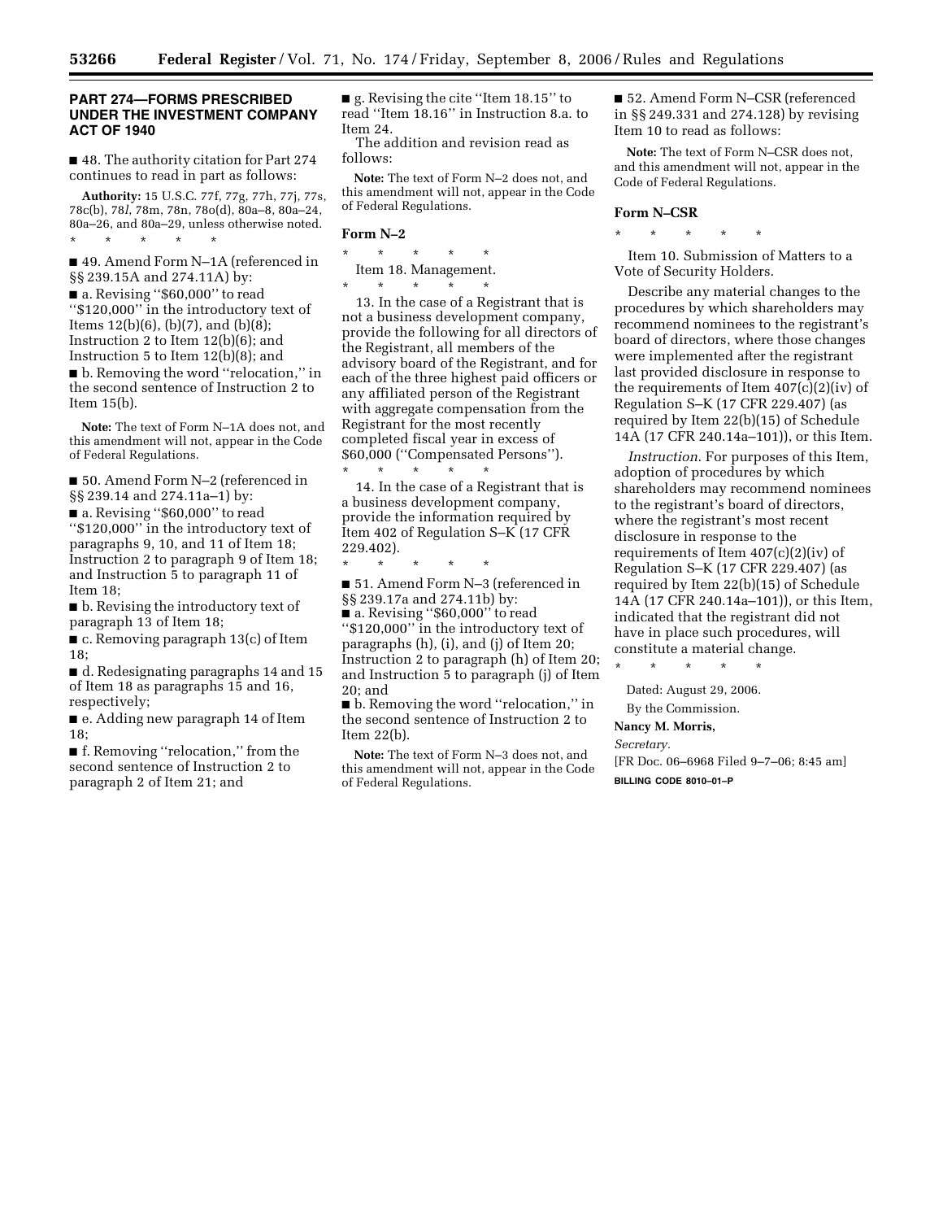## PART 274—FORMS PRESCRIBED UNDER THE INVESTMENT COMPANY ACT OF 1940

■ 48. The authority citation for Part 274 continues to read in part as follows:

**Authority:** 15 U.S.C. 77f, 77g, 77h, 77j, 77s, 78c(b), 78*l*, 78m, 78n, 78o(d), 80a–8, 80a–24, 80a–26, and 80a–29, unless otherwise noted.

\* \* \* \* \*

■ 49. Amend Form N–1A (referenced in §§ 239.15A and 274.11A) by:

■ a. Revising ''$60,000'' to read ''$120,000'' in the introductory text of Items 12(b)(6), (b)(7), and (b)(8); Instruction 2 to Item 12(b)(6); and Instruction 5 to Item 12(b)(8); and

■ b. Removing the word ''relocation,'' in the second sentence of Instruction 2 to Item 15(b).

**Note:** The text of Form N–1A does not, and this amendment will not, appear in the Code of Federal Regulations.

■ 50. Amend Form N–2 (referenced in §§ 239.14 and 274.11a–1) by:

■ a. Revising ''$60,000'' to read ''$120,000'' in the introductory text of paragraphs 9, 10, and 11 of Item 18; Instruction 2 to paragraph 9 of Item 18; and Instruction 5 to paragraph 11 of Item 18;

■ b. Revising the introductory text of paragraph 13 of Item 18;

■ c. Removing paragraph 13(c) of Item 18;

■ d. Redesignating paragraphs 14 and 15 of Item 18 as paragraphs 15 and 16, respectively;

■ e. Adding new paragraph 14 of Item 18;

■ f. Removing ''relocation,'' from the second sentence of Instruction 2 to paragraph 2 of Item 21; and

■ g. Revising the cite ''Item 18.15'' to read ''Item 18.16'' in Instruction 8.a. to Item 24.

The addition and revision read as follows:

**Note:** The text of Form N–2 does not, and this amendment will not, appear in the Code of Federal Regulations.

### Form N–2

\* \* \* \* \*

Item 18. Management.

\* \* \* \* \*

13. In the case of a Registrant that is not a business development company, provide the following for all directors of the Registrant, all members of the advisory board of the Registrant, and for each of the three highest paid officers or any affiliated person of the Registrant with aggregate compensation from the Registrant for the most recently completed fiscal year in excess of $60,000 (''Compensated Persons'').

\* \* \* \* \*

14. In the case of a Registrant that is a business development company, provide the information required by Item 402 of Regulation S–K (17 CFR 229.402).

\* \* \* \* \*

■ 51. Amend Form N–3 (referenced in §§ 239.17a and 274.11b) by:

■ a. Revising ''$60,000'' to read ''$120,000'' in the introductory text of paragraphs (h), (i), and (j) of Item 20; Instruction 2 to paragraph (h) of Item 20; and Instruction 5 to paragraph (j) of Item 20; and

■ b. Removing the word ''relocation,'' in the second sentence of Instruction 2 to Item 22(b).

**Note:** The text of Form N–3 does not, and this amendment will not, appear in the Code of Federal Regulations.

■ 52. Amend Form N–CSR (referenced in §§ 249.331 and 274.128) by revising Item 10 to read as follows:

**Note:** The text of Form N–CSR does not, and this amendment will not, appear in the Code of Federal Regulations.

### Form N–CSR

\* \* \* \* \*

Item 10. Submission of Matters to a Vote of Security Holders.

Describe any material changes to the procedures by which shareholders may recommend nominees to the registrant's board of directors, where those changes were implemented after the registrant last provided disclosure in response to the requirements of Item 407(c)(2)(iv) of Regulation S–K (17 CFR 229.407) (as required by Item 22(b)(15) of Schedule 14A (17 CFR 240.14a–101)), or this Item.

*Instruction.* For purposes of this Item, adoption of procedures by which shareholders may recommend nominees to the registrant's board of directors, where the registrant's most recent disclosure in response to the requirements of Item 407(c)(2)(iv) of Regulation S–K (17 CFR 229.407) (as required by Item 22(b)(15) of Schedule 14A (17 CFR 240.14a–101)), or this Item, indicated that the registrant did not have in place such procedures, will constitute a material change.

\* \* \* \* \*

Dated: August 29, 2006.

By the Commission.

**Nancy M. Morris,**

*Secretary.*

[FR Doc. 06–6968 Filed 9–7–06; 8:45 am]

**BILLING CODE 8010–01–P**